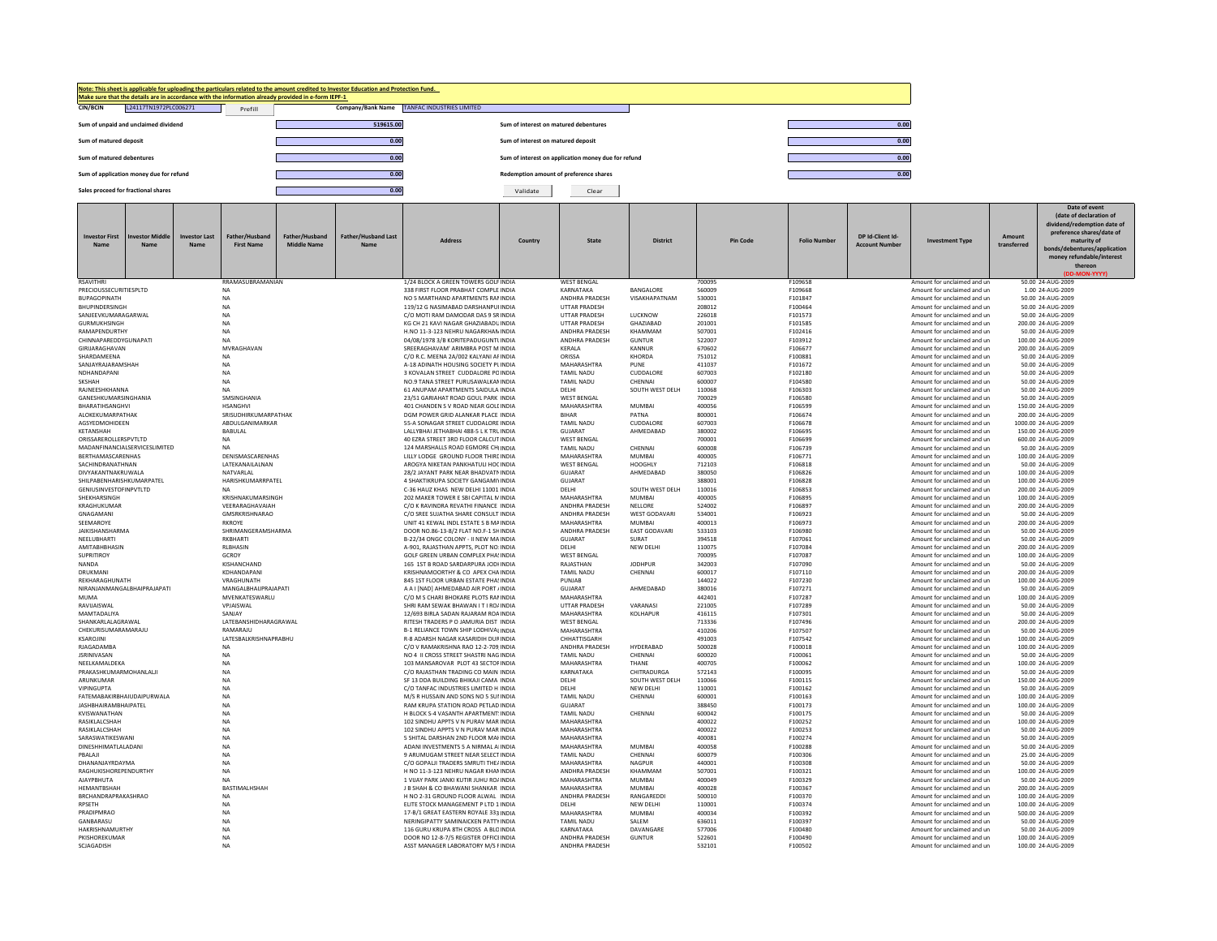**Note: This sheet is applicable for uploading the particulars related to the amount credited to Investor Education and Protection Fund.**
**Make sure that the details are in accordance with the information already provided in e-form IEPF-1**

| | | | |
|---|---|---|---|
| CIN/BCIN | L24117TN1972PLC006271 | Prefill | Company/Bank Name: TANFAC INDUSTRIES LIMITED |
| Sum of unpaid and unclaimed dividend | 519615.00 | Sum of interest on matured debentures | 0.00 |
| Sum of matured deposit | 0.00 | Sum of interest on matured deposit | 0.00 |
| Sum of matured debentures | 0.00 | Sum of interest on application money due for refund | 0.00 |
| Sum of application money due for refund | 0.00 | Redemption amount of preference shares | 0.00 |
| Sales proceed for fractional shares | 0.00 | Validate | Clear |

| Investor First Name | Investor Middle Name | Investor Last Name | Father/Husband First Name | Father/Husband Middle Name | Father/Husband Last Name | Address | Country | State | District | Pin Code | Folio Number | DP Id-Client Id-Account Number | Investment Type | Amount transferred | Date of event (date of declaration of dividend/redemption date of preference shares/date of maturity of bonds/debentures/application money refundable/interest thereon (DD-MON-YYYY) |
|---|---|---|---|---|---|---|---|---|---|---|---|---|---|---|---|
| RSAVITHRI | | | RRAMASUBRAMANIAN | | | 1/24 BLOCK A GREEN TOWERS GOLF | INDIA | WEST BENGAL | | 700095 | F109658 | | Amount for unclaimed and un | 50.00 | 24-AUG-2009 |
| PRECIOUSSECURITIESPLTD | | | NA | | | 338 FIRST FLOOR PRABHAT COMPLE | INDIA | KARNATAKA | BANGALORE | 560009 | F109668 | | Amount for unclaimed and un | 1.00 | 24-AUG-2009 |
| BUPAGOPINATH | | | NA | | | NO 5 MARTHAND APARTMENTS RAI | INDIA | ANDHRA PRADESH | VISAKHAPATNAM | 530001 | F101847 | | Amount for unclaimed and un | 50.00 | 24-AUG-2009 |
| BHUPINDERSINGH | | | NA | | | 119/12 G NASIMABAD DARSHANPUI | INDIA | UTTAR PRADESH | | 208012 | F100464 | | Amount for unclaimed and un | 50.00 | 24-AUG-2009 |
| SANJEEVKUMARAGARWAL | | | NA | | | C/O MOTI RAM DAMODAR DAS 9 SR | INDIA | UTTAR PRADESH | LUCKNOW | 226018 | F101573 | | Amount for unclaimed and un | 50.00 | 24-AUG-2009 |
| GURMUKHSINGH | | | NA | | | KG CH 21 KAVI NAGAR GHAZIABADL | INDIA | UTTAR PRADESH | GHAZIABAD | 201001 | F101585 | | Amount for unclaimed and un | 200.00 | 24-AUG-2009 |
| RAMAPENDURTHY | | | NA | | | H.NO 11-3-123 NEHRU NAGARKHAM | INDIA | ANDHRA PRADESH | KHAMMAM | 507001 | F102416 | | Amount for unclaimed and un | 50.00 | 24-AUG-2009 |
| CHINNAPAREDDYGUNAPATI | | | NA | | | 04/08/1978 3/B KORITEPADUGUNTL | INDIA | ANDHRA PRADESH | GUNTUR | 522007 | F103912 | | Amount for unclaimed and un | 100.00 | 24-AUG-2009 |
| GIRIJARAGHAVAN | | | MVRAGHAVAN | | | SREERAGHAVAM' ARIMBRA POST M | INDIA | KERALA | KANNUR | 670602 | F106677 | | Amount for unclaimed and un | 200.00 | 24-AUG-2009 |
| SHARDAMEENA | | | NA | | | C/O R.C. MEENA 2A/002 KALYANI AI | INDIA | ORISSA | KHORDA | 751012 | F100881 | | Amount for unclaimed and un | 50.00 | 24-AUG-2009 |
| SANJAYRAJARAMSHAH | | | NA | | | A-18 ADINATH HOUSING SOCIETY PL | INDIA | MAHARASHTRA | PUNE | 411037 | F101672 | | Amount for unclaimed and un | 50.00 | 24-AUG-2009 |
| NDHANDAPANI | | | NA | | | 3 KOVALAN STREET CUDDALORE PO | INDIA | TAMIL NADU | CUDDALORE | 607003 | F102180 | | Amount for unclaimed and un | 50.00 | 24-AUG-2009 |
| SKSHAH | | | NA | | | NO.9 TANA STREET PURUSAWALKAI | INDIA | TAMIL NADU | CHENNAI | 600007 | F104580 | | Amount for unclaimed and un | 50.00 | 24-AUG-2009 |
| RAJNEESHKHANNA | | | NA | | | 61 ANUPAM APARTMENTS SAIDULA | INDIA | DELHI | SOUTH WEST DELH | 110068 | F106303 | | Amount for unclaimed and un | 50.00 | 24-AUG-2009 |
| GANESHKUMARSINGHANIA | | | SMSINGHANIA | | | 23/51 GARIAHAT ROAD GOUL PARK | INDIA | WEST BENGAL | | 700029 | F106580 | | Amount for unclaimed and un | 50.00 | 24-AUG-2009 |
| BHARATIHSANGHVI | | | HSANGHVI | | | 401 CHANDEN S V ROAD NEAR GOLI | INDIA | MAHARASHTRA | MUMBAI | 400056 | F106599 | | Amount for unclaimed and un | 150.00 | 24-AUG-2009 |
| ALOKEKUMARPATHAK | | | SRISUDHIRKUMARPATHAK | | | DGM POWER GRID ALANKAR PLACE | INDIA | BIHAR | PATNA | 800001 | F106674 | | Amount for unclaimed and un | 200.00 | 24-AUG-2009 |
| AGSYEDMOHIDEEN | | | ABDULGANIMARKAR | | | 55-A SONAGAR STREET CUDDALORE | INDIA | TAMIL NADU | CUDDALORE | 607003 | F106678 | | Amount for unclaimed and un | 1000.00 | 24-AUG-2009 |
| KETANSHAH | | | BABULAL | | | LALLYBHAI JETHABHAI 488-5 L K TRL | INDIA | GUJARAT | AHMEDABAD | 380002 | F106695 | | Amount for unclaimed and un | 150.00 | 24-AUG-2009 |
| ORISSAREROLLERSPVTLTD | | | NA | | | 40 EZRA STREET 3RD FLOOR CALCUT | INDIA | WEST BENGAL | | 700001 | F106699 | | Amount for unclaimed and un | 600.00 | 24-AUG-2009 |
| MADANFINANCIALSERVICESLIMITED | | | NA | | | 124 MARSHALLS ROAD EGMORE CH | INDIA | TAMIL NADU | CHENNAI | 600008 | F106739 | | Amount for unclaimed and un | 50.00 | 24-AUG-2009 |
| BERTHAMASCARENHAS | | | DENISMASCARENHAS | | | LILLY LODGE GROUND FLOOR THIRE | INDIA | MAHARASHTRA | MUMBAI | 400005 | F106771 | | Amount for unclaimed and un | 100.00 | 24-AUG-2009 |
| SACHINDRANATHNAN | | | LATEKANAILALNAN | | | AROGYA NIKETAN PANKHATULI HOC | INDIA | WEST BENGAL | HOOGHLY | 712103 | F106818 | | Amount for unclaimed and un | 50.00 | 24-AUG-2009 |
| DIVYAKANTNAKRUWALA | | | NATVARLAL | | | 28/2 JAYANT PARK NEAR BHADVATH | INDIA | GUJARAT | AHMEDABAD | 380050 | F106826 | | Amount for unclaimed and un | 100.00 | 24-AUG-2009 |
| SHILPABENHARISHKUMARPATEL | | | HARISHKUMARRPATEL | | | 4 SHAKTIKRUPA SOCIETY GANGAMI | INDIA | GUJARAT | | 388001 | F106828 | | Amount for unclaimed and un | 100.00 | 24-AUG-2009 |
| GENIUSINVESTOFINPVTLTD | | | NA | | | C-36 HAUZ KHAS NEW DELHI 11001 | INDIA | DELHI | SOUTH WEST DELH | 110016 | F106853 | | Amount for unclaimed and un | 200.00 | 24-AUG-2009 |
| SHEKHARSINGH | | | KRISHNAKUMARSINGH | | | 202 MAKER TOWER E SBI CAPITAL M | INDIA | MAHARASHTRA | MUMBAI | 400005 | F106895 | | Amount for unclaimed and un | 100.00 | 24-AUG-2009 |
| KRAGHUKUMAR | | | VEERARAGHAVAIAH | | | C/O K RAVINDRA REVATHI FINANCE | INDIA | ANDHRA PRADESH | NELLORE | 524002 | F106897 | | Amount for unclaimed and un | 200.00 | 24-AUG-2009 |
| GNAGAMANI | | | GMSRKRISHNARAO | | | C/O SREE SUJATHA SHARE CONSULT | INDIA | ANDHRA PRADESH | WEST GODAVARI | 534001 | F106923 | | Amount for unclaimed and un | 50.00 | 24-AUG-2009 |
| SEEMAROYE | | | RKROYE | | | UNIT 41 KEWAL INDL ESTATE S B MA | INDIA | MAHARASHTRA | MUMBAI | 400013 | F106973 | | Amount for unclaimed and un | 200.00 | 24-AUG-2009 |
| JAIKISHANSHARMA | | | SHRIMANGERAMSHARMA | | | DOOR NO.86-13-8/2 FLAT NO.F-1 SH | INDIA | ANDHRA PRADESH | EAST GODAVARI | 533103 | F106980 | | Amount for unclaimed and un | 50.00 | 24-AUG-2009 |
| NEELUBHARTI | | | RKBHARTI | | | B-22/34 ONGC COLONY - II NEW MA | INDIA | GUJARAT | SURAT | 394518 | F107061 | | Amount for unclaimed and un | 50.00 | 24-AUG-2009 |
| AMITABHBHASIN | | | RLBHASIN | | | A-901, RAJASTHAN APPTS, PLOT NO. | INDIA | DELHI | NEW DELHI | 110075 | F107084 | | Amount for unclaimed and un | 200.00 | 24-AUG-2009 |
| SUPRITIROY | | | GCROY | | | GOLF GREEN URBAN COMPLEX PHA | INDIA | WEST BENGAL | | 700095 | F107087 | | Amount for unclaimed and un | 100.00 | 24-AUG-2009 |
| NANDA | | | KISHANCHAND | | | 165 1ST B ROAD SARDARPURA JODI | INDIA | RAJASTHAN | JODHPUR | 342003 | F107090 | | Amount for unclaimed and un | 50.00 | 24-AUG-2009 |
| DRUKMANI | | | KDHANDAPANI | | | KRISHNAMOORTHY & CO APEX CHA | INDIA | TAMIL NADU | CHENNAI | 600017 | F107110 | | Amount for unclaimed and un | 200.00 | 24-AUG-2009 |
| REKHARAGHUNATH | | | VRAGHUNATH | | | 845 1ST FLOOR URBAN ESTATE PHA | INDIA | PUNJAB | | 144022 | F107230 | | Amount for unclaimed and un | 100.00 | 24-AUG-2009 |
| NIRANJANMANGALBHAIPRAJAPATI | | | MANGALBHAIPRAJAPATI | | | A A I (NAD) AHMEDABAD AIR PORT | INDIA | GUJARAT | AHMEDABAD | 380016 | F107271 | | Amount for unclaimed and un | 50.00 | 24-AUG-2009 |
| MUMA | | | MVENKATESWARLU | | | C/O M S CHARI BHOKARE PLOTS RAI | INDIA | MAHARASHTRA | | 442401 | F107287 | | Amount for unclaimed and un | 100.00 | 24-AUG-2009 |
| RAVIJAISWAL | | | VPJAISWAL | | | SHRI RAM SEWAK BHAWAN I T I ROA | INDIA | UTTAR PRADESH | VARANASI | 221005 | F107289 | | Amount for unclaimed and un | 50.00 | 24-AUG-2009 |
| MAMTADALIYA | | | SANJAY | | | 12/693 BIRLA SADAN RAJARAM ROA | INDIA | MAHARASHTRA | KOLHAPUR | 416115 | F107301 | | Amount for unclaimed and un | 50.00 | 24-AUG-2009 |
| SHANKARLALAGRAWAL | | | LATEBANSHIDHARAGRAWAL | | | RITESH TRADERS P O JAMURIA DIST | INDIA | WEST BENGAL | | 713336 | F107496 | | Amount for unclaimed and un | 200.00 | 24-AUG-2009 |
| CHEKURISUMARAMARAJU | | | RAMARAJU | | | B-1 RELIANCE TOWN SHIP LODHIVA | INDIA | MAHARASHTRA | | 410206 | F107507 | | Amount for unclaimed and un | 50.00 | 24-AUG-2009 |
| KSAROJINI | | | LATESBALKRISHNAPRABHU | | | R-8 ADARSH NAGAR KASARIDIH DUR | INDIA | CHHATTISGARH | | 491003 | F107542 | | Amount for unclaimed and un | 100.00 | 24-AUG-2009 |
| RJAGADAMBA | | | NA | | | C/O V RAMAKRISHNA RAO 12-2-709 | INDIA | ANDHRA PRADESH | HYDERABAD | 500028 | F100018 | | Amount for unclaimed and un | 100.00 | 24-AUG-2009 |
| JSRINIVASAN | | | NA | | | NO 4 III CROSS STREET SHASTRI NAG | INDIA | TAMIL NADU | CHENNAI | 600020 | F100061 | | Amount for unclaimed and un | 50.00 | 24-AUG-2009 |
| NEELKAMALDEKA | | | NA | | | 103 MANSAROVAR PLOT 43 SECTOF | INDIA | MAHARASHTRA | THANE | 400705 | F100062 | | Amount for unclaimed and un | 100.00 | 24-AUG-2009 |
| PRAKASHKUMARMOHANLALJI | | | NA | | | C/O RAJASTHAN TRADING CO MAIN | INDIA | KARNATAKA | CHITRADURGA | 572143 | F100095 | | Amount for unclaimed and un | 50.00 | 24-AUG-2009 |
| ARUNKUMAR | | | NA | | | SF 13 DDA BUILDING BHIKAJI CAMA | INDIA | DELHI | SOUTH WEST DELH | 110066 | F100115 | | Amount for unclaimed and un | 150.00 | 24-AUG-2009 |
| VIPINGUPTA | | | NA | | | C/O TANFAC INDUSTRIES LIMITED H | INDIA | DELHI | NEW DELHI | 110001 | F100162 | | Amount for unclaimed and un | 50.00 | 24-AUG-2009 |
| FATEMABAKIRBHAIUDAIPURWALA | | | NA | | | M/S R HUSSAIN AND SONS NO 5 SU | INDIA | TAMIL NADU | CHENNAI | 600001 | F100163 | | Amount for unclaimed and un | 100.00 | 24-AUG-2009 |
| JASHBHAIRAMBHAIPATEL | | | NA | | | RAM KRUPA STATION ROAD PETLAD | INDIA | GUJARAT | | 388450 | F100173 | | Amount for unclaimed and un | 100.00 | 24-AUG-2009 |
| KVISWANATHAN | | | NA | | | H BLOCK S-4 VASANTH APARTMENT | INDIA | TAMIL NADU | CHENNAI | 600042 | F100175 | | Amount for unclaimed and un | 50.00 | 24-AUG-2009 |
| RASIKLALCSHAH | | | NA | | | 102 SINDHU APPTS V N PURAV MAR | INDIA | MAHARASHTRA | | 400022 | F100252 | | Amount for unclaimed and un | 100.00 | 24-AUG-2009 |
| RASIKLALCSHAH | | | NA | | | 102 SINDHU APPTS V N PURAV MAR | INDIA | MAHARASHTRA | | 400022 | F100253 | | Amount for unclaimed and un | 50.00 | 24-AUG-2009 |
| SARASWATIKESWANI | | | NA | | | 5 SHITAL DARSHAN 2ND FLOOR MA | INDIA | MAHARASHTRA | | 400081 | F100274 | | Amount for unclaimed and un | 50.00 | 24-AUG-2009 |
| DINESHHIMATLALADANI | | | NA | | | ADANI INVESTMENTS 5 A NIRMAL A | INDIA | MAHARASHTRA | MUMBAI | 400058 | F100288 | | Amount for unclaimed and un | 50.00 | 24-AUG-2009 |
| PBALAJI | | | NA | | | 9 ARUMUGAM STREET NEAR SELECT | INDIA | TAMIL NADU | CHENNAI | 600079 | F100306 | | Amount for unclaimed and un | 25.00 | 24-AUG-2009 |
| DHANANJAYRDAYMA | | | NA | | | C/O GOPALJI TRADERS SMRUTI THE | INDIA | MAHARASHTRA | NAGPUR | 440001 | F100308 | | Amount for unclaimed and un | 50.00 | 24-AUG-2009 |
| RAGHUKISHOREPENDURTHY | | | NA | | | H NO 11-3-123 NEHRU NAGAR KHAI | INDIA | ANDHRA PRADESH | KHAMMAM | 507001 | F100321 | | Amount for unclaimed and un | 100.00 | 24-AUG-2009 |
| AJAYPBHUTA | | | NA | | | 1 VIJAY PARK JANKI KUTIR JUHU RO | INDIA | MAHARASHTRA | MUMBAI | 400049 | F100329 | | Amount for unclaimed and un | 50.00 | 24-AUG-2009 |
| HEMANTBSHAH | | | BASTIMALHSHAH | | | J B SHAH & CO BHAWANI SHANKAR | INDIA | MAHARASHTRA | MUMBAI | 400028 | F100367 | | Amount for unclaimed and un | 200.00 | 24-AUG-2009 |
| BRCHANDRAPRAKASHRAO | | | NA | | | H NO 2-31 GROUND FLOOR ALWAL | INDIA | ANDHRA PRADESH | RANGAREDDI | 500010 | F100370 | | Amount for unclaimed and un | 100.00 | 24-AUG-2009 |
| RPSETH | | | NA | | | ELITE STOCK MANAGEMENT P LTD 1 | INDIA | DELHI | NEW DELHI | 110001 | F100374 | | Amount for unclaimed and un | 100.00 | 24-AUG-2009 |
| PRADIPMRAO | | | NA | | | 17-B/1 GREAT EASTERN ROYALE 33 | INDIA | MAHARASHTRA | MUMBAI | 400034 | F100392 | | Amount for unclaimed and un | 500.00 | 24-AUG-2009 |
| GANBARASU | | | NA | | | NERINGIPATTY SAMINAICKEN PATTY | INDIA | TAMIL NADU | SALEM | 636011 | F100397 | | Amount for unclaimed and un | 50.00 | 24-AUG-2009 |
| HAKRISHNAMURTHY | | | NA | | | 116 GURU KRUPA 8TH CROSS A BLO | INDIA | KARNATAKA | DAVANGARE | 577006 | F100480 | | Amount for unclaimed and un | 50.00 | 24-AUG-2009 |
| PKISHOREKUMAR | | | NA | | | DOOR NO 12-8-7/5 REGISTER OFFIC | INDIA | ANDHRA PRADESH | GUNTUR | 522601 | F100490 | | Amount for unclaimed and un | 100.00 | 24-AUG-2009 |
| SCJAGADISH | | | NA | | | ASST MANAGER LABORATORY M/S F | INDIA | ANDHRA PRADESH | | 532101 | F100502 | | Amount for unclaimed and un | 100.00 | 24-AUG-2009 |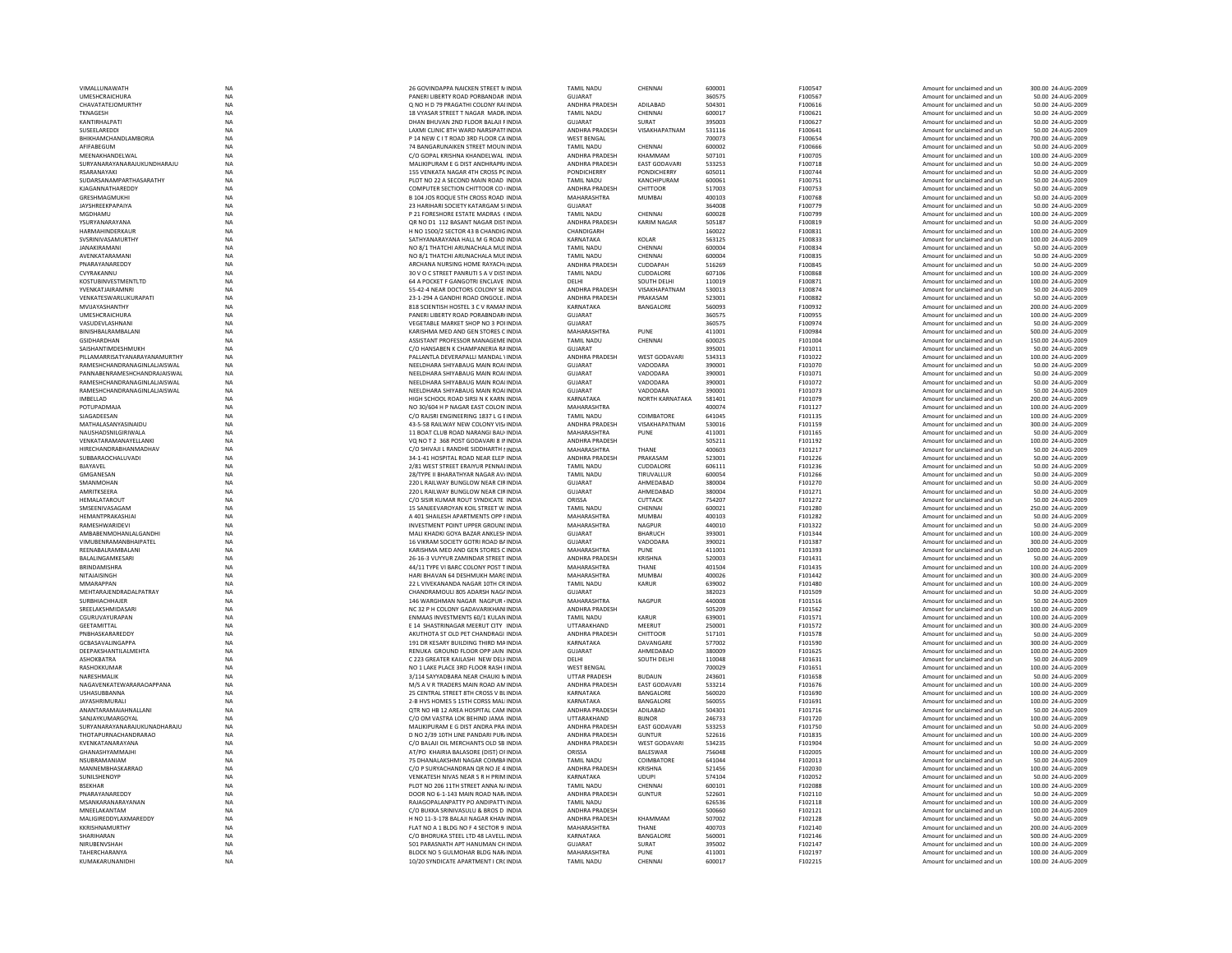| | | | | | | | | | | |
|---|---|---|---|---|---|---|---|---|---|---|
| VIMALLUNAWATH | NA | 26 GOVINDAPPA NAICKEN STREET N INDIA | TAMIL NADU | CHENNAI | 600001 | | F100547 | Amount for unclaimed and un | 300.00 | 24-AUG-2009 |
| UMESHCRAICHURA | NA | PANERI LIBERTY ROAD PORBANDAR INDIA | GUJARAT | | 360575 | | F100567 | Amount for unclaimed and un | 50.00 | 24-AUG-2009 |
| CHAVATATEJOMURTHY | NA | Q NO H D 79 PRAGATHI COLONY RAI INDIA | ANDHRA PRADESH | ADILABAD | 504301 | | F100616 | Amount for unclaimed and un | 50.00 | 24-AUG-2009 |
| TKNAGESH | NA | 18 VYASAR STREET T NAGAR MADR. INDIA | TAMIL NADU | CHENNAI | 600017 | | F100621 | Amount for unclaimed and un | 50.00 | 24-AUG-2009 |
| KANTIRHALPATI | NA | DHAN BHUVAN 2ND FLOOR BALAJI F INDIA | GUJARAT | SURAT | 395003 | | F100627 | Amount for unclaimed and un | 50.00 | 24-AUG-2009 |
| SUSEELAREDDI | NA | LAXMI CLINIC 8TH WARD NARSIPATI INDIA | ANDHRA PRADESH | VISAKHAPATNAM | 531116 | | F100641 | Amount for unclaimed and un | 50.00 | 24-AUG-2009 |
| BHIKHAMCHANDLAMBORIA | NA | P 14 NEW C I T ROAD 3RD FLOOR CA INDIA | WEST BENGAL | | 700073 | | F100654 | Amount for unclaimed and un | 700.00 | 24-AUG-2009 |
| AFIFABEGUM | NA | 74 BANGARUNAIKEN STREET MOUN INDIA | TAMIL NADU | CHENNAI | 600002 | | F100666 | Amount for unclaimed and un | 50.00 | 24-AUG-2009 |
| MEENAKHANDELWAL | NA | C/O GOPAL KRISHNA KHANDELWAL INDIA | ANDHRA PRADESH | KHAMMAM | 507101 | | F100705 | Amount for unclaimed and un | 100.00 | 24-AUG-2009 |
| SURYANARAYANARAJUKUNDHARAJU | NA | MALIKIPURAM E G DIST ANDHRAPR/ INDIA | ANDHRA PRADESH | EAST GODAVARI | 533253 | | F100718 | Amount for unclaimed and un | 50.00 | 24-AUG-2009 |
| RSARANAYAKI | NA | 155 VENKATA NAGAR 4TH CROSS PC INDIA | PONDICHERRY | PONDICHERRY | 605011 | | F100744 | Amount for unclaimed and un | 50.00 | 24-AUG-2009 |
| SUDARSANAMPARTHASARATHY | NA | PLOT NO 22 A SECOND MAIN ROAD INDIA | TAMIL NADU | KANCHIPURAM | 600061 | | F100751 | Amount for unclaimed and un | 50.00 | 24-AUG-2009 |
| KJAGANNATHAREDDY | NA | COMPUTER SECTION CHITTOOR CO INDIA | ANDHRA PRADESH | CHITTOOR | 517003 | | F100753 | Amount for unclaimed and un | 50.00 | 24-AUG-2009 |
| GRESHMAGMUKHI | NA | B 104 JOS ROQUE 5TH CROSS ROAD INDIA | MAHARASHTRA | MUMBAI | 400103 | | F100768 | Amount for unclaimed and un | 50.00 | 24-AUG-2009 |
| JAYSHREEKPAPAIYA | NA | 23 HARIHARI SOCIETY KATARGAM SI INDIA | GUJARAT | | 364008 | | F100779 | Amount for unclaimed and un | 50.00 | 24-AUG-2009 |
| MGDHAMU | NA | P 21 FORESHORE ESTATE MADRAS ( INDIA | TAMIL NADU | CHENNAI | 600028 | | F100799 | Amount for unclaimed and un | 100.00 | 24-AUG-2009 |
| YSURYANARAYANA | NA | QR NO D1 112 BASANT NAGAR DIST INDIA | ANDHRA PRADESH | KARIM NAGAR | 505187 | | F100819 | Amount for unclaimed and un | 50.00 | 24-AUG-2009 |
| HARMAHINDERKAUR | NA | H NO 1500/2 SECTOR 43 B CHANDIG INDIA | CHANDIGARH | | 160022 | | F100831 | Amount for unclaimed and un | 100.00 | 24-AUG-2009 |
| SVSRINIVASAMURTHY | NA | SATHYANARAYANA HALL M G ROAD INDIA | KARNATAKA | KOLAR | 563125 | | F100833 | Amount for unclaimed and un | 100.00 | 24-AUG-2009 |
| JANAKIRAMANI | NA | NO 8/1 THATCHI ARUNACHALA MUI INDIA | TAMIL NADU | CHENNAI | 600004 | | F100834 | Amount for unclaimed and un | 50.00 | 24-AUG-2009 |
| AVENKATARAMANI | NA | NO 8/1 THATCHI ARUNACHALA MUI INDIA | TAMIL NADU | CHENNAI | 600004 | | F100835 | Amount for unclaimed and un | 50.00 | 24-AUG-2009 |
| PNARAYANAREDDY | NA | ARCHANA NURSING HOME RAYACH INDIA | ANDHRA PRADESH | CUDDAPAH | 516269 | | F100845 | Amount for unclaimed and un | 50.00 | 24-AUG-2009 |
| CVYRAKANNU | NA | 30 V O C STREET PANRUTI S A V DIST INDIA | TAMIL NADU | CUDDALORE | 607106 | | F100868 | Amount for unclaimed and un | 100.00 | 24-AUG-2009 |
| KOSTUBINVESTMENTLTD | NA | 64 A POCKET F GANGOTRI ENCLAVE INDIA | DELHI | SOUTH DELHI | 110019 | | F100871 | Amount for unclaimed and un | 100.00 | 24-AUG-2009 |
| YVENKATJAIRAMNRI | NA | 55-42-4 NEAR DOCTORS COLONY SE INDIA | ANDHRA PRADESH | VISAKHAPATNAM | 530013 | | F100874 | Amount for unclaimed and un | 50.00 | 24-AUG-2009 |
| VENKATESWARLUKURAPATI | NA | 23-1-294 A GANDHI ROAD ONGOLE INDIA | ANDHRA PRADESH | PRAKASAM | 523001 | | F100882 | Amount for unclaimed and un | 50.00 | 24-AUG-2009 |
| MVJAYASHANTHY | NA | 818 SCIENTISH HOSTEL 3 C V RAMAN INDIA | KARNATAKA | BANGALORE | 560093 | | F100932 | Amount for unclaimed and un | 200.00 | 24-AUG-2009 |
| UMESHCRAICHURA | NA | PANERI LIBERTY ROAD PORABNDAR INDIA | GUJARAT | | 360575 | | F100955 | Amount for unclaimed and un | 100.00 | 24-AUG-2009 |
| VASUDEVLASHNANI | NA | VEGETABLE MARKET SHOP NO 3 POI INDIA | GUJARAT | | 360575 | | F100974 | Amount for unclaimed and un | 50.00 | 24-AUG-2009 |
| BINISHBALRAMBALANI | NA | KARISHMA MED AND GEN STORES C INDIA | MAHARASHTRA | PUNE | 411001 | | F100984 | Amount for unclaimed and un | 500.00 | 24-AUG-2009 |
| GSIDHARDHAN | NA | ASSISTANT PROFESSOR MANAGEME INDIA | TAMIL NADU | CHENNAI | 600025 | | F101004 | Amount for unclaimed and un | 150.00 | 24-AUG-2009 |
| SAISHANTIMDESHMUKH | NA | C/O HANSABEN K CHAMPANERIA RA INDIA | GUJARAT | | 395001 | | F101011 | Amount for unclaimed and un | 50.00 | 24-AUG-2009 |
| PILLAMARRISATYANARAYANAMURTHY | NA | PALLANTLA DEVERAPALLI MANDAL \ INDIA | ANDHRA PRADESH | WEST GODAVARI | 534313 | | F101022 | Amount for unclaimed and un | 100.00 | 24-AUG-2009 |
| RAMESHCHANDRANAGINLALJAISWAL | NA | NEELDHARA SHIYABAUG MAIN ROA INDIA | GUJARAT | VADODARA | 390001 | | F101070 | Amount for unclaimed and un | 50.00 | 24-AUG-2009 |
| PANNABENRAMESHCHANDRAJAISWAL | NA | NEELDHARA SHIYABAUG MAIN ROA INDIA | GUJARAT | VADODARA | 390001 | | F101071 | Amount for unclaimed and un | 50.00 | 24-AUG-2009 |
| RAMESHCHANDRANAGINLALJAISWAL | NA | NEELDHARA SHIYABAUG MAIN ROA INDIA | GUJARAT | VADODARA | 390001 | | F101072 | Amount for unclaimed and un | 50.00 | 24-AUG-2009 |
| RAMESHCHANDRANAGINLALJAISWAL | NA | NEELDHARA SHIYABAUG MAIN ROA INDIA | GUJARAT | VADODARA | 390001 | | F101073 | Amount for unclaimed and un | 50.00 | 24-AUG-2009 |
| IMBELLAD | NA | HIGH SCHOOL ROAD SIRSI N K KARN INDIA | KARNATAKA | NORTH KARNATAKA | 581401 | | F101079 | Amount for unclaimed and un | 200.00 | 24-AUG-2009 |
| POTUPADMAJA | NA | NO 30/604 H P NAGAR EAST COLON INDIA | MAHARASHTRA | | 400074 | | F101127 | Amount for unclaimed and un | 100.00 | 24-AUG-2009 |
| SJAGADEESAN | NA | C/O RAJSRI ENGINEERING 1837 L G E INDIA | TAMIL NADU | COIMBATORE | 641045 | | F101135 | Amount for unclaimed and un | 100.00 | 24-AUG-2009 |
| MATHALASANYASINAIDU | NA | 43-5-58 RAILWAY NEW COLONY VISA INDIA | ANDHRA PRADESH | VISAKHAPATNAM | 530016 | | F101159 | Amount for unclaimed and un | 300.00 | 24-AUG-2009 |
| NAUSHADSNILGIRIWALA | NA | 11 BOAT CLUB ROAD NARANGI BAU INDIA | MAHARASHTRA | PUNE | 411001 | | F101165 | Amount for unclaimed and un | 50.00 | 24-AUG-2009 |
| VENKATARAMANAYELLANKI | NA | VQ NO T 2 368 POST GODAVARI B IN INDIA | ANDHRA PRADESH | | 505211 | | F101192 | Amount for unclaimed and un | 100.00 | 24-AUG-2009 |
| HIRECHANDRABHANMADHAV | NA | C/O SHIVAJI L RANDHE SIDDHARTH I INDIA | MAHARASHTRA | THANE | 400603 | | F101217 | Amount for unclaimed and un | 50.00 | 24-AUG-2009 |
| SUBBARAOCHALUVADI | NA | 34-1-41 HOSPITAL ROAD NEAR ELEP INDIA | ANDHRA PRADESH | PRAKASAM | 523001 | | F101226 | Amount for unclaimed and un | 50.00 | 24-AUG-2009 |
| BJAYAVEL | NA | 2/81 WEST STREET ERAIYUR PENNAI INDIA | TAMIL NADU | CUDDALORE | 606111 | | F101236 | Amount for unclaimed and un | 50.00 | 24-AUG-2009 |
| GMGANESAN | NA | 28/TYPE II BHARATHYAR NAGAR AV INDIA | TAMIL NADU | TIRUVALLUR | 600054 | | F101266 | Amount for unclaimed and un | 50.00 | 24-AUG-2009 |
| SMANMOHAN | NA | 220 L RAILWAY BUNGLOW NEAR CIR INDIA | GUJARAT | AHMEDABAD | 380004 | | F101270 | Amount for unclaimed and un | 50.00 | 24-AUG-2009 |
| AMRITKSEERA | NA | 220 L RAILWAY BUNGLOW NEAR CIR INDIA | GUJARAT | AHMEDABAD | 380004 | | F101271 | Amount for unclaimed and un | 50.00 | 24-AUG-2009 |
| HEMALATAROUT | NA | C/O SISIR KUMAR ROUT SYNDICATE INDIA | ORISSA | CUTTACK | 754207 | | F101272 | Amount for unclaimed and un | 50.00 | 24-AUG-2009 |
| SMSEENIVASAGAM | NA | 15 SANJEEVAROYAN KOIL STREET W INDIA | TAMIL NADU | CHENNAI | 600021 | | F101280 | Amount for unclaimed and un | 250.00 | 24-AUG-2009 |
| HEMANTPRAKASHJAI | NA | A 401 SHAILESH APARTMENTS OPP I INDIA | MAHARASHTRA | MUMBAI | 400103 | | F101282 | Amount for unclaimed and un | 50.00 | 24-AUG-2009 |
| RAMESHWARIDEVI | NA | INVESTMENT POINT UPPER GROUNI INDIA | MAHARASHTRA | NAGPUR | 440010 | | F101322 | Amount for unclaimed and un | 50.00 | 24-AUG-2009 |
| AMBABENMOHANLALGANDHI | NA | MALI KHADKI GOYA BAZAR ANKLESH INDIA | GUJARAT | BHARUCH | 393001 | | F101344 | Amount for unclaimed and un | 100.00 | 24-AUG-2009 |
| VIMUBENRAMANBHAIPATEL | NA | 16 VIKRAM SOCIETY GOTRI ROAD BA INDIA | GUJARAT | VADODARA | 390021 | | F101387 | Amount for unclaimed and un | 300.00 | 24-AUG-2009 |
| REENABALRAMBALANI | NA | KARISHMA MED AND GEN STORES C INDIA | MAHARASHTRA | PUNE | 411001 | | F101393 | Amount for unclaimed and un | 1000.00 | 24-AUG-2009 |
| BALALINGAMKESARI | NA | 26-16-3 VUYYUR ZAMINDAR STREET INDIA | ANDHRA PRADESH | KRISHNA | 520003 | | F101431 | Amount for unclaimed and un | 50.00 | 24-AUG-2009 |
| BRINDAMISHRA | NA | 44/11 TYPE VI BARC COLONY POST T INDIA | MAHARASHTRA | THANE | 401504 | | F101435 | Amount for unclaimed and un | 100.00 | 24-AUG-2009 |
| NITAJAISINGH | NA | HARI BHAVAN 64 DESHMUKH MARG INDIA | MAHARASHTRA | MUMBAI | 400026 | | F101442 | Amount for unclaimed and un | 300.00 | 24-AUG-2009 |
| MMARAPPAN | NA | 22 L VIVEKANANDA NAGAR 10TH CR INDIA | TAMIL NADU | KARUR | 639002 | | F101480 | Amount for unclaimed and un | 100.00 | 24-AUG-2009 |
| MEHTARAJENDRADALPATRAY | NA | CHANDRAMOULI 805 ADARSH NAGA INDIA | GUJARAT | | 382023 | | F101509 | Amount for unclaimed and un | 50.00 | 24-AUG-2009 |
| SURBHIACHHAJER | NA | 146 WARGHMAN NAGAR NAGPUR INDIA | MAHARASHTRA | NAGPUR | 440008 | | F101516 | Amount for unclaimed and un | 50.00 | 24-AUG-2009 |
| SREELAKSHMIDASARI | NA | NC 32 P H COLONY GADAVARIKHANI INDIA | ANDHRA PRADESH | | 505209 | | F101562 | Amount for unclaimed and un | 100.00 | 24-AUG-2009 |
| CGURUVAYURAPAN | NA | ENMAAS INVESTMENTS 60/1 KULAN INDIA | TAMIL NADU | KARUR | 639001 | | F101571 | Amount for unclaimed and un | 100.00 | 24-AUG-2009 |
| GEETAMITTAL | NA | E 14 SHASTRINAGAR MEERUT CITY INDIA | UTTARAKHAND | MEERUT | 250001 | | F101572 | Amount for unclaimed and un | 300.00 | 24-AUG-2009 |
| PNBHASKARAREDDY | NA | AKUTHOTA ST OLD PET CHANDRAGI INDIA | ANDHRA PRADESH | CHITTOOR | 517101 | | F101578 | Amount for unclaimed and un | 50.00 | 24-AUG-2009 |
| GCBASAVALINGAPPA | NA | 191 DR KESARY BUILDING THIRD MA INDIA | KARNATAKA | DAVANGARE | 577002 | | F101590 | Amount for unclaimed and un | 300.00 | 24-AUG-2009 |
| DEEPAKSHANTILALMEHTA | NA | RENUKA GROUND FLOOR OPP JAIN INDIA | GUJARAT | AHMEDABAD | 380009 | | F101625 | Amount for unclaimed and un | 100.00 | 24-AUG-2009 |
| ASHOKBATRA | NA | C 223 GREATER KAILASHI NEW DELH INDIA | DELHI | SOUTH DELHI | 110048 | | F101631 | Amount for unclaimed and un | 50.00 | 24-AUG-2009 |
| RASHOKKUMAR | NA | NO 1 LAKE PLACE 3RD FLOOR RASH I INDIA | WEST BENGAL | | 700029 | | F101651 | Amount for unclaimed and un | 100.00 | 24-AUG-2009 |
| NARESHMALIK | NA | 3/114 SAYYADBARA NEAR CHAUKI N INDIA | UTTAR PRADESH | BUDAUN | 243601 | | F101658 | Amount for unclaimed and un | 50.00 | 24-AUG-2009 |
| NAGAVENKATEWARARAOAPPANA | NA | M/S A V R TRADERS MAIN ROAD AM INDIA | ANDHRA PRADESH | EAST GODAVARI | 533214 | | F101676 | Amount for unclaimed and un | 100.00 | 24-AUG-2009 |
| USHASUBBANNA | NA | 25 CENTRAL STREET 8TH CROSS V BL INDIA | KARNATAKA | BANGALORE | 560020 | | F101690 | Amount for unclaimed and un | 100.00 | 24-AUG-2009 |
| JAYASHRIMURALI | NA | 2-B HVS HOMES 5 15TH CORSS MAL INDIA | KARNATAKA | BANGALORE | 560055 | | F101691 | Amount for unclaimed and un | 100.00 | 24-AUG-2009 |
| ANANTARAMAIAHNALLANI | NA | QTR NO HB 12 AREA HOSPITAL CAM INDIA | ANDHRA PRADESH | ADILABAD | 504301 | | F101716 | Amount for unclaimed and un | 50.00 | 24-AUG-2009 |
| SANJAYKUMARGOYAL | NA | C/O OM VASTRA LOK BEHIND JAMA INDIA | UTTARAKHAND | BIJNOR | 246733 | | F101720 | Amount for unclaimed and un | 100.00 | 24-AUG-2009 |
| SURYANARAYANARAJUKUNADHARAJU | NA | MALIKIPURAM E G DIST ANDRA PRA INDIA | ANDHRA PRADESH | EAST GODAVARI | 533253 | | F101750 | Amount for unclaimed and un | 50.00 | 24-AUG-2009 |
| THOTAPURNACHANDRARAO | NA | D NO 2/39 10TH LINE PANDARI PUR/ INDIA | ANDHRA PRADESH | GUNTUR | 522616 | | F101835 | Amount for unclaimed and un | 100.00 | 24-AUG-2009 |
| KVENKATANARAYANA | NA | C/O BALAJI OIL MERCHANTS OLD SB INDIA | ANDHRA PRADESH | WEST GODAVARI | 534235 | | F101904 | Amount for unclaimed and un | 50.00 | 24-AUG-2009 |
| GHANASHYAMMAJHI | NA | AT/PO KHAIRIA BALASORE (DIST) OI INDIA | ORISSA | BALESWAR | 756048 | | F102005 | Amount for unclaimed and un | 100.00 | 24-AUG-2009 |
| NSUBRAMANIAM | NA | 75 DHANALAKSHMI NAGAR COIMBA INDIA | TAMIL NADU | COIMBATORE | 641044 | | F102013 | Amount for unclaimed and un | 50.00 | 24-AUG-2009 |
| MANNEMBHASKARRAO | NA | C/O P SURYACHANDRAN QR NO JE 4 INDIA | ANDHRA PRADESH | KRISHNA | 521456 | | F102030 | Amount for unclaimed and un | 100.00 | 24-AUG-2009 |
| SUNILSHENOYP | NA | VENKATESH NIVAS NEAR S R H PRIM INDIA | KARNATAKA | UDUPI | 574104 | | F102052 | Amount for unclaimed and un | 50.00 | 24-AUG-2009 |
| BSEKHAR | NA | PLOT NO 206 11TH STREET ANNA N/ INDIA | TAMIL NADU | CHENNAI | 600101 | | F102088 | Amount for unclaimed and un | 100.00 | 24-AUG-2009 |
| PNARAYANAREDDY | NA | DOOR NO 6-1-143 MAIN ROAD NAR/ INDIA | ANDHRA PRADESH | GUNTUR | 522601 | | F102110 | Amount for unclaimed and un | 50.00 | 24-AUG-2009 |
| MSANKARANARAYANAN | NA | RAJAGOPALANPATTY PO ANDIPATTY INDIA | TAMIL NADU | | 626536 | | F102118 | Amount for unclaimed and un | 100.00 | 24-AUG-2009 |
| MNEELAKANTAM | NA | C/O BUKKA SRINIVASULU & BROS D INDIA | ANDHRA PRADESH | | 500660 | | F102121 | Amount for unclaimed and un | 100.00 | 24-AUG-2009 |
| MALIGIREDDYLAXMAREDDY | NA | H NO 11-3-178 BALAJI NAGAR KHAM INDIA | ANDHRA PRADESH | KHAMMAM | 507002 | | F102128 | Amount for unclaimed and un | 50.00 | 24-AUG-2009 |
| KKRISHNAMURTHY | NA | FLAT NO A 1 BLDG NO F 4 SECTOR 9 INDIA | MAHARASHTRA | THANE | 400703 | | F102140 | Amount for unclaimed and un | 200.00 | 24-AUG-2009 |
| SHARIHARAN | NA | C/O BHORUKA STEEL LTD 48 LAVELL INDIA | KARNATAKA | BANGALORE | 560001 | | F102146 | Amount for unclaimed and un | 500.00 | 24-AUG-2009 |
| NIRUBENVSHAH | NA | 501 PARASNATH APT HANUMAN CH INDIA | GUJARAT | SURAT | 395002 | | F102147 | Amount for unclaimed and un | 100.00 | 24-AUG-2009 |
| TAHERCHARANYA | NA | BLOCK NO 5 GULMOHAR BLDG NAR/ INDIA | MAHARASHTRA | PUNE | 411001 | | F102197 | Amount for unclaimed and un | 100.00 | 24-AUG-2009 |
| KUMAKARUNANIDHI | NA | 10/20 SYNDICATE APARTMENT I CRC INDIA | TAMIL NADU | CHENNAI | 600017 | | F102215 | Amount for unclaimed and un | 100.00 | 24-AUG-2009 |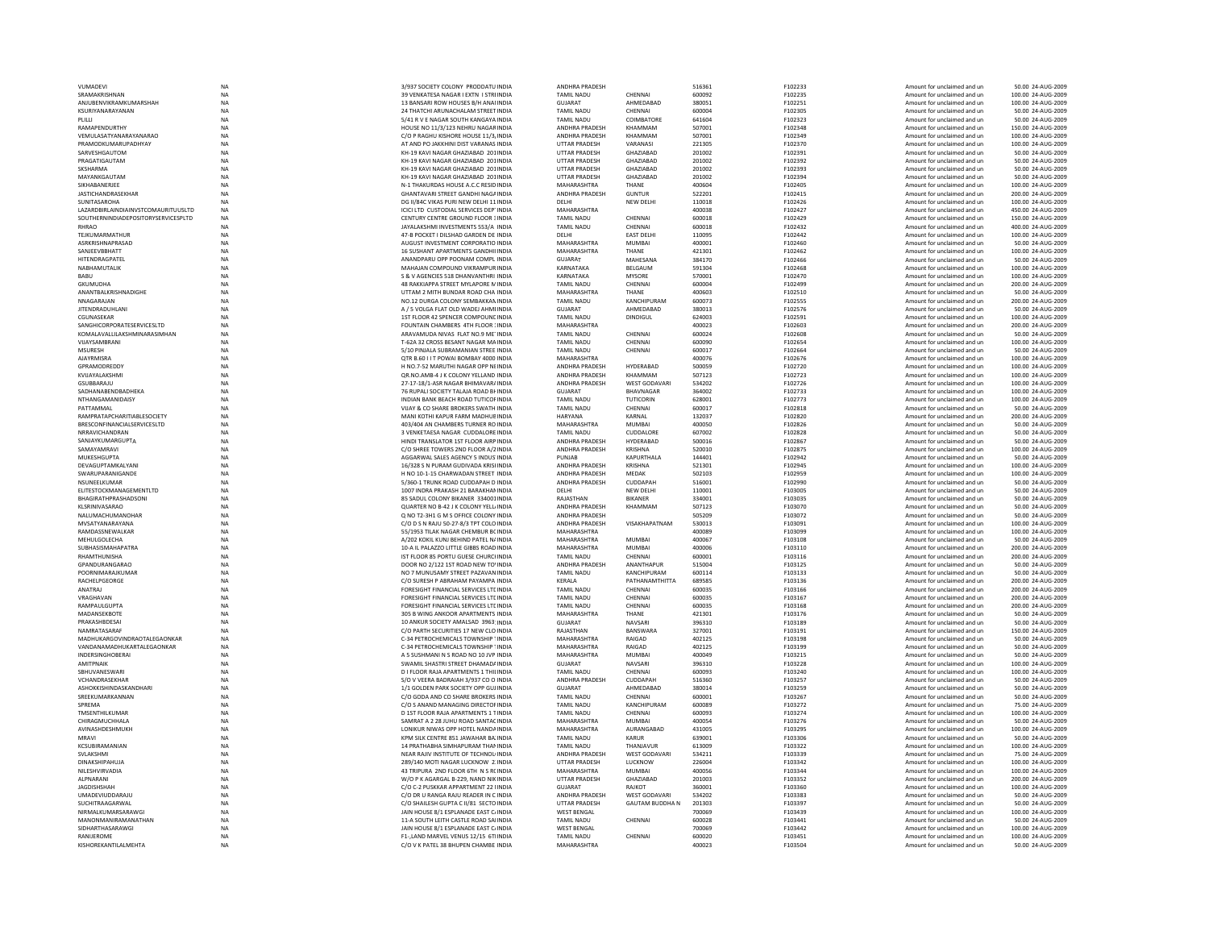| | | | | | | | | | | |
|---|---|---|---|---|---|---|---|---|---|---|
| VUMADEVI | NA | 3/937 SOCIETY COLONY PRODDATU INDIA | ANDHRA PRADESH | | 516361 | F102233 | Amount for unclaimed and un | 50.00 | 24-AUG-2009 |
| SRAMAKRISHNAN | NA | 39 VENKATESA NAGAR I EXTN I STRI INDIA | TAMIL NADU | CHENNAI | 600092 | F102235 | Amount for unclaimed and un | 100.00 | 24-AUG-2009 |
| ANJUBENVIKRAMKUMARSHAH | NA | 13 BANSARI ROW HOUSES B/H ANAI INDIA | GUJARAT | AHMEDABAD | 380051 | F102251 | Amount for unclaimed and un | 100.00 | 24-AUG-2009 |
| KSURIYANARAYANAN | NA | 24 THATCHI ARUNACHALAM STREET INDIA | TAMIL NADU | CHENNAI | 600004 | F102305 | Amount for unclaimed and un | 50.00 | 24-AUG-2009 |
| PLILLI | NA | 5/41 R V E NAGAR SOUTH KANGAYA INDIA | TAMIL NADU | COIMBATORE | 641604 | F102323 | Amount for unclaimed and un | 50.00 | 24-AUG-2009 |
| RAMAPENDURTHY | NA | HOUSE NO 11/3/123 NEHRU NAGAR INDIA | ANDHRA PRADESH | KHAMMAM | 507001 | F102348 | Amount for unclaimed and un | 150.00 | 24-AUG-2009 |
| VEMULASATYANARAYANARAO | NA | C/O P RAGHU KISHORE HOUSE 11/3, INDIA | ANDHRA PRADESH | KHAMMAM | 507001 | F102349 | Amount for unclaimed and un | 100.00 | 24-AUG-2009 |
| PRAMODKUMARUPADHYAY | NA | AT AND PO JAKKHINI DIST VARANAS INDIA | UTTAR PRADESH | VARANASI | 221305 | F102370 | Amount for unclaimed and un | 100.00 | 24-AUG-2009 |
| SARVESHGAUTOM | NA | KH-19 KAVI NAGAR GHAZIABAD 201 INDIA | UTTAR PRADESH | GHAZIABAD | 201002 | F102391 | Amount for unclaimed and un | 50.00 | 24-AUG-2009 |
| PRAGATIGAUTAM | NA | KH-19 KAVI NAGAR GHAZIABAD 201 INDIA | UTTAR PRADESH | GHAZIABAD | 201002 | F102392 | Amount for unclaimed and un | 50.00 | 24-AUG-2009 |
| SKSHARMA | NA | KH-19 KAVI NAGAR GHAZIABAD 201 INDIA | UTTAR PRADESH | GHAZIABAD | 201002 | F102393 | Amount for unclaimed and un | 50.00 | 24-AUG-2009 |
| MAYANKGAUTAM | NA | KH-19 KAVI NAGAR GHAZIABAD 201 INDIA | UTTAR PRADESH | GHAZIABAD | 201002 | F102394 | Amount for unclaimed and un | 50.00 | 24-AUG-2009 |
| SIKHABANERJEE | NA | N-1 THAKURDAS HOUSE A.C.C RESID INDIA | MAHARASHTRA | THANE | 400604 | F102405 | Amount for unclaimed and un | 100.00 | 24-AUG-2009 |
| JASTICHANDRASEKHAR | NA | GHANTAVARI STREET GANDHI NAGA INDIA | ANDHRA PRADESH | GUNTUR | 522201 | F102415 | Amount for unclaimed and un | 200.00 | 24-AUG-2009 |
| SUNITASAROHA | NA | DG II/84C VIKAS PURI NEW DELHI 11 INDIA | DELHI | NEW DELHI | 110018 | F102426 | Amount for unclaimed and un | 100.00 | 24-AUG-2009 |
| LAZARDBIRLAINDIAINVSTCOMAURITUUSLTD | NA | ICICI LTD CUSTODIAL SERVICES DEP INDIA | MAHARASHTRA | | 400038 | F102427 | Amount for unclaimed and un | 450.00 | 24-AUG-2009 |
| SOUTHERNINDIADEPOSITORYSERVICESPLTD | NA | CENTURY CENTRE GROUND FLOOR INDIA | TAMIL NADU | CHENNAI | 600018 | F102429 | Amount for unclaimed and un | 150.00 | 24-AUG-2009 |
| RHRAO | NA | JAYALAKSHMI INVESTMENTS 553/A INDIA | TAMIL NADU | CHENNAI | 600018 | F102432 | Amount for unclaimed and un | 400.00 | 24-AUG-2009 |
| TEJKUMARMATHUR | NA | 47-B POCKET I DILSHAD GARDEN DE INDIA | DELHI | EAST DELHI | 110095 | F102442 | Amount for unclaimed and un | 100.00 | 24-AUG-2009 |
| ASRKRISHNAPRASAD | NA | AUGUST INVESTMENT CORPORATIO INDIA | MAHARASHTRA | MUMBAI | 400001 | F102460 | Amount for unclaimed and un | 50.00 | 24-AUG-2009 |
| SANJEEVBBHATT | NA | 16 SUSHANT APARTMENTS GANDHI INDIA | MAHARASHTRA | THANE | 421301 | F102462 | Amount for unclaimed and un | 100.00 | 24-AUG-2009 |
| HITENDRAGPATEL | NA | ANANDPARU OPP POONAM COMPL INDIA | GUJARAT | MAHESANA | 384170 | F102466 | Amount for unclaimed and un | 50.00 | 24-AUG-2009 |
| NABHAMUTALIK | NA | MAHAJAN COMPOUND VIKRAMPUR INDIA | KARNATAKA | BELGAUM | 591304 | F102468 | Amount for unclaimed and un | 100.00 | 24-AUG-2009 |
| BABU | NA | S & V AGENCIES 518 DHANVANTHRI INDIA | KARNATAKA | MYSORE | 570001 | F102470 | Amount for unclaimed and un | 100.00 | 24-AUG-2009 |
| GKUMUDHA | NA | 48 RAKKIAPPA STREET MYLAPORE M INDIA | TAMIL NADU | CHENNAI | 600004 | F102499 | Amount for unclaimed and un | 200.00 | 24-AUG-2009 |
| ANANTBALKRISHNADIGHE | NA | UTTAM 2 MITH BUNDAR ROAD CHA INDIA | MAHARASHTRA | THANE | 400603 | F102510 | Amount for unclaimed and un | 50.00 | 24-AUG-2009 |
| NNAGARAJAN | NA | NO.12 DURGA COLONY SEMBAKKA INDIA | TAMIL NADU | KANCHIPURAM | 600073 | F102555 | Amount for unclaimed and un | 200.00 | 24-AUG-2009 |
| JITENDRADUHLANI | NA | A / 5 VOLGA FLAT OLD WADEJ AHMI INDIA | GUJARAT | AHMEDABAD | 380013 | F102576 | Amount for unclaimed and un | 50.00 | 24-AUG-2009 |
| CGUNASEKAR | NA | 1ST FLOOR 42 SPENCER COMPOUNE INDIA | TAMIL NADU | DINDIGUL | 624003 | F102591 | Amount for unclaimed and un | 100.00 | 24-AUG-2009 |
| SANGHICORPORATESERVICESLTD | NA | FOUNTAIN CHAMBERS 4TH FLOOR INDIA | MAHARASHTRA | | 400023 | F102603 | Amount for unclaimed and un | 200.00 | 24-AUG-2009 |
| KOMALAVALLILAKSHMINARASIMHAN | NA | ARAVAMUDA NIVAS FLAT NO.9 ME INDIA | TAMIL NADU | CHENNAI | 600024 | F102608 | Amount for unclaimed and un | 50.00 | 24-AUG-2009 |
| VIJAYSAMBRANI | NA | T-62A 32 CROSS BESANT NAGAR MA INDIA | TAMIL NADU | CHENNAI | 600090 | F102654 | Amount for unclaimed and un | 100.00 | 24-AUG-2009 |
| MSURESH | NA | 5/10 PINJALA SUBRAMANIAN STREE INDIA | TAMIL NADU | CHENNAI | 600017 | F102664 | Amount for unclaimed and un | 50.00 | 24-AUG-2009 |
| AJAYRMISRA | NA | QTR B.60 I I T POWAI BOMBAY 4000 INDIA | MAHARASHTRA | | 400076 | F102676 | Amount for unclaimed and un | 100.00 | 24-AUG-2009 |
| GPRAMODREDDY | NA | H NO.7-52 MARUTHI NAGAR OPP NE INDIA | ANDHRA PRADESH | HYDERABAD | 500059 | F102720 | Amount for unclaimed and un | 100.00 | 24-AUG-2009 |
| KVIJAYALAKSHMI | NA | QR.NO.AMB-4 J K COLONY YELLAND INDIA | ANDHRA PRADESH | KHAMMAM | 507123 | F102723 | Amount for unclaimed and un | 100.00 | 24-AUG-2009 |
| GSUBBARAJU | NA | 27-17-18/1-ASR NAGAR BHIMAVAR/ INDIA | ANDHRA PRADESH | WEST GODAVARI | 534202 | F102726 | Amount for unclaimed and un | 100.00 | 24-AUG-2009 |
| SADHANABENDBADHEKA | NA | 76 RUPALI SOCIETY TALAJA ROAD BH INDIA | GUJARAT | BHAVNAGAR | 364002 | F102733 | Amount for unclaimed and un | 100.00 | 24-AUG-2009 |
| NTHANGAMANIDAISY | NA | INDIAN BANK BEACH ROAD TUTICOF INDIA | TAMIL NADU | TUTICORIN | 628001 | F102773 | Amount for unclaimed and un | 100.00 | 24-AUG-2009 |
| PATTAMMAL | NA | VIJAY & CO SHARE BROKERS SWATH INDIA | TAMIL NADU | CHENNAI | 600017 | F102818 | Amount for unclaimed and un | 50.00 | 24-AUG-2009 |
| RAMPRATAPCHARITIABLESOCIETY | NA | MANI KOTHI KAPUR FARM MADHUE INDIA | HARYANA | KARNAL | 132037 | F102820 | Amount for unclaimed and un | 200.00 | 24-AUG-2009 |
| BRESCONFINANCIALSERVICESLTD | NA | 403/404 AN CHAMBERS TURNER RO INDIA | MAHARASHTRA | MUMBAI | 400050 | F102826 | Amount for unclaimed and un | 50.00 | 24-AUG-2009 |
| NRRAVICHANDRAN | NA | 3 VENKETAESA NAGAR CUDDALORE INDIA | TAMIL NADU | CUDDALORE | 607002 | F102828 | Amount for unclaimed and un | 50.00 | 24-AUG-2009 |
| SANJAYKUMARGUPTA | NA | HINDI TRANSLATOR 1ST FLOOR AIRP INDIA | ANDHRA PRADESH | HYDERABAD | 500016 | F102867 | Amount for unclaimed and un | 50.00 | 24-AUG-2009 |
| SAMAYAMRAVI | NA | C/O SHREE TOWERS 2ND FLOOR A/2 INDIA | ANDHRA PRADESH | KRISHNA | 520010 | F102875 | Amount for unclaimed and un | 100.00 | 24-AUG-2009 |
| MUKESHGUPTA | NA | AGGARWAL SALES AGENCY S INDUS INDIA | PUNJAB | KAPURTHALA | 144401 | F102942 | Amount for unclaimed and un | 50.00 | 24-AUG-2009 |
| DEVAGUPTAMKALYANI | NA | 16/328 S N PURAM GUDIVADA KRISI INDIA | ANDHRA PRADESH | KRISHNA | 521301 | F102945 | Amount for unclaimed and un | 100.00 | 24-AUG-2009 |
| SWARUPARANIGANDE | NA | H NO 10-1-15 CHARWADAN STREET INDIA | ANDHRA PRADESH | MEDAK | 502103 | F102959 | Amount for unclaimed and un | 100.00 | 24-AUG-2009 |
| NSUNEELKUMAR | NA | 5/360-1 TRUNK ROAD CUDDAPAH D INDIA | ANDHRA PRADESH | CUDDAPAH | 516001 | F102990 | Amount for unclaimed and un | 50.00 | 24-AUG-2009 |
| ELITESTOCKMANAGEMENTLTD | NA | 1007 INDRA PRAKASH 21 BARAKHAN INDIA | DELHI | NEW DELHI | 110001 | F103005 | Amount for unclaimed and un | 50.00 | 24-AUG-2009 |
| BHAGIRATHPRASHADSONI | NA | 85 SADUL COLONY BIKANER 334001 INDIA | RAJASTHAN | BIKANER | 334001 | F103035 | Amount for unclaimed and un | 50.00 | 24-AUG-2009 |
| KLSRINIVASARAO | NA | QUARTER NO B-42 J K COLONY YELL INDIA | ANDHRA PRADESH | KHAMMAM | 507123 | F103070 | Amount for unclaimed and un | 50.00 | 24-AUG-2009 |
| NALUMACHUMANOHAR | NA | Q NO T2-3H1 G M S OFFICE COLONY INDIA | ANDHRA PRADESH | | 505209 | F103072 | Amount for unclaimed and un | 50.00 | 24-AUG-2009 |
| MVSATYANARAYANA | NA | C/O D S N RAJU 50-27-8/3 TPT COLO INDIA | ANDHRA PRADESH | VISAKHAPATNAM | 530013 | F103091 | Amount for unclaimed and un | 100.00 | 24-AUG-2009 |
| RAMDASSNEWALKAR | NA | 55/1953 TILAK NAGAR CHEMBUR BC INDIA | MAHARASHTRA | | 400089 | F103099 | Amount for unclaimed and un | 100.00 | 24-AUG-2009 |
| MEHULGOLECHA | NA | A/202 KOKIL KUNJ BEHIND PATEL N/ INDIA | MAHARASHTRA | MUMBAI | 400067 | F103108 | Amount for unclaimed and un | 50.00 | 24-AUG-2009 |
| SUBHASISMAHAPATRA | NA | 10-A IL PALAZZO LITTLE GIBBS ROAD INDIA | MAHARASHTRA | MUMBAI | 400006 | F103110 | Amount for unclaimed and un | 200.00 | 24-AUG-2009 |
| RHAMTHUNISHA | NA | IST FLOOR 85 PORTU GUESE CHURCI INDIA | TAMIL NADU | CHENNAI | 600001 | F103116 | Amount for unclaimed and un | 200.00 | 24-AUG-2009 |
| GPANDURANGARAO | NA | DOOR NO 2/122 1ST ROAD NEW TO INDIA | ANDHRA PRADESH | ANANTHAPUR | 515004 | F103125 | Amount for unclaimed and un | 50.00 | 24-AUG-2009 |
| POORNIMARAJKUMAR | NA | NO 7 MUNUSAMY STREET PAZAVAN INDIA | TAMIL NADU | KANCHIPURAM | 600114 | F103133 | Amount for unclaimed and un | 50.00 | 24-AUG-2009 |
| RACHELPGEORGE | NA | C/O SURESH P ABRAHAM PAYAMPA INDIA | KERALA | PATHANAMTHITTA | 689585 | F103136 | Amount for unclaimed and un | 200.00 | 24-AUG-2009 |
| ANATRAJ | NA | FORESIGHT FINANCIAL SERVICES LTC INDIA | TAMIL NADU | CHENNAI | 600035 | F103166 | Amount for unclaimed and un | 200.00 | 24-AUG-2009 |
| VRAGHAVAN | NA | FORESIGHT FINANCIAL SERVICES LTC INDIA | TAMIL NADU | CHENNAI | 600035 | F103167 | Amount for unclaimed and un | 200.00 | 24-AUG-2009 |
| RAMPAULGUPTA | NA | FORESIGHT FINANCIAL SERVICES LTC INDIA | TAMIL NADU | CHENNAI | 600035 | F103168 | Amount for unclaimed and un | 200.00 | 24-AUG-2009 |
| MADANSEKBOTE | NA | 305 B WING ANKOOR APARTMENTS INDIA | MAHARASHTRA | THANE | 421301 | F103176 | Amount for unclaimed and un | 50.00 | 24-AUG-2009 |
| PRAKASHBDESAI | NA | 10 ANKUR SOCIETY AMALSAD 3963 INDIA | GUJARAT | NAVSARI | 396310 | F103189 | Amount for unclaimed and un | 50.00 | 24-AUG-2009 |
| NAMRATASARAF | NA | C/O PARTH SECURITIES 17 NEW CLO INDIA | RAJASTHAN | BANSWARA | 327001 | F103191 | Amount for unclaimed and un | 150.00 | 24-AUG-2009 |
| MADHUKARGOVINDRAOTALEGAONKAR | NA | C-34 PETROCHEMICALS TOWNSHIP INDIA | MAHARASHTRA | RAIGAD | 402125 | F103198 | Amount for unclaimed and un | 50.00 | 24-AUG-2009 |
| VANDANAMADHUKARTALEGAONKAR | NA | C-34 PETROCHEMICALS TOWNSHIP INDIA | MAHARASHTRA | RAIGAD | 402125 | F103199 | Amount for unclaimed and un | 50.00 | 24-AUG-2009 |
| INDERSINGHOBERAI | NA | A 5 SUSHMANI N S ROAD NO 10 JVP INDIA | MAHARASHTRA | MUMBAI | 400049 | F103215 | Amount for unclaimed and un | 50.00 | 24-AUG-2009 |
| AMITPNAIK | NA | SWAMIL SHASTRI STREET DHAMADA INDIA | GUJARAT | NAVSARI | 396310 | F103228 | Amount for unclaimed and un | 100.00 | 24-AUG-2009 |
| SBHUVANESWARI | NA | D I FLOOR RAJA APARTMENTS 1 THII INDIA | TAMIL NADU | CHENNAI | 600093 | F103240 | Amount for unclaimed and un | 100.00 | 24-AUG-2009 |
| VCHANDRASEKHAR | NA | S/O V VEERA BADRAIAH 3/937 CO O INDIA | ANDHRA PRADESH | CUDDAPAH | 516360 | F103257 | Amount for unclaimed and un | 50.00 | 24-AUG-2009 |
| ASHOKKISHINDASKANDHARI | NA | 1/1 GOLDEN PARK SOCIETY OPP GUJ INDIA | GUJARAT | AHMEDABAD | 380014 | F103259 | Amount for unclaimed and un | 50.00 | 24-AUG-2009 |
| SREEKUMARKANNAN | NA | C/O GODA AND CO SHARE BROKERS INDIA | TAMIL NADU | CHENNAI | 600001 | F103267 | Amount for unclaimed and un | 50.00 | 24-AUG-2009 |
| SPREMA | NA | C/O S ANAND MANAGING DIRECTOF INDIA | TAMIL NADU | KANCHIPURAM | 600089 | F103272 | Amount for unclaimed and un | 75.00 | 24-AUG-2009 |
| TMSENTHILKUMAR | NA | D 1ST FLOOR RAJA APARTMENTS 1 T INDIA | TAMIL NADU | CHENNAI | 600093 | F103274 | Amount for unclaimed and un | 100.00 | 24-AUG-2009 |
| CHIRAGMUCHHALA | NA | SAMRAT A 2 28 JUHU ROAD SANTAC INDIA | MAHARASHTRA | MUMBAI | 400054 | F103276 | Amount for unclaimed and un | 50.00 | 24-AUG-2009 |
| AVINASHDESHMUKH | NA | LONIKUR NIWAS OPP HOTEL NANDA INDIA | MAHARASHTRA | AURANGABAD | 431005 | F103295 | Amount for unclaimed and un | 100.00 | 24-AUG-2009 |
| MRAVI | NA | KPM SILK CENTRE 851 JAWAHAR BA INDIA | TAMIL NADU | KARUR | 639001 | F103306 | Amount for unclaimed and un | 50.00 | 24-AUG-2009 |
| KCSUBIRAMANIAN | NA | 14 PRATHABHA SIMHAPURAM THAI INDIA | TAMIL NADU | THANJAVUR | 613009 | F103322 | Amount for unclaimed and un | 100.00 | 24-AUG-2009 |
| SVLAKSHMI | NA | NEAR RAJIV INSTITUTE OF TECHNOL INDIA | ANDHRA PRADESH | WEST GODAVARI | 534211 | F103339 | Amount for unclaimed and un | 75.00 | 24-AUG-2009 |
| DINAKSHIPAHUJA | NA | 289/140 MOTI NAGAR LUCKNOW 2 INDIA | UTTAR PRADESH | LUCKNOW | 226004 | F103342 | Amount for unclaimed and un | 100.00 | 24-AUG-2009 |
| NILESHVIRVADIA | NA | 43 TRIPURA 2ND FLOOR 6TH N S RC INDIA | MAHARASHTRA | MUMBAI | 400056 | F103344 | Amount for unclaimed and un | 100.00 | 24-AUG-2009 |
| ALPNARANI | NA | W/O P K AGARGAL B-229, NAND NIK INDIA | UTTAR PRADESH | GHAZIABAD | 201003 | F103352 | Amount for unclaimed and un | 200.00 | 24-AUG-2009 |
| JAGDISHSHAH | NA | C/O C-2 PUSKKAR APPARTMENT 22 INDIA | GUJARAT | RAJKOT | 360001 | F103360 | Amount for unclaimed and un | 100.00 | 24-AUG-2009 |
| UMADEVIUDDARAJU | NA | C/O DR U RANGA RAJU READER IN C INDIA | ANDHRA PRADESH | WEST GODAVARI | 534202 | F103383 | Amount for unclaimed and un | 50.00 | 24-AUG-2009 |
| SUCHITRAAGARWAL | NA | C/O SHAILESH GUPTA C II/81 SECTO INDIA | UTTAR PRADESH | GAUTAM BUDDHA N | 201303 | F103397 | Amount for unclaimed and un | 50.00 | 24-AUG-2009 |
| NIRMALKUMARSARAWGI | NA | JAIN HOUSE 8/1 ESPLANADE EAST C INDIA | WEST BENGAL | | 700069 | F103439 | Amount for unclaimed and un | 100.00 | 24-AUG-2009 |
| MANONMANIRAMANATHAN | NA | 11-A SOUTH LEITH CASTLE ROAD SAI INDIA | TAMIL NADU | CHENNAI | 600028 | F103441 | Amount for unclaimed and un | 50.00 | 24-AUG-2009 |
| SIDHARTHASARAWGI | NA | JAIN HOUSE 8/1 ESPLANADE EAST C INDIA | WEST BENGAL | | 700069 | F103442 | Amount for unclaimed and un | 100.00 | 24-AUG-2009 |
| RANIJEROME | NA | F1-,LAND MARVEL VENUS 12/15 6TI INDIA | TAMIL NADU | CHENNAI | 600020 | F103451 | Amount for unclaimed and un | 100.00 | 24-AUG-2009 |
| KISHOREKANTILALMEHTA | NA | C/O V K PATEL 38 BHUPEN CHAMBE INDIA | MAHARASHTRA | | 400023 | F103504 | Amount for unclaimed and un | 50.00 | 24-AUG-2009 |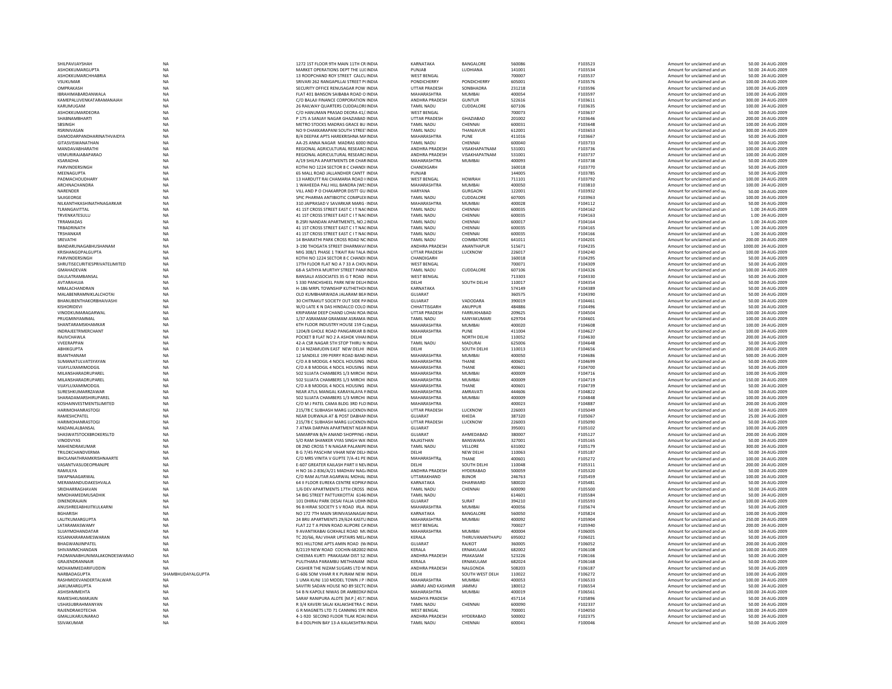| | | | | | | | | | | |
|---|---|---|---|---|---|---|---|---|---|---|
| SHILPAVIJAYSHAH | NA | 1272 1ST FLOOR 9TH MAIN 11TH CR INDIA | KARNATAKA | BANGALORE | 560086 | F103523 | Amount for unclaimed and un | 50.00 | 24-AUG-2009 |
| ASHOKKUMARGUPTA | NA | MARKET OPERATIONS DEPT THE LUI INDIA | PUNJAB | LUDHIANA | 141001 | F103534 | Amount for unclaimed and un | 50.00 | 24-AUG-2009 |
| ASHOKKUMARCHHABRIA | NA | 13 ROOPCHAND ROY STREET CALCU INDIA | WEST BENGAL | | 700007 | F103537 | Amount for unclaimed and un | 50.00 | 24-AUG-2009 |
| VSUKUMAR | NA | SRIVARI 262 RANGAPILLAI STREET PI INDIA | PONDICHERRY | PONDICHERRY | 605001 | F103576 | Amount for unclaimed and un | 100.00 | 24-AUG-2009 |
| OMPRAKASH | NA | SECURITY OFFICE RENUSAGAR POW INDIA | UTTAR PRADESH | SONBHADRA | 231218 | F103596 | Amount for unclaimed and un | 100.00 | 24-AUG-2009 |
| IBRAHIMABARDANWALA | NA | FLAT 401 BANSON SAIBABA ROAD O INDIA | MAHARASHTRA | MUMBAI | 400054 | F103597 | Amount for unclaimed and un | 100.00 | 24-AUG-2009 |
| KAMEPALLIVENKATARAMANAIAH | NA | C/O BALAJI FINANCE CORPORATION INDIA | ANDHRA PRADESH | GUNTUR | 522616 | F103611 | Amount for unclaimed and un | 300.00 | 24-AUG-2009 |
| KARUMUGAM | NA | 26 RAILWAY QUARTERS CUDDALORI INDIA | TAMIL NADU | CUDDALORE | 607106 | F103635 | Amount for unclaimed and un | 100.00 | 24-AUG-2009 |
| ASHOKKUMARDEORA | NA | C/O HANUMAN PRASAD DEORA 41/ INDIA | WEST BENGAL | | 700073 | F103637 | Amount for unclaimed and un | 50.00 | 24-AUG-2009 |
| SHABNAMBHARTI | NA | P 175 A SANJAY NAGAR GHAZIABAD INDIA | UTTAR PRADESH | GHAZIABAD | 201002 | F103646 | Amount for unclaimed and un | 200.00 | 24-AUG-2009 |
| SBSINGH | NA | METRO STOCKS MADRAS GRACE BU INDIA | TAMIL NADU | CHENNAI | 600031 | F103648 | Amount for unclaimed and un | 100.00 | 24-AUG-2009 |
| RSRINIVASAN | NA | NO 9 CHAKKARAPANI SOUTH STREE INDIA | TAMIL NADU | THANJAVUR | 612001 | F103653 | Amount for unclaimed and un | 300.00 | 24-AUG-2009 |
| DAMODARPANDHARINATHVAIDYA | NA | B/4 DEEPAK APTS HAREKRISHNA MA INDIA | MAHARASHTRA | PUNE | 411016 | F103667 | Amount for unclaimed and un | 50.00 | 24-AUG-2009 |
| GITASVISWANATHAN | NA | AA-25 ANNA NAGAR MADRAS 6000 INDIA | TAMIL NADU | CHENNAI | 600040 | F103733 | Amount for unclaimed and un | 50.00 | 24-AUG-2009 |
| MANDAVABHARATHI | NA | REGIONAL AGRICULTURAL RESEARCI INDIA | ANDHRA PRADESH | VISAKHAPATNAM | 531001 | F103736 | Amount for unclaimed and un | 100.00 | 24-AUG-2009 |
| VEMURIRAJABAPARAO | NA | REGIONAL AGRICULTURAL RESEARCI INDIA | ANDHRA PRADESH | VISAKHAPATNAM | 531001 | F103737 | Amount for unclaimed and un | 100.00 | 24-AUG-2009 |
| KSARADHA | NA | A/19 SHILPA APARTMENTS DR CHAR INDIA | MAHARASHTRA | MUMBAI | 400093 | F103738 | Amount for unclaimed and un | 50.00 | 24-AUG-2009 |
| PARVINDERSINGH | NA | KOTHI NO 1224 SECTOR 8 C CHANDI INDIA | CHANDIGARH | | 160018 | F103770 | Amount for unclaimed and un | 50.00 | 24-AUG-2009 |
| MEENAGUPTA | NA | 65 MALL ROAD JALLANDHER CANTT INDIA | PUNJAB | | 144005 | F103785 | Amount for unclaimed and un | 50.00 | 24-AUG-2009 |
| PADMACHOUDHARY | NA | 13 HARDUTT RAI CHAMARIA ROAD I INDIA | WEST BENGAL | HOWRAH | 711101 | F103792 | Amount for unclaimed and un | 100.00 | 24-AUG-2009 |
| ARCHNACHANDRA | NA | 1 WAHEEDA PALI HILL BANDRA (WE: INDIA | MAHARASHTRA | MUMBAI | 400050 | F103810 | Amount for unclaimed and un | 100.00 | 24-AUG-2009 |
| NARENDER | NA | VILL AND P O CHAKARPOR DISTT GU INDIA | HARYANA | GURGAON | 122001 | F103932 | Amount for unclaimed and un | 50.00 | 24-AUG-2009 |
| SAJIGEORGE | NA | SPIC PHARMA ANTIBIOTIC COMPLEX INDIA | TAMIL NADU | CUDDALORE | 607005 | F103963 | Amount for unclaimed and un | 100.00 | 24-AUG-2009 |
| NILKANTHKASHINATHNAGARKAR | NA | 310 JAIPRASAD V SAVARKAR MARG INDIA | MAHARASHTRA | MUMBAI | 400028 | F104112 | Amount for unclaimed and un | 50.00 | 24-AUG-2009 |
| TLRANGAVITTAL | NA | 41 1ST CROSS STREET EAST C I T NAC INDIA | TAMIL NADU | CHENNAI | 600035 | F104162 | Amount for unclaimed and un | 1.00 | 24-AUG-2009 |
| TRVENKATESULU | NA | 41 1ST CROSS STREET EAST C I T NAC INDIA | TAMIL NADU | CHENNAI | 600035 | F104163 | Amount for unclaimed and un | 1.00 | 24-AUG-2009 |
| TRRAMADAS | NA | B.2SRI NANDAN APARTMENTS, NO.2 INDIA | TAMIL NADU | CHENNAI | 600017 | F104164 | Amount for unclaimed and un | 1.00 | 24-AUG-2009 |
| TRBADRINATH | NA | 41 1ST CROSS STREET EAST C I T NAC INDIA | TAMIL NADU | CHENNAI | 600035 | F104165 | Amount for unclaimed and un | 1.00 | 24-AUG-2009 |
| TRSHANKAR | NA | 41 1ST CROSS STREET EAST C I T NAC INDIA | TAMIL NADU | CHENNAI | 600035 | F104166 | Amount for unclaimed and un | 1.00 | 24-AUG-2009 |
| SREVATHI | NA | 14 BHARATHI PARK CROSS ROAD NC INDIA | TAMIL NADU | COIMBATORE | 641011 | F104201 | Amount for unclaimed and un | 200.00 | 24-AUG-2009 |
| BANDARUNAGABHUSHANAM | NA | 3-190 THOGATA STREET DHARMAV/ INDIA | ANDHRA PRADESH | ANANTHAPUR | 515671 | F104235 | Amount for unclaimed and un | 1000.00 | 24-AUG-2009 |
| KRISHANGOPALGUPTA | NA | MIG 308/1 PHASE 1 TIKAIT RAI TALA INDIA | UTTAR PRADESH | LUCKNOW | 226017 | F104240 | Amount for unclaimed and un | 100.00 | 24-AUG-2009 |
| PARVINDERSINGH | NA | KOTHI NO 1224 SECTOR 8 C CHANDI INDIA | CHANDIGARH | | 160018 | F104295 | Amount for unclaimed and un | 50.00 | 24-AUG-2009 |
| SHRUTISECURITIESPRIVATELIMITED | NA | 17TH FLOOR FLAT NO A 7 33 A CHO\ INDIA | WEST BENGAL | | 700071 | F104309 | Amount for unclaimed and un | 50.00 | 24-AUG-2009 |
| GMAHADEVAN | NA | 68-A SATHYA MURTHY STREET PANI INDIA | TAMIL NADU | CUDDALORE | 607106 | F104326 | Amount for unclaimed and un | 100.00 | 24-AUG-2009 |
| DAULATRAMBANSAL | NA | BANSALJI ASSOCIATES 35 G T ROAD INDIA | WEST BENGAL | | 713303 | F104330 | Amount for unclaimed and un | 50.00 | 24-AUG-2009 |
| AVTARAHUJA | NA | S 330 PANCHSHEEL PARK NEW DELH INDIA | DELHI | SOUTH DELHI | 110017 | F104354 | Amount for unclaimed and un | 50.00 | 24-AUG-2009 |
| MBALACHANDRAN | NA | H-186 MRPL TOWNSHIP KUTHETHO INDIA | KARNATAKA | | 574149 | F104389 | Amount for unclaimed and un | 50.00 | 24-AUG-2009 |
| MALABENRAMNIKLALCHOTAI | NA | OLD KUMBHARWADA JALARAM BEA INDIA | GUJARAT | | 360575 | F104390 | Amount for unclaimed and un | 50.00 | 24-AUG-2009 |
| BHANUBENTHAKORBHAIVASHI | NA | 30 CHITRAKUT SOCIETY OUT SIDE PA INDIA | GUJARAT | VADODARA | 390019 | F104461 | Amount for unclaimed and un | 50.00 | 24-AUG-2009 |
| KISHORIDEVI | NA | W/O LATE K N DAS HINDALCO COLO INDIA | CHHATTISGARH | ANUPPUR | 484886 | F104496 | Amount for unclaimed and un | 50.00 | 24-AUG-2009 |
| VINODKUMARAGARWAL | NA | KRIPARAM DEEP CHAND LOHAI ROA INDIA | UTTAR PRADESH | FARRUKHABAD | 209625 | F104504 | Amount for unclaimed and un | 100.00 | 24-AUG-2009 |
| PRUGMINYAMMAL | NA | 1/37 ASRAMAM GRAMAM ASRAMA INDIA | TAMIL NADU | KANYAKUMARI | 629704 | F104601 | Amount for unclaimed and un | 100.00 | 24-AUG-2009 |
| SHANTARAMSKHAMKAR | NA | 6TH FLOOR INDUSTRY HOUSE 159 C INDIA | MAHARASHTRA | MUMBAI | 400020 | F104608 | Amount for unclaimed and un | 100.00 | 24-AUG-2009 |
| INDRAJEETRMERCHANT | NA | 1204/B GHOLE ROAD PANGARKAR B INDIA | MAHARASHTRA | PUNE | 411004 | F104627 | Amount for unclaimed and un | 100.00 | 24-AUG-2009 |
| RAJIVCHAWLA | NA | POCKET B FLAT NO 2 A ASHOK VIHAI INDIA | DELHI | NORTH DELHI | 110052 | F104630 | Amount for unclaimed and un | 200.00 | 24-AUG-2009 |
| VVEERAPPAN | NA | 42-A CSR NAGAR 5TH STOP THIRU N INDIA | TAMIL NADU | MADURAI | 625006 | F104648 | Amount for unclaimed and un | 50.00 | 24-AUG-2009 |
| ABHIKGUPTA | NA | D 14 NIZAMUDIN EAST NEW DELHI INDIA | DELHI | SOUTH DELHI | 110013 | F104656 | Amount for unclaimed and un | 200.00 | 24-AUG-2009 |
| BSANTHANAM | NA | 12 SANDELE 199 PERRY ROAD BAND INDIA | MAHARASHTRA | MUMBAI | 400050 | F104686 | Amount for unclaimed and un | 500.00 | 24-AUG-2009 |
| SUMANATULVATSYAYAN | NA | C/O A B MODGIL 4 NOCIL HOUSING INDIA | MAHARASHTRA | THANE | 400601 | F104699 | Amount for unclaimed and un | 50.00 | 24-AUG-2009 |
| VIJAYLUXAMIMODGIL | NA | C/O A B MODGIL 4 NOCIL HOUSING INDIA | MAHARASHTRA | THANE | 400601 | F104700 | Amount for unclaimed and un | 50.00 | 24-AUG-2009 |
| MILANSHARADRUPAREL | NA | 502 SUJATA CHAMBERS 1/3 MIRCHI INDIA | MAHARASHTRA | MUMBAI | 400009 | F104716 | Amount for unclaimed and un | 100.00 | 24-AUG-2009 |
| MILANSHARADRUPAREL | NA | 502 SUJATA CHAMBERS 1/3 MIRCHI INDIA | MAHARASHTRA | MUMBAI | 400009 | F104719 | Amount for unclaimed and un | 150.00 | 24-AUG-2009 |
| VIJAYLUXAMIMODGIL | NA | C/O A B MODGIL 4 NOCIL HOUSING INDIA | MAHARASHTRA | THANE | 400601 | F104739 | Amount for unclaimed and un | 50.00 | 24-AUG-2009 |
| SURESHKUMARRZAWAR | NA | NEAR ATUL MANGAL KARAYALAYA F INDIA | MAHARASHTRA | AMRAVATI | 444606 | F104822 | Amount for unclaimed and un | 50.00 | 24-AUG-2009 |
| SHARADAMARSHRUPAREL | NA | 502 SUJATA CHAMBERS 1/3 MIRCHI INDIA | MAHARASHTRA | MUMBAI | 400009 | F104848 | Amount for unclaimed and un | 100.00 | 24-AUG-2009 |
| KOSHAINVESTMENTSLIMITED | NA | C/O M J PATEL CAMA BLDG 3RD FLO INDIA | MAHARASHTRA | | 400023 | F104887 | Amount for unclaimed and un | 200.00 | 24-AUG-2009 |
| HARIMOHANRASTOGI | NA | 215/78 C SUBHASH MARG LUCKNO\ INDIA | UTTAR PRADESH | LUCKNOW | 226003 | F105049 | Amount for unclaimed and un | 50.00 | 24-AUG-2009 |
| RAMESHCPATEL | NA | NEAR DURWAJA AT & POST DABHAI INDIA | GUJARAT | KHEDA | 387320 | F105067 | Amount for unclaimed and un | 25.00 | 24-AUG-2009 |
| HARIMOHANRASTOGI | NA | 215/78 C SUBHASH MARG LUCKNO\ INDIA | UTTAR PRADESH | LUCKNOW | 226003 | F105090 | Amount for unclaimed and un | 50.00 | 24-AUG-2009 |
| MADANLALBANSAL | NA | 7 ATMA DARPAN APARTMENT NEAR INDIA | GUJARAT | | 395001 | F105102 | Amount for unclaimed and un | 100.00 | 24-AUG-2009 |
| SHASWATSTOCKBROKERSLTD | NA | SAMARPAN B/H ANAND SHOPPING I INDIA | GUJARAT | AHMEDABAD | 380007 | F105127 | Amount for unclaimed and un | 200.00 | 24-AUG-2009 |
| VINODVYAS | NA | S/O RAM SHANKER VYAS SINGH WA INDIA | RAJASTHAN | BANSWARA | 327001 | F105165 | Amount for unclaimed and un | 50.00 | 24-AUG-2009 |
| MAHENDRAKUMAR | NA | 08 2ND CROSS T N NAGAR PALANIPE INDIA | TAMIL NADU | VELLORE | 631002 | F105179 | Amount for unclaimed and un | 300.00 | 24-AUG-2009 |
| TRILOKCHANDVERMA | NA | B G 7/45 PASCHIM VIHAR NEW DELH INDIA | DELHI | NEW DELHI | 110063 | F105187 | Amount for unclaimed and un | 50.00 | 24-AUG-2009 |
| BHOLANATHRAMKRISHNAARTE | NA | C/O MRS VINITA V GUPTE 7/A-41 PE INDIA | MAHARASHTRA | THANE | 400601 | F105272 | Amount for unclaimed and un | 100.00 | 24-AUG-2009 |
| VASANTVASUDEOPRANJPE | NA | E-607 GREATER KAILASH PART II NEV INDIA | DELHI | SOUTH DELHI | 110048 | F105311 | Amount for unclaimed and un | 200.00 | 24-AUG-2009 |
| RAMULYA | NA | H NO 16-2-836/A/21 MADHAV NAG/ INDIA | ANDHRA PRADESH | HYDERABAD | 500059 | F105320 | Amount for unclaimed and un | 50.00 | 24-AUG-2009 |
| SWAPNAAGARWAL | NA | C/O RAM AUTAR AGARWAL MOHAL INDIA | UTTARAKHAND | BIJNOR | 246763 | F105459 | Amount for unclaimed and un | 100.00 | 24-AUG-2009 |
| MERAMANDUDAKESHVALA | NA | 64 II FLOOR EUREKA CENTRE KOPIK/ INDIA | KARNATAKA | DHARWARD | 580020 | F105481 | Amount for unclaimed and un | 50.00 | 24-AUG-2009 |
| SRIDHARRAGHAVAN | NA | 1/6 DEV APARTMENTS 17TH CROSS INDIA | TAMIL NADU | CHENNAI | 600090 | F105500 | Amount for unclaimed and un | 50.00 | 24-AUG-2009 |
| MMOHAMEDMUSADHIK | NA | 54 BIG STREET PATTUKKOTTAI 6146 INDIA | TAMIL NADU | | 614601 | F105584 | Amount for unclaimed and un | 50.00 | 24-AUG-2009 |
| DINENDRAJAIN | NA | 101 DHIRAJ PARK DESAI FALIA UDHI INDIA | GUJARAT | SURAT | 394210 | F105593 | Amount for unclaimed and un | 100.00 | 24-AUG-2009 |
| ANUSHREEABHIJITKULKARNI | NA | 96 B HIRAK SOCIETY S V ROAD IRLA INDIA | MAHARASHTRA | MUMBAI | 400056 | F105674 | Amount for unclaimed and un | 50.00 | 24-AUG-2009 |
| BGHARISH | NA | NO 172 7TH MAIN SRINIVASANAGAF INDIA | KARNATAKA | BANGALORE | 560050 | F105824 | Amount for unclaimed and un | 100.00 | 24-AUG-2009 |
| LALITKUMARGUPTA | NA | 24 BRIJ APARTMENTS 29/624 KASTU INDIA | MAHARASHTRA | MUMBAI | 400092 | F105904 | Amount for unclaimed and un | 250.00 | 24-AUG-2009 |
| LATARAMASWAMY | NA | FLAT 22 T A PENN ROAD ALIPORE CA INDIA | WEST BENGAL | | 700027 | F105940 | Amount for unclaimed and un | 200.00 | 24-AUG-2009 |
| SUJAYMOHANDATAR | NA | 9 AVANTIKABAI GOKHALE ROAD MU INDIA | MAHARASHTRA | MUMBAI | 400004 | F106005 | Amount for unclaimed and un | 50.00 | 24-AUG-2009 |
| KSSANKARARAMESWARAN | NA | TC 20/66, RAJ VIHAR UPSTAIRS MEL INDIA | KERALA | THIRUVANANTHAPU | 695002 | F106021 | Amount for unclaimed and un | 50.00 | 24-AUG-2009 |
| BHAGWANJINPATEL | NA | 901 HILLTONE APTS AMIN ROAD (W INDIA | GUJARAT | RAJKOT | 360005 | F106052 | Amount for unclaimed and un | 200.00 | 24-AUG-2009 |
| SHIVAMMCHANDAN | NA | 8/2119 NEW ROAD COCHIN 682002 INDIA | KERALA | ERNAKULAM | 682002 | F106108 | Amount for unclaimed and un | 100.00 | 24-AUG-2009 |
| PADMANABHUNIMALAKONDESWARAO | NA | CHEEMA KURTI PRAKASAM DIST 52 INDIA | ANDHRA PRADESH | PRAKASAM | 523226 | F106166 | Amount for unclaimed and un | 50.00 | 24-AUG-2009 |
| GRAJENDRANNAIR | NA | PULITHARA PARAMBU METHANAM INDIA | KERALA | ERNAKULAM | 682024 | F106168 | Amount for unclaimed and un | 50.00 | 24-AUG-2009 |
| MOHAMMEDARIFUDDIN | NA | CASHIER THE NIZAM SUGARS LTD M INDIA | ANDHRA PRADESH | NALGONDA | 508203 | F106187 | Amount for unclaimed and un | 50.00 | 24-AUG-2009 |
| NARBADAGUPTA | SHAMBHUDAYALGUPTA | G-606 SOM VIHAR R K PURAM NEW INDIA | DELHI | SOUTH WEST DELH | 110022 | F106272 | Amount for unclaimed and un | 100.00 | 24-AUG-2009 |
| RASHMIDEVANDERTALWAR | NA | 1 UMA KUNJ 110 MODEL TOWN J P INDIA | MAHARASHTRA | MUMBAI | 400053 | F106533 | Amount for unclaimed and un | 100.00 | 24-AUG-2009 |
| JAIKUMARGUPTA | NA | SAVITRI SADAN HOUSE NO 89 SECTC INDIA | JAMMU AND KASHMIR | JAMMU | 180012 | F106554 | Amount for unclaimed and un | 50.00 | 24-AUG-2009 |
| ASHISHMMEHTA | NA | 54 B N KAPOLE NIWAS DR AMBEDK/ INDIA | MAHARASHTRA | MUMBAI | 400019 | F106561 | Amount for unclaimed and un | 100.00 | 24-AUG-2009 |
| RAMESHKUMARJAIN | NA | SARAF RANPHIRA ALOTE (M.P.) 457 INDIA | MADHYA PRADESH | | 457114 | F105886 | Amount for unclaimed and un | 50.00 | 24-AUG-2009 |
| USHASUBRAHMANYAN | NA | R 3/4 KAVERI SALAI KALAKSHETRA C INDIA | TAMIL NADU | CHENNAI | 600090 | F102337 | Amount for unclaimed and un | 50.00 | 24-AUG-2009 |
| RAJENDRAKOTECHA | NA | G R MAGNETS LTD 71 CANNING STR INDIA | WEST BENGAL | | 700001 | F104050 | Amount for unclaimed and un | 100.00 | 24-AUG-2009 |
| GMALLIKARJUNARAO | NA | 4-1-920 SECOND FLOOR TILAK ROAI INDIA | ANDHRA PRADESH | HYDERABAD | 500002 | F102375 | Amount for unclaimed and un | 50.00 | 24-AUG-2009 |
| SSIVAKUMAR | NA | B-4 DOLPHIN BAY 13-A KALAKSHTRA INDIA | TAMIL NADU | CHENNAI | 600041 | F100046 | Amount for unclaimed and un | 50.00 | 24-AUG-2009 |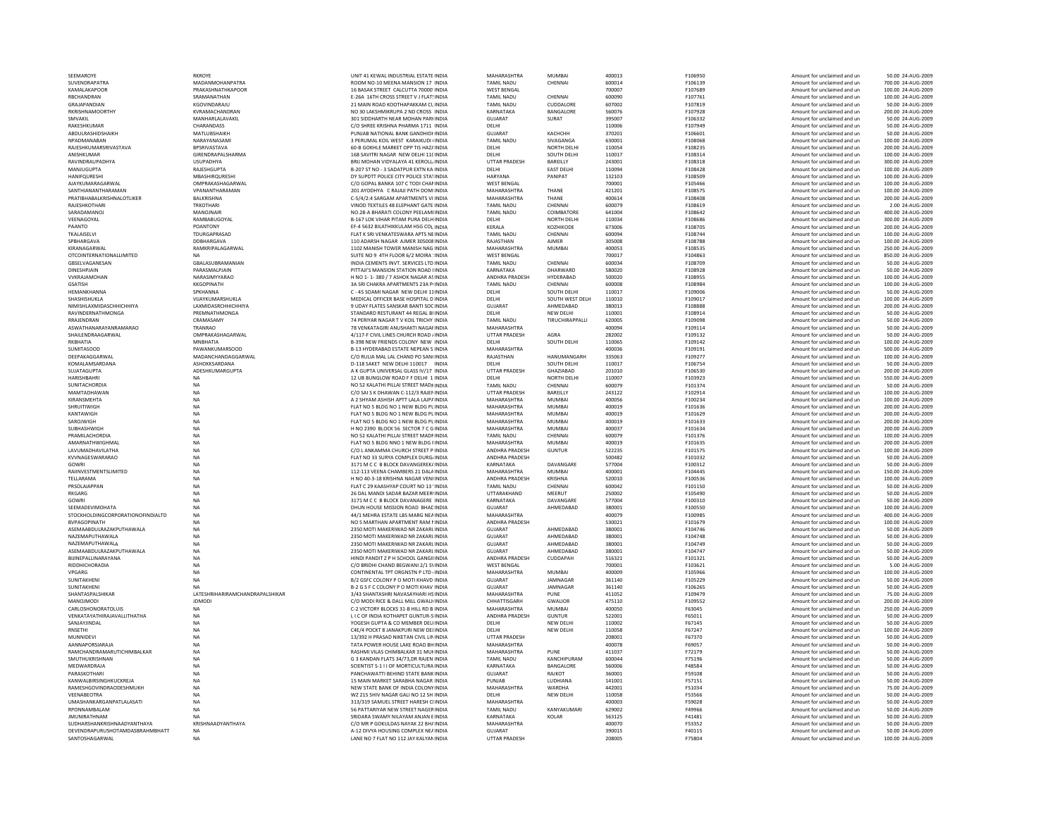| | | | | | | | | | | |
|---|---|---|---|---|---|---|---|---|---|---|
| SEEMAROYE | RKROYE | UNIT 41 KEWAL INDUSTRIAL ESTATE INDIA | MAHARASHTRA | MUMBAI | 400013 | F106950 | Amount for unclaimed and un | 50.00 | 24-AUG-2009 |
| SUVENDRAPATRA | MADANMOHANPATRA | ROOM NO-10 MEENA MANSION 17 INDIA | TAMIL NADU | CHENNAI | 600014 | F106139 | Amount for unclaimed and un | 700.00 | 24-AUG-2009 |
| KAMALAKAPOOR | PRAKASHNATHKAPOOR | 16 BASAK STREET CALCUTTA 70000 INDIA | WEST BENGAL | | 700007 | F107689 | Amount for unclaimed and un | 100.00 | 24-AUG-2009 |
| RBCHANDRAN | SRAMANATHAN | E-26A 16TH CROSS STREET V J FLAT INDIA | TAMIL NADU | CHENNAI | 600090 | F107761 | Amount for unclaimed and un | 100.00 | 24-AUG-2009 |
| GRAJAPANDIAN | KGOVINDARAJU | 21 MAIN ROAD KOOTHAPAKKAM CU INDIA | TAMIL NADU | CUDDALORE | 607002 | F107819 | Amount for unclaimed and un | 50.00 | 24-AUG-2009 |
| RKRISHNAMOORTHY | KVRAMACHANDRAN | NO 30 LAKSHMIKRUPA 2 ND CROSS INDIA | KARNATAKA | BANGALORE | 560076 | F107928 | Amount for unclaimed and un | 200.00 | 24-AUG-2009 |
| SMVAKIL | MANHARLALAVAKIL | 301 SIDDHARTH NEAR MOHAN PARI INDIA | GUJARAT | SURAT | 395007 | F106332 | Amount for unclaimed and un | 50.00 | 24-AUG-2009 |
| RAKESHKUMAR | CHARANDASS | C/O SHREE KRISHNA PHARMA 1711 INDIA | DELHI | | 110006 | F107949 | Amount for unclaimed and un | 50.00 | 24-AUG-2009 |
| ABDULRASHIDSHAIKH | MATLUBSHAIKH | PUNJAB NATIONAL BANK GANDHIDI INDIA | GUJARAT | KACHCHH | 370201 | F106601 | Amount for unclaimed and un | 50.00 | 24-AUG-2009 |
| NPADMANABAN | NARAYANASAMI | 3 PERUMAL KOIL WEST KARAIKUDI INDIA | TAMIL NADU | SIVAGANGA | 630001 | F108068 | Amount for unclaimed and un | 100.00 | 24-AUG-2009 |
| RAJESHKUMARSRIVASTAVA | BPSRIVASTAVA | 60-B GOKHLE MARKET OPP TIS HAZ INDIA | DELHI | NORTH DELHI | 110054 | F108235 | Amount for unclaimed and un | 200.00 | 24-AUG-2009 |
| ANISHKUMAR | GIRENDRAPALSHARMA | 168 SAVITRI NAGAR NEW DELHI 11 INDIA | DELHI | SOUTH DELHI | 110017 | F108314 | Amount for unclaimed and un | 100.00 | 24-AUG-2009 |
| RAVINDRAUPADHYA | USUPADHYA | BRIJ MOHAN VIDYALAYA 41 KEROLL INDIA | UTTAR PRADESH | BAREILLY | 243001 | F108318 | Amount for unclaimed and un | 300.00 | 24-AUG-2009 |
| MANJUGUPTA | RAJESHGUPTA | B-207 ST NO - 3 SADATPUR EXTN KA INDIA | DELHI | EAST DELHI | 110094 | F108428 | Amount for unclaimed and un | 100.00 | 24-AUG-2009 |
| HANIFQURESHI | MBASHIRQURESHI | DY SUPDTT POLICE CITY POLICE STA INDIA | HARYANA | PANIPAT | 132103 | F108509 | Amount for unclaimed and un | 100.00 | 24-AUG-2009 |
| AJAYKUMARAGARWAL | OMPRAKASHAGARWAL | C/O GOPAL BANKA 107 C TODI CHA INDIA | WEST BENGAL | | 700001 | F105466 | Amount for unclaimed and un | 100.00 | 24-AUG-2009 |
| SANTHIANANTHARAMAN | VPANANTHARAMAN | 201 AYODHYA C RAJAJI PATH DOMI INDIA | MAHARASHTRA | THANE | 421201 | F108575 | Amount for unclaimed and un | 100.00 | 24-AUG-2009 |
| PRATIBHABALKRISHNALOTLIKER | BALKRISHNA | C-5/4/2-4 SARGAM APARTMENTS VI INDIA | MAHARASHTRA | THANE | 400614 | F108408 | Amount for unclaimed and un | 200.00 | 24-AUG-2009 |
| RAJESHKOTHARI | TRKOTHARI | VINOD TEXTILES 48 ELEPHANT GATE INDIA | TAMIL NADU | CHENNAI | 600079 | F108619 | Amount for unclaimed and un | 2.00 | 24-AUG-2009 |
| SARADAMANOJ | MANOJNAIR | NO.28-A BHARATI COLONY PEELAMI INDIA | TAMIL NADU | COIMBATORE | 641004 | F108642 | Amount for unclaimed and un | 400.00 | 24-AUG-2009 |
| VEENAGOYAL | RAMBABUGOYAL | B-167 LOK VIHAR PITAM PURA DELH INDIA | DELHI | NORTH DELHI | 110034 | F108686 | Amount for unclaimed and un | 300.00 | 24-AUG-2009 |
| PAANTO | POANTONY | EF-4 5632 BILATHIKKULAM HSG CO INDIA | KERALA | KOZHIKODE | 673006 | F108705 | Amount for unclaimed and un | 200.00 | 24-AUG-2009 |
| TKALAISELVI | TDURGAPRASAD | FLAT K SRI VENKATESWARA APTS NE INDIA | TAMIL NADU | CHENNAI | 600094 | F108744 | Amount for unclaimed and un | 100.00 | 24-AUG-2009 |
| SPBHARGAVA | DDBHARGAVA | 110 ADARSH NAGAR AJMER 305008 INDIA | RAJASTHAN | AJMER | 305008 | F108788 | Amount for unclaimed and un | 100.00 | 24-AUG-2009 |
| KIRANAGARWAL | RAMKRIPALAGARWAL | 1102 MANISH TOWER MANISH NAG INDIA | MAHARASHTRA | MUMBAI | 400053 | F108535 | Amount for unclaimed and un | 250.00 | 24-AUG-2009 |
| OTCOINTERNATIONALLIMITED | NA | SUITE NO 9 4TH FLOOR 6/2 MOIRA INDIA | WEST BENGAL | | 700017 | F104863 | Amount for unclaimed and un | 850.00 | 24-AUG-2009 |
| GBSELVAGANESAN | GBALASUBRAMANIAN | INDIA CEMENTS INVT. SERVICES LTD INDIA | TAMIL NADU | CHENNAI | 600034 | F108709 | Amount for unclaimed and un | 50.00 | 24-AUG-2009 |
| DINESHPJAIN | PARASMALPJAIN | PITTAII'S MANSION STATION ROAD INDIA | KARNATAKA | DHARWARD | 580020 | F108928 | Amount for unclaimed and un | 50.00 | 24-AUG-2009 |
| VVKRAJAMOHAN | NARASIMYYARAO | H NO 1- 1- 380 / 7 ASHOK NAGAR A INDIA | ANDHRA PRADESH | HYDERABAD | 500020 | F108955 | Amount for unclaimed and un | 100.00 | 24-AUG-2009 |
| GSATISH | KKGOPINATH | 3A SRI CHAKRA APARTMENTS 23A P INDIA | TAMIL NADU | CHENNAI | 600008 | F108984 | Amount for unclaimed and un | 100.00 | 24-AUG-2009 |
| HEMANKHANNA | SPKHANNA | C - 45 SOAMI NAGAR NEW DELHI 11 INDIA | DELHI | SOUTH DELHI | 110017 | F109006 | Amount for unclaimed and un | 50.00 | 24-AUG-2009 |
| SHASHISHUKLA | VIJAYKUMARSHUKLA | MEDICAL OFFICER BASE HOSPITAL D INDIA | DELHI | SOUTH WEST DELH | 110010 | F109017 | Amount for unclaimed and un | 100.00 | 24-AUG-2009 |
| NIMISHLAXMIDASCHHICHHIYA | LAXMIDASRCHHICHHIYA | 9 UDAY FLATES SANSKAR BANTI SOC INDIA | GUJARAT | AHMEDABAD | 380013 | F108888 | Amount for unclaimed and un | 200.00 | 24-AUG-2009 |
| RAVINDERNATHMONGA | PREMNATHMONGA | STANDARD RESTURANT 44 REGAL B INDIA | DELHI | NEW DELHI | 110001 | F108914 | Amount for unclaimed and un | 50.00 | 24-AUG-2009 |
| RRAJENDRAN | CRAMASAMY | 74 PERIYAR NAGAR T V KOIL TRICHY INDIA | TAMIL NADU | TIRUCHIRAPPALLI | 620005 | F109098 | Amount for unclaimed and un | 50.00 | 24-AUG-2009 |
| ASWATHANARAYANRAMARAO | TRANRAO | 78 VENKATAGIRI ANUSHAKTI NAGA INDIA | MAHARASHTRA | | 400094 | F109114 | Amount for unclaimed and un | 50.00 | 24-AUG-2009 |
| SHAILENDRAAGARWAL | OMPRAKASHAGARWAL | 4/117-F CIVIL LINES CHURCH ROAD INDIA | UTTAR PRADESH | AGRA | 282002 | F109132 | Amount for unclaimed and un | 50.00 | 24-AUG-2009 |
| RKBHATIA | MNBHATIA | B-398 NEW FRIENDS COLONY NEW INDIA | DELHI | SOUTH DELHI | 110065 | F109142 | Amount for unclaimed and un | 100.00 | 24-AUG-2009 |
| SUMITASOOD | PAWANKUMARSOOD | B-13 HYDERABAD ESTATE NEPEAN S INDIA | MAHARASHTRA | | 400036 | F109191 | Amount for unclaimed and un | 500.00 | 24-AUG-2009 |
| DEEPAKAGGARWAL | MADANCHANDAGGARWAL | C/O RULIA MAL LAL CHAND PO SAN INDIA | RAJASTHAN | HANUMANGARH | 335063 | F109277 | Amount for unclaimed and un | 100.00 | 24-AUG-2009 |
| KOMALAMSARDANA | ASHOKKSARDANA | D-118 SAKET NEW DELHI 110017 INDIA | DELHI | SOUTH DELHI | 110017 | F106754 | Amount for unclaimed and un | 50.00 | 24-AUG-2009 |
| SUJATAGUPTA | ADESHKUMARGUPTA | A K GUPTA UNIVERSAL GLASS IV/17 INDIA | UTTAR PRADESH | GHAZIABAD | 201010 | F106530 | Amount for unclaimed and un | 200.00 | 24-AUG-2009 |
| HARISHBAHRI | NA | 12 UB BUNGLOW ROAD F F DELHI 1 INDIA | DELHI | NORTH DELHI | 110007 | F103923 | Amount for unclaimed and un | 550.00 | 24-AUG-2009 |
| SUNITACHORDIA | NA | NO 52 KALATHI PILLAI STREET MAD INDIA | TAMIL NADU | CHENNAI | 600079 | F101374 | Amount for unclaimed and un | 50.00 | 24-AUG-2009 |
| MAMTADHAWAN | NA | C/O SAI S K DHAWAN C-112/3 RAJE INDIA | UTTAR PRADESH | BAREILLY | 243122 | F102914 | Amount for unclaimed and un | 100.00 | 24-AUG-2009 |
| KIRANSMEHTA | NA | A 2 SHYAM ASHISH APTT LALA LAJP INDIA | MAHARASHTRA | MUMBAI | 400056 | F100234 | Amount for unclaimed and un | 100.00 | 24-AUG-2009 |
| SHRUITIWIGH | NA | FLAT NO 5 BLDG NO 1 NEW BLDG P INDIA | MAHARASHTRA | MUMBAI | 400019 | F101636 | Amount for unclaimed and un | 200.00 | 24-AUG-2009 |
| KANTAWIGH | NA | FLAT NO 5 BLDG NO 1 NEW BLDG P INDIA | MAHARASHTRA | MUMBAI | 400019 | F101629 | Amount for unclaimed and un | 200.00 | 24-AUG-2009 |
| SAROJWIGH | NA | FLAT NO 5 BLDG NO 1 NEW BLDG P INDIA | MAHARASHTRA | MUMBAI | 400019 | F101633 | Amount for unclaimed and un | 200.00 | 24-AUG-2009 |
| SUBHASHWIGH | NA | H NO 2390 BLOCK 56 SECTOR 7 C G INDIA | MAHARASHTRA | MUMBAI | 400037 | F101634 | Amount for unclaimed and un | 200.00 | 24-AUG-2009 |
| PRAMILACHORDIA | NA | NO 52 KALATHI PILLAI STREET MAD INDIA | TAMIL NADU | CHENNAI | 600079 | F101376 | Amount for unclaimed and un | 100.00 | 24-AUG-2009 |
| AMARNATHWIGHMAL | NA | FLAT NO 5 BLDG NNO 1 NEW BLDG INDIA | MAHARASHTRA | MUMBAI | 400019 | F101635 | Amount for unclaimed and un | 200.00 | 24-AUG-2009 |
| LAVUMADHAVILATHA | NA | C/O L ANKAMMA CHURCH STREET P INDIA | ANDHRA PRADESH | GUNTUR | 522235 | F101575 | Amount for unclaimed and un | 100.00 | 24-AUG-2009 |
| KVVNAGESWARARAO | NA | FLAT NO 33 SURYA COMPLEX DURG INDIA | ANDHRA PRADESH | | 500482 | F101032 | Amount for unclaimed and un | 50.00 | 24-AUG-2009 |
| GOWRI | NA | 3171 M C C B BLOCK DAVANGEREK INDIA | KARNATAKA | DAVANGARE | 577004 | F100312 | Amount for unclaimed and un | 50.00 | 24-AUG-2009 |
| RAIINVESTMENTSLIMITED | NA | 112-113 VEENA CHAMBERS 21 DALA INDIA | MAHARASHTRA | MUMBAI | 400001 | F104445 | Amount for unclaimed and un | 150.00 | 24-AUG-2009 |
| TELLARAMA | NA | H NO 40-3-18 KRISHNA NAGAR VEN INDIA | ANDHRA PRADESH | KRISHNA | 520010 | F100536 | Amount for unclaimed and un | 100.00 | 24-AUG-2009 |
| PRSOLAIAPPAN | NA | FLAT C 29 KAASHYAP COURT NO 13 INDIA | TAMIL NADU | CHENNAI | 600042 | F101150 | Amount for unclaimed and un | 50.00 | 24-AUG-2009 |
| RKGARG | NA | 26 DAL MANDI SADAR BAZAR MEER INDIA | UTTARAKHAND | MEERUT | 250002 | F105490 | Amount for unclaimed and un | 50.00 | 24-AUG-2009 |
| GOWRI | NA | 3171 M C C B BLOCK DAVANAGERE INDIA | KARNATAKA | DAVANGARE | 577004 | F100310 | Amount for unclaimed and un | 50.00 | 24-AUG-2009 |
| SEEMADEVIMOHATA | NA | DHUN HOUSE MISSION ROAD BHA INDIA | GUJARAT | AHMEDABAD | 380001 | F100550 | Amount for unclaimed and un | 100.00 | 24-AUG-2009 |
| STOCKHOLDINGCORPORATIONOFINDIALTD | NA | 44/1 MEHRA ESTATE LBS MARG NE INDIA | MAHARASHTRA | | 400079 | F100985 | Amount for unclaimed and un | 400.00 | 24-AUG-2009 |
| BVPAGOPINATH | NA | NO 5 MARTHAN APARTMENT RAM INDIA | ANDHRA PRADESH | | 530017 | F101679 | Amount for unclaimed and un | 100.00 | 24-AUG-2009 |
| ASEMAABDULRAZAKPUTHAWALA | NA | 2350 MOTI MAKERIWAD NR ZAKAR INDIA | GUJARAT | AHMEDABAD | 380001 | F104746 | Amount for unclaimed and un | 50.00 | 24-AUG-2009 |
| NAZEMAPUTHAWALA | NA | 2350 MOTI MAKERIWAD NR ZAKAR INDIA | GUJARAT | AHMEDABAD | 380001 | F104748 | Amount for unclaimed and un | 50.00 | 24-AUG-2009 |
| NAZEMAPUTHAWALA | NA | 2350 MOTI MAKERIWAD NR ZAKAR INDIA | GUJARAT | AHMEDABAD | 380001 | F104749 | Amount for unclaimed and un | 50.00 | 24-AUG-2009 |
| ASEMAABDULRAZAKPUTHAWALA | NA | 2350 MOTI MAKERIWAD NR ZAKAR INDIA | GUJARAT | AHMEDABAD | 380001 | F104747 | Amount for unclaimed and un | 50.00 | 24-AUG-2009 |
| BIJINEPALLINARAYANA | NA | HINDI PANDIT Z P H SCHOOL GANGI INDIA | ANDHRA PRADESH | CUDDAPAH | 516321 | F101321 | Amount for unclaimed and un | 50.00 | 24-AUG-2009 |
| RIDDHICHORADIA | NA | C/O BRIDHI CHAND BEGWANI 2/1 S INDIA | WEST BENGAL | | 700001 | F103621 | Amount for unclaimed and un | 5.00 | 24-AUG-2009 |
| VPGARG | NA | CONTINENTAL TPT ORGNSTN P LTD INDIA | MAHARASHTRA | MUMBAI | 400009 | F105966 | Amount for unclaimed and un | 100.00 | 24-AUG-2009 |
| SUNITAKHENI | NA | B/2 GSFC COLONY P O MOTI KHAVD INDIA | GUJARAT | JAMNAGAR | 361140 | F105229 | Amount for unclaimed and un | 50.00 | 24-AUG-2009 |
| SUNITAKHENI | NA | B-2 G S F C COLONY P O MOTI KHAV INDIA | GUJARAT | JAMNAGAR | 361140 | F106265 | Amount for unclaimed and un | 50.00 | 24-AUG-2009 |
| SHANTASPALSHIKAR | LATESHRIHARIRAMCHANDRAPALSHIKAR | 3/43 SHANTASHRI NAVASAYHARI HS INDIA | MAHARASHTRA | PUNE | 411052 | F109479 | Amount for unclaimed and un | 75.00 | 24-AUG-2009 |
| MANOJMODI | JDMODI | C/O MODI RICE & DALL MILL GWALI INDIA | CHHATTISGARH | GWALIOR | 475110 | F109552 | Amount for unclaimed and un | 200.00 | 24-AUG-2009 |
| CARLOSHONORATOLUIS | NA | C-2 VICTORY BLOCKS 31-B HILL RD B INDIA | MAHARASHTRA | MUMBAI | 400050 | F63045 | Amount for unclaimed and un | 250.00 | 24-AUG-2009 |
| VENKATAYATHIRAJAVALLITHATHA | NA | L I C OF INDIA KOTHAPET GUNTUR-5 INDIA | ANDHRA PRADESH | GUNTUR | 522001 | F65011 | Amount for unclaimed and un | 50.00 | 24-AUG-2009 |
| SANJAYJINDAL | NA | YOGESH GUPTA & CO MEMBER DEL INDIA | DELHI | NEW DELHI | 110002 | F67145 | Amount for unclaimed and un | 50.00 | 24-AUG-2009 |
| RNSETHI | NA | C4E/4 POCKT 8 JANAKPURI NEW DE INDIA | DELHI | NEW DELHI | 110058 | F67247 | Amount for unclaimed and un | 100.00 | 24-AUG-2009 |
| MUNNIDEVI | NA | 13/392 H PRASAD NIKETAN CIVIL LI INDIA | UTTAR PRADESH | | 208001 | F67370 | Amount for unclaimed and un | 50.00 | 24-AUG-2009 |
| AANNAPORSIARAJA | NA | TATA POWER HOUSE LAKE ROAD BH INDIA | MAHARASHTRA | | 400078 | F69057 | Amount for unclaimed and un | 50.00 | 24-AUG-2009 |
| RAMCHANDRAMARUTICHIMBALKAR | NA | RASHMI VILAS CHIMBALKAR 31 MU INDIA | MAHARASHTRA | PUNE | 411037 | F72179 | Amount for unclaimed and un | 50.00 | 24-AUG-2009 |
| SMUTHUKRISHNAN | NA | G 3 KANDAN FLATS 34/73,DR RAJEN INDIA | TAMIL NADU | KANCHIPURAM | 600044 | F75196 | Amount for unclaimed and un | 50.00 | 24-AUG-2009 |
| MEDWARDRAJA | NA | SCIENTIST S-1 I I OF MORTICULTURA INDIA | KARNATAKA | BANGALORE | 560006 | F48584 | Amount for unclaimed and un | 50.00 | 24-AUG-2009 |
| PARASKOTHARI | NA | PANCHAWATTI BEHIND STATE BANK INDIA | GUJARAT | RAJKOT | 360001 | F59108 | Amount for unclaimed and un | 50.00 | 24-AUG-2009 |
| KANWALBIRSINGHKUCKREJA | NA | 15 MAIN MARKET SARABHA NAGAR INDIA | PUNJAB | LUDHIANA | 141001 | F57151 | Amount for unclaimed and un | 50.00 | 24-AUG-2009 |
| RAMESHGOVINDRAODESHMUKH | NA | NEW STATE BANK OF INDIA COLONY INDIA | MAHARASHTRA | WARDHA | 442001 | F51034 | Amount for unclaimed and un | 75.00 | 24-AUG-2009 |
| VEENABEOTRA | NA | WZ 215 SHIV NAGAR GALI NO 12 SH INDIA | DELHI | NEW DELHI | 110058 | F53566 | Amount for unclaimed and un | 50.00 | 24-AUG-2009 |
| UMASHANKARGANPATLALASATI | NA | 313/319 SAMUEL STREET HARESH C INDIA | MAHARASHTRA | | 400003 | F59028 | Amount for unclaimed and un | 50.00 | 24-AUG-2009 |
| RPONNAMBALAM | NA | 56 PATTARIYAR NEW STREET NAGER INDIA | TAMIL NADU | KANYAKUMARI | 629002 | F49966 | Amount for unclaimed and un | 50.00 | 24-AUG-2009 |
| JMUNIRATHNAM | NA | SRIDARA SWAMY NILAYAM ANJAN E INDIA | KARNATAKA | KOLAR | 563125 | F41481 | Amount for unclaimed and un | 50.00 | 24-AUG-2009 |
| SUDHARSHANKRISHNAADYANTHAYA | KRISHNAADYANTHAYA | C/O MR P GOKULDAS NAYAK 22 BH INDIA | MAHARASHTRA | | 400070 | F53352 | Amount for unclaimed and un | 50.00 | 24-AUG-2009 |
| DEVENDRAPURUSHOTAMDASBRAHMBHATT | NA | A-12 DIVYA HOUSING COMPLEX NE INDIA | GUJARAT | | 390015 | F40115 | Amount for unclaimed and un | 50.00 | 24-AUG-2009 |
| SANTOSHAGARWAL | NA | LANE NO 7 FLAT NO 112 JAY KALYAN INDIA | UTTAR PRADESH | | 208005 | F75804 | Amount for unclaimed and un | 100.00 | 24-AUG-2009 |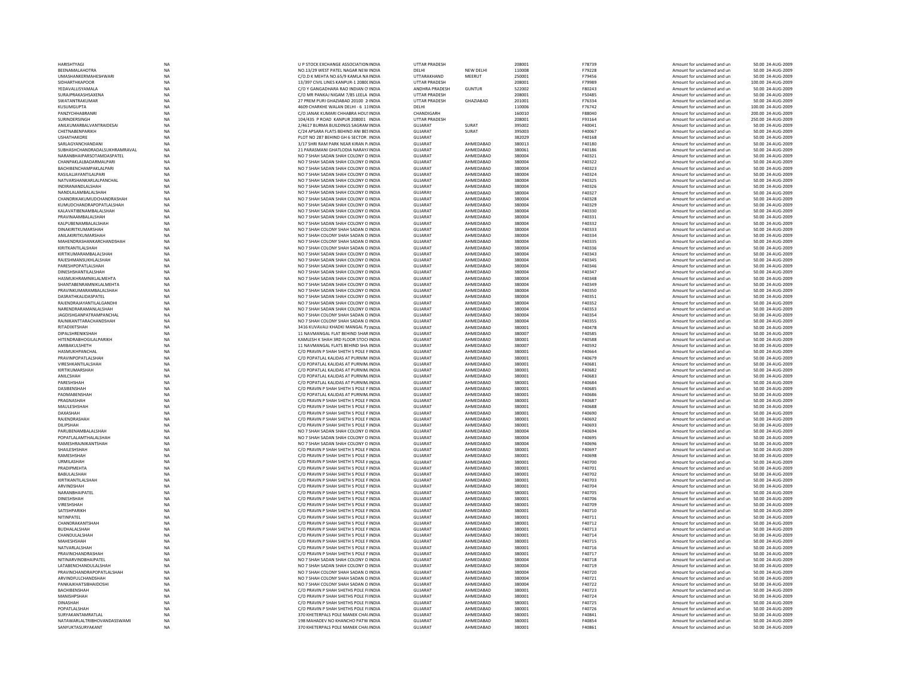| | | | | | | | | | | |
|---|---|---|---|---|---|---|---|---|---|---|
| HARISHTYAGI | NA | U P STOCK EXCHANGE ASSOCIATION INDIA | UTTAR PRADESH | | 208001 | F78739 | Amount for unclaimed and un | 50.00 | 24-AUG-2009 |
| BEENAMALAHOTRA | NA | NO.13/29 WEST PATEL NAGAR NEW INDIA | DELHI | NEW DELHI | 110008 | F79228 | Amount for unclaimed and un | 50.00 | 24-AUG-2009 |
| UMASHANKERMAHESHWARI | NA | C/O.D K MEHTA NO.65/9 KAMLA NA INDIA | UTTARAKHAND | MEERUT | 250001 | F79456 | Amount for unclaimed and un | 50.00 | 24-AUG-2009 |
| SIDHARTHKAPOOR | NA | 13/397 CIVIL LINES KANPUR-1 2080( INDIA | UTTAR PRADESH | | 208001 | F79989 | Amount for unclaimed and un | 100.00 | 24-AUG-2009 |
| YEDAVALLISYAMALA | NA | C/O Y GANGADHARA RAO INDIAN O INDIA | ANDHRA PRADESH | GUNTUR | 522002 | F80243 | Amount for unclaimed and un | 50.00 | 24-AUG-2009 |
| SURAJPRAKASHSAXENA | NA | C/O MR PANKAJ NIGAM 7/85 LEELA INDIA | UTTAR PRADESH | | 208001 | F50485 | Amount for unclaimed and un | 50.00 | 24-AUG-2009 |
| SWATANTRAKUMAR | NA | 27 PREM PURI GHAZIABAD 201001 2 INDIA | UTTAR PRADESH | GHAZIABAD | 201001 | F76334 | Amount for unclaimed and un | 50.00 | 24-AUG-2009 |
| KUSUMGUPTA | NA | 4609 CHARKHE WALAN DELHI - 6 11 INDIA | DELHI | | 110006 | F76742 | Amount for unclaimed and un | 100.00 | 24-AUG-2009 |
| PANZYCHHABRANRI | NA | C/O JANAK KUMARI CHHABRA HOUS INDIA | CHANDIGARH | | 160010 | F88040 | Amount for unclaimed and un | 200.00 | 24-AUG-2009 |
| SURINDERSINGH | NA | 104/435 P ROAD KANPUR 208001 INDIA | UTTAR PRADESH | | 208001 | F93164 | Amount for unclaimed and un | 250.00 | 24-AUG-2009 |
| ANILKUMARBALVANTRAIDESAI | NA | 2/4617 BURMA BUILDINGS SAGRAM INDIA | GUJARAT | SURAT | 395002 | F40041 | Amount for unclaimed and un | 50.00 | 24-AUG-2009 |
| CHETNABENPARIKH | NA | C/24 APSARA FLATS BEHIND ANI BES INDIA | GUJARAT | SURAT | 395003 | F40067 | Amount for unclaimed and un | 50.00 | 24-AUG-2009 |
| USHATHAKORE | NA | PLOT NO 287 BEHIND GH 6 SECTOR INDIA | GUJARAT | | 382029 | F40168 | Amount for unclaimed and un | 50.00 | 24-AUG-2009 |
| SARLAGYANCHANDANI | NA | 3/17 SHRI RAM PARK NEAR KIRAN P. INDIA | GUJARAT | AHMEDABAD | 380013 | F40180 | Amount for unclaimed and un | 50.00 | 24-AUG-2009 |
| SUBHASHCHANDRADALSUKHRAMRAVAL | NA | 21 PARASMANI GHATLODIA NARAYA INDIA | GUJARAT | AHMEDABAD | 380061 | F40186 | Amount for unclaimed and un | 50.00 | 24-AUG-2009 |
| NARANBHAIPARSOTAMDASPATEL | NA | NO 7 SHAH SADAN SHAH COLONY O INDIA | GUJARAT | AHMEDABAD | 380004 | F40321 | Amount for unclaimed and un | 50.00 | 24-AUG-2009 |
| CHANPAKLALBADARMALPARI | NA | NO 7 SHAH SADAN SHAH COLONY O INDIA | GUJARAT | AHMEDABAD | 380004 | F40322 | Amount for unclaimed and un | 50.00 | 24-AUG-2009 |
| BACHIBENCHAMPAKLALPARI | NA | NO 7 SHAH SADAN SHAH COLONY O INDIA | GUJARAT | AHMEDABAD | 380004 | F40323 | Amount for unclaimed and un | 50.00 | 24-AUG-2009 |
| RASILALJAYANTILALPARI | NA | NO 7 SHAH SADAN SHAH COLONY O INDIA | GUJARAT | AHMEDABAD | 380004 | F40324 | Amount for unclaimed and un | 50.00 | 24-AUG-2009 |
| NATVARSHANKARLALPANCHAL | NA | NO 7 SHAH SADAN SHAH COLONY O INDIA | GUJARAT | AHMEDABAD | 380004 | F40325 | Amount for unclaimed and un | 50.00 | 24-AUG-2009 |
| INDIRANANDLALSHAH | NA | NO 7 SHAH SADAN SHAH COLONY O INDIA | GUJARAT | AHMEDABAD | 380004 | F40326 | Amount for unclaimed and un | 50.00 | 24-AUG-2009 |
| NANDLALAMBALALSHAH | NA | NO 7 SHAH SADAN SHAH COLONY O INDIA | GUJARAT | AHMEDABAD | 380004 | F40327 | Amount for unclaimed and un | 50.00 | 24-AUG-2009 |
| CHANDRIKAKUMUDCHANDRASHAH | NA | NO 7 SHAH SADAN SHAH COLONY O INDIA | GUJARAT | AHMEDABAD | 380004 | F40328 | Amount for unclaimed and un | 50.00 | 24-AUG-2009 |
| KUMUDCHANDRAPOPATLALSHAH | NA | NO 7 SHAH SADAN SHAH COLONY O INDIA | GUJARAT | AHMEDABAD | 380004 | F40329 | Amount for unclaimed and un | 50.00 | 24-AUG-2009 |
| KALAVATIBENAMBALALSHAH | NA | NO 7 SHAH SADAN SHAH COLONY O INDIA | GUJARAT | AHMEDABAD | 380004 | F40330 | Amount for unclaimed and un | 50.00 | 24-AUG-2009 |
| PRAVINAAMBALALSHAH | NA | NO 7 SHAH SADAN SHAH COLONY O INDIA | GUJARAT | AHMEDABAD | 380004 | F40331 | Amount for unclaimed and un | 50.00 | 24-AUG-2009 |
| KALPUBENAMBALALSHAH | NA | NO 7 SHAH SADAN SHAH COLONY O INDIA | GUJARAT | AHMEDABAD | 380004 | F40332 | Amount for unclaimed and un | 50.00 | 24-AUG-2009 |
| DINAKIRITKUMARSHAH | NA | NO 7 SHAH COLONY SHAH SADAN O INDIA | GUJARAT | AHMEDABAD | 380004 | F40333 | Amount for unclaimed and un | 50.00 | 24-AUG-2009 |
| ANILAKIRITKUMARSHAH | NA | NO 7 SHAH COLONY SHAH SADAN O INDIA | GUJARAT | AHMEDABAD | 380004 | F40334 | Amount for unclaimed and un | 50.00 | 24-AUG-2009 |
| MAHENDRASHANKARCHANDSHAH | NA | NO 7 SHAH COLONY SHAH SADAN O INDIA | GUJARAT | AHMEDABAD | 380004 | F40335 | Amount for unclaimed and un | 50.00 | 24-AUG-2009 |
| KIRITKANTILALSHAH | NA | NO 7 SHAH COLONY SHAH SADAN O INDIA | GUJARAT | AHMEDABAD | 380004 | F40336 | Amount for unclaimed and un | 50.00 | 24-AUG-2009 |
| KIRTIKUMARAMBALALSHAH | NA | NO 7 SHAH SADAN SHAH COLONY O INDIA | GUJARAT | AHMEDABAD | 380004 | F40343 | Amount for unclaimed and un | 50.00 | 24-AUG-2009 |
| RAJESHMANSUKHLALSHAH | NA | NO 7 SHAH SADAN SHAH COLONY O INDIA | GUJARAT | AHMEDABAD | 380004 | F40345 | Amount for unclaimed and un | 50.00 | 24-AUG-2009 |
| PARESHPOPATLALSHAH | NA | NO 7 SHAH SADAN SHAH COLONY O INDIA | GUJARAT | AHMEDABAD | 380004 | F40346 | Amount for unclaimed and un | 50.00 | 24-AUG-2009 |
| DINESHSHANTILALSHAH | NA | NO 7 SHAH SADAN SHAH COLONY O INDIA | GUJARAT | AHMEDABAD | 380004 | F40347 | Amount for unclaimed and un | 50.00 | 24-AUG-2009 |
| HASMUKHRAMNIKLALMEHTA | NA | NO 7 SHAH SADAN SHAH COLONY O INDIA | GUJARAT | AHMEDABAD | 380004 | F40348 | Amount for unclaimed and un | 50.00 | 24-AUG-2009 |
| SHANTABENRAMNIKLALMEHTA | NA | NO 7 SHAH SADAN SHAH COLONY O INDIA | GUJARAT | AHMEDABAD | 380004 | F40349 | Amount for unclaimed and un | 50.00 | 24-AUG-2009 |
| PRAVINKUMARAMBALALSHAH | NA | NO 7 SHAH SADAN SHAH COLONY O INDIA | GUJARAT | AHMEDABAD | 380004 | F40350 | Amount for unclaimed and un | 50.00 | 24-AUG-2009 |
| DASRATHKALIDASPATEL | NA | NO 7 SHAH SADAN SHAH COLONY O INDIA | GUJARAT | AHMEDABAD | 380004 | F40351 | Amount for unclaimed and un | 50.00 | 24-AUG-2009 |
| RAJENDRAJAYANTILALGANDHI | NA | NO 7 SHAH SADAN SHAH COLONY O INDIA | GUJARAT | AHMEDABAD | 380004 | F40352 | Amount for unclaimed and un | 50.00 | 24-AUG-2009 |
| NARENDRARAMANLALSHAH | NA | NO 7 SHAH SADAN SHAH COLONY O INDIA | GUJARAT | AHMEDABAD | 380004 | F40353 | Amount for unclaimed and un | 50.00 | 24-AUG-2009 |
| JAGDISHGANPATRAMPANCHAL | NA | NO 7 SHAH COLONY SHAH SADAN O INDIA | GUJARAT | AHMEDABAD | 380004 | F40354 | Amount for unclaimed and un | 50.00 | 24-AUG-2009 |
| RAJNIKANTTARACHANDSHAH | NA | NO 7 SHAH COLONY SHAH SADAN O INDIA | GUJARAT | AHMEDABAD | 380004 | F40355 | Amount for unclaimed and un | 50.00 | 24-AUG-2009 |
| RITADIXITSHAH | NA | 3416 KUVAVALI KHADKI MANGAL P. INDIA | GUJARAT | AHMEDABAD | 380001 | F40478 | Amount for unclaimed and un | 50.00 | 24-AUG-2009 |
| DIPALSHRENIKSHAH | NA | 11 NAVMANGAL FLAT BEHIND SHAR INDIA | GUJARAT | AHMEDABAD | 380007 | F40585 | Amount for unclaimed and un | 50.00 | 24-AUG-2009 |
| HITENDRABHOGILALPARIKH | NA | KAMLESH K SHAH 3RD FLOOR STOCI INDIA | GUJARAT | AHMEDABAD | 380001 | F40588 | Amount for unclaimed and un | 50.00 | 24-AUG-2009 |
| AMIBAKULSHETH | NA | 11 NAVMANGAL FLATS BEHIND SHA INDIA | GUJARAT | AHMEDABAD | 380007 | F40592 | Amount for unclaimed and un | 50.00 | 24-AUG-2009 |
| HASMUKHPANCHAL | NA | C/O PRAVIN P SHAH SHETH S POLE F INDIA | GUJARAT | AHMEDABAD | 380001 | F40664 | Amount for unclaimed and un | 50.00 | 24-AUG-2009 |
| PRAVINPOPATLALSHAH | NA | C/O POPATLAL KALIDAS AT PURNIM INDIA | GUJARAT | AHMEDABAD | 380001 | F40679 | Amount for unclaimed and un | 50.00 | 24-AUG-2009 |
| VIRESHKANTILALSHAH | NA | C/O POPATLAL KALIDAS AT PURNIM INDIA | GUJARAT | AHMEDABAD | 380001 | F40681 | Amount for unclaimed and un | 50.00 | 24-AUG-2009 |
| KIRTIKUMARSHAH | NA | C/O POPATLAL KALIDAS AT PURNIM INDIA | GUJARAT | AHMEDABAD | 380001 | F40682 | Amount for unclaimed and un | 50.00 | 24-AUG-2009 |
| ANILSHAH | NA | C/O POPATLAL KALIDAS AT PURNIM INDIA | GUJARAT | AHMEDABAD | 380001 | F40683 | Amount for unclaimed and un | 50.00 | 24-AUG-2009 |
| PARESHSHAH | NA | C/O POPATLAL KALIDAS AT PURNIM INDIA | GUJARAT | AHMEDABAD | 380001 | F40684 | Amount for unclaimed and un | 50.00 | 24-AUG-2009 |
| DASIBENSHAH | NA | C/O PRAVIN P SHAH SHETH S POLE F INDIA | GUJARAT | AHMEDABAD | 380001 | F40685 | Amount for unclaimed and un | 50.00 | 24-AUG-2009 |
| PADMABENSHAH | NA | C/O POPATLAL KALIDAS AT PURNIM INDIA | GUJARAT | AHMEDABAD | 380001 | F40686 | Amount for unclaimed and un | 50.00 | 24-AUG-2009 |
| PRAGNASHAH | NA | C/O PRAVIN P SHAH SHETH S POLE F INDIA | GUJARAT | AHMEDABAD | 380001 | F40687 | Amount for unclaimed and un | 50.00 | 24-AUG-2009 |
| MAULESHSHAH | NA | C/O PRAVIN P SHAH SHETH S POLE F INDIA | GUJARAT | AHMEDABAD | 380001 | F40688 | Amount for unclaimed and un | 50.00 | 24-AUG-2009 |
| DAXASHAH | NA | C/O PRAVIN P SHAH SHETH S POLE F INDIA | GUJARAT | AHMEDABAD | 380001 | F40690 | Amount for unclaimed and un | 50.00 | 24-AUG-2009 |
| RAJENDRASHAH | NA | C/O PRAVIN P SHAH SHETH S POLE F INDIA | GUJARAT | AHMEDABAD | 380001 | F40692 | Amount for unclaimed and un | 50.00 | 24-AUG-2009 |
| DILIPSHAH | NA | C/O PRAVIN P SHAH SHETH S POLE F INDIA | GUJARAT | AHMEDABAD | 380001 | F40693 | Amount for unclaimed and un | 50.00 | 24-AUG-2009 |
| PARUBENAMBALALSHAH | NA | NO 7 SHAH SADAN SHAH COLONY O INDIA | GUJARAT | AHMEDABAD | 380004 | F40694 | Amount for unclaimed and un | 50.00 | 24-AUG-2009 |
| POPATLALAMTHALALSHAH | NA | NO 7 SHAH SADAN SHAH COLONY O INDIA | GUJARAT | AHMEDABAD | 380004 | F40695 | Amount for unclaimed and un | 50.00 | 24-AUG-2009 |
| RAMESHRAJNIKANTSHAH | NA | NO 7 SHAH SADAN SHAH COLONY O INDIA | GUJARAT | AHMEDABAD | 380004 | F40696 | Amount for unclaimed and un | 50.00 | 24-AUG-2009 |
| SHAILESHSHAH | NA | C/O PRAVIN P SHAH SHETH S POLE F INDIA | GUJARAT | AHMEDABAD | 380001 | F40697 | Amount for unclaimed and un | 50.00 | 24-AUG-2009 |
| RAMESHSHAH | NA | C/O PRAVIN P SHAH SHETH S POLE F INDIA | GUJARAT | AHMEDABAD | 380001 | F40698 | Amount for unclaimed and un | 50.00 | 24-AUG-2009 |
| URMILASHAH | NA | C/O PRAVIN P SHAH SHETH S POLE F INDIA | GUJARAT | AHMEDABAD | 380001 | F40700 | Amount for unclaimed and un | 50.00 | 24-AUG-2009 |
| PRADIPMEHTA | NA | C/O PRAVIN P SHAH SHETH S POLE F INDIA | GUJARAT | AHMEDABAD | 380001 | F40701 | Amount for unclaimed and un | 50.00 | 24-AUG-2009 |
| BABULALSHAH | NA | C/O PRAVIN P SHAH SHETH S POLE F INDIA | GUJARAT | AHMEDABAD | 380001 | F40702 | Amount for unclaimed and un | 50.00 | 24-AUG-2009 |
| KIRTIKANTILALSHAH | NA | C/O PRAVIN P SHAH SHETH S POLE F INDIA | GUJARAT | AHMEDABAD | 380001 | F40703 | Amount for unclaimed and un | 50.00 | 24-AUG-2009 |
| ARVINDSHAH | NA | C/O PRAVIN P SHAH SHETH S POLE F INDIA | GUJARAT | AHMEDABAD | 380001 | F40704 | Amount for unclaimed and un | 50.00 | 24-AUG-2009 |
| NARANBHAIPATEL | NA | C/O PRAVIN P SHAH SHETH S POLE F INDIA | GUJARAT | AHMEDABAD | 380001 | F40705 | Amount for unclaimed and un | 50.00 | 24-AUG-2009 |
| DINESHSHAH | NA | C/O PRAVIN P SHAH SHETH S POLE F INDIA | GUJARAT | AHMEDABAD | 380001 | F40706 | Amount for unclaimed and un | 50.00 | 24-AUG-2009 |
| VIRESHSHAH | NA | C/O PRAVIN P SHAH SHETH S POLE F INDIA | GUJARAT | AHMEDABAD | 380001 | F40709 | Amount for unclaimed and un | 50.00 | 24-AUG-2009 |
| SATISHPARIKH | NA | C/O PRAVIN P SHAH SHETH S POLE F INDIA | GUJARAT | AHMEDABAD | 380001 | F40710 | Amount for unclaimed and un | 50.00 | 24-AUG-2009 |
| NITINPATEL | NA | C/O PRAVIN P SHAH SHETH S POLE F INDIA | GUJARAT | AHMEDABAD | 380001 | F40711 | Amount for unclaimed and un | 50.00 | 24-AUG-2009 |
| CHANDRAKANTSHAH | NA | C/O PRAVIN P SHAH SHETH S POLE F INDIA | GUJARAT | AHMEDABAD | 380001 | F40712 | Amount for unclaimed and un | 50.00 | 24-AUG-2009 |
| BUDHALALSHAH | NA | C/O PRAVIN P SHAH SHETH S POLE F INDIA | GUJARAT | AHMEDABAD | 380001 | F40713 | Amount for unclaimed and un | 50.00 | 24-AUG-2009 |
| CHANDULALSHAH | NA | C/O PRAVIN P SHAH SHETH S POLE F INDIA | GUJARAT | AHMEDABAD | 380001 | F40714 | Amount for unclaimed and un | 50.00 | 24-AUG-2009 |
| MAHESHSHAH | NA | C/O PRAVIN P SHAH SHETH S POLE F INDIA | GUJARAT | AHMEDABAD | 380001 | F40715 | Amount for unclaimed and un | 50.00 | 24-AUG-2009 |
| NATVARLALSHAH | NA | C/O PRAVIN P SHAH SHETH S POLE F INDIA | GUJARAT | AHMEDABAD | 380001 | F40716 | Amount for unclaimed and un | 50.00 | 24-AUG-2009 |
| PRAVINCHANDRASHAH | NA | C/O PRAVIN P SHAH SHETH S POLE F INDIA | GUJARAT | AHMEDABAD | 380001 | F40717 | Amount for unclaimed and un | 50.00 | 24-AUG-2009 |
| NITINARVINDBHAIPATEL | NA | NO 7 SHAH SADAN SHAH COLONY O INDIA | GUJARAT | AHMEDABAD | 380004 | F40718 | Amount for unclaimed and un | 50.00 | 24-AUG-2009 |
| LATABENCHANDULALSHAH | NA | NO 7 SHAH SADAN SHAH COLONY O INDIA | GUJARAT | AHMEDABAD | 380004 | F40719 | Amount for unclaimed and un | 50.00 | 24-AUG-2009 |
| PRAVINCHANDRAPOPATLALSHAH | NA | NO 7 SHAH COLONY SHAH SADAN O INDIA | GUJARAT | AHMEDABAD | 380004 | F40720 | Amount for unclaimed and un | 50.00 | 24-AUG-2009 |
| ARVINDFULCHANDSHAH | NA | NO 7 SHAH COLONY SHAH SADAN O INDIA | GUJARAT | AHMEDABAD | 380004 | F40721 | Amount for unclaimed and un | 50.00 | 24-AUG-2009 |
| PANKAJKHATSIBHAIDOSHI | NA | NO 7 SHAH COLONY SHAH SADAN O INDIA | GUJARAT | AHMEDABAD | 380004 | F40722 | Amount for unclaimed and un | 50.00 | 24-AUG-2009 |
| BACHIBENSHAH | NA | C/O PRAVIN P SHAH SHETHS POLE FI INDIA | GUJARAT | AHMEDABAD | 380001 | F40723 | Amount for unclaimed and un | 50.00 | 24-AUG-2009 |
| MANISHPSHAH | NA | C/O PRAVIN P SHAH SHETHS POLE FI INDIA | GUJARAT | AHMEDABAD | 380001 | F40724 | Amount for unclaimed and un | 50.00 | 24-AUG-2009 |
| DINASHAH | NA | C/O PRAVIN P SHAH SHETHS POLE FI INDIA | GUJARAT | AHMEDABAD | 380001 | F40725 | Amount for unclaimed and un | 50.00 | 24-AUG-2009 |
| POPATLALSHAH | NA | C/O PRAVIN P SHAH SHETHS POLE FI INDIA | GUJARAT | AHMEDABAD | 380001 | F40726 | Amount for unclaimed and un | 50.00 | 24-AUG-2009 |
| SURYAKANTAMRATLAL | NA | 370 KHETERPALS POLE MANEK CHA\ INDIA | GUJARAT | AHMEDABAD | 380001 | F40841 | Amount for unclaimed and un | 50.00 | 24-AUG-2009 |
| NATAWARLALTRIBHOVANDASSWAMI | NA | 198 MAHADEV NO KHANCHO PATW INDIA | GUJARAT | AHMEDABAD | 380001 | F40854 | Amount for unclaimed and un | 50.00 | 24-AUG-2009 |
| SANYUKTASURYAKANT | NA | 370 KHETERPALS POLE MANEK CHA\ INDIA | GUJARAT | AHMEDABAD | 380001 | F40861 | Amount for unclaimed and un | 50.00 | 24-AUG-2009 |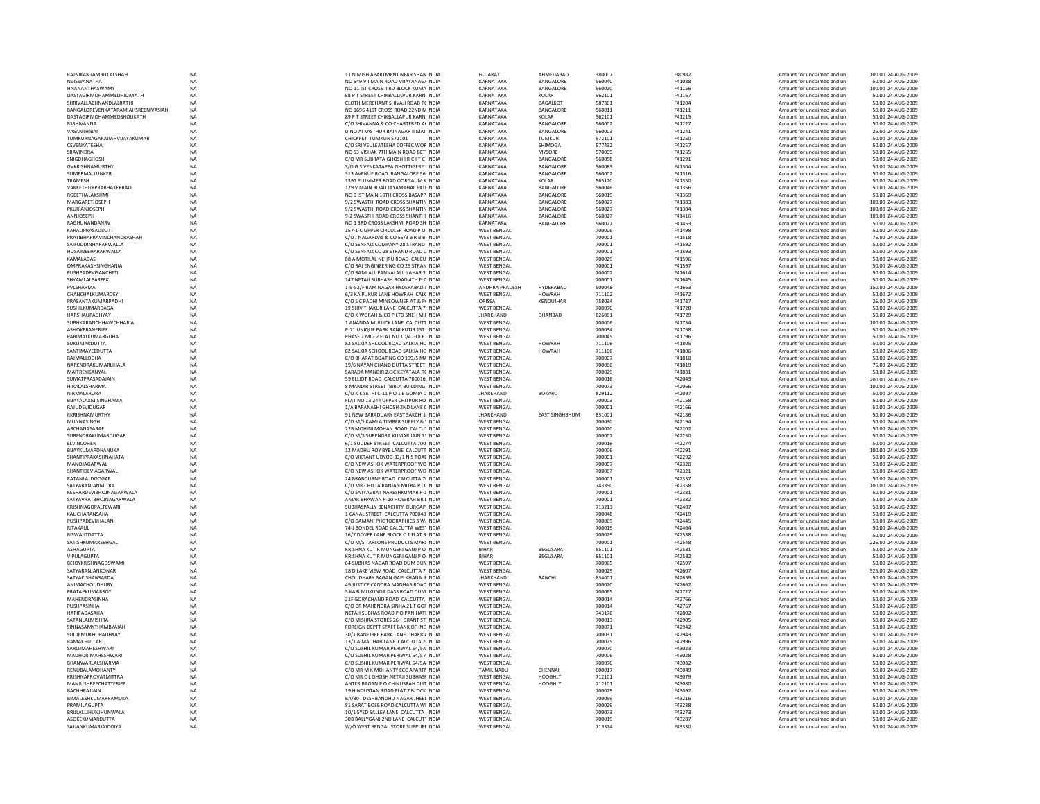| | | | | | | | | | | |
|---|---|---|---|---|---|---|---|---|---|---|
| RAJNIKANTAMRITLALSHAH | NA | 11 NIMISH APARTMENT NEAR SHAN INDIA | GUJARAT | AHMEDABAD | 380007 | F40982 | Amount for unclaimed and un | 100.00 | 24-AUG-2009 |
| NVISWANATHA | NA | NO 549 VII MAIN ROAD VIJAYANAG/ INDIA | KARNATAKA | BANGALORE | 560040 | F41088 | Amount for unclaimed and un | 50.00 | 24-AUG-2009 |
| HNANANTHASWAMY | NA | NO 11 IST CROSS IIIRD BLOCK KUMA INDIA | KARNATAKA | BANGALORE | 560020 | F41156 | Amount for unclaimed and un | 100.00 | 24-AUG-2009 |
| DASTAGIRMOHAMMEDHIDAYATH | NA | 68 P T STREET CHIKBALLAPUR KARN/ INDIA | KARNATAKA | KOLAR | 562101 | F41167 | Amount for unclaimed and un | 50.00 | 24-AUG-2009 |
| SHRIVALLABHNANDLALRATHI | NA | CLOTH MERCHANT SHIVAJI ROAD PC INDIA | KARNATAKA | BAGALKOT | 587301 | F41204 | Amount for unclaimed and un | 50.00 | 24-AUG-2009 |
| BANGALOREVENKATARAMIAHSREENIVASIAH | NA | NO 1696 41ST CROSS ROAD 22ND M INDIA | KARNATAKA | BANGALORE | 560011 | F41211 | Amount for unclaimed and un | 50.00 | 24-AUG-2009 |
| DASTAGIRMOHAMMEDSHOUKATH | NA | 89 P T STREET CHIKBALLAPUR KARN/ INDIA | KARNATAKA | KOLAR | 562101 | F41215 | Amount for unclaimed and un | 50.00 | 24-AUG-2009 |
| BSSHIVANNA | NA | C/O SHIVANNA & CO CHARTERED AC INDIA | KARNATAKA | BANGALORE | 560002 | F41227 | Amount for unclaimed and un | 50.00 | 24-AUG-2009 |
| VASANTHIBAI | NA | D NO AI KASTHUR BAINAGAR II MAII INDIA | KARNATAKA | BANGALORE | 560003 | F41241 | Amount for unclaimed and un | 25.00 | 24-AUG-2009 |
| TUMKURNAGARAJAHVIJAYAKUMAR | NA | CHICKPET TUMKUR 572101 INDIA | KARNATAKA | TUMKUR | 572101 | F41250 | Amount for unclaimed and un | 50.00 | 24-AUG-2009 |
| CSVENKATESHA | NA | C/O SRI VEULEATESHA COFFEC WOR INDIA | KARNATAKA | SHIMOGA | 577432 | F41257 | Amount for unclaimed and un | 50.00 | 24-AUG-2009 |
| SRAVINDRA | NA | NO 53 VISHAK 7TH MAIN ROAD BETI INDIA | KARNATAKA | MYSORE | 570009 | F41265 | Amount for unclaimed and un | 50.00 | 24-AUG-2009 |
| SNIGDHAGHOSH | NA | C/O MR SUBRATA GHOSH I R C I T C INDIA | KARNATAKA | BANGALORE | 560058 | F41291 | Amount for unclaimed and un | 50.00 | 24-AUG-2009 |
| GVKRISHNAMURTHY | NA | S/O G S VENKATAPPA GHOTTIGERE I INDIA | KARNATAKA | BANGALORE | 560083 | F41304 | Amount for unclaimed and un | 50.00 | 24-AUG-2009 |
| SUMERMALLUNKER | NA | 313 AVENUE ROAD BANGALORE 56 INDIA | KARNATAKA | BANGALORE | 560002 | F41316 | Amount for unclaimed and un | 50.00 | 24-AUG-2009 |
| TRAMESH | NA | 1391 PLUMMER ROAD OORGAUM K INDIA | KARNATAKA | KOLAR | 563120 | F41350 | Amount for unclaimed and un | 50.00 | 24-AUG-2009 |
| VAKKETHURPRABHAKERRAO | NA | 129 V MAIN ROAD JAYAMAHAL EXTE INDIA | KARNATAKA | BANGALORE | 560046 | F41356 | Amount for unclaimed and un | 50.00 | 24-AUG-2009 |
| RGEETHALAKSHMI | NA | NO 9 IST MAIN 10TH CROSS BASAPP INDIA | KARNATAKA | BANGALORE | 560019 | F41369 | Amount for unclaimed and un | 50.00 | 24-AUG-2009 |
| MARGARETJOSEPH | NA | 9/2 SWASTHI ROAD CROSS SHANTIN INDIA | KARNATAKA | BANGALORE | 560027 | F41383 | Amount for unclaimed and un | 100.00 | 24-AUG-2009 |
| PKURIANJOSEPH | NA | 9/2 SWASTHI ROAD CROSS SHANTIN INDIA | KARNATAKA | BANGALORE | 560027 | F41384 | Amount for unclaimed and un | 100.00 | 24-AUG-2009 |
| ANNJOSEPH | NA | 9-2 SWASTHI ROAD CROSS SHANTHI INDIA | KARNATAKA | BANGALORE | 560027 | F41416 | Amount for unclaimed and un | 100.00 | 24-AUG-2009 |
| RAGHUNANDANRV | NA | NO 1 3RD CROSS LAKSHMI ROAD SH INDIA | KARNATAKA | BANGALORE | 560027 | F41453 | Amount for unclaimed and un | 50.00 | 24-AUG-2009 |
| KARALIPRASADDUTT | NA | 157-1-C UPPER CIRCULER ROAD P O INDIA | WEST BENGAL | | 700006 | F41498 | Amount for unclaimed and un | 50.00 | 24-AUG-2009 |
| PRATIBHAPRAVINCHANDRASHAH | NA | C/O J NAGARDAS & CO 55/3 B R B B INDIA | WEST BENGAL | | 700001 | F41518 | Amount for unclaimed and un | 75.00 | 24-AUG-2009 |
| SAIFUDDINHARARWALLA | NA | C/O SENFAIZ COMPANY 28 STRAND INDIA | WEST BENGAL | | 700001 | F41592 | Amount for unclaimed and un | 50.00 | 24-AUG-2009 |
| HUSAINEEHARARWALLA | NA | C/O SENFAIZ CO 28 STRAND ROAD C INDIA | WEST BENGAL | | 700001 | F41593 | Amount for unclaimed and un | 50.00 | 24-AUG-2009 |
| KAMALADAS | NA | 88 A MOTILAL NEHRU ROAD CALCU INDIA | WEST BENGAL | | 700029 | F41596 | Amount for unclaimed and un | 50.00 | 24-AUG-2009 |
| OMPRAKASHSINGHANIA | NA | C/O RAJ ENGINEERING CO 25 STRAN INDIA | WEST BENGAL | | 700001 | F41597 | Amount for unclaimed and un | 50.00 | 24-AUG-2009 |
| PUSHPADEVISANCHETI | NA | C/O RAMLALL PANNALALL NAHAR 3 INDIA | WEST BENGAL | | 700007 | F41614 | Amount for unclaimed and un | 50.00 | 24-AUG-2009 |
| SHYAMLALPAREEK | NA | 147 NETAJI SUBHASH ROAD 4TH FLC INDIA | WEST BENGAL | | 700001 | F41645 | Amount for unclaimed and un | 50.00 | 24-AUG-2009 |
| PVLSHARMA | NA | 1-9-52/F RAM NAGAR HYDERABAD S INDIA | ANDHRA PRADESH | HYDERABAD | 500048 | F41663 | Amount for unclaimed and un | 150.00 | 24-AUG-2009 |
| CHANCHALKUMARDEY | NA | 6/3 KAIPUKUR LANE HOWRAH CALC INDIA | WEST BENGAL | HOWRAH | 711102 | F41672 | Amount for unclaimed and un | 50.00 | 24-AUG-2009 |
| PRASANTAKUMARPADHI | NA | C/O S C PADHI MINEOWNER AT & P( INDIA | ORISSA | KENDUJHAR | 758034 | F41727 | Amount for unclaimed and un | 25.00 | 24-AUG-2009 |
| SUSHILKUMARDAGA | NA | 19 SHIV THAKUR LANE CALCUTTA 7 INDIA | WEST BENGAL | | 700070 | F41728 | Amount for unclaimed and un | 50.00 | 24-AUG-2009 |
| HARSHAUPADHYAY | NA | C/O K WORAH & CO P LTD SNEH MIL INDIA | JHARKHAND | DHANBAD | 826001 | F41729 | Amount for unclaimed and un | 50.00 | 24-AUG-2009 |
| SUBHKARANCHHAWCHHARIA | NA | 1 ANANDA MULLICK LANE CALCUTT INDIA | WEST BENGAL | | 700006 | F41754 | Amount for unclaimed and un | 100.00 | 24-AUG-2009 |
| ASHOKEBANERJEE | NA | P-71 UNIQUE PARK RANI KUTIR 1ST INDIA | WEST BENGAL | | 700034 | F41768 | Amount for unclaimed and un | 50.00 | 24-AUG-2009 |
| PARIMALKUMARGUHA | NA | PHASE 2 MIG 2 FLAT NO 10/4 GOLF INDIA | WEST BENGAL | | 700045 | F41796 | Amount for unclaimed and un | 50.00 | 24-AUG-2009 |
| SUKUMARDUTTA | NA | 82 SALKIA SHCOOL ROAD SALKIA HO INDIA | WEST BENGAL | HOWRAH | 711106 | F41805 | Amount for unclaimed and un | 50.00 | 24-AUG-2009 |
| SANTIMAYEEDUTTA | NA | 82 SALKIA SCHOOL ROAD SALKIA HO INDIA | WEST BENGAL | HOWRAH | 711106 | F41806 | Amount for unclaimed and un | 50.00 | 24-AUG-2009 |
| RAJMALLODHA | NA | C/O BHARAT BOATING CO 199/5 MA INDIA | WEST BENGAL | | 700007 | F41810 | Amount for unclaimed and un | 50.00 | 24-AUG-2009 |
| NARENDRAKUMARLIHALA | NA | 19/6 NAYAN CHAND DUTTA STREET INDIA | WEST BENGAL | | 700006 | F41819 | Amount for unclaimed and un | 75.00 | 24-AUG-2009 |
| MAITREYISANYAL | NA | SARADA MANDIR 2/3C KEYATALA RC INDIA | WEST BENGAL | | 700029 | F41831 | Amount for unclaimed and un | 50.00 | 24-AUG-2009 |
| SUMATPRASADAJAIN | NA | 59 ELLIOT ROAD CALCUTTA 700016 INDIA | WEST BENGAL | | 700016 | F42043 | Amount for unclaimed and un | 200.00 | 24-AUG-2009 |
| HIRALALSHARMA | NA | 8 MANDIR STREET (BIRLA BUILDING) INDIA | WEST BENGAL | | 700073 | F42066 | Amount for unclaimed and un | 100.00 | 24-AUG-2009 |
| NIRMALARORA | NA | C/O K K SETHI C-11 P O 1 E GOMIA D INDIA | JHARKHAND | BOKARO | 829112 | F42097 | Amount for unclaimed and un | 50.00 | 24-AUG-2009 |
| BIJAYALAXMISINGHANIA | NA | FLAT NO 13 244 UPPER CHITPUR RO INDIA | WEST BENGAL | | 700003 | F42158 | Amount for unclaimed and un | 50.00 | 24-AUG-2009 |
| RAJUDEVIDUGAR | NA | 1/A BARANASHI GHOSH 2ND LANE C INDIA | WEST BENGAL | | 700001 | F42166 | Amount for unclaimed and un | 50.00 | 24-AUG-2009 |
| RKRISHNAMURTHY | NA | 91 NEW BARADUARY EAST SAKCHI J INDIA | JHARKHAND | EAST SINGHBHUM | 831001 | F42186 | Amount for unclaimed and un | 50.00 | 24-AUG-2009 |
| MUNNASINGH | NA | C/O M/S KAMLA TIMBER SUPPLY & I INDIA | WEST BENGAL | | 700030 | F42194 | Amount for unclaimed and un | 50.00 | 24-AUG-2009 |
| ARCHANASARAF | NA | 22B MOHINI MOHAN ROAD CALCU INDIA | WEST BENGAL | | 700020 | F42202 | Amount for unclaimed and un | 50.00 | 24-AUG-2009 |
| SURENDRAKUMARDUGAR | NA | C/O M/S SURENDRA KUMAR JAIN 11 INDIA | WEST BENGAL | | 700007 | F42250 | Amount for unclaimed and un | 50.00 | 24-AUG-2009 |
| ELVINCOHEN | NA | 6/1 SUDDER STREET CALCUTTA 700 INDIA | WEST BENGAL | | 700016 | F42274 | Amount for unclaimed and un | 50.00 | 24-AUG-2009 |
| BIJAYKUMARDHANUKA | NA | 12 MADHU ROY BYE LANE CALCUTT INDIA | WEST BENGAL | | 700006 | F42291 | Amount for unclaimed and un | 100.00 | 24-AUG-2009 |
| SHANTIPRAKASHNAHATA | NA | C/O VIKRANT UDYOG 33/1 N S ROAL INDIA | WEST BENGAL | | 700001 | F42292 | Amount for unclaimed and un | 50.00 | 24-AUG-2009 |
| MANOJAGARWAL | NA | C/O NEW ASHOK WATERPROOF WO INDIA | WEST BENGAL | | 700007 | F42320 | Amount for unclaimed and un | 50.00 | 24-AUG-2009 |
| SHANTIDEVIAGARWAL | NA | C/O NEW ASHOK WATERPROOF WO INDIA | WEST BENGAL | | 700007 | F42321 | Amount for unclaimed and un | 50.00 | 24-AUG-2009 |
| RATANLALDOOGAR | NA | 24 BRABOURNE ROAD CALCUTTA 7( INDIA | WEST BENGAL | | 700001 | F42357 | Amount for unclaimed and un | 50.00 | 24-AUG-2009 |
| SATYARANJANMITRA | NA | C/O MR CHITTA RANJAN MITRA P O INDIA | WEST BENGAL | | 743350 | F42358 | Amount for unclaimed and un | 100.00 | 24-AUG-2009 |
| KESHARDEVIBHOJNAGARWALA | NA | C/O SATYAVRAT NARESHKUMAR P-1 INDIA | WEST BENGAL | | 700001 | F42381 | Amount for unclaimed and un | 50.00 | 24-AUG-2009 |
| SATYAVRATBHOJNAGARWALA | NA | AMAR BHAWAN P-10 HOWRAH BRII INDIA | WEST BENGAL | | 700001 | F42382 | Amount for unclaimed and un | 50.00 | 24-AUG-2009 |
| KRISHNAGOPALTEWARI | NA | SUBHASPALLY BENACHITY DURGAP INDIA | WEST BENGAL | | 713213 | F42407 | Amount for unclaimed and un | 50.00 | 24-AUG-2009 |
| KALICHARANSAHA | NA | 1 CANAL STREET CALCUTTA 700048 INDIA | WEST BENGAL | | 700048 | F42419 | Amount for unclaimed and un | 50.00 | 24-AUG-2009 |
| PUSHPADEVIJHALANI | NA | C/O DAMANI PHOTOGRAPHICS 3 W/ INDIA | WEST BENGAL | | 700069 | F42445 | Amount for unclaimed and un | 50.00 | 24-AUG-2009 |
| RITAKAUL | NA | 74-J BONDEL ROAD CALCUTTA WEST INDIA | WEST BENGAL | | 700019 | F42464 | Amount for unclaimed and un | 50.00 | 24-AUG-2009 |
| BISWAJITDATTA | NA | 16/7 DOVER LANE BLOCK C 1 FLAT 3 INDIA | WEST BENGAL | | 700029 | F42538 | Amount for unclaimed and un | 50.00 | 24-AUG-2009 |
| SATISHKUMARSEHGAL | NA | C/O M/S TARSONS PRODUCTS MARS INDIA | WEST BENGAL | | 700001 | F42548 | Amount for unclaimed and un | 225.00 | 24-AUG-2009 |
| ASHAGUPTA | NA | KRISHNA KUTIR MUNGERI GANJ P O INDIA | BIHAR | BEGUSARAI | 851101 | F42581 | Amount for unclaimed and un | 50.00 | 24-AUG-2009 |
| VIPULAGUPTA | NA | KRISHNA KUTIR MUNGERI GANJ P O INDIA | BIHAR | BEGUSARAI | 851101 | F42582 | Amount for unclaimed and un | 50.00 | 24-AUG-2009 |
| BEJOYKRISHNAGOSWAMI | NA | 64 SUBHAS NAGAR ROAD DUM DUN INDIA | WEST BENGAL | | 700065 | F42597 | Amount for unclaimed and un | 50.00 | 24-AUG-2009 |
| SATYARANJANKONAR | NA | 18 D LAKE VIEW ROAD CALCUTTA 7 INDIA | WEST BENGAL | | 700029 | F42607 | Amount for unclaimed and un | 525.00 | 24-AUG-2009 |
| SATYAKISHANSARDA | NA | CHOUDHARY BAGAN GAPI KHANA F INDIA | JHARKHAND | RANCHI | 834001 | F42659 | Amount for unclaimed and un | 50.00 | 24-AUG-2009 |
| ANIMACHOUDHURY | NA | 49 JUSTICE CANDRA MADHAB ROAD INDIA | WEST BENGAL | | 700020 | F42662 | Amount for unclaimed and un | 50.00 | 24-AUG-2009 |
| PRATAPKUMARROY | NA | 5 KABI MUKUNDA DASS ROAD DUM INDIA | WEST BENGAL | | 700065 | F42727 | Amount for unclaimed and un | 50.00 | 24-AUG-2009 |
| MAHENDRASINHA | NA | 21F GORACHAND ROAD CALCUTTA INDIA | WEST BENGAL | | 700014 | F42766 | Amount for unclaimed and un | 50.00 | 24-AUG-2009 |
| PUSHPASINHA | NA | C/O DR MAHENDRA SINHA 21 F GOF INDIA | WEST BENGAL | | 700014 | F42767 | Amount for unclaimed and un | 50.00 | 24-AUG-2009 |
| HARIPADASAHA | NA | NETAJI SUBHAS ROAD P O PANIHATI INDIA | WEST BENGAL | | 743176 | F42802 | Amount for unclaimed and un | 50.00 | 24-AUG-2009 |
| SATANLALMISHRA | NA | C/O MISHRA STORES 26H GRANT STI INDIA | WEST BENGAL | | 700013 | F42905 | Amount for unclaimed and un | 50.00 | 24-AUG-2009 |
| SINNASAMYTHAMBYAIAH | NA | FOREIGN DEPTT STAFF BANK OF IND INDIA | WEST BENGAL | | 700071 | F42942 | Amount for unclaimed and un | 50.00 | 24-AUG-2009 |
| SUDIPMUKHOPADHYAY | NA | 30/1 BANEJREE PARA LANE DHAKRI/ INDIA | WEST BENGAL | | 700031 | F42943 | Amount for unclaimed and un | 50.00 | 24-AUG-2009 |
| RAMAKHULLAR | NA | 13/1 A MADHAB LANE CALCUTTA 7 INDIA | WEST BENGAL | | 700025 | F42996 | Amount for unclaimed and un | 50.00 | 24-AUG-2009 |
| SAROJMAHESHWARI | NA | C/O SUSHIL KUMAR PERIWAL 54/5A INDIA | WEST BENGAL | | 700070 | F43023 | Amount for unclaimed and un | 50.00 | 24-AUG-2009 |
| MADHURIMAHESHWARI | NA | C/O SUSHIL KUMAR PERIWAL 54/5 A INDIA | WEST BENGAL | | 700006 | F43028 | Amount for unclaimed and un | 50.00 | 24-AUG-2009 |
| BHANWARLALSHARMA | NA | C/O SUSHIL KUMAR PERIWAL 54/5A INDIA | WEST BENGAL | | 700070 | F43032 | Amount for unclaimed and un | 50.00 | 24-AUG-2009 |
| RENUBALAMOHANTY | NA | C/O MR M K MOHANTY ECC APARTN INDIA | TAMIL NADU | CHENNAI | 600017 | F43049 | Amount for unclaimed and un | 50.00 | 24-AUG-2009 |
| KRISHNAPROVATMITTRA | NA | C/O MR C L GHOSH NETAJI SUBHASH INDIA | WEST BENGAL | HOOGHLY | 712101 | F43079 | Amount for unclaimed and un | 50.00 | 24-AUG-2009 |
| MANJUSHREECHATTERJEE | NA | ANTER BAGAN P O CHINUSRAH DIST INDIA | WEST BENGAL | HOOGHLY | 712101 | F43080 | Amount for unclaimed and un | 50.00 | 24-AUG-2009 |
| BACHHRAJJAIN | NA | 19 HINDUSTAN ROAD FLAT 7 BLOCK INDIA | WEST BENGAL | | 700029 | F43092 | Amount for unclaimed and un | 50.00 | 24-AUG-2009 |
| BIMALESHKUMARRAMUKA | NA | BA/30 DESHBANDHU NAGAR JHEEL INDIA | WEST BENGAL | | 700059 | F43216 | Amount for unclaimed and un | 50.00 | 24-AUG-2009 |
| PRAMILAGUPTA | NA | 81 SARAT BOSE ROAD CALCUTTA WI INDIA | WEST BENGAL | | 700029 | F43238 | Amount for unclaimed and un | 50.00 | 24-AUG-2009 |
| BRIJLALJHUNJHUNWALA | NA | 10/1 SYED SALLEY LANE CALCUTTA INDIA | WEST BENGAL | | 700073 | F43273 | Amount for unclaimed and un | 50.00 | 24-AUG-2009 |
| ASOKEKUMARDUTTA | NA | 30B BALLYGANJ 2ND LANE CALCUTT INDIA | WEST BENGAL | | 700019 | F43287 | Amount for unclaimed and un | 50.00 | 24-AUG-2009 |
| SAJJANKUMARJAJODIYA | NA | W/O WEST BENGAL STORE SUPPLIEF INDIA | WEST BENGAL | | 713324 | F43330 | Amount for unclaimed and un | 50.00 | 24-AUG-2009 |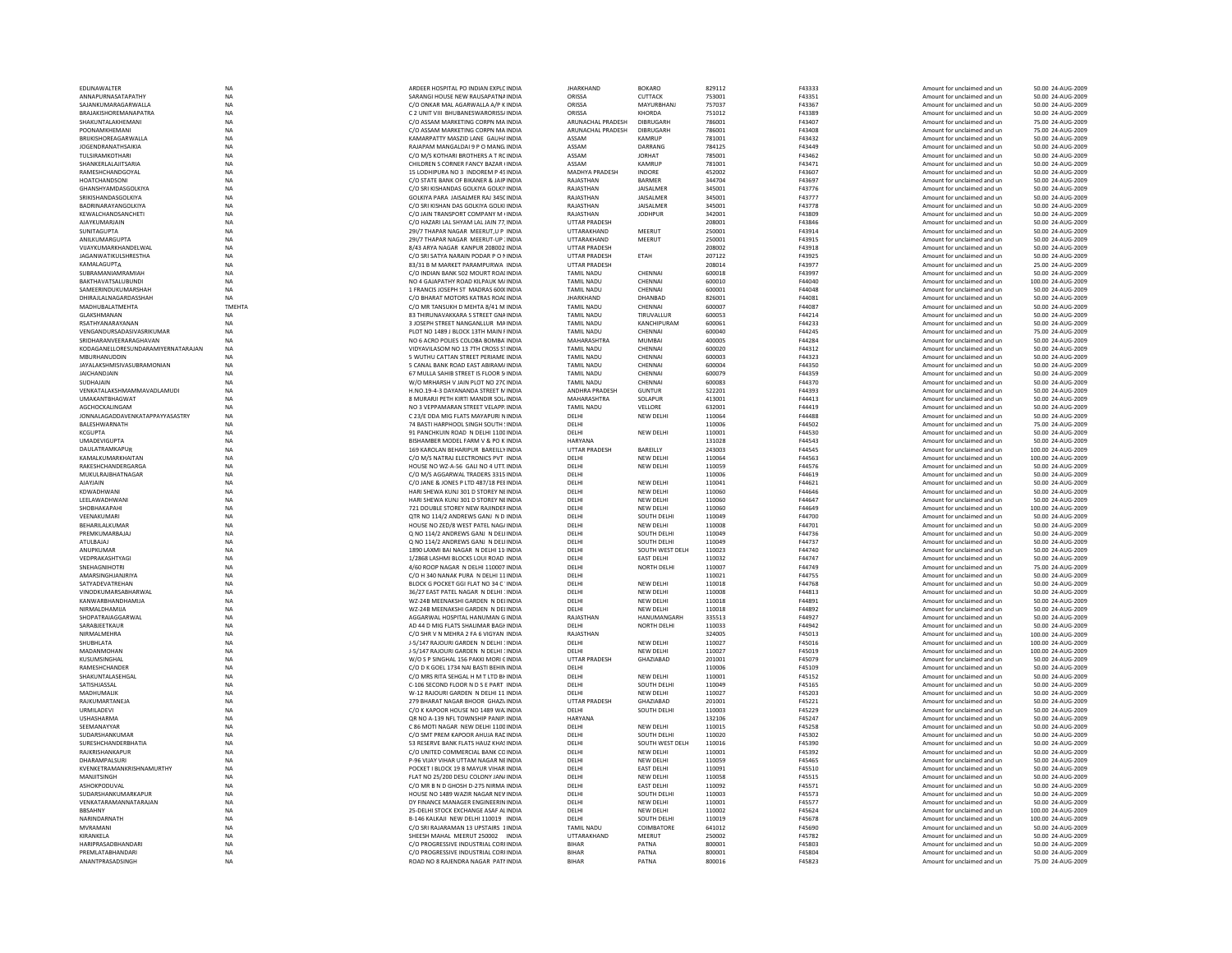| | | | | | | | | | | | |
|---|---|---|---|---|---|---|---|---|---|---|---|
| EDLINAWALTER | NA | | ARDEER HOSPITAL PO INDIAN EXPLC INDIA | JHARKHAND | BOKARO | 829112 | F43333 | | Amount for unclaimed and un | 50.00 | 24-AUG-2009 |
| ANNAPURNASATAPATHY | NA | | SARANGI HOUSE NEW RAUSAPATNA INDIA | ORISSA | CUTTACK | 753001 | F43351 | | Amount for unclaimed and un | 50.00 | 24-AUG-2009 |
| SAJANKUMARAGARWALLA | NA | | C/O ONKAR MAL AGARWALLA A/P K INDIA | ORISSA | MAYURBHANJ | 757037 | F43367 | | Amount for unclaimed and un | 50.00 | 24-AUG-2009 |
| BRAJAKISHOREMANAPATRA | NA | | C 2 UNIT VIII BHUBANESWARORISS/ INDIA | ORISSA | KHORDA | 751012 | F43389 | | Amount for unclaimed and un | 50.00 | 24-AUG-2009 |
| SHAKUNTALAKHEMANI | NA | | C/O ASSAM MARKETING CORPN MA INDIA | ARUNACHAL PRADESH | DIBRUGARH | 786001 | F43407 | | Amount for unclaimed and un | 75.00 | 24-AUG-2009 |
| POONAMKHEMANI | NA | | C/O ASSAM MARKETING CORPN MA INDIA | ARUNACHAL PRADESH | DIBRUGARH | 786001 | F43408 | | Amount for unclaimed and un | 75.00 | 24-AUG-2009 |
| BRIJKISHOREAGARWALLA | NA | | KAMARPATTY MASZID LANE GAUHA INDIA | ASSAM | KAMRUP | 781001 | F43432 | | Amount for unclaimed and un | 50.00 | 24-AUG-2009 |
| JOGENDRANATHSAIKIA | NA | | RAJAPAM MANGALDAI 9 P O MANG INDIA | ASSAM | DARRANG | 784125 | F43449 | | Amount for unclaimed and un | 50.00 | 24-AUG-2009 |
| TULSIRAMKOTHARI | NA | | C/O M/S KOTHARI BROTHERS A T RC INDIA | ASSAM | JORHAT | 785001 | F43462 | | Amount for unclaimed and un | 50.00 | 24-AUG-2009 |
| SHANKERLALAJITSARIA | NA | | CHILDREN S CORNER FANCY BAZAR INDIA | ASSAM | KAMRUP | 781001 | F43471 | | Amount for unclaimed and un | 50.00 | 24-AUG-2009 |
| RAMESHCHANDGOYAL | NA | | 15 LODHIPURA NO 3 INDOREM P 45 INDIA | MADHYA PRADESH | INDORE | 452002 | F43607 | | Amount for unclaimed and un | 50.00 | 24-AUG-2009 |
| HOATCHANDSONI | NA | | C/O STATE BANK OF BIKANER & JAIP INDIA | RAJASTHAN | BARMER | 344704 | F43697 | | Amount for unclaimed and un | 50.00 | 24-AUG-2009 |
| GHANSHYAMDASGOLKIYA | NA | | C/O SRI KISHANDAS GOLKIYA GOLKI INDIA | RAJASTHAN | JAISALMER | 345001 | F43776 | | Amount for unclaimed and un | 50.00 | 24-AUG-2009 |
| SRIKISHANDASGOLKIYA | NA | | GOLKIYA PARA JAISALMER RAJ 345C INDIA | RAJASTHAN | JAISALMER | 345001 | F43777 | | Amount for unclaimed and un | 50.00 | 24-AUG-2009 |
| BADRINARAYANGOLKIYA | NA | | C/O SRI KISHAN DAS GOLKIYA GOLKI INDIA | RAJASTHAN | JAISALMER | 345001 | F43778 | | Amount for unclaimed and un | 50.00 | 24-AUG-2009 |
| KEWALCHANDSANCHETI | NA | | C/O JAIN TRANSPORT COMPANY M INDIA | RAJASTHAN | JODHPUR | 342001 | F43809 | | Amount for unclaimed and un | 50.00 | 24-AUG-2009 |
| AJAYKUMARJAIN | NA | | C/O HAZARI LAL SHYAM LAL JAIN 77 INDIA | UTTAR PRADESH | | 208001 | F43846 | | Amount for unclaimed and un | 50.00 | 24-AUG-2009 |
| SUNITAGUPTA | NA | | 29I/7 THAPAR NAGAR MEERUT,U P INDIA | UTTARAKHAND | MEERUT | 250001 | F43914 | | Amount for unclaimed and un | 50.00 | 24-AUG-2009 |
| ANILKUMARGUPTA | NA | | 29I/7 THAPAR NAGAR MEERUT-UP INDIA | UTTARAKHAND | MEERUT | 250001 | F43915 | | Amount for unclaimed and un | 50.00 | 24-AUG-2009 |
| VIJAYKUMARKHANDELWAL | NA | | 8/43 ARYA NAGAR KANPUR 208002 INDIA | UTTAR PRADESH | | 208002 | F43918 | | Amount for unclaimed and un | 50.00 | 24-AUG-2009 |
| JAGANWATIKULSHRESTHA | NA | | C/O SRI SATYA NARAIN PODAR P O I INDIA | UTTAR PRADESH | ETAH | 207122 | F43925 | | Amount for unclaimed and un | 50.00 | 24-AUG-2009 |
| KAMALAGUPTA | NA | | 83/31 B M MARKET PARAMPURWA INDIA | UTTAR PRADESH | | 208014 | F43977 | | Amount for unclaimed and un | 25.00 | 24-AUG-2009 |
| SUBRAMANIAMRAMIAH | NA | | C/O INDIAN BANK 502 MOURT ROAI INDIA | TAMIL NADU | CHENNAI | 600018 | F43997 | | Amount for unclaimed and un | 50.00 | 24-AUG-2009 |
| BAKTHAVATSALUBUNDI | NA | | NO 4 GAJAPATHY ROAD KILPAUK MA INDIA | TAMIL NADU | CHENNAI | 600010 | F44040 | | Amount for unclaimed and un | 100.00 | 24-AUG-2009 |
| SAMEERINDUKUMARSHAH | NA | | 1 FRANCIS JOSEPH ST MADRAS 600 INDIA | TAMIL NADU | CHENNAI | 600001 | F44048 | | Amount for unclaimed and un | 50.00 | 24-AUG-2009 |
| DHIRAJLALNAGARDASSHAH | NA | | C/O BHARAT MOTORS KATRAS ROAI INDIA | JHARKHAND | DHANBAD | 826001 | F44081 | | Amount for unclaimed and un | 50.00 | 24-AUG-2009 |
| MADHUBALATMEHTA | TMEHTA | | C/O MR TANSUKH D MEHTA 8/41 M INDIA | TAMIL NADU | CHENNAI | 600007 | F44087 | | Amount for unclaimed and un | 50.00 | 24-AUG-2009 |
| GLAKSHMANAN | NA | | 83 THIRUNAVAKKARA S STREET GNA INDIA | TAMIL NADU | TIRUVALLUR | 600053 | F44214 | | Amount for unclaimed and un | 50.00 | 24-AUG-2009 |
| RSATHYANARAYANAN | NA | | 3 JOSEPH STREET NANGANLLUR MA INDIA | TAMIL NADU | KANCHIPURAM | 600061 | F44233 | | Amount for unclaimed and un | 50.00 | 24-AUG-2009 |
| VENGANDURSADASIVASRIKUMAR | NA | | PLOT NO 1489 J BLOCK 13TH MAIN F INDIA | TAMIL NADU | CHENNAI | 600040 | F44245 | | Amount for unclaimed and un | 75.00 | 24-AUG-2009 |
| SRIDHARANVEERARAGHAVAN | NA | | NO 6 ACRO POLIES COLOBA BOMBA' INDIA | MAHARASHTRA | MUMBAI | 400005 | F44284 | | Amount for unclaimed and un | 50.00 | 24-AUG-2009 |
| KODAGANELLORESUNDARAMIYERNATARAJAN | NA | | VIDYAVILASOM NO 13 7TH CROSS S1 INDIA | TAMIL NADU | CHENNAI | 600020 | F44312 | | Amount for unclaimed and un | 50.00 | 24-AUG-2009 |
| MBURHANUDDIN | NA | | 5 WUTHU CATTAN STREET PERIAME INDIA | TAMIL NADU | CHENNAI | 600003 | F44323 | | Amount for unclaimed and un | 50.00 | 24-AUG-2009 |
| JAYALAKSHMISIVASUBRAMONIAN | NA | | 5 CANAL BANK ROAD EAST ABIRAM/ INDIA | TAMIL NADU | CHENNAI | 600004 | F44350 | | Amount for unclaimed and un | 50.00 | 24-AUG-2009 |
| JAICHANDJAIN | NA | | 67 MULLA SAHIB STREET IS FLOOR S INDIA | TAMIL NADU | CHENNAI | 600079 | F44359 | | Amount for unclaimed and un | 50.00 | 24-AUG-2009 |
| SUDHAJAIN | NA | | W/O MRHARSH V JAIN PLOT NO 27C INDIA | TAMIL NADU | CHENNAI | 600083 | F44370 | | Amount for unclaimed and un | 50.00 | 24-AUG-2009 |
| VENKATALAKSHMAMMAVADLAMUDI | NA | | H.NO.19-4-3 DAYANANDA STREET N INDIA | ANDHRA PRADESH | GUNTUR | 522001 | F44393 | | Amount for unclaimed and un | 50.00 | 24-AUG-2009 |
| UMAKANTBHAGWAT | NA | | 8 MURARJI PETH KIRTI MANDIR SOL INDIA | MAHARASHTRA | SOLAPUR | 413001 | F44413 | | Amount for unclaimed and un | 50.00 | 24-AUG-2009 |
| AGCHOCKALINGAM | NA | | NO 3 VEPPAMARAN STREET VELAPP. INDIA | TAMIL NADU | VELLORE | 632001 | F44419 | | Amount for unclaimed and un | 50.00 | 24-AUG-2009 |
| JONNALAGADDAVENKATAPPAYYASASTRY | NA | | C 23/E DDA MIG FLATS MAYAPURI N INDIA | DELHI | NEW DELHI | 110064 | F44488 | | Amount for unclaimed and un | 50.00 | 24-AUG-2009 |
| BALESHWARNATH | NA | | 74 BASTI HARPHOOL SINGH SOUTH INDIA | DELHI | | 110006 | F44502 | | Amount for unclaimed and un | 75.00 | 24-AUG-2009 |
| KCGUPTA | NA | | 91 PANCHKUIN ROAD N DELHI 1100 INDIA | DELHI | NEW DELHI | 110001 | F44530 | | Amount for unclaimed and un | 50.00 | 24-AUG-2009 |
| UMADEVIGUPTA | NA | | BISHAMBER MODEL FARM V & PO K INDIA | HARYANA | | 131028 | F44543 | | Amount for unclaimed and un | 50.00 | 24-AUG-2009 |
| DAULATRAMKAPUR | NA | | 169 KAROLAN BEHARIPUR BAREILLY INDIA | UTTAR PRADESH | BAREILLY | 243003 | F44545 | | Amount for unclaimed and un | 100.00 | 24-AUG-2009 |
| KAMALKUMARKHAITAN | NA | | C/O M/S NATRAJ ELECTRONICS PVT INDIA | DELHI | NEW DELHI | 110064 | F44563 | | Amount for unclaimed and un | 100.00 | 24-AUG-2009 |
| RAKESHCHANDERGARGA | NA | | HOUSE NO WZ-A-56 GALI NO 4 UTT. INDIA | DELHI | NEW DELHI | 110059 | F44576 | | Amount for unclaimed and un | 50.00 | 24-AUG-2009 |
| MUKULRAJBHATNAGAR | NA | | C/O M/S AGGARWAL TRADERS 3315 INDIA | DELHI | | 110006 | F44619 | | Amount for unclaimed and un | 50.00 | 24-AUG-2009 |
| AJAYJAIN | NA | | C/O JANE & JONES P LTD 487/18 PEI INDIA | DELHI | NEW DELHI | 110041 | F44621 | | Amount for unclaimed and un | 50.00 | 24-AUG-2009 |
| KDWADHWANI | NA | | HARI SHEWA KUNJ 301 D STOREY NI INDIA | DELHI | NEW DELHI | 110060 | F44646 | | Amount for unclaimed and un | 50.00 | 24-AUG-2009 |
| LEELAWADHWANI | NA | | HARI SHEWA KUNJ 301 D STOREY NI INDIA | DELHI | NEW DELHI | 110060 | F44647 | | Amount for unclaimed and un | 50.00 | 24-AUG-2009 |
| SHOBHAKAPAHI | NA | | 721 DOUBLE STOREY NEW RAJINDEI INDIA | DELHI | NEW DELHI | 110060 | F44649 | | Amount for unclaimed and un | 100.00 | 24-AUG-2009 |
| VEENAKUMARI | NA | | QTR NO 114/2 ANDREWS GANJ N D INDIA | DELHI | SOUTH DELHI | 110049 | F44700 | | Amount for unclaimed and un | 50.00 | 24-AUG-2009 |
| BEHARILALKUMAR | NA | | HOUSE NO ZED/8 WEST PATEL NAG/ INDIA | DELHI | NEW DELHI | 110008 | F44701 | | Amount for unclaimed and un | 50.00 | 24-AUG-2009 |
| PREMKUMARBAJAJ | NA | | Q NO 114/2 ANDREWS GANJ N DELI INDIA | DELHI | SOUTH DELHI | 110049 | F44736 | | Amount for unclaimed and un | 50.00 | 24-AUG-2009 |
| ATULBAJAJ | NA | | Q NO 114/2 ANDREWS GANJ N DELI INDIA | DELHI | SOUTH DELHI | 110049 | F44737 | | Amount for unclaimed and un | 50.00 | 24-AUG-2009 |
| ANUPKUMAR | NA | | 1890 LAXMI BAI NAGAR N DELHI 11 INDIA | DELHI | SOUTH WEST DELH | 110023 | F44740 | | Amount for unclaimed and un | 50.00 | 24-AUG-2009 |
| VEDPRAKASHTYAGI | NA | | 1/2868 LASHMI BLOCKS LOUI ROAD INDIA | DELHI | EAST DELHI | 110032 | F44747 | | Amount for unclaimed and un | 50.00 | 24-AUG-2009 |
| SNEHAGNIHOTRI | NA | | 4/60 ROOP NAGAR N DELHI 110007 INDIA | DELHI | NORTH DELHI | 110007 | F44749 | | Amount for unclaimed and un | 75.00 | 24-AUG-2009 |
| AMARSINGHANJRIYA | NA | | C/O H 340 NANAK PURA N DELHI 11 INDIA | DELHI | | 110021 | F44755 | | Amount for unclaimed and un | 50.00 | 24-AUG-2009 |
| SATYADEVATREHAN | NA | | BLOCK G POCKET GGI FLAT NO 34 C INDIA | DELHI | NEW DELHI | 110018 | F44768 | | Amount for unclaimed and un | 50.00 | 24-AUG-2009 |
| VINODKUMARSABHARWAL | NA | | 36/27 EAST PATEL NAGAR N DELHI INDIA | DELHI | NEW DELHI | 110008 | F44813 | | Amount for unclaimed and un | 50.00 | 24-AUG-2009 |
| KANWARBHANDHAMIJA | NA | | WZ-248 MEENAKSHI GARDEN N DEI INDIA | DELHI | NEW DELHI | 110018 | F44891 | | Amount for unclaimed and un | 50.00 | 24-AUG-2009 |
| NIRMALDHAMIJA | NA | | WZ-248 MEENAKSHI GARDEN N DEI INDIA | DELHI | NEW DELHI | 110018 | F44892 | | Amount for unclaimed and un | 50.00 | 24-AUG-2009 |
| SHOPATRAIAGGARWAL | NA | | AGGARWAL HOSPITAL HANUMAN G INDIA | RAJASTHAN | HANUMANGARH | 335513 | F44927 | | Amount for unclaimed and un | 50.00 | 24-AUG-2009 |
| SARABJEETKAUR | NA | | AD 44 D MIG FLATS SHALIMAR BAGH INDIA | DELHI | NORTH DELHI | 110033 | F44942 | | Amount for unclaimed and un | 50.00 | 24-AUG-2009 |
| NIRMALMEHRA | NA | | C/O SHR V N MEHRA 2 FA 6 VIGYAN INDIA | RAJASTHAN | | 324005 | F45013 | | Amount for unclaimed and un | 100.00 | 24-AUG-2009 |
| SHUBHLATA | NA | | J-5/147 RAJOURI GARDEN N DELHI INDIA | DELHI | NEW DELHI | 110027 | F45016 | | Amount for unclaimed and un | 100.00 | 24-AUG-2009 |
| MADANMOHAN | NA | | J-5/147 RAJOURI GARDEN N DELHI INDIA | DELHI | NEW DELHI | 110027 | F45019 | | Amount for unclaimed and un | 100.00 | 24-AUG-2009 |
| KUSUMSINGHAL | NA | | W/O S P SINGHAL 156 PAKKI MORI C INDIA | UTTAR PRADESH | GHAZIABAD | 201001 | F45079 | | Amount for unclaimed and un | 50.00 | 24-AUG-2009 |
| RAMESHCHANDER | NA | | C/O D K GOEL 1734 NAI BASTI BEHIN INDIA | DELHI | | 110006 | F45109 | | Amount for unclaimed and un | 50.00 | 24-AUG-2009 |
| SHAKUNTALASEHGAL | NA | | C/O MRS RITA SEHGAL H M T LTD B INDIA | DELHI | NEW DELHI | 110001 | F45152 | | Amount for unclaimed and un | 50.00 | 24-AUG-2009 |
| SATISHJASSAL | NA | | C-106 SECOND FLOOR N D S E PART INDIA | DELHI | SOUTH DELHI | 110049 | F45165 | | Amount for unclaimed and un | 50.00 | 24-AUG-2009 |
| MADHUMALIK | NA | | W-12 RAJOURI GARDEN N DELHI 11 INDIA | DELHI | NEW DELHI | 110027 | F45203 | | Amount for unclaimed and un | 50.00 | 24-AUG-2009 |
| RAJKUMARTANEJA | NA | | 279 BHARAT NAGAR BHOOR GHAZI INDIA | UTTAR PRADESH | GHAZIABAD | 201001 | F45221 | | Amount for unclaimed and un | 50.00 | 24-AUG-2009 |
| URMILADEVI | NA | | C/O K KAPOOR HOUSE NO 1489 WA INDIA | DELHI | SOUTH DELHI | 110003 | F45229 | | Amount for unclaimed and un | 50.00 | 24-AUG-2009 |
| USHASHARMA | NA | | QR NO A-139 NFL TOWNSHIP PANIP. INDIA | HARYANA | | 132106 | F45247 | | Amount for unclaimed and un | 50.00 | 24-AUG-2009 |
| SEEMANAYYAR | NA | | C 86 MOTI NAGAR NEW DELHI 1100 INDIA | DELHI | NEW DELHI | 110015 | F45258 | | Amount for unclaimed and un | 50.00 | 24-AUG-2009 |
| SUDARSHANKUMAR | NA | | C/O SMT PREM KAPOOR AHUJA RAC INDIA | DELHI | SOUTH DELHI | 110020 | F45302 | | Amount for unclaimed and un | 50.00 | 24-AUG-2009 |
| SURESHCHANDERBHATIA | NA | | 53 RESERVE BANK FLATS HAUZ KHAS INDIA | DELHI | SOUTH WEST DELH | 110016 | F45390 | | Amount for unclaimed and un | 50.00 | 24-AUG-2009 |
| RAJKRISHANKAPUR | NA | | C/O UNITED COMMERCIAL BANK CC INDIA | DELHI | NEW DELHI | 110001 | F45392 | | Amount for unclaimed and un | 50.00 | 24-AUG-2009 |
| DHARAMPALSURI | NA | | P-96 VIJAY VIHAR UTTAM NAGAR NE INDIA | DELHI | NEW DELHI | 110059 | F45465 | | Amount for unclaimed and un | 50.00 | 24-AUG-2009 |
| KVENKETRAMANKRISHNAMURTHY | NA | | POCKET I BLOCK 19 B MAYUR VIHAR INDIA | DELHI | EAST DELHI | 110091 | F45510 | | Amount for unclaimed and un | 50.00 | 24-AUG-2009 |
| MANJITSINGH | NA | | FLAT NO 25/200 DESU COLONY JAN/ INDIA | DELHI | NEW DELHI | 110058 | F45515 | | Amount for unclaimed and un | 50.00 | 24-AUG-2009 |
| ASHOKPODUVAL | NA | | C/O MR B N D GHOSH D-275 NIRMA INDIA | DELHI | EAST DELHI | 110092 | F45571 | | Amount for unclaimed and un | 50.00 | 24-AUG-2009 |
| SUDARSHANKUMARKAPUR | NA | | HOUSE NO 1489 WAZIR NAGAR NEV INDIA | DELHI | SOUTH DELHI | 110003 | F45573 | | Amount for unclaimed and un | 50.00 | 24-AUG-2009 |
| VENKATARAMANNATARAJAN | NA | | DY FINANCE MANAGER ENGINEERIN INDIA | DELHI | NEW DELHI | 110001 | F45577 | | Amount for unclaimed and un | 50.00 | 24-AUG-2009 |
| BBSAHNY | NA | | 25-DELHI STOCK EXCHANGE ASAF AL INDIA | DELHI | NEW DELHI | 110002 | F45624 | | Amount for unclaimed and un | 100.00 | 24-AUG-2009 |
| NARINDARNATH | NA | | B-146 KALKAJI NEW DELHI 110019 INDIA | DELHI | SOUTH DELHI | 110019 | F45678 | | Amount for unclaimed and un | 100.00 | 24-AUG-2009 |
| MVRAMANI | NA | | C/O SRI RAJARAMAN 13 UPSTAIRS 1 INDIA | TAMIL NADU | COIMBATORE | 641012 | F45690 | | Amount for unclaimed and un | 50.00 | 24-AUG-2009 |
| KIRANKELA | NA | | SHEESH MAHAL MEERUT 250002 INDIA | UTTARAKHAND | MEERUT | 250002 | F45782 | | Amount for unclaimed and un | 50.00 | 24-AUG-2009 |
| HARIPRASADBHANDARI | NA | | C/O PROGRESSIVE INDUSTRIAL CORI INDIA | BIHAR | PATNA | 800001 | F45803 | | Amount for unclaimed and un | 50.00 | 24-AUG-2009 |
| PREMLATABHANDARI | NA | | C/O PROGRESSIVE INDUSTRIAL CORI INDIA | BIHAR | PATNA | 800001 | F45804 | | Amount for unclaimed and un | 50.00 | 24-AUG-2009 |
| ANANTPRASADSINGH | NA | | ROAD NO 8 RAJENDRA NAGAR PATI INDIA | BIHAR | PATNA | 800016 | F45823 | | Amount for unclaimed and un | 75.00 | 24-AUG-2009 |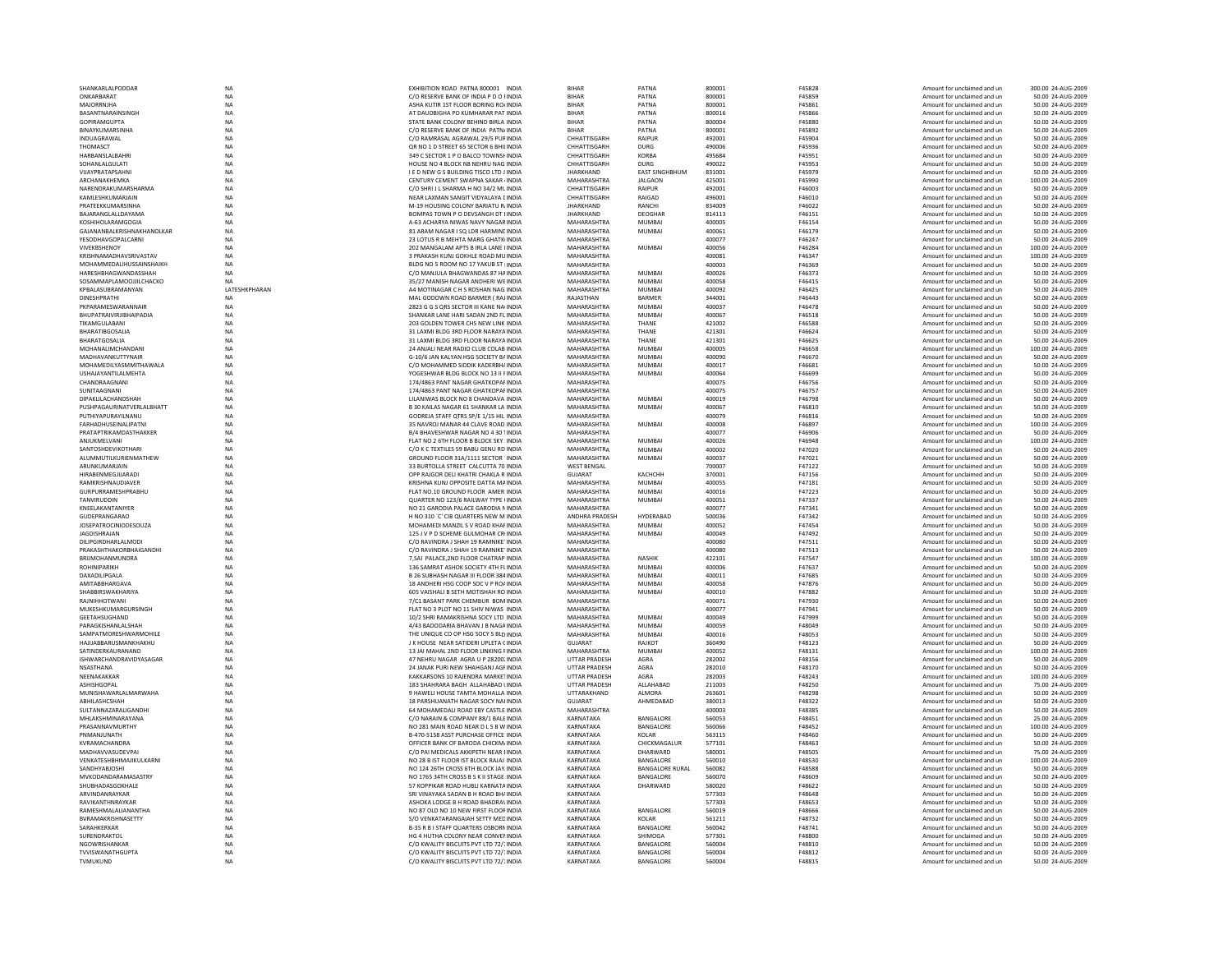| | | | | | | | | | | |
|---|---|---|---|---|---|---|---|---|---|---|
| SHANKARLALPODDAR | NA | EXHIBITION ROAD PATNA 800001 INDIA | BIHAR | PATNA | 800001 | F45828 | Amount for unclaimed and un | 300.00 | 24-AUG-2009 |
| ONKARBARAT | NA | C/O RESERVE BANK OF INDIA P D O IINDIA | BIHAR | PATNA | 800001 | F45859 | Amount for unclaimed and un | 50.00 | 24-AUG-2009 |
| MAJORRNJHA | NA | ASHA KUTIR 1ST FLOOR BORING ROAINDIA | BIHAR | PATNA | 800001 | F45861 | Amount for unclaimed and un | 50.00 | 24-AUG-2009 |
| BASANTNARAINSINGH | NA | AT DAUDBIGHA PO KUMHARAR PAT INDIA | BIHAR | PATNA | 800016 | F45866 | Amount for unclaimed and un | 50.00 | 24-AUG-2009 |
| GOPIRAMGUPTA | NA | STATE BANK COLONY BEHIND BIRLA INDIA | BIHAR | PATNA | 800004 | F45880 | Amount for unclaimed and un | 50.00 | 24-AUG-2009 |
| BINAYKUMARSINHA | NA | C/O RESERVE BANK OF INDIA PATNAINDIA | BIHAR | PATNA | 800001 | F45892 | Amount for unclaimed and un | 50.00 | 24-AUG-2009 |
| INDUAGRAWAL | NA | C/O RAMRASAL AGRAWAL 29/5 PURINDIA | CHHATTISGARH | RAIPUR | 492001 | F45904 | Amount for unclaimed and un | 50.00 | 24-AUG-2009 |
| THOMASCT | NA | QR NO 1 D STREET 65 SECTOR 6 BHIIINDIA | CHHATTISGARH | DURG | 490006 | F45936 | Amount for unclaimed and un | 50.00 | 24-AUG-2009 |
| HARBANSLALBAHRI | NA | 349 C SECTOR 1 P O BALCO TOWNSHINDIA | CHHATTISGARH | KORBA | 495684 | F45951 | Amount for unclaimed and un | 50.00 | 24-AUG-2009 |
| SOHANLALGULATI | NA | HOUSE NO 4 BLOCK N8 NEHRU NAG INDIA | CHHATTISGARH | DURG | 490022 | F45953 | Amount for unclaimed and un | 50.00 | 24-AUG-2009 |
| VIJAYPRATAPSAHNI | NA | I E D NEW G S BUILDING TISCO LTD JINDIA | JHARKHAND | EAST SINGHBHUM | 831001 | F45979 | Amount for unclaimed and un | 50.00 | 24-AUG-2009 |
| ARCHANAKHEMKA | NA | CENTURY CEMENT SWAPNA SAKAR INDIA | MAHARASHTRA | JALGAON | 425001 | F45990 | Amount for unclaimed and un | 100.00 | 24-AUG-2009 |
| NARENDRAKUMARSHARMA | NA | C/O SHRI J L SHARMA H NO 34/2 MLINDIA | CHHATTISGARH | RAIPUR | 492001 | F46003 | Amount for unclaimed and un | 50.00 | 24-AUG-2009 |
| KAMLESHKUMARJAIN | NA | NEAR LAXMAN SANGIT VIDYALAYA EINDIA | CHHATTISGARH | RAIGAD | 496001 | F46010 | Amount for unclaimed and un | 50.00 | 24-AUG-2009 |
| PRATEEKKUMARSINHA | NA | M-19 HOUSING COLONY BARIATU RINDIA | JHARKHAND | RANCHI | 834009 | F46022 | Amount for unclaimed and un | 50.00 | 24-AUG-2009 |
| BAJARANGLALLDAYAMA | NA | BOMPAS TOWN P O DEVSANGH DT IINDIA | JHARKHAND | DEOGHAR | 814113 | F46151 | Amount for unclaimed and un | 50.00 | 24-AUG-2009 |
| KOSHIHOLARAMGOGIA | NA | A-63 ACHARYA NIWAS NAVY NAGARINDIA | MAHARASHTRA | MUMBAI | 400005 | F46154 | Amount for unclaimed and un | 50.00 | 24-AUG-2009 |
| GAJANANBALKRISHNAKHANOLKAR | NA | 81 ARAM NAGAR I SQ LDR HARMINEINDIA | MAHARASHTRA | MUMBAI | 400061 | F46179 | Amount for unclaimed and un | 50.00 | 24-AUG-2009 |
| YESODHAVGOPALCARNI | NA | 23 LOTUS R B MEHTA MARG GHATKIINDIA | MAHARASHTRA | | 400077 | F46247 | Amount for unclaimed and un | 50.00 | 24-AUG-2009 |
| VIVEKBSHENOY | NA | 202 MANGALAM APTS B IRLA LANE IINDIA | MAHARASHTRA | MUMBAI | 400056 | F46284 | Amount for unclaimed and un | 100.00 | 24-AUG-2009 |
| KRISHNAMADHAVSRIVASTAV | NA | 3 PRAKASH KUNJ GOKHLE ROAD MUINDIA | MAHARASHTRA | | 400081 | F46347 | Amount for unclaimed and un | 100.00 | 24-AUG-2009 |
| MOHAMMEDALIHUSSAINSHAIKH | NA | BLDG NO 5 ROOM NO 17 YAKUB ST INDIA | MAHARASHTRA | | 400003 | F46369 | Amount for unclaimed and un | 50.00 | 24-AUG-2009 |
| HARESHBHAGWANDASSHAH | NA | C/O MANJULA BHAGWANDAS 87 HAINDIA | MAHARASHTRA | MUMBAI | 400026 | F46373 | Amount for unclaimed and un | 50.00 | 24-AUG-2009 |
| SOSAMMAPLAMOOJILCHACKO | NA | 35/27 MANISH NAGAR ANDHERI WEINDIA | MAHARASHTRA | MUMBAI | 400058 | F46415 | Amount for unclaimed and un | 50.00 | 24-AUG-2009 |
| KPBALASUBRAMANYAN | LATESHKPHARAN | A4 MOTINAGAR C H S ROSHAN NAG INDIA | MAHARASHTRA | MUMBAI | 400092 | F46425 | Amount for unclaimed and un | 50.00 | 24-AUG-2009 |
| DINESHPRATHI | NA | MAL GODOWN ROAD BARMER ( RAJINDIA | RAJASTHAN | BARMER | 344001 | F46443 | Amount for unclaimed and un | 50.00 | 24-AUG-2009 |
| PKPARAMESWARANNAIR | NA | 2823 G G S QRS SECTOR III KANE NAINDIA | MAHARASHTRA | MUMBAI | 400037 | F46478 | Amount for unclaimed and un | 50.00 | 24-AUG-2009 |
| BHUPATRAIVIRJIBHAIPADIA | NA | SHANKAR LANE HARI SADAN 2ND FLINDIA | MAHARASHTRA | MUMBAI | 400067 | F46518 | Amount for unclaimed and un | 50.00 | 24-AUG-2009 |
| TIKAMGULABANI | NA | 203 GOLDEN TOWER CHS NEW LINK INDIA | MAHARASHTRA | THANE | 421002 | F46588 | Amount for unclaimed and un | 50.00 | 24-AUG-2009 |
| BHARATIBGOSALIA | NA | 31 LAXMI BLDG 3RD FLOOR NARAYAINDIA | MAHARASHTRA | THANE | 421301 | F46624 | Amount for unclaimed and un | 50.00 | 24-AUG-2009 |
| BHARATGOSALIA | NA | 31 LAXMI BLDG 3RD FLOOR NARAYAINDIA | MAHARASHTRA | THANE | 421301 | F46625 | Amount for unclaimed and un | 50.00 | 24-AUG-2009 |
| MOHANALIMCHANDANI | NA | 24 ANJALI NEAR RADIO CLUB COLAB INDIA | MAHARASHTRA | MUMBAI | 400005 | F46658 | Amount for unclaimed and un | 100.00 | 24-AUG-2009 |
| MADHAVANKUTTYNAIR | NA | G-10/6 JAN KALYAN HSG SOCIETY BAINDIA | MAHARASHTRA | MUMBAI | 400090 | F46670 | Amount for unclaimed and un | 50.00 | 24-AUG-2009 |
| MOHAMEDILYASMMITHAWALA | NA | C/O MOHAMMED SIDDIK KADERBHAINDIA | MAHARASHTRA | MUMBAI | 400017 | F46681 | Amount for unclaimed and un | 50.00 | 24-AUG-2009 |
| USHAJAYANTILALMEHTA | NA | YOGESHWAR BLDG BLOCK NO 13 II FINDIA | MAHARASHTRA | MUMBAI | 400064 | F46699 | Amount for unclaimed and un | 50.00 | 24-AUG-2009 |
| CHANDRAAGNANI | NA | 174/4863 PANT NAGAR GHATKOPAFINDIA | MAHARASHTRA | | 400075 | F46756 | Amount for unclaimed and un | 50.00 | 24-AUG-2009 |
| SUNITAAGNANI | NA | 174/4863 PANT NAGAR GHATKOPAFINDIA | MAHARASHTRA | | 400075 | F46757 | Amount for unclaimed and un | 50.00 | 24-AUG-2009 |
| DIPAKLILACHANDSHAH | NA | LILANIWAS BLOCK NO 8 CHANDAVA INDIA | MAHARASHTRA | MUMBAI | 400019 | F46798 | Amount for unclaimed and un | 50.00 | 24-AUG-2009 |
| PUSHPAGAURINATVERLALBHATT | NA | B 30 KAILAS NAGAR 61 SHANKAR LA INDIA | MAHARASHTRA | MUMBAI | 400067 | F46810 | Amount for unclaimed and un | 50.00 | 24-AUG-2009 |
| PUTHIYAPURAYILNANU | NA | GODREJA STAFF QTRS SP/E 1/15 HIL INDIA | MAHARASHTRA | | 400079 | F46816 | Amount for unclaimed and un | 50.00 | 24-AUG-2009 |
| FARHADHUSEINALIPATNI | NA | 35 NAVROJ MANAR 44 CLAVE ROAD INDIA | MAHARASHTRA | MUMBAI | 400008 | F46897 | Amount for unclaimed and un | 100.00 | 24-AUG-2009 |
| PRATAPTRIKAMDASTHAKKER | NA | B/4 BHAVESHWAR NAGAR NO 4 30 TINDIA | MAHARASHTRA | | 400077 | F46906 | Amount for unclaimed and un | 50.00 | 24-AUG-2009 |
| ANJUKMELVANI | NA | FLAT NO 2 6TH FLOOR B BLOCK SKY INDIA | MAHARASHTRA | MUMBAI | 400026 | F46948 | Amount for unclaimed and un | 100.00 | 24-AUG-2009 |
| SANTOSHDEVIKOTHARI | NA | C/O K C TEXTILES 59 BABU GENU RD INDIA | MAHARASHTRA | MUMBAI | 400002 | F47020 | Amount for unclaimed and un | 50.00 | 24-AUG-2009 |
| ALUMMUTILKURIENMATHEW | NA | GROUND FLOOR 31A/1111 SECTOR INDIA | MAHARASHTRA | MUMBAI | 400037 | F47021 | Amount for unclaimed and un | 50.00 | 24-AUG-2009 |
| ARUNKUMARJAIN | NA | 33 BURTOLLA STREET CALCUTTA 70 INDIA | WEST BENGAL | | 700007 | F47122 | Amount for unclaimed and un | 50.00 | 24-AUG-2009 |
| HIRABENMEGJIJARADI | NA | OPP RAJGOR DELI KHATRI CHAKLA RINDIA | GUJARAT | KACHCHH | 370001 | F47156 | Amount for unclaimed and un | 50.00 | 24-AUG-2009 |
| RAMKRISHNAUDIAVER | NA | KRISHNA KUNJ OPPOSITE DATTA MAINDIA | MAHARASHTRA | MUMBAI | 400055 | F47181 | Amount for unclaimed and un | 50.00 | 24-AUG-2009 |
| GURPURRAMESHPRABHU | NA | FLAT NO.10 GROUND FLOOR AMER INDIA | MAHARASHTRA | MUMBAI | 400016 | F47223 | Amount for unclaimed and un | 50.00 | 24-AUG-2009 |
| TANVIRUDDIN | NA | QUARTER NO 123/6 RAILWAY TYPE IINDIA | MAHARASHTRA | MUMBAI | 400051 | F47337 | Amount for unclaimed and un | 50.00 | 24-AUG-2009 |
| KNEELAKANTANIYER | NA | NO 21 GARODIA PALACE GARODIA NINDIA | MAHARASHTRA | | 400077 | F47341 | Amount for unclaimed and un | 50.00 | 24-AUG-2009 |
| GUDEPRANGARAO | NA | H NO 310 `C' CIB QUARTERS NEW MINDIA | ANDHRA PRADESH | HYDERABAD | 500036 | F47342 | Amount for unclaimed and un | 50.00 | 24-AUG-2009 |
| JOSEPATROCINIODESOUZA | NA | MOHAMEDI MANZIL S V ROAD KHAFINDIA | MAHARASHTRA | MUMBAI | 400052 | F47454 | Amount for unclaimed and un | 50.00 | 24-AUG-2009 |
| JAGDISHRAJAN | NA | 125 J V P D SCHEME GULMOHAR CRINDIA | MAHARASHTRA | MUMBAI | 400049 | F47492 | Amount for unclaimed and un | 50.00 | 24-AUG-2009 |
| DILIPGIRDHARLALMODI | NA | C/O RAVINDRA J SHAH 19 RAMNIKE INDIA | MAHARASHTRA | | 400080 | F47511 | Amount for unclaimed and un | 50.00 | 24-AUG-2009 |
| PRAKASHTHAKORBHAIGANDHI | NA | C/O RAVINDRA J SHAH 19 RAMNIKE INDIA | MAHARASHTRA | | 400080 | F47513 | Amount for unclaimed and un | 50.00 | 24-AUG-2009 |
| BRIJMOHANMUNDRA | NA | 7,SAI PALACE,2ND FLOOR CHATRAP INDIA | MAHARASHTRA | NASHIK | 422101 | F47547 | Amount for unclaimed and un | 100.00 | 24-AUG-2009 |
| ROHINIPARIKH | NA | 136 SAMRAT ASHOK SOCIETY 4TH FLINDIA | MAHARASHTRA | MUMBAI | 400006 | F47637 | Amount for unclaimed and un | 50.00 | 24-AUG-2009 |
| DAXADILIPGALA | NA | B 26 SUBHASH NAGAR III FLOOR 384INDIA | MAHARASHTRA | MUMBAI | 400011 | F47685 | Amount for unclaimed and un | 50.00 | 24-AUG-2009 |
| AMITABBHARGAVA | NA | 18 ANDHERI HSG COOP SOC V P ROAINDIA | MAHARASHTRA | MUMBAI | 400058 | F47876 | Amount for unclaimed and un | 50.00 | 24-AUG-2009 |
| SHABBIRSWAKHARIYA | NA | 605 VAISHALI B SETH MOTISHAH ROINDIA | MAHARASHTRA | MUMBAI | 400010 | F47882 | Amount for unclaimed and un | 50.00 | 24-AUG-2009 |
| RAJNIHHOTWANI | NA | 7/C1 BASANT PARK CHEMBUR BOMINDIA | MAHARASHTRA | | 400071 | F47930 | Amount for unclaimed and un | 50.00 | 24-AUG-2009 |
| MUKESHKUMARGURSINGH | NA | FLAT NO 3 PLOT NO 11 SHIV NIWAS INDIA | MAHARASHTRA | | 400077 | F47941 | Amount for unclaimed and un | 50.00 | 24-AUG-2009 |
| GEETAHSUGHAND | NA | 10/2 SHRI RAMAKRISHNA SOCY LTD INDIA | MAHARASHTRA | MUMBAI | 400049 | F47999 | Amount for unclaimed and un | 50.00 | 24-AUG-2009 |
| PARAGKISHANLALSHAH | NA | 4/43 BADODARIA BHAVAN J B NAGAINDIA | MAHARASHTRA | MUMBAI | 400059 | F48049 | Amount for unclaimed and un | 50.00 | 24-AUG-2009 |
| SAMPATMORESHWARMOHILE | NA | THE UNIQUE CO OP HSG SOCY S BLDINDIA | MAHARASHTRA | MUMBAI | 400016 | F48053 | Amount for unclaimed and un | 50.00 | 24-AUG-2009 |
| HAJIJABBARUSMANKHAKHU | NA | J K HOUSE NEAR SATIDERI UPLETA CINDIA | GUJARAT | RAJKOT | 360490 | F48123 | Amount for unclaimed and un | 50.00 | 24-AUG-2009 |
| SATINDERKAURANAND | NA | 13 JAI MAHAL 2ND FLOOR LINKING FINDIA | MAHARASHTRA | MUMBAI | 400052 | F48131 | Amount for unclaimed and un | 100.00 | 24-AUG-2009 |
| ISHWARCHANDRAVIDYASAGAR | NA | 47 NEHRU NAGAR AGRA U P 282002INDIA | UTTAR PRADESH | AGRA | 282002 | F48156 | Amount for unclaimed and un | 50.00 | 24-AUG-2009 |
| NSASTHANA | NA | 24 JANAK PURI NEW SHAHGANJ AGFINDIA | UTTAR PRADESH | AGRA | 282010 | F48170 | Amount for unclaimed and un | 50.00 | 24-AUG-2009 |
| NEENAKAKKAR | NA | KAKKARSONS 10 RAJENDRA MARKETINDIA | UTTAR PRADESH | AGRA | 282003 | F48243 | Amount for unclaimed and un | 100.00 | 24-AUG-2009 |
| ASHISHGOPAL | NA | 183 SHAHRARA BAGH ALLAHABAD UINDIA | UTTAR PRADESH | ALLAHABAD | 211003 | F48250 | Amount for unclaimed and un | 75.00 | 24-AUG-2009 |
| MUNISHAWARLALMARWAHA | NA | 9 HAWELI HOUSE TAMTA MOHALLA INDIA | UTTARAKHAND | ALMORA | 263601 | F48298 | Amount for unclaimed and un | 50.00 | 24-AUG-2009 |
| ABHILASHCSHAH | NA | 18 PARSHUANATH NAGAR SOCY NAIINDIA | GUJARAT | AHMEDABAD | 380013 | F48322 | Amount for unclaimed and un | 50.00 | 24-AUG-2009 |
| SULTANNAZARALIGANDHI | NA | 64 MOHAMEDALI ROAD EBY CASTLE INDIA | MAHARASHTRA | | 400003 | F48385 | Amount for unclaimed and un | 50.00 | 24-AUG-2009 |
| MHLAKSHMINARAYANA | NA | C/O NARAIN & COMPANY 89/1 BALEINDIA | KARNATAKA | BANGALORE | 560053 | F48451 | Amount for unclaimed and un | 25.00 | 24-AUG-2009 |
| PRASANNAVMURTHY | NA | NO 281 MAIN ROAD NEAR D L S B WINDIA | KARNATAKA | BANGALORE | 560066 | F48452 | Amount for unclaimed and un | 100.00 | 24-AUG-2009 |
| PNMANJUNATH | NA | B-470-5158 ASST PURCHASE OFFICE INDIA | KARNATAKA | KOLAR | 563115 | F48460 | Amount for unclaimed and un | 50.00 | 24-AUG-2009 |
| KVRAMACHANDRA | NA | OFFICER BANK OF BARODA CHICKMAINDIA | KARNATAKA | CHICKMAGALUR | 577101 | F48463 | Amount for unclaimed and un | 50.00 | 24-AUG-2009 |
| MADHAVVASUDEVPAI | NA | C/O PAI MEDICALS AKKIPETH NEAR IINDIA | KARNATAKA | DHARWARD | 580001 | F48505 | Amount for unclaimed and un | 75.00 | 24-AUG-2009 |
| VENKATESHBHIMAJIKULKARNI | NA | NO 28 B IST FLOOR IST BLOCK RAJAJ INDIA | KARNATAKA | BANGALORE | 560010 | F48530 | Amount for unclaimed and un | 100.00 | 24-AUG-2009 |
| SANDHYABJOSHI | NA | NO 124 26TH CROSS 6TH BLOCK JAY INDIA | KARNATAKA | BANGALORE RURAL | 560082 | F48588 | Amount for unclaimed and un | 50.00 | 24-AUG-2009 |
| MVKODANDARAMASASTRY | NA | NO 1765 34TH CROSS B S K II STAGE INDIA | KARNATAKA | BANGALORE | 560070 | F48609 | Amount for unclaimed and un | 50.00 | 24-AUG-2009 |
| SHUBHADASGOKHALE | NA | 57 KOPPIKAR ROAD HUBLI KARNATAINDIA | KARNATAKA | DHARWARD | 580020 | F48622 | Amount for unclaimed and un | 50.00 | 24-AUG-2009 |
| ARVINDANRAYKAR | NA | SRI VINAYAKA SADAN B H ROAD BHAINDIA | KARNATAKA | | 577303 | F48648 | Amount for unclaimed and un | 50.00 | 24-AUG-2009 |
| RAVIKANTHNRAYKAR | NA | ASHOKA LODGE B H ROAD BHADRAVINDIA | KARNATAKA | | 577303 | F48653 | Amount for unclaimed and un | 50.00 | 24-AUG-2009 |
| RAMESHMALALIANANTHA | NA | NO 87 OLD NO 10 NEW FIRST FLOORINDIA | KARNATAKA | BANGALORE | 560019 | F48666 | Amount for unclaimed and un | 50.00 | 24-AUG-2009 |
| BVRAMAKRISHNASETTY | NA | S/O VENKATARANGAIAH SETTY MEDINDIA | KARNATAKA | KOLAR | 561211 | F48732 | Amount for unclaimed and un | 50.00 | 24-AUG-2009 |
| SARAHKERKAR | NA | B-35 R B I STAFF QUARTERS OSBORNINDIA | KARNATAKA | BANGALORE | 560042 | F48741 | Amount for unclaimed and un | 50.00 | 24-AUG-2009 |
| SURENDRAKTOL | NA | HG 4 HUTHA COLONY NEAR CONVENINDIA | KARNATAKA | SHIMOGA | 577301 | F48800 | Amount for unclaimed and un | 50.00 | 24-AUG-2009 |
| NGOWRISHANKAR | NA | C/O KWALITY BISCUITS PVT LTD 72/ INDIA | KARNATAKA | BANGALORE | 560004 | F48810 | Amount for unclaimed and un | 50.00 | 24-AUG-2009 |
| TVVISWANATHGUPTA | NA | C/O KWALITY BISCUITS PVT LTD 72/ INDIA | KARNATAKA | BANGALORE | 560004 | F48812 | Amount for unclaimed and un | 50.00 | 24-AUG-2009 |
| TVMUKUND | NA | C/O KWALITY BISCUITS PVT LTD 72/ INDIA | KARNATAKA | BANGALORE | 560004 | F48815 | Amount for unclaimed and un | 50.00 | 24-AUG-2009 |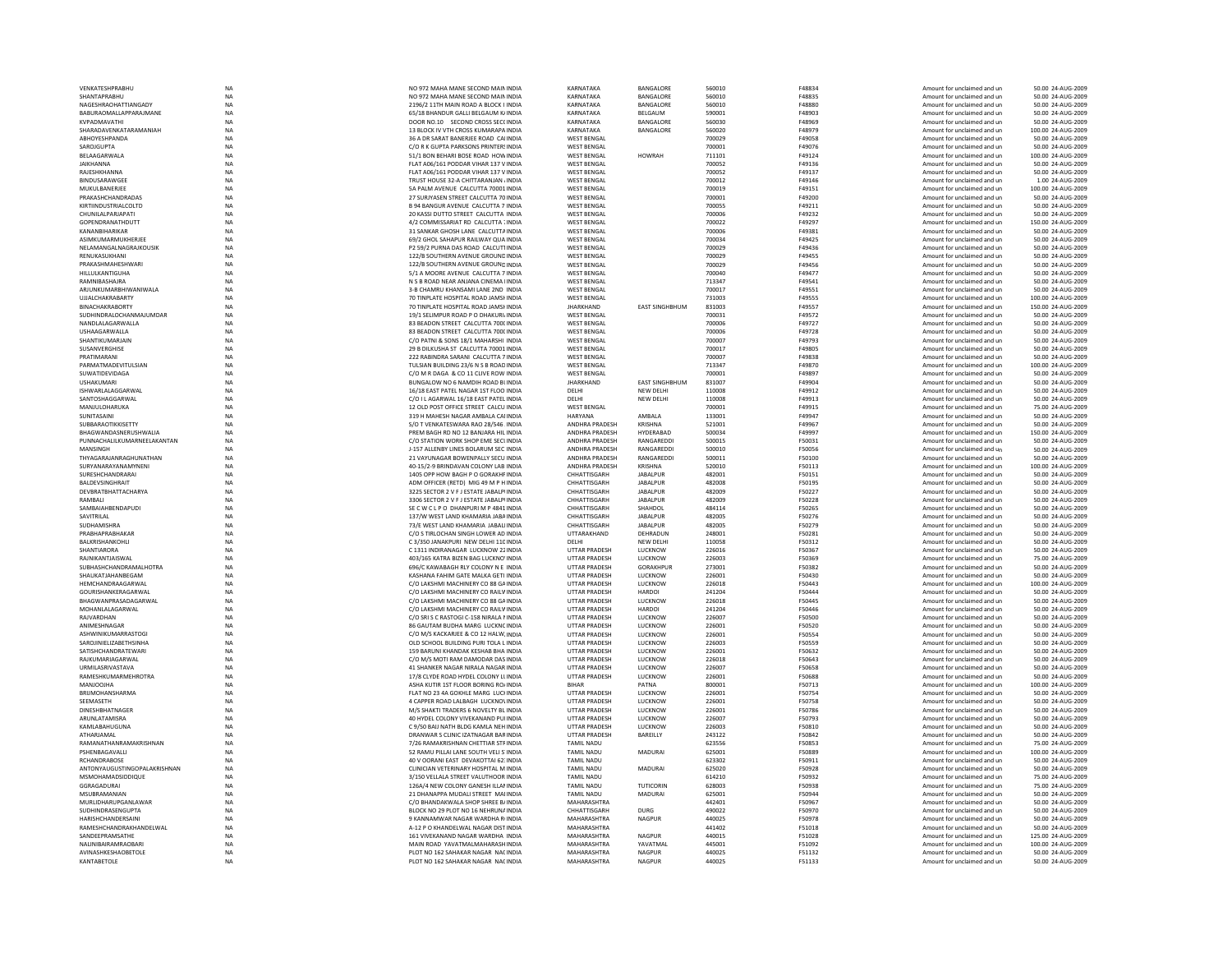| | | | | | | | | | | |
|---|---|---|---|---|---|---|---|---|---|---|
| VENKATESHPRABHU | NA | NO 972 MAHA MANE SECOND MAIN INDIA | KARNATAKA | BANGALORE | 560010 | F48834 | Amount for unclaimed and un | 50.00 | 24-AUG-2009 |
| SHANTAPRABHU | NA | NO 972 MAHA MANE SECOND MAIN INDIA | KARNATAKA | BANGALORE | 560010 | F48835 | Amount for unclaimed and un | 50.00 | 24-AUG-2009 |
| NAGESHRAOHATTIANGADY | NA | 2196/2 11TH MAIN ROAD A BLOCK I INDIA | KARNATAKA | BANGALORE | 560010 | F48880 | Amount for unclaimed and un | 50.00 | 24-AUG-2009 |
| BABURAOMALLAPPARAJMANE | NA | 65/18 BHANDUR GALLI BELGAUM K INDIA | KARNATAKA | BELGAUM | 590001 | F48903 | Amount for unclaimed and un | 50.00 | 24-AUG-2009 |
| KVPADMAVATHI | NA | DOOR NO.10 SECOND CROSS SECI INDIA | KARNATAKA | BANGALORE | 560030 | F48969 | Amount for unclaimed and un | 50.00 | 24-AUG-2009 |
| SHARADAVENKATARAMANIAH | NA | 13 BLOCK IV VTH CROSS KUMARAPA INDIA | KARNATAKA | BANGALORE | 560020 | F48979 | Amount for unclaimed and un | 100.00 | 24-AUG-2009 |
| ABHOYESHPANDA | NA | 36 A DR SARAT BANERJEE ROAD CAI INDIA | WEST BENGAL | | 700029 | F49058 | Amount for unclaimed and un | 50.00 | 24-AUG-2009 |
| SAROJGUPTA | NA | C/O R K GUPTA PARKSONS PRINTERS INDIA | WEST BENGAL | | 700001 | F49076 | Amount for unclaimed and un | 50.00 | 24-AUG-2009 |
| BELAAGARWALA | NA | 51/1 BON BEHARI BOSE ROAD HOW INDIA | WEST BENGAL | HOWRAH | 711101 | F49124 | Amount for unclaimed and un | 100.00 | 24-AUG-2009 |
| JAIKHANNA | NA | FLAT A06/161 PODDAR VIHAR 137 V INDIA | WEST BENGAL | | 700052 | F49136 | Amount for unclaimed and un | 50.00 | 24-AUG-2009 |
| RAJESHKHANNA | NA | FLAT A06/161 PODDAR VIHAR 137 V INDIA | WEST BENGAL | | 700052 | F49137 | Amount for unclaimed and un | 50.00 | 24-AUG-2009 |
| BINDUSARAWGEE | NA | TRUST HOUSE 32-A CHITTARANJAN INDIA | WEST BENGAL | | 700012 | F49146 | Amount for unclaimed and un | 1.00 | 24-AUG-2009 |
| MUKULBANERJEE | NA | 5A PALM AVENUE CALCUTTA 70001 INDIA | WEST BENGAL | | 700019 | F49151 | Amount for unclaimed and un | 100.00 | 24-AUG-2009 |
| PRAKASHCHANDRADAS | NA | 27 SURJYASEN STREET CALCUTTA 70 INDIA | WEST BENGAL | | 700001 | F49200 | Amount for unclaimed and un | 50.00 | 24-AUG-2009 |
| KIRTIINDUSTRIALCOLTD | NA | B 94 BANGUR AVENUE CALCUTTA 7 INDIA | WEST BENGAL | | 700055 | F49211 | Amount for unclaimed and un | 50.00 | 24-AUG-2009 |
| CHUNILALPARJAPATI | NA | 20 KASSI DUTTO STREET CALCUTTA INDIA | WEST BENGAL | | 700006 | F49232 | Amount for unclaimed and un | 50.00 | 24-AUG-2009 |
| GOPENDRANATHDUTT | NA | 4/2 COMMISSARIAT RD CALCUTTA INDIA | WEST BENGAL | | 700022 | F49297 | Amount for unclaimed and un | 150.00 | 24-AUG-2009 |
| KANANBIHARIKAR | NA | 31 SANKAR GHOSH LANE CALCUTTA INDIA | WEST BENGAL | | 700006 | F49381 | Amount for unclaimed and un | 50.00 | 24-AUG-2009 |
| ASIMKUMARMUKHERJEE | NA | 69/2 GHOL SAHAPUR RAILWAY QUA INDIA | WEST BENGAL | | 700034 | F49425 | Amount for unclaimed and un | 50.00 | 24-AUG-2009 |
| NELAMANGALNAGRAJKOUSIK | NA | P2 59/2 PURNA DAS ROAD CALCUTT INDIA | WEST BENGAL | | 700029 | F49436 | Amount for unclaimed and un | 50.00 | 24-AUG-2009 |
| RENUKASUKHANI | NA | 122/B SOUTHERN AVENUE GROUND INDIA | WEST BENGAL | | 700029 | F49455 | Amount for unclaimed and un | 50.00 | 24-AUG-2009 |
| PRAKASHMAHESHWARI | NA | 122/B SOUTHERN AVENUE GROUND INDIA | WEST BENGAL | | 700029 | F49456 | Amount for unclaimed and un | 50.00 | 24-AUG-2009 |
| HILLULKANTIGUHA | NA | 5/1 A MOORE AVENUE CALCUTTA 7 INDIA | WEST BENGAL | | 700040 | F49477 | Amount for unclaimed and un | 50.00 | 24-AUG-2009 |
| RAMNIBASHAJRA | NA | N S B ROAD NEAR ANJANA CINEMA I INDIA | WEST BENGAL | | 713347 | F49541 | Amount for unclaimed and un | 50.00 | 24-AUG-2009 |
| ARJUNKUMARBHIWANIWALA | NA | 3-B CHAMRU KHANSAMI LANE 2ND INDIA | WEST BENGAL | | 700017 | F49551 | Amount for unclaimed and un | 50.00 | 24-AUG-2009 |
| UJJALCHAKRABARTY | NA | 70 TINPLATE HOSPITAL ROAD JAMSH INDIA | WEST BENGAL | | 731003 | F49555 | Amount for unclaimed and un | 100.00 | 24-AUG-2009 |
| BINACHAKRABORTY | NA | 70 TINPLATE HOSPITAL ROAD JAMSH INDIA | JHARKHAND | EAST SINGHBHUM | 831003 | F49557 | Amount for unclaimed and un | 150.00 | 24-AUG-2009 |
| SUDHINDRALOCHANMAJUMDAR | NA | 19/1 SELIMPUR ROAD P O DHAKURI INDIA | WEST BENGAL | | 700031 | F49572 | Amount for unclaimed and un | 50.00 | 24-AUG-2009 |
| NANDLALAGARWALLA | NA | 83 BEADON STREET CALCUTTA 7000 INDIA | WEST BENGAL | | 700006 | F49727 | Amount for unclaimed and un | 50.00 | 24-AUG-2009 |
| USHAAGARWALLA | NA | 83 BEADON STREET CALCUTTA 7000 INDIA | WEST BENGAL | | 700006 | F49728 | Amount for unclaimed and un | 50.00 | 24-AUG-2009 |
| SHANTIKUMARJAIN | NA | C/O PATNI & SONS 18/1 MAHARSHI INDIA | WEST BENGAL | | 700007 | F49793 | Amount for unclaimed and un | 50.00 | 24-AUG-2009 |
| SUSANVERGHISE | NA | 29 B DILKUSHA ST CALCUTTA 70001 INDIA | WEST BENGAL | | 700017 | F49805 | Amount for unclaimed and un | 50.00 | 24-AUG-2009 |
| PRATIMARANI | NA | 222 RABINDRA SARANI CALCUTTA 7 INDIA | WEST BENGAL | | 700007 | F49838 | Amount for unclaimed and un | 50.00 | 24-AUG-2009 |
| PARMATMADEVITULSIAN | NA | TULSIAN BUILDING 23/6 N S B ROAD INDIA | WEST BENGAL | | 713347 | F49870 | Amount for unclaimed and un | 100.00 | 24-AUG-2009 |
| SUWATIDEVIDAGA | NA | C/O M R DAGA & CO 11 CLIVE ROW INDIA | WEST BENGAL | | 700001 | F49897 | Amount for unclaimed and un | 50.00 | 24-AUG-2009 |
| USHAKUMARI | NA | BUNGALOW NO 6 NAMDIH ROAD BI INDIA | JHARKHAND | EAST SINGHBHUM | 831007 | F49904 | Amount for unclaimed and un | 50.00 | 24-AUG-2009 |
| ISHWARLALAGGARWAL | NA | 16/18 EAST PATEL NAGAR 1ST FLOO INDIA | DELHI | NEW DELHI | 110008 | F49912 | Amount for unclaimed and un | 50.00 | 24-AUG-2009 |
| SANTOSHAGGARWAL | NA | C/O I L AGARWAL 16/18 EAST PATEL INDIA | DELHI | NEW DELHI | 110008 | F49913 | Amount for unclaimed and un | 50.00 | 24-AUG-2009 |
| MANJULDHARUKA | NA | 12 OLD POST OFFICE STREET CALCU INDIA | WEST BENGAL | | 700001 | F49915 | Amount for unclaimed and un | 75.00 | 24-AUG-2009 |
| SUNITASAINI | NA | 319 H MAHESH NAGAR AMBALA CAI INDIA | HARYANA | AMBALA | 133001 | F49947 | Amount for unclaimed and un | 50.00 | 24-AUG-2009 |
| SUBBARAOTIKKISETTY | NA | S/O T VENKATESWARA RAO 28/546 INDIA | ANDHRA PRADESH | KRISHNA | 521001 | F49967 | Amount for unclaimed and un | 50.00 | 24-AUG-2009 |
| BHAGWANDASNERUSHWALIA | NA | PREM BAGH RD NO 12 BANJARA HIL INDIA | ANDHRA PRADESH | HYDERABAD | 500034 | F49997 | Amount for unclaimed and un | 150.00 | 24-AUG-2009 |
| PUNNACHALILKUMARNEELAKANTAN | NA | C/O STATION WORK SHOP EME SECI INDIA | ANDHRA PRADESH | RANGAREDDI | 500015 | F50031 | Amount for unclaimed and un | 50.00 | 24-AUG-2009 |
| MANSINGH | NA | J-157 ALLENBY LINES BOLARUM SEC INDIA | ANDHRA PRADESH | RANGAREDDI | 500010 | F50056 | Amount for unclaimed and un | 50.00 | 24-AUG-2009 |
| THYAGARAJANRAGHUNATHAN | NA | 21 VAYUNAGAR BOWENPALLY SECU INDIA | ANDHRA PRADESH | RANGAREDDI | 500011 | F50100 | Amount for unclaimed and un | 50.00 | 24-AUG-2009 |
| SURYANARAYANAMYNENI | NA | 40-15/2-9 BRINDAVAN COLONY LAB INDIA | ANDHRA PRADESH | KRISHNA | 520010 | F50113 | Amount for unclaimed and un | 100.00 | 24-AUG-2009 |
| SURESHCHANDRARAI | NA | 1405 OPP HOW BAGH P O GORAKHF INDIA | CHHATTISGARH | JABALPUR | 482001 | F50151 | Amount for unclaimed and un | 50.00 | 24-AUG-2009 |
| BALDEVSINGHRAIT | NA | ADM OFFICER (RETD) MIG 49 M P H INDIA | CHHATTISGARH | JABALPUR | 482008 | F50195 | Amount for unclaimed and un | 50.00 | 24-AUG-2009 |
| DEVBRATBHATTACHARYA | NA | 3225 SECTOR 2 V F J ESTATE JABALP INDIA | CHHATTISGARH | JABALPUR | 482009 | F50227 | Amount for unclaimed and un | 50.00 | 24-AUG-2009 |
| RAMBALI | NA | 3306 SECTOR 2 V F J ESTATE JABALP INDIA | CHHATTISGARH | JABALPUR | 482009 | F50228 | Amount for unclaimed and un | 50.00 | 24-AUG-2009 |
| SAMBAIAHBENDAPUDI | NA | SE C W C L P O DHANPURI M P 4841 INDIA | CHHATTISGARH | SHAHDOL | 484114 | F50265 | Amount for unclaimed and un | 50.00 | 24-AUG-2009 |
| SAVITRILAL | NA | 137/W WEST LAND KHAMARIA JABA INDIA | CHHATTISGARH | JABALPUR | 482005 | F50276 | Amount for unclaimed and un | 50.00 | 24-AUG-2009 |
| SUDHAMISHRA | NA | 73/E WEST LAND KHAMARIA JABALI INDIA | CHHATTISGARH | JABALPUR | 482005 | F50279 | Amount for unclaimed and un | 50.00 | 24-AUG-2009 |
| PRABHAPRABHAKAR | NA | C/O S TIRLOCHAN SINGH LOWER AD INDIA | UTTARAKHAND | DEHRADUN | 248001 | F50281 | Amount for unclaimed and un | 50.00 | 24-AUG-2009 |
| BALKRISHANKOHLI | NA | C 3/350 JANAKPURI NEW DELHI 110 INDIA | DELHI | NEW DELHI | 110058 | F50312 | Amount for unclaimed and un | 50.00 | 24-AUG-2009 |
| SHANTIARORA | NA | C 1311 INDIRANAGAR LUCKNOW 22 INDIA | UTTAR PRADESH | LUCKNOW | 226016 | F50367 | Amount for unclaimed and un | 50.00 | 24-AUG-2009 |
| RAJNIKANTJAISWAL | NA | 403/165 KATRA BIZEN BAG LUCKNO INDIA | UTTAR PRADESH | LUCKNOW | 226003 | F50369 | Amount for unclaimed and un | 75.00 | 24-AUG-2009 |
| SUBHASHCHANDRAMALHOTRA | NA | 696/C KAWABAGH RLY COLONY N E INDIA | UTTAR PRADESH | GORAKHPUR | 273001 | F50382 | Amount for unclaimed and un | 50.00 | 24-AUG-2009 |
| SHAUKATJAHANBEGAM | NA | KASHANA FAHIM GATE MALKA GETI INDIA | UTTAR PRADESH | LUCKNOW | 226001 | F50430 | Amount for unclaimed and un | 50.00 | 24-AUG-2009 |
| HEMCHANDRAAGARWAL | NA | C/O LAKSHMI MACHINERY CO 88 GA INDIA | UTTAR PRADESH | LUCKNOW | 226018 | F50443 | Amount for unclaimed and un | 100.00 | 24-AUG-2009 |
| GOURISHANKERAGARWAL | NA | C/O LAKSHMI MACHINERY CO RAILV INDIA | UTTAR PRADESH | HARDOI | 241204 | F50444 | Amount for unclaimed and un | 50.00 | 24-AUG-2009 |
| BHAGWANPRASADAGARWAL | NA | C/O LAKSHMI MACHINERY CO 88 GA INDIA | UTTAR PRADESH | LUCKNOW | 226018 | F50445 | Amount for unclaimed and un | 50.00 | 24-AUG-2009 |
| MOHANLALAGARWAL | NA | C/O LAKSHMI MACHINERY CO RAILV INDIA | UTTAR PRADESH | HARDOI | 241204 | F50446 | Amount for unclaimed and un | 50.00 | 24-AUG-2009 |
| RAJVARDHAN | NA | C/O SRI S C RASTOGI C-158 NIRALA I INDIA | UTTAR PRADESH | LUCKNOW | 226007 | F50500 | Amount for unclaimed and un | 50.00 | 24-AUG-2009 |
| ANIMESHNAGAR | NA | 86 GAUTAM BUDHA MARG LUCKNO INDIA | UTTAR PRADESH | LUCKNOW | 226001 | F50520 | Amount for unclaimed and un | 50.00 | 24-AUG-2009 |
| ASHWINIKUMARRASTOGI | NA | C/O M/S KACKARJEE & CO 12 HALW INDIA | UTTAR PRADESH | LUCKNOW | 226001 | F50554 | Amount for unclaimed and un | 50.00 | 24-AUG-2009 |
| SAROJINIELIZABETHSINHA | NA | OLD SCHOOL BUILDING PURI TOLA L INDIA | UTTAR PRADESH | LUCKNOW | 226003 | F50559 | Amount for unclaimed and un | 50.00 | 24-AUG-2009 |
| SATISHCHANDRATEWARI | NA | 159 BARUNI KHANDAK KESHAB BHA INDIA | UTTAR PRADESH | LUCKNOW | 226001 | F50632 | Amount for unclaimed and un | 50.00 | 24-AUG-2009 |
| RAJKUMARIAGARWAL | NA | C/O M/S MOTI RAM DAMODAR DAS INDIA | UTTAR PRADESH | LUCKNOW | 226018 | F50643 | Amount for unclaimed and un | 50.00 | 24-AUG-2009 |
| URMILASRIVASTAVA | NA | 41 SHANKER NAGAR NIRALA NAGAR INDIA | UTTAR PRADESH | LUCKNOW | 226007 | F50658 | Amount for unclaimed and un | 50.00 | 24-AUG-2009 |
| RAMESHKUMARMEHROTRA | NA | 17/8 CLYDE ROAD HYDEL COLONY LI INDIA | UTTAR PRADESH | LUCKNOW | 226001 | F50688 | Amount for unclaimed and un | 50.00 | 24-AUG-2009 |
| MANJOOJHA | NA | ASHA KUTIR 1ST FLOOR BORING RO INDIA | BIHAR | PATNA | 800001 | F50713 | Amount for unclaimed and un | 100.00 | 24-AUG-2009 |
| BRIJMOHANSHARMA | NA | FLAT NO 23 4A GOKHLE MARG LUCI INDIA | UTTAR PRADESH | LUCKNOW | 226001 | F50754 | Amount for unclaimed and un | 50.00 | 24-AUG-2009 |
| SEEMASETH | NA | 4 CAPPER ROAD LALBAGH LUCKNOV INDIA | UTTAR PRADESH | LUCKNOW | 226001 | F50758 | Amount for unclaimed and un | 50.00 | 24-AUG-2009 |
| DINESHBHATNAGER | NA | M/S SHAKTI TRADERS 6 NOVELTY BL INDIA | UTTAR PRADESH | LUCKNOW | 226001 | F50786 | Amount for unclaimed and un | 50.00 | 24-AUG-2009 |
| ARUNLATAMISRA | NA | 40 HYDEL COLONY VIVEKANAND PUI INDIA | UTTAR PRADESH | LUCKNOW | 226007 | F50793 | Amount for unclaimed and un | 50.00 | 24-AUG-2009 |
| KAMLABAHUGUNA | NA | C 9/50 BALI NATH BLDG KAMLA NEH INDIA | UTTAR PRADESH | LUCKNOW | 226003 | F50810 | Amount for unclaimed and un | 50.00 | 24-AUG-2009 |
| ATHARJAMAL | NA | DRANWAR S CLINIC IZATNAGAR BAR INDIA | UTTAR PRADESH | BAREILLY | 243122 | F50842 | Amount for unclaimed and un | 50.00 | 24-AUG-2009 |
| RAMANATHANRAMAKRISHNAN | NA | 7/26 RAMAKRISHNAN CHETTIAR STF INDIA | TAMIL NADU | | 623556 | F50853 | Amount for unclaimed and un | 75.00 | 24-AUG-2009 |
| PSHENBAGAVALLI | NA | 52 RAMU PILLAI LANE SOUTH VELI S INDIA | TAMIL NADU | MADURAI | 625001 | F50889 | Amount for unclaimed and un | 100.00 | 24-AUG-2009 |
| RCHANDRABOSE | NA | 40 V OORANI EAST DEVAKOTTAI 62 INDIA | TAMIL NADU | | 623302 | F50911 | Amount for unclaimed and un | 50.00 | 24-AUG-2009 |
| ANTONYAUGUSTINGOPALAKRISHNAN | NA | CLINICIAN VETERINARY HOSPITAL M INDIA | TAMIL NADU | MADURAI | 625020 | F50928 | Amount for unclaimed and un | 50.00 | 24-AUG-2009 |
| MSMOHAMADSIDDIQUE | NA | 3/150 VELLALA STREET VALUTHOOR INDIA | TAMIL NADU | | 614210 | F50932 | Amount for unclaimed and un | 75.00 | 24-AUG-2009 |
| GGRAGADURAI | NA | 126A/4 NEW COLONY GANESH ILLAI INDIA | TAMIL NADU | TUTICORIN | 628003 | F50938 | Amount for unclaimed and un | 75.00 | 24-AUG-2009 |
| MSUBRAMANIAN | NA | 21 DHANAPPA MUDALI STREET MAI INDIA | TAMIL NADU | MADURAI | 625001 | F50944 | Amount for unclaimed and un | 50.00 | 24-AUG-2009 |
| MURLIDHARUPGANLAWAR | NA | C/O BHANDAKWALA SHOP SHREE B/ INDIA | MAHARASHTRA | | 442401 | F50967 | Amount for unclaimed and un | 50.00 | 24-AUG-2009 |
| SUDHINDRASENGUPTA | NA | BLOCK NO 29 PLOT NO 16 NEHRUN/ INDIA | CHHATTISGARH | DURG | 490022 | F50970 | Amount for unclaimed and un | 50.00 | 24-AUG-2009 |
| HARISHCHANDERSAINI | NA | 9 KANNAMWAR NAGAR WARDHA R INDIA | MAHARASHTRA | NAGPUR | 440025 | F50978 | Amount for unclaimed and un | 50.00 | 24-AUG-2009 |
| RAMESHCHANDRAKHANDELWAL | NA | A-12 P O KHANDELWAL NAGAR DIST INDIA | MAHARASHTRA | | 441402 | F51018 | Amount for unclaimed and un | 50.00 | 24-AUG-2009 |
| SANDEEPRAMSATHE | NA | 161 VIVEKANAND NAGAR WARDHA INDIA | MAHARASHTRA | NAGPUR | 440015 | F51028 | Amount for unclaimed and un | 125.00 | 24-AUG-2009 |
| NALINIBAIRAMRAOBARI | NA | MAIN ROAD YAVATMALMAHARASH INDIA | MAHARASHTRA | YAVATMAL | 445001 | F51092 | Amount for unclaimed and un | 100.00 | 24-AUG-2009 |
| AVINASHKESHAOBETOLE | NA | PLOT NO 162 SAHAKAR NAGAR NAC INDIA | MAHARASHTRA | NAGPUR | 440025 | F51132 | Amount for unclaimed and un | 50.00 | 24-AUG-2009 |
| KANTABETOLE | NA | PLOT NO 162 SAHAKAR NAGAR NAC INDIA | MAHARASHTRA | NAGPUR | 440025 | F51133 | Amount for unclaimed and un | 50.00 | 24-AUG-2009 |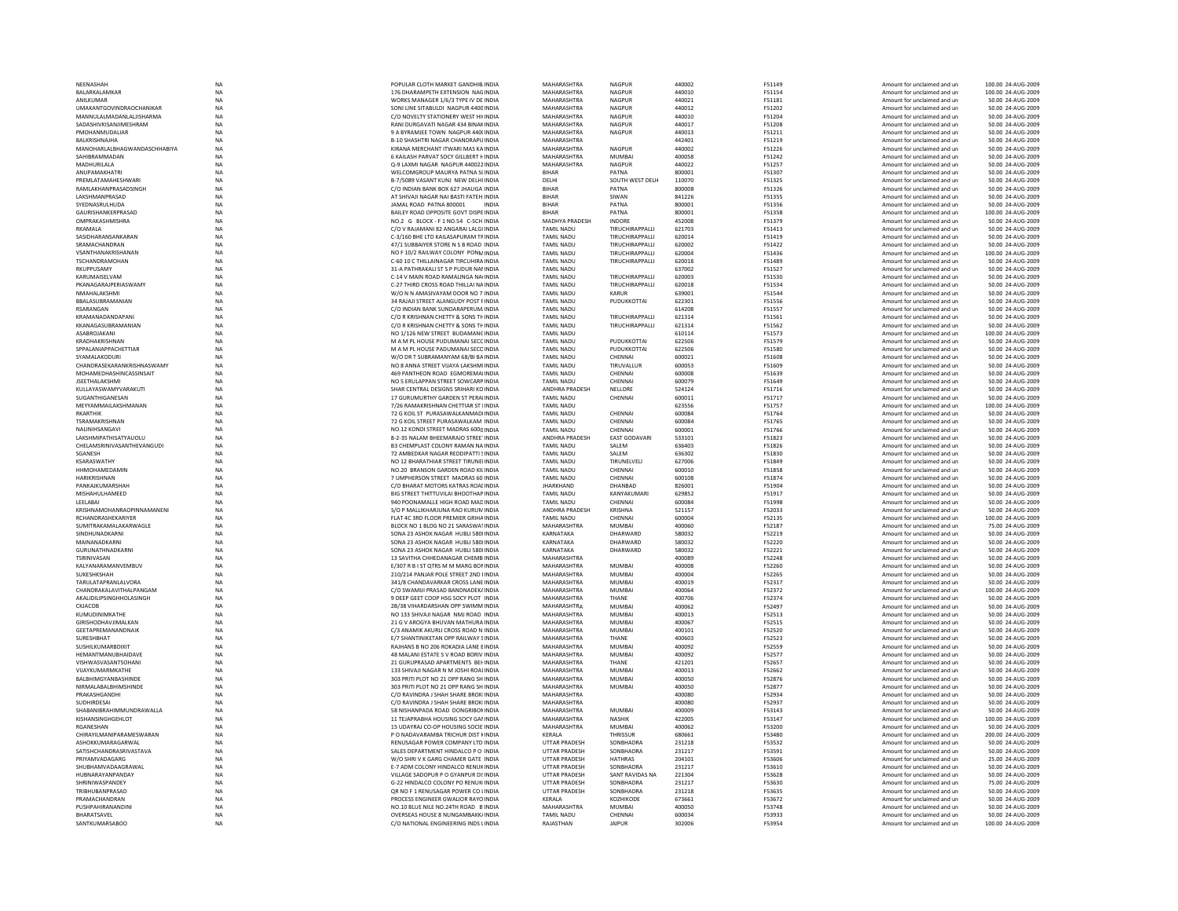| | | | | | | | | | | |
|---|---|---|---|---|---|---|---|---|---|---|
| NEENASHAH | NA | POPULAR CLOTH MARKET GANDHIB INDIA | MAHARASHTRA | NAGPUR | 440002 | F51149 | Amount for unclaimed and un | 100.00 | 24-AUG-2009 |
| BALARKALAMKAR | NA | 176 DHARAMPETH EXTENSION NAG INDIA | MAHARASHTRA | NAGPUR | 440010 | F51154 | Amount for unclaimed and un | 100.00 | 24-AUG-2009 |
| ANILKUMAR | NA | WORKS MANAGER 1/6/3 TYPE IV DE INDIA | MAHARASHTRA | NAGPUR | 440021 | F51181 | Amount for unclaimed and un | 50.00 | 24-AUG-2009 |
| UMAKANTGOVINDRAOCHANIKAR | NA | SONI LINE SITABULDI NAGPUR 4400 INDIA | MAHARASHTRA | NAGPUR | 440012 | F51202 | Amount for unclaimed and un | 50.00 | 24-AUG-2009 |
| MANNULALMADANLALJISHARMA | NA | C/O NOVELTY STATIONERY WEST HI INDIA | MAHARASHTRA | NAGPUR | 440010 | F51204 | Amount for unclaimed and un | 50.00 | 24-AUG-2009 |
| SADASHIVKISANJIMESHRAM | NA | RANI DURGAVATI NAGAR 434 BINAK INDIA | MAHARASHTRA | NAGPUR | 440017 | F51208 | Amount for unclaimed and un | 50.00 | 24-AUG-2009 |
| PMOHANMUDALIAR | NA | 9 A BYRAMJEE TOWN NAGPUR 4400 INDIA | MAHARASHTRA | NAGPUR | 440013 | F51211 | Amount for unclaimed and un | 50.00 | 24-AUG-2009 |
| BALKRISHNAJHA | NA | B-10 SHASHTRI NAGAR CHANDRAPU INDIA | MAHARASHTRA | | 442401 | F51219 | Amount for unclaimed and un | 50.00 | 24-AUG-2009 |
| MANOHARLALBHAGWANDASCHHABIYA | NA | KIRANA MERCHANT ITWARI MAS KA INDIA | MAHARASHTRA | NAGPUR | 440002 | F51226 | Amount for unclaimed and un | 50.00 | 24-AUG-2009 |
| SAHIBRAMMADAN | NA | 6 KAILASH PARVAT SOCY GILLBERT H INDIA | MAHARASHTRA | MUMBAI | 400058 | F51242 | Amount for unclaimed and un | 50.00 | 24-AUG-2009 |
| MADHURILALA | NA | Q-9 LAXMI NAGAR NAGPUR 440022 INDIA | MAHARASHTRA | NAGPUR | 440022 | F51257 | Amount for unclaimed and un | 50.00 | 24-AUG-2009 |
| ANUPAMAKHATRI | NA | WELCOMGROUP MAURYA PATNA SI INDIA | BIHAR | PATNA | 800001 | F51307 | Amount for unclaimed and un | 50.00 | 24-AUG-2009 |
| PREMLATAMAHESHWARI | NA | B-7/5089 VASANT KUNJ NEW DELHI INDIA | DELHI | SOUTH WEST DELH | 110070 | F51325 | Amount for unclaimed and un | 50.00 | 24-AUG-2009 |
| RAMLAKHANPRASADSINGH | NA | C/O INDIAN BANK BOX 627 JHAUGA INDIA | BIHAR | PATNA | 800008 | F51326 | Amount for unclaimed and un | 50.00 | 24-AUG-2009 |
| LAKSHMANPRASAD | NA | AT SHIVAJI NAGAR NAI BASTI FATEH INDIA | BIHAR | SIWAN | 841226 | F51355 | Amount for unclaimed and un | 50.00 | 24-AUG-2009 |
| SYEDNASRULHUDA | NA | JAMAL ROAD PATNA 800001 INDIA | BIHAR | PATNA | 800001 | F51356 | Amount for unclaimed and un | 50.00 | 24-AUG-2009 |
| GAURISHANKERPRASAD | NA | BAILEY ROAD OPPOSITE GOVT DISPE INDIA | BIHAR | PATNA | 800001 | F51358 | Amount for unclaimed and un | 100.00 | 24-AUG-2009 |
| OMPRAKASHMISHRA | NA | NO.2 G BLOCK - F 1 NO.54 C-SCH INDIA | MADHYA PRADESH | INDORE | 452008 | F51379 | Amount for unclaimed and un | 50.00 | 24-AUG-2009 |
| RKAMALA | NA | C/O V RAJAMANI 82 ANGARAI LALGI INDIA | TAMIL NADU | TIRUCHIRAPPALLI | 621703 | F51413 | Amount for unclaimed and un | 50.00 | 24-AUG-2009 |
| SASIDHARANSANKARAN | NA | C-3/160 BHE LTD KAILASAPURAM TI INDIA | TAMIL NADU | TIRUCHIRAPPALLI | 620014 | F51419 | Amount for unclaimed and un | 50.00 | 24-AUG-2009 |
| SRAMACHANDRAN | NA | 47/1 SUBBAIYER STORE N S B ROAD INDIA | TAMIL NADU | TIRUCHIRAPPALLI | 620002 | F51422 | Amount for unclaimed and un | 50.00 | 24-AUG-2009 |
| VSANTHANAKRISHANAN | NA | NO F 10/2 RAILWAY COLONY PONM INDIA | TAMIL NADU | TIRUCHIRAPPALLI | 620004 | F51436 | Amount for unclaimed and un | 100.00 | 24-AUG-2009 |
| TSCHANDRAMOHAN | NA | C-60 10 C THILLAINAGAR TIRUCHIRA INDIA | TAMIL NADU | TIRUCHIRAPPALLI | 620018 | F51489 | Amount for unclaimed and un | 50.00 | 24-AUG-2009 |
| RKUPPUSAMY | NA | 31-A PATHRAKALI ST S P PUDUR NA INDIA | TAMIL NADU | | 637002 | F51527 | Amount for unclaimed and un | 50.00 | 24-AUG-2009 |
| KARUMAISELVAM | NA | C-14 V MAIN ROAD RAMALINGA NA INDIA | TAMIL NADU | TIRUCHIRAPPALLI | 620003 | F51530 | Amount for unclaimed and un | 50.00 | 24-AUG-2009 |
| PKANAGARAJPERIASWAMY | NA | C-27 THIRD CROSS ROAD THILLAI NA INDIA | TAMIL NADU | TIRUCHIRAPPALLI | 620018 | F51534 | Amount for unclaimed and un | 50.00 | 24-AUG-2009 |
| NMAHALAKSHMI | NA | W/O N N AMASIVAYAM DOOR NO 7 INDIA | TAMIL NADU | KARUR | 639001 | F51544 | Amount for unclaimed and un | 50.00 | 24-AUG-2009 |
| BBALASUBRAMANIAN | NA | 34 RAJAJI STREET ALANGUDY POST I INDIA | TAMIL NADU | PUDUKKOTTAI | 622301 | F51556 | Amount for unclaimed and un | 50.00 | 24-AUG-2009 |
| RSARANGAN | NA | C/O INDIAN BANK SUNDARAPERUM INDIA | TAMIL NADU | | 614208 | F51557 | Amount for unclaimed and un | 50.00 | 24-AUG-2009 |
| KRAMANADANDAPANI | NA | C/O R KRISHNAN CHETTY & SONS TH INDIA | TAMIL NADU | TIRUCHIRAPPALLI | 621314 | F51561 | Amount for unclaimed and un | 50.00 | 24-AUG-2009 |
| KKANAGASUBRAMANIAN | NA | C/O R KRISHNAN CHETTY & SONS TH INDIA | TAMIL NADU | TIRUCHIRAPPALLI | 621314 | F51562 | Amount for unclaimed and un | 50.00 | 24-AUG-2009 |
| ASABROJAKANI | NA | NO 1/126 NEW STREET BUDAMANC INDIA | TAMIL NADU | | 610114 | F51573 | Amount for unclaimed and un | 100.00 | 24-AUG-2009 |
| KRADHAKRISHNAN | NA | M A M PL HOUSE PUDUMANAI SECC INDIA | TAMIL NADU | PUDUKKOTTAI | 622506 | F51579 | Amount for unclaimed and un | 50.00 | 24-AUG-2009 |
| SPPALANIAPPACHETTIAR | NA | M A M PL HOUSE PADUMANAI SECC INDIA | TAMIL NADU | PUDUKKOTTAI | 622506 | F51580 | Amount for unclaimed and un | 50.00 | 24-AUG-2009 |
| SYAMALAKODURI | NA | W/O DR T SUBRAMANYAM 68/BI BA INDIA | TAMIL NADU | CHENNAI | 600021 | F51608 | Amount for unclaimed and un | 50.00 | 24-AUG-2009 |
| CHANDRASEKARANKRISHNASWAMY | NA | NO 8 ANNA STREET VIJAYA LAKSHMI INDIA | TAMIL NADU | TIRUVALLUR | 600053 | F51609 | Amount for unclaimed and un | 50.00 | 24-AUG-2009 |
| MOHAMEDHASHINCASSINSAIT | NA | 469 PANTHEON ROAD EGMOREMAI INDIA | TAMIL NADU | CHENNAI | 600008 | F51639 | Amount for unclaimed and un | 50.00 | 24-AUG-2009 |
| JSEETHALAKSHMI | NA | NO 5 ERULAPPAN STREET SOWCARP INDIA | TAMIL NADU | CHENNAI | 600079 | F51649 | Amount for unclaimed and un | 50.00 | 24-AUG-2009 |
| KULLAYASWAMYVARAKUTI | NA | SHAR CENTRAL DESIGNS SRIHARI KO INDIA | ANDHRA PRADESH | NELLORE | 524124 | F51716 | Amount for unclaimed and un | 50.00 | 24-AUG-2009 |
| SUGANTHIGANESAN | NA | 17 GURUMURTHY GARDEN ST PERAI INDIA | TAMIL NADU | CHENNAI | 600011 | F51717 | Amount for unclaimed and un | 50.00 | 24-AUG-2009 |
| MEYYAMMAILAKSHMANAN | NA | 7/26 RAMAKRISHNAN CHETTIAR ST I INDIA | TAMIL NADU | | 623556 | F51757 | Amount for unclaimed and un | 100.00 | 24-AUG-2009 |
| RKARTHIK | NA | 72 G KOIL ST PURASAWALKANMADI INDIA | TAMIL NADU | CHENNAI | 600084 | F51764 | Amount for unclaimed and un | 50.00 | 24-AUG-2009 |
| TSRAMAKRISHNAN | NA | 72 G KOIL STREET PURASAWALKAM INDIA | TAMIL NADU | CHENNAI | 600084 | F51765 | Amount for unclaimed and un | 50.00 | 24-AUG-2009 |
| NALINIHSANGAVI | NA | NO.12 KONDI STREET MADRAS 6000 INDIA | TAMIL NADU | CHENNAI | 600001 | F51766 | Amount for unclaimed and un | 50.00 | 24-AUG-2009 |
| LAKSHMIPATHISATYAUOLU | NA | 8-2-35 NALAM BHEEMARAJO STREE INDIA | ANDHRA PRADESH | EAST GODAVARI | 533101 | F51823 | Amount for unclaimed and un | 50.00 | 24-AUG-2009 |
| CHELAMSRINIVASANTHEVANGUDI | NA | B3 CHEMPLAST COLONY RAMAN NA INDIA | TAMIL NADU | SALEM | 636403 | F51826 | Amount for unclaimed and un | 50.00 | 24-AUG-2009 |
| SGANESH | NA | 72 AMBEDKAR NAGAR REDDIPATTI S INDIA | TAMIL NADU | SALEM | 636302 | F51830 | Amount for unclaimed and un | 50.00 | 24-AUG-2009 |
| KSARASWATHY | NA | NO 12 BHARATHIAR STREET TIRUNEI INDIA | TAMIL NADU | TIRUNELVELI | 627006 | F51849 | Amount for unclaimed and un | 50.00 | 24-AUG-2009 |
| HHMOHAMEDAMIN | NA | NO.20 BRANSON GARDEN ROAD KIL INDIA | TAMIL NADU | CHENNAI | 600010 | F51858 | Amount for unclaimed and un | 50.00 | 24-AUG-2009 |
| HARIKRISHNAN | NA | 7 UMPHERSON STREET MADRAS 60 INDIA | TAMIL NADU | CHENNAI | 600108 | F51874 | Amount for unclaimed and un | 50.00 | 24-AUG-2009 |
| PANKAJKUMARSHAH | NA | C/O BHARAT MOTORS KATRAS ROAI INDIA | JHARKHAND | DHANBAD | 826001 | F51904 | Amount for unclaimed and un | 50.00 | 24-AUG-2009 |
| MISHAHULHAMEED | NA | BIG STREET THITTUVILAI BHOOTHAP INDIA | TAMIL NADU | KANYAKUMARI | 629852 | F51917 | Amount for unclaimed and un | 50.00 | 24-AUG-2009 |
| LEELABAI | NA | 940 POONAMALLE HIGH ROAD MAD INDIA | TAMIL NADU | CHENNAI | 600084 | F51998 | Amount for unclaimed and un | 50.00 | 24-AUG-2009 |
| KRISHNAMOHANRAOPINNAMANENI | NA | S/O P MALLIKHARJUNA RAO KURUM INDIA | ANDHRA PRADESH | KRISHNA | 521157 | F52033 | Amount for unclaimed and un | 50.00 | 24-AUG-2009 |
| RCHANDRASHEKARIYER | NA | FLAT 4C 3RD FLOOR PREMIER GRIHA INDIA | TAMIL NADU | CHENNAI | 600004 | F52135 | Amount for unclaimed and un | 100.00 | 24-AUG-2009 |
| SUMITRAKAMALAKARWAGLE | NA | BLOCK NO 1 BLDG NO 21 SARASWAT INDIA | MAHARASHTRA | MUMBAI | 400060 | F52187 | Amount for unclaimed and un | 75.00 | 24-AUG-2009 |
| SINDHUNADKARNI | NA | SONA 23 ASHOK NAGAR HUBLI 580 INDIA | KARNATAKA | DHARWARD | 580032 | F52219 | Amount for unclaimed and un | 50.00 | 24-AUG-2009 |
| MAINANADKARNI | NA | SONA 23 ASHOK NAGAR HUBLI 580 INDIA | KARNATAKA | DHARWARD | 580032 | F52220 | Amount for unclaimed and un | 50.00 | 24-AUG-2009 |
| GURUNATHNADKARNI | NA | SONA 23 ASHOK NAGAR HUBLI 580 INDIA | KARNATAKA | DHARWARD | 580032 | F52221 | Amount for unclaimed and un | 50.00 | 24-AUG-2009 |
| TSRINIVASAN | NA | 13 SAVITHA CHHEDANAGAR CHEMB INDIA | MAHARASHTRA | | 400089 | F52248 | Amount for unclaimed and un | 50.00 | 24-AUG-2009 |
| KALYANARAMANVEMBUV | NA | E/307 R B I ST QTRS M M MARG BOI INDIA | MAHARASHTRA | MUMBAI | 400008 | F52260 | Amount for unclaimed and un | 50.00 | 24-AUG-2009 |
| SUKESHKSHAH | NA | 210/214 PANJAR POLE STREET 2ND I INDIA | MAHARASHTRA | MUMBAI | 400004 | F52265 | Amount for unclaimed and un | 50.00 | 24-AUG-2009 |
| TARULATAPRANLALVORA | NA | 341/8 CHANDAVARKAR CROSS LANE INDIA | MAHARASHTRA | MUMBAI | 400019 | F52317 | Amount for unclaimed and un | 50.00 | 24-AUG-2009 |
| CHANDRAKALAVITHALPANGAM | NA | C/O SWAMIJI PRASAD BANDNADEKA INDIA | MAHARASHTRA | MUMBAI | 400064 | F52372 | Amount for unclaimed and un | 100.00 | 24-AUG-2009 |
| AKALIDILIPSINGHHOLASINGH | NA | 9 DEEP GEET COOP HSG SOCY PLOT INDIA | MAHARASHTRA | THANE | 400706 | F52374 | Amount for unclaimed and un | 50.00 | 24-AUG-2009 |
| CKJACOB | NA | 2B/38 VIHARDARSHAN OPP SWIMM INDIA | MAHARASHTRA | MUMBAI | 400062 | F52497 | Amount for unclaimed and un | 50.00 | 24-AUG-2009 |
| KUMUDINIMKATHE | NA | NO 133 SHIVAJI NAGAR NMJ ROAD INDIA | MAHARASHTRA | MUMBAI | 400013 | F52513 | Amount for unclaimed and un | 50.00 | 24-AUG-2009 |
| GIRISHODHAVJIMALKAN | NA | 21 G V AROGYA BHUVAN MATHURA INDIA | MAHARASHTRA | MUMBAI | 400067 | F52515 | Amount for unclaimed and un | 50.00 | 24-AUG-2009 |
| GEETAPREMANANDNAIK | NA | C/3 ANAMIK AKURLI CROSS ROAD N INDIA | MAHARASHTRA | MUMBAI | 400101 | F52520 | Amount for unclaimed and un | 50.00 | 24-AUG-2009 |
| SURESHBHAT | NA | E/7 SHANTINIKETAN OPP RAILWAY S INDIA | MAHARASHTRA | THANE | 400603 | F52523 | Amount for unclaimed and un | 50.00 | 24-AUG-2009 |
| SUSHILKUMARBDIXIT | NA | RAJHANS B NO 206 ROKADIA LANE E INDIA | MAHARASHTRA | MUMBAI | 400092 | F52559 | Amount for unclaimed and un | 50.00 | 24-AUG-2009 |
| HEMANTMANUBHAIDAVE | NA | 48 MALANI ESTATE S V ROAD BORIV INDIA | MAHARASHTRA | MUMBAI | 400092 | F52577 | Amount for unclaimed and un | 50.00 | 24-AUG-2009 |
| VISHWASVASANTSOHANI | NA | 21 GURUPRASAD APARTMENTS BEH INDIA | MAHARASHTRA | THANE | 421201 | F52657 | Amount for unclaimed and un | 50.00 | 24-AUG-2009 |
| VIJAYKUMARMKATHE | NA | 133 SHIVAJI NAGAR N M JOSHI ROAI INDIA | MAHARASHTRA | MUMBAI | 400013 | F52662 | Amount for unclaimed and un | 50.00 | 24-AUG-2009 |
| BALBHIMGYANBASHINDE | NA | 303 PRITI PLOT NO 21 OPP RANG SH INDIA | MAHARASHTRA | MUMBAI | 400050 | F52876 | Amount for unclaimed and un | 50.00 | 24-AUG-2009 |
| NIRMALABALBHIMSHINDE | NA | 303 PRITI PLOT NO 21 OPP RANG SH INDIA | MAHARASHTRA | MUMBAI | 400050 | F52877 | Amount for unclaimed and un | 50.00 | 24-AUG-2009 |
| PRAKASHGANDHI | NA | C/O RAVINDRA J SHAH SHARE BROKI INDIA | MAHARASHTRA | | 400080 | F52934 | Amount for unclaimed and un | 50.00 | 24-AUG-2009 |
| SUDHIRDESAI | NA | C/O RAVINDRA J SHAH SHARE BROKI INDIA | MAHARASHTRA | | 400080 | F52937 | Amount for unclaimed and un | 50.00 | 24-AUG-2009 |
| SHABANIBRAHIMMUNDRAWALLA | NA | 58 NISHANPADA ROAD DONGRIBOM INDIA | MAHARASHTRA | MUMBAI | 400009 | F53143 | Amount for unclaimed and un | 50.00 | 24-AUG-2009 |
| KISHANSINGHGEHLOT | NA | 11 TEJAPRABHA HOUSING SOCY GAI INDIA | MAHARASHTRA | NASHIK | 422005 | F53147 | Amount for unclaimed and un | 100.00 | 24-AUG-2009 |
| RGANESHAN | NA | 15 UDAYRAJ CO-OP HOUSING SOCIE INDIA | MAHARASHTRA | MUMBAI | 400062 | F53200 | Amount for unclaimed and un | 50.00 | 24-AUG-2009 |
| CHIRAYILMANIPARAMESWARAN | NA | P O NADAVARAMBA TRICHUR DIST I INDIA | KERALA | THRISSUR | 680661 | F53480 | Amount for unclaimed and un | 200.00 | 24-AUG-2009 |
| ASHOKKUMARAGARWAL | NA | RENUSAGAR POWER COMPANY LTD INDIA | UTTAR PRADESH | SONBHADRA | 231218 | F53532 | Amount for unclaimed and un | 50.00 | 24-AUG-2009 |
| SATISHCHANDRASRIVASTAVA | NA | SALES DEPARTMENT HINDALCO P O INDIA | UTTAR PRADESH | SONBHADRA | 231217 | F53591 | Amount for unclaimed and un | 50.00 | 24-AUG-2009 |
| PRIYAMVADAGARG | NA | W/O SHRI V K GARG CHAMER GATE INDIA | UTTAR PRADESH | HATHRAS | 204101 | F53606 | Amount for unclaimed and un | 25.00 | 24-AUG-2009 |
| SHUBHAMVADAAGRAWAL | NA | E-7 ADM COLONY HINDALCO RENUK INDIA | UTTAR PRADESH | SONBHADRA | 231217 | F53610 | Amount for unclaimed and un | 50.00 | 24-AUG-2009 |
| HUBNARAYANPANDAY | NA | VILLAGE SADOPUR P O GYANPUR DI INDIA | UTTAR PRADESH | SANT RAVIDAS NA | 221304 | F53628 | Amount for unclaimed and un | 50.00 | 24-AUG-2009 |
| SHRINIWASPANDEY | NA | G-22 HINDALCO COLONY PO RENUK INDIA | UTTAR PRADESH | SONBHADRA | 231217 | F53630 | Amount for unclaimed and un | 75.00 | 24-AUG-2009 |
| TRIBHUBANPRASAD | NA | QR NO F 1 RENUSAGAR POWER CO I INDIA | UTTAR PRADESH | SONBHADRA | 231218 | F53635 | Amount for unclaimed and un | 50.00 | 24-AUG-2009 |
| PRAMACHANDRAN | NA | PROCESS ENGINEER GWALIOR RAYO INDIA | KERALA | KOZHIKODE | 673661 | F53672 | Amount for unclaimed and un | 50.00 | 24-AUG-2009 |
| PUSHPAHIRANANDINI | NA | NO.10 BLUE NILE NO.24TH ROAD B INDIA | MAHARASHTRA | MUMBAI | 400050 | F53748 | Amount for unclaimed and un | 50.00 | 24-AUG-2009 |
| BHARATSAVEL | NA | OVERSEAS HOUSE 8 NUNGAMBAKKA INDIA | TAMIL NADU | CHENNAI | 600034 | F53933 | Amount for unclaimed and un | 50.00 | 24-AUG-2009 |
| SANTKUMARSABOO | NA | C/O NATIONAL ENGINEERING INDS L INDIA | RAJASTHAN | JAIPUR | 302006 | F53954 | Amount for unclaimed and un | 100.00 | 24-AUG-2009 |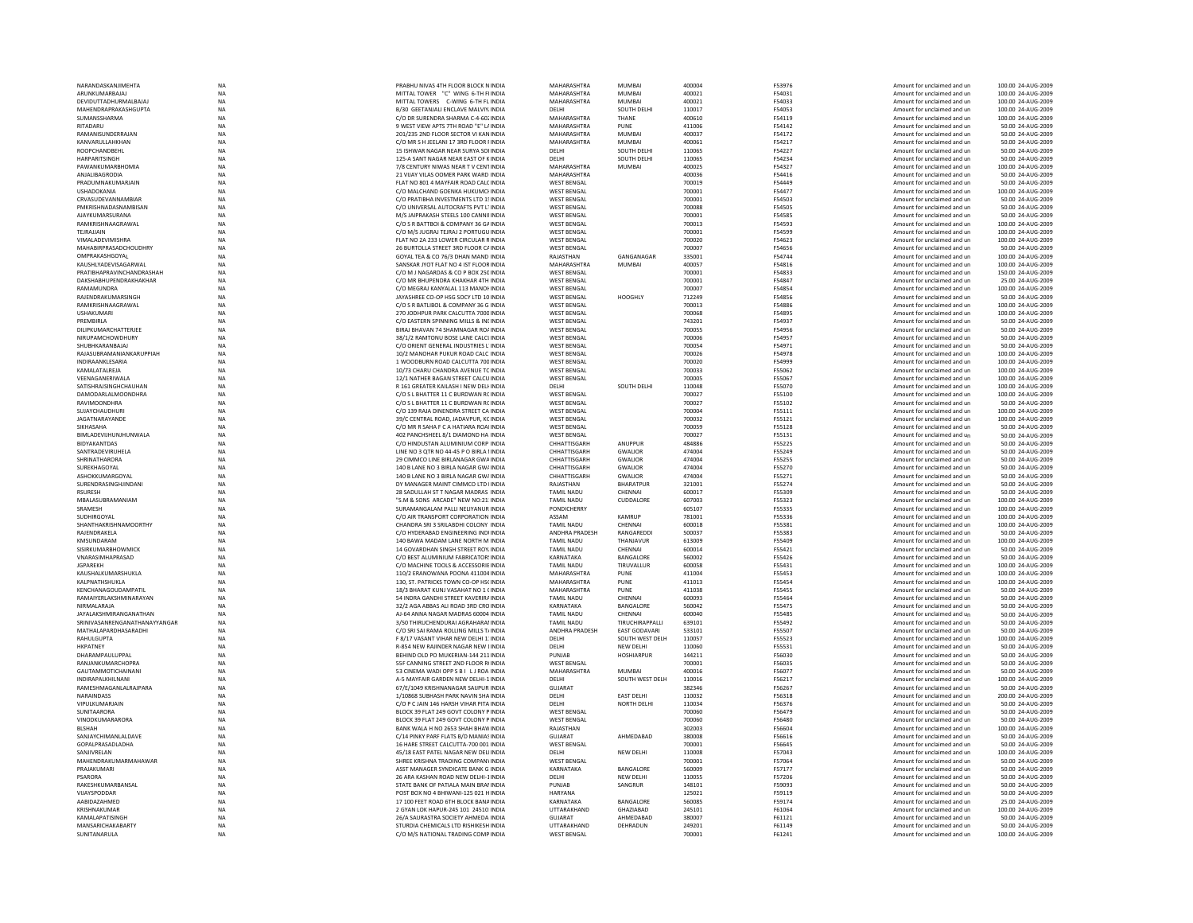| | | | | | | | | | | |
|---|---|---|---|---|---|---|---|---|---|---|
| NARANDASKANJIMEHTA | NA | PRABHU NIVAS 4TH FLOOR BLOCK N INDIA | MAHARASHTRA | MUMBAI | 400004 | F53976 | Amount for unclaimed and un | 100.00 | 24-AUG-2009 |
| ARUNKUMARBAJAJ | NA | MITTAL TOWER "C" WING 6-TH FI INDIA | MAHARASHTRA | MUMBAI | 400021 | F54031 | Amount for unclaimed and un | 100.00 | 24-AUG-2009 |
| DEVIDUTTADHURMALBAJAJ | NA | MITTAL TOWERS C-WING 6-TH FL INDIA | MAHARASHTRA | MUMBAI | 400021 | F54033 | Amount for unclaimed and un | 100.00 | 24-AUG-2009 |
| MAHENDRAPRAKASHGUPTA | NA | B/30 GEETANJALI ENCLAVE MALVIY INDIA | DELHI | SOUTH DELHI | 110017 | F54053 | Amount for unclaimed and un | 100.00 | 24-AUG-2009 |
| SUMANSSHARMA | NA | C/O DR SURENDRA SHARMA C-4-602 INDIA | MAHARASHTRA | THANE | 400610 | F54119 | Amount for unclaimed and un | 100.00 | 24-AUG-2009 |
| RITADARU | NA | 9 WEST VIEW APTS 7TH ROAD "E" L/ INDIA | MAHARASHTRA | PUNE | 411006 | F54142 | Amount for unclaimed and un | 50.00 | 24-AUG-2009 |
| RAMANISUNDERRAJAN | NA | 201/235 2ND FLOOR SECTOR VI KAN INDIA | MAHARASHTRA | MUMBAI | 400037 | F54172 | Amount for unclaimed and un | 50.00 | 24-AUG-2009 |
| KANVARULLAHKHAN | NA | C/O MR S H JEELANI 17 3RD FLOOR I INDIA | MAHARASHTRA | MUMBAI | 400061 | F54217 | Amount for unclaimed and un | 50.00 | 24-AUG-2009 |
| ROOPCHANDBEHL | NA | 15 ISHWAR NAGAR NEAR SURYA SOI INDIA | DELHI | SOUTH DELHI | 110065 | F54227 | Amount for unclaimed and un | 50.00 | 24-AUG-2009 |
| HARPARITSINGH | NA | 125-A SANT NAGAR NEAR EAST OF K INDIA | DELHI | SOUTH DELHI | 110065 | F54234 | Amount for unclaimed and un | 50.00 | 24-AUG-2009 |
| PAWANKUMARBHOMIA | NA | 7/8 CENTURY NIWAS NEAR T V CENT INDIA | MAHARASHTRA | MUMBAI | 400025 | F54327 | Amount for unclaimed and un | 100.00 | 24-AUG-2009 |
| ANJALIBAGRODIA | NA | 21 VIJAY VILAS OOMER PARK WARD INDIA | MAHARASHTRA | | 400036 | F54416 | Amount for unclaimed and un | 50.00 | 24-AUG-2009 |
| PRADUMNAKUMARJAIN | NA | FLAT NO 801 4 MAYFAIR ROAD CALC INDIA | WEST BENGAL | | 700019 | F54449 | Amount for unclaimed and un | 50.00 | 24-AUG-2009 |
| USHADOKANIA | NA | C/O MALCHAND GOENKA HUKUMCI INDIA | WEST BENGAL | | 700001 | F54477 | Amount for unclaimed and un | 100.00 | 24-AUG-2009 |
| CRVASUDEVANNAMBIAR | NA | C/O PRATIBHA INVESTMENTS LTD 1! INDIA | WEST BENGAL | | 700001 | F54503 | Amount for unclaimed and un | 50.00 | 24-AUG-2009 |
| PMKRISHNADASNAMBISAN | NA | C/O UNIVERSAL AUTOCRAFTS PVT L' INDIA | WEST BENGAL | | 700088 | F54505 | Amount for unclaimed and un | 50.00 | 24-AUG-2009 |
| AJAYKUMARSURANA | NA | M/S JAIPRAKASH STEELS 100 CANNII INDIA | WEST BENGAL | | 700001 | F54585 | Amount for unclaimed and un | 50.00 | 24-AUG-2009 |
| RAMKRISHNAAGRAWAL | NA | C/O S R BATTBOI & COMPANY 36 GA INDIA | WEST BENGAL | | 700013 | F54593 | Amount for unclaimed and un | 100.00 | 24-AUG-2009 |
| TEJRAJJAIN | NA | C/O M/S JUGRAJ TEJRAJ 2 PORTUGU INDIA | WEST BENGAL | | 700001 | F54599 | Amount for unclaimed and un | 100.00 | 24-AUG-2009 |
| VIMALADEVIMISHRA | NA | FLAT NO 2A 233 LOWER CIRCULAR R INDIA | WEST BENGAL | | 700020 | F54623 | Amount for unclaimed and un | 100.00 | 24-AUG-2009 |
| MAHABIRPRASADCHOUDHRY | NA | 26 BURTOLLA STREET 3RD FLOOR CA INDIA | WEST BENGAL | | 700007 | F54656 | Amount for unclaimed and un | 50.00 | 24-AUG-2009 |
| OMPRAKASHGOYAL | NA | GOYAL TEA & CO 76/3 DHAN MAND INDIA | RAJASTHAN | GANGANAGAR | 335001 | F54744 | Amount for unclaimed and un | 100.00 | 24-AUG-2009 |
| KAUSHLYADEVISAGARWAL | NA | SANSKAR JYOT FLAT NO 4 IST FLOOR INDIA | MAHARASHTRA | MUMBAI | 400057 | F54816 | Amount for unclaimed and un | 100.00 | 24-AUG-2009 |
| PRATIBHAPRAVINCHANDRASHAH | NA | C/O M J NAGARDAS & CO P BOX 250 INDIA | WEST BENGAL | | 700001 | F54833 | Amount for unclaimed and un | 150.00 | 24-AUG-2009 |
| DAKSHABHUPENDRAKHAKHAR | NA | C/O MR BHUPENDRA KHAKHAR 4TH INDIA | WEST BENGAL | | 700001 | F54847 | Amount for unclaimed and un | 25.00 | 24-AUG-2009 |
| RAMAMUNDRA | NA | C/O MEGRAJ KANYALAL 113 MANOH INDIA | WEST BENGAL | | 700007 | F54854 | Amount for unclaimed and un | 100.00 | 24-AUG-2009 |
| RAJENDRAKUMARSINGH | NA | JAYASHREE CO-OP HSG SOCY LTD 10 INDIA | WEST BENGAL | HOOGHLY | 712249 | F54856 | Amount for unclaimed and un | 50.00 | 24-AUG-2009 |
| RAMKRISHNAAGRAWAL | NA | C/O S R BATLIBOL & COMPANY 36 G INDIA | WEST BENGAL | | 700013 | F54886 | Amount for unclaimed and un | 100.00 | 24-AUG-2009 |
| USHAKUMARI | NA | 270 JODHPUR PARK CALCUTTA 7000 INDIA | WEST BENGAL | | 700068 | F54895 | Amount for unclaimed and un | 100.00 | 24-AUG-2009 |
| PREMBIRLA | NA | C/O EASTERN SPINNING MILLS & IND INDIA | WEST BENGAL | | 743201 | F54937 | Amount for unclaimed and un | 50.00 | 24-AUG-2009 |
| DILIPKUMARCHATTERJEE | NA | BIRAJ BHAVAN 74 SHAMNAGAR ROA INDIA | WEST BENGAL | | 700055 | F54956 | Amount for unclaimed and un | 50.00 | 24-AUG-2009 |
| NIRUPAMCHOWDHURY | NA | 38/1/2 RAMTONU BOSE LANE CALCI INDIA | WEST BENGAL | | 700006 | F54957 | Amount for unclaimed and un | 50.00 | 24-AUG-2009 |
| SHUBHKARANBAJAJ | NA | C/O ORIENT GENERAL INDUSTRIES L INDIA | WEST BENGAL | | 700054 | F54971 | Amount for unclaimed and un | 50.00 | 24-AUG-2009 |
| RAJASUBRAMANIANKARUPPIAH | NA | 10/2 MANOHAR PUKUR ROAD CALC INDIA | WEST BENGAL | | 700026 | F54978 | Amount for unclaimed and un | 100.00 | 24-AUG-2009 |
| INDIRAANKLESARIA | NA | 1 WOODBURN ROAD CALCUTTA 700 INDIA | WEST BENGAL | | 700020 | F54999 | Amount for unclaimed and un | 100.00 | 24-AUG-2009 |
| KAMALATALREJA | NA | 10/73 CHARU CHANDRA AVENUE TC INDIA | WEST BENGAL | | 700033 | F55062 | Amount for unclaimed and un | 100.00 | 24-AUG-2009 |
| VEENAGANERIWALA | NA | 12/1 NATHER BAGAN STREET CALCU INDIA | WEST BENGAL | | 700005 | F55067 | Amount for unclaimed and un | 100.00 | 24-AUG-2009 |
| SATISHRAJSINGHCHAUHAN | NA | R 161 GREATER KAILASH I NEW DELH INDIA | DELHI | SOUTH DELHI | 110048 | F55070 | Amount for unclaimed and un | 100.00 | 24-AUG-2009 |
| DAMODARLALMOONDHRA | NA | C/O S L BHATTER 11 C BURDWAN RC INDIA | WEST BENGAL | | 700027 | F55100 | Amount for unclaimed and un | 100.00 | 24-AUG-2009 |
| RAVIMOONDHRA | NA | C/O S L BHATTER 11 C BURDWAN RC INDIA | WEST BENGAL | | 700027 | F55102 | Amount for unclaimed and un | 50.00 | 24-AUG-2009 |
| SUJAYCHAUDHURI | NA | C/O 139 RAJA DINENDRA STREET CA INDIA | WEST BENGAL | | 700004 | F55111 | Amount for unclaimed and un | 100.00 | 24-AUG-2009 |
| JAGATNARAYANDE | NA | 39/C CENTRAL ROAD, JADAVPUR, KC INDIA | WEST BENGAL | | 700032 | F55121 | Amount for unclaimed and un | 100.00 | 24-AUG-2009 |
| SIKHASAHA | NA | C/O MR R SAHA F C A HATIARA ROAI INDIA | WEST BENGAL | | 700059 | F55128 | Amount for unclaimed and un | 50.00 | 24-AUG-2009 |
| BIMLADEVIJHUNJHUNWALA | NA | 402 PANCHSHEEL 8/1 DIAMOND HA INDIA | WEST BENGAL | | 700027 | F55131 | Amount for unclaimed and un | 50.00 | 24-AUG-2009 |
| BIDYAKANTDAS | NA | C/O HINDUSTAN ALUMINIUM CORP INDIA | CHHATTISGARH | ANUPPUR | 484886 | F55225 | Amount for unclaimed and un | 50.00 | 24-AUG-2009 |
| SANTRADEVIRUHELA | NA | LINE NO 3 QTR NO 44-45 P O BIRLA I INDIA | CHHATTISGARH | GWALIOR | 474004 | F55249 | Amount for unclaimed and un | 50.00 | 24-AUG-2009 |
| SHRINATHARORA | NA | 29 CIMMCO LINE BIRLANAGAR GWA INDIA | CHHATTISGARH | GWALIOR | 474004 | F55255 | Amount for unclaimed and un | 50.00 | 24-AUG-2009 |
| SUREKHAGOYAL | NA | 140 B LANE NO 3 BIRLA NAGAR GWA INDIA | CHHATTISGARH | GWALIOR | 474004 | F55270 | Amount for unclaimed and un | 50.00 | 24-AUG-2009 |
| ASHOKKUMARGOYAL | NA | 140 B LANE NO 3 BIRLA NAGAR GW/ INDIA | CHHATTISGARH | GWALIOR | 474004 | F55271 | Amount for unclaimed and un | 50.00 | 24-AUG-2009 |
| SURENDRASINGHJINDANI | NA | DY MANAGER MAINT CIMMCO LTD I INDIA | RAJASTHAN | BHARATPUR | 321001 | F55274 | Amount for unclaimed and un | 50.00 | 24-AUG-2009 |
| RSURESH | NA | 28 SADULLAH ST T NAGAR MADRAS INDIA | TAMIL NADU | CHENNAI | 600017 | F55309 | Amount for unclaimed and un | 50.00 | 24-AUG-2009 |
| MBALASUBRAMANIAM | NA | "S.M & SONS ARCADE" NEW NO:21 INDIA | TAMIL NADU | CUDDALORE | 607003 | F55323 | Amount for unclaimed and un | 100.00 | 24-AUG-2009 |
| SRAMESH | NA | SURAMANGALAM PALLI NELIYANUR INDIA | PONDICHERRY | | 605107 | F55335 | Amount for unclaimed and un | 100.00 | 24-AUG-2009 |
| SUDHIRGOYAL | NA | C/O AIR TRANSPORT CORPORATION INDIA | ASSAM | KAMRUP | 781001 | F55336 | Amount for unclaimed and un | 100.00 | 24-AUG-2009 |
| SHANTHAKRISHNAMOORTHY | NA | CHANDRA SRI 3 SRILABDHI COLONY INDIA | TAMIL NADU | CHENNAI | 600018 | F55381 | Amount for unclaimed and un | 100.00 | 24-AUG-2009 |
| RAJENDRAKELA | NA | C/O HYDERABAD ENGINEERING INDI INDIA | ANDHRA PRADESH | RANGAREDDI | 500037 | F55383 | Amount for unclaimed and un | 50.00 | 24-AUG-2009 |
| KMSUNDARAM | NA | 140 BAWA MADAM LANE NORTH M INDIA | TAMIL NADU | THANJAVUR | 613009 | F55409 | Amount for unclaimed and un | 100.00 | 24-AUG-2009 |
| SISIRKUMARBHOWMICK | NA | 14 GOVARDHAN SINGH STREET ROY. INDIA | TAMIL NADU | CHENNAI | 600014 | F55421 | Amount for unclaimed and un | 50.00 | 24-AUG-2009 |
| VNARASIMHAPRASAD | NA | C/O BEST ALUMINIUM FABRICATORS INDIA | KARNATAKA | BANGALORE | 560002 | F55426 | Amount for unclaimed and un | 50.00 | 24-AUG-2009 |
| JGPAREKH | NA | C/O MACHINE TOOLS & ACCESSORIE INDIA | TAMIL NADU | TIRUVALLUR | 600058 | F55431 | Amount for unclaimed and un | 100.00 | 24-AUG-2009 |
| KAUSHALKUMARSHUKLA | NA | 110/2 ERANOWANA POONA 411004 INDIA | MAHARASHTRA | PUNE | 411004 | F55453 | Amount for unclaimed and un | 100.00 | 24-AUG-2009 |
| KALPNATHSHUKLA | NA | 130, ST. PATRICKS TOWN CO-OP HS( INDIA | MAHARASHTRA | PUNE | 411013 | F55454 | Amount for unclaimed and un | 100.00 | 24-AUG-2009 |
| KENCHANAGOUDAMPATIL | NA | 18/3 BHARAT KUNJ VASAHAT NO 1 ( INDIA | MAHARASHTRA | PUNE | 411038 | F55455 | Amount for unclaimed and un | 50.00 | 24-AUG-2009 |
| RAMAIYERLAKSHMINARAYAN | NA | 54 INDRA GANDHI STREET KAVERIR/ INDIA | TAMIL NADU | CHENNAI | 600093 | F55464 | Amount for unclaimed and un | 50.00 | 24-AUG-2009 |
| NIRMALARAJA | NA | 32/2 AGA ABBAS ALI ROAD 3RD CRO INDIA | KARNATAKA | BANGALORE | 560042 | F55475 | Amount for unclaimed and un | 50.00 | 24-AUG-2009 |
| JAYALAKSHMIRANGANATHAN | NA | AJ-64 ANNA NAGAR MADRAS 60004 INDIA | TAMIL NADU | CHENNAI | 600040 | F55485 | Amount for unclaimed and un | 50.00 | 24-AUG-2009 |
| SRINIVASANRENGANATHANAYYANGAR | NA | 3/50 THIRUCHENDURAI AGRAHARAI INDIA | TAMIL NADU | TIRUCHIRAPPALLI | 639101 | F55492 | Amount for unclaimed and un | 50.00 | 24-AUG-2009 |
| MATHALAPARDHASARADHI | NA | C/O SRI SAI RAMA ROLLING MILLS T/ INDIA | ANDHRA PRADESH | EAST GODAVARI | 533101 | F55507 | Amount for unclaimed and un | 50.00 | 24-AUG-2009 |
| RAHULGUPTA | NA | F 8/17 VASANT VIHAR NEW DELHI 1: INDIA | DELHI | SOUTH WEST DELH | 110057 | F55523 | Amount for unclaimed and un | 100.00 | 24-AUG-2009 |
| HKPATNEY | NA | R-854 NEW RAJINDER NAGAR NEW I INDIA | DELHI | NEW DELHI | 110060 | F55531 | Amount for unclaimed and un | 50.00 | 24-AUG-2009 |
| DHARAMPAULUPPAL | NA | BEHIND OLD PO MUKERIAN-144 211 INDIA | PUNJAB | HOSHIARPUR | 144211 | F56030 | Amount for unclaimed and un | 50.00 | 24-AUG-2009 |
| RANJANKUMARCHOPRA | NA | 55F CANNING STREET 2ND FLOOR R INDIA | WEST BENGAL | | 700001 | F56035 | Amount for unclaimed and un | 50.00 | 24-AUG-2009 |
| GAUTAMMOTICHAINANI | NA | 53 CINEMA WADI OPP S B I L J ROA INDIA | MAHARASHTRA | MUMBAI | 400016 | F56077 | Amount for unclaimed and un | 50.00 | 24-AUG-2009 |
| INDIRAPALKHILNANI | NA | A-5 MAYFAIR GARDEN NEW DELHI-1 INDIA | DELHI | SOUTH WEST DELH | 110016 | F56217 | Amount for unclaimed and un | 100.00 | 24-AUG-2009 |
| RAMESHMAGANLALRAJPARA | NA | 67/E/1049 KRISHNANAGAR SAIJPUR INDIA | GUJARAT | | 382346 | F56267 | Amount for unclaimed and un | 50.00 | 24-AUG-2009 |
| NARAINDASS | NA | 1/10868 SUBHASH PARK NAVIN SHA INDIA | DELHI | EAST DELHI | 110032 | F56318 | Amount for unclaimed and un | 200.00 | 24-AUG-2009 |
| VIPULKUMARJAIN | NA | C/O P C JAIN 146 HARSH VIHAR PITA INDIA | DELHI | NORTH DELHI | 110034 | F56376 | Amount for unclaimed and un | 50.00 | 24-AUG-2009 |
| SUNITAARORA | NA | BLOCK 39 FLAT 249 GOVT COLONY P INDIA | WEST BENGAL | | 700060 | F56479 | Amount for unclaimed and un | 50.00 | 24-AUG-2009 |
| VINODKUMARARORA | NA | BLOCK 39 FLAT 249 GOVT COLONY P INDIA | WEST BENGAL | | 700060 | F56480 | Amount for unclaimed and un | 50.00 | 24-AUG-2009 |
| BLSHAH | NA | BANK WALA H NO 2653 SHAH BHAW INDIA | RAJASTHAN | | 302003 | F56604 | Amount for unclaimed and un | 100.00 | 24-AUG-2009 |
| SANJAYCHIMANLALDAVE | NA | C/14 PINKY PARF FLATS B/D MANIAS INDIA | GUJARAT | AHMEDABAD | 380008 | F56616 | Amount for unclaimed and un | 50.00 | 24-AUG-2009 |
| GOPALPRASADLADHA | NA | 16 HARE STREET CALCUTTA-700 001 INDIA | WEST BENGAL | | 700001 | F56645 | Amount for unclaimed and un | 50.00 | 24-AUG-2009 |
| SANJIVRELAN | NA | 45/18 EAST PATEL NAGAR NEW DELI INDIA | DELHI | NEW DELHI | 110008 | F57043 | Amount for unclaimed and un | 100.00 | 24-AUG-2009 |
| MAHENDRAKUMARMAHAWAR | NA | SHREE KRISHNA TRADING COMPANY INDIA | WEST BENGAL | | 700001 | F57064 | Amount for unclaimed and un | 50.00 | 24-AUG-2009 |
| PRAJAKUMARI | NA | ASST MANAGER SYNDICATE BANK G INDIA | KARNATAKA | BANGALORE | 560009 | F57177 | Amount for unclaimed and un | 50.00 | 24-AUG-2009 |
| PSARORA | NA | 26 ARA KASHAN ROAD NEW DELHI-1 INDIA | DELHI | NEW DELHI | 110055 | F57206 | Amount for unclaimed and un | 50.00 | 24-AUG-2009 |
| RAKESHKUMARBANSAL | NA | STATE BANK OF PATIALA MAIN BRAI INDIA | PUNJAB | SANGRUR | 148101 | F59093 | Amount for unclaimed and un | 50.00 | 24-AUG-2009 |
| VIJAYSPODDAR | NA | POST BOX NO 4 BHIWANI-125 021 H INDIA | HARYANA | | 125021 | F59119 | Amount for unclaimed and un | 50.00 | 24-AUG-2009 |
| AABIDAZAHMED | NA | 17 100 FEET ROAD 6TH BLOCK BANA INDIA | KARNATAKA | BANGALORE | 560085 | F59174 | Amount for unclaimed and un | 25.00 | 24-AUG-2009 |
| KRISHNAKUMAR | NA | 2 GYAN LOK HAPUR-245 101 24510 INDIA | UTTARAKHAND | GHAZIABAD | 245101 | F61064 | Amount for unclaimed and un | 100.00 | 24-AUG-2009 |
| KAMALAPATISINGH | NA | 26/A SAURASTRA SOCIETY AHMEDA INDIA | GUJARAT | AHMEDABAD | 380007 | F61121 | Amount for unclaimed and un | 50.00 | 24-AUG-2009 |
| MANSARICHAKABARTY | NA | STURDIA CHEMICALS LTD RISHIKESH INDIA | UTTARAKHAND | DEHRADUN | 249201 | F61149 | Amount for unclaimed and un | 50.00 | 24-AUG-2009 |
| SUNITANARULA | NA | C/O M/S NATIONAL TRADING COMP INDIA | WEST BENGAL | | 700001 | F61241 | Amount for unclaimed and un | 100.00 | 24-AUG-2009 |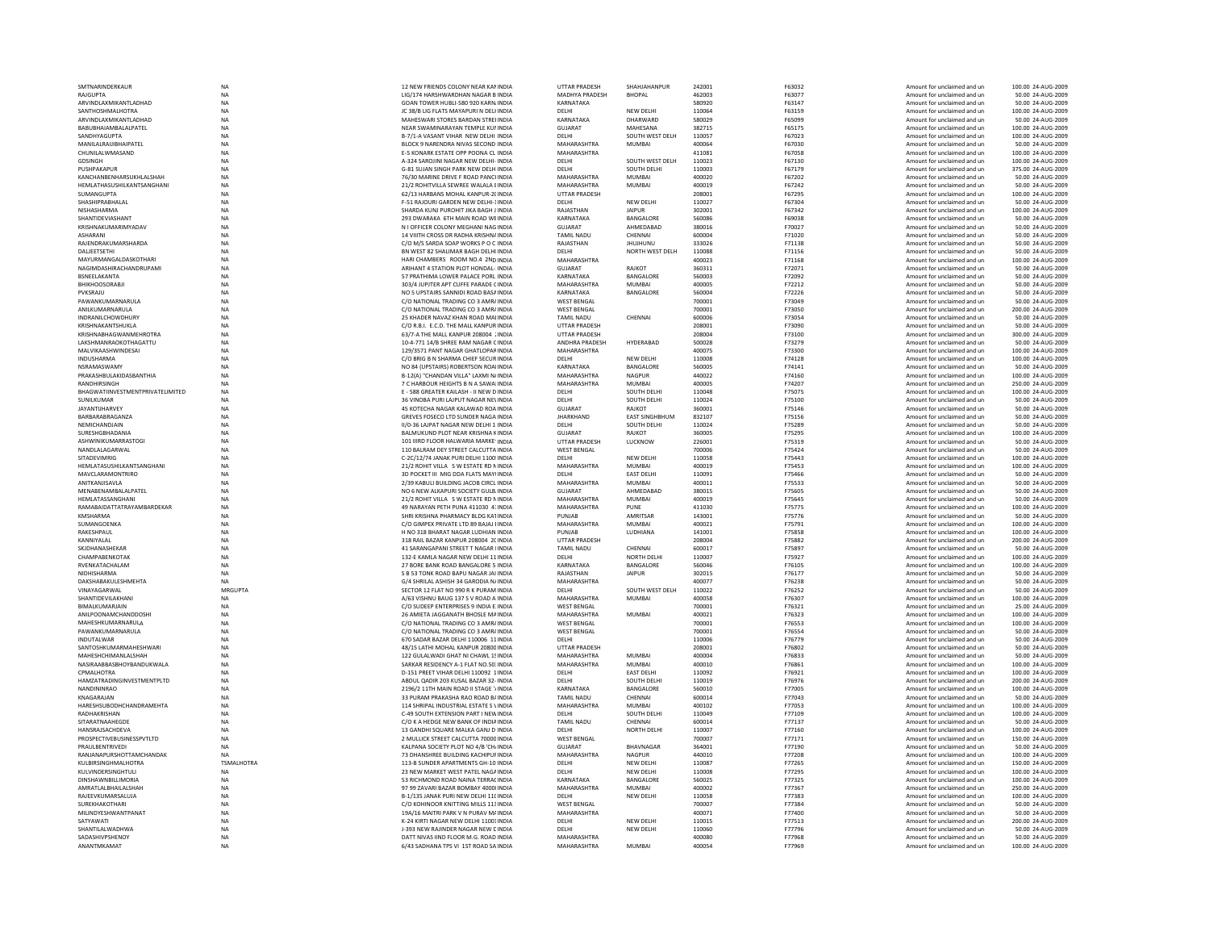| | | | | | | | | | | |
|---|---|---|---|---|---|---|---|---|---|---|
| SMTNARINDERKAUR | NA | 12 NEW FRIENDS COLONY NEAR KAN INDIA | UTTAR PRADESH | SHAHJAHANPUR | 242001 | F63032 | Amount for unclaimed and un | 100.00 | 24-AUG-2009 |
| RAJGUPTA | NA | LIG/174 HARSHWARDHAN NAGAR B INDIA | MADHYA PRADESH | BHOPAL | 462003 | F63077 | Amount for unclaimed and un | 50.00 | 24-AUG-2009 |
| ARVINDLAXMIKANTLADHAD | NA | GOAN TOWER HUBLI-580 920 KARN INDIA | KARNATAKA | | 580920 | F63147 | Amount for unclaimed and un | 50.00 | 24-AUG-2009 |
| SANTHOSHMALHOTRA | NA | JC 38/B LIG FLATS MAYAPURI N DELI INDIA | DELHI | NEW DELHI | 110064 | F63159 | Amount for unclaimed and un | 100.00 | 24-AUG-2009 |
| ARVINDLAXMIKANTLADHAD | NA | MAHESWARI STORES BARDAN STREE INDIA | KARNATAKA | DHARWARD | 580029 | F65099 | Amount for unclaimed and un | 50.00 | 24-AUG-2009 |
| BABUBHAIAMBALALPATEL | NA | NEAR SWAMINARAYAN TEMPLE KUI INDIA | GUJARAT | MAHESANA | 382715 | F65175 | Amount for unclaimed and un | 100.00 | 24-AUG-2009 |
| SANDHYAGUPTA | NA | B-7/1-A VASANT VIHAR NEW DELHI INDIA | DELHI | SOUTH WEST DELH | 110057 | F67023 | Amount for unclaimed and un | 100.00 | 24-AUG-2009 |
| MANILALRAIJIBHAIPATEL | NA | BLOCK 9 NARENDRA NIVAS SECOND INDIA | MAHARASHTRA | MUMBAI | 400064 | F67030 | Amount for unclaimed and un | 50.00 | 24-AUG-2009 |
| CHUNILALWMASAND | NA | E-5 KONARK ESTATE OPP POONA CL INDIA | MAHARASHTRA | | 411081 | F67058 | Amount for unclaimed and un | 100.00 | 24-AUG-2009 |
| GDSINGH | NA | A-324 SAROJINI NAGAR NEW DELHI- INDIA | DELHI | SOUTH WEST DELH | 110023 | F67130 | Amount for unclaimed and un | 100.00 | 24-AUG-2009 |
| PUSHPAKAPUR | NA | G-81 SUJAN SINGH PARK NEW DELH INDIA | DELHI | SOUTH DELHI | 110003 | F67179 | Amount for unclaimed and un | 375.00 | 24-AUG-2009 |
| KANCHANBENHARSUKHLALSHAH | NA | 76/30 MARINE DRIVE F ROAD PANCI INDIA | MAHARASHTRA | MUMBAI | 400020 | F67202 | Amount for unclaimed and un | 50.00 | 24-AUG-2009 |
| HEMLATHASUSHILKANTSANGHANI | NA | 21/2 ROHITVILLA SEWREE WALALA E INDIA | MAHARASHTRA | MUMBAI | 400019 | F67242 | Amount for unclaimed and un | 50.00 | 24-AUG-2009 |
| SUMANGUPTA | NA | 62/13 HARBANS MOHAL KANPUR-2( INDIA | UTTAR PRADESH | | 208001 | F67295 | Amount for unclaimed and un | 100.00 | 24-AUG-2009 |
| SHASHIPRABHALAL | NA | F-51 RAJOURI GARDEN NEW DELHI-1 INDIA | DELHI | NEW DELHI | 110027 | F67304 | Amount for unclaimed and un | 50.00 | 24-AUG-2009 |
| NISHASHARMA | NA | SHARDA KUNJ PUROHIT JIKA BAGH J INDIA | RAJASTHAN | JAIPUR | 302001 | F67342 | Amount for unclaimed and un | 100.00 | 24-AUG-2009 |
| SHANTIDEVIASHANT | NA | 293 DWARAKA 6TH MAIN ROAD W INDIA | KARNATAKA | BANGALORE | 560086 | F69038 | Amount for unclaimed and un | 50.00 | 24-AUG-2009 |
| KRISHNAKUMARIMYADAV | NA | N I OFFICER COLONY MEGHANI NAG INDIA | GUJARAT | AHMEDABAD | 380016 | F70027 | Amount for unclaimed and un | 50.00 | 24-AUG-2009 |
| ASHARANI | NA | 14 VIIITH CROSS DR RADHA KRISHNA INDIA | TAMIL NADU | CHENNAI | 600004 | F71020 | Amount for unclaimed and un | 50.00 | 24-AUG-2009 |
| RAJENDRAKUMARSHARDA | NA | C/O M/S SARDA SOAP WORKS P O C INDIA | RAJASTHAN | JHUJHUNU | 333026 | F71138 | Amount for unclaimed and un | 50.00 | 24-AUG-2009 |
| DALJEETSETHI | NA | BN WEST 82 SHALIMAR BAGH DELHI INDIA | DELHI | NORTH WEST DELH | 110088 | F71156 | Amount for unclaimed and un | 50.00 | 24-AUG-2009 |
| MAYURMANGALDASKOTHARI | NA | HARI CHAMBERS ROOM NO.4 2ND INDIA | MAHARASHTRA | | 400023 | F71168 | Amount for unclaimed and un | 100.00 | 24-AUG-2009 |
| NAGIMDASHIRACHANDRUPAMI | NA | ARIHANT 4 STATION PLOT HONDAL- INDIA | GUJARAT | RAJKOT | 360311 | F72071 | Amount for unclaimed and un | 50.00 | 24-AUG-2009 |
| BSNEELAKANTA | NA | 57 PRATHIMA LOWER PALACE PORL INDIA | KARNATAKA | BANGALORE | 560003 | F72092 | Amount for unclaimed and un | 50.00 | 24-AUG-2009 |
| BHIKHOOSORABJI | NA | 303/4 JUPJTER APT CUFFE PARADE C INDIA | MAHARASHTRA | MUMBAI | 400005 | F72212 | Amount for unclaimed and un | 50.00 | 24-AUG-2009 |
| PVKSRAJU | NA | NO 5 UPSTAIRS SANNIDI ROAD BASA INDIA | KARNATAKA | BANGALORE | 560004 | F72226 | Amount for unclaimed and un | 50.00 | 24-AUG-2009 |
| PAWANKUMARNARULA | NA | C/O NATIONAL TRADING CO 3 AMRA INDIA | WEST BENGAL | | 700001 | F73049 | Amount for unclaimed and un | 50.00 | 24-AUG-2009 |
| ANILKUMARNARULA | NA | C/O NATIONAL TRADING CO 3 AMRA INDIA | WEST BENGAL | | 700001 | F73050 | Amount for unclaimed and un | 200.00 | 24-AUG-2009 |
| INDRANILCHOWDHURY | NA | 25 KHADER NAVAZ KHAN ROAD MAI INDIA | TAMIL NADU | CHENNAI | 600006 | F73054 | Amount for unclaimed and un | 50.00 | 24-AUG-2009 |
| KRISHNAKANTSHUKLA | NA | C/O R.B.I. E.C.D. THE MALL KANPUR INDIA | UTTAR PRADESH | | 208001 | F73090 | Amount for unclaimed and un | 50.00 | 24-AUG-2009 |
| KRISHNABHAGWANMEHROTRA | NA | 63/7-A THE MALL KANPUR 208004 ; INDIA | UTTAR PRADESH | | 208004 | F73100 | Amount for unclaimed and un | 300.00 | 24-AUG-2009 |
| LAKSHMANRAOKOTHAGATTU | NA | 10-4-771 14/B SHREE RAM NAGAR C INDIA | ANDHRA PRADESH | HYDERABAD | 500028 | F73279 | Amount for unclaimed and un | 50.00 | 24-AUG-2009 |
| MALVIKAASHWINDESAI | NA | 129/3571 PANT NAGAR GHATLOPAR INDIA | MAHARASHTRA | | 400075 | F73300 | Amount for unclaimed and un | 100.00 | 24-AUG-2009 |
| INDUSHARMA | NA | C/O BRIG B N SHARMA CHIEF SECUR INDIA | DELHI | NEW DELHI | 110008 | F74128 | Amount for unclaimed and un | 100.00 | 24-AUG-2009 |
| NSRAMASWAMY | NA | NO 84 (UPSTAIRS) ROBERTSON ROAI INDIA | KARNATAKA | BANGALORE | 560005 | F74141 | Amount for unclaimed and un | 50.00 | 24-AUG-2009 |
| PRAKASHBULAKIDASBANTHIA | NA | B-12(A) "CHANDAN VILLA" LAXMI N INDIA | MAHARASHTRA | NAGPUR | 440022 | F74160 | Amount for unclaimed and un | 100.00 | 24-AUG-2009 |
| RANDHIRSINGH | NA | 7 C HARBOUR HEIGHTS B N A SAWAI INDIA | MAHARASHTRA | MUMBAI | 400005 | F74207 | Amount for unclaimed and un | 250.00 | 24-AUG-2009 |
| BHAGWATIINVESTMENTPRIVATELIMITED | NA | E - 588 GREATER KAILASH - II NEW D INDIA | DELHI | SOUTH DELHI | 110048 | F75075 | Amount for unclaimed and un | 100.00 | 24-AUG-2009 |
| SUNILKUMAR | NA | 36 VINOBA PURI LAJPUT NAGAR NEV INDIA | DELHI | SOUTH DELHI | 110024 | F75100 | Amount for unclaimed and un | 50.00 | 24-AUG-2009 |
| JAYANTUHARVEY | NA | 45 KOTECHA NAGAR KALAWAD ROA INDIA | GUJARAT | RAJKOT | 360001 | F75146 | Amount for unclaimed and un | 50.00 | 24-AUG-2009 |
| BARBARABRAGANZA | NA | GREVES FOSECO LTD SUNDER NAGA INDIA | JHARKHAND | EAST SINGHBHUM | 832107 | F75156 | Amount for unclaimed and un | 50.00 | 24-AUG-2009 |
| NEMICHANDJAIN | NA | II/O-36 LAJPAT NAGAR NEW DELHI 1 INDIA | DELHI | SOUTH DELHI | 110024 | F75289 | Amount for unclaimed and un | 50.00 | 24-AUG-2009 |
| SURESHGBHADANIA | NA | BALMUKUND PLOT NEAR KRISHNA K INDIA | GUJARAT | RAJKOT | 360005 | F75295 | Amount for unclaimed and un | 100.00 | 24-AUG-2009 |
| ASHWINIKUMARRASTOGI | NA | 101 IIIRD FLOOR HALWARIA MARKET INDIA | UTTAR PRADESH | LUCKNOW | 226001 | F75319 | Amount for unclaimed and un | 50.00 | 24-AUG-2009 |
| NANDLALAGARWAL | NA | 110 BALRAM DEY STREET CALCUTTA INDIA | WEST BENGAL | | 700006 | F75424 | Amount for unclaimed and un | 50.00 | 24-AUG-2009 |
| SITADEVIMRIG | NA | C-2C/12/74 JANAK PURI DELHI 1100 INDIA | DELHI | NEW DELHI | 110058 | F75443 | Amount for unclaimed and un | 100.00 | 24-AUG-2009 |
| HEMLATASUSHILKANTSANGHANI | NA | 21/2 ROHIT VILLA S W ESTATE RD N INDIA | MAHARASHTRA | MUMBAI | 400019 | F75453 | Amount for unclaimed and un | 100.00 | 24-AUG-2009 |
| MAVCLARAMONTRIRO | NA | 3D POCKET III MIG DDA FLATS MAYI INDIA | DELHI | EAST DELHI | 110091 | F75466 | Amount for unclaimed and un | 50.00 | 24-AUG-2009 |
| ANITKANJISAVLA | NA | 2/39 KABULI BUILDING JACOB CIRCL INDIA | MAHARASHTRA | MUMBAI | 400011 | F75533 | Amount for unclaimed and un | 50.00 | 24-AUG-2009 |
| MENABENAMBALALPATEL | NA | NO 6 NEW ALKAPURI SOCIETY GULB INDIA | GUJARAT | AHMEDABAD | 380015 | F75605 | Amount for unclaimed and un | 50.00 | 24-AUG-2009 |
| HEMLATASSANGHANI | NA | 21/2 ROHIT VILLA S W ESTATE RD N INDIA | MAHARASHTRA | MUMBAI | 400019 | F75645 | Amount for unclaimed and un | 50.00 | 24-AUG-2009 |
| RAMABAIDATTATRAYAMBARDEKAR | NA | 49 NARAYAN PETH PUNA 411030 4: INDIA | MAHARASHTRA | PUNE | 411030 | F75775 | Amount for unclaimed and un | 100.00 | 24-AUG-2009 |
| KMSHARMA | NA | SHRI KRISHNA PHARMACY BLDG KAT INDIA | PUNJAB | AMRITSAR | 143001 | F75776 | Amount for unclaimed and un | 50.00 | 24-AUG-2009 |
| SUMANGOENKA | NA | C/O GIMPEX PRIVATE LTD 89 BAJAJ I INDIA | MAHARASHTRA | MUMBAI | 400021 | F75791 | Amount for unclaimed and un | 100.00 | 24-AUG-2009 |
| RAKESHPAUL | NA | H NO 318 BHARAT NAGAR LUDHIAN INDIA | PUNJAB | LUDHIANA | 141001 | F75858 | Amount for unclaimed and un | 100.00 | 24-AUG-2009 |
| KANNIYALAL | NA | 318 RAIL BAZAR KANPUR 208004 2( INDIA | UTTAR PRADESH | | 208004 | F75882 | Amount for unclaimed and un | 200.00 | 24-AUG-2009 |
| SKJDHANASHEKAR | NA | 41 SARANGAPANI STREET T NAGAR I INDIA | TAMIL NADU | CHENNAI | 600017 | F75897 | Amount for unclaimed and un | 50.00 | 24-AUG-2009 |
| CHAMPABENKOTAK | NA | 132-E KAMLA NAGAR NEW DELHI 11 INDIA | DELHI | NORTH DELHI | 110007 | F75927 | Amount for unclaimed and un | 100.00 | 24-AUG-2009 |
| RVENKATACHALAM | NA | 27 BORE BANK ROAD BANGALORE 5 INDIA | KARNATAKA | BANGALORE | 560046 | F76105 | Amount for unclaimed and un | 100.00 | 24-AUG-2009 |
| NIDHISHARMA | NA | S B 53 TONK ROAD BAPU NAGAR JAI INDIA | RAJASTHAN | JAIPUR | 302015 | F76177 | Amount for unclaimed and un | 50.00 | 24-AUG-2009 |
| DAKSHABAKULESHMEHTA | NA | G/4 SHRILAL ASHISH 34 GARODIA N/ INDIA | MAHARASHTRA | | 400077 | F76238 | Amount for unclaimed and un | 50.00 | 24-AUG-2009 |
| VINAYAGARWAL | MRGUPTA | SECTOR 12 FLAT NO 990 R K PURAM INDIA | DELHI | SOUTH WEST DELH | 110022 | F76252 | Amount for unclaimed and un | 50.00 | 24-AUG-2009 |
| SHANTIDEVILAKHANI | NA | A/63 VISHNU BAUG 137 S V ROAD A INDIA | MAHARASHTRA | MUMBAI | 400058 | F76307 | Amount for unclaimed and un | 100.00 | 24-AUG-2009 |
| BIMALKUMARJAIN | NA | C/O SUDEEP ENTERPRISES 9 INDIA E INDIA | WEST BENGAL | | 700001 | F76321 | Amount for unclaimed and un | 25.00 | 24-AUG-2009 |
| ANILPOONAMCHANDDOSHI | NA | 26 AMIETA JAGGANATH BHOSLE MA INDIA | MAHARASHTRA | MUMBAI | 400021 | F76323 | Amount for unclaimed and un | 100.00 | 24-AUG-2009 |
| MAHESHKUMARNARULA | NA | C/O NATIONAL TRADING CO 3 AMRA INDIA | WEST BENGAL | | 700001 | F76553 | Amount for unclaimed and un | 100.00 | 24-AUG-2009 |
| PAWANKUMARNARULA | NA | C/O NATIONAL TRADING CO 3 AMRA INDIA | WEST BENGAL | | 700001 | F76554 | Amount for unclaimed and un | 50.00 | 24-AUG-2009 |
| INDUTALWAR | NA | 670 SADAR BAZAR DELHI 110006 11 INDIA | DELHI | | 110006 | F76779 | Amount for unclaimed and un | 50.00 | 24-AUG-2009 |
| SANTOSHKUMARMAHESHWARI | NA | 48/15 LATHI MOHAL KANPUR 20800 INDIA | UTTAR PRADESH | | 208001 | F76802 | Amount for unclaimed and un | 50.00 | 24-AUG-2009 |
| MAHESHCHIMANLALSHAH | NA | 122 GULALWADI GHAT NI CHAWL 1 INDIA | MAHARASHTRA | MUMBAI | 400004 | F76833 | Amount for unclaimed and un | 50.00 | 24-AUG-2009 |
| NASIRAABBASBHOYBANDUKWALA | NA | SARKAR RESIDENCY A-1 FLAT NO.50 INDIA | MAHARASHTRA | MUMBAI | 400010 | F76861 | Amount for unclaimed and un | 100.00 | 24-AUG-2009 |
| CPMALHOTRA | NA | D-151 PREET VIHAR DELHI 110092 1 INDIA | DELHI | EAST DELHI | 110092 | F76921 | Amount for unclaimed and un | 100.00 | 24-AUG-2009 |
| HAMZATRADINGINVESTMENTPLTD | NA | ABDUL QADIR 203 KUSAL BAZAR 32- INDIA | DELHI | SOUTH DELHI | 110019 | F76976 | Amount for unclaimed and un | 200.00 | 24-AUG-2009 |
| NANDININRAO | NA | 2196/2 11TH MAIN ROAD II STAGE ' INDIA | KARNATAKA | BANGALORE | 560010 | F77005 | Amount for unclaimed and un | 100.00 | 24-AUG-2009 |
| KNAGARAJAN | NA | 33 PURAM PRAKASHA RAO ROAD B/ INDIA | TAMIL NADU | CHENNAI | 600014 | F77043 | Amount for unclaimed and un | 50.00 | 24-AUG-2009 |
| HARESHSUBODHCHANDRAMEHTA | NA | 114 SHRIPAL INDUSTRIAL ESTATE S \ INDIA | MAHARASHTRA | MUMBAI | 400102 | F77053 | Amount for unclaimed and un | 100.00 | 24-AUG-2009 |
| RADHAKRISHAN | NA | C-49 SOUTH EXTENSION PART I NEW INDIA | DELHI | SOUTH DELHI | 110049 | F77109 | Amount for unclaimed and un | 100.00 | 24-AUG-2009 |
| SITARATNAAHEGDE | NA | C/O K A HEDGE NEW BANK OF INDIA INDIA | TAMIL NADU | CHENNAI | 600014 | F77137 | Amount for unclaimed and un | 50.00 | 24-AUG-2009 |
| HANSRAJSACHDEVA | NA | 13 GANDHI SQUARE MALKA GANJ D INDIA | DELHI | NORTH DELHI | 110007 | F77160 | Amount for unclaimed and un | 100.00 | 24-AUG-2009 |
| PROSPECTIVEBUSINESSPVTLTD | NA | 2 MULLICK STREET CALCUTTA 70000 INDIA | WEST BENGAL | | 700007 | F77171 | Amount for unclaimed and un | 150.00 | 24-AUG-2009 |
| PRAULBENTRIVEDI | NA | KALPANA SOCIETY PLOT NO 4/B 'CH INDIA | GUJARAT | BHAVNAGAR | 364001 | F77190 | Amount for unclaimed and un | 50.00 | 24-AUG-2009 |
| RANJANAPURSHOTTAMCHANDAK | NA | 73 DHANSHREE BUILDING KACHIPUI INDIA | MAHARASHTRA | NAGPUR | 440010 | F77208 | Amount for unclaimed and un | 100.00 | 24-AUG-2009 |
| KULBIRSINGHMALHOTRA | TSMALHOTRA | 113-B SUNDER APARTMENTS GH-10 INDIA | DELHI | NEW DELHI | 110087 | F77265 | Amount for unclaimed and un | 150.00 | 24-AUG-2009 |
| KULVINDERSINGHTULI | NA | 23 NEW MARKET WEST PATEL NAGA INDIA | DELHI | NEW DELHI | 110008 | F77295 | Amount for unclaimed and un | 100.00 | 24-AUG-2009 |
| DINSHAWNBILLIMORIA | NA | 53 RICHMOND ROAD NAINA TERRAC INDIA | KARNATAKA | BANGALORE | 560025 | F77325 | Amount for unclaimed and un | 100.00 | 24-AUG-2009 |
| AMRATLALBHAILALSHAH | NA | 97 99 ZAVARI BAZAR BOMBAY 4000 INDIA | MAHARASHTRA | MUMBAI | 400002 | F77367 | Amount for unclaimed and un | 250.00 | 24-AUG-2009 |
| RAJEEVKUMARSALUJA | NA | B-1/135 JANAK PURI NEW DELHI 11( INDIA | DELHI | NEW DELHI | 110058 | F77383 | Amount for unclaimed and un | 100.00 | 24-AUG-2009 |
| SUREKHAKOTHARI | NA | C/O KOHINOOR KNITTING MILLS 11 INDIA | WEST BENGAL | | 700007 | F77384 | Amount for unclaimed and un | 50.00 | 24-AUG-2009 |
| MILINDYESHWANTPANAT | NA | 19A/16 MAITRI PARK V N PURAV M/ INDIA | MAHARASHTRA | | 400071 | F77400 | Amount for unclaimed and un | 50.00 | 24-AUG-2009 |
| SATYAWATI | NA | K-24 KIRTI NAGAR NEW DELHI 1100 INDIA | DELHI | NEW DELHI | 110015 | F77513 | Amount for unclaimed and un | 200.00 | 24-AUG-2009 |
| SHANTILALWADHWA | NA | J-393 NEW RAJINDER NAGAR NEW [ INDIA | DELHI | NEW DELHI | 110060 | F77796 | Amount for unclaimed and un | 50.00 | 24-AUG-2009 |
| SADASHIVPSHENOY | NA | DATT NIVAS IIND FLOOR M.G. ROAD INDIA | MAHARASHTRA | | 400080 | F77968 | Amount for unclaimed and un | 50.00 | 24-AUG-2009 |
| ANANTMKAMAT | NA | 6/43 SADHANA TPS VI 1ST ROAD SA INDIA | MAHARASHTRA | MUMBAI | 400054 | F77969 | Amount for unclaimed and un | 100.00 | 24-AUG-2009 |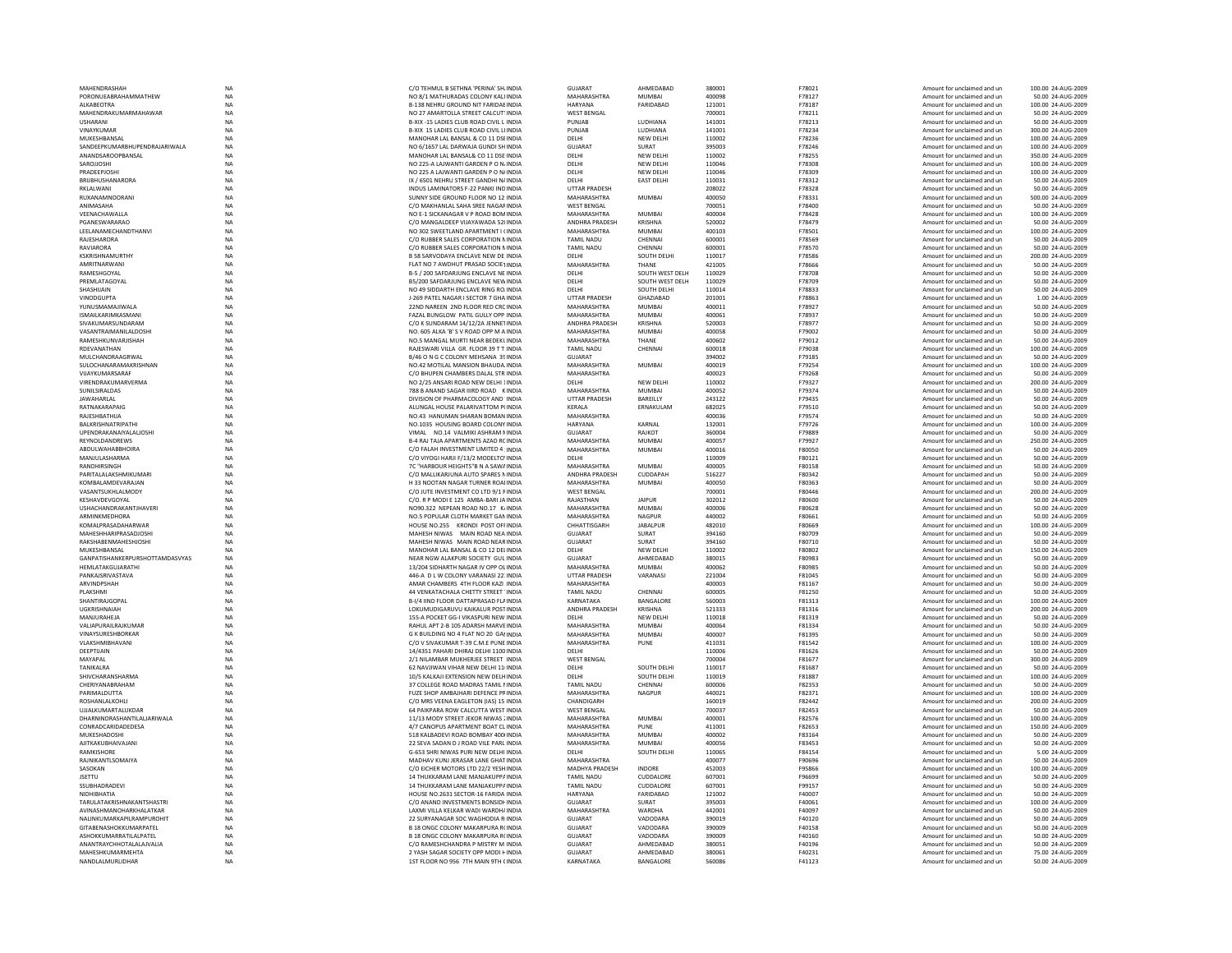| | | | | | | | | | | |
|---|---|---|---|---|---|---|---|---|---|---|
| MAHENDRASHAH | NA | C/O TEHMUL B SETHNA 'PERINA' SH. INDIA | GUJARAT | AHMEDABAD | 380001 | F78021 | Amount for unclaimed and un | 100.00 | 24-AUG-2009 |
| PORONUEABRAHAMMATHEW | NA | NO 8/1 MATHURADAS COLONY KALI INDIA | MAHARASHTRA | MUMBAI | 400098 | F78127 | Amount for unclaimed and un | 50.00 | 24-AUG-2009 |
| ALKABEOTRA | NA | B-138 NEHRU GROUND NIT FARIDAE INDIA | HARYANA | FARIDABAD | 121001 | F78187 | Amount for unclaimed and un | 100.00 | 24-AUG-2009 |
| MAHENDRAKUMARMAHAWAR | NA | NO 27 AMARTOLLA STREET CALCUT INDIA | WEST BENGAL | | 700001 | F78211 | Amount for unclaimed and un | 50.00 | 24-AUG-2009 |
| USHARANI | NA | B-XIX -15 LADIES CLUB ROAD CIVIL L INDIA | PUNJAB | LUDHIANA | 141001 | F78213 | Amount for unclaimed and un | 50.00 | 24-AUG-2009 |
| VINAYKUMAR | NA | B-XIX 15 LADIES CLUB ROAD CIVIL LI INDIA | PUNJAB | LUDHIANA | 141001 | F78234 | Amount for unclaimed and un | 300.00 | 24-AUG-2009 |
| MUKESHBANSAL | NA | MANOHAR LAL BANSAL & CO 11 DSI INDIA | DELHI | NEW DELHI | 110002 | F78236 | Amount for unclaimed and un | 100.00 | 24-AUG-2009 |
| SANDEEPKUMARBHUPENDRAJARIWALA | NA | NO 6/1657 LAL DARWAJA GUNDI SH INDIA | GUJARAT | SURAT | 395003 | F78246 | Amount for unclaimed and un | 100.00 | 24-AUG-2009 |
| ANANDSAROOPBANSAL | NA | MANOHAR LAL BANSAL& CO 11 DSE INDIA | DELHI | NEW DELHI | 110002 | F78255 | Amount for unclaimed and un | 350.00 | 24-AUG-2009 |
| SAROJJOSHI | NA | NO 225-A LAJWANTI GARDEN P O N INDIA | DELHI | NEW DELHI | 110046 | F78308 | Amount for unclaimed and un | 100.00 | 24-AUG-2009 |
| PRADEEPJOSHI | NA | NO 225 A LAJWANTI GARDEN P O N INDIA | DELHI | NEW DELHI | 110046 | F78309 | Amount for unclaimed and un | 100.00 | 24-AUG-2009 |
| BRIJBHUSHANARORA | NA | IX / 6501 NEHRU STREET GANDHI N/ INDIA | DELHI | EAST DELHI | 110031 | F78312 | Amount for unclaimed and un | 50.00 | 24-AUG-2009 |
| RKLALWANI | NA | INDUS LAMINATORS F-22 PANKI IND INDIA | UTTAR PRADESH | | 208022 | F78328 | Amount for unclaimed and un | 50.00 | 24-AUG-2009 |
| RUXANAMNOORANI | NA | SUNNY SIDE GROUND FLOOR NO 12 INDIA | MAHARASHTRA | MUMBAI | 400050 | F78331 | Amount for unclaimed and un | 500.00 | 24-AUG-2009 |
| ANIMASAHA | NA | C/O MAKHANLAL SAHA SREE NAGAF INDIA | WEST BENGAL | | 700051 | F78400 | Amount for unclaimed and un | 50.00 | 24-AUG-2009 |
| VEENACHAWALLA | NA | NO E-1 SICKANAGAR V P ROAD BOM INDIA | MAHARASHTRA | MUMBAI | 400004 | F78428 | Amount for unclaimed and un | 100.00 | 24-AUG-2009 |
| PGANESWARARAO | NA | C/O MANGALDEEP VIJAYAWADA 52I INDIA | ANDHRA PRADESH | KRISHNA | 520002 | F78479 | Amount for unclaimed and un | 50.00 | 24-AUG-2009 |
| LEELANAMECHANDTHANVI | NA | NO 302 SWEETLAND APARTMENT I INDIA | MAHARASHTRA | MUMBAI | 400103 | F78501 | Amount for unclaimed and un | 100.00 | 24-AUG-2009 |
| RAJESHARORA | NA | C/O RUBBER SALES CORPORATION N INDIA | TAMIL NADU | CHENNAI | 600001 | F78569 | Amount for unclaimed and un | 50.00 | 24-AUG-2009 |
| RAVIARORA | NA | C/O RUBBER SALES CORPORATION N INDIA | TAMIL NADU | CHENNAI | 600001 | F78570 | Amount for unclaimed and un | 50.00 | 24-AUG-2009 |
| KSKRISHNAMURTHY | NA | B 58 SARVODAYA ENCLAVE NEW DE INDIA | DELHI | SOUTH DELHI | 110017 | F78586 | Amount for unclaimed and un | 200.00 | 24-AUG-2009 |
| AMRITNARWANI | NA | FLAT NO 7 AWDHUT PRASAD SOCIE INDIA | MAHARASHTRA | THANE | 421005 | F78666 | Amount for unclaimed and un | 50.00 | 24-AUG-2009 |
| RAMESHGOYAL | NA | B-5 / 200 SAFDARJUNG ENCLAVE NE INDIA | DELHI | SOUTH WEST DELH | 110029 | F78708 | Amount for unclaimed and un | 50.00 | 24-AUG-2009 |
| PREMLATAGOYAL | NA | B5/200 SAFDARJUNG ENCLAVE NEW INDIA | DELHI | SOUTH WEST DELH | 110029 | F78709 | Amount for unclaimed and un | 50.00 | 24-AUG-2009 |
| SHASHIJAIN | NA | NO 49 SIDDARTH ENCLAVE RING RO INDIA | DELHI | SOUTH DELHI | 110014 | F78833 | Amount for unclaimed and un | 50.00 | 24-AUG-2009 |
| VINODGUPTA | NA | J-269 PATEL NAGAR I SECTOR 7 GHA INDIA | UTTAR PRADESH | GHAZIABAD | 201001 | F78863 | Amount for unclaimed and un | 1.00 | 24-AUG-2009 |
| YUNUSMAMAJIWALA | NA | 22ND NAREEN 2ND FLOOR RED CRC INDIA | MAHARASHTRA | MUMBAI | 400011 | F78927 | Amount for unclaimed and un | 50.00 | 24-AUG-2009 |
| ISMAILKARIMKASMANI | NA | FAZAL BUNGLOW PATIL GULLY OPP INDIA | MAHARASHTRA | MUMBAI | 400061 | F78937 | Amount for unclaimed and un | 50.00 | 24-AUG-2009 |
| SIVAKUMARSUNDARAM | NA | C/O K SUNDARAM 14/12/2A JENNET INDIA | ANDHRA PRADESH | KRISHNA | 520003 | F78977 | Amount for unclaimed and un | 50.00 | 24-AUG-2009 |
| VASANTRAIMANILALDOSHI | NA | NO. 605 ALKA 'B' S V ROAD OPP M A INDIA | MAHARASHTRA | MUMBAI | 400058 | F79002 | Amount for unclaimed and un | 50.00 | 24-AUG-2009 |
| RAMESHKUNVARJISHAH | NA | NO.5 MANGAL MURTI NEAR BEDEKI INDIA | MAHARASHTRA | THANE | 400602 | F79012 | Amount for unclaimed and un | 50.00 | 24-AUG-2009 |
| RDEVANATHAN | NA | RAJESWARI VILLA GR. FLOOR 39 T T INDIA | TAMIL NADU | CHENNAI | 600018 | F79038 | Amount for unclaimed and un | 100.00 | 24-AUG-2009 |
| MULCHANDRAAGRWAL | NA | B/46 O N G C COLONY MEHSANA 3E INDIA | GUJARAT | | 394002 | F79185 | Amount for unclaimed and un | 50.00 | 24-AUG-2009 |
| SULOCHANARAMAKRISHNAN | NA | NO.42 MOTILAL MANSION BHAUDA INDIA | MAHARASHTRA | MUMBAI | 400019 | F79254 | Amount for unclaimed and un | 100.00 | 24-AUG-2009 |
| VIJAYKUMARSARAF | NA | C/O BHUPEN CHAMBERS DALAL STR INDIA | MAHARASHTRA | | 400023 | F79268 | Amount for unclaimed and un | 50.00 | 24-AUG-2009 |
| VIRENDRAKUMARVERMA | NA | NO 2/25 ANSARI ROAD NEW DELHI I INDIA | DELHI | NEW DELHI | 110002 | F79327 | Amount for unclaimed and un | 200.00 | 24-AUG-2009 |
| SUNILSIRALDAS | NA | 788 B ANAND SAGAR IIIRD ROAD K INDIA | MAHARASHTRA | MUMBAI | 400052 | F79374 | Amount for unclaimed and un | 50.00 | 24-AUG-2009 |
| JAWAHARLAL | NA | DIVISION OF PHARMACOLOGY AND INDIA | UTTAR PRADESH | BAREILLY | 243122 | F79435 | Amount for unclaimed and un | 50.00 | 24-AUG-2009 |
| RATNAKARAPAIG | NA | ALUNGAL HOUSE PALARIVATTOM P INDIA | KERALA | ERNAKULAM | 682025 | F79510 | Amount for unclaimed and un | 50.00 | 24-AUG-2009 |
| RAJESHBATHIJA | NA | NO.43 HANUMAN SHARAN BOMAN INDIA | MAHARASHTRA | | 400036 | F79574 | Amount for unclaimed and un | 50.00 | 24-AUG-2009 |
| BALKRISHNATRIPATHI | NA | NO.1035 HOUSING BOARD COLONY INDIA | HARYANA | KARNAL | 132001 | F79726 | Amount for unclaimed and un | 100.00 | 24-AUG-2009 |
| UPENDRAKANAIYALALJOSHI | NA | VIMAL NO.14 VALMIKI ASHRAM N INDIA | GUJARAT | RAJKOT | 360004 | F79889 | Amount for unclaimed and un | 50.00 | 24-AUG-2009 |
| REYNOLDANDREWS | NA | B-4 RAJ TAJA APARTMENTS AZAD RC INDIA | MAHARASHTRA | MUMBAI | 400057 | F79927 | Amount for unclaimed and un | 250.00 | 24-AUG-2009 |
| ABDULWAHABBHOIRA | NA | C/O FALAH INVESTMENT LIMITED 4 INDIA | MAHARASHTRA | MUMBAI | 400016 | F80050 | Amount for unclaimed and un | 50.00 | 24-AUG-2009 |
| MANJULASHARMA | NA | C/O VIYOGI HARJI F/13/2 MODELTO INDIA | DELHI | | 110009 | F80121 | Amount for unclaimed and un | 50.00 | 24-AUG-2009 |
| RANDHIRSINGH | NA | 7C "HARBOUR HEIGHTS"B N A SAWA INDIA | MAHARASHTRA | MUMBAI | 400005 | F80158 | Amount for unclaimed and un | 50.00 | 24-AUG-2009 |
| PARITALALAKSHMIKUMARI | NA | C/O MALLIKARJUNA AUTO SPARES N INDIA | ANDHRA PRADESH | CUDDAPAH | 516227 | F80342 | Amount for unclaimed and un | 50.00 | 24-AUG-2009 |
| KOMBALAMDEVARAJAN | NA | H 33 NOOTAN NAGAR TURNER ROAI INDIA | MAHARASHTRA | MUMBAI | 400050 | F80363 | Amount for unclaimed and un | 50.00 | 24-AUG-2009 |
| VASANTSUKHLALMODY | NA | C/O JUTE INVESTMENT CO LTD 9/1 F INDIA | WEST BENGAL | | 700001 | F80446 | Amount for unclaimed and un | 200.00 | 24-AUG-2009 |
| KESHAVDEVGOYAL | NA | C/O. R P MODI E 125 AMBA-BARI JA INDIA | RAJASTHAN | JAIPUR | 302012 | F80600 | Amount for unclaimed and un | 50.00 | 24-AUG-2009 |
| USHACHANDRAKANTJHAVERI | NA | NO90.322 NEPEAN ROAD NO.17 K INDIA | MAHARASHTRA | MUMBAI | 400006 | F80628 | Amount for unclaimed and un | 50.00 | 24-AUG-2009 |
| ARMINKMEDHORA | NA | NO.5 POPULAR CLOTH MARKET GAN INDIA | MAHARASHTRA | NAGPUR | 440002 | F80661 | Amount for unclaimed and un | 50.00 | 24-AUG-2009 |
| KOMALPRASADAHARWAR | NA | HOUSE NO.255 KRONDI POST OFF INDIA | CHHATTISGARH | JABALPUR | 482010 | F80669 | Amount for unclaimed and un | 100.00 | 24-AUG-2009 |
| MAHESHHARIPRASADJOSHI | NA | MAHESH NIWAS MAIN ROAD NEA INDIA | GUJARAT | SURAT | 394160 | F80709 | Amount for unclaimed and un | 50.00 | 24-AUG-2009 |
| RAKSHABENMAHESHJOSHI | NA | MAHESH NIWAS MAIN ROAD NEAR INDIA | GUJARAT | SURAT | 394160 | F80710 | Amount for unclaimed and un | 50.00 | 24-AUG-2009 |
| MUKESHBANSAL | NA | MANOHAR LAL BANSAL & CO 12 DEL INDIA | DELHI | NEW DELHI | 110002 | F80802 | Amount for unclaimed and un | 150.00 | 24-AUG-2009 |
| GANPATISHANKERPURSHOTTAMDASVYAS | NA | NEAR NGW ALAKPURI SOCIETY GUL INDIA | GUJARAT | AHMEDABAD | 380015 | F80983 | Amount for unclaimed and un | 50.00 | 24-AUG-2009 |
| HEMLATAKGUJARATHI | NA | 13/204 SIDHARTH NAGAR IV OPP OL INDIA | MAHARASHTRA | MUMBAI | 400062 | F80985 | Amount for unclaimed and un | 50.00 | 24-AUG-2009 |
| PANKAJSRIVASTAVA | NA | 446-A D L W COLONY VARANASI 22 INDIA | UTTAR PRADESH | VARANASI | 221004 | F81045 | Amount for unclaimed and un | 50.00 | 24-AUG-2009 |
| ARVINDPSHAH | NA | AMAR CHAMBERS 4TH FLOOR KAZI INDIA | MAHARASHTRA | | 400003 | F81167 | Amount for unclaimed and un | 50.00 | 24-AUG-2009 |
| PLAKSHMI | NA | 44 VENKATACHALA CHETTY STREET INDIA | TAMIL NADU | CHENNAI | 600005 | F81250 | Amount for unclaimed and un | 50.00 | 24-AUG-2009 |
| SHANTIRAJGOPAL | NA | B-I/4 IIND FLOOR DATTAPRASAD FLA INDIA | KARNATAKA | BANGALORE | 560003 | F81313 | Amount for unclaimed and un | 100.00 | 24-AUG-2009 |
| UGKRISHNAIAH | NA | LOKUMUDIGARUVU KAIKALUR POST INDIA | ANDHRA PRADESH | KRISHNA | 521333 | F81316 | Amount for unclaimed and un | 200.00 | 24-AUG-2009 |
| MANJURAHEJA | NA | 155-A POCKET GG-I VIKASPURI NEW INDIA | DELHI | NEW DELHI | 110018 | F81319 | Amount for unclaimed and un | 50.00 | 24-AUG-2009 |
| VALIAPURAILRAJKUMAR | NA | RAHUL APT 2-B 105 ADARSH MARVE INDIA | MAHARASHTRA | MUMBAI | 400064 | F81334 | Amount for unclaimed and un | 50.00 | 24-AUG-2009 |
| VINAYSURESHBORKAR | NA | G K BUILDING NO 4 FLAT NO 20 GA INDIA | MAHARASHTRA | MUMBAI | 400007 | F81395 | Amount for unclaimed and un | 50.00 | 24-AUG-2009 |
| VLAKSHMIBHAVANI | NA | C/O V SIVAKUMAR T-39 C.M.E PUNE INDIA | MAHARASHTRA | PUNE | 411031 | F81542 | Amount for unclaimed and un | 100.00 | 24-AUG-2009 |
| DEEPTIJAIN | NA | 14/4351 PAHARI DHIRAJ DELHI 1100 INDIA | DELHI | | 110006 | F81626 | Amount for unclaimed and un | 50.00 | 24-AUG-2009 |
| MAYAPAL | NA | 2/1 NILAMBAR MUKHERJEE STREET INDIA | WEST BENGAL | | 700004 | F81677 | Amount for unclaimed and un | 300.00 | 24-AUG-2009 |
| TANIKALRA | NA | 62 NAVJIWAN VIHAR NEW DELHI 11 INDIA | DELHI | SOUTH DELHI | 110017 | F81687 | Amount for unclaimed and un | 50.00 | 24-AUG-2009 |
| SHIVCHARANSHARMA | NA | 10/5 KALKAJI EXTENSION NEW DELH INDIA | DELHI | SOUTH DELHI | 110019 | F81887 | Amount for unclaimed and un | 100.00 | 24-AUG-2009 |
| CHERIYANABRAHAM | NA | 37 COLLEGE ROAD MADRAS TAMIL N INDIA | TAMIL NADU | CHENNAI | 600006 | F82353 | Amount for unclaimed and un | 50.00 | 24-AUG-2009 |
| PARIMALDUTTA | NA | FUZE SHOP AMBAJHARI DEFENCE PR INDIA | MAHARASHTRA | NAGPUR | 440021 | F82371 | Amount for unclaimed and un | 100.00 | 24-AUG-2009 |
| ROSHANLALKOHLI | NA | C/O MRS VEENA EAGLETON (IAS) 15 INDIA | CHANDIGARH | | 160019 | F82442 | Amount for unclaimed and un | 200.00 | 24-AUG-2009 |
| UJJALKUMARTALUKDAR | NA | 64 PAIKPARA ROW CALCUTTA WEST INDIA | WEST BENGAL | | 700037 | F82453 | Amount for unclaimed and un | 50.00 | 24-AUG-2009 |
| DHARNINDRASHANTILALJARIWALA | NA | 11/13 MODY STREET JEKOR NIWAS 2 INDIA | MAHARASHTRA | MUMBAI | 400001 | F82576 | Amount for unclaimed and un | 100.00 | 24-AUG-2009 |
| CONRADCARIDADEDESA | NA | 4/7 CANOPUS APARTMENT BOAT CL INDIA | MAHARASHTRA | PUNE | 411001 | F82653 | Amount for unclaimed and un | 150.00 | 24-AUG-2009 |
| MUKESHADOSHI | NA | 518 KALBADEVI ROAD BOMBAY 400 INDIA | MAHARASHTRA | MUMBAI | 400002 | F83164 | Amount for unclaimed and un | 50.00 | 24-AUG-2009 |
| AJITKAKUBHAIVAJANI | NA | 22 SEVA SADAN D J ROAD VILE PARL INDIA | MAHARASHTRA | MUMBAI | 400056 | F83453 | Amount for unclaimed and un | 50.00 | 24-AUG-2009 |
| RAMKISHORE | NA | G-653 SHRI NIWAS PURI NEW DELHI INDIA | DELHI | SOUTH DELHI | 110065 | F84154 | Amount for unclaimed and un | 5.00 | 24-AUG-2009 |
| RAJNIKANTLSOMAIYA | NA | MADHAV KUNJ JERASAR LANE GHAT INDIA | MAHARASHTRA | | 400077 | F90696 | Amount for unclaimed and un | 50.00 | 24-AUG-2009 |
| SASOKAN | NA | C/O EICHER MOTORS LTD 22/2 YESH INDIA | MADHYA PRADESH | INDORE | 452003 | F95866 | Amount for unclaimed and un | 100.00 | 24-AUG-2009 |
| JSETTU | NA | 14 THUKKARAM LANE MANJAKUPPA INDIA | TAMIL NADU | CUDDALORE | 607001 | F96699 | Amount for unclaimed and un | 50.00 | 24-AUG-2009 |
| SSUBHADRADEVI | NA | 14 THUKKARAM LANE MANJAKUPPA INDIA | TAMIL NADU | CUDDALORE | 607001 | F99157 | Amount for unclaimed and un | 50.00 | 24-AUG-2009 |
| NIDHIBHATIA | NA | HOUSE NO.2631 SECTOR-16 FARIDA INDIA | HARYANA | FARIDABAD | 121002 | F40007 | Amount for unclaimed and un | 50.00 | 24-AUG-2009 |
| TARULATAKRISHNAKANTSHASTRI | NA | C/O ANAND INVESTMENTS BONSIDI INDIA | GUJARAT | SURAT | 395003 | F40061 | Amount for unclaimed and un | 100.00 | 24-AUG-2009 |
| AVINASHMANOHARKHALATKAR | NA | LAXMI VILLA KELKAR WADI WARDH/ INDIA | MAHARASHTRA | WARDHA | 442001 | F40097 | Amount for unclaimed and un | 50.00 | 24-AUG-2009 |
| NALINKUMARKAPILRAMPUROHIT | NA | 22 SURYANAGAR SOC WAGHODIA R INDIA | GUJARAT | VADODARA | 390019 | F40120 | Amount for unclaimed and un | 50.00 | 24-AUG-2009 |
| GITABENASHOKKUMARPATEL | NA | B 18 ONGC COLONY MAKARPURA R INDIA | GUJARAT | VADODARA | 390009 | F40158 | Amount for unclaimed and un | 50.00 | 24-AUG-2009 |
| ASHOKKUMARRATILALPATEL | NA | B 18 ONGC COLONY MAKARPURA R INDIA | GUJARAT | VADODARA | 390009 | F40160 | Amount for unclaimed and un | 50.00 | 24-AUG-2009 |
| ANANTRAYCHHOTALALAJVALIA | NA | C/O RAMESHCHANDRA P MISTRY M INDIA | GUJARAT | AHMEDABAD | 380051 | F40196 | Amount for unclaimed and un | 50.00 | 24-AUG-2009 |
| MAHESHKUMARMEHTA | NA | 2 YASH SAGAR SOCIETY OPP MODI H INDIA | GUJARAT | AHMEDABAD | 380061 | F40231 | Amount for unclaimed and un | 75.00 | 24-AUG-2009 |
| NANDLALMURLIDHAR | NA | 1ST FLOOR NO 956 7TH MAIN 9TH C INDIA | KARNATAKA | BANGALORE | 560086 | F41123 | Amount for unclaimed and un | 50.00 | 24-AUG-2009 |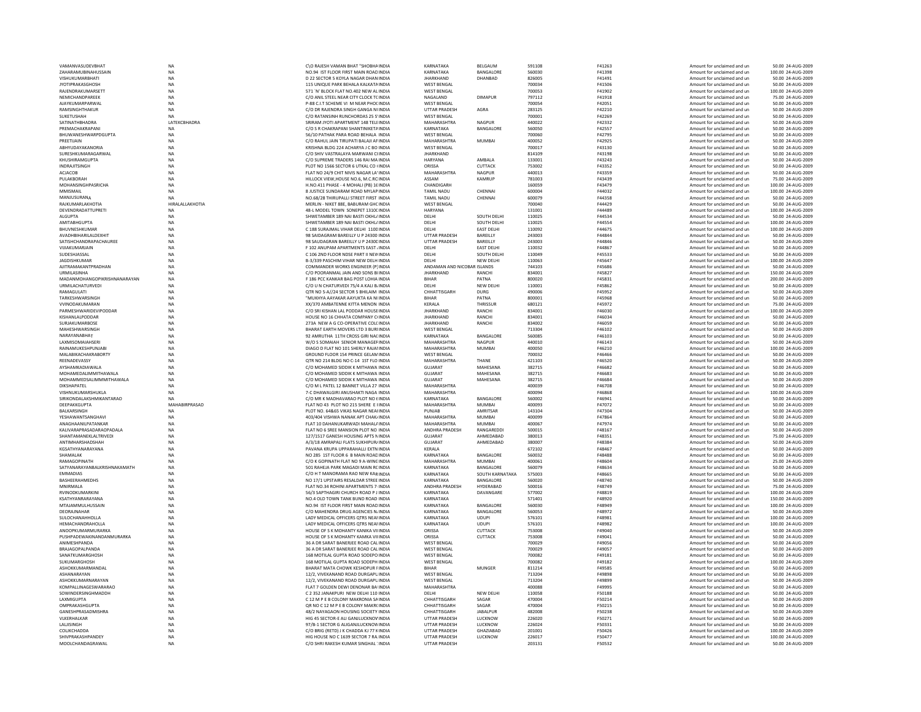| | | | | | | | | | | |
|---|---|---|---|---|---|---|---|---|---|---|
| VAMANVASUDEVBHAT | NA | C\O RAJESH VAMAN BHAT "SHOBHA INDIA | KARNATAKA | BELGAUM | 591108 | F41263 | Amount for unclaimed and un | 50.00 | 24-AUG-2009 |
| ZAHARAMUBINAHUSSAIN | NA | NO.94 IST FLOOR FIRST MAIN ROAD INDIA | KARNATAKA | BANGALORE | 560030 | F41398 | Amount for unclaimed and un | 100.00 | 24-AUG-2009 |
| VISHUKUMARBHATI | NA | D 22 SECTOR 5 KOYLA NAGAR DHAN INDIA | JHARKHAND | DHANBAD | 826005 | F41491 | Amount for unclaimed and un | 50.00 | 24-AUG-2009 |
| JYOTIPRAKASGHOSH | NA | 115 UNIQUE PARK BEHALA KALKATA INDIA | WEST BENGAL | | 700034 | F41506 | Amount for unclaimed and un | 50.00 | 24-AUG-2009 |
| RAJENDRAKUMARSETT | NA | 571 `N' BLOCK FLAT NO.402 NEW AL INDIA | WEST BENGAL | | 700053 | F41902 | Amount for unclaimed and un | 100.00 | 24-AUG-2009 |
| NEMICHANDPAREEK | NA | C/O ANIL STEEL NEAR CITY CLOCK TC INDIA | NAGALAND | DIMAPUR | 797112 | F41918 | Amount for unclaimed and un | 75.00 | 24-AUG-2009 |
| AJAYKUMARPARWAL | NA | P-88 C.I.T SCHEME VI M NEAR PHOO INDIA | WEST BENGAL | | 700054 | F42051 | Amount for unclaimed and un | 50.00 | 24-AUG-2009 |
| RAMSINGHTHAKUR | NA | C/O DR RAJENDRA SINGH GANGA NI INDIA | UTTAR PRADESH | AGRA | 283125 | F42210 | Amount for unclaimed and un | 50.00 | 24-AUG-2009 |
| SUKETUSHAH | NA | C/O RATANSINH RUNCHORDAS 25 S INDIA | WEST BENGAL | | 700001 | F42269 | Amount for unclaimed and un | 50.00 | 24-AUG-2009 |
| SATINATHBHADRA | LATEKCBHADRA | SRIRAM JYOTI APARTMENT 148 TELI INDIA | MAHARASHTRA | NAGPUR | 440022 | F42332 | Amount for unclaimed and un | 50.00 | 24-AUG-2009 |
| PREMACHAKRAPANI | NA | C/O S R CHAKRAPANI SHANTINIKETA INDIA | KARNATAKA | BANGALORE | 560050 | F42557 | Amount for unclaimed and un | 50.00 | 24-AUG-2009 |
| BHUWANESHWARPDGUPTA | NA | 56/10 PATHAK PARA ROAD BEHALA INDIA | WEST BENGAL | | 700060 | F42795 | Amount for unclaimed and un | 50.00 | 24-AUG-2009 |
| PREETIJAIN | NA | C/O RAHUL JAIN TIRUPATI BALAJI AF INDIA | MAHARASHTRA | MUMBAI | 400052 | F42925 | Amount for unclaimed and un | 50.00 | 24-AUG-2009 |
| ABHYUDAYAKANORIA | NA | KRISHNA BLDG 224 ACHARYA J C BO INDIA | WEST BENGAL | | 700017 | F43130 | Amount for unclaimed and un | 50.00 | 24-AUG-2009 |
| SURESHKUMARAGARWAL | NA | C/O SHIV VASTRALAYA MARWANI CI INDIA | JHARKHAND | | 814109 | F43198 | Amount for unclaimed and un | 50.00 | 24-AUG-2009 |
| KHUSHIRAMGUPTA | NA | C/O SUPREME TRADERS 146 RAI MA INDIA | HARYANA | AMBALA | 133001 | F43243 | Amount for unclaimed and un | 50.00 | 24-AUG-2009 |
| INDRAJITSINGH | NA | PLOT NO 1566 SECTOR 6 UTKAL CO INDIA | ORISSA | CUTTACK | 753002 | F43352 | Amount for unclaimed and un | 50.00 | 24-AUG-2009 |
| ACJACOB | NA | FLAT NO 24/9 CHIT NIVIS NAGAR LA INDIA | MAHARASHTRA | NAGPUR | 440013 | F43359 | Amount for unclaimed and un | 50.00 | 24-AUG-2009 |
| PULAKBORAH | NA | HILLOCK VIEW,HOUSE NO.6, M.C.RC INDIA | ASSAM | KAMRUP | 781003 | F43439 | Amount for unclaimed and un | 75.00 | 24-AUG-2009 |
| MOHANSINGHPASRICHA | NA | H.NO.411 PHASE - 4 MOHALI (PB) 16 INDIA | CHANDIGARH | | 160059 | F43479 | Amount for unclaimed and un | 100.00 | 24-AUG-2009 |
| MMISMAIL | NA | 8 JUSTICE SUNDARAM ROAD MYLAP INDIA | TAMIL NADU | CHENNAI | 600004 | F44032 | Amount for unclaimed and un | 100.00 | 24-AUG-2009 |
| MANJUSURANA | NA | NO.68/28 THIRUPALLI STREET FIRST INDIA | TAMIL NADU | CHENNAI | 600079 | F44358 | Amount for unclaimed and un | 50.00 | 24-AUG-2009 |
| RAJKUMARLAKHOTIA | HIRALALLAKHOTIA | MERLIN - NIKET 88E, BABURAM GHC INDIA | WEST BENGAL | | 700040 | F44429 | Amount for unclaimed and un | 50.00 | 24-AUG-2009 |
| DEVENDRADATTUPRETI | NA | 48-L MODEL TOWN SONEPAT 13100 INDIA | HARYANA | | 131001 | F44489 | Amount for unclaimed and un | 100.00 | 24-AUG-2009 |
| ALGUPTA | NA | SHWETAMBER 189 NAI BASTI OKHLA INDIA | DELHI | SOUTH DELHI | 110025 | F44534 | Amount for unclaimed and un | 50.00 | 24-AUG-2009 |
| AMITABHGUPTA | NA | SHWETAMBER 189 NAI BASTI OKHLA INDIA | DELHI | SOUTH DELHI | 110025 | F44554 | Amount for unclaimed and un | 100.00 | 24-AUG-2009 |
| BHUVNESHKUMAR | NA | C 188 SURAJMAL VIHAR DELHI 1100 INDIA | DELHI | EAST DELHI | 110092 | F44675 | Amount for unclaimed and un | 100.00 | 24-AUG-2009 |
| AVADHBIHARILALDEXHIT | NA | 98 SAIDAGRAM BAREILLY U P 24300 INDIA | UTTAR PRADESH | BAREILLY | 243003 | F44844 | Amount for unclaimed and un | 50.00 | 24-AUG-2009 |
| SATISHCHANDRAPACHAUREE | NA | 98 SAUDAGRAN BAREILLY U P 24300 INDIA | UTTAR PRADESH | BAREILLY | 243003 | F44846 | Amount for unclaimed and un | 50.00 | 24-AUG-2009 |
| VIJIAKUMARJAIN | NA | F 102 ANUPAM APARTMENTS EAST INDIA | DELHI | EAST DELHI | 110032 | F44867 | Amount for unclaimed and un | 50.00 | 24-AUG-2009 |
| SUDESHJASSAL | NA | C 106 2ND FLOOR NDSE PART II NEW INDIA | DELHI | SOUTH DELHI | 110049 | F45533 | Amount for unclaimed and un | 50.00 | 24-AUG-2009 |
| JAGDISHKUMAR | NA | B-3/339 PASCHIM VIHAR NEW DELH INDIA | DELHI | NEW DELHI | 110063 | F45647 | Amount for unclaimed and un | 100.00 | 24-AUG-2009 |
| AJITRAMAKANTPRADHAN | NA | COMMANDER WORKS ENGINEER (P INDIA | ANDAMAN AND NICOBAR ISLANDS | | 744103 | F45686 | Amount for unclaimed and un | 50.00 | 24-AUG-2009 |
| URMILASINHA | NA | C/O POORANMAL JAIN AND SONS BI INDIA | JHARKHAND | RANCHI | 834001 | F45827 | Amount for unclaimed and un | 150.00 | 24-AUG-2009 |
| MADANMOHANGOPIKRISHNANARAYAN | NA | F 186 PCC KANKAR BAG POST LOHIA INDIA | BIHAR | PATNA | 800020 | F45831 | Amount for unclaimed and un | 200.00 | 24-AUG-2009 |
| URMILACHATURVEDI | NA | C/O U N CHATURVEDI 75/4 A KALI B INDIA | DELHI | NEW DELHI | 110001 | F45862 | Amount for unclaimed and un | 50.00 | 24-AUG-2009 |
| RAMAGULATI | NA | QTR NO 5-A//24 SECTOR 5 BHILAIM INDIA | CHHATTISGARH | DURG | 490006 | F45952 | Amount for unclaimed and un | 50.00 | 24-AUG-2009 |
| TARKESHWARSINGH | NA | "MUKHYA AAYAKAR AAYUKTA KA NI INDIA | BIHAR | PATNA | 800001 | F45968 | Amount for unclaimed and un | 50.00 | 24-AUG-2009 |
| VVINODAKUMARAN | NA | XX/370 AMBATENNE KITTA MENON INDIA | KERALA | THRISSUR | 680121 | F45972 | Amount for unclaimed and un | 75.00 | 24-AUG-2009 |
| PARMESHWARIDEVIPODDAR | NA | C/O SRI KISHAN LAL PODDAR HOUSE INDIA | JHARKHAND | RANCHI | 834001 | F46030 | Amount for unclaimed and un | 100.00 | 24-AUG-2009 |
| KISHANLALPODDAR | NA | HOUSE NO 16 CHHATA COMPANY CI INDIA | JHARKHAND | RANCHI | 834001 | F46034 | Amount for unclaimed and un | 50.00 | 24-AUG-2009 |
| SURJAKUMARBOSE | NA | 273A NEW A G CO-OPERATIVE COLC INDIA | JHARKHAND | RANCHI | 834002 | F46059 | Amount for unclaimed and un | 50.00 | 24-AUG-2009 |
| MAHESHWARSINGH | NA | BHARAT EARTH MOVERS LTD 3 BURI INDIA | WEST BENGAL | | 713304 | F46102 | Amount for unclaimed and un | 50.00 | 24-AUG-2009 |
| NARAYANABHAT | NA | 92 AMRUTHA 11TH CROSS GIRI NAC INDIA | KARNATAKA | BANGALORE | 560085 | F46103 | Amount for unclaimed and un | 50.00 | 24-AUG-2009 |
| LAXMISOMAIAHSERI | NA | W/O S SOMAIAH SENIOR MANAGER INDIA | MAHARASHTRA | NAGPUR | 440010 | F46143 | Amount for unclaimed and un | 50.00 | 24-AUG-2009 |
| RAINAMUKESHPUNJABI | NA | DIAGO D FLAT NO 101 SHERLY RAJAI INDIA | MAHARASHTRA | MUMBAI | 400050 | F46210 | Amount for unclaimed and un | 100.00 | 24-AUG-2009 |
| MALABIKACHAKRABORTY | NA | GROUND FLOOR 154 PRINCE GELAM INDIA | WEST BENGAL | | 700032 | F46466 | Amount for unclaimed and un | 50.00 | 24-AUG-2009 |
| REENADEVASSY | NA | QTR NO 214 BLDG NO C-14 1ST FLO INDIA | MAHARASHTRA | THANE | 421103 | F46520 | Amount for unclaimed and un | 50.00 | 24-AUG-2009 |
| AYSHAMKADIAWALA | NA | C/O MOHAMED SIDDIK K MITHAWA INDIA | GUJARAT | MAHESANA | 382715 | F46682 | Amount for unclaimed and un | 50.00 | 24-AUG-2009 |
| MOHAMEDALIMMITHAWALA | NA | C/O MOHAMED SIDDIK K MITHAWA INDIA | GUJARAT | MAHESANA | 382715 | F46683 | Amount for unclaimed and un | 50.00 | 24-AUG-2009 |
| MOHAMMEDSALIMMMITHAWALA | NA | C/O MOHAMED SIDDIK K MITHAWA INDIA | GUJARAT | MAHESANA | 382715 | F46684 | Amount for unclaimed and un | 50.00 | 24-AUG-2009 |
| DIKSHAPATEL | NA | C/O M L PATEL 12 BANNET VILLA 27 INDIA | MAHARASHTRA | | 400039 | F46708 | Amount for unclaimed and un | 50.00 | 24-AUG-2009 |
| VISHNUKUMARSHUKLA | NA | 7-C DHAWALGIRI ANUSHAKTI NAGA INDIA | MAHARASHTRA | | 400094 | F46868 | Amount for unclaimed and un | 100.00 | 24-AUG-2009 |
| SIRIKONDALAKSHMIKANTARAO | NA | C/O MR K MADHAVARAO PLOT NO 6 INDIA | KARNATAKA | BANGALORE | 560002 | F46941 | Amount for unclaimed and un | 50.00 | 24-AUG-2009 |
| DEEPAKKGUPTA | MAHABIRPRASAD | FLAT NO 43 PLOT NO 215 SHERE E I INDIA | MAHARASHTRA | MUMBAI | 400093 | F47072 | Amount for unclaimed and un | 50.00 | 24-AUG-2009 |
| BALKARSINGH | NA | PLOT NO. 64&65 VIKAS NAGAR NEAI INDIA | PUNJAB | AMRITSAR | 143104 | F47304 | Amount for unclaimed and un | 50.00 | 24-AUG-2009 |
| YESHAWANTSANGHAVI | NA | 403/404 VISHWA NANAK APT CHAK INDIA | MAHARASHTRA | MUMBAI | 400099 | F47864 | Amount for unclaimed and un | 50.00 | 24-AUG-2009 |
| ANAGHAANILPATANKAR | NA | FLAT 10 DAHANUKARWADI MAHALA INDIA | MAHARASHTRA | MUMBAI | 400067 | F47974 | Amount for unclaimed and un | 50.00 | 24-AUG-2009 |
| KALIVARAPRASADARAOPADALA | NA | FLAT NO 6 SREE MANSION PLOT NO INDIA | ANDHRA PRADESH | RANGAREDDI | 500015 | F48167 | Amount for unclaimed and un | 50.00 | 24-AUG-2009 |
| SHANTAMANEKLALTRIVEDI | NA | 127/1517 GANESH HOUSING APTS N INDIA | GUJARAT | AHMEDABAD | 380013 | F48351 | Amount for unclaimed and un | 75.00 | 24-AUG-2009 |
| ANTIMHARSHADSHAH | NA | A/3/18 AMRAPALI FLATS SUKHIPUR INDIA | GUJARAT | AHMEDABAD | 380007 | F48384 | Amount for unclaimed and un | 50.00 | 24-AUG-2009 |
| KGSATHYANARAYANA | NA | PAVANA KRUPA UPPARAHALLI EXTN INDIA | KERALA | | 672102 | F48467 | Amount for unclaimed and un | 50.00 | 24-AUG-2009 |
| SHAMALAK | NA | NO 285 1ST FLOOR 6 B MAIN ROAD INDIA | KARNATAKA | BANGALORE | 560032 | F48488 | Amount for unclaimed and un | 50.00 | 24-AUG-2009 |
| RAMAGOPINATH | NA | C/O K GOPINATH FLAT NO 9 A-WINC INDIA | MAHARASHTRA | MUMBAI | 400061 | F48604 | Amount for unclaimed and un | 25.00 | 24-AUG-2009 |
| SATYANARAYANBALKRISHNAKAMATH | NA | 501 RAHEJA PARK MAGADI MAIN RC INDIA | KARNATAKA | BANGALORE | 560079 | F48634 | Amount for unclaimed and un | 50.00 | 24-AUG-2009 |
| EMMADIAS | NA | C/O H T MANORAMA RAO NEW KAF INDIA | KARNATAKA | SOUTH KARNATAKA | 575003 | F48665 | Amount for unclaimed and un | 50.00 | 24-AUG-2009 |
| BASHEERAHMEDHS | NA | NO 17/1 UPSTAIRS RESALDAR STREE INDIA | KARNATAKA | BANGALORE | 560020 | F48740 | Amount for unclaimed and un | 50.00 | 24-AUG-2009 |
| MNIRMALA | NA | FLAT NO.34 ROHINI APARTMENTS 7 INDIA | ANDHRA PRADESH | HYDERABAD | 500016 | F48749 | Amount for unclaimed and un | 75.00 | 24-AUG-2009 |
| RVINODKUMARKINI | NA | 56/3 SAPTHAGIRI CHURCH ROAD P J INDIA | KARNATAKA | DAVANGARE | 577002 | F48819 | Amount for unclaimed and un | 100.00 | 24-AUG-2009 |
| KSATHYANRARAYANA | NA | NO.4 OLD TOWN TANK BUND ROAD INDIA | KARNATAKA | | 571401 | F48920 | Amount for unclaimed and un | 150.00 | 24-AUG-2009 |
| MTAJAMMULHUSSAIN | NA | NO.94 IST FLOOR FIRST MAIN ROAD INDIA | KARNATAKA | BANGALORE | 560030 | F48949 | Amount for unclaimed and un | 100.00 | 24-AUG-2009 |
| DEORAJNAHAR | NA | C/O MAHENDRA DRUG AGENCIES N INDIA | KARNATAKA | BANGALORE | 560053 | F48972 | Amount for unclaimed and un | 50.00 | 24-AUG-2009 |
| SULOCHANAHHOLLA | NA | LADY MEDICAL OFFICERS QTRS NEAI INDIA | KARNATAKA | UDUPI | 576101 | F48981 | Amount for unclaimed and un | 100.00 | 24-AUG-2009 |
| HEMACHANDRAHOLLA | NA | LADY MEDICAL OFFICERS QTRS NEAI INDIA | KARNATAKA | UDUPI | 576101 | F48982 | Amount for unclaimed and un | 100.00 | 24-AUG-2009 |
| ANOOPKUMARMURARKA | NA | HOUSE OF S K MOHANTY KANIKA VII INDIA | ORISSA | CUTTACK | 753008 | F49040 | Amount for unclaimed and un | 50.00 | 24-AUG-2009 |
| PUSHPADEWAKINANDANMURARKA | NA | HOUSE OF S K MOHANTY KAMKA VII INDIA | ORISSA | CUTTACK | 753008 | F49041 | Amount for unclaimed and un | 50.00 | 24-AUG-2009 |
| ANIMESHPANDA | NA | 36 A DR SARAT BANERJEE ROAD CAL INDIA | WEST BENGAL | | 700029 | F49056 | Amount for unclaimed and un | 50.00 | 24-AUG-2009 |
| BRAJAGOPALPANDA | NA | 36 A DR SARAT BANERJEE ROAD CAL INDIA | WEST BENGAL | | 700029 | F49057 | Amount for unclaimed and un | 50.00 | 24-AUG-2009 |
| SANATKUMARGHOSH | NA | 168 MOTILAL GUPTA ROAD SODEPO INDIA | WEST BENGAL | | 700082 | F49181 | Amount for unclaimed and un | 50.00 | 24-AUG-2009 |
| SUKUMARGHOSH | NA | 168 MOTILAL GUPTA ROAD SODEPH INDIA | WEST BENGAL | | 700082 | F49182 | Amount for unclaimed and un | 100.00 | 24-AUG-2009 |
| ASHOKKUMARMANDAL | NA | BHARAT MATA CHOWK KESHOPUR I INDIA | BIHAR | MUNGER | 811214 | F49585 | Amount for unclaimed and un | 50.00 | 24-AUG-2009 |
| ASHANARAYAN | NA | 12/2, VIVEKANAND ROAD DURGAPU INDIA | WEST BENGAL | | 713204 | F49898 | Amount for unclaimed and un | 50.00 | 24-AUG-2009 |
| ASHOKKUMARNARAYAN | NA | 12/2, VIVEKANAND ROAD DURGAPU INDIA | WEST BENGAL | | 713204 | F49899 | Amount for unclaimed and un | 50.00 | 24-AUG-2009 |
| KOMPALLINAGESWARARAO | NA | FLAT 7 GOLDEN DEWI DENONAR BA INDIA | MAHARASHTRA | | 400088 | F49995 | Amount for unclaimed and un | 50.00 | 24-AUG-2009 |
| SOWINDERSINGHMADDH | NA | C 2 352 JANAKPURI NEW DELHI 110 INDIA | DELHI | NEW DELHI | 110058 | F50188 | Amount for unclaimed and un | 50.00 | 24-AUG-2009 |
| LAXMIGUPTA | NA | C 12 M P E B COLONY MAKRONIA SA INDIA | CHHATTISGARH | SAGAR | 470004 | F50214 | Amount for unclaimed and un | 50.00 | 24-AUG-2009 |
| OMPRAKASHGUPTA | NA | QR NO C 12 M P E B COLONY MAKRC INDIA | CHHATTISGARH | SAGAR | 470004 | F50215 | Amount for unclaimed and un | 50.00 | 24-AUG-2009 |
| GANESHPRASADMISHRA | NA | 48/2 NAYAGAON HOUSING SOCIETY INDIA | CHHATTISGARH | JABALPUR | 482008 | F50238 | Amount for unclaimed and un | 50.00 | 24-AUG-2009 |
| VSKERHALKAR | NA | HIG 45 SECTOR-E ALI GANJLUCKNOV INDIA | UTTAR PRADESH | LUCKNOW | 226020 | F50271 | Amount for unclaimed and un | 50.00 | 24-AUG-2009 |
| LALJISINGH | NA | 97/B-1 SECTOR G ALIGANJLUCKNOW INDIA | UTTAR PRADESH | LUCKNOW | 226024 | F50331 | Amount for unclaimed and un | 50.00 | 24-AUG-2009 |
| COLIKCHADDA | NA | C/O BRIG (RETD) J K CHADDA KJ 77 K INDIA | UTTAR PRADESH | GHAZIABAD | 201001 | F50426 | Amount for unclaimed and un | 100.00 | 24-AUG-2009 |
| SHIVPRAKASHPANDEY | NA | HIG HOUSE NO C 1639 SECTOR 7 RA INDIA | UTTAR PRADESH | LUCKNOW | 226017 | F50477 | Amount for unclaimed and un | 100.00 | 24-AUG-2009 |
| MOOLCHANDAGRAWAL | NA | C/O SHRI RAKESH KUMAR SINGHAL INDIA | UTTAR PRADESH | | 203131 | F50532 | Amount for unclaimed and un | 50.00 | 24-AUG-2009 |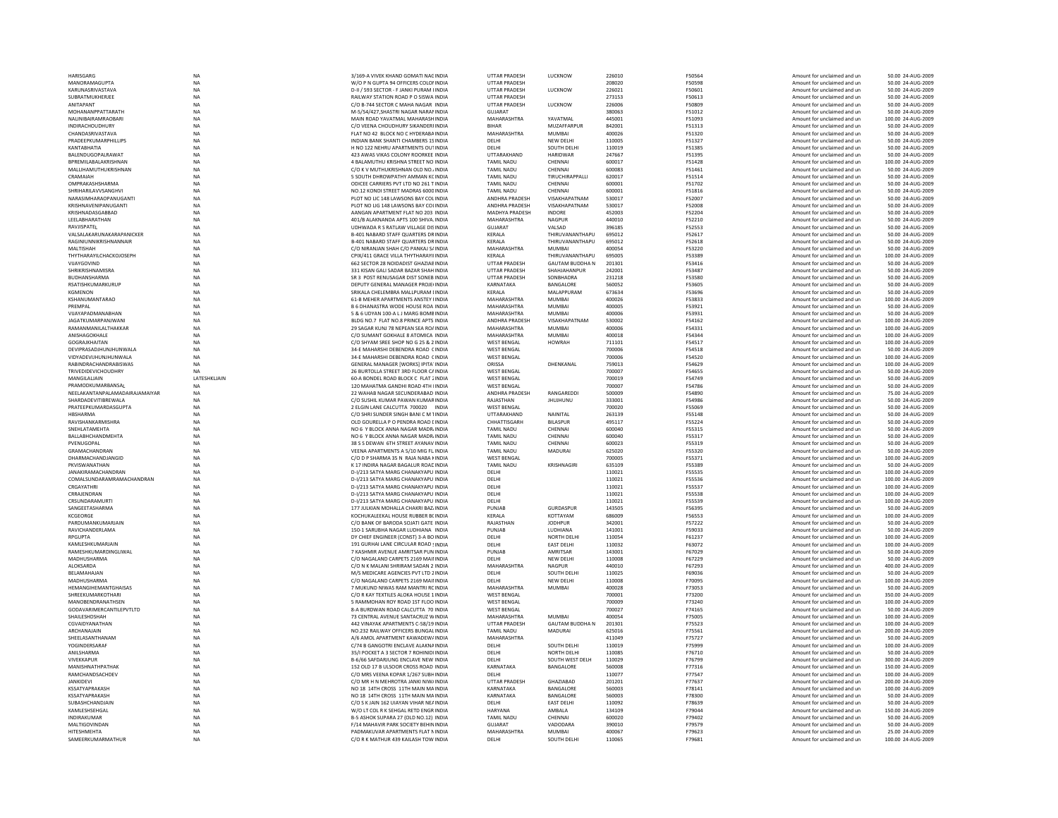| | | | | | | | | | | | |
|---|---|---|---|---|---|---|---|---|---|---|---|
| HARISGARG | NA | 3/169-A VIVEK KHAND GOMATI NAGINDIA | INDIA | UTTAR PRADESH | LUCKNOW | 226010 | | F50564 | Amount for unclaimed and un | 50.00 | 24-AUG-2009 |
| MANORAMAGUPTA | NA | W/O P N GUPTA 94 OFFICERS COLOI INDIA | INDIA | UTTAR PRADESH | | 208020 | | F50598 | Amount for unclaimed and un | 50.00 | 24-AUG-2009 |
| KARUNASRIVASTAVA | NA | D-II / 593 SECTOR - F JANKI PURAM IINDIA | INDIA | UTTAR PRADESH | LUCKNOW | 226021 | | F50601 | Amount for unclaimed and un | 50.00 | 24-AUG-2009 |
| SUBRATMUKHERJEE | NA | RAILWAY STATION ROAD P O SISWA INDIA | INDIA | UTTAR PRADESH | | 273153 | | F50613 | Amount for unclaimed and un | 50.00 | 24-AUG-2009 |
| ANITAPANT | NA | C/O B-744 SECTOR C MAHA NAGAR INDIA | INDIA | UTTAR PRADESH | LUCKNOW | 226006 | | F50809 | Amount for unclaimed and un | 50.00 | 24-AUG-2009 |
| MOHANANPPATTARATH | NA | M-5/54/427,SHASTRI NAGAR NARAI INDIA | INDIA | GUJARAT | | 380063 | | F51012 | Amount for unclaimed and un | 50.00 | 24-AUG-2009 |
| NALINIBAIRAMRAOBARI | NA | MAIN ROAD YAVATMAL MAHARASH INDIA | INDIA | MAHARASHTRA | YAVATMAL | 445001 | | F51093 | Amount for unclaimed and un | 100.00 | 24-AUG-2009 |
| INDIRACHOUDHURY | NA | C/O VEENA CHOUDHURY SIKANDERI INDIA | INDIA | BIHAR | MUZAFFARPUR | 842001 | | F51313 | Amount for unclaimed and un | 50.00 | 24-AUG-2009 |
| CHANDASRIVASTAVA | NA | FLAT NO 42 BLOCK NO C HYDERABA INDIA | INDIA | MAHARASHTRA | MUMBAI | 400026 | | F51320 | Amount for unclaimed and un | 50.00 | 24-AUG-2009 |
| PRADEEPKUMARPHILLIPS | NA | INDIAN BANK SHANTI CHAMBERS 1S INDIA | INDIA | DELHI | NEW DELHI | 110005 | | F51327 | Amount for unclaimed and un | 50.00 | 24-AUG-2009 |
| KANTABHATIA | NA | H NO 122 NEHRU APARTMENTS OUT INDIA | INDIA | DELHI | SOUTH DELHI | 110019 | | F51385 | Amount for unclaimed and un | 50.00 | 24-AUG-2009 |
| BALENDUGOPALRAWAT | NA | 423 AWAS VIKAS COLONY ROORKEE INDIA | INDIA | UTTARAKHAND | HARIDWAR | 247667 | | F51395 | Amount for unclaimed and un | 50.00 | 24-AUG-2009 |
| BPREMILABALAKRISHNAN | NA | 4 BALAMUTHU KRISHNA STREET NO INDIA | INDIA | TAMIL NADU | CHENNAI | 600017 | | F51428 | Amount for unclaimed and un | 100.00 | 24-AUG-2009 |
| MALLIHAMUTHUKRISHNAN | NA | C/O K V MUTHUKRISHNAN OLD NO. INDIA | INDIA | TAMIL NADU | CHENNAI | 600083 | | F51461 | Amount for unclaimed and un | 50.00 | 24-AUG-2009 |
| CRAMAIAH | NA | 5 SOUTH DHROWPATHY AMMAN KC INDIA | INDIA | TAMIL NADU | TIRUCHIRAPPALLI | 620017 | | F51514 | Amount for unclaimed and un | 50.00 | 24-AUG-2009 |
| OMPRAKASHSHARMA | NA | ODICEE CARRIERS PVT LTD NO 261 T INDIA | INDIA | TAMIL NADU | CHENNAI | 600001 | | F51702 | Amount for unclaimed and un | 50.00 | 24-AUG-2009 |
| SHRIHARILAVVSANGHVI | NA | NO.12 KONDI STREET MADRAS 6000 INDIA | INDIA | TAMIL NADU | CHENNAI | 600001 | | F51816 | Amount for unclaimed and un | 50.00 | 24-AUG-2009 |
| NARASIMHARAOPANUGANTI | NA | PLOT NO LIC 148 LAWSONS BAY COL INDIA | INDIA | ANDHRA PRADESH | VISAKHAPATNAM | 530017 | | F52007 | Amount for unclaimed and un | 50.00 | 24-AUG-2009 |
| KRISHNAVENIPANUGANTI | NA | PLOT NO LIG 148 LAWSONS BAY COI INDIA | INDIA | ANDHRA PRADESH | VISAKHAPATNAM | 530017 | | F52008 | Amount for unclaimed and un | 50.00 | 24-AUG-2009 |
| KRISHNADASGABBAD | NA | AANGAN APARTMENT FLAT NO 203 INDIA | INDIA | MADHYA PRADESH | INDORE | 452003 | | F52204 | Amount for unclaimed and un | 50.00 | 24-AUG-2009 |
| LEELABHARATHAN | NA | 401/B ALAKNANDA APTS 100 SHIVA. INDIA | INDIA | MAHARASHTRA | NAGPUR | 440010 | | F52210 | Amount for unclaimed and un | 50.00 | 24-AUG-2009 |
| RAVJISPATEL | NA | UDHWADA R S RATLAW VILLAGE DIS INDIA | INDIA | GUJARAT | VALSAD | 396185 | | F52553 | Amount for unclaimed and un | 50.00 | 24-AUG-2009 |
| VALSALAKARUNAKARAPANICKER | NA | B-401 NABARD STAFF QUARTERS DR INDIA | INDIA | KERALA | THIRUVANANTHAPU | 695012 | | F52617 | Amount for unclaimed and un | 50.00 | 24-AUG-2009 |
| RAGINIUNNIKRISHNANNAIR | NA | B-401 NABARD STAFF QUARTERS DR INDIA | INDIA | KERALA | THIRUVANANTHAPU | 695012 | | F52618 | Amount for unclaimed and un | 50.00 | 24-AUG-2009 |
| MALTISHAH | NA | C/O NIRANJAN SHAH C/O PANKAJ S/ INDIA | INDIA | MAHARASHTRA | MUMBAI | 400054 | | F53220 | Amount for unclaimed and un | 50.00 | 24-AUG-2009 |
| THYTHARAYILCHACKOJOSEPH | NA | CPIX/411 GRACE VILLA THYTHARAYII INDIA | INDIA | KERALA | THIRUVANANTHAPU | 695005 | | F53389 | Amount for unclaimed and un | 100.00 | 24-AUG-2009 |
| VIJAYGOVIND | NA | 662 SECTOR 28 NOIDADIST GHAZIAE INDIA | INDIA | UTTAR PRADESH | GAUTAM BUDDHA N | 201301 | | F53416 | Amount for unclaimed and un | 50.00 | 24-AUG-2009 |
| SHRIKRISHNAMISRA | NA | 331 KISAN GALI SADAR BAZAR SHAH INDIA | INDIA | UTTAR PRADESH | SHAHJAHANPUR | 242001 | | F53487 | Amount for unclaimed and un | 50.00 | 24-AUG-2009 |
| BUDHANSHARMA | NA | SR 3 POST RENUSAGAR DIST SONEB INDIA | INDIA | UTTAR PRADESH | SONBHADRA | 231218 | | F53580 | Amount for unclaimed and un | 50.00 | 24-AUG-2009 |
| RSATISHKUMARKURUP | NA | DEPUTY GENERAL MANAGER PROJE INDIA | INDIA | KARNATAKA | BANGALORE | 560052 | | F53605 | Amount for unclaimed and un | 50.00 | 24-AUG-2009 |
| KGMENON | NA | SRIKALA CHELEMBRA MALLIPURAM I INDIA | INDIA | KERALA | MALAPPURAM | 673634 | | F53696 | Amount for unclaimed and un | 50.00 | 24-AUG-2009 |
| KSHANUMANTARAO | NA | 61-B MEHER APARTMENTS ANSTEY I INDIA | INDIA | MAHARASHTRA | MUMBAI | 400026 | | F53833 | Amount for unclaimed and un | 100.00 | 24-AUG-2009 |
| PREMPAL | NA | B 6 DHANASTRA WODE HOUSE ROA INDIA | INDIA | MAHARASHTRA | MUMBAI | 400005 | | F53921 | Amount for unclaimed and un | 50.00 | 24-AUG-2009 |
| VIJAYAPADMANABHAN | NA | 5 & 6 UDYAN 100-A L J MARG BOMB INDIA | INDIA | MAHARASHTRA | MUMBAI | 400006 | | F53931 | Amount for unclaimed and un | 50.00 | 24-AUG-2009 |
| JAGATKUMARPANJWANI | NA | BLDG NO.7 FLAT NO.8 PRINCE APTS INDIA | INDIA | ANDHRA PRADESH | VISAKHAPATNAM | 530002 | | F54162 | Amount for unclaimed and un | 100.00 | 24-AUG-2009 |
| RAMANMANILALTHAKKAR | NA | 29 SAGAR KUNJ 78 NEPEAN SEA RO/ INDIA | INDIA | MAHARASHTRA | MUMBAI | 400006 | | F54331 | Amount for unclaimed and un | 100.00 | 24-AUG-2009 |
| ANISHAGOKHALE | NA | C/O SUMANT GOKHALE 8 ATOMICA INDIA | INDIA | MAHARASHTRA | MUMBAI | 400018 | | F54344 | Amount for unclaimed and un | 100.00 | 24-AUG-2009 |
| GOGRAJKHAITAN | NA | C/O SHYAM SREE SHOP NO G 25 & 2 INDIA | INDIA | WEST BENGAL | HOWRAH | 711101 | | F54517 | Amount for unclaimed and un | 100.00 | 24-AUG-2009 |
| DEVIPRASADJHUNJHUNWALA | NA | 34-E MAHARSHI DEBENDRA ROAD C INDIA | INDIA | WEST BENGAL | | 700006 | | F54518 | Amount for unclaimed and un | 50.00 | 24-AUG-2009 |
| VIDYADEVIJHUNJHUNWALA | NA | 34-E MAHARSHI DEBENDRA ROAD C INDIA | INDIA | WEST BENGAL | | 700006 | | F54520 | Amount for unclaimed and un | 100.00 | 24-AUG-2009 |
| RABINDRACHANDRABISWAS | NA | GENERAL MANAGER (WORKS) IPITA INDIA | INDIA | ORISSA | DHENKANAL | 759013 | | F54629 | Amount for unclaimed and un | 100.00 | 24-AUG-2009 |
| TRIVEDIDEVICHOUDHRY | NA | 26 BURTOLLA STREET 3RD FLOOR C/ INDIA | INDIA | WEST BENGAL | | 700007 | | F54655 | Amount for unclaimed and un | 50.00 | 24-AUG-2009 |
| MANGILALJAIN | LATESHKLJAIN | 60-A BONDEL ROAD BLOCK C FLAT 2 INDIA | INDIA | WEST BENGAL | | 700019 | | F54749 | Amount for unclaimed and un | 50.00 | 24-AUG-2009 |
| PRAMODKUMARBANSAL | NA | 120 MAHATMA GANDHI ROAD 4TH I INDIA | INDIA | WEST BENGAL | | 700007 | | F54786 | Amount for unclaimed and un | 50.00 | 24-AUG-2009 |
| NEELAKANTANPALAMADAIRAJAMAIYAR | NA | 22 WAHAB NAGAR SECUNDERABAD INDIA | INDIA | ANDHRA PRADESH | RANGAREDDI | 500009 | | F54890 | Amount for unclaimed and un | 75.00 | 24-AUG-2009 |
| SHARDADEVITIBREWALA | NA | C/O SUSHIL KUMAR PAWAN KUMAR INDIA | INDIA | RAJASTHAN | JHUJHUNU | 333001 | | F54986 | Amount for unclaimed and un | 50.00 | 24-AUG-2009 |
| PRATEEPKUMARDASGUPTA | NA | 2 ELGIN LANE CALCUTTA 700020 INDIA | INDIA | WEST BENGAL | | 700020 | | F55069 | Amount for unclaimed and un | 50.00 | 24-AUG-2009 |
| HBSHARMA | NA | C/O SHRI SUNDER SINGH BANI C M T INDIA | INDIA | UTTARAKHAND | NAINITAL | 263139 | | F55148 | Amount for unclaimed and un | 50.00 | 24-AUG-2009 |
| RAVISHANKARMISHRA | NA | OLD GOURELLA P O PENDRA ROAD I INDIA | INDIA | CHHATTISGARH | BILASPUR | 495117 | | F55224 | Amount for unclaimed and un | 50.00 | 24-AUG-2009 |
| SNEHLATAMEHTA | NA | NO 6 Y BLOCK ANNA NAGAR MADR/ INDIA | INDIA | TAMIL NADU | CHENNAI | 600040 | | F55315 | Amount for unclaimed and un | 50.00 | 24-AUG-2009 |
| BALLABHCHANDMEHTA | NA | NO 6 Y BLOCK ANNA NAGAR MADR/ INDIA | INDIA | TAMIL NADU | CHENNAI | 600040 | | F55317 | Amount for unclaimed and un | 50.00 | 24-AUG-2009 |
| PVENUGOPAL | NA | 38 S S DEWAN 6TH STREET AYANAV INDIA | INDIA | TAMIL NADU | CHENNAI | 600023 | | F55319 | Amount for unclaimed and un | 50.00 | 24-AUG-2009 |
| GRAMACHANDRAN | NA | VEENA APARTMENTS A 5/10 MIG FL INDIA | INDIA | TAMIL NADU | MADURAI | 625020 | | F55320 | Amount for unclaimed and un | 50.00 | 24-AUG-2009 |
| DHARMACHANDJANGID | NA | C/O D P SHARMA 35 N RAJA NABA K INDIA | INDIA | WEST BENGAL | | 700005 | | F55371 | Amount for unclaimed and un | 100.00 | 24-AUG-2009 |
| PKVISWANATHAN | NA | K 17 INDIRA NAGAR BAGALUR ROAD INDIA | INDIA | TAMIL NADU | KRISHNAGIRI | 635109 | | F55389 | Amount for unclaimed and un | 50.00 | 24-AUG-2009 |
| JANAKIRAMACHANDRAN | NA | D-I/213 SATYA MARG CHANAKYAPU INDIA | INDIA | DELHI | | 110021 | | F55535 | Amount for unclaimed and un | 100.00 | 24-AUG-2009 |
| COMALSUNDARAMRAMACHANDRAN | NA | D-I/213 SATYA MARG CHANAKYAPU INDIA | INDIA | DELHI | | 110021 | | F55536 | Amount for unclaimed and un | 100.00 | 24-AUG-2009 |
| CRGAYATHRI | NA | D-I/213 SATYA MARG CHANAKYAPU INDIA | INDIA | DELHI | | 110021 | | F55537 | Amount for unclaimed and un | 100.00 | 24-AUG-2009 |
| CRRAJENDRAN | NA | D-I/213 SATYA MARG CHANAKYAPU INDIA | INDIA | DELHI | | 110021 | | F55538 | Amount for unclaimed and un | 100.00 | 24-AUG-2009 |
| CRSUNDARAMURTI | NA | D-I/213 SATYA MARG CHANAKYAPU INDIA | INDIA | DELHI | | 110021 | | F55539 | Amount for unclaimed and un | 100.00 | 24-AUG-2009 |
| SANGEETASHARMA | NA | 177 JULKIAN MOHALLA CHAKRI BAZ INDIA | INDIA | PUNJAB | GURDASPUR | 143505 | | F56395 | Amount for unclaimed and un | 50.00 | 24-AUG-2009 |
| KCGEORGE | NA | KOCHUKALEEKAL HOUSE RUBBER BC INDIA | INDIA | KERALA | KOTTAYAM | 686009 | | F56553 | Amount for unclaimed and un | 100.00 | 24-AUG-2009 |
| PARDUMANKUMARJAIN | NA | C/O BANK OF BARODA SOJATI GATE INDIA | INDIA | RAJASTHAN | JODHPUR | 342001 | | F57222 | Amount for unclaimed and un | 50.00 | 24-AUG-2009 |
| RAVICHANDERLAMA | NA | 150-1 SARUBHA NAGAR LUDHIANA INDIA | INDIA | PUNJAB | LUDHIANA | 141001 | | F59033 | Amount for unclaimed and un | 50.00 | 24-AUG-2009 |
| RPGUPTA | NA | DY CHIEF ENGINEER (CONST) 3-A BO INDIA | INDIA | DELHI | NORTH DELHI | 110054 | | F61237 | Amount for unclaimed and un | 100.00 | 24-AUG-2009 |
| KAMLESHKUMARJAIN | NA | 191 GURHAI LANE CIRCULAR ROAD S INDIA | INDIA | DELHI | EAST DELHI | 110032 | | F63072 | Amount for unclaimed and un | 100.00 | 24-AUG-2009 |
| RAMESHKUMARDINGLIWAL | NA | 7 KASHMIR AVENUE AMRITSAR PUN INDIA | INDIA | PUNJAB | AMRITSAR | 143001 | | F67029 | Amount for unclaimed and un | 50.00 | 24-AUG-2009 |
| MADHUSHARMA | NA | C/O NAGALAND CARPETS 2169 MAII INDIA | INDIA | DELHI | NEW DELHI | 110008 | | F67229 | Amount for unclaimed and un | 50.00 | 24-AUG-2009 |
| ALOKSARDA | NA | C/O N K MALANI SHRIRAM SADAN 2 INDIA | INDIA | MAHARASHTRA | NAGPUR | 440010 | | F67293 | Amount for unclaimed and un | 400.00 | 24-AUG-2009 |
| BELAMAHAJAN | NA | M/S MEDICARE AGENCIES PVT LTD 2 INDIA | INDIA | DELHI | SOUTH DELHI | 110025 | | F69036 | Amount for unclaimed and un | 50.00 | 24-AUG-2009 |
| MADHUSHARMA | NA | C/O NAGALAND CARPETS 2169 MAII INDIA | INDIA | DELHI | NEW DELHI | 110008 | | F70095 | Amount for unclaimed and un | 100.00 | 24-AUG-2009 |
| HEMANGIHEMANTGHAISAS | NA | 7 MUKUND NIWAS RAM MANTRI RC INDIA | INDIA | MAHARASHTRA | MUMBAI | 400028 | | F73053 | Amount for unclaimed and un | 50.00 | 24-AUG-2009 |
| SHREEKUMARKOTHARI | NA | C/O R KAY TEXTILES ALOKA HOUSE 1 INDIA | INDIA | WEST BENGAL | | 700001 | | F73200 | Amount for unclaimed and un | 350.00 | 24-AUG-2009 |
| MANOBENDRANATHSEN | NA | 5 RAMMOHAN ROY ROAD 1ST FLOO INDIA | INDIA | WEST BENGAL | | 700009 | | F73240 | Amount for unclaimed and un | 100.00 | 24-AUG-2009 |
| GODAVARIMERCANTILEPVTLTD | NA | 8-A BURDWAN ROAD CALCUTTA 70 INDIA | INDIA | WEST BENGAL | | 700027 | | F74165 | Amount for unclaimed and un | 50.00 | 24-AUG-2009 |
| SHAILESHDSHAH | NA | 73 CENTRAL AVENUE SANTACRUZ W INDIA | INDIA | MAHARASHTRA | MUMBAI | 400054 | | F75005 | Amount for unclaimed and un | 100.00 | 24-AUG-2009 |
| CGVAIDYANATHAN | NA | 442 VINAYAK APARTMENTS C-58/19 INDIA | INDIA | UTTAR PRADESH | GAUTAM BUDDHA N | 201301 | | F75523 | Amount for unclaimed and un | 100.00 | 24-AUG-2009 |
| ARCHANAJAIN | NA | NO.232 RAILWAY OFFICERS BUNGAL INDIA | INDIA | TAMIL NADU | MADURAI | 625016 | | F75561 | Amount for unclaimed and un | 200.00 | 24-AUG-2009 |
| SHEELASANTHANAM | NA | A/6 AMOL APARTMENT KAWADEW/ INDIA | INDIA | MAHARASHTRA | | 411049 | | F75727 | Amount for unclaimed and un | 50.00 | 24-AUG-2009 |
| YOGINDERSARAF | NA | C/74 B GANGOTRI ENCLAVE ALAKNA INDIA | INDIA | DELHI | SOUTH DELHI | 110019 | | F75999 | Amount for unclaimed and un | 100.00 | 24-AUG-2009 |
| ANILSHARMA | NA | 35/I POCKET A 3 SECTOR 7 ROHINIDI INDIA | INDIA | DELHI | NORTH DELHI | 110085 | | F76710 | Amount for unclaimed and un | 50.00 | 24-AUG-2009 |
| VIVEKKAPUR | NA | B-6/66 SAFDARJUNG ENCLAVE NEW INDIA | INDIA | DELHI | SOUTH WEST DELH | 110029 | | F76799 | Amount for unclaimed and un | 300.00 | 24-AUG-2009 |
| MANISHNATHPATHAK | NA | 152 OLD 17 B ULSOOR CROSS ROAD INDIA | INDIA | KARNATAKA | BANGALORE | 560008 | | F77316 | Amount for unclaimed and un | 150.00 | 24-AUG-2009 |
| RAMCHANDSACHDEV | NA | C/O MRS VEENA KOPAR 1/267 SUBH INDIA | INDIA | DELHI | | 110077 | | F77547 | Amount for unclaimed and un | 100.00 | 24-AUG-2009 |
| JANKIDEVI | NA | C/O MR H N MEHROTRA JANKI NIW/ INDIA | INDIA | UTTAR PRADESH | GHAZIABAD | 201201 | | F77637 | Amount for unclaimed and un | 200.00 | 24-AUG-2009 |
| KSSATYAPRAKASH | NA | NO 18 14TH CROSS 11TH MAIN MA INDIA | INDIA | KARNATAKA | BANGALORE | 560003 | | F78141 | Amount for unclaimed and un | 100.00 | 24-AUG-2009 |
| KSSATYAPRAKASH | NA | NO 18 14TH CROSS 11TH MAIN MA INDIA | INDIA | KARNATAKA | BANGALORE | 560003 | | F78300 | Amount for unclaimed and un | 50.00 | 24-AUG-2009 |
| SUBASHCHANDJAIN | NA | C/O S K JAIN 162 UIAYAN VIHAR NE/ INDIA | INDIA | DELHI | EAST DELHI | 110092 | | F78639 | Amount for unclaimed and un | 50.00 | 24-AUG-2009 |
| KAMLESHSEHGAL | NA | W/O LT COL R K SEHGAL RETD ENGR INDIA | INDIA | HARYANA | AMBALA | 134109 | | F79044 | Amount for unclaimed and un | 150.00 | 24-AUG-2009 |
| INDIRAKUMAR | NA | B-5 ASHOK SUPARA 27 (OLD NO.12) INDIA | INDIA | TAMIL NADU | CHENNAI | 600020 | | F79402 | Amount for unclaimed and un | 50.00 | 24-AUG-2009 |
| MALTIGOVINDAN | NA | F/14 MAHAVIR PARK SOCIETY BEHIN INDIA | INDIA | GUJARAT | VADODARA | 390010 | | F79579 | Amount for unclaimed and un | 50.00 | 24-AUG-2009 |
| HITESHMEHTA | NA | PADMAKUVAR APARTMENTS FLAT N INDIA | INDIA | MAHARASHTRA | MUMBAI | 400067 | | F79623 | Amount for unclaimed and un | 25.00 | 24-AUG-2009 |
| SAMEERKUMARMATHUR | NA | C/O R K MATHUR 439 KAILASH TOW INDIA | INDIA | DELHI | SOUTH DELHI | 110065 | | F79681 | Amount for unclaimed and un | 100.00 | 24-AUG-2009 |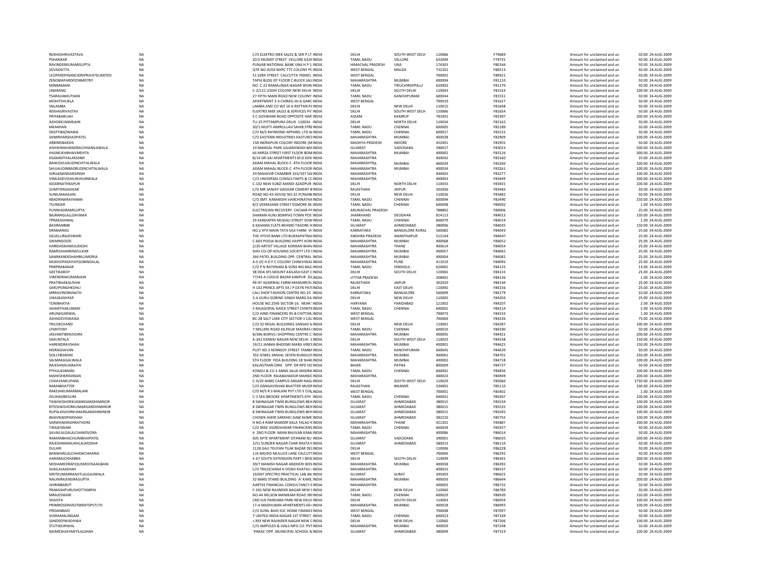| | | | | | | | | | |
|---|---|---|---|---|---|---|---|---|---|
| REKHASHRIVASTAVA | NA | C/O ELEKTRO MEK SALES & SER P LT INDIA | DELHI | SOUTH WEST DELH | 110066 | F79684 | Amount for unclaimed and un | 50.00 | 24-AUG-2009 |
| PSHANKAR | NA | 20 D MUNDY STREET VELLORE 6320 INDIA | TAMIL NADU | VELLORE | 632004 | F79731 | Amount for unclaimed and un | 50.00 | 24-AUG-2009 |
| RAVINDERKUMARGUPTA | NA | PUNJAB NATIONAL BANK UNA H P 1 INDIA | HIMACHAL PRADESH | UNA | 174303 | F80166 | Amount for unclaimed and un | 50.00 | 24-AUG-2009 |
| SOVADATTA | NA | QTR NO.III/03 NHPC TTC COLONY PC INDIA | WEST BENGAL | MALDA | 732101 | F80513 | Amount for unclaimed and un | 50.00 | 24-AUG-2009 |
| LEOPARDFINANCIERSPRIVATELIMITED | NA | 51 EZRA STREET CALCUTTA 700001 INDIA | WEST BENGAL | | 700001 | F80921 | Amount for unclaimed and un | 50.00 | 24-AUG-2009 |
| ZENOBIAFARDOONMISTRY | NA | TAPIA BLDG IST FLOOR C-BLOCK JALI INDIA | MAHARASHTRA | MUMBAI | 400004 | F81110 | Amount for unclaimed and un | 50.00 | 24-AUG-2009 |
| MINBAMANI | NA | NO. C-22 RAMALINGA NAGAR WORI INDIA | TAMIL NADU | TIRUCHIRAPPALLI | 620003 | F81170 | Amount for unclaimed and un | 50.00 | 24-AUG-2009 |
| IJNARANG | NA | C-2/121 LODHI COLONY NEW DELHI INDIA | DELHI | SOUTH DELHI | 110003 | F81524 | Amount for unclaimed and un | 100.00 | 24-AUG-2009 |
| TSARAVAMUTHAN | NA | 27 FIFTH MAIN ROAD NEW COLONY INDIA | TAMIL NADU | KANCHIPURAM | 600044 | F81551 | Amount for unclaimed and un | 50.00 | 24-AUG-2009 |
| MOHITSHUKLA | NA | APARTMENT 3 A CHIRAG 50-A GARC INDIA | WEST BENGAL | | 700019 | F81627 | Amount for unclaimed and un | 50.00 | 24-AUG-2009 |
| SNLAMBA | NA | LAMBA AND CO WZ 10 A RATTAN P/ INDIA | DELHI | NEW DELHI | 110015 | F81648 | Amount for unclaimed and un | 50.00 | 24-AUG-2009 |
| REKHASRIVASTAV | NA | ELEKTRO MEK SALES & SERVICES PV INDIA | DELHI | SOUTH WEST DELH | 110066 | F81654 | Amount for unclaimed and un | 50.00 | 24-AUG-2009 |
| PRIYABARUAH | NA | S C GOSWAMI ROAD OPPOSITE HAR INDIA | ASSAM | KAMRUP | 781001 | F81907 | Amount for unclaimed and un | 200.00 | 24-AUG-2009 |
| ASHOKKUMARJAIN | NA | TU-25 PITTAMPURA DELHI 110034 INDIA | DELHI | NORTH DELHI | 110034 | F82162 | Amount for unclaimed and un | 50.00 | 24-AUG-2009 |
| MKAKHAN | NA | 30/1 MUFTI AMIRULLAH SAHIB STRE INDIA | TAMIL NADU | CHENNAI | 600005 | F82189 | Amount for unclaimed and un | 50.00 | 24-AUG-2009 |
| DEEPTIBAZWARIA | NA | C/O M/S RAYMOND APPAREL LTD N INDIA | TAMIL NADU | CHENNAI | 600017 | F82515 | Amount for unclaimed and un | 50.00 | 24-AUG-2009 |
| SAMIRHARSHADPATEL | NA | C/O EASTERN INDUSTRIES KASTURCI INDIA | MAHARASHTRA | MUMBAI | 400028 | F82909 | Amount for unclaimed and un | 100.00 | 24-AUG-2009 |
| ARBINDBAKSHI | NA | 158 INDRAPURI COLONY INDORE (M INDIA | MADHYA PRADESH | INDORE | 452001 | F82955 | Amount for unclaimed and un | 50.00 | 24-AUG-2009 |
| ASHISHMAHENDRACHHANGAWALA | NA | 33 MANGAL PARK GAJARAWADI BAI INDIA | GUJARAT | VADODARA | 390017 | F83023 | Amount for unclaimed and un | 500.00 | 24-AUG-2009 |
| HASMUKHBHAIVMEHTA | NA | 66 MIRZA STREET FIRST FLOOR BOM INDIA | MAHARASHTRA | MUMBAI | 400002 | F83126 | Amount for unclaimed and un | 300.00 | 24-AUG-2009 |
| KSANANTHALAKSHMI | NA | B/14 SRI SAI APARTMENTS M.D.KEN INDIA | MAHARASHTRA | | 400042 | F83160 | Amount for unclaimed and un | 25.00 | 24-AUG-2009 |
| BANUSHUJAUDINCHITALWALA | NA | ADAM MAHAL BLOCK-C 4TH FLOOR INDIA | MAHARASHTRA | MUMBAI | 400034 | F83260 | Amount for unclaimed and un | 100.00 | 24-AUG-2009 |
| SHUJAUDINBADRUDINCHITALWALA | NA | ADAM MAHAL BLOCK-C 4TH FLOOR INDIA | MAHARASHTRA | MUMBAI | 400034 | F83261 | Amount for unclaimed and un | 100.00 | 24-AUG-2009 |
| GIRIJANANDANSINGH | NA | 29 MAHAVIR CHAMBER 333/337 SAI INDIA | MAHARASHTRA | | 400003 | F83277 | Amount for unclaimed and un | 100.00 | 24-AUG-2009 |
| VIMLADEVISJHUNJHUNWALA | NA | C/O UNIVERSAL CONSULTANTS & CC INDIA | MAHARASHTRA | | 400003 | F83449 | Amount for unclaimed and un | 500.00 | 24-AUG-2009 |
| KIDARNATHKAPUR | NA | C-102 NEW SUBZI MANDI AZADPUR INDIA | DELHI | NORTH DELHI | 110033 | F83455 | Amount for unclaimed and un | 100.00 | 24-AUG-2009 |
| SUMITRAGAGGAR | NA | C/O MR SANJAY GAGGAR CEMENT B INDIA | RAJASTHAN | JAIPUR | 302006 | F83465 | Amount for unclaimed and un | 50.00 | 24-AUG-2009 |
| SUNILMAHAJAN | NA | ROAD NO.45 HOUSE NO.32 PUNJABI INDIA | DELHI | NEW DELHI | 110026 | F83482 | Amount for unclaimed and un | 50.00 | 24-AUG-2009 |
| KBADRINARAYANAN | NA | C/O SMT. KAMAKSHI VANCHINATHA INDIA | TAMIL NADU | CHENNAI | 600094 | F83490 | Amount for unclaimed and un | 150.00 | 24-AUG-2009 |
| TSUNDAR | NA | 8/2 VEERASAMI STREET EGMORE M. INDIA | TAMIL NADU | CHENNAI | 600008 | F84002 | Amount for unclaimed and un | 1.00 | 24-AUG-2009 |
| PUNWASIRAMGUPTA | NA | ELECTRICIAN RECOVERY CACHAR P/ INDIA | ARUNACHAL PRADESH | | 788802 | F84006 | Amount for unclaimed and un | 25.00 | 24-AUG-2009 |
| BAJRANGLALLDAYAMA | NA | SHARMA KUNJ BOMPAS TOWN POS' INDIA | JHARKHAND | DEOGHAR | 814113 | F84013 | Amount for unclaimed and un | 150.00 | 24-AUG-2009 |
| TPRAKASHMAL | NA | 29 KANDAPPA MUDALI STREET SOW INDIA | TAMIL NADU | CHENNAI | 600079 | F84019 | Amount for unclaimed and un | 1.00 | 24-AUG-2009 |
| BASIRANBIBI | NA | 6 KASAMA FLATS BEHIND TAGORE H INDIA | GUJARAT | AHMEDABAD | 380006 | F84035 | Amount for unclaimed and un | 150.00 | 24-AUG-2009 |
| DRAMARAO | NA | NO.2 4TH MAIN TATA SILK FARM VI INDIA | KARNATAKA | BANGALORE RURAL | 560082 | F84043 | Amount for unclaimed and un | 25.00 | 24-AUG-2009 |
| GEJELLIRAJESWARI | NA | THE VYSYA BANK LTD BUKKAPATNAI INDIA | ANDHRA PRADESH | ANANTHAPUR | 515144 | F84047 | Amount for unclaimed and un | 25.00 | 24-AUG-2009 |
| SWARNSOOD | NA | C-603 POOJA BUILDING HAPPY HOM INDIA | MAHARASHTRA | MUMBAI | 400068 | F84052 | Amount for unclaimed and un | 25.00 | 24-AUG-2009 |
| HARIDASKHIMJIUDESHI | NA | 2/20 ARTIST VILLAGE KONKAN BHAV INDIA | MAHARASHTRA | THANE | 400614 | F84054 | Amount for unclaimed and un | 25.00 | 24-AUG-2009 |
| RAMESHHARIINDULKAR | NA | SHIV CO-OP HOUSING SOCIETY LTD I INDIA | MAHARASHTRA | MUMBAI | 400057 | F84062 | Amount for unclaimed and un | 25.00 | 24-AUG-2009 |
| SAMMANEKSHAHBILLIMORIA | NA | 266 PATEL BUILDING OPP. CENTRAL INDIA | MAHARASHTRA | MUMBAI | 400004 | F84082 | Amount for unclaimed and un | 25.00 | 24-AUG-2009 |
| MUKHOPADHYAYGOBINDALAL | NA | A-5 (II) H D F C COLONY CHINCHWAI INDIA | MAHARASHTRA | PUNE | 411019 | F84095 | Amount for unclaimed and un | 25.00 | 24-AUG-2009 |
| PNRPRABAKAR | NA | C/O P N RATHNAM & SONS BIG BAZ/ INDIA | TAMIL NADU | DINDIGUL | 624001 | F84125 | Amount for unclaimed and un | 13.00 | 24-AUG-2009 |
| GEETIKAROY | NA | 38 DDA SFS MOUNT KAILASH EAST C INDIA | DELHI | SOUTH DELHI | 110065 | F84133 | Amount for unclaimed and un | 25.00 | 24-AUG-2009 |
| VIRENDRAKUMARJAIN | NA | 77/43-A COOLIE BAZAR KANPUR 20 INDIA | UTTAR PRADESH | | 208001 | F84136 | Amount for unclaimed and un | 1.00 | 24-AUG-2009 |
| PRATIBHAKAUSHIK | NA | 94-97 AGARWAL FARM MANSAROV/ INDIA | RAJASTHAN | JAIPUR | 302020 | F84144 | Amount for unclaimed and un | 25.00 | 24-AUG-2009 |
| SARUPSINGHKOHLI | NA | H 102 PRINCE APTS 54 J P EXTN PATI INDIA | DELHI | EAST DELHI | 110092 | F84156 | Amount for unclaimed and un | 25.00 | 24-AUG-2009 |
| MRRAVINDRANATH | NA | CALI SHOP FASHION CENTRE NO.25 INDIA | KARNATAKA | BANGALORE | 560009 | F84179 | Amount for unclaimed and un | 10.00 | 24-AUG-2009 |
| VIKASKASHYAP | NA | 5-A GURU GOBIND SINGH MARG KA INDIA | DELHI | NEW DELHI | 110005 | F84204 | Amount for unclaimed and un | 25.00 | 24-AUG-2009 |
| TONIBHATIA | NA | HOUSE NO.2595 SECTOR-16 NEAR INDIA | HARYANA | FARIDABAD | 121002 | F84207 | Amount for unclaimed and un | 2.00 | 24-AUG-2009 |
| JSHANTHAKUMARI | NA | 5 RAJAGOPAL NAICK STREET CHINTA INDIA | TAMIL NADU | CHENNAI | 600002 | F84214 | Amount for unclaimed and un | 5.00 | 24-AUG-2009 |
| ARUNAGARWAL | NA | C/O HIND FINANCERS 95-B CHITTAR, INDIA | WEST BENGAL | | 700073 | F84233 | Amount for unclaimed and un | 1.00 | 24-AUG-2009 |
| ASHADEVISWAIKA | NA | BC-28 SALT LAKE CITY SECTOR-1 CAL INDIA | WEST BENGAL | | 700064 | F84236 | Amount for unclaimed and un | 75.00 | 24-AUG-2009 |
| TRILOKCHAND | NA | C/O 32 REGAL BUILDINGS SANSAD N INDIA | DELHI | NEW DELHI | 110001 | F84287 | Amount for unclaimed and un | 100.00 | 24-AUG-2009 |
| LPANTONY | NA | 7 MILLERS ROAD KILPAUK MADRAS I INDIA | TAMIL NADU | CHENNAI | 600010 | F84290 | Amount for unclaimed and un | 50.00 | 24-AUG-2009 |
| JASVANTIBENJVORA | NA | B/306 BORIVLI SHOPPING CENTRE C INDIA | MAHARASHTRA | MUMBAI | 400092 | F84421 | Amount for unclaimed and un | 200.00 | 24-AUG-2009 |
| SAKUNTALA | NA | A-261 KIDWAI NAGAR NEW DELHI 1 INDIA | DELHI | SOUTH WEST DELH | 110023 | F84538 | Amount for unclaimed and un | 150.00 | 24-AUG-2009 |
| HARENDRAVSHAH | NA | 19/21 JANMA BHOOMI MARG VIRES INDIA | MAHARASHTRA | MUMBAI | 400001 | F84625 | Amount for unclaimed and un | 150.00 | 24-AUG-2009 |
| MSRAGHAVAN | NA | PLOT NO.5 KENNEDY STREET TAMB/ INDIA | TAMIL NADU | KANCHIPURAM | 600045 | F84639 | Amount for unclaimed and un | 50.00 | 24-AUG-2009 |
| DOLLYBISRANI | NA | 702 JOWEL MAHAL SEVEN BUNGLO\ INDIA | MAHARASHTRA | MUMBAI | 400061 | F84701 | Amount for unclaimed and un | 250.00 | 24-AUG-2009 |
| SALMAKAGALWALA | NA | 5TH FLOOR FIDA BUILDING 18 SHAN INDIA | MAHARASHTRA | MUMBAI | 400002 | F84718 | Amount for unclaimed and un | 100.00 | 24-AUG-2009 |
| RAJESHNAUGRAIYA | NA | KALIASTHAN DIRA OPP. DR RPD HO INDIA | BIHAR | PATNA | 800009 | F84727 | Amount for unclaimed and un | 50.00 | 24-AUG-2009 |
| PTHULASIMANI | NA | KONGU & CO 3 ANNA SALAI MADRA INDIA | TAMIL NADU | CHENNAI | 600002 | F84856 | Amount for unclaimed and un | 100.00 | 24-AUG-2009 |
| MAHESHKRISHNAN | NA | 2ND FLOOR RAJABAHADUR MANSIC INDIA | MAHARASHTRA | | 400023 | F84949 | Amount for unclaimed and un | 200.00 | 24-AUG-2009 |
| CHHAYANEUPANE | NA | C-II/20 AIIMS CAMPUS ANSARI NAG, INDIA | DELHI | SOUTH WEST DELH | 110029 | F85060 | Amount for unclaimed and un | 1750.00 | 24-AUG-2009 |
| RAMABHATTER | NA | C/O GANGAVISHAN BHATTER MUDF INDIA | RAJASTHAN | BIKANER | 334001 | F85110 | Amount for unclaimed and un | 100.00 | 24-AUG-2009 |
| RAKESHKUMARMALANI | NA | C/O M/S R S MALANI PVT LTD 3 CO\ INDIA | WEST BENGAL | | 700001 | F85402 | Amount for unclaimed and un | 1.00 | 24-AUG-2009 |
| DILSHADBEGUM | NA | C-2 SEA BROOKE APARTMENTS 4TH INDIA | TAMIL NADU | CHENNAI | 600041 | F85407 | Amount for unclaimed and un | 100.00 | 24-AUG-2009 |
| TANVIKISHORKUMARGANDHIMINOR | NA | 8 SWINAGAR TWIN BUNGLOWS BEH INDIA | GUJARAT | AHMEDABAD | 380015 | F85534 | Amount for unclaimed and un | 100.00 | 24-AUG-2009 |
| RITESHKISHORKUMARGANDHIMINOR | NA | 8 SWINAGAR TWIN BUNGLOWS BEH INDIA | GUJARAT | AHMEDABAD | 380015 | F85535 | Amount for unclaimed and un | 100.00 | 24-AUG-2009 |
| RUPALKISHORKUMARGANDHIMINOR | NA | 8 SWINAGAR TWIN BUNGLOWS BEH INDIA | GUJARAT | AHMEDABAD | 380015 | F85545 | Amount for unclaimed and un | 100.00 | 24-AUG-2009 |
| BHAVNADIPAKSHAH | NA | CHOWK-SHERI SARKHEJ GAM AHME INDIA | GUJARAT | AHMEDABAD | 382210 | F85755 | Amount for unclaimed and un | 100.00 | 24-AUG-2009 |
| SARWANSINGHRATHORE | NA | H NO.4 RAM MANDIR KALA TALAO K INDIA | MAHARASHTRA | THANE | 421301 | F85887 | Amount for unclaimed and un | 200.00 | 24-AUG-2009 |
| TJRAJESWARI | NA | C/O SREE VIGNESHWAR FINANCIERS INDIA | TAMIL NADU | CHENNAI | 600034 | F85927 | Amount for unclaimed and un | 50.00 | 24-AUG-2009 |
| SAVAILALGALALCHANDVORA | NA | 4 2ND FLOOR MANI BHUVAN KAM/ INDIA | MAHARASHTRA | | 400086 | F86014 | Amount for unclaimed and un | 50.00 | 24-AUG-2009 |
| RAMANBHAICHUNIBHAIPATEL | NA | 605 APTE APARTMENT SITARAM BU INDIA | GUJARAT | VADODARA | 390001 | F86035 | Amount for unclaimed and un | 200.00 | 24-AUG-2009 |
| RAJESHMANSUKHLALMODHA | NA | 3/51 SUNDER NAGAR CHAR RASTA N INDIA | GUJARAT | AHMEDABAD | 380013 | F86110 | Amount for unclaimed and un | 50.00 | 24-AUG-2009 |
| DULARI | NA | 1128 GALI TELIYAN TILAK BAZAR DEI INDIA | DELHI | | 110006 | F86228 | Amount for unclaimed and un | 50.00 | 24-AUG-2009 |
| BANWARILALCHHAWCHHARIA | NA | 1/A NAVDO MULLICK LANE CALCUTT INDIA | WEST BENGAL | | 700006 | F86292 | Amount for unclaimed and un | 50.00 | 24-AUG-2009 |
| HANSRAJCHHABRA | NA | E-67 SOUTH EXTENSION PART-I NEW INDIA | DELHI | SOUTH DELHI | 110049 | F86341 | Amount for unclaimed and un | 200.00 | 24-AUG-2009 |
| MOHAMEDRAFIQUEMOOSAAGBANI | NA | 39/7 MANISH NAGAR ANDHERI WES INDIA | MAHARASHTRA | MUMBAI | 400058 | F86392 | Amount for unclaimed and un | 50.00 | 24-AUG-2009 |
| SHAILAJAASHAH | NA | C/O TRILOCHANA K DOSHI KHATAU I INDIA | MAHARASHTRA | | 400023 | F86537 | Amount for unclaimed and un | 50.00 | 24-AUG-2009 |
| KIRITKUMARRANJITLALGAJIWALA | NA | 10/697 SPECTRO PRACTICAL LAB AN INDIA | GUJARAT | SURAT | 395003 | F86625 | Amount for unclaimed and un | 50.00 | 24-AUG-2009 |
| NALINIRAJENDRAGUPTA | NA | 32 BAND STAND BUILDING `A' KANE INDIA | MAHARASHTRA | MUMBAI | 400050 | F86644 | Amount for unclaimed and un | 200.00 | 24-AUG-2009 |
| SHIRINBAROT | NA | AARTEE FINANCIAL CONSULTANCY 5 INDIA | MAHARASHTRA | | 400003 | F86732 | Amount for unclaimed and un | 50.00 | 24-AUG-2009 |
| PRAKASHPURUSHOTTAMPAI | NA | F-265 NEW RAJINDER NAGAR NEW I INDIA | DELHI | NEW DELHI | 110060 | F86789 | Amount for unclaimed and un | 50.00 | 24-AUG-2009 |
| MRAJESWARI | NA | NO.44 NELSON MANIKAM ROAD 3RI INDIA | TAMIL NADU | CHENNAI | 600029 | F86920 | Amount for unclaimed and un | 150.00 | 24-AUG-2009 |
| SHAISTA | NA | CRD-II/6 PANDARA PARK NEW DELH INDIA | DELHI | SOUTH DELHI | 110003 | F86959 | Amount for unclaimed and un | 100.00 | 24-AUG-2009 |
| PRIMROSEINVESTMENTSPVTLTD | NA | 17-A MADHUBAN APARTMENTS 60-I INDIA | MAHARASHTRA | MUMBAI | 400018 | F86993 | Amount for unclaimed and un | 100.00 | 24-AUG-2009 |
| PIRDANBAID | NA | C/O SUNIL BAID IOC HOME FINANCE INDIA | WEST BENGAL | | 700048 | F87097 | Amount for unclaimed and un | 50.00 | 24-AUG-2009 |
| SVSRAMALINGAM | NA | 7 UNITED INDIA NAGAR 1ST STREET INDIA | TAMIL NADU | CHENNAI | 600023 | F87169 | Amount for unclaimed and un | 50.00 | 24-AUG-2009 |
| SANDEEPWADHWA | NA | J-393 NEW RAJINDER NAGAR NEW C INDIA | DELHI | NEW DELHI | 110060 | F87206 | Amount for unclaimed and un | 100.00 | 24-AUG-2009 |
| STUTIKEJRIWAL | NA | C/O AMPOLES & VIALS MFG CO. PVT INDIA | MAHARASHTRA | MUMBAI | 400059 | F87248 | Amount for unclaimed and un | 50.00 | 24-AUG-2009 |
| NAIMESHJAYANTILALSHAH | NA | `PARAS' OPP. MUNICIPAL SCHOOL N INDIA | GUJARAT | AHMEDABAD | 380009 | F87319 | Amount for unclaimed and un | 100.00 | 24-AUG-2009 |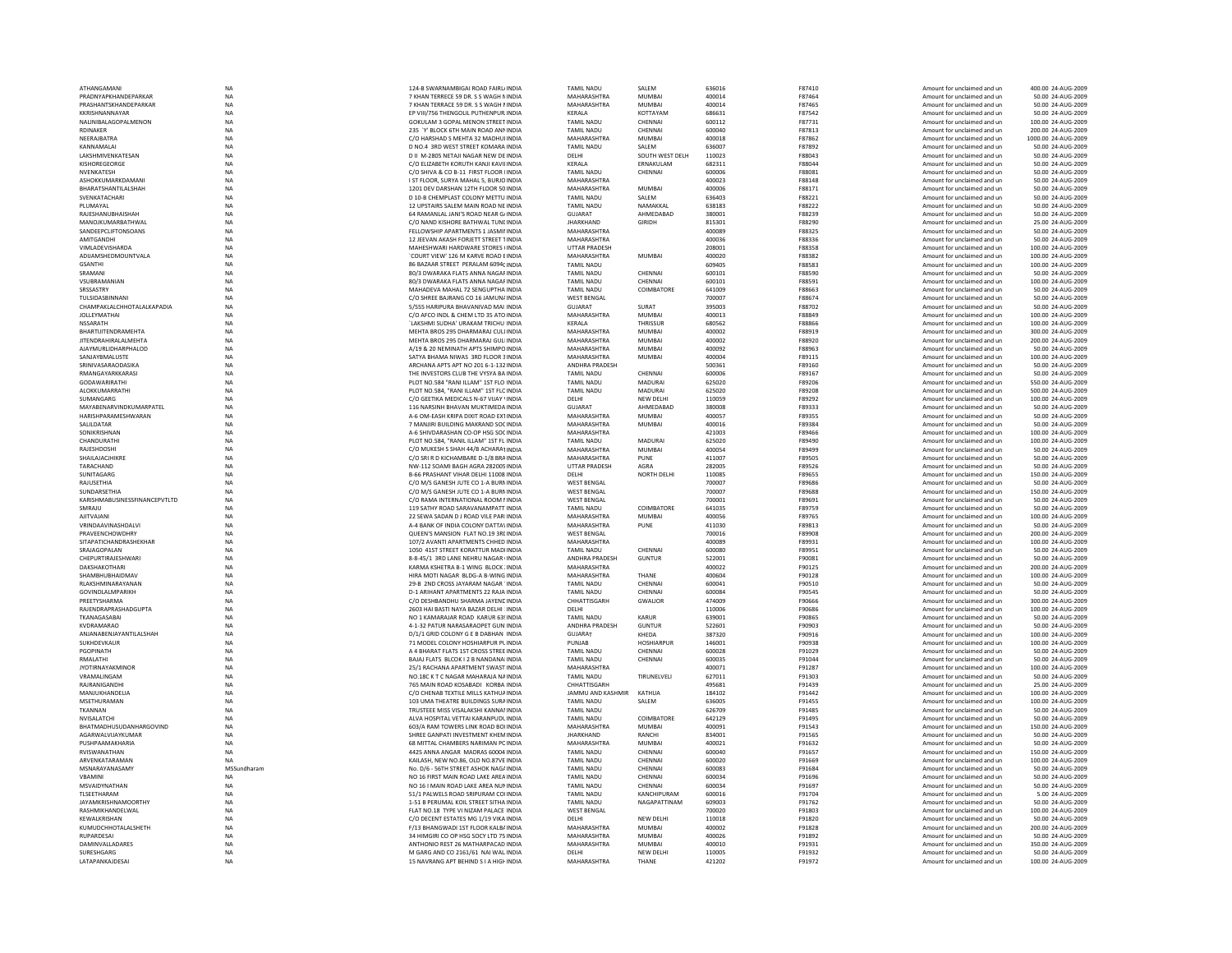| ATHANGAMANI | NA | | | 124-B SWARNAMBIGAI ROAD FAIRL INDIA | TAMIL NADU | SALEM | 636016 | F87410 | Amount for unclaimed and un | 400.00 | 24-AUG-2009 |
|---|---|---|---|---|---|---|---|---|---|---|---|
| PRADNYAPKHANDEPARKAR | NA | | | 7 KHAN TERRECE 59 DR. S S WAGH I INDIA | MAHARASHTRA | MUMBAI | 400014 | F87464 | Amount for unclaimed and un | 50.00 | 24-AUG-2009 |
| PRASHANTSKHANDEPARKAR | NA | | | 7 KHAN TERRACE 59 DR. S S WAGH I INDIA | MAHARASHTRA | MUMBAI | 400014 | F87465 | Amount for unclaimed and un | 50.00 | 24-AUG-2009 |
| KKRISHNANNAYAR | NA | | | EP VIII/756 THENGOLIL PUTHENPUR INDIA | KERALA | KOTTAYAM | 686631 | F87542 | Amount for unclaimed and un | 50.00 | 24-AUG-2009 |
| NALINIBALAGOPALMENON | NA | | | GOKULAM 3 GOPAL MENON STREET INDIA | TAMIL NADU | CHENNAI | 600112 | F87731 | Amount for unclaimed and un | 100.00 | 24-AUG-2009 |
| RDINAKER | NA | | | 235 `Y' BLOCK 6TH MAIN ROAD ANI INDIA | TAMIL NADU | CHENNAI | 600040 | F87813 | Amount for unclaimed and un | 200.00 | 24-AUG-2009 |
| NEERAJBATRA | NA | | | C/O HARSHAD S MEHTA 32 MADHUI INDIA | MAHARASHTRA | MUMBAI | 400018 | F87862 | Amount for unclaimed and un | 1000.00 | 24-AUG-2009 |
| KANNAMALAI | NA | | | D NO.4 3RD WEST STREET KOMARA INDIA | TAMIL NADU | SALEM | 636007 | F87892 | Amount for unclaimed and un | 50.00 | 24-AUG-2009 |
| LAKSHMIVENKATESAN | NA | | | D II M-2805 NETAJI NAGAR NEW DE INDIA | DELHI | SOUTH WEST DELH | 110023 | F88043 | Amount for unclaimed and un | 50.00 | 24-AUG-2009 |
| KISHOREGEORGE | NA | | | C/O ELIZABETH KORUTH KANJI KAVII INDIA | KERALA | ERNAKULAM | 682311 | F88044 | Amount for unclaimed and un | 50.00 | 24-AUG-2009 |
| NVENKATESH | NA | | | C/O SHIVA & CO B-11 FIRST FLOOR I INDIA | TAMIL NADU | CHENNAI | 600006 | F88081 | Amount for unclaimed and un | 50.00 | 24-AUG-2009 |
| ASHOKKUMARKDAMANI | NA | | | I ST FLOOR, SURYA MAHAL 5, BURJO INDIA | MAHARASHTRA | | 400023 | F88148 | Amount for unclaimed and un | 50.00 | 24-AUG-2009 |
| BHARATSHANTILALSHAH | NA | | | 1201 DEV DARSHAN 12TH FLOOR 50 INDIA | MAHARASHTRA | MUMBAI | 400006 | F88171 | Amount for unclaimed and un | 50.00 | 24-AUG-2009 |
| SVENKATACHARI | NA | | | D 10-B CHEMPLAST COLONY METTU INDIA | TAMIL NADU | SALEM | 636403 | F88221 | Amount for unclaimed and un | 50.00 | 24-AUG-2009 |
| PLUMAYAL | NA | | | 12 UPSTAIRS SALEM MAIN ROAD NE INDIA | TAMIL NADU | NAMAKKAL | 638183 | F88222 | Amount for unclaimed and un | 50.00 | 24-AUG-2009 |
| RAJESHANUBHAISHAH | NA | | | 64 RAMANLAL JANI'S ROAD NEAR G INDIA | GUJARAT | AHMEDABAD | 380001 | F88239 | Amount for unclaimed and un | 50.00 | 24-AUG-2009 |
| MANOJKUMARBATHWAL | NA | | | C/O NAND KISHORE BATHWAL TUNI INDIA | JHARKHAND | GIRIDH | 815301 | F88290 | Amount for unclaimed and un | 25.00 | 24-AUG-2009 |
| SANDEEPCLIFTONSOANS | NA | | | FELLOWSHIP APARTMENTS 1 JASMII INDIA | MAHARASHTRA | | 400089 | F88325 | Amount for unclaimed and un | 50.00 | 24-AUG-2009 |
| AMITGANDHI | NA | | | 12 JEEVAN AKASH FORJETT STREET 1 INDIA | MAHARASHTRA | | 400036 | F88336 | Amount for unclaimed and un | 50.00 | 24-AUG-2009 |
| VIMLADEVISHARDA | NA | | | MAHESHWARI HARDWARE STORES I INDIA | UTTAR PRADESH | | 208001 | F88358 | Amount for unclaimed and un | 100.00 | 24-AUG-2009 |
| ADIJAMSHEDMOUNTVALA | NA | | | `COURT VIEW' 126 M KARVE ROAD E INDIA | MAHARASHTRA | MUMBAI | 400020 | F88382 | Amount for unclaimed and un | 100.00 | 24-AUG-2009 |
| GSANTHI | NA | | | 86 BAZAAR STREET PERALAM 6094( INDIA | TAMIL NADU | | 609405 | F88583 | Amount for unclaimed and un | 100.00 | 24-AUG-2009 |
| SRAMANI | NA | | | 80/3 DWARAKA FLATS ANNA NAGAF INDIA | TAMIL NADU | CHENNAI | 600101 | F88590 | Amount for unclaimed and un | 50.00 | 24-AUG-2009 |
| VSUBRAMANIAN | NA | | | 80/3 DWARAKA FLATS ANNA NAGAF INDIA | TAMIL NADU | CHENNAI | 600101 | F88591 | Amount for unclaimed and un | 100.00 | 24-AUG-2009 |
| SRSSASTRY | NA | | | MAHADEVA MAHAL 72 SENGUPTHA INDIA | TAMIL NADU | COIMBATORE | 641009 | F88663 | Amount for unclaimed and un | 50.00 | 24-AUG-2009 |
| TULSIDASBINNANI | NA | | | C/O SHREE BAJRANG CO 16 JAMUN/ INDIA | WEST BENGAL | | 700007 | F88674 | Amount for unclaimed and un | 50.00 | 24-AUG-2009 |
| CHAMPAKLALCHHOTALALKAPADIA | NA | | | 5/555 HARIPURA BHAVANIVAD MAI INDIA | GUJARAT | SURAT | 395003 | F88702 | Amount for unclaimed and un | 50.00 | 24-AUG-2009 |
| JOLLEYMATHAI | NA | | | C/O AFCO INDL & CHEM LTD 35 ATO INDIA | MAHARASHTRA | MUMBAI | 400013 | F88849 | Amount for unclaimed and un | 100.00 | 24-AUG-2009 |
| NSSARATH | NA | | | `LAKSHMI SUDHA' URAKAM TRICHU INDIA | KERALA | THRISSUR | 680562 | F88866 | Amount for unclaimed and un | 100.00 | 24-AUG-2009 |
| BHARTIJITENDRAMEHTA | NA | | | MEHTA BROS 295 DHARMARAJ CULI INDIA | MAHARASHTRA | MUMBAI | 400002 | F88919 | Amount for unclaimed and un | 300.00 | 24-AUG-2009 |
| JITENDRAHIRALALMEHTA | NA | | | MEHTA BROS 295 DHARMARAJ GUL INDIA | MAHARASHTRA | MUMBAI | 400002 | F88920 | Amount for unclaimed and un | 200.00 | 24-AUG-2009 |
| AJAYMURLIDHARPHALOD | NA | | | A/19 & 20 NEMINATH APTS SHIMPO INDIA | MAHARASHTRA | MUMBAI | 400092 | F88963 | Amount for unclaimed and un | 50.00 | 24-AUG-2009 |
| SANJAYBMALUSTE | NA | | | SATYA BHAMA NIWAS 3RD FLOOR 3 INDIA | MAHARASHTRA | MUMBAI | 400004 | F89115 | Amount for unclaimed and un | 100.00 | 24-AUG-2009 |
| SRINIVASARAODASIKA | NA | | | ARCHANA APTS APT NO 201 6-1-132 INDIA | ANDHRA PRADESH | | 500361 | F89160 | Amount for unclaimed and un | 50.00 | 24-AUG-2009 |
| RMANGAYARKKARASI | NA | | | THE INVESTORS CLUB THE VYSYA BA INDIA | TAMIL NADU | CHENNAI | 600006 | F89167 | Amount for unclaimed and un | 50.00 | 24-AUG-2009 |
| GODAWARIRATHI | NA | | | PLOT NO.584 "RANI ILLAM" 1ST FLO INDIA | TAMIL NADU | MADURAI | 625020 | F89206 | Amount for unclaimed and un | 550.00 | 24-AUG-2009 |
| ALOKKUMARRATHI | NA | | | PLOT NO.584, "RANI ILLAM" 1ST FLC INDIA | TAMIL NADU | MADURAI | 625020 | F89208 | Amount for unclaimed and un | 500.00 | 24-AUG-2009 |
| SUMANGARG | NA | | | C/O GEETIKA MEDICALS N-67 VIJAY ' INDIA | DELHI | NEW DELHI | 110059 | F89292 | Amount for unclaimed and un | 100.00 | 24-AUG-2009 |
| MAYABENARVINDKUMARPATEL | NA | | | 116 NARSINH BHAVAN MUKTIMEDA INDIA | GUJARAT | AHMEDABAD | 380008 | F89333 | Amount for unclaimed and un | 50.00 | 24-AUG-2009 |
| HARISHPARAMESHWARAN | NA | | | A-6 OM-EASH KRIPA DIXIT ROAD EXT INDIA | MAHARASHTRA | MUMBAI | 400057 | F89355 | Amount for unclaimed and un | 50.00 | 24-AUG-2009 |
| SALILDATAR | NA | | | 7 MANJIRI BUILDING MAKRAND SOC INDIA | MAHARASHTRA | MUMBAI | 400016 | F89384 | Amount for unclaimed and un | 50.00 | 24-AUG-2009 |
| SONIKRISHNAN | NA | | | A-6 SHIVDARASHAN CO-OP HSG SOC INDIA | MAHARASHTRA | | 421003 | F89466 | Amount for unclaimed and un | 100.00 | 24-AUG-2009 |
| CHANDURATHI | NA | | | PLOT NO.584, "RANIL ILLAM" 1ST FL INDIA | TAMIL NADU | MADURAI | 625020 | F89490 | Amount for unclaimed and un | 100.00 | 24-AUG-2009 |
| RAJESHDOSHI | NA | | | C/O MUKESH S SHAH 44/B ACHARA INDIA | MAHARASHTRA | MUMBAI | 400054 | F89499 | Amount for unclaimed and un | 50.00 | 24-AUG-2009 |
| SHAILAJACHIKRE | NA | | | C/O SRI R D KICHAMBARE D-1/8 BRA INDIA | MAHARASHTRA | PUNE | 411007 | F89505 | Amount for unclaimed and un | 50.00 | 24-AUG-2009 |
| TARACHAND | NA | | | NW-112 SOAMI BAGH AGRA 282005 INDIA | UTTAR PRADESH | AGRA | 282005 | F89526 | Amount for unclaimed and un | 50.00 | 24-AUG-2009 |
| SUNITAGARG | NA | | | B-66 PRASHANT VIHAR DELHI 11008 INDIA | DELHI | NORTH DELHI | 110085 | F89655 | Amount for unclaimed and un | 150.00 | 24-AUG-2009 |
| RAJUSETHIA | NA | | | C/O M/S GANESH JUTE CO 1-A BURN INDIA | WEST BENGAL | | 700007 | F89686 | Amount for unclaimed and un | 50.00 | 24-AUG-2009 |
| SUNDARSETHIA | NA | | | C/O M/S GANESH JUTE CO 1-A BURN INDIA | WEST BENGAL | | 700007 | F89688 | Amount for unclaimed and un | 150.00 | 24-AUG-2009 |
| KARISHMABUSINESSFINANCEPVTLTD | NA | | | C/O RAMA INTERNATIONAL ROOM I INDIA | WEST BENGAL | | 700001 | F89691 | Amount for unclaimed and un | 50.00 | 24-AUG-2009 |
| SMRAJU | NA | | | 119 SATHY ROAD SARAVANAMPATT INDIA | TAMIL NADU | COIMBATORE | 641035 | F89759 | Amount for unclaimed and un | 50.00 | 24-AUG-2009 |
| AJITVAJANI | NA | | | 22 SEWA SADAN D J ROAD VILE PARI INDIA | MAHARASHTRA | MUMBAI | 400056 | F89765 | Amount for unclaimed and un | 100.00 | 24-AUG-2009 |
| VRINDAAVINASHDALVI | NA | | | A-4 BANK OF INDIA COLONY DATTA INDIA | MAHARASHTRA | PUNE | 411030 | F89813 | Amount for unclaimed and un | 50.00 | 24-AUG-2009 |
| PRAVEENCHOWDHRY | NA | | | QUEEN'S MANSION FLAT NO.19 3R INDIA | WEST BENGAL | | 700016 | F89908 | Amount for unclaimed and un | 200.00 | 24-AUG-2009 |
| SITAPATICHANDRASHEKHAR | NA | | | 107/2 AVANTI APARTMENTS CHHED INDIA | MAHARASHTRA | | 400089 | F89931 | Amount for unclaimed and un | 100.00 | 24-AUG-2009 |
| SRAJAGOPALAN | NA | | | 10SO 41ST STREET KORATTUR MADI INDIA | TAMIL NADU | CHENNAI | 600080 | F89951 | Amount for unclaimed and un | 50.00 | 24-AUG-2009 |
| CHEPURTIRAJESHWARI | NA | | | 8-8-45/1 3RD LANE NEHRU NAGAR INDIA | ANDHRA PRADESH | GUNTUR | 522001 | F90081 | Amount for unclaimed and un | 50.00 | 24-AUG-2009 |
| DAKSHAKOTHARI | NA | | | KARMA KSHETRA B-1 WING BLOCK INDIA | MAHARASHTRA | | 400022 | F90125 | Amount for unclaimed and un | 200.00 | 24-AUG-2009 |
| SHAMBHUBHAIDMAV | NA | | | HIRA MOTI NAGAR BLDG-A B-WING INDIA | MAHARASHTRA | THANE | 400604 | F90128 | Amount for unclaimed and un | 100.00 | 24-AUG-2009 |
| RLAKSHMINARAYANAN | NA | | | 29-B 2ND CROSS JAYARAM NAGAR INDIA | TAMIL NADU | CHENNAI | 600041 | F90510 | Amount for unclaimed and un | 50.00 | 24-AUG-2009 |
| GOVINDLALMPARIKH | NA | | | D-1 ARIHANT APARTMENTS 22 RAJA INDIA | TAMIL NADU | CHENNAI | 600084 | F90545 | Amount for unclaimed and un | 50.00 | 24-AUG-2009 |
| PREETYSHARMA | NA | | | C/O DESHBANDHU SHARMA JAYEN INDIA | CHHATTISGARH | GWALIOR | 474009 | F90666 | Amount for unclaimed and un | 300.00 | 24-AUG-2009 |
| RAJENDRAPRASHADGUPTA | NA | | | 2603 HAI BASTI NAYA BAZAR DELHI INDIA | DELHI | | 110006 | F90686 | Amount for unclaimed and un | 100.00 | 24-AUG-2009 |
| TKANAGASABAI | NA | | | NO 1 KAMARAJAR ROAD KARUR 63 INDIA | TAMIL NADU | KARUR | 639001 | F90865 | Amount for unclaimed and un | 50.00 | 24-AUG-2009 |
| KVDRAMARAO | NA | | | 4-1-32 PATUR NARASARAOPET GUN INDIA | ANDHRA PRADESH | GUNTUR | 522601 | F90903 | Amount for unclaimed and un | 50.00 | 24-AUG-2009 |
| ANJANABENJAYANTILALSHAH | NA | | | D/1/1 GRID COLONY G E B DABHAN INDIA | GUJARAT | KHEDA | 387320 | F90916 | Amount for unclaimed and un | 100.00 | 24-AUG-2009 |
| SUKHDEVKAUR | NA | | | 71 MODEL COLONY HOSHIARPUR PL INDIA | PUNJAB | HOSHIARPUR | 146001 | F90938 | Amount for unclaimed and un | 100.00 | 24-AUG-2009 |
| PGOPINATH | NA | | | A 4 BHARAT FLATS 1ST CROSS STREE INDIA | TAMIL NADU | CHENNAI | 600028 | F91029 | Amount for unclaimed and un | 50.00 | 24-AUG-2009 |
| RMALATHI | NA | | | BAJAJ FLATS BLCOK I 2 B NANDANA INDIA | TAMIL NADU | CHENNAI | 600035 | F91044 | Amount for unclaimed and un | 50.00 | 24-AUG-2009 |
| JYOTIRNAYAKMINOR | NA | | | 25/1 RACHANA APARTMENT SWAST INDIA | MAHARASHTRA | | 400071 | F91287 | Amount for unclaimed and un | 100.00 | 24-AUG-2009 |
| VRAMALINGAM | NA | | | NO.18C K T C NAGAR MAHARAJA NA INDIA | TAMIL NADU | TIRUNELVELI | 627011 | F91303 | Amount for unclaimed and un | 50.00 | 24-AUG-2009 |
| RAJRANIGANDHI | NA | | | 765 MAIN ROAD KOSABADI KORBA INDIA | CHHATTISGARH | | 495681 | F91439 | Amount for unclaimed and un | 25.00 | 24-AUG-2009 |
| MANJUKHANDELIA | NA | | | C/O CHENAB TEXTILE MILLS KATHUA INDIA | JAMMU AND KASHMIR | KATHUA | 184102 | F91442 | Amount for unclaimed and un | 100.00 | 24-AUG-2009 |
| MSETHURAMAN | NA | | | 103 UMA THEATRE BUILDINGS SURA INDIA | TAMIL NADU | SALEM | 636005 | F91455 | Amount for unclaimed and un | 100.00 | 24-AUG-2009 |
| TKANNAN | NA | | | TRUSTEEE MISS VISALAKSHI KANNA INDIA | TAMIL NADU | | 626709 | F91485 | Amount for unclaimed and un | 50.00 | 24-AUG-2009 |
| NVISALATCHI | NA | | | ALVA HOSPITAL VETTAI KARANPUDU INDIA | TAMIL NADU | COIMBATORE | 642129 | F91495 | Amount for unclaimed and un | 50.00 | 24-AUG-2009 |
| BHATMADHUSUDANHARGOVIND | NA | | | 603/A RAM TOWERS LINK ROAD BO INDIA | MAHARASHTRA | MUMBAI | 400091 | F91543 | Amount for unclaimed and un | 150.00 | 24-AUG-2009 |
| AGARWALVIJAYKUMAR | NA | | | SHREE GANPATI INVESTMENT KHEM INDIA | JHARKHAND | RANCHI | 834001 | F91565 | Amount for unclaimed and un | 50.00 | 24-AUG-2009 |
| PUSHPAAMAKHARIA | NA | | | 68 MITTAL CHAMBERS NARIMAN PC INDIA | MAHARASHTRA | MUMBAI | 400021 | F91632 | Amount for unclaimed and un | 50.00 | 24-AUG-2009 |
| RVISWANATHAN | NA | | | 4425 ANNA ANGAR MADRAS 60004 INDIA | TAMIL NADU | CHENNAI | 600040 | F91657 | Amount for unclaimed and un | 150.00 | 24-AUG-2009 |
| ARVENKATARAMAN | NA | | | KAILASH, NEW NO.86, OLD NO.87VE INDIA | TAMIL NADU | CHENNAI | 600020 | F91669 | Amount for unclaimed and un | 100.00 | 24-AUG-2009 |
| MSNARAYANASAMY | MSSundharam | | | No. D/6 - 56TH STREET ASHOK NAGA INDIA | TAMIL NADU | CHENNAI | 600083 | F91684 | Amount for unclaimed and un | 50.00 | 24-AUG-2009 |
| VBAMINI | NA | | | NO 16 FIRST MAIN ROAD LAKE AREA INDIA | TAMIL NADU | CHENNAI | 600034 | F91696 | Amount for unclaimed and un | 50.00 | 24-AUG-2009 |
| MSVAIDYNATHAN | NA | | | NO 16 I MAIN ROAD LAKE AREA NUN INDIA | TAMIL NADU | CHENNAI | 600034 | F91697 | Amount for unclaimed and un | 50.00 | 24-AUG-2009 |
| TLSEETHARAM | NA | | | 51/1 PALWELS ROAD SRIPURAM COI INDIA | TAMIL NADU | KANCHIPURAM | 600016 | F91704 | Amount for unclaimed and un | 5.00 | 24-AUG-2009 |
| JAYAMKRISHNAMOORTHY | NA | | | 1-51 B PERUMAL KOIL STREET SITHA INDIA | TAMIL NADU | NAGAPATTINAM | 609003 | F91762 | Amount for unclaimed and un | 50.00 | 24-AUG-2009 |
| RASHMIKHANDELWAL | NA | | | FLAT NO.18 TYPE VI NIZAM PALACE INDIA | WEST BENGAL | | 700020 | F91803 | Amount for unclaimed and un | 100.00 | 24-AUG-2009 |
| KEWALKRISHAN | NA | | | C/O DECENT ESTATES MG 1/19 VIKA INDIA | DELHI | NEW DELHI | 110018 | F91820 | Amount for unclaimed and un | 50.00 | 24-AUG-2009 |
| KUMUDCHHOTALALSHETH | NA | | | F/13 BHANGWADI 1ST FLOOR KALB INDIA | MAHARASHTRA | MUMBAI | 400002 | F91828 | Amount for unclaimed and un | 200.00 | 24-AUG-2009 |
| RUPARDESAI | NA | | | 34 HIMGIRI CO OP HSG SOCY LTD 75 INDIA | MAHARASHTRA | MUMBAI | 400026 | F91892 | Amount for unclaimed and un | 50.00 | 24-AUG-2009 |
| DAMINVALLADARES | NA | | | ANTHONIO REST 26 MATHARPACAD INDIA | MAHARASHTRA | MUMBAI | 400010 | F91931 | Amount for unclaimed and un | 350.00 | 24-AUG-2009 |
| SURESHGARG | NA | | | M GARG AND CO 2161/61 NAI WAL INDIA | DELHI | NEW DELHI | 110005 | F91932 | Amount for unclaimed and un | 50.00 | 24-AUG-2009 |
| LATAPANKAJDESAI | NA | | | 15 NAVRANG APT BEHIND S I A HIGH INDIA | MAHARASHTRA | THANE | 421202 | F91972 | Amount for unclaimed and un | 100.00 | 24-AUG-2009 |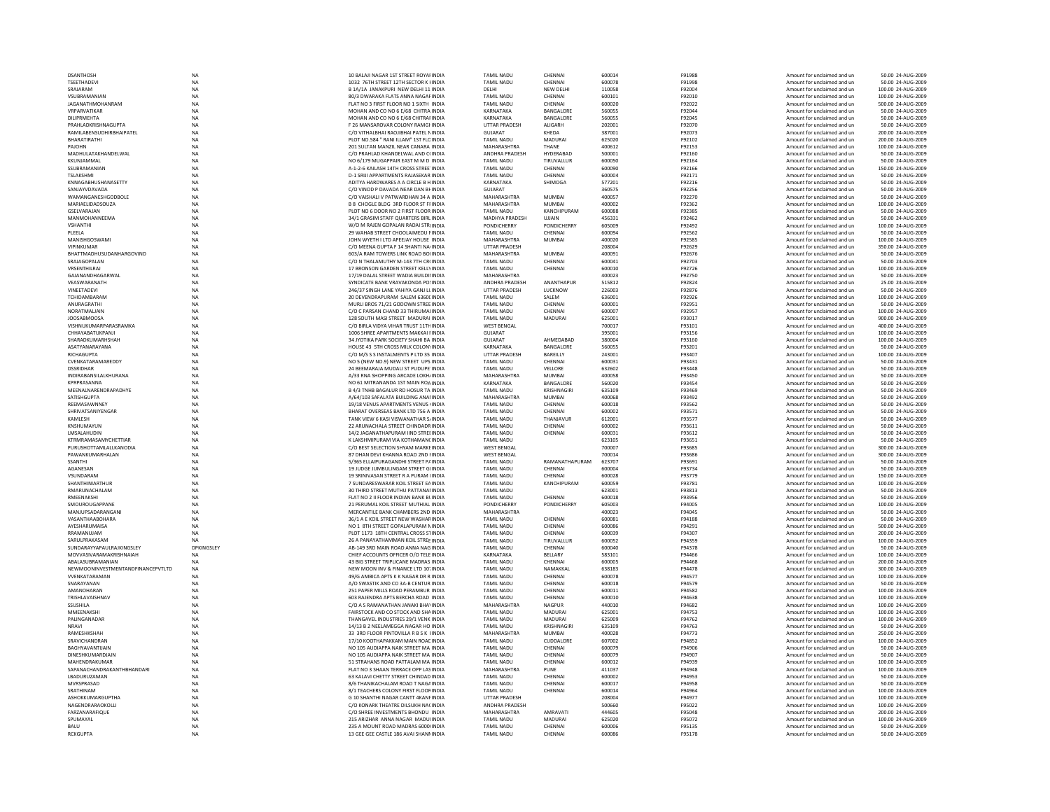| | | | | | | | | | | |
|---|---|---|---|---|---|---|---|---|---|---|
| DSANTHOSH | NA | 10 BALAJI NAGAR 1ST STREET ROYAI INDIA | TAMIL NADU | CHENNAI | 600014 | F91988 | Amount for unclaimed and un | 50.00 | 24-AUG-2009 |
| TSEETHADEVI | NA | 1032 76TH STREET 12TH SECTOR K I INDIA | TAMIL NADU | CHENNAI | 600078 | F91998 | Amount for unclaimed and un | 50.00 | 24-AUG-2009 |
| SRAJARAM | NA | B 1A/1A JANAKPURI NEW DELHI 11 INDIA | DELHI | NEW DELHI | 110058 | F92004 | Amount for unclaimed and un | 100.00 | 24-AUG-2009 |
| VSUBRAMANIAN | NA | 80/3 DWARAKA FLATS ANNA NAGAF INDIA | TAMIL NADU | CHENNAI | 600101 | F92010 | Amount for unclaimed and un | 100.00 | 24-AUG-2009 |
| JAGANATHMOHANRAM | NA | FLAT NO 3 FIRST FLOOR NO 1 SIXTH INDIA | TAMIL NADU | CHENNAI | 600020 | F92022 | Amount for unclaimed and un | 500.00 | 24-AUG-2009 |
| VRPARVATIKAR | NA | MOHAN AND CO NO 6 E/68 CHITRA INDIA | KARNATAKA | BANGALORE | 560055 | F92044 | Amount for unclaimed and un | 50.00 | 24-AUG-2009 |
| DILIPRMEHTA | NA | MOHAN AND CO NO 6 E/68 CHITRAI INDIA | KARNATAKA | BANGALORE | 560055 | F92045 | Amount for unclaimed and un | 50.00 | 24-AUG-2009 |
| PRAHLADKRISHNAGUPTA | NA | F 26 MANSAROVAR COLONY RAMGI INDIA | UTTAR PRADESH | ALIGARH | 202001 | F92070 | Amount for unclaimed and un | 50.00 | 24-AUG-2009 |
| RAMILABENSUDHIRBHAIPATEL | NA | C/O VITHALBHAI RAOJIBHAI PATEL N INDIA | GUJARAT | KHEDA | 387001 | F92073 | Amount for unclaimed and un | 200.00 | 24-AUG-2009 |
| BHARATIRATHI | NA | PLOT NO.584 " RANI ILLAM" 1ST FLC INDIA | TAMIL NADU | MADURAI | 625020 | F92102 | Amount for unclaimed and un | 200.00 | 24-AUG-2009 |
| PAJOHN | NA | 201 SULTAN MANZIL NEAR CANARA INDIA | MAHARASHTRA | THANE | 400612 | F92153 | Amount for unclaimed and un | 100.00 | 24-AUG-2009 |
| MADHULATAKHANDELWAL | NA | C/O PRAHLAD KHANDELWAL AND CI INDIA | ANDHRA PRADESH | HYDERABAD | 500001 | F92160 | Amount for unclaimed and un | 50.00 | 24-AUG-2009 |
| KKUNJAMMAL | NA | NO 6/179 MUGAPPAIR EAST M M D INDIA | TAMIL NADU | TIRUVALLUR | 600050 | F92164 | Amount for unclaimed and un | 50.00 | 24-AUG-2009 |
| SSUBRAMANIAN | NA | A-1-2-6 KAILASH 14TH CROSS STREE INDIA | TAMIL NADU | CHENNAI | 600090 | F92166 | Amount for unclaimed and un | 150.00 | 24-AUG-2009 |
| TSLAKSHMI | NA | D-1 SRIJI APPARTMENTS RAJASEKAR INDIA | TAMIL NADU | CHENNAI | 600004 | F92171 | Amount for unclaimed and un | 50.00 | 24-AUG-2009 |
| KNNAGABHUSHANASETTY | NA | ADITYA HARDWARES A A CIRCLE B H INDIA | KARNATAKA | SHIMOGA | 577201 | F92216 | Amount for unclaimed and un | 50.00 | 24-AUG-2009 |
| SANJAYVDAVADA | NA | C/O VINOD P DAVADA NEAR DAN BH INDIA | GUJARAT | | 360575 | F92256 | Amount for unclaimed and un | 50.00 | 24-AUG-2009 |
| WAMANGANESHGODBOLE | NA | C/O VAISHALI V PATWARDHAN 34 A INDIA | MAHARASHTRA | MUMBAI | 400057 | F92270 | Amount for unclaimed and un | 50.00 | 24-AUG-2009 |
| MARIAELIDADSOUZA | NA | B 8 CHOGLE BLDG 3RD FLOOR ST FI INDIA | MAHARASHTRA | MUMBAI | 400002 | F92362 | Amount for unclaimed and un | 100.00 | 24-AUG-2009 |
| GSELVARAJAN | NA | PLOT NO 6 DOOR NO 2 FIRST FLOOR INDIA | TAMIL NADU | KANCHIPURAM | 600088 | F92385 | Amount for unclaimed and un | 50.00 | 24-AUG-2009 |
| MANMOHANNEEMA | NA | 34/1 GRASIM STAFF QUARTERS BIRL INDIA | MADHYA PRADESH | UJJAIN | 456331 | F92462 | Amount for unclaimed and un | 50.00 | 24-AUG-2009 |
| VSHANTHI | NA | W/O M RAJEN GOPALAN RADAI STR INDIA | PONDICHERRY | PONDICHERRY | 605009 | F92492 | Amount for unclaimed and un | 100.00 | 24-AUG-2009 |
| PLEELA | NA | 29 WAHAB STREET CHOOLAIMEDU I INDIA | TAMIL NADU | CHENNAI | 600094 | F92562 | Amount for unclaimed and un | 50.00 | 24-AUG-2009 |
| MANISHGOSWAMI | NA | JOHN WYETH I LTD APEEJAY HOUSE INDIA | MAHARASHTRA | MUMBAI | 400020 | F92585 | Amount for unclaimed and un | 100.00 | 24-AUG-2009 |
| VIPINKUMAR | NA | C/O MEENA GUPTA F 14 SHANTI NA INDIA | UTTAR PRADESH | | 208004 | F92629 | Amount for unclaimed and un | 350.00 | 24-AUG-2009 |
| BHATTMADHUSUDANHARGOVIND | NA | 603/A RAM TOWERS LINK ROAD BOI INDIA | MAHARASHTRA | MUMBAI | 400091 | F92676 | Amount for unclaimed and un | 50.00 | 24-AUG-2009 |
| SRAJAGOPALAN | NA | C/O N THALAMUTHY M-143 7TH CRI INDIA | TAMIL NADU | CHENNAI | 600041 | F92703 | Amount for unclaimed and un | 50.00 | 24-AUG-2009 |
| VRSENTHILRAJ | NA | 17 BRONSON GARDEN STREET KELLY INDIA | TAMIL NADU | CHENNAI | 600010 | F92726 | Amount for unclaimed and un | 100.00 | 24-AUG-2009 |
| GAJANANDHAGARWAL | NA | 17/19 DALAL STREET WADIA BUILDII INDIA | MAHARASHTRA | | 400023 | F92750 | Amount for unclaimed and un | 50.00 | 24-AUG-2009 |
| VEASWARANATH | NA | SYNDICATE BANK VRAVAKONDA PO INDIA | ANDHRA PRADESH | ANANTHAPUR | 515812 | F92824 | Amount for unclaimed and un | 25.00 | 24-AUG-2009 |
| VINEETADEVI | NA | 246/37 SINGH LANE YAHIYA GANJ LI INDIA | UTTAR PRADESH | LUCKNOW | 226003 | F92876 | Amount for unclaimed and un | 50.00 | 24-AUG-2009 |
| TCHIDAMBARAM | NA | 20 DEVENDRAPURAM SALEM 63600 INDIA | TAMIL NADU | SALEM | 636001 | F92926 | Amount for unclaimed and un | 100.00 | 24-AUG-2009 |
| ANURAGRATHI | NA | MURLI BROS 71/21 GODOWN STREE INDIA | TAMIL NADU | CHENNAI | 600001 | F92951 | Amount for unclaimed and un | 50.00 | 24-AUG-2009 |
| NORATMALJAIN | NA | C/O C PARSAN CHAND 33 THIRUMAI INDIA | TAMIL NADU | CHENNAI | 600007 | F92957 | Amount for unclaimed and un | 100.00 | 24-AUG-2009 |
| JOOSABMOOSA | NA | 128 SOUTH MASI STREET MADURAI INDIA | TAMIL NADU | MADURAI | 625001 | F93017 | Amount for unclaimed and un | 900.00 | 24-AUG-2009 |
| VISHNUKUMARPARASRAMKA | NA | C/O BIRLA VIDYA VIHAR TRUST 11TH INDIA | WEST BENGAL | | 700017 | F93101 | Amount for unclaimed and un | 400.00 | 24-AUG-2009 |
| CHHAYABATUKPANJI | NA | 1006 SHREE APARTMENTS MAKKAI I INDIA | GUJARAT | | 395001 | F93156 | Amount for unclaimed and un | 100.00 | 24-AUG-2009 |
| SHARADKUMARHSHAH | NA | 34 JYOTIKA PARK SOCIETY SHAHI BA INDIA | GUJARAT | AHMEDABAD | 380004 | F93160 | Amount for unclaimed and un | 100.00 | 24-AUG-2009 |
| ASATYANARAYANA | NA | HOUSE 43 5TH CROSS MILK COLON INDIA | KARNATAKA | BANGALORE | 560055 | F93201 | Amount for unclaimed and un | 50.00 | 24-AUG-2009 |
| RICHAGUPTA | NA | C/O M/S S S INSTALMENTS P LTD 35 INDIA | UTTAR PRADESH | BAREILLY | 243001 | F93407 | Amount for unclaimed and un | 100.00 | 24-AUG-2009 |
| CVENKATARAMAREDDY | NA | NO 5 (NEW NO.9) NEW STREET UPS INDIA | TAMIL NADU | CHENNAI | 600031 | F93431 | Amount for unclaimed and un | 50.00 | 24-AUG-2009 |
| DSSRIDHAR | NA | 24 BEEMARAJA MUDALI ST PUDUPE INDIA | TAMIL NADU | VELLORE | 632602 | F93448 | Amount for unclaimed and un | 50.00 | 24-AUG-2009 |
| INDIRABANSILALKHURANA | NA | A/33 RNA SHOPPING ARCADE LOKH INDIA | MAHARASHTRA | MUMBAI | 400058 | F93450 | Amount for unclaimed and un | 50.00 | 24-AUG-2009 |
| KPRPRASANNA | NA | NO 61 MITRANANDA 1ST MAIN RO/ INDIA | KARNATAKA | BANGALORE | 560020 | F93454 | Amount for unclaimed and un | 50.00 | 24-AUG-2009 |
| MEENALNARENDRAPADHYE | NA | B 4/3 TNHB BAGALUR RD HOSUR TA INDIA | TAMIL NADU | KRISHNAGIRI | 635109 | F93469 | Amount for unclaimed and un | 50.00 | 24-AUG-2009 |
| SATISHGUPTA | NA | A/64/103 SAFALATA BUILDING ANAI INDIA | MAHARASHTRA | MUMBAI | 400068 | F93492 | Amount for unclaimed and un | 50.00 | 24-AUG-2009 |
| REEMASAWNNEY | NA | 19/18 VENUS APARTMENTS VENUS I INDIA | TAMIL NADU | CHENNAI | 600018 | F93562 | Amount for unclaimed and un | 50.00 | 24-AUG-2009 |
| SHRIVATSANIYENGAR | NA | BHARAT OVERSEAS BANK LTD 756 A INDIA | TAMIL NADU | CHENNAI | 600002 | F93571 | Amount for unclaimed and un | 50.00 | 24-AUG-2009 |
| KAMLESH | NA | TANK VIEW 6 KASI VISWANATHAR S INDIA | TAMIL NADU | THANJAVUR | 612001 | F93577 | Amount for unclaimed and un | 50.00 | 24-AUG-2009 |
| KNSHUMAYUN | NA | 22 ARUNACHALA STREET CHINDADR INDIA | TAMIL NADU | CHENNAI | 600002 | F93611 | Amount for unclaimed and un | 50.00 | 24-AUG-2009 |
| LMSALAHUDIN | NA | 14/2 JAGANATHAPURAM IIND STREE INDIA | TAMIL NADU | CHENNAI | 600031 | F93612 | Amount for unclaimed and un | 50.00 | 24-AUG-2009 |
| KTRMRAMASAMYCHETTIAR | NA | K LAKSHMIPURAM VIA KOTHAMANC INDIA | TAMIL NADU | | 623105 | F93651 | Amount for unclaimed and un | 50.00 | 24-AUG-2009 |
| PURUSHOTTAMLALLKANODIA | NA | C/O BEST SELECTION SHYAM MARKE INDIA | WEST BENGAL | | 700007 | F93685 | Amount for unclaimed and un | 300.00 | 24-AUG-2009 |
| PAWANKUMARHALAN | NA | 87 DHAN DEVI KHANNA ROAD 2ND I INDIA | WEST BENGAL | | 700014 | F93686 | Amount for unclaimed and un | 300.00 | 24-AUG-2009 |
| SSANTHI | NA | 5/365 ELLAIPURAGANDHI STREET PA INDIA | TAMIL NADU | RAMANATHAPURAM | 623707 | F93691 | Amount for unclaimed and un | 50.00 | 24-AUG-2009 |
| AGANESAN | NA | 19 JUDGE JUMBULINGAM STREET GI INDIA | TAMIL NADU | CHENNAI | 600004 | F93734 | Amount for unclaimed and un | 50.00 | 24-AUG-2009 |
| VSUNDARAM | NA | 19 SRINIVASAN STREET R A PURAM I INDIA | TAMIL NADU | CHENNAI | 600028 | F93779 | Amount for unclaimed and un | 150.00 | 24-AUG-2009 |
| SHANTHINIARTHUR | NA | 7 SUNDARESWARAR KOIL STREET EA INDIA | TAMIL NADU | KANCHIPURAM | 600059 | F93781 | Amount for unclaimed and un | 100.00 | 24-AUG-2009 |
| RMARUNACHALAM | NA | 30 THIRD STREET MUTHU PATTANAI INDIA | TAMIL NADU | | 623001 | F93813 | Amount for unclaimed and un | 50.00 | 24-AUG-2009 |
| RMEENAKSHI | NA | FLAT NO 2 II FLOOR INDIAN BANK BL INDIA | TAMIL NADU | CHENNAI | 600018 | F93956 | Amount for unclaimed and un | 50.00 | 24-AUG-2009 |
| SMOUROUGAPPANE | NA | 21 PERUMAL KOIL STREET MUTHIAL INDIA | PONDICHERRY | PONDICHERRY | 605003 | F94005 | Amount for unclaimed and un | 100.00 | 24-AUG-2009 |
| MANJUPSADARANGANI | NA | MERCANTILE BANK CHAMBERS 2ND INDIA | MAHARASHTRA | | 400023 | F94045 | Amount for unclaimed and un | 50.00 | 24-AUG-2009 |
| VASANTHAABOHARA | NA | 36/1 A E KOIL STREET NEW WASHAR INDIA | TAMIL NADU | CHENNAI | 600081 | F94188 | Amount for unclaimed and un | 50.00 | 24-AUG-2009 |
| AYESHARUMAISA | NA | NO 1 8TH STREET GOPALAPURAM N INDIA | TAMIL NADU | CHENNAI | 600086 | F94291 | Amount for unclaimed and un | 500.00 | 24-AUG-2009 |
| RRAMANUJAM | NA | PLOT 1173 18TH CENTRAL CROSS S1 INDIA | TAMIL NADU | CHENNAI | 600039 | F94307 | Amount for unclaimed and un | 200.00 | 24-AUG-2009 |
| SARULPRAKASAM | NA | 26 A PANAYATHAMMAN KOIL STREE INDIA | TAMIL NADU | TIRUVALLUR | 600052 | F94359 | Amount for unclaimed and un | 100.00 | 24-AUG-2009 |
| SUNDARAYYAPAULRAJKINGSLEY | DPKINGSLEY | AB-149 3RD MAIN ROAD ANNA NAG INDIA | TAMIL NADU | CHENNAI | 600040 | F94378 | Amount for unclaimed and un | 50.00 | 24-AUG-2009 |
| MOVVASIVARAMAKRISHNAIAH | NA | CHIEF ACCOUNTS OFFICER O/O TELE INDIA | KARNATAKA | BELLARY | 583101 | F94466 | Amount for unclaimed and un | 100.00 | 24-AUG-2009 |
| ABALASUBRAMANIAN | NA | 43 BIG STREET TRIPLICANE MADRAS INDIA | TAMIL NADU | CHENNAI | 600005 | F94468 | Amount for unclaimed and un | 200.00 | 24-AUG-2009 |
| NEWMOONINVESTMENTANDFINANCEPVTLTD | NA | NEW MOON INV & FINANCE LTD 10 INDIA | TAMIL NADU | NAMAKKAL | 638183 | F94478 | Amount for unclaimed and un | 300.00 | 24-AUG-2009 |
| VVENKATARAMAN | NA | 49/G AMBICA APTS K K NAGAR DR R INDIA | TAMIL NADU | CHENNAI | 600078 | F94577 | Amount for unclaimed and un | 100.00 | 24-AUG-2009 |
| SNARAYANAN | NA | A/O SWASTIK AND CO 3A-B CENTUR INDIA | TAMIL NADU | CHENNAI | 600018 | F94579 | Amount for unclaimed and un | 50.00 | 24-AUG-2009 |
| AMANOHARAN | NA | 251 PAPER MILLS ROAD PERAMBUR INDIA | TAMIL NADU | CHENNAI | 600011 | F94582 | Amount for unclaimed and un | 100.00 | 24-AUG-2009 |
| TRISHLAVAISHNAV | NA | 603 RAJENDRA APTS BERCHA ROAD INDIA | TAMIL NADU | CHENNAI | 600010 | F94638 | Amount for unclaimed and un | 100.00 | 24-AUG-2009 |
| SSUSHILA | NA | C/O A S RAMANATHAN JANAKI BHA INDIA | MAHARASHTRA | NAGPUR | 440010 | F94682 | Amount for unclaimed and un | 100.00 | 24-AUG-2009 |
| MMEENAKSHI | NA | FAIRSTOCK AND CO STOCK AND SHA INDIA | TAMIL NADU | MADURAI | 625001 | F94753 | Amount for unclaimed and un | 100.00 | 24-AUG-2009 |
| PALINGANADAR | NA | THANGAVEL INDUSTRIES 29/1 VENK INDIA | TAMIL NADU | MADURAI | 625009 | F94762 | Amount for unclaimed and un | 100.00 | 24-AUG-2009 |
| NRAVI | NA | 14/13 B 2 NEELAMEGGA NAGAR HO INDIA | TAMIL NADU | KRISHNAGIRI | 635109 | F94763 | Amount for unclaimed and un | 50.00 | 24-AUG-2009 |
| RAMESHKSHAH | NA | 33 3RD FLOOR PINTOVILLA R B S K I INDIA | MAHARASHTRA | MUMBAI | 400028 | F94773 | Amount for unclaimed and un | 250.00 | 24-AUG-2009 |
| SRAVICHANDRAN | NA | 17/10 KOOTHAPAKKAM MAIN ROAC INDIA | TAMIL NADU | CUDDALORE | 607002 | F94852 | Amount for unclaimed and un | 100.00 | 24-AUG-2009 |
| BAGHYAVANTIJAIN | NA | NO 105 AUDIAPPA NAIK STREET MA INDIA | TAMIL NADU | CHENNAI | 600079 | F94906 | Amount for unclaimed and un | 50.00 | 24-AUG-2009 |
| DINESHKUMARDJAIN | NA | NO 105 AUDIAPPA NAIK STREET MA INDIA | TAMIL NADU | CHENNAI | 600079 | F94907 | Amount for unclaimed and un | 50.00 | 24-AUG-2009 |
| MAHENDRAKUMAR | NA | 51 STRAHANS ROAD PATTALAM MA INDIA | TAMIL NADU | CHENNAI | 600012 | F94939 | Amount for unclaimed and un | 100.00 | 24-AUG-2009 |
| SAPANACHANDRAKANTHBHANDARI | NA | FLAT NO 3 SHAAN TERRACE OPP LAS INDIA | MAHARASHTRA | PUNE | 411037 | F94948 | Amount for unclaimed and un | 100.00 | 24-AUG-2009 |
| LBADURUZAMAN | NA | 63 KALAVI CHETTY STREET CHINDAD INDIA | TAMIL NADU | CHENNAI | 600002 | F94953 | Amount for unclaimed and un | 50.00 | 24-AUG-2009 |
| MVRSPRASAD | NA | 8/6 THANIKACHALAM ROAD T NAGA INDIA | TAMIL NADU | CHENNAI | 600017 | F94958 | Amount for unclaimed and un | 50.00 | 24-AUG-2009 |
| SRATHINAM | NA | 8/1 TEACHERS COLONY FIRST FLOOR INDIA | TAMIL NADU | CHENNAI | 600014 | F94964 | Amount for unclaimed and un | 100.00 | 24-AUG-2009 |
| ASHOKKUMARGUPTHA | NA | G 10 SHANTHI NAGAR CANTT 4KANI INDIA | UTTAR PRADESH | | 208004 | F94977 | Amount for unclaimed and un | 100.00 | 24-AUG-2009 |
| NAGENDRARAOKOLLI | NA | C/O KONARK THEATRE DILSUKH NAC INDIA | ANDHRA PRADESH | | 500660 | F95022 | Amount for unclaimed and un | 100.00 | 24-AUG-2009 |
| FARZANARAFIQUE | NA | C/O SHREE INVESTMENTS BHONDU INDIA | MAHARASHTRA | AMRAVATI | 444605 | F95048 | Amount for unclaimed and un | 200.00 | 24-AUG-2009 |
| SPUMAYAL | NA | 215 ARIZHAR ANNA NAGAR MADUI INDIA | TAMIL NADU | MADURAI | 625020 | F95072 | Amount for unclaimed and un | 100.00 | 24-AUG-2009 |
| BALU | NA | 235 A MOUNT ROAD MADRAS 6000 INDIA | TAMIL NADU | CHENNAI | 600006 | F95135 | Amount for unclaimed and un | 50.00 | 24-AUG-2009 |
| RCKGUPTA | NA | 13 GEE GEE CASTLE 186 AVAI SHANI INDIA | TAMIL NADU | CHENNAI | 600086 | F95178 | Amount for unclaimed and un | 50.00 | 24-AUG-2009 |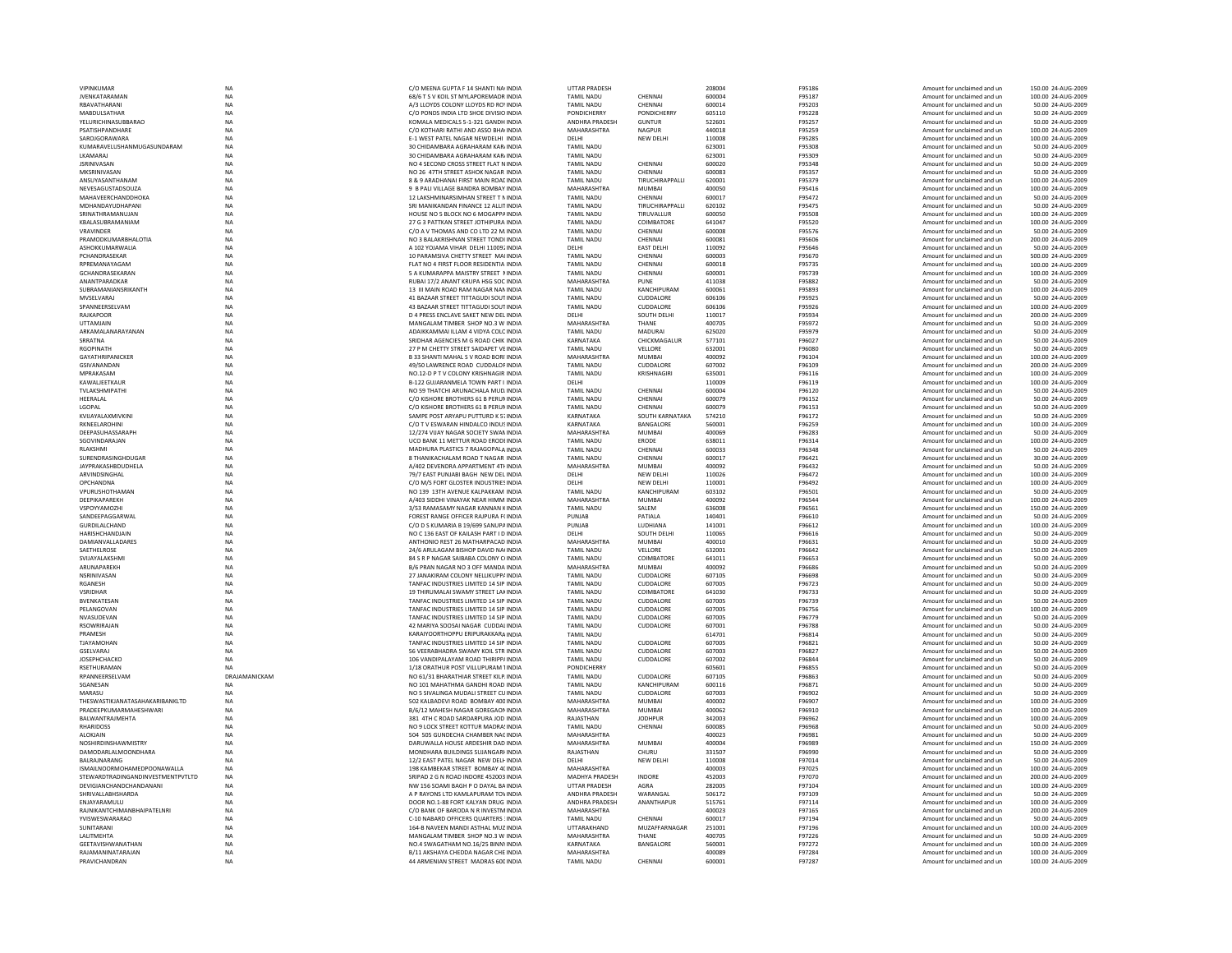| | | | | | | | | | | |
|---|---|---|---|---|---|---|---|---|---|---|
| VIPINKUMAR | NA | C/O MEENA GUPTA F 14 SHANTI NA INDIA | UTTAR PRADESH | | 208004 | F95186 | Amount for unclaimed and un | 150.00 | 24-AUG-2009 |
| JVENKATARAMAN | NA | 68/6 T S V KOIL ST MYLAPOREMADR INDIA | TAMIL NADU | CHENNAI | 600004 | F95187 | Amount for unclaimed and un | 100.00 | 24-AUG-2009 |
| RBAVATHARANI | NA | A/3 LLOYDS COLONY LLOYDS RD RO INDIA | TAMIL NADU | CHENNAI | 600014 | F95203 | Amount for unclaimed and un | 50.00 | 24-AUG-2009 |
| MABDULSATHAR | NA | C/O PONDS INDIA LTD SHOE DIVISIO INDIA | PONDICHERRY | PONDICHERRY | 605110 | F95228 | Amount for unclaimed and un | 50.00 | 24-AUG-2009 |
| YELURICHINASUBBARAO | NA | KOMALA MEDICALS 5-1-321 GANDH INDIA | ANDHRA PRADESH | GUNTUR | 522601 | F95257 | Amount for unclaimed and un | 50.00 | 24-AUG-2009 |
| PSATISHPANDHARE | NA | C/O KOTHARI RATHI AND ASSO BHA INDIA | MAHARASHTRA | NAGPUR | 440018 | F95259 | Amount for unclaimed and un | 100.00 | 24-AUG-2009 |
| SAROJGORAWARA | NA | E-1 WEST PATEL NAGAR NEWDELHI INDIA | DELHI | NEW DELHI | 110008 | F95285 | Amount for unclaimed and un | 100.00 | 24-AUG-2009 |
| KUMARAVELUSHANMUGASUNDARAM | NA | 30 CHIDAMBARA AGRAHARAM KAR INDIA | TAMIL NADU | | 623001 | F95308 | Amount for unclaimed and un | 50.00 | 24-AUG-2009 |
| LKAMARAJ | NA | 30 CHIDAMBARA AGRAHARAM KAR INDIA | TAMIL NADU | | 623001 | F95309 | Amount for unclaimed and un | 50.00 | 24-AUG-2009 |
| JSRINIVASAN | NA | NO 4 SECOND CROSS STREET FLAT N INDIA | TAMIL NADU | CHENNAI | 600020 | F95348 | Amount for unclaimed and un | 50.00 | 24-AUG-2009 |
| MKSRINIVASAN | NA | NO 26 47TH STREET ASHOK NAGAR INDIA | TAMIL NADU | CHENNAI | 600083 | F95357 | Amount for unclaimed and un | 50.00 | 24-AUG-2009 |
| ANSUYASANTHANAM | NA | 8 & 9 ARADHANAI FIRST MAIN ROAD INDIA | TAMIL NADU | TIRUCHIRAPPALLI | 620001 | F95379 | Amount for unclaimed and un | 100.00 | 24-AUG-2009 |
| NEVESAGUSTADSOUZA | NA | 9 B PALI VILLAGE BANDRA BOMBAY INDIA | MAHARASHTRA | MUMBAI | 400050 | F95416 | Amount for unclaimed and un | 100.00 | 24-AUG-2009 |
| MAHAVEERCHANDDHOKA | NA | 12 LAKSHMINARSIMHAN STREET T N INDIA | TAMIL NADU | CHENNAI | 600017 | F95472 | Amount for unclaimed and un | 50.00 | 24-AUG-2009 |
| MDHANDAYUDHAPANI | NA | SRI MANIKANDAN FINANCE 12 ALLIT INDIA | TAMIL NADU | TIRUCHIRAPPALLI | 620102 | F95475 | Amount for unclaimed and un | 50.00 | 24-AUG-2009 |
| SRINATHRAMANUJAN | NA | HOUSE NO 5 BLOCK NO 6 MOGAPPA INDIA | TAMIL NADU | TIRUVALLUR | 600050 | F95508 | Amount for unclaimed and un | 100.00 | 24-AUG-2009 |
| KBALASUBRAMANIAM | NA | 27 G 3 PATTKAN STREET JOTHIPURA INDIA | TAMIL NADU | COIMBATORE | 641047 | F95520 | Amount for unclaimed and un | 100.00 | 24-AUG-2009 |
| VRAVINDER | NA | C/O A V THOMAS AND CO LTD 22 M INDIA | TAMIL NADU | CHENNAI | 600008 | F95576 | Amount for unclaimed and un | 50.00 | 24-AUG-2009 |
| PRAMODKUMARBHALOTIA | NA | NO 3 BALAKRISHNAN STREET TONDI INDIA | TAMIL NADU | CHENNAI | 600081 | F95606 | Amount for unclaimed and un | 200.00 | 24-AUG-2009 |
| ASHOKKUMARWALIA | NA | A 102 YOJAMA VIHAR DELHI 110092 INDIA | DELHI | EAST DELHI | 110092 | F95646 | Amount for unclaimed and un | 50.00 | 24-AUG-2009 |
| PCHANDRASEKAR | NA | 10 PARAMSIVA CHETTY STREET MAI INDIA | TAMIL NADU | CHENNAI | 600003 | F95670 | Amount for unclaimed and un | 500.00 | 24-AUG-2009 |
| RPREMANAYAGAM | NA | FLAT NO 4 FIRST FLOOR RESIDENTIA INDIA | TAMIL NADU | CHENNAI | 600018 | F95735 | Amount for unclaimed and un | 100.00 | 24-AUG-2009 |
| GCHANDRASEKARAN | NA | 5 A KUMARAPPA MAISTRY STREET N INDIA | TAMIL NADU | CHENNAI | 600001 | F95739 | Amount for unclaimed and un | 100.00 | 24-AUG-2009 |
| ANANTPARADKAR | NA | RUBAI 17/2 ANANT KRUPA HSG SOC INDIA | MAHARASHTRA | PUNE | 411038 | F95882 | Amount for unclaimed and un | 50.00 | 24-AUG-2009 |
| SUBRAMANIANSRIKANTH | NA | 13 III MAIN ROAD RAM NAGAR NAN INDIA | TAMIL NADU | KANCHIPURAM | 600061 | F95893 | Amount for unclaimed and un | 100.00 | 24-AUG-2009 |
| MVSELVARAJ | NA | 41 BAZAAR STREET TITTAGUDI SOUT INDIA | TAMIL NADU | CUDDALORE | 606106 | F95925 | Amount for unclaimed and un | 50.00 | 24-AUG-2009 |
| SPANNEERSELVAM | NA | 43 BAZAAR STREET TITTAGUDI SOUT INDIA | TAMIL NADU | CUDDALORE | 606106 | F95926 | Amount for unclaimed and un | 100.00 | 24-AUG-2009 |
| RAJKAPOOR | NA | D 4 PRESS ENCLAVE SAKET NEW DEL INDIA | DELHI | SOUTH DELHI | 110017 | F95934 | Amount for unclaimed and un | 200.00 | 24-AUG-2009 |
| UTTAMJAIN | NA | MANGALAM TIMBER SHOP NO.3 W INDIA | MAHARASHTRA | THANE | 400705 | F95972 | Amount for unclaimed and un | 50.00 | 24-AUG-2009 |
| ARKAMALANARAYANAN | NA | ADAIKKAMMAI ILLAM 4 VIDYA COLC INDIA | TAMIL NADU | MADURAI | 625020 | F95979 | Amount for unclaimed and un | 50.00 | 24-AUG-2009 |
| SRRATNA | NA | SRIDHAR AGENCIES M G ROAD CHIK INDIA | KARNATAKA | CHICKMAGALUR | 577101 | F96027 | Amount for unclaimed and un | 50.00 | 24-AUG-2009 |
| RGOPINATH | NA | 27 P M CHETTY STREET SAIDAPET VE INDIA | TAMIL NADU | VELLORE | 632001 | F96080 | Amount for unclaimed and un | 50.00 | 24-AUG-2009 |
| GAYATHRIPANICKER | NA | B 33 SHANTI MAHAL S V ROAD BORI INDIA | MAHARASHTRA | MUMBAI | 400092 | F96104 | Amount for unclaimed and un | 100.00 | 24-AUG-2009 |
| GSIVANANDAN | NA | 49/50 LAWRENCE ROAD CUDDALOF INDIA | TAMIL NADU | CUDDALORE | 607002 | F96109 | Amount for unclaimed and un | 200.00 | 24-AUG-2009 |
| MPRAKASAM | NA | NO.12-D P T V COLONY KRISHNAGIR INDIA | TAMIL NADU | KRISHNAGIRI | 635001 | F96116 | Amount for unclaimed and un | 100.00 | 24-AUG-2009 |
| KAWALJEETKAUR | NA | B-122 GUJARANMELA TOWN PART I INDIA | DELHI | | 110009 | F96119 | Amount for unclaimed and un | 100.00 | 24-AUG-2009 |
| TVLAKSHMIPATHI | NA | NO 59 THATCHI ARUNACHALA MUD INDIA | TAMIL NADU | CHENNAI | 600004 | F96120 | Amount for unclaimed and un | 50.00 | 24-AUG-2009 |
| HEERALAL | NA | C/O KISHORE BROTHERS 61 B PERUI INDIA | TAMIL NADU | CHENNAI | 600079 | F96152 | Amount for unclaimed and un | 50.00 | 24-AUG-2009 |
| LGOPAL | NA | C/O KISHORE BROTHERS 61 B PERUI INDIA | TAMIL NADU | CHENNAI | 600079 | F96153 | Amount for unclaimed and un | 50.00 | 24-AUG-2009 |
| KVIJAYALAXMIVKINI | NA | SAMPE POST ARYAPU PUTTURD K S INDIA | KARNATAKA | SOUTH KARNATAKA | 574210 | F96172 | Amount for unclaimed and un | 50.00 | 24-AUG-2009 |
| RKNEELAROHINI | NA | C/O T V ESWARAN HINDALCO INDUS INDIA | KARNATAKA | BANGALORE | 560001 | F96259 | Amount for unclaimed and un | 100.00 | 24-AUG-2009 |
| DEEPASUHASSARAPH | NA | 12/274 VIJAY NAGAR SOCIETY SWAN INDIA | MAHARASHTRA | MUMBAI | 400069 | F96283 | Amount for unclaimed and un | 50.00 | 24-AUG-2009 |
| SGOVINDARAJAN | NA | UCO BANK 11 METTUR ROAD ERODI INDIA | TAMIL NADU | ERODE | 638011 | F96314 | Amount for unclaimed and un | 100.00 | 24-AUG-2009 |
| RLAKSHMI | NA | MADHURA PLASTICS 7 RAJAGOPALA INDIA | TAMIL NADU | CHENNAI | 600033 | F96348 | Amount for unclaimed and un | 50.00 | 24-AUG-2009 |
| SURENDRASINGHDUGAR | NA | 8 THANIKACHALAM ROAD T NAGAR INDIA | TAMIL NADU | CHENNAI | 600017 | F96421 | Amount for unclaimed and un | 30.00 | 24-AUG-2009 |
| JAYPRAKASHBDUDHELA | NA | A/402 DEVENDRA APPARTMENT 4TH INDIA | MAHARASHTRA | MUMBAI | 400092 | F96432 | Amount for unclaimed and un | 50.00 | 24-AUG-2009 |
| ARVINDSINGHAL | NA | 79/7 EAST PUNJABI BAGH NEW DEL INDIA | DELHI | NEW DELHI | 110026 | F96472 | Amount for unclaimed and un | 100.00 | 24-AUG-2009 |
| OPCHANDNA | NA | C/O M/S FORT GLOSTER INDUSTRIES INDIA | DELHI | NEW DELHI | 110001 | F96492 | Amount for unclaimed and un | 100.00 | 24-AUG-2009 |
| VPURUSHOTHAMAN | NA | NO 139 13TH AVENUE KALPAKKAM INDIA | TAMIL NADU | KANCHIPURAM | 603102 | F96501 | Amount for unclaimed and un | 50.00 | 24-AUG-2009 |
| DEEPIKAPAREKH | NA | A/403 SIDDHI VINAYAK NEAR HIMM INDIA | MAHARASHTRA | MUMBAI | 400092 | F96544 | Amount for unclaimed and un | 100.00 | 24-AUG-2009 |
| VSPOYYAMOZHI | NA | 3/53 RAMASAMY NAGAR KANNAN K INDIA | TAMIL NADU | SALEM | 636008 | F96561 | Amount for unclaimed and un | 150.00 | 24-AUG-2009 |
| SANDEEPAGGARWAL | NA | FOREST RANGE OFFICER RAJPURA F INDIA | PUNJAB | PATIALA | 140401 | F96610 | Amount for unclaimed and un | 50.00 | 24-AUG-2009 |
| GURDILALCHAND | NA | C/O D S KUMARIA B 19/699 SANUPA INDIA | PUNJAB | LUDHIANA | 141001 | F96612 | Amount for unclaimed and un | 100.00 | 24-AUG-2009 |
| HARISHCHANDJAIN | NA | NO C 136 EAST OF KAILASH PART I D INDIA | DELHI | SOUTH DELHI | 110065 | F96616 | Amount for unclaimed and un | 50.00 | 24-AUG-2009 |
| DAMIANVALLADARES | NA | ANTHONIO REST 26 MATHARPACAD INDIA | MAHARASHTRA | MUMBAI | 400010 | F96631 | Amount for unclaimed and un | 50.00 | 24-AUG-2009 |
| SAETHELROSE | NA | 24/6 ARULAGAM BISHOP DAVID NA INDIA | TAMIL NADU | VELLORE | 632001 | F96642 | Amount for unclaimed and un | 150.00 | 24-AUG-2009 |
| SVIJAYALAKSHMI | NA | 84 S R P NAGAR SAIBABA COLONY C INDIA | TAMIL NADU | COIMBATORE | 641011 | F96653 | Amount for unclaimed and un | 50.00 | 24-AUG-2009 |
| ARUNAPAREKH | NA | B/6 PRAN NAGAR NO 3 OFF MANDA INDIA | MAHARASHTRA | MUMBAI | 400092 | F96686 | Amount for unclaimed and un | 50.00 | 24-AUG-2009 |
| NSRINIVASAN | NA | 27 JANAKIRAM COLONY NELLIKUPP INDIA | TAMIL NADU | CUDDALORE | 607105 | F96698 | Amount for unclaimed and un | 50.00 | 24-AUG-2009 |
| RGANESH | NA | TANFAC INDUSTRIES LIMITED 14 SIP INDIA | TAMIL NADU | CUDDALORE | 607005 | F96723 | Amount for unclaimed and un | 50.00 | 24-AUG-2009 |
| VSRIDHAR | NA | 19 THIRUMALAI SWAMY STREET LA INDIA | TAMIL NADU | COIMBATORE | 641030 | F96733 | Amount for unclaimed and un | 50.00 | 24-AUG-2009 |
| BVENKATESAN | NA | TANFAC INDUSTRIES LIMITED 14 SIP INDIA | TAMIL NADU | CUDDALORE | 607005 | F96739 | Amount for unclaimed and un | 50.00 | 24-AUG-2009 |
| PELANGOVAN | NA | TANFAC INDUSTRIES LIMITED 14 SIP INDIA | TAMIL NADU | CUDDALORE | 607005 | F96756 | Amount for unclaimed and un | 100.00 | 24-AUG-2009 |
| NVASUDEVAN | NA | TANFAC INDUSTRIES LIMITED 14 SIP INDIA | TAMIL NADU | CUDDALORE | 607005 | F96779 | Amount for unclaimed and un | 50.00 | 24-AUG-2009 |
| RSOWRIRAJAN | NA | 42 MARIYA SOOSAI NAGAR CUDDAL INDIA | TAMIL NADU | CUDDALORE | 607001 | F96788 | Amount for unclaimed and un | 50.00 | 24-AUG-2009 |
| PRAMESH | NA | KARAIYOORTHOPPU ERIPURAKKARA INDIA | TAMIL NADU | | 614701 | F96814 | Amount for unclaimed and un | 50.00 | 24-AUG-2009 |
| TJAYAMOHAN | NA | TANFAC INDUSTRIES LIMITED 14 SIP INDIA | TAMIL NADU | CUDDALORE | 607005 | F96821 | Amount for unclaimed and un | 50.00 | 24-AUG-2009 |
| GSELVARAJ | NA | 56 VEERABHADRA SWAMY KOIL STR INDIA | TAMIL NADU | CUDDALORE | 607003 | F96827 | Amount for unclaimed and un | 50.00 | 24-AUG-2009 |
| JOSEPHCHACKO | NA | 106 VANDIPALAYAM ROAD THIRIPP INDIA | TAMIL NADU | CUDDALORE | 607002 | F96844 | Amount for unclaimed and un | 50.00 | 24-AUG-2009 |
| RSETHURAMAN | NA | 1/18 ORATHUR POST VILLUPURAM 1 INDIA | PONDICHERRY | | 605601 | F96855 | Amount for unclaimed and un | 50.00 | 24-AUG-2009 |
| RPANNEERSELVAM | DRAJAMANICKAM | NO 61/31 BHARATHIAR STREET KILP INDIA | TAMIL NADU | CUDDALORE | 607105 | F96863 | Amount for unclaimed and un | 50.00 | 24-AUG-2009 |
| SGANESAN | NA | NO 101 MAHATHMA GANDHI ROAD INDIA | TAMIL NADU | KANCHIPURAM | 600116 | F96871 | Amount for unclaimed and un | 50.00 | 24-AUG-2009 |
| MARASU | NA | NO 5 SIVALINGA MUDALI STREET CU INDIA | TAMIL NADU | CUDDALORE | 607003 | F96902 | Amount for unclaimed and un | 50.00 | 24-AUG-2009 |
| THESWASTIKJANATASAHAKARIBANKLTD | NA | 502 KALBADEVI ROAD BOMBAY 400 INDIA | MAHARASHTRA | MUMBAI | 400002 | F96907 | Amount for unclaimed and un | 100.00 | 24-AUG-2009 |
| PRADEEPKUMARMAHESHWARI | NA | B/6/12 MAHESH NAGAR GOREGAON INDIA | MAHARASHTRA | MUMBAI | 400062 | F96910 | Amount for unclaimed and un | 100.00 | 24-AUG-2009 |
| BALWANTRAJMEHTA | NA | 381 4TH C ROAD SARDARPURA JOD INDIA | RAJASTHAN | JODHPUR | 342003 | F96962 | Amount for unclaimed and un | 100.00 | 24-AUG-2009 |
| RHARIDOSS | NA | NO 9 LOCK STREET KOTTUR MADRAS INDIA | TAMIL NADU | CHENNAI | 600085 | F96968 | Amount for unclaimed and un | 50.00 | 24-AUG-2009 |
| ALOKJAIN | NA | 504 505 GUNDECHA CHAMBER NAC INDIA | MAHARASHTRA | | 400023 | F96981 | Amount for unclaimed and un | 50.00 | 24-AUG-2009 |
| NOSHIRDINSHAWMISTRY | NA | DARUWALLA HOUSE ARDESHIR DAD INDIA | MAHARASHTRA | MUMBAI | 400004 | F96989 | Amount for unclaimed and un | 150.00 | 24-AUG-2009 |
| DAMODARLALMOONDHARA | NA | MONDHARA BUILDINGS SUJANGARH INDIA | RAJASTHAN | CHURU | 331507 | F96990 | Amount for unclaimed and un | 50.00 | 24-AUG-2009 |
| BALRAJNARANG | NA | 12/2 EAST PATEL NAGAR NEW DELH INDIA | DELHI | NEW DELHI | 110008 | F97014 | Amount for unclaimed and un | 50.00 | 24-AUG-2009 |
| ISMAILNOORMOHAMEDPOONAWALLA | NA | 198 KAMBEKAR STREET BOMBAY 40 INDIA | MAHARASHTRA | | 400003 | F97025 | Amount for unclaimed and un | 100.00 | 24-AUG-2009 |
| STEWARDTRADINGANDINVESTMENTPVTLTD | NA | SRIPAD 2 G N ROAD INDORE 452003 INDIA | MADHYA PRADESH | INDORE | 452003 | F97070 | Amount for unclaimed and un | 200.00 | 24-AUG-2009 |
| DEVIGIANCHANDCHANDANANI | NA | NW 156 SOAMI BAGH P O DAYAL BA INDIA | UTTAR PRADESH | AGRA | 282005 | F97104 | Amount for unclaimed and un | 100.00 | 24-AUG-2009 |
| SHRIVALLABHSHARDA | NA | A P RAYONS LTD KAMLAPURAM TOV INDIA | ANDHRA PRADESH | WARANGAL | 506172 | F97109 | Amount for unclaimed and un | 50.00 | 24-AUG-2009 |
| ENJAYARAMULU | NA | DOOR NO.1-88 FORT KALYAN DRUG INDIA | ANDHRA PRADESH | ANANTHAPUR | 515761 | F97114 | Amount for unclaimed and un | 100.00 | 24-AUG-2009 |
| RAJNIKANTCHIMANBHAIPATELNRI | NA | C/O BANK OF BARODA N R INVESTM INDIA | MAHARASHTRA | | 400023 | F97165 | Amount for unclaimed and un | 200.00 | 24-AUG-2009 |
| YVISWESWARARAO | NA | C-10 NABARD OFFICERS QUARTERS INDIA | TAMIL NADU | CHENNAI | 600017 | F97194 | Amount for unclaimed and un | 50.00 | 24-AUG-2009 |
| SUNITARANI | NA | 164-B NAVEEN MANDI ASTHAL MUZ INDIA | UTTARAKHAND | MUZAFFARNAGAR | 251001 | F97196 | Amount for unclaimed and un | 100.00 | 24-AUG-2009 |
| LALITMEHTA | NA | MANGALAM TIMBER SHOP NO.3 W INDIA | MAHARASHTRA | THANE | 400705 | F97226 | Amount for unclaimed and un | 50.00 | 24-AUG-2009 |
| GEETAVISHWANATHAN | NA | NO.4 SWAGATHAM NO.16/25 BINNY INDIA | KARNATAKA | BANGALORE | 560001 | F97272 | Amount for unclaimed and un | 100.00 | 24-AUG-2009 |
| RAJAMANINATARAJAN | NA | B/11 AKSHAYA CHEDDA NAGAR CHE INDIA | MAHARASHTRA | | 400089 | F97284 | Amount for unclaimed and un | 100.00 | 24-AUG-2009 |
| PRAVICHANDRAN | NA | 44 ARMENIAN STREET MADRAS 600 INDIA | TAMIL NADU | CHENNAI | 600001 | F97287 | Amount for unclaimed and un | 100.00 | 24-AUG-2009 |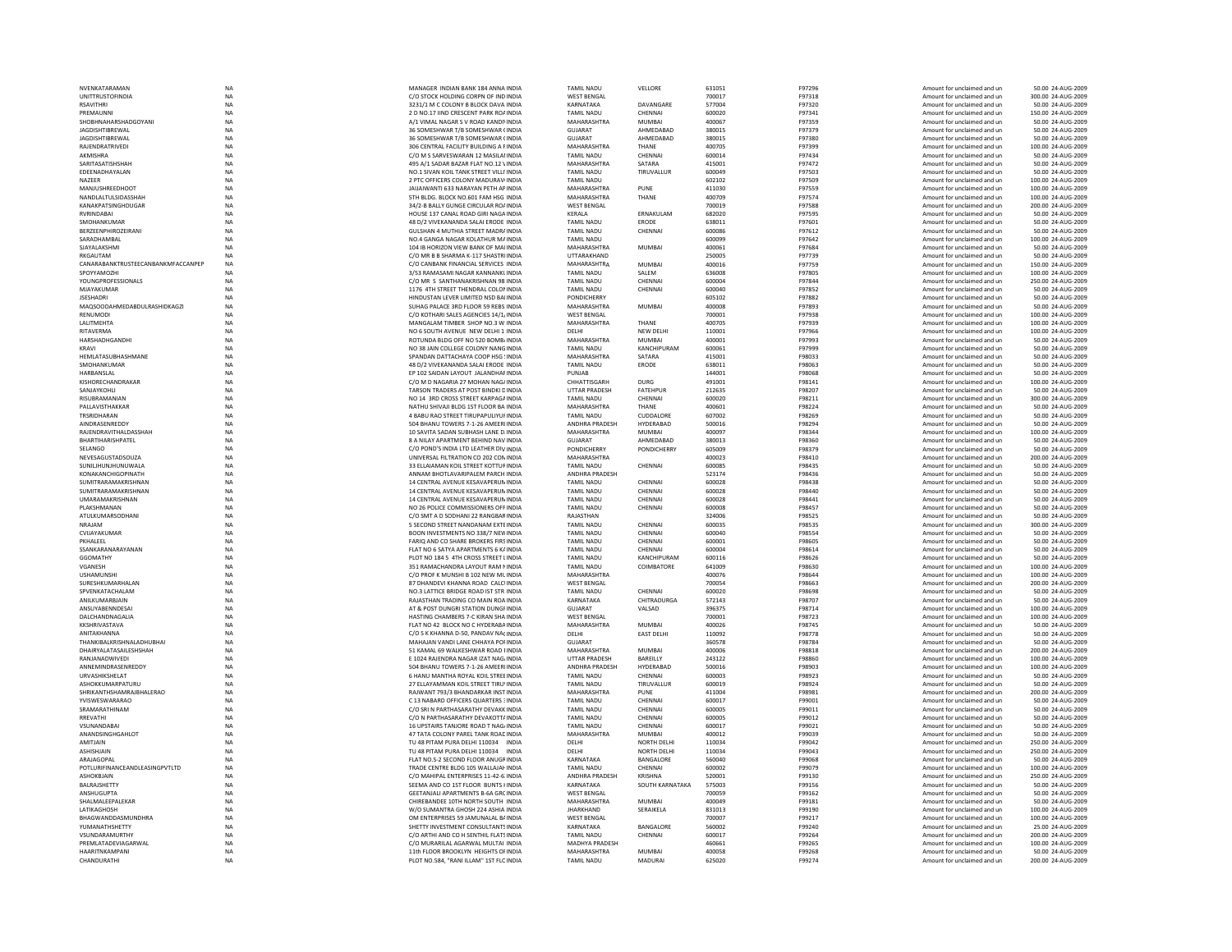| | | | | | | | | | | |
|---|---|---|---|---|---|---|---|---|---|---|
| NVENKATARAMAN | NA | MANAGER INDIAN BANK 184 ANNA INDIA | TAMIL NADU | VELLORE | 631051 | F97296 | Amount for unclaimed and un | 50.00 | 24-AUG-2009 |
| UNITTRUSTOFINDIA | NA | C/O STOCK HOLDING CORPN OF IND INDIA | WEST BENGAL | | 700017 | F97318 | Amount for unclaimed and un | 300.00 | 24-AUG-2009 |
| RSAVITHRI | NA | 3231/1 M C COLONY B BLOCK DAVA INDIA | KARNATAKA | DAVANGARE | 577004 | F97320 | Amount for unclaimed and un | 50.00 | 24-AUG-2009 |
| PREMAUNNI | NA | 2 D NO.17 IIND CRESCENT PARK ROA INDIA | TAMIL NADU | CHENNAI | 600020 | F97341 | Amount for unclaimed and un | 150.00 | 24-AUG-2009 |
| SHOBHNAHARSHADGOYANI | NA | A/1 VIMAL NAGAR S V ROAD KANDI INDIA | MAHARASHTRA | MUMBAI | 400067 | F97359 | Amount for unclaimed and un | 50.00 | 24-AUG-2009 |
| JAGDISHTIBREWAL | NA | 36 SOMESHWAR T/B SOMESHWAR ( INDIA | GUJARAT | AHMEDABAD | 380015 | F97379 | Amount for unclaimed and un | 50.00 | 24-AUG-2009 |
| JAGDISHTIBREWAL | NA | 36 SOMESHWAR T/B SOMESHWAR ( INDIA | GUJARAT | AHMEDABAD | 380015 | F97380 | Amount for unclaimed and un | 50.00 | 24-AUG-2009 |
| RAJENDRATRIVEDI | NA | 306 CENTRAL FACILITY BUILDING A F INDIA | MAHARASHTRA | THANE | 400705 | F97399 | Amount for unclaimed and un | 100.00 | 24-AUG-2009 |
| AKMISHRA | NA | C/O M S SARVESWARAN 12 MASILAI INDIA | TAMIL NADU | CHENNAI | 600014 | F97434 | Amount for unclaimed and un | 50.00 | 24-AUG-2009 |
| SARITASATISHSHAH | NA | 495 A/1 SADAR BAZAR FLAT NO.12 \ INDIA | MAHARASHTRA | SATARA | 415001 | F97472 | Amount for unclaimed and un | 50.00 | 24-AUG-2009 |
| EDEENADHAYALAN | NA | NO.1 SIVAN KOIL TANK STREET VILLI INDIA | TAMIL NADU | TIRUVALLUR | 600049 | F97503 | Amount for unclaimed and un | 50.00 | 24-AUG-2009 |
| NAZEER | NA | 2 PTC OFFICERS COLONY MADURAV INDIA | TAMIL NADU | | 602102 | F97509 | Amount for unclaimed and un | 100.00 | 24-AUG-2009 |
| MANJUSHREEDHOOT | NA | JAIJAIWANTI 633 NARAYAN PETH AP INDIA | MAHARASHTRA | PUNE | 411030 | F97559 | Amount for unclaimed and un | 100.00 | 24-AUG-2009 |
| NANDLALTULSIDASSHAH | NA | 5TH BLDG. BLOCK NO.601 FAM HSG INDIA | MAHARASHTRA | THANE | 400709 | F97574 | Amount for unclaimed and un | 100.00 | 24-AUG-2009 |
| KANAKPATSINGHDUGAR | NA | 34/2-B BALLY GUNGE CIRCULAR ROA INDIA | WEST BENGAL | | 700019 | F97588 | Amount for unclaimed and un | 200.00 | 24-AUG-2009 |
| RVRINDABAI | NA | HOUSE 137 CANAL ROAD GIRI NAGA INDIA | KERALA | ERNAKULAM | 682020 | F97595 | Amount for unclaimed and un | 50.00 | 24-AUG-2009 |
| SMOHANKUMAR | NA | 48 D/2 VIVEKANANDA SALAI ERODE INDIA | TAMIL NADU | ERODE | 638011 | F97601 | Amount for unclaimed and un | 50.00 | 24-AUG-2009 |
| BERZEENPHIROZEIRANI | NA | GULSHAN 4 MUTHIA STREET MADR/ INDIA | TAMIL NADU | CHENNAI | 600086 | F97612 | Amount for unclaimed and un | 50.00 | 24-AUG-2009 |
| SARADHAMBAL | NA | NO.4 GANGA NAGAR KOLATHUR MA INDIA | TAMIL NADU | | 600099 | F97642 | Amount for unclaimed and un | 100.00 | 24-AUG-2009 |
| SIAYALAKSHMI | NA | 104 IB HORIZON VIEW BANK OF MAI INDIA | MAHARASHTRA | MUMBAI | 400061 | F97684 | Amount for unclaimed and un | 50.00 | 24-AUG-2009 |
| RKGAUTAM | NA | C/O MR B B SHARMA K-117 SHASTRI INDIA | UTTARAKHAND | | 250005 | F97739 | Amount for unclaimed and un | 50.00 | 24-AUG-2009 |
| CANARABANKTRUSTEECANBANKMFACCANPEP | NA | C/O CANBANK FINANCIAL SERVICES INDIA | MAHARASHTRA | MUMBAI | 400016 | F97759 | Amount for unclaimed and un | 150.00 | 24-AUG-2009 |
| SPOYYAMOZHI | NA | 3/53 RAMASAMI NAGAR KANNANKL INDIA | TAMIL NADU | SALEM | 636008 | F97805 | Amount for unclaimed and un | 100.00 | 24-AUG-2009 |
| YOUNGPROFESSIONALS | NA | C/O MR S SANTHANAKRISHNAN 98 INDIA | TAMIL NADU | CHENNAI | 600004 | F97844 | Amount for unclaimed and un | 250.00 | 24-AUG-2009 |
| MJAYAKUMAR | NA | 1176 4TH STREET THENDRAL COLOI INDIA | TAMIL NADU | CHENNAI | 600040 | F97852 | Amount for unclaimed and un | 50.00 | 24-AUG-2009 |
| JSESHADRI | NA | HINDUSTAN LEVER LIMITED NSD BAI INDIA | PONDICHERRY | | 605102 | F97882 | Amount for unclaimed and un | 50.00 | 24-AUG-2009 |
| MAQSOODAHMEDABDULRASHIDKAGZI | NA | SUHAG PALACE 3RD FLOOR 59 REBS INDIA | MAHARASHTRA | MUMBAI | 400008 | F97893 | Amount for unclaimed and un | 50.00 | 24-AUG-2009 |
| RENUMODI | NA | C/O KOTHARI SALES AGENCIES 14/1, INDIA | WEST BENGAL | | 700001 | F97938 | Amount for unclaimed and un | 100.00 | 24-AUG-2009 |
| LALITMEHTA | NA | MANGALAM TIMBER SHOP NO.3 W INDIA | MAHARASHTRA | THANE | 400705 | F97939 | Amount for unclaimed and un | 100.00 | 24-AUG-2009 |
| RITAVERMA | NA | NO 6 SOUTH AVENUE NEW DELHI 1 INDIA | DELHI | NEW DELHI | 110001 | F97966 | Amount for unclaimed and un | 100.00 | 24-AUG-2009 |
| HARSHADHGANDHI | NA | ROTUNDA BLDG OFF NO 520 BOMB/ INDIA | MAHARASHTRA | MUMBAI | 400001 | F97993 | Amount for unclaimed and un | 50.00 | 24-AUG-2009 |
| KRAVI | NA | NO 38 JAIN COLLEGE COLONY NANG INDIA | TAMIL NADU | KANCHIPURAM | 600061 | F97999 | Amount for unclaimed and un | 50.00 | 24-AUG-2009 |
| HEMLATASUBHASHMANE | NA | SPANDAN DATTACHAYA COOP HSG ! INDIA | MAHARASHTRA | SATARA | 415001 | F98033 | Amount for unclaimed and un | 50.00 | 24-AUG-2009 |
| SMOHANKUMAR | NA | 48 D/2 VIVEKANANDA SALAI ERODE INDIA | TAMIL NADU | ERODE | 638011 | F98063 | Amount for unclaimed and un | 50.00 | 24-AUG-2009 |
| HARBANSLAL | NA | EP 102 SAIDAN LAYOUT JALANDHAF INDIA | PUNJAB | | 144001 | F98068 | Amount for unclaimed and un | 50.00 | 24-AUG-2009 |
| KISHORECHANDRAKAR | NA | C/O M D NAGARIA 27 MOHAN NAG/ INDIA | CHHATTISGARH | DURG | 491001 | F98141 | Amount for unclaimed and un | 100.00 | 24-AUG-2009 |
| SANJAYKOHLI | NA | TARSON TRADERS AT POST BINDKI D INDIA | UTTAR PRADESH | FATEHPUR | 212635 | F98207 | Amount for unclaimed and un | 50.00 | 24-AUG-2009 |
| RISUBRAMANIAN | NA | NO 14 3RD CROSS STREET KARPAGA INDIA | TAMIL NADU | CHENNAI | 600020 | F98211 | Amount for unclaimed and un | 300.00 | 24-AUG-2009 |
| PALLAVISTHAKKAR | NA | NATHU SHIVAJI BLDG 1ST FLOOR BA INDIA | MAHARASHTRA | THANE | 400601 | F98224 | Amount for unclaimed and un | 50.00 | 24-AUG-2009 |
| TRSRIDHARAN | NA | 4 BABU RAO STREET TIRUPAPULIYUI INDIA | TAMIL NADU | CUDDALORE | 607002 | F98269 | Amount for unclaimed and un | 50.00 | 24-AUG-2009 |
| AINDRASENREDDY | NA | 504 BHANU TOWERS 7-1-26 AMEERI INDIA | ANDHRA PRADESH | HYDERABAD | 500016 | F98294 | Amount for unclaimed and un | 50.00 | 24-AUG-2009 |
| RAJENDRAVITHALDASSHAH | NA | 10 SAVITA SADAN SUBHASH LANE D. INDIA | MAHARASHTRA | MUMBAI | 400097 | F98344 | Amount for unclaimed and un | 100.00 | 24-AUG-2009 |
| BHARTIHARISHPATEL | NA | 8 A NILAY APARTMENT BEHIND NAV INDIA | GUJARAT | AHMEDABAD | 380013 | F98360 | Amount for unclaimed and un | 50.00 | 24-AUG-2009 |
| SELANGO | NA | C/O POND'S INDIA LTD LEATHER DIV INDIA | PONDICHERRY | PONDICHERRY | 605009 | F98379 | Amount for unclaimed and un | 50.00 | 24-AUG-2009 |
| NEVESAGUSTADSOUZA | NA | UNIVERSAL FILTRATION CO 202 CON INDIA | MAHARASHTRA | | 400023 | F98410 | Amount for unclaimed and un | 200.00 | 24-AUG-2009 |
| SUNILJHUNJHUNUWALA | NA | 33 ELLAIAMAN KOIL STREET KOTTUF INDIA | TAMIL NADU | CHENNAI | 600085 | F98435 | Amount for unclaimed and un | 50.00 | 24-AUG-2009 |
| KONAKANCHIGOPINATH | NA | ANNAM BHOTLAVARIPALEM PARCH INDIA | ANDHRA PRADESH | | 523174 | F98436 | Amount for unclaimed and un | 50.00 | 24-AUG-2009 |
| SUMITRARAMAKRISHNAN | NA | 14 CENTRAL AVENUE KESAVAPERUM INDIA | TAMIL NADU | CHENNAI | 600028 | F98438 | Amount for unclaimed and un | 50.00 | 24-AUG-2009 |
| SUMITRARAMAKRISHNAN | NA | 14 CENTRAL AVENUE KESAVAPERUM INDIA | TAMIL NADU | CHENNAI | 600028 | F98440 | Amount for unclaimed and un | 50.00 | 24-AUG-2009 |
| UMARAMAKRISHNAN | NA | 14 CENTRAL AVENUE KESAVAPERUM INDIA | TAMIL NADU | CHENNAI | 600028 | F98441 | Amount for unclaimed and un | 50.00 | 24-AUG-2009 |
| PLAKSHMANAN | NA | NO 26 POLICE COMMISSIONERS OFF INDIA | TAMIL NADU | CHENNAI | 600008 | F98457 | Amount for unclaimed and un | 50.00 | 24-AUG-2009 |
| ATULKUMARSODHANI | NA | C/O SMT A D SODHANI 22 RANGBAR INDIA | RAJASTHAN | | 324006 | F98525 | Amount for unclaimed and un | 50.00 | 24-AUG-2009 |
| NRAJAM | NA | 5 SECOND STREET NANDANAM EXTE INDIA | TAMIL NADU | CHENNAI | 600035 | F98535 | Amount for unclaimed and un | 300.00 | 24-AUG-2009 |
| CVIJAYAKUMAR | NA | BOON INVESTMENTS NO 338/7 NEW INDIA | TAMIL NADU | CHENNAI | 600040 | F98554 | Amount for unclaimed and un | 50.00 | 24-AUG-2009 |
| PKHALEEL | NA | FARIQ AND CO SHARE BROKERS FIRS INDIA | TAMIL NADU | CHENNAI | 600001 | F98605 | Amount for unclaimed and un | 50.00 | 24-AUG-2009 |
| SSANKARANARAYANAN | NA | FLAT NO 6 SATYA APARTMENTS 6 K/ INDIA | TAMIL NADU | CHENNAI | 600004 | F98614 | Amount for unclaimed and un | 50.00 | 24-AUG-2009 |
| GGOMATHY | NA | PLOT NO 184 5 4TH CROSS STREET L INDIA | TAMIL NADU | KANCHIPURAM | 600116 | F98626 | Amount for unclaimed and un | 50.00 | 24-AUG-2009 |
| VGANESH | NA | 351 RAMACHANDRA LAYOUT RAM N INDIA | TAMIL NADU | COIMBATORE | 641009 | F98630 | Amount for unclaimed and un | 100.00 | 24-AUG-2009 |
| USHAMUNSHI | NA | C/O PROF K MUNSHI B 102 NEW ML INDIA | MAHARASHTRA | | 400076 | F98644 | Amount for unclaimed and un | 100.00 | 24-AUG-2009 |
| SURESHKUMARHALAN | NA | 87 DHANDEVI KHANNA ROAD CALC INDIA | WEST BENGAL | | 700054 | F98663 | Amount for unclaimed and un | 200.00 | 24-AUG-2009 |
| SPVENKATACHALAM | NA | NO.3 LATTICE BRIDGE ROAD IST STR INDIA | TAMIL NADU | CHENNAI | 600020 | F98698 | Amount for unclaimed and un | 50.00 | 24-AUG-2009 |
| ANILKUMARBJAIN | NA | RAJASTHAN TRADING CO MAIN ROA INDIA | KARNATAKA | CHITRADURGA | 572143 | F98707 | Amount for unclaimed and un | 50.00 | 24-AUG-2009 |
| ANSUYABENNDESAI | NA | AT & POST DUNGRI STATION DUNGF INDIA | GUJARAT | VALSAD | 396375 | F98714 | Amount for unclaimed and un | 100.00 | 24-AUG-2009 |
| DALCHANDNAGALIA | NA | HASTING CHAMBERS 7-C KIRAN SHA INDIA | WEST BENGAL | | 700001 | F98723 | Amount for unclaimed and un | 100.00 | 24-AUG-2009 |
| KKSHRIVASTAVA | NA | FLAT NO 42 BLOCK NO C HYDERABA INDIA | MAHARASHTRA | MUMBAI | 400026 | F98745 | Amount for unclaimed and un | 50.00 | 24-AUG-2009 |
| ANITAKHANNA | NA | C/O S K KHANNA D-50, PANDAV NAC INDIA | DELHI | EAST DELHI | 110092 | F98778 | Amount for unclaimed and un | 50.00 | 24-AUG-2009 |
| THANKIBALKRISHNALADHUBHAI | NA | MAHAJAN VANDI LANE CHHAYA POI INDIA | GUJARAT | | 360578 | F98784 | Amount for unclaimed and un | 50.00 | 24-AUG-2009 |
| DHAIRYALATASAILESHSHAH | NA | 51 KAMAL 69 WALKESHWAR ROAD I INDIA | MAHARASHTRA | MUMBAI | 400006 | F98818 | Amount for unclaimed and un | 200.00 | 24-AUG-2009 |
| RANJANADWIVEDI | NA | E 1024 RAJENDRA NAGAR IZAT NAG, INDIA | UTTAR PRADESH | BAREILLY | 243122 | F98860 | Amount for unclaimed and un | 100.00 | 24-AUG-2009 |
| ANNEMINDRASENREDDY | NA | 504 BHANU TOWERS 7-1-26 AMEERI INDIA | ANDHRA PRADESH | HYDERABAD | 500016 | F98903 | Amount for unclaimed and un | 100.00 | 24-AUG-2009 |
| URVASHIKSHELAT | NA | 6 HANU MANTHA ROYAL KOIL STREE INDIA | TAMIL NADU | CHENNAI | 600003 | F98923 | Amount for unclaimed and un | 50.00 | 24-AUG-2009 |
| ASHOKKUMARPATURU | NA | 27 ELLAYAMMAN KOIL STREET TIRU' INDIA | TAMIL NADU | TIRUVALLUR | 600019 | F98924 | Amount for unclaimed and un | 50.00 | 24-AUG-2009 |
| SHRIKANTHSHAMRAJBHALERAO | NA | RAJWANT 793/3 BHANDARKAR INST INDIA | MAHARASHTRA | PUNE | 411004 | F98981 | Amount for unclaimed and un | 200.00 | 24-AUG-2009 |
| YVISWESWARARAO | NA | C 13 NABARD OFFICERS QUARTERS ! INDIA | TAMIL NADU | CHENNAI | 600017 | F99001 | Amount for unclaimed and un | 50.00 | 24-AUG-2009 |
| SRAMARATHINAM | NA | C/O SRI N PARTHASARATHY DEVAKK INDIA | TAMIL NADU | CHENNAI | 600005 | F99011 | Amount for unclaimed and un | 50.00 | 24-AUG-2009 |
| RREVATHI | NA | C/O N PARTHASARATHY DEVAKOTT/ INDIA | TAMIL NADU | CHENNAI | 600005 | F99012 | Amount for unclaimed and un | 50.00 | 24-AUG-2009 |
| VSUNANDABAI | NA | 16 UPSTAIRS TANJORE ROAD T NAG/ INDIA | TAMIL NADU | CHENNAI | 600017 | F99021 | Amount for unclaimed and un | 50.00 | 24-AUG-2009 |
| ANANDSINGHGAHLOT | NA | 47 TATA COLONY PAREL TANK ROAD INDIA | MAHARASHTRA | MUMBAI | 400012 | F99039 | Amount for unclaimed and un | 50.00 | 24-AUG-2009 |
| AMITJAIN | NA | TU 48 PITAM PURA DELHI 110034 INDIA | DELHI | NORTH DELHI | 110034 | F99042 | Amount for unclaimed and un | 250.00 | 24-AUG-2009 |
| ASHISHJAIN | NA | TU 48 PITAM PURA DELHI 110034 INDIA | DELHI | NORTH DELHI | 110034 | F99043 | Amount for unclaimed and un | 250.00 | 24-AUG-2009 |
| ARAJAGOPAL | NA | FLAT NO.5-2 SECOND FLOOR ANUGR INDIA | KARNATAKA | BANGALORE | 560040 | F99068 | Amount for unclaimed and un | 50.00 | 24-AUG-2009 |
| POTLURIFINANCEANDLEASINGPVTLTD | NA | TRADE CENTRE BLDG 105 WALLAJAH INDIA | TAMIL NADU | CHENNAI | 600002 | F99079 | Amount for unclaimed and un | 100.00 | 24-AUG-2009 |
| ASHOKBJAIN | NA | C/O MAHIPAL ENTERPRISES 11-42-6 INDIA | ANDHRA PRADESH | KRISHNA | 520001 | F99130 | Amount for unclaimed and un | 250.00 | 24-AUG-2009 |
| BALRAJSHETTY | NA | SEEMA AND CO 1ST FLOOR BUNTS I INDIA | KARNATAKA | SOUTH KARNATAKA | 575003 | F99156 | Amount for unclaimed and un | 50.00 | 24-AUG-2009 |
| ANSHUGUPTA | NA | GEETANJALI APARTMENTS B-6A GRC INDIA | WEST BENGAL | | 700059 | F99162 | Amount for unclaimed and un | 50.00 | 24-AUG-2009 |
| SHALMALEEPALEKAR | NA | CHIREBANDEE 10TH NORTH SOUTH INDIA | MAHARASHTRA | MUMBAI | 400049 | F99181 | Amount for unclaimed and un | 50.00 | 24-AUG-2009 |
| LATIKAGHOSH | NA | W/O SUMANTRA GHOSH 224 ASHIA INDIA | JHARKHAND | SERAIKELA | 831013 | F99190 | Amount for unclaimed and un | 100.00 | 24-AUG-2009 |
| BHAGWANDDASMUNDHRA | NA | OM ENTERPRISES 59 JAMUNALAL B/ INDIA | WEST BENGAL | | 700007 | F99217 | Amount for unclaimed and un | 100.00 | 24-AUG-2009 |
| YUMANATHSHETTY | NA | SHETTY INVESTMENT CONSULTANTS INDIA | KARNATAKA | BANGALORE | 560002 | F99240 | Amount for unclaimed and un | 25.00 | 24-AUG-2009 |
| VSUNDARAMURTHY | NA | C/O ARTHI AND CO H SENTHIL FLATS INDIA | TAMIL NADU | CHENNAI | 600017 | F99264 | Amount for unclaimed and un | 200.00 | 24-AUG-2009 |
| PREMLATADEVIAGARWAL | NA | C/O MURARILAL AGARWAL MULTAI INDIA | MADHYA PRADESH | | 460661 | F99265 | Amount for unclaimed and un | 100.00 | 24-AUG-2009 |
| HAARITNKAMPANI | NA | 11th FLOOR BROOKLYN HEIGHTS OI INDIA | MAHARASHTRA | MUMBAI | 400058 | F99268 | Amount for unclaimed and un | 50.00 | 24-AUG-2009 |
| CHANDURATHI | NA | PLOT NO.584, "RANI ILLAM" 1ST FLC INDIA | TAMIL NADU | MADURAI | 625020 | F99274 | Amount for unclaimed and un | 200.00 | 24-AUG-2009 |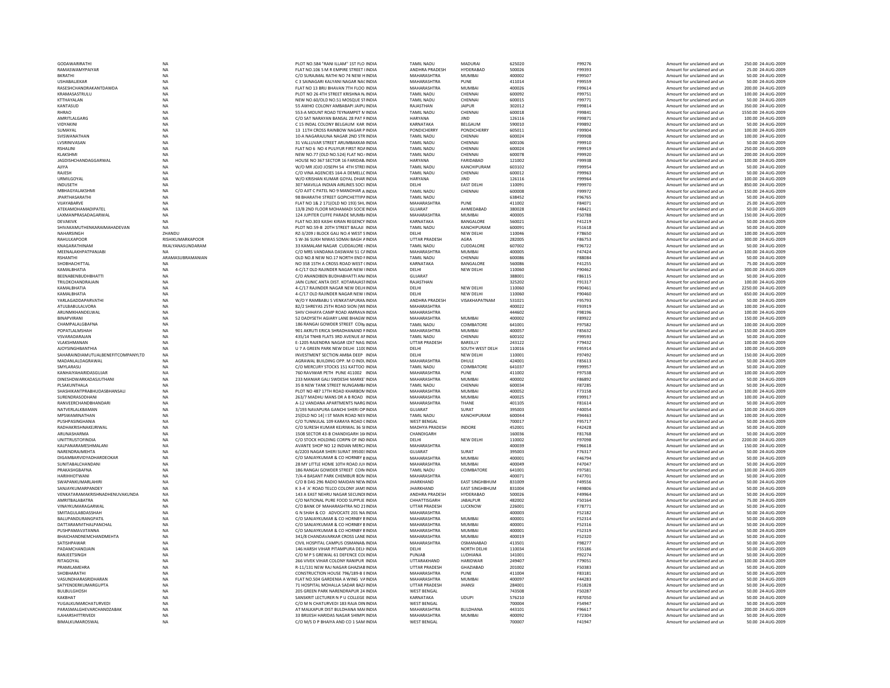| | | | | | | | | | | |
|---|---|---|---|---|---|---|---|---|---|---|
| GODAWARIRATHI | NA | PLOT NO.584 "RANI ILLAM" 1ST FLO INDIA | TAMIL NADU | MADURAI | 625020 | F99276 | Amount for unclaimed and un | 250.00 | 24-AUG-2009 |
| RAMASWAMYPAIYAR | NA | FLAT NO.106 S M R EMPIRE STREET INDIA | ANDHRA PRADESH | HYDERABAD | 500026 | F99393 | Amount for unclaimed and un | 25.00 | 24-AUG-2009 |
| BKRATHI | NA | C/O SURAJMAL RATHI NO 74 NEW H INDIA | MAHARASHTRA | MUMBAI | 400002 | F99507 | Amount for unclaimed and un | 50.00 | 24-AUG-2009 |
| USHABALJEKAR | NA | C 3 SAINAGARI KALYANI NAGAR NA( INDIA | MAHARASHTRA | PUNE | 411014 | F99559 | Amount for unclaimed and un | 50.00 | 24-AUG-2009 |
| RASESHCHANDRAKANTDAWDA | NA | FLAT NO 13 BRIJ BHAVAN 7TH FLOO INDIA | MAHARASHTRA | MUMBAI | 400026 | F99614 | Amount for unclaimed and un | 200.00 | 24-AUG-2009 |
| KRAMASASTRULU | NA | PLOT NO 26 4TH STREET KRISHNA N. INDIA | TAMIL NADU | CHENNAI | 600092 | F99751 | Amount for unclaimed and un | 100.00 | 24-AUG-2009 |
| KTTHAYALAN | NA | NEW NO.60/OLD NO.51 MOSQUE ST INDIA | TAMIL NADU | CHENNAI | 600015 | F99771 | Amount for unclaimed and un | 50.00 | 24-AUG-2009 |
| KANTASUD | NA | 55 AWHO COLONY AMBABAPI JAIPU INDIA | RAJASTHAN | JAIPUR | 302012 | F99814 | Amount for unclaimed and un | 350.00 | 24-AUG-2009 |
| RHRAO | NA | 553-A MOUNT ROAD TEYNAMPET M INDIA | TAMIL NADU | CHENNAI | 600018 | F99841 | Amount for unclaimed and un | 1550.00 | 24-AUG-2009 |
| AMRITLALGARG | NA | C/O SAT NARAYAN BANSAL 28 PAT F INDIA | HARYANA | JIND | 126116 | F99871 | Amount for unclaimed and un | 100.00 | 24-AUG-2009 |
| VIDYAKINI | NA | C 15 INDAL COLONY BELGAUM KAR INDIA | KARNATAKA | BELGAUM | 590010 | F99892 | Amount for unclaimed and un | 50.00 | 24-AUG-2009 |
| SUMAYAL | NA | 13 11TH CROSS RAINBOW NAGAR P INDIA | PONDICHERRY | PONDICHERRY | 605011 | F99904 | Amount for unclaimed and un | 100.00 | 24-AUG-2009 |
| SVISWANATHAN | NA | 10-A NAGARAJUNA NAGAR 2ND STR INDIA | TAMIL NADU | CHENNAI | 600024 | F99908 | Amount for unclaimed and un | 100.00 | 24-AUG-2009 |
| LVSRINIVASAN | NA | 31 VALLUVAR STREET ARUMBAKKAN INDIA | TAMIL NADU | CHENNAI | 600106 | F99910 | Amount for unclaimed and un | 50.00 | 24-AUG-2009 |
| RSHALINI | NA | FLAT NO 6 NO 4 PULIYUR FIRST ROA INDIA | TAMIL NADU | CHENNAI | 600024 | F99919 | Amount for unclaimed and un | 250.00 | 24-AUG-2009 |
| KLAKSHMI | NA | NEW NO.77 (OLD NO.524) FLAT NO. INDIA | TAMIL NADU | CHENNAI | 600078 | F99920 | Amount for unclaimed and un | 200.00 | 24-AUG-2009 |
| JAGDISHCHANDAGGARWAL | NA | HOUSE NO 367 SECTOR 16 FARIDAB. INDIA | HARYANA | FARIDABAD | 121002 | F99938 | Amount for unclaimed and un | 100.00 | 24-AUG-2009 |
| AJIYA | NA | W/O MR JOJO JOSEPH 54 4TH STREI INDIA | TAMIL NADU | KANCHIPURAM | 603102 | F99954 | Amount for unclaimed and un | 50.00 | 24-AUG-2009 |
| RAJESH | NA | C/O VINA AGENCIES 164-A DEMELLC INDIA | TAMIL NADU | CHENNAI | 600012 | F99963 | Amount for unclaimed and un | 50.00 | 24-AUG-2009 |
| URMILGOYAL | NA | W/O KRISHAN KUMAR GOYAL DHAR INDIA | HARYANA | JIND | 126116 | F99964 | Amount for unclaimed and un | 100.00 | 24-AUG-2009 |
| INDUSETH | NA | 307 MAVILLA INDIAN AIRLINES SOCI INDIA | DELHI | EAST DELHI | 110091 | F99970 | Amount for unclaimed and un | 850.00 | 24-AUG-2009 |
| MBHAGYALAKSHMI | NA | C/O AJIT C PATEL NO 9 MANOHAR A INDIA | TAMIL NADU | CHENNAI | 600008 | F99972 | Amount for unclaimed and un | 150.00 | 24-AUG-2009 |
| JPARTHASARATHI | NA | 98 BHARATHI STREET GOPICHETTIPA INDIA | TAMIL NADU | | 638452 | F96765 | Amount for unclaimed and un | 50.00 | 24-AUG-2009 |
| VIJAYABARVE | NA | FLAT NO 1& 2 171(OLD NO 193) SHL INDIA | MAHARASHTRA | PUNE | 411002 | F84071 | Amount for unclaimed and un | 25.00 | 24-AUG-2009 |
| ATEKAMOHAMADIPATEL | NA | 13/B 2ND FLOOR MOHAMADI SOCIE INDIA | GUJARAT | AHMEDABAD | 380028 | F48421 | Amount for unclaimed and un | 50.00 | 24-AUG-2009 |
| LAXMANPRASADAGARWAL | NA | 124 JUPITER CUFFE PARADE MUMB/ INDIA | MAHARASHTRA | MUMBAI | 400005 | F50788 | Amount for unclaimed and un | 150.00 | 24-AUG-2009 |
| DEVAKIVK | NA | FLAT NO.303 KASHI KIRAN REGENCY INDIA | KARNATAKA | BANGALORE | 560021 | F41219 | Amount for unclaimed and un | 50.00 | 24-AUG-2009 |
| SHIVAKAMUTHENKARAIMAHADEVAN | NA | PLOT NO.59-B 20TH STREET BALAJI INDIA | TAMIL NADU | KANCHIPURAM | 600091 | F51618 | Amount for unclaimed and un | 50.00 | 24-AUG-2009 |
| NAHARSINGH | ZHANDU | RZ-3/209 J BLOCK GALI NO.4 WEST S INDIA | DELHI | NEW DELHI | 110046 | F78650 | Amount for unclaimed and un | 100.00 | 24-AUG-2009 |
| RAHULKAPOOR | RISHIKUMARKAPOOR | S W-36 SUKH NIWAS SOMAI BAGH A INDIA | UTTAR PRADESH | AGRA | 282005 | F86753 | Amount for unclaimed and un | 300.00 | 24-AUG-2009 |
| KNAGARATHINAM | RKALYANASUNDARAM | 33 KAMALAM NAGAR CUDDALORE INDIA | TAMIL NADU | CUDDALORE | 607002 | F96722 | Amount for unclaimed and un | 50.00 | 24-AUG-2009 |
| MEENALAKHPATPANJABI | NA | C/O MRS VANDANA DASWANI 51 C/ INDIA | MAHARASHTRA | MUMBAI | 400005 | F47424 | Amount for unclaimed and un | 100.00 | 24-AUG-2009 |
| RSHANTHI | ARAMASUBRAMANIAN | OLD NO.8 NEW NO.17 NORTH END F INDIA | TAMIL NADU | CHENNAI | 600086 | F88084 | Amount for unclaimed and un | 50.00 | 24-AUG-2009 |
| SHOBHACHITTAL | NA | NO 358 15TH A CROSS ROAD WEST ( INDIA | KARNATAKA | BANGALORE | 560086 | F41255 | Amount for unclaimed and un | 75.00 | 24-AUG-2009 |
| KAMALBHATIA | NA | 4-C/17 OLD RAJINDER NAGAR NEW I INDIA | DELHI | NEW DELHI | 110060 | F90462 | Amount for unclaimed and un | 300.00 | 24-AUG-2009 |
| BEENABENBUDHBHATTI | NA | C/O ANANDIBEN BUDHABHATTI AN/ INDIA | GUJARAT | | 388001 | F86115 | Amount for unclaimed and un | 50.00 | 24-AUG-2009 |
| TRILOKCHANDRAJAIN | NA | JAIN CLINIC ANTA DIST. KOTARAJAST INDIA | RAJASTHAN | | 325202 | F91317 | Amount for unclaimed and un | 100.00 | 24-AUG-2009 |
| KAMALBHATIA | NA | 4-C/17 RAJINDER NAGAR NEW DELH INDIA | DELHI | NEW DELHI | 110060 | F90461 | Amount for unclaimed and un | 2250.00 | 24-AUG-2009 |
| KAMALBHATIA | NA | 4-C/17 OLD RAJINDER NAGAR NEW I INDIA | DELHI | NEW DELHI | 110060 | F90460 | Amount for unclaimed and un | 650.00 | 24-AUG-2009 |
| YARLAGADDAPARVATHI | NA | W/O Y RAMBABU S VENKATAPURAN INDIA | ANDHRA PRADESH | VISAKHAPATNAM | 531021 | F95793 | Amount for unclaimed and un | 50.00 | 24-AUG-2009 |
| ATULBABULALVORA | NA | 82/2 SHREYAS 25TH ROAD SION (WE INDIA | MAHARASHTRA | | 400022 | F93919 | Amount for unclaimed and un | 100.00 | 24-AUG-2009 |
| ARUNMKHANDELWAL | NA | SHIV CHHAYA CAMP ROAD AMRAVA INDIA | MAHARASHTRA | | 444602 | F98196 | Amount for unclaimed and un | 100.00 | 24-AUG-2009 |
| BINAPVIRANI | NA | 52 DADYSETH AGIARY LANE BHAGW INDIA | MAHARASHTRA | MUMBAI | 400002 | F89922 | Amount for unclaimed and un | 150.00 | 24-AUG-2009 |
| CHAMPALALGBAFNA | NA | 186 RANGAI GOWDER STREET COIN INDIA | TAMIL NADU | COIMBATORE | 641001 | F97582 | Amount for unclaimed and un | 100.00 | 24-AUG-2009 |
| POPATLALMSHAH | NA | 901 AKRUTI ERICA SHRADHANAND F INDIA | MAHARASHTRA | MUMBAI | 400057 | F85632 | Amount for unclaimed and un | 150.00 | 24-AUG-2009 |
| VSVARADARAJAN | NA | 435/14 TNHB FLATS 3RD AVENUE AI INDIA | TAMIL NADU | CHENNAI | 600102 | F99593 | Amount for unclaimed and un | 50.00 | 24-AUG-2009 |
| VLAKSHMANAN | NA | E-1205 RAJENDRA NAGAR IZAT NAG INDIA | UTTAR PRADESH | BAREILLY | 243122 | F79432 | Amount for unclaimed and un | 100.00 | 24-AUG-2009 |
| AJOYSINGHBANTHIA | NA | U 7 A GREEN PARK NEW DELHI 110( INDIA | DELHI | SOUTH WEST DELH | 110016 | F95914 | Amount for unclaimed and un | 100.00 | 24-AUG-2009 |
| SAHARAINDIAMUTUALBENEFITCOMPANYLTD | NA | INVESTMENT SECTION AMBA DEEP INDIA | DELHI | NEW DELHI | 110001 | F97492 | Amount for unclaimed and un | 150.00 | 24-AUG-2009 |
| MADANLALDAGRAWAL | NA | AGRAWAL BUILDING OPP. M O INDU INDIA | MAHARASHTRA | DHULE | 424001 | F85613 | Amount for unclaimed and un | 50.00 | 24-AUG-2009 |
| SMYLARASU | NA | C/O MERCURY STOCKS 151 KATTOO INDIA | TAMIL NADU | COIMBATORE | 641037 | F99957 | Amount for unclaimed and un | 50.00 | 24-AUG-2009 |
| KANHAIYAHARIDASGUJAR | NA | 760 RAVIWAR PETH PUNE 411002 INDIA | MAHARASHTRA | PUNE | 411002 | F97538 | Amount for unclaimed and un | 100.00 | 24-AUG-2009 |
| DINESHDWARKADASJUTHANI | NA | 233 MANIAR GALI SWDESHI MARKE INDIA | MAHARASHTRA | MUMBAI | 400002 | F86892 | Amount for unclaimed and un | 50.00 | 24-AUG-2009 |
| PLSAKUNTHALA | NA | 35 B NEW TANK STREET NUNGAMB/ INDIA | TAMIL NADU | CHENNAI | 600034 | F87285 | Amount for unclaimed and un | 50.00 | 24-AUG-2009 |
| SHASHIKANTPRABHUDASBHANSALI | NA | PLOT NO 487 17TH ROAD KHARBON INDIA | MAHARASHTRA | MUMBAI | 400052 | F73158 | Amount for unclaimed and un | 100.00 | 24-AUG-2009 |
| SURENDRASODHANI | NA | 263/7 MADHU MANS DR A B ROAD INDIA | MAHARASHTRA | MUMBAI | 400025 | F99917 | Amount for unclaimed and un | 100.00 | 24-AUG-2009 |
| RANVEERCHANDBHANDARI | NA | A-12 VANDANA APARTMENTS NARG INDIA | MAHARASHTRA | THANE | 401105 | F81614 | Amount for unclaimed and un | 50.00 | 24-AUG-2009 |
| NATVERLALKBAMAN | NA | 3/193 NAVAPURA GANCHI SHERI OP INDIA | GUJARAT | SURAT | 395003 | F40054 | Amount for unclaimed and un | 100.00 | 24-AUG-2009 |
| MPSWAMINATHAN | NA | 25(OLD NO 14) I ST MAIN ROAD NEV INDIA | TAMIL NADU | KANCHIPURAM | 600044 | F94463 | Amount for unclaimed and un | 100.00 | 24-AUG-2009 |
| PUSHPASINGHANIA | NA | C/O TUNNULAL 109 KARAYA ROAD C INDIA | WEST BENGAL | | 700017 | F95717 | Amount for unclaimed and un | 50.00 | 24-AUG-2009 |
| RADHAKRISHNAKEJRIWAL | NA | C/O SURESH KUMAR KEJRIWAL 36 SI INDIA | MADHYA PRADESH | INDORE | 452001 | F42428 | Amount for unclaimed and un | 50.00 | 24-AUG-2009 |
| ARUNASHARMA | NA | 1508 SECTOR 43-B CHANDIGARH 16 INDIA | CHANDIGARH | | 160036 | F81768 | Amount for unclaimed and un | 50.00 | 24-AUG-2009 |
| UNITTRUSTOFINDIA | NA | C/O STOCK HOLDING CORPN OF IND INDIA | DELHI | NEW DELHI | 110002 | F97098 | Amount for unclaimed and un | 2200.00 | 24-AUG-2009 |
| KALPANARAMESHMALANI | NA | AVANTE SHOP NO 12 INDIAN MERC/ INDIA | MAHARASHTRA | | 400039 | F96618 | Amount for unclaimed and un | 150.00 | 24-AUG-2009 |
| NARENDRAJMEHTA | NA | 6/2203 NAGAR SHERI SURAT 39500: INDIA | GUJARAT | SURAT | 395003 | F76317 | Amount for unclaimed and un | 50.00 | 24-AUG-2009 |
| DIGAMBARVIDYADHARDEOKAR | NA | C/O SANJAYKUMAR & CO HORNBY B INDIA | MAHARASHTRA | MUMBAI | 400001 | F46794 | Amount for unclaimed and un | 50.00 | 24-AUG-2009 |
| SUNITABALCHANDANI | NA | 28 MY LITTLE HOME 10TH ROAD JUH INDIA | MAHARASHTRA | MUMBAI | 400049 | F47047 | Amount for unclaimed and un | 50.00 | 24-AUG-2009 |
| PRAKASHGBAFNA | NA | 186 RANGAI GOWDER STREET COIN INDIA | TAMIL NADU | COIMBATORE | 641001 | F97581 | Amount for unclaimed and un | 100.00 | 24-AUG-2009 |
| HARIHHOTWANI | NA | 7/A-4 BASANT PARK CHEMBUR BOM INDIA | MAHARASHTRA | | 400071 | F47701 | Amount for unclaimed and un | 50.00 | 24-AUG-2009 |
| SWAPANKUMARLAHIRI | NA | C/O B DAS 296 RADIO MAIDAN NEW INDIA | JHARKHAND | EAST SINGHBHUM | 831009 | F49556 | Amount for unclaimed and un | 50.00 | 24-AUG-2009 |
| SANJAYKUMARPANDEY | NA | K 3-4 'A' ROAD TELCO COLONY JAMS INDIA | JHARKHAND | EAST SINGHBHUM | 831004 | F49806 | Amount for unclaimed and un | 50.00 | 24-AUG-2009 |
| VENKATARAMAKRISHNADHENUVAKUNDA | NA | 143 A EAST NEHRU NAGAR SECUNDI INDIA | ANDHRA PRADESH | HYDERABAD | 500026 | F49964 | Amount for unclaimed and un | 50.00 | 24-AUG-2009 |
| AMRITBALABATRA | NA | C/O NATIONAL PURE FOOD SUPPLIE INDIA | CHHATTISGARH | JABALPUR | 482002 | F50164 | Amount for unclaimed and un | 75.00 | 24-AUG-2009 |
| VINAYKUMARAGARWAL | NA | C/O BANK OF MAHARASHTRA NO 21 INDIA | UTTAR PRADESH | LUCKNOW | 226001 | F78771 | Amount for unclaimed and un | 50.00 | 24-AUG-2009 |
| SMITAGULABDASSHAH | NA | G N SHAH & CO ADVOCATE 201 NA INDIA | MAHARASHTRA | | 400003 | F52182 | Amount for unclaimed and un | 50.00 | 24-AUG-2009 |
| BALUPANDURANGPATIL | NA | C/O SANJAYKUMAR & CO HORNBY B INDIA | MAHARASHTRA | MUMBAI | 400001 | F52314 | Amount for unclaimed and un | 50.00 | 24-AUG-2009 |
| DATTARAMVITHALPANCHAL | NA | C/O SANJAYKUMAR & CO HORNBY B INDIA | MAHARASHTRA | MUMBAI | 400001 | F52316 | Amount for unclaimed and un | 50.00 | 24-AUG-2009 |
| PUSHPAMAVJITANNA | NA | C/O SANJAYKUMAR & CO HORNBY B INDIA | MAHARASHTRA | MUMBAI | 400001 | F52319 | Amount for unclaimed and un | 50.00 | 24-AUG-2009 |
| BHAICHANDNEMCHANDMEHTA | NA | 341/8 CHANDAVARKAR CROSS LANE INDIA | MAHARASHTRA | MUMBAI | 400019 | F52320 | Amount for unclaimed and un | 50.00 | 24-AUG-2009 |
| SATISHPAWAR | NA | CIVIL HOSPITAL CAMPUS OSMANAB. INDIA | MAHARASHTRA | OSMANABAD | 413501 | F98277 | Amount for unclaimed and un | 50.00 | 24-AUG-2009 |
| PADAMCHANDJAIN | NA | 146 HARSH VIHAR PITAMPURA DELH INDIA | DELHI | NORTH DELHI | 110034 | F55186 | Amount for unclaimed and un | 50.00 | 24-AUG-2009 |
| RANJEETSINGH | NA | C/O M P S GREWAL 61 DEFENCE CO INDIA | PUNJAB | LUDHIANA | 141001 | F92274 | Amount for unclaimed and un | 50.00 | 24-AUG-2009 |
| RITAGOYAL | NA | 266 VIVEK VIHAR COLONY RANIPUR INDIA | UTTARAKHAND | HARIDWAR | 249407 | F79051 | Amount for unclaimed and un | 100.00 | 24-AUG-2009 |
| PRAMILAMEHRA | NA | R-11/131 NEW RAJ NAGAR GHAZIAB INDIA | UTTAR PRADESH | GHAZIABAD | 201002 | F50383 | Amount for unclaimed and un | 50.00 | 24-AUG-2009 |
| SHOBHARATHI | NA | CONSTRUCTION HOUSE 796/189-B E INDIA | MAHARASHTRA | PUNE | 411004 | F83181 | Amount for unclaimed and un | 50.00 | 24-AUG-2009 |
| VASUNDHARASRIDHARAN | NA | FLAT NO.504 GARDENIA A WING V/ INDIA | MAHARASHTRA | MUMBAI | 400097 | F44283 | Amount for unclaimed and un | 50.00 | 24-AUG-2009 |
| SATYENDERKUMARGUPTA | NA | 71 HOSPITAL MOHALLA SADAR BAZ/ INDIA | UTTAR PRADESH | JHANSI | 284001 | F51828 | Amount for unclaimed and un | 50.00 | 24-AUG-2009 |
| BULBULGHOSH | NA | 205 GREEN PARK NARENDRAPUR 24 INDIA | WEST BENGAL | | 743508 | F50287 | Amount for unclaimed and un | 50.00 | 24-AUG-2009 |
| KAKBHAT | NA | SANSKRIT LECTURER N P U COLLEGE INDIA | KARNATAKA | UDUPI | 576210 | F87050 | Amount for unclaimed and un | 50.00 | 24-AUG-2009 |
| YUGALKUMARCHATURVEDI | NA | C/O M N CHATURVEDI 183 RAJA DIN INDIA | WEST BENGAL | | 700004 | F54947 | Amount for unclaimed and un | 50.00 | 24-AUG-2009 |
| PARASMALGHEVARCHANDZABAK | NA | AT MALKAPUR DIST BULDHANA MAI INDIA | MAHARASHTRA | BULDHANA | 443101 | F96617 | Amount for unclaimed and un | 200.00 | 24-AUG-2009 |
| ILAHARSHITTRIVEDI | NA | 33 BRIJESH HARIDAS NAGAR SHIMP( INDIA | MAHARASHTRA | MUMBAI | 400092 | F72304 | Amount for unclaimed and un | 50.00 | 24-AUG-2009 |
| BIMALKUMAROSWAL | NA | C/O M/S D P BHAIYA AND CO 1 SAM INDIA | WEST BENGAL | | 700007 | F41947 | Amount for unclaimed and un | 50.00 | 24-AUG-2009 |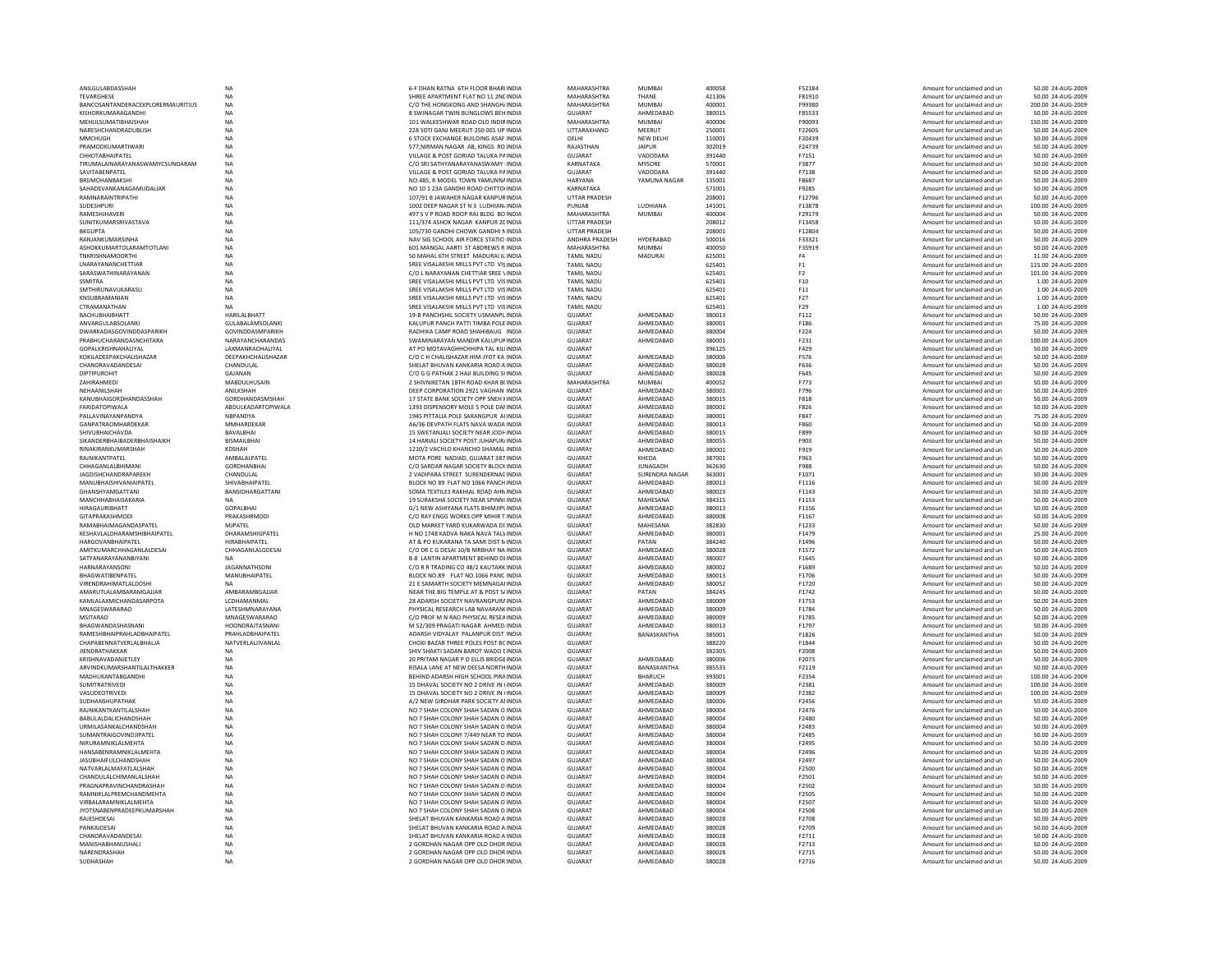| | | | | | | | | | | |
|---|---|---|---|---|---|---|---|---|---|---|
| ANILGULABDASSHAH | NA | 6-F DHAN RATNA 6TH FLOOR BHARI INDIA | MAHARASHTRA | MUMBAI | 400058 | F52184 | Amount for unclaimed and un | 50.00 | 24-AUG-2009 |
| TEVARGHESE | NA | SHREE APARTMENT FLAT NO 11 2NC INDIA | MAHARASHTRA | THANE | 421306 | F81910 | Amount for unclaimed and un | 50.00 | 24-AUG-2009 |
| BANCOSANTANDERACEXPLORERMAURITIUS | NA | C/O THE HONGKONG AND SHANGH/ INDIA | MAHARASHTRA | MUMBAI | 400001 | F99380 | Amount for unclaimed and un | 200.00 | 24-AUG-2009 |
| KISHORKUMARAGANDHI | NA | 8 SWINAGAR TWIN BUNGLOWS BEH INDIA | GUJARAT | AHMEDABAD | 380015 | F85533 | Amount for unclaimed and un | 50.00 | 24-AUG-2009 |
| MEHULSUMATIBHAISHAH | NA | 101 WALKESHWAR ROAD OLD INDIR INDIA | MAHARASHTRA | MUMBAI | 400006 | F90093 | Amount for unclaimed and un | 150.00 | 24-AUG-2009 |
| NARESHCHANDRADUBLISH | NA | 228 SOTI GANJ MEERUT-250 001 UP INDIA | UTTARAKHAND | MEERUT | 250001 | F22605 | Amount for unclaimed and un | 50.00 | 24-AUG-2009 |
| MMCHUGH | NA | 6 STOCK EXCHANGE BUILDING ASAF INDIA | DELHI | NEW DELHI | 110001 | F20439 | Amount for unclaimed and un | 50.00 | 24-AUG-2009 |
| PRAMODKUMARTIWARI | NA | 577,NIRMAN NAGAR AB, KINGS RO INDIA | RAJASTHAN | JAIPUR | 302019 | F24739 | Amount for unclaimed and un | 50.00 | 24-AUG-2009 |
| CHHOTABHAIPATEL | NA | VILLAGE & POST GORIAD TALUKA P/ INDIA | GUJARAT | VADODARA | 391440 | F7151 | Amount for unclaimed and un | 50.00 | 24-AUG-2009 |
| TIRUMALAINARAYANASWAMYCSUNDARAM | NA | C/O SRI SATHYANARAYANASWAMY INDIA | KARNATAKA | MYSORE | 570001 | F3877 | Amount for unclaimed and un | 50.00 | 24-AUG-2009 |
| SAVITABENPATEL | NA | VILLAGE & POST GORIAD TALUKA P/ INDIA | GUJARAT | VADODARA | 391440 | F7138 | Amount for unclaimed and un | 50.00 | 24-AUG-2009 |
| BRIJMOHANBAKSHI | NA | NO.485, R MODEL TOWN YAMUNN/ INDIA | HARYANA | YAMUNA NAGAR | 135001 | F8687 | Amount for unclaimed and un | 50.00 | 24-AUG-2009 |
| SAHADEVANKANAGAMUDALIAR | NA | NO 10 1 23A GANDHI ROAD CHITTO INDIA | KARNATAKA | | 571001 | F9285 | Amount for unclaimed and un | 50.00 | 24-AUG-2009 |
| RAMNARAINTRIPATHI | NA | 107/91 B JAWAHER NAGAR KANPUR INDIA | UTTAR PRADESH | | 208001 | F12796 | Amount for unclaimed and un | 50.00 | 24-AUG-2009 |
| SUDESHPURI | NA | 1002 DEEP NAGAR ST N 3 LUDHIAN INDIA | PUNJAB | LUDHIANA | 141001 | F13878 | Amount for unclaimed and un | 100.00 | 24-AUG-2009 |
| RAMESHJHAVERI | NA | 497 S V P ROAD ROOP RAJ BLDG BO INDIA | MAHARASHTRA | MUMBAI | 400004 | F29179 | Amount for unclaimed and un | 50.00 | 24-AUG-2009 |
| SUNITKUMARSRIVASTAVA | NA | 111/374 ASHOK NAGAR KANPUR 2C INDIA | UTTAR PRADESH | | 208012 | F13458 | Amount for unclaimed and un | 50.00 | 24-AUG-2009 |
| BKGUPTA | NA | 105/730 GANDHI CHOWK GANDHI N INDIA | UTTAR PRADESH | | 208001 | F12804 | Amount for unclaimed and un | 50.00 | 24-AUG-2009 |
| RANJANKUMARSINHA | NA | NAV SIG SCHOOL AIR FORCE STATIO INDIA | ANDHRA PRADESH | HYDERABAD | 500016 | F33321 | Amount for unclaimed and un | 50.00 | 24-AUG-2009 |
| ASHOKKUMARTOLARAMTOTLANI | NA | 601 MANGAL AARTI ST ABDREWS R INDIA | MAHARASHTRA | MUMBAI | 400050 | F35919 | Amount for unclaimed and un | 50.00 | 24-AUG-2009 |
| TNKRISHNAMOORTHI | NA | 50 MAHAL 6TH STREET MADURAI 6 INDIA | TAMIL NADU | MADURAI | 625001 | F4 | Amount for unclaimed and un | 11.00 | 24-AUG-2009 |
| LNARAYANANCHETTIAR | NA | SREE VISALAKSHI MILLS PVT LTD VIS INDIA | TAMIL NADU | | 625401 | F1 | Amount for unclaimed and un | 115.00 | 24-AUG-2009 |
| SARASWATHINARAYANAN | NA | C/O L NARAYANAN CHETTIAR SREE V INDIA | TAMIL NADU | | 625401 | F2 | Amount for unclaimed and un | 101.00 | 24-AUG-2009 |
| SSMITRA | NA | SREE VISALAKSHI MILLS PVT LTD VIS INDIA | TAMIL NADU | | 625401 | F10 | Amount for unclaimed and un | 1.00 | 24-AUG-2009 |
| SMTHIRUNAVUKARASU | NA | SREE VISALAKSHI MILLS PVT LTD VIS INDIA | TAMIL NADU | | 625401 | F11 | Amount for unclaimed and un | 1.00 | 24-AUG-2009 |
| KNSUBRAMANIAN | NA | SREE VISALAKSHI MILLS PVT LTD VIS INDIA | TAMIL NADU | | 625401 | F27 | Amount for unclaimed and un | 1.00 | 24-AUG-2009 |
| CTRAMANATHAN | NA | SREE VISALAKSHI MILLS PVT LTD VIS INDIA | TAMIL NADU | | 625401 | F29 | Amount for unclaimed and un | 1.00 | 24-AUG-2009 |
| BACHUBHAIBHATT | HARILALBHATT | 19-B PANCHSHIL SOCIETY USMANPL INDIA | GUJARAT | AHMEDABAD | 380013 | F112 | Amount for unclaimed and un | 50.00 | 24-AUG-2009 |
| ANVARGULABSOLANKI | GULABALAMSOLANKI | KALUPUR PANCH PATTI TIMBA POLE INDIA | GUJARAT | AHMEDABAD | 380001 | F186 | Amount for unclaimed and un | 75.00 | 24-AUG-2009 |
| DWARKADASGOVINDDASPARIKH | GOVINDDASMPARIKH | RADHIKA CAMP ROAD SHAHIBAUG INDIA | GUJARAT | AHMEDABAD | 380004 | F224 | Amount for unclaimed and un | 50.00 | 24-AUG-2009 |
| PRABHUCHARANDASNCHITARA | NARAYANCHARANDAS | SWAMINARAYAN MANDIR KALUPUR INDIA | GUJARAT | AHMEDABAD | 380001 | F231 | Amount for unclaimed and un | 100.00 | 24-AUG-2009 |
| GOPALKRISHNAHALIYAL | LAXMANRAOHALIYAL | AT PO MOTAVAGHHCHHIPA TAL KILI INDIA | GUJARAT | | 396125 | F429 | Amount for unclaimed and un | 50.00 | 24-AUG-2009 |
| KOKILADEEPAKCHALISHAZAR | DEEPAKHCHALISHAZAR | C/O C H CHALISHAZAR HIM-JYOT KA INDIA | GUJARAT | AHMEDABAD | 380006 | F576 | Amount for unclaimed and un | 50.00 | 24-AUG-2009 |
| CHANDRAVADANDESAI | CHANDULAL | SHELAT BHUVAN KANKARIA ROAD A INDIA | GUJARAT | AHMEDABAD | 380028 | F636 | Amount for unclaimed and un | 50.00 | 24-AUG-2009 |
| DIPTIPUROHIT | GAJANAN | C/O G G PATHAK 2 HAJI BUILDING SI INDIA | GUJARAT | AHMEDABAD | 380028 | F645 | Amount for unclaimed and un | 50.00 | 24-AUG-2009 |
| ZAHIRAHMEDI | MABDULHUSAIN | 2 SHIVNIKETAN 18TH ROAD KHAR B( INDIA | MAHARASHTRA | MUMBAI | 400052 | F773 | Amount for unclaimed and un | 50.00 | 24-AUG-2009 |
| NEHAANILSHAH | ANILKSHAH | DEEP CORPORATION 2921 VAGHAN INDIA | GUJARAT | AHMEDABAD | 380001 | F796 | Amount for unclaimed and un | 50.00 | 24-AUG-2009 |
| KANUBHAIGORDHANDASSHAH | GORDHANDASMSHAH | 17 STATE BANK SOCIETY OPP SNEH F INDIA | GUJARAT | AHMEDABAD | 380015 | F818 | Amount for unclaimed and un | 50.00 | 24-AUG-2009 |
| FARIDATOPIWALA | ABDULKADARTOPIWALA | 1393 DISPENSORY MOLE S POLE DAF INDIA | GUJARAT | AHMEDABAD | 380001 | F826 | Amount for unclaimed and un | 50.00 | 24-AUG-2009 |
| PALLAVINAYANPANDYA | NBPANDYA | 1945 PITTALIA POLE SARANGPUR A INDIA | GUJARAT | AHMEDABAD | 380001 | F847 | Amount for unclaimed and un | 75.00 | 24-AUG-2009 |
| GANPATRAOMHARDEKAR | MMHARDEKAR | A6/36 DEVPATH FLATS NAVA WADA INDIA | GUJARAT | AHMEDABAD | 380013 | F860 | Amount for unclaimed and un | 50.00 | 24-AUG-2009 |
| SHIVUBHAICHAVDA | BAVALBHAI | 15 SWETANJALI SOCIETY NEAR JODH INDIA | GUJARAT | AHMEDABAD | 380015 | F899 | Amount for unclaimed and un | 50.00 | 24-AUG-2009 |
| SIKANDERBHAIBADERBHAISHAIKH | BISMAILBHAI | 14 HARIALI SOCIETY POST JUHAPUR/ INDIA | GUJARAT | AHMEDABAD | 380055 | F903 | Amount for unclaimed and un | 50.00 | 24-AUG-2009 |
| RINAKIRANKUMARSHAH | KDSHAH | 1210/2 VACHLO KHANCHO SHAMAL INDIA | GUJARAT | AHMEDABAD | 380001 | F919 | Amount for unclaimed and un | 50.00 | 24-AUG-2009 |
| RAJNIKANTPATEL | AMBALALPATEL | MOTA PORE NADIAD, GUJARAT 387 INDIA | GUJARAT | KHEDA | 387001 | F963 | Amount for unclaimed and un | 50.00 | 24-AUG-2009 |
| CHHAGANLALBHIMANI | GORDHANBHAI | C/O SARDAR NAGAR SOCIETY BLOCK INDIA | GUJARAT | JUNAGADH | 362630 | F988 | Amount for unclaimed and un | 50.00 | 24-AUG-2009 |
| JAGDISHCHANDRAPAREKH | CHANDULAL | 2 VADIPARA STREET SURENDERNAC INDIA | GUJARAT | SURENDRA NAGAR | 363001 | F1071 | Amount for unclaimed and un | 50.00 | 24-AUG-2009 |
| MANUBHAISHIVANIAIPATEL | SHIVABHAIPATEL | BLOCK NO 89 FLAT NO 1066 PANCH INDIA | GUJARAT | AHMEDABAD | 380013 | F1116 | Amount for unclaimed and un | 50.00 | 24-AUG-2009 |
| GHANSHYAMGATTANI | BANSIDHARGATTANI | SOMA TEXTILES RAKHIAL ROAD AHN INDIA | GUJARAT | AHMEDABAD | 380023 | F1143 | Amount for unclaimed and un | 50.00 | 24-AUG-2009 |
| MANCHHABHAISAKARIA | NA | 19 SURAKSHA SOCIETY NEAR SPINNI INDIA | GUJARAT | MAHESANA | 384315 | F1153 | Amount for unclaimed and un | 50.00 | 24-AUG-2009 |
| HIRAGAURIBHATT | GOPALBHAI | G/1 NEW ASHIYANA FLATS BHIMJIPI INDIA | GUJARAT | AHMEDABAD | 380013 | F1156 | Amount for unclaimed and un | 50.00 | 24-AUG-2009 |
| GITAPRAKASHMODI | PRAKASHRMODI | C/O RAY ENGG WORKS OPP MIHIR T INDIA | GUJARAT | AHMEDABAD | 380008 | F1167 | Amount for unclaimed and un | 50.00 | 24-AUG-2009 |
| RAMABHAIMAGANDASPATEL | MJPATEL | OLD MARKET YARD KUKARWADA DI INDIA | GUJARAT | MAHESANA | 382830 | F1233 | Amount for unclaimed and un | 50.00 | 24-AUG-2009 |
| KESHAVLALDHARAMSHIBHAIPATEL | DHARAMSHIGPATEL | H NO 1748 KADVA NAKA NAVA TAL\ INDIA | GUJARAT | AHMEDABAD | 380001 | F1479 | Amount for unclaimed and un | 25.00 | 24-AUG-2009 |
| HARGOVANBHAIPATEL | HIRABHAIPATEL | AT & PO KUKARANA TA SAMI DIST N INDIA | GUJARAT | PATAN | 384240 | F1496 | Amount for unclaimed and un | 50.00 | 24-AUG-2009 |
| AMITKUMARCHHAGANLALDESAI | CHHAGANLALGDESAI | C/O DR C G DESAI 10/B NIRBHAY NA INDIA | GUJARAT | AHMEDABAD | 380028 | F1572 | Amount for unclaimed and un | 50.00 | 24-AUG-2009 |
| SATYANARAYANANBIYANI | NA | B-8 LANTIN APARTMENT BEHIND DI INDIA | GUJARAT | AHMEDABAD | 380007 | F1645 | Amount for unclaimed and un | 50.00 | 24-AUG-2009 |
| HARNARAYANSONI | JAGANNATHSONI | C/O R R TRADING CO 48/2 KAUTARK INDIA | GUJARAT | AHMEDABAD | 380002 | F1689 | Amount for unclaimed and un | 50.00 | 24-AUG-2009 |
| BHAGWATIBENPATEL | MANUBHAIPATEL | BLOCK NO.89 FLAT NO.1066 PANC INDIA | GUJARAT | AHMEDABAD | 380013 | F1706 | Amount for unclaimed and un | 50.00 | 24-AUG-2009 |
| VIRENDRAHIMATLALDOSHI | NA | 21 E SAMARTH SOCIETY MEMNAGAI INDIA | GUJARAT | AHMEDABAD | 380052 | F1720 | Amount for unclaimed and un | 50.00 | 24-AUG-2009 |
| AMARUTLALAMBARAMGAJJAR | AMBARAMBGAJJAR | NEAR THE BIG TEMPLE AT & POST S/ INDIA | GUJARAT | PATAN | 384245 | F1742 | Amount for unclaimed and un | 50.00 | 24-AUG-2009 |
| KAMLALAXMICHANDASARPOTA | LCDHANANMAL | 28 ADARSH SOCIETY NAVRANGPUR/ INDIA | GUJARAT | AHMEDABAD | 380009 | F1753 | Amount for unclaimed and un | 50.00 | 24-AUG-2009 |
| MNAGESWARARAO | LATESHMNARAYANA | PHYSICAL RESEARCH LAB NAVARAN( INDIA | GUJARAT | AHMEDABAD | 380009 | F1784 | Amount for unclaimed and un | 50.00 | 24-AUG-2009 |
| MSITARAO | MNAGESWARARAO | C/O PROF M N RAO PHYSICAL RESEA INDIA | GUJARAT | AHMEDABAD | 380009 | F1785 | Amount for unclaimed and un | 50.00 | 24-AUG-2009 |
| BHAGWANDASHASNANI | HOONDRAJTASNANI | M 52/309 PRAGATI NAGAR AHMED INDIA | GUJARAT | AHMEDABAD | 380013 | F1797 | Amount for unclaimed and un | 50.00 | 24-AUG-2009 |
| RAMESHBHAIPRAHLADBHAIPATEL | PRAHLADBHAIPATEL | ADARSH VIDYALAY PALANPUR DIST INDIA | GUJARAT | BANASKANTHA | 385001 | F1826 | Amount for unclaimed and un | 50.00 | 24-AUG-2009 |
| CHAPABENNATVERLALBHALJA | NATVERLALJIVANLAL | CHOKI BAZAR THREE POLES POST BC INDIA | GUJARAT | | 388220 | F1844 | Amount for unclaimed and un | 50.00 | 24-AUG-2009 |
| JIENDRATHAKKAR | NA | SHIV SHAKTI SADAN BAROT WADO I INDIA | GUJARAT | | 382305 | F2008 | Amount for unclaimed and un | 50.00 | 24-AUG-2009 |
| KRISHNAVADANJETLEY | NA | 20 PRITAM NAGAR P O ELLIS BRIDGE INDIA | GUJARAT | AHMEDABAD | 380006 | F2073 | Amount for unclaimed and un | 50.00 | 24-AUG-2009 |
| ARVINDKUMARSHANTILALTHAKKER | NA | RISALA LANE AT NEW DEESA NORTH INDIA | GUJARAT | BANASKANTHA | 385535 | F2119 | Amount for unclaimed and un | 50.00 | 24-AUG-2009 |
| MADHUKANTABGANDHI | NA | BEHIND ADARSH HIGH SCHOOL PIRA INDIA | GUJARAT | BHARUCH | 393001 | F2354 | Amount for unclaimed and un | 100.00 | 24-AUG-2009 |
| SUMITRATRIVEDI | NA | 15 DHAVAL SOCIETY NO 2 DRIVE IN I INDIA | GUJARAT | AHMEDABAD | 380009 | F2381 | Amount for unclaimed and un | 100.00 | 24-AUG-2009 |
| VASUDEOTRIVEDI | NA | 15 DHAVAL SOCIETY NO 2 DRIVE IN I INDIA | GUJARAT | AHMEDABAD | 380009 | F2382 | Amount for unclaimed and un | 100.00 | 24-AUG-2009 |
| SUDHANSHUPATHAK | NA | A/2 NEW GIRDHAR PARK SOCIETY A INDIA | GUJARAT | AHMEDABAD | 380006 | F2456 | Amount for unclaimed and un | 50.00 | 24-AUG-2009 |
| RAJNIKANTKANTILALSHAH | NA | NO 7 SHAH COLONY SHAH SADAN O INDIA | GUJARAT | AHMEDABAD | 380004 | F2476 | Amount for unclaimed and un | 50.00 | 24-AUG-2009 |
| BABULALDALICHANDSHAH | NA | NO 7 SHAH COLONY SHAH SADAN O INDIA | GUJARAT | AHMEDABAD | 380004 | F2480 | Amount for unclaimed and un | 50.00 | 24-AUG-2009 |
| URMILASANKALCHANDSHAH | NA | NO 7 SHAH COLONY SHAH SADAN O INDIA | GUJARAT | AHMEDABAD | 380004 | F2483 | Amount for unclaimed and un | 50.00 | 24-AUG-2009 |
| SUMANTRAIGOVINDJIPATEL | NA | NO 7 SHAH COLONY 7/449 NEAR TO INDIA | GUJARAT | AHMEDABAD | 380004 | F2485 | Amount for unclaimed and un | 50.00 | 24-AUG-2009 |
| NIRURAMNIKLALMEHTA | NA | NO 7 SHAH COLONY SHAH SADAN O INDIA | GUJARAT | AHMEDABAD | 380004 | F2495 | Amount for unclaimed and un | 50.00 | 24-AUG-2009 |
| HANSABENRAMNIKLALMEHTA | NA | NO 7 SHAH COLONY SHAH SADAN O INDIA | GUJARAT | AHMEDABAD | 380004 | F2496 | Amount for unclaimed and un | 50.00 | 24-AUG-2009 |
| JASUBHAIFULCHANDSHAH | NA | NO 7 SHAH COLONY SHAH SADAN O INDIA | GUJARAT | AHMEDABAD | 380004 | F2497 | Amount for unclaimed and un | 50.00 | 24-AUG-2009 |
| NATVARLALMAFATLALSHAH | NA | NO 7 SHAH COLONY SHAH SADAN O INDIA | GUJARAT | AHMEDABAD | 380004 | F2500 | Amount for unclaimed and un | 50.00 | 24-AUG-2009 |
| CHANDULALCHIMANLALSHAH | NA | NO 7 SHAH COLONY SHAH SADAN O INDIA | GUJARAT | AHMEDABAD | 380004 | F2501 | Amount for unclaimed and un | 50.00 | 24-AUG-2009 |
| PRAGNAPRAVINCHANDRASHAH | NA | NO 7 SHAH COLONY SHAH SADAN O INDIA | GUJARAT | AHMEDABAD | 380004 | F2502 | Amount for unclaimed and un | 50.00 | 24-AUG-2009 |
| RAMNIKLALPREMCHANDMEHTA | NA | NO 7 SHAH COLONY SHAH SADAN O INDIA | GUJARAT | AHMEDABAD | 380004 | F2505 | Amount for unclaimed and un | 50.00 | 24-AUG-2009 |
| VIRBALARAMNIKLALMEHTA | NA | NO 7 SHAH COLONY SHAH SADAN O INDIA | GUJARAT | AHMEDABAD | 380004 | F2507 | Amount for unclaimed and un | 50.00 | 24-AUG-2009 |
| JYOTSNABENPRADEEPKUMARSHAH | NA | NO 7 SHAH COLONY SHAH SADAN O INDIA | GUJARAT | AHMEDABAD | 380004 | F2508 | Amount for unclaimed and un | 50.00 | 24-AUG-2009 |
| RAJESHDESAI | NA | SHELAT BHUVAN KANKARIA ROAD A INDIA | GUJARAT | AHMEDABAD | 380028 | F2708 | Amount for unclaimed and un | 50.00 | 24-AUG-2009 |
| PANKAJDESAI | NA | SHELAT BHUVAN KANKARIA ROAD A INDIA | GUJARAT | AHMEDABAD | 380028 | F2709 | Amount for unclaimed and un | 50.00 | 24-AUG-2009 |
| CHANDRAVADANDESAI | NA | SHELAT BHUVAN KANKARIA ROAD A INDIA | GUJARAT | AHMEDABAD | 380028 | F2711 | Amount for unclaimed and un | 50.00 | 24-AUG-2009 |
| MANISHABHANUSHALI | NA | 2 GORDHAN NAGAR OPP OLD DHOR INDIA | GUJARAT | AHMEDABAD | 380028 | F2713 | Amount for unclaimed and un | 50.00 | 24-AUG-2009 |
| NARENDRASHAH | NA | 2 GORDHAN NAGAR OPP OLD DHOR INDIA | GUJARAT | AHMEDABAD | 380028 | F2715 | Amount for unclaimed and un | 50.00 | 24-AUG-2009 |
| SUDHASHAH | NA | 2 GORDHAN NAGAR OPP OLD DHOR INDIA | GUJARAT | AHMEDABAD | 380028 | F2716 | Amount for unclaimed and un | 50.00 | 24-AUG-2009 |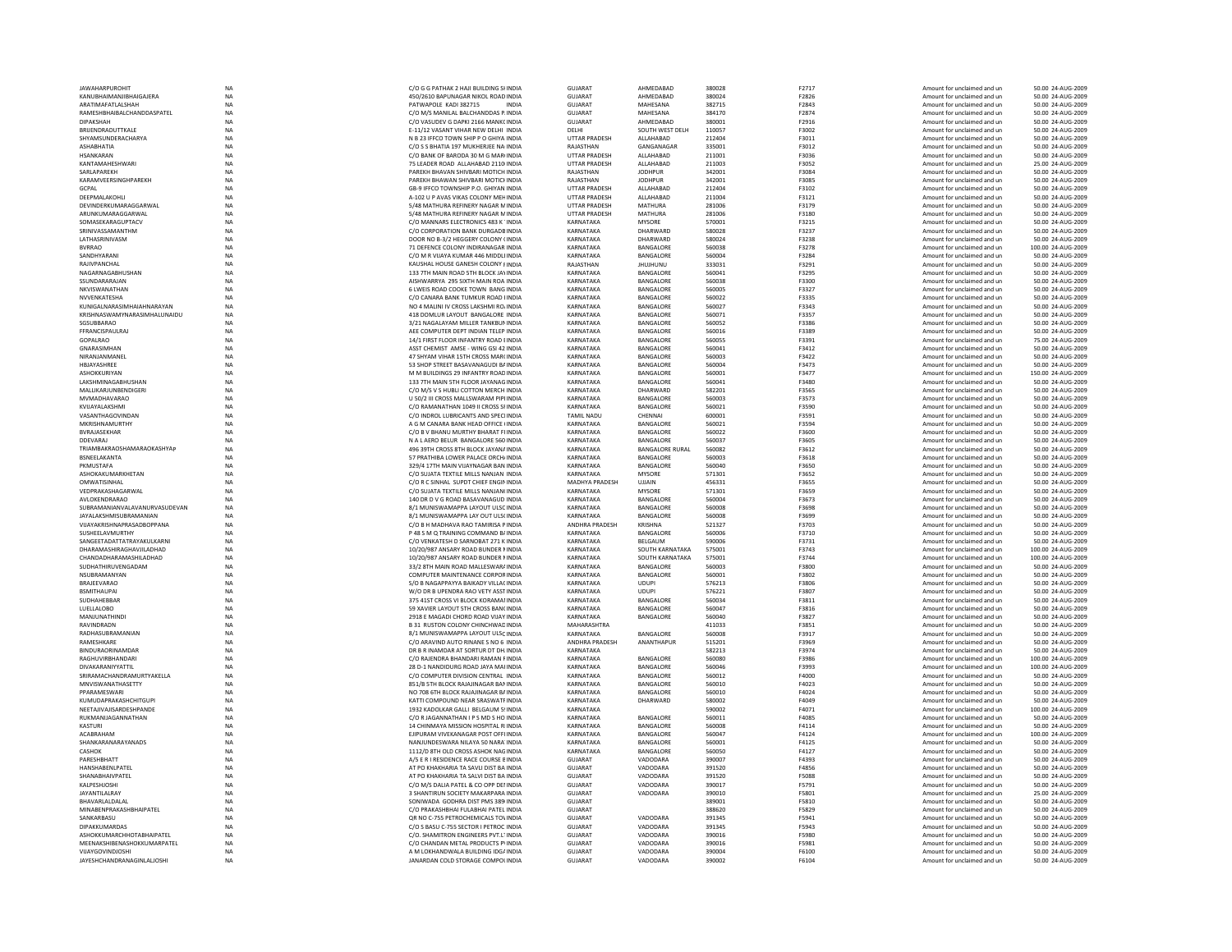| | | | | | | | | | | |
|---|---|---|---|---|---|---|---|---|---|---|
| JAWAHARPUROHIT | NA | C/O G G PATHAK 2 HAJI BUILDING SI INDIA | GUJARAT | AHMEDABAD | 380028 | F2717 | Amount for unclaimed and un | 50.00 | 24-AUG-2009 |
| KANUBHAIMANJIBHAIGAJERA | NA | 450/2610 BAPUNAGAR NIKOL ROAD INDIA | GUJARAT | AHMEDABAD | 380024 | F2826 | Amount for unclaimed and un | 50.00 | 24-AUG-2009 |
| ARATIMAFATLALSHAH | NA | PATWAPOLE KADI 382715 INDIA | GUJARAT | MAHESANA | 382715 | F2843 | Amount for unclaimed and un | 50.00 | 24-AUG-2009 |
| RAMESHBHAIBALCHANDDASPATEL | NA | C/O M/S MANILAL BALCHANDDAS P. INDIA | GUJARAT | MAHESANA | 384170 | F2874 | Amount for unclaimed and un | 50.00 | 24-AUG-2009 |
| DIPAKSHAH | NA | C/O VASUDEV G DAPKI 2166 MANKC INDIA | GUJARAT | AHMEDABAD | 380001 | F2916 | Amount for unclaimed and un | 50.00 | 24-AUG-2009 |
| BRIJENDRADUTTKALE | NA | E-11/12 VASANT VIHAR NEW DELHI INDIA | DELHI | SOUTH WEST DELH | 110057 | F3002 | Amount for unclaimed and un | 50.00 | 24-AUG-2009 |
| SHYAMSUNDERACHARYA | NA | N B 23 IFFCO TOWN SHIP P O GHIYA INDIA | UTTAR PRADESH | ALLAHABAD | 212404 | F3011 | Amount for unclaimed and un | 50.00 | 24-AUG-2009 |
| ASHABHATIA | NA | C/O S S BHATIA 197 MUKHERJEE NA INDIA | RAJASTHAN | GANGANAGAR | 335001 | F3012 | Amount for unclaimed and un | 50.00 | 24-AUG-2009 |
| HSANKARAN | NA | C/O BANK OF BARODA 30 M G MARI INDIA | UTTAR PRADESH | ALLAHABAD | 211001 | F3036 | Amount for unclaimed and un | 50.00 | 24-AUG-2009 |
| KANTAMAHESHWARI | NA | 75 LEADER ROAD ALLAHABAD 2110 INDIA | UTTAR PRADESH | ALLAHABAD | 211003 | F3052 | Amount for unclaimed and un | 25.00 | 24-AUG-2009 |
| SARLAPAREKH | NA | PAREKH BHAVAN SHIVBARI MOTICH INDIA | RAJASTHAN | JODHPUR | 342001 | F3084 | Amount for unclaimed and un | 50.00 | 24-AUG-2009 |
| KARAMVEERSINGHPAREKH | NA | PAREKH BHAWAN SHIVBARI MOTICH INDIA | RAJASTHAN | JODHPUR | 342001 | F3085 | Amount for unclaimed and un | 50.00 | 24-AUG-2009 |
| GCPAL | NA | GB-9 IFFCO TOWNSHIP P.O. GHIYAN INDIA | UTTAR PRADESH | ALLAHABAD | 212404 | F3102 | Amount for unclaimed and un | 50.00 | 24-AUG-2009 |
| DEEPMALAKOHLI | NA | A-102 U P AVAS VIKAS COLONY MEH INDIA | UTTAR PRADESH | ALLAHABAD | 211004 | F3121 | Amount for unclaimed and un | 50.00 | 24-AUG-2009 |
| DEVINDERKUMARAGGARWAL | NA | 5/48 MATHURA REFINERY NAGAR M INDIA | UTTAR PRADESH | MATHURA | 281006 | F3179 | Amount for unclaimed and un | 50.00 | 24-AUG-2009 |
| ARUNKUMARAGGARWAL | NA | 5/48 MATHURA REFINERY NAGAR M INDIA | UTTAR PRADESH | MATHURA | 281006 | F3180 | Amount for unclaimed and un | 50.00 | 24-AUG-2009 |
| SOMASEKARAGUPTACV | NA | C/O MANNARS ELECTRONICS 483 K INDIA | KARNATAKA | MYSORE | 570001 | F3215 | Amount for unclaimed and un | 50.00 | 24-AUG-2009 |
| SRINIVASSAMANTHM | NA | C/O CORPORATION BANK DURGADB INDIA | KARNATAKA | DHARWARD | 580028 | F3237 | Amount for unclaimed and un | 50.00 | 24-AUG-2009 |
| LATHASRINIVASM | NA | DOOR NO B-3/2 HEGGERY COLONY I INDIA | KARNATAKA | DHARWARD | 580024 | F3238 | Amount for unclaimed and un | 50.00 | 24-AUG-2009 |
| BVRRAO | NA | 71 DEFENCE COLONY INDIRANAGAR INDIA | KARNATAKA | BANGALORE | 560038 | F3278 | Amount for unclaimed and un | 100.00 | 24-AUG-2009 |
| SANDHYARANI | NA | C/O M R VIJAYA KUMAR 446 MIDDLI INDIA | KARNATAKA | BANGALORE | 560004 | F3284 | Amount for unclaimed and un | 50.00 | 24-AUG-2009 |
| RAJIVPANCHAL | NA | KAUSHAL HOUSE GANESH COLONY J INDIA | RAJASTHAN | JHUJHUNU | 333031 | F3291 | Amount for unclaimed and un | 50.00 | 24-AUG-2009 |
| NAGARNAGABHUSHAN | NA | 133 7TH MAIN ROAD 5TH BLOCK JAY INDIA | KARNATAKA | BANGALORE | 560041 | F3295 | Amount for unclaimed and un | 50.00 | 24-AUG-2009 |
| SSUNDARARAJAN | NA | AISHWARRYA 295 SIXTH MAIN ROA INDIA | KARNATAKA | BANGALORE | 560038 | F3300 | Amount for unclaimed and un | 50.00 | 24-AUG-2009 |
| NKVISWANATHAN | NA | 6 LWEIS ROAD COOKE TOWN BANG INDIA | KARNATAKA | BANGALORE | 560005 | F3327 | Amount for unclaimed and un | 50.00 | 24-AUG-2009 |
| NVVENKATESHA | NA | C/O CANARA BANK TUMKUR ROAD I INDIA | KARNATAKA | BANGALORE | 560022 | F3335 | Amount for unclaimed and un | 50.00 | 24-AUG-2009 |
| KUNIGALNARASIMHAIAHNARAYAN | NA | NO 4 MALINI IV CROSS LAKSHMI RO. INDIA | KARNATAKA | BANGALORE | 560027 | F3343 | Amount for unclaimed and un | 50.00 | 24-AUG-2009 |
| KRISHNASWAMYNARASIMHALUNAIDU | NA | 418 DOMLUR LAYOUT BANGALORE INDIA | KARNATAKA | BANGALORE | 560071 | F3357 | Amount for unclaimed and un | 50.00 | 24-AUG-2009 |
| SGSUBBARAO | NA | 3/21 NAGALAYAM MILLER TANKBUN INDIA | KARNATAKA | BANGALORE | 560052 | F3386 | Amount for unclaimed and un | 50.00 | 24-AUG-2009 |
| FFRANCISPAULRAJ | NA | AEE COMPUTER DEPT INDIAN TELEP INDIA | KARNATAKA | BANGALORE | 560016 | F3389 | Amount for unclaimed and un | 50.00 | 24-AUG-2009 |
| GOPALRAO | NA | 14/1 FIRST FLOOR INFANTRY ROAD I INDIA | KARNATAKA | BANGALORE | 560055 | F3391 | Amount for unclaimed and un | 75.00 | 24-AUG-2009 |
| GNARASIMHAN | NA | ASST CHEMIST AMSE - WING GSI 42 INDIA | KARNATAKA | BANGALORE | 560041 | F3412 | Amount for unclaimed and un | 50.00 | 24-AUG-2009 |
| NIRANJANMANEL | NA | 47 SHYAM VIHAR 15TH CROSS MAR( INDIA | KARNATAKA | BANGALORE | 560003 | F3422 | Amount for unclaimed and un | 50.00 | 24-AUG-2009 |
| HBJAYASHREE | NA | 53 SHOP STREET BASAVANAGUDI BA INDIA | KARNATAKA | BANGALORE | 560004 | F3473 | Amount for unclaimed and un | 50.00 | 24-AUG-2009 |
| ASHOKKURIYAN | NA | M M BUILDINGS 29 INFANTRY ROAD INDIA | KARNATAKA | BANGALORE | 560001 | F3477 | Amount for unclaimed and un | 150.00 | 24-AUG-2009 |
| LAKSHMINAGABHUSHAN | NA | 133 7TH MAIN 5TH FLOOR JAYANAG INDIA | KARNATAKA | BANGALORE | 560041 | F3480 | Amount for unclaimed and un | 50.00 | 24-AUG-2009 |
| MALLIKARJUNBENDIGERI | NA | C/O M/S V S HUBLI COTTON MERCH INDIA | KARNATAKA | DHARWARD | 582201 | F3565 | Amount for unclaimed and un | 50.00 | 24-AUG-2009 |
| MVMADHAVARAO | NA | U 50/2 III CROSS MALLSWARAM PIPI INDIA | KARNATAKA | BANGALORE | 560003 | F3573 | Amount for unclaimed and un | 50.00 | 24-AUG-2009 |
| KVIJAYALAKSHMI | NA | C/O RAMANATHAN 1049 II CROSS SI INDIA | KARNATAKA | BANGALORE | 560021 | F3590 | Amount for unclaimed and un | 50.00 | 24-AUG-2009 |
| VASANTHAGOVINDAN | NA | C/O INDROL LUBRICANTS AND SPECI INDIA | TAMIL NADU | CHENNAI | 600001 | F3591 | Amount for unclaimed and un | 50.00 | 24-AUG-2009 |
| MKRISHNAMURTHY | NA | A G M CANARA BANK HEAD OFFICE I INDIA | KARNATAKA | BANGALORE | 560021 | F3594 | Amount for unclaimed and un | 50.00 | 24-AUG-2009 |
| BVRAJASEKHAR | NA | C/O B V BHANU MURTHY BHARAT FI INDIA | KARNATAKA | BANGALORE | 560022 | F3600 | Amount for unclaimed and un | 50.00 | 24-AUG-2009 |
| DDEVARAJ | NA | N A L AERO BELUR BANGALORE 560 INDIA | KARNATAKA | BANGALORE | 560037 | F3605 | Amount for unclaimed and un | 50.00 | 24-AUG-2009 |
| TRIAMBAKRAOSHAMARAOKASHYAP | NA | 496 39TH CROSS 8TH BLOCK JAYANA INDIA | KARNATAKA | BANGALORE RURAL | 560082 | F3612 | Amount for unclaimed and un | 50.00 | 24-AUG-2009 |
| BSNEELAKANTA | NA | 57 PRATHIBA LOWER PALACE ORCH/ INDIA | KARNATAKA | BANGALORE | 560003 | F3618 | Amount for unclaimed and un | 50.00 | 24-AUG-2009 |
| PKMUSTAFA | NA | 329/4 17TH MAIN VIJAYNAGAR BAN INDIA | KARNATAKA | BANGALORE | 560040 | F3650 | Amount for unclaimed and un | 50.00 | 24-AUG-2009 |
| ASHOKAKUMARKHETAN | NA | C/O SUJATA TEXTILE MILLS NANJAN INDIA | KARNATAKA | MYSORE | 571301 | F3652 | Amount for unclaimed and un | 50.00 | 24-AUG-2009 |
| OMWATISINHAL | NA | C/O R C SINHAL SUPDT CHIEF ENGIN INDIA | MADHYA PRADESH | UJJAIN | 456331 | F3655 | Amount for unclaimed and un | 50.00 | 24-AUG-2009 |
| VEDPRAKASHAGARWAL | NA | C/O SUJATA TEXTILE MILLS NANJANI INDIA | KARNATAKA | MYSORE | 571301 | F3659 | Amount for unclaimed and un | 50.00 | 24-AUG-2009 |
| AVLOKENDRARAO | NA | 140 DR D V G ROAD BASAVANAGUD INDIA | KARNATAKA | BANGALORE | 560004 | F3673 | Amount for unclaimed and un | 50.00 | 24-AUG-2009 |
| SUBRAMANIANVALAVANURVASUDEVAN | NA | 8/1 MUNISWAMAPPA LAYOUT ULSC INDIA | KARNATAKA | BANGALORE | 560008 | F3698 | Amount for unclaimed and un | 50.00 | 24-AUG-2009 |
| JAYALAKSHMISUBRAMANIAN | NA | 8/1 MUNISWAMAPPA LAY OUT ULS( INDIA | KARNATAKA | BANGALORE | 560008 | F3699 | Amount for unclaimed and un | 50.00 | 24-AUG-2009 |
| VIJAYAKRISHNAPRASADBOPPANA | NA | C/O B H MADHAVA RAO TAMIRISA P INDIA | ANDHRA PRADESH | KRISHNA | 521327 | F3703 | Amount for unclaimed and un | 50.00 | 24-AUG-2009 |
| SUSHEELAVMURTHY | NA | P 48 S M Q TRAINING COMMAND B/ INDIA | KARNATAKA | BANGALORE | 560006 | F3710 | Amount for unclaimed and un | 50.00 | 24-AUG-2009 |
| SANGEETADATTATRAYAKULKARNI | NA | C/O VENKATESH D SARNOBAT 271 K INDIA | KARNATAKA | BELGAUM | 590006 | F3731 | Amount for unclaimed and un | 50.00 | 24-AUG-2009 |
| DHARAMASHIRAGHAVJILADHAD | NA | 10/20/987 ANSARY ROAD BUNDER I INDIA | KARNATAKA | SOUTH KARNATAKA | 575001 | F3743 | Amount for unclaimed and un | 100.00 | 24-AUG-2009 |
| CHANDADHARAMASHILADHAD | NA | 10/20/987 ANSARY ROAD BUNDER I INDIA | KARNATAKA | SOUTH KARNATAKA | 575001 | F3744 | Amount for unclaimed and un | 100.00 | 24-AUG-2009 |
| SUDHATHIRUVENGADAM | NA | 33/2 8TH MAIN ROAD MALLESWAR/ INDIA | KARNATAKA | BANGALORE | 560003 | F3800 | Amount for unclaimed and un | 50.00 | 24-AUG-2009 |
| NSUBRAMANYAN | NA | COMPUTER MAINTENANCE CORPOR INDIA | KARNATAKA | BANGALORE | 560001 | F3802 | Amount for unclaimed and un | 50.00 | 24-AUG-2009 |
| BRAJEEVARAO | NA | S/O B NAGAPPAYYA BAIKADY VILLAC INDIA | KARNATAKA | UDUPI | 576213 | F3806 | Amount for unclaimed and un | 50.00 | 24-AUG-2009 |
| BSMITHAUPAI | NA | W/O DR B UPENDRA RAO VETY ASST INDIA | KARNATAKA | UDUPI | 576221 | F3807 | Amount for unclaimed and un | 50.00 | 24-AUG-2009 |
| SUDHAHEBBAR | NA | 375 41ST CROSS VI BLOCK KORAMAI INDIA | KARNATAKA | BANGALORE | 560034 | F3811 | Amount for unclaimed and un | 50.00 | 24-AUG-2009 |
| LUELLALOBO | NA | 59 XAVIER LAYOUT 5TH CROSS BANC INDIA | KARNATAKA | BANGALORE | 560047 | F3816 | Amount for unclaimed and un | 50.00 | 24-AUG-2009 |
| MANJUNATHINDI | NA | 2918 E MAGADI CHORD ROAD VIJAY INDIA | KARNATAKA | BANGALORE | 560040 | F3827 | Amount for unclaimed and un | 50.00 | 24-AUG-2009 |
| RAVINDRADN | NA | B 31 RUSTON COLONY CHINCHWAD INDIA | MAHARASHTRA | | 411033 | F3851 | Amount for unclaimed and un | 50.00 | 24-AUG-2009 |
| RADHASUBRAMANIAN | NA | 8/1 MUNISWAMAPPA LAYOUT ULSC INDIA | KARNATAKA | BANGALORE | 560008 | F3917 | Amount for unclaimed and un | 50.00 | 24-AUG-2009 |
| RAMESHKARE | NA | C/O ARAVIND AUTO RINANE S NO 6 INDIA | ANDHRA PRADESH | ANANTHAPUR | 515201 | F3969 | Amount for unclaimed and un | 50.00 | 24-AUG-2009 |
| BINDURAORINAMDAR | NA | DR B R INAMDAR AT SORTUR DT DH. INDIA | KARNATAKA | | 582213 | F3974 | Amount for unclaimed and un | 50.00 | 24-AUG-2009 |
| RAGHUVIRBHANDARI | NA | C/O RAJENDRA BHANDARI RAMAN F INDIA | KARNATAKA | BANGALORE | 560080 | F3986 | Amount for unclaimed and un | 100.00 | 24-AUG-2009 |
| DIVAKARANIYYATTIL | NA | 28 D-1 NANDIDURG ROAD JAYA MAI INDIA | KARNATAKA | BANGALORE | 560046 | F3993 | Amount for unclaimed and un | 100.00 | 24-AUG-2009 |
| SRIRAMACHANDRAMURTYAKELLA | NA | C/O COMPUTER DIVISION CENTRAL INDIA | KARNATAKA | BANGALORE | 560012 | F4000 | Amount for unclaimed and un | 50.00 | 24-AUG-2009 |
| MNVISWANATHASETTY | NA | 851/B 5TH BLOCK RAJAJINAGAR BAN INDIA | KARNATAKA | BANGALORE | 560010 | F4023 | Amount for unclaimed and un | 50.00 | 24-AUG-2009 |
| PPARAMESWARI | NA | NO 708 6TH BLOCK RAJAJINAGAR B/ INDIA | KARNATAKA | BANGALORE | 560010 | F4024 | Amount for unclaimed and un | 50.00 | 24-AUG-2009 |
| KUMUDAPRAKASHCHITGUPI | NA | KATTI COMPOUND NEAR SRASWATI INDIA | KARNATAKA | DHARWARD | 580002 | F4049 | Amount for unclaimed and un | 50.00 | 24-AUG-2009 |
| NEETAJIVAJISARDESHPANDE | NA | 1932 KADOLKAR GALLI BELGAUM 5! INDIA | KARNATAKA | | 590002 | F4071 | Amount for unclaimed and un | 100.00 | 24-AUG-2009 |
| RUKMANIJAGANNATHAN | NA | C/O R JAGANNATHAN I P S MD S HO INDIA | KARNATAKA | BANGALORE | 560011 | F4085 | Amount for unclaimed and un | 50.00 | 24-AUG-2009 |
| KASTURI | NA | 14 CHINMAYA MISSION HOSPITAL R INDIA | KARNATAKA | BANGALORE | 560008 | F4114 | Amount for unclaimed and un | 50.00 | 24-AUG-2009 |
| ACABRAHAM | NA | EJIPURAM VIVEKANAGAR POST OFFI INDIA | KARNATAKA | BANGALORE | 560047 | F4124 | Amount for unclaimed and un | 100.00 | 24-AUG-2009 |
| SHANKARANARAYANADS | NA | NANJUNDESWARA NILAYA 50 NARA' INDIA | KARNATAKA | BANGALORE | 560001 | F4125 | Amount for unclaimed and un | 50.00 | 24-AUG-2009 |
| CASHOK | NA | 1112/D 8TH OLD CROSS ASHOK NAG INDIA | KARNATAKA | BANGALORE | 560050 | F4127 | Amount for unclaimed and un | 50.00 | 24-AUG-2009 |
| PARESHBHATT | NA | A/5 E R I RESIDENCE RACE COURSE E INDIA | GUJARAT | VADODARA | 390007 | F4393 | Amount for unclaimed and un | 50.00 | 24-AUG-2009 |
| HANSHABENLPATEL | NA | AT PO KHAKHARIA TA SAVLI DIST BA INDIA | GUJARAT | VADODARA | 391520 | F4856 | Amount for unclaimed and un | 50.00 | 24-AUG-2009 |
| SHANABHAIVPATEL | NA | AT PO KHAKHARIA TA SALVI DIST BA INDIA | GUJARAT | VADODARA | 391520 | F5088 | Amount for unclaimed and un | 50.00 | 24-AUG-2009 |
| KALPESHJOSHI | NA | C/O M/S DALIA PATEL & CO OPP DE! INDIA | GUJARAT | VADODARA | 390017 | F5791 | Amount for unclaimed and un | 50.00 | 24-AUG-2009 |
| JAYANTILALRAY | NA | 3 SHANTIRUN SOCIETY MAKARPARA INDIA | GUJARAT | VADODARA | 390010 | F5801 | Amount for unclaimed and un | 25.00 | 24-AUG-2009 |
| BHAVARLALDALAL | NA | SONIWADA GODHRA DIST PMS 389 INDIA | GUJARAT | | 389001 | F5810 | Amount for unclaimed and un | 50.00 | 24-AUG-2009 |
| MINABENPRAKASHBHAIPATEL | NA | C/O PRAKASHBHAI FULABHAI PATEL INDIA | GUJARAT | | 388620 | F5829 | Amount for unclaimed and un | 50.00 | 24-AUG-2009 |
| SANKARBASU | NA | QR NO C-755 PETROCHEMICALS TO\ INDIA | GUJARAT | VADODARA | 391345 | F5941 | Amount for unclaimed and un | 50.00 | 24-AUG-2009 |
| DIPAKKUMARDAS | NA | C/O S BASU C-755 SECTOR I PETROC INDIA | GUJARAT | VADODARA | 391345 | F5943 | Amount for unclaimed and un | 50.00 | 24-AUG-2009 |
| ASHOKKUMARCHHOTABHAIPATEL | NA | C/O. SHAMITRON ENGINEERS PVT.L' INDIA | GUJARAT | VADODARA | 390016 | F5980 | Amount for unclaimed and un | 50.00 | 24-AUG-2009 |
| MEENAKSHIBENASHOKKUMARPATEL | NA | C/O CHANDAN METAL PRODUCTS P INDIA | GUJARAT | VADODARA | 390016 | F5981 | Amount for unclaimed and un | 50.00 | 24-AUG-2009 |
| VIJAYGOVINDJOSHI | NA | A M LOKHANDWALA BUILDING IDG/ INDIA | GUJARAT | VADODARA | 390004 | F6100 | Amount for unclaimed and un | 50.00 | 24-AUG-2009 |
| JAYESHCHANDRANAGINLALJOSHI | NA | JANARDAN COLD STORAGE COMPOI INDIA | GUJARAT | VADODARA | 390002 | F6104 | Amount for unclaimed and un | 50.00 | 24-AUG-2009 |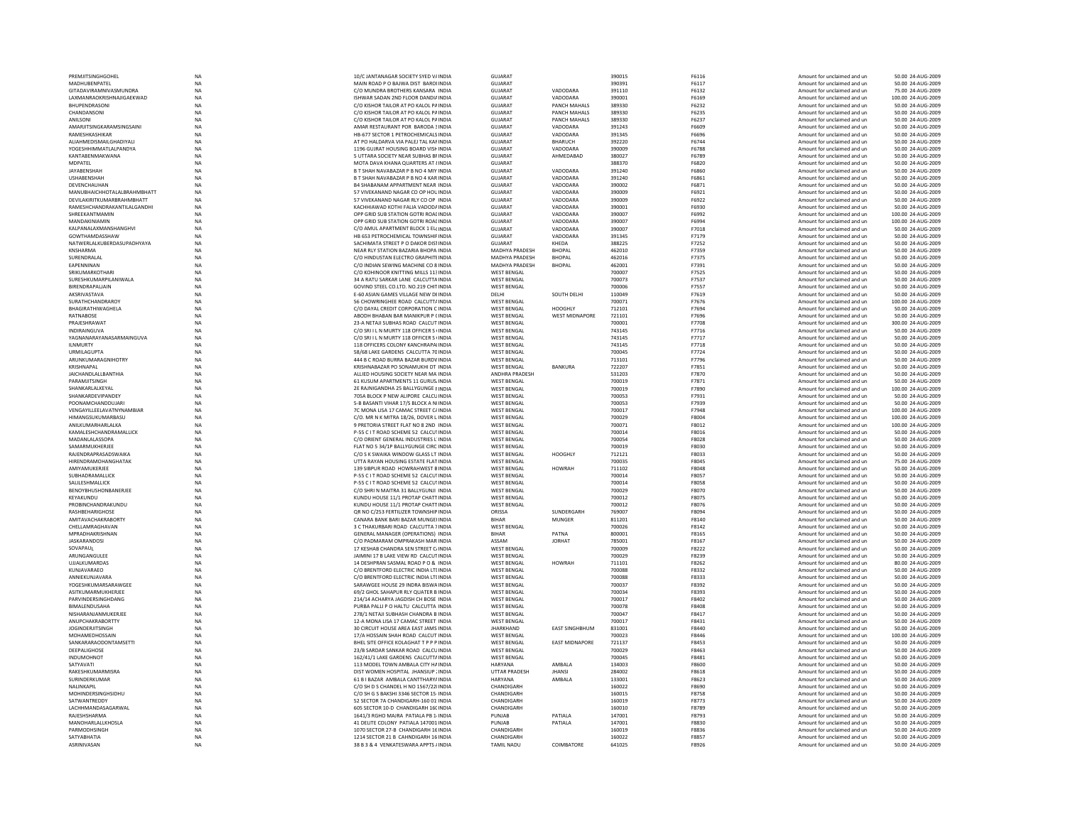| | | | | | | | | | | |
|---|---|---|---|---|---|---|---|---|---|---|
| PREMJITSINGHGOHEL | NA | 10/C JANTANAGAR SOCIETY SYED VA INDIA | GUJARAT | | 390015 | F6116 | Amount for unclaimed and un | 50.00 | 24-AUG-2009 |
| MADHUBENPATEL | NA | MAIN ROAD P O BAJWA DIST BARODINDIA | GUJARAT | | 390391 | F6117 | Amount for unclaimed and un | 50.00 | 24-AUG-2009 |
| GITADAVIRAMNIVASMUNDRA | NA | C/O MUNDRA BROTHERS KANSARA INDIA | GUJARAT | VADODARA | 391110 | F6132 | Amount for unclaimed and un | 75.00 | 24-AUG-2009 |
| LAXMANRAOKRISHNAJIGAEKWAD | NA | ISHWAR SADAN 2ND FLOOR DANDIAINDIA | GUJARAT | VADODARA | 390001 | F6169 | Amount for unclaimed and un | 100.00 | 24-AUG-2009 |
| BHUPENDRASONI | NA | C/O KISHOR TAILOR AT PO KALOL PAINDIA | GUJARAT | PANCH MAHALS | 389330 | F6232 | Amount for unclaimed and un | 50.00 | 24-AUG-2009 |
| CHANDANSONI | NA | C/O KISHOR TAILOR AT PO KALOL PAINDIA | GUJARAT | PANCH MAHALS | 389330 | F6235 | Amount for unclaimed and un | 50.00 | 24-AUG-2009 |
| ANILSONI | NA | C/O KISHOR TAILOR AT PO KALOL PAINDIA | GUJARAT | PANCH MAHALS | 389330 | F6237 | Amount for unclaimed and un | 50.00 | 24-AUG-2009 |
| AMARJITSINGKARAMSINGSAINI | NA | AMAR RESTAURANT POR BARODA 3INDIA | GUJARAT | VADODARA | 391243 | F6609 | Amount for unclaimed and un | 50.00 | 24-AUG-2009 |
| RAMESHKASHIKAR | NA | HB-677 SECTOR 1 PETROCHEMICALS INDIA | GUJARAT | VADODARA | 391345 | F6696 | Amount for unclaimed and un | 50.00 | 24-AUG-2009 |
| ALIAHMEDISMAILGHADIYALI | NA | AT PO HALDARVA VIA PALEJ TAL KAFINDIA | GUJARAT | BHARUCH | 392220 | F6744 | Amount for unclaimed and un | 50.00 | 24-AUG-2009 |
| YOGESHHIMMATLALPANDYA | NA | 1196 GUJRAT HOUSING BOARD VISHINDIA | GUJARAT | VADODARA | 390009 | F6788 | Amount for unclaimed and un | 50.00 | 24-AUG-2009 |
| KANTABENMAKWANA | NA | 5 UTTARA SOCIETY NEAR SUBHAS BRINDIA | GUJARAT | AHMEDABAD | 380027 | F6789 | Amount for unclaimed and un | 50.00 | 24-AUG-2009 |
| MDPATEL | NA | MOTA DAVA KHANA QUARTERS AT EINDIA | GUJARAT | | 388370 | F6820 | Amount for unclaimed and un | 50.00 | 24-AUG-2009 |
| JAYABENSHAH | NA | B T SHAH NAVABAZAR P B NO 4 MIY INDIA | GUJARAT | VADODARA | 391240 | F6860 | Amount for unclaimed and un | 50.00 | 24-AUG-2009 |
| USHABENSHAH | NA | B T SHAH NAVABAZAR P B NO 4 KAR INDIA | GUJARAT | VADODARA | 391240 | F6861 | Amount for unclaimed and un | 50.00 | 24-AUG-2009 |
| DEVENCHAUHAN | NA | B4 SHABANAM APPARTMENT NEAR INDIA | GUJARAT | VADODARA | 390002 | F6871 | Amount for unclaimed and un | 50.00 | 24-AUG-2009 |
| MANUBHAICHHOTALALBRAHMBHATT | NA | 57 VIVEKANAND NAGAR CO OP HOUINDIA | GUJARAT | VADODARA | 390009 | F6921 | Amount for unclaimed and un | 50.00 | 24-AUG-2009 |
| DEVILAKIRITKUMARBRAHMBHATT | NA | 57 VIVEKANAND NAGAR RLY CO OP INDIA | GUJARAT | VADODARA | 390009 | F6922 | Amount for unclaimed and un | 50.00 | 24-AUG-2009 |
| RAMESHCHANDRAKANTILALGANDHI | NA | KACHHIAWAD KOTHI FALIA VADODAINDIA | GUJARAT | VADODARA | 390001 | F6930 | Amount for unclaimed and un | 50.00 | 24-AUG-2009 |
| SHREEKANTMAMIN | NA | OPP GRID SUB STATION GOTRI ROADINDIA | GUJARAT | VADODARA | 390007 | F6992 | Amount for unclaimed and un | 100.00 | 24-AUG-2009 |
| MANDAKINIAMIN | NA | OPP GRID SUB STATION GOTRI ROADINDIA | GUJARAT | VADODARA | 390007 | F6994 | Amount for unclaimed and un | 100.00 | 24-AUG-2009 |
| KALPANALAXMANSHANGHVI | NA | C/O AMUL APARTMENT BLOCK 1 ELEINDIA | GUJARAT | VADODARA | 390007 | F7018 | Amount for unclaimed and un | 50.00 | 24-AUG-2009 |
| GOWTHAMDASSHAW | NA | HB 653 PETROCHEMICAL TOWNSHIP INDIA | GUJARAT | VADODARA | 391345 | F7179 | Amount for unclaimed and un | 50.00 | 24-AUG-2009 |
| NATWERLALKUBERDASUPADHYAYA | NA | SACHIMATA STREET P O DAKOR DISTINDIA | GUJARAT | KHEDA | 388225 | F7252 | Amount for unclaimed and un | 50.00 | 24-AUG-2009 |
| KNSHARMA | NA | NEAR RLY STATION BAZARIA BHOPA INDIA | MADHYA PRADESH | BHOPAL | 462010 | F7359 | Amount for unclaimed and un | 50.00 | 24-AUG-2009 |
| SURENDRALAL | NA | C/O HINDUSTAN ELECTRO GRAPHITE INDIA | MADHYA PRADESH | BHOPAL | 462016 | F7375 | Amount for unclaimed and un | 50.00 | 24-AUG-2009 |
| EAPENNINAN | NA | C/O INDIAN SEWING MACHINE CO 8 INDIA | MADHYA PRADESH | BHOPAL | 462001 | F7391 | Amount for unclaimed and un | 50.00 | 24-AUG-2009 |
| SRIKUMARKOTHARI | NA | C/O KOHINOOR KNITTING MILLS 113 INDIA | WEST BENGAL | | 700007 | F7525 | Amount for unclaimed and un | 50.00 | 24-AUG-2009 |
| SURESHKUMARPILANIWALA | NA | 34 A RATU SARKAR LANE CALCUTTA INDIA | WEST BENGAL | | 700073 | F7537 | Amount for unclaimed and un | 50.00 | 24-AUG-2009 |
| BIRENDRAPALJAIN | NA | GOVIND STEEL CO.LTD. NO.219 CHIT INDIA | WEST BENGAL | | 700006 | F7557 | Amount for unclaimed and un | 50.00 | 24-AUG-2009 |
| AKSRIVASTAVA | NA | E-60 ASIAN GAMES VILLAGE NEW DEINDIA | DELHI | SOUTH DELHI | 110049 | F7619 | Amount for unclaimed and un | 50.00 | 24-AUG-2009 |
| SURATHCHANDRAROY | NA | 56 CHOWRINGHEE ROAD CALCUTTA INDIA | WEST BENGAL | | 700071 | F7676 | Amount for unclaimed and un | 100.00 | 24-AUG-2009 |
| BHAGIRATHIWAGHELA | NA | C/O DAYAL CREDIT CORPORATION C INDIA | WEST BENGAL | HOOGHLY | 712101 | F7694 | Amount for unclaimed and un | 50.00 | 24-AUG-2009 |
| RATNABOSE | NA | ABODH BHABAN BAR MANIKPUR P CINDIA | WEST BENGAL | WEST MIDNAPORE | 721101 | F7696 | Amount for unclaimed and un | 50.00 | 24-AUG-2009 |
| PRAJESHRAWAT | NA | 23-A NETAJI SUBHAS ROAD CALCUT INDIA | WEST BENGAL | | 700001 | F7708 | Amount for unclaimed and un | 300.00 | 24-AUG-2009 |
| INDIRAINGUVA | NA | C/O SRI I L N MURTY 118 OFFICER S INDIA | WEST BENGAL | | 743145 | F7716 | Amount for unclaimed and un | 50.00 | 24-AUG-2009 |
| YAGNANARAYANASARMAINGUVA | NA | C/O SRI I L N MURTY 118 OFFICER S INDIA | WEST BENGAL | | 743145 | F7717 | Amount for unclaimed and un | 50.00 | 24-AUG-2009 |
| ILNMURTY | NA | 118 OFFICERS COLONY KANCHRAPAI INDIA | WEST BENGAL | | 743145 | F7718 | Amount for unclaimed and un | 50.00 | 24-AUG-2009 |
| URMILAGUPTA | NA | 58/68 LAKE GARDENS CALCUTTA 70 INDIA | WEST BENGAL | | 700045 | F7724 | Amount for unclaimed and un | 50.00 | 24-AUG-2009 |
| ARUNKUMARAGNIHOTRY | NA | 444 B C ROAD BURRA BAZAR BURDVINDIA | WEST BENGAL | | 713101 | F7796 | Amount for unclaimed and un | 50.00 | 24-AUG-2009 |
| KRISHNAPAL | NA | KRISHNABAZAR PO SONAMUKHI DT INDIA | WEST BENGAL | BANKURA | 722207 | F7851 | Amount for unclaimed and un | 50.00 | 24-AUG-2009 |
| JAICHANDLALLBANTHIA | NA | ALLIED HOUSING SOCIETY NEAR MA INDIA | ANDHRA PRADESH | | 531203 | F7870 | Amount for unclaimed and un | 50.00 | 24-AUG-2009 |
| PARAMJITSINGH | NA | 61 KUSUM APARTMENTS 11 GURUSAINDIA | WEST BENGAL | | 700019 | F7871 | Amount for unclaimed and un | 50.00 | 24-AUG-2009 |
| SHANKARLALKEYAL | NA | 2E RAJNIGANDHA 25 BALLYGUNGE FINDIA | WEST BENGAL | | 700019 | F7890 | Amount for unclaimed and un | 100.00 | 24-AUG-2009 |
| SHANKARDEVIPANDEY | NA | 705A BLOCK P NEW ALIPORE CALCU INDIA | WEST BENGAL | | 700053 | F7931 | Amount for unclaimed and un | 50.00 | 24-AUG-2009 |
| POONAMCHANDDUJARI | NA | 5-B BASANTI VIHAR 17/5 BLOCK A NI INDIA | WEST BENGAL | | 700053 | F7939 | Amount for unclaimed and un | 50.00 | 24-AUG-2009 |
| VENGAYILLEELAVATNYNAMBIAR | NA | 7C MONA LISA 17 CAMAC STREET CAINDIA | WEST BENGAL | | 700017 | F7948 | Amount for unclaimed and un | 100.00 | 24-AUG-2009 |
| HIMANGSUKUMARBASU | NA | C/O. MR N K MITRA 18/26, DOVER L INDIA | WEST BENGAL | | 700029 | F8004 | Amount for unclaimed and un | 100.00 | 24-AUG-2009 |
| ANILKUMARHARLALKA | NA | 9 PRETORIA STREET FLAT NO 8 2ND INDIA | WEST BENGAL | | 700071 | F8012 | Amount for unclaimed and un | 100.00 | 24-AUG-2009 |
| KAMALESHCHANDRAMALLICK | NA | P-55 C I T ROAD SCHEME 52 CALCUTINDIA | WEST BENGAL | | 700014 | F8016 | Amount for unclaimed and un | 50.00 | 24-AUG-2009 |
| MADANLALASSOPA | NA | C/O ORIENT GENERAL INDUSTRIES L INDIA | WEST BENGAL | | 700054 | F8028 | Amount for unclaimed and un | 50.00 | 24-AUG-2009 |
| SAMARMUKHERJEE | NA | FLAT NO 5 34/1P BALLYGUNGE CIRC INDIA | WEST BENGAL | | 700019 | F8030 | Amount for unclaimed and un | 50.00 | 24-AUG-2009 |
| RAJENDRAPRASADSWAIKA | NA | C/O S K SWAIKA WINDOW GLASS LT INDIA | WEST BENGAL | HOOGHLY | 712121 | F8033 | Amount for unclaimed and un | 50.00 | 24-AUG-2009 |
| HIRENDRAMOHANGHATAK | NA | UTTA RAYAN HOUSING ESTATE FLAT INDIA | WEST BENGAL | | 700035 | F8045 | Amount for unclaimed and un | 75.00 | 24-AUG-2009 |
| AMIYAMUKERJEE | NA | 139 SIBPUR ROAD HOWRAHWEST BINDIA | WEST BENGAL | HOWRAH | 711102 | F8048 | Amount for unclaimed and un | 50.00 | 24-AUG-2009 |
| SUBHADRAMALLICK | NA | P-55 C I T ROAD SCHEME 52 CALCUTINDIA | WEST BENGAL | | 700014 | F8057 | Amount for unclaimed and un | 50.00 | 24-AUG-2009 |
| SALILESHMALLICK | NA | P-55 C I T ROAD SCHEME 52 CALCUTINDIA | WEST BENGAL | | 700014 | F8058 | Amount for unclaimed and un | 50.00 | 24-AUG-2009 |
| BENOYBHUSHONBANERJEE | NA | C/O SHRI N MAITRA 31 BALLYGUNJ INDIA | WEST BENGAL | | 700029 | F8070 | Amount for unclaimed and un | 50.00 | 24-AUG-2009 |
| KEYAKUNDU | NA | KUNDU HOUSE 11/1 PROTAP CHATT INDIA | WEST BENGAL | | 700012 | F8075 | Amount for unclaimed and un | 50.00 | 24-AUG-2009 |
| PROBINCHANDRAKUNDU | NA | KUNDU HOUSE 11/1 PROTAP CHATT INDIA | WEST BENGAL | | 700012 | F8076 | Amount for unclaimed and un | 50.00 | 24-AUG-2009 |
| RASHBEHARIGHOSE | NA | QR NO C/253 FERTILIZER TOWNSHIP INDIA | ORISSA | SUNDERGARH | 769007 | F8094 | Amount for unclaimed and un | 50.00 | 24-AUG-2009 |
| AMITAVACHAKRABORTY | NA | CANARA BANK BARI BAZAR MUNGEIINDIA | BIHAR | MUNGER | 811201 | F8140 | Amount for unclaimed and un | 50.00 | 24-AUG-2009 |
| CHELLAMRAGHAVAN | NA | 3 C THAKURBARI ROAD CALCUTTA 7 INDIA | WEST BENGAL | | 700026 | F8142 | Amount for unclaimed and un | 50.00 | 24-AUG-2009 |
| MPRADHAKRISHNAN | NA | GENERAL MANAGER (OPERATIONS) INDIA | BIHAR | PATNA | 800001 | F8165 | Amount for unclaimed and un | 50.00 | 24-AUG-2009 |
| JASKARANDOSI | NA | C/O PADMARAM OMPRAKASH MAR INDIA | ASSAM | JORHAT | 785001 | F8167 | Amount for unclaimed and un | 50.00 | 24-AUG-2009 |
| SOVAPAUL | NA | 17 KESHAB CHANDRA SEN STREET CAINDIA | WEST BENGAL | | 700009 | F8222 | Amount for unclaimed and un | 50.00 | 24-AUG-2009 |
| ARUNGANGULEE | NA | JAIMINI 17 B LAKE VIEW RD CALCUT INDIA | WEST BENGAL | | 700029 | F8239 | Amount for unclaimed and un | 50.00 | 24-AUG-2009 |
| UJJALKUMARDAS | NA | 14 DESHPRAN SASMAL ROAD P O & INDIA | WEST BENGAL | HOWRAH | 711101 | F8262 | Amount for unclaimed and un | 80.00 | 24-AUG-2009 |
| KUNJAVARAEO | NA | C/O BRENTFORD ELECTRIC INDIA LTDINDIA | WEST BENGAL | | 700088 | F8332 | Amount for unclaimed and un | 50.00 | 24-AUG-2009 |
| ANNIEKUNJAVARA | NA | C/O BRENTFORD ELECTRIC INDIA LTDINDIA | WEST BENGAL | | 700088 | F8333 | Amount for unclaimed and un | 50.00 | 24-AUG-2009 |
| YOGESHKUMARSARAWGEE | NA | SARAWGEE HOUSE 29 INDRA BISWA INDIA | WEST BENGAL | | 700037 | F8392 | Amount for unclaimed and un | 50.00 | 24-AUG-2009 |
| ASITKUMARMUKHERJEE | NA | 69/2 GHOL SAHAPUR RLY QUATER B INDIA | WEST BENGAL | | 700034 | F8393 | Amount for unclaimed and un | 50.00 | 24-AUG-2009 |
| PARVINDERSINGHDANG | NA | 214/14 ACHARYA JAGDISH CH BOSE INDIA | WEST BENGAL | | 700017 | F8402 | Amount for unclaimed and un | 50.00 | 24-AUG-2009 |
| BIMALENDUSAHA | NA | PURBA PALLI P O HALTU CALCUTTA INDIA | WEST BENGAL | | 700078 | F8408 | Amount for unclaimed and un | 50.00 | 24-AUG-2009 |
| NISHARANJANMUKERJEE | NA | 278/1 NETAJI SUBHASH CHANDRA B INDIA | WEST BENGAL | | 700047 | F8417 | Amount for unclaimed and un | 50.00 | 24-AUG-2009 |
| ANUPCHAKRABORTTY | NA | 12-A MONA LISA 17 CAMAC STREET INDIA | WEST BENGAL | | 700017 | F8431 | Amount for unclaimed and un | 50.00 | 24-AUG-2009 |
| JOGINDERJITSINGH | NA | 30 CIRCUIT HOUSE AREA EAST JAMS INDIA | JHARKHAND | EAST SINGHBHUM | 831001 | F8440 | Amount for unclaimed and un | 50.00 | 24-AUG-2009 |
| MOHAMEDHOSSAIN | NA | 17/A HOSSAIN SHAH ROAD CALCUT INDIA | WEST BENGAL | | 700023 | F8446 | Amount for unclaimed and un | 100.00 | 24-AUG-2009 |
| SANKARARAODONTAMSETTI | NA | BHEL SITE OFFICE KOLAGHAT T P P P INDIA | WEST BENGAL | EAST MIDNAPORE | 721137 | F8453 | Amount for unclaimed and un | 50.00 | 24-AUG-2009 |
| DEEPALIGHOSE | NA | 23/B SARDAR SANKAR ROAD CALCU INDIA | WEST BENGAL | | 700029 | F8463 | Amount for unclaimed and un | 50.00 | 24-AUG-2009 |
| INDUMOHNOT | NA | 162/41/1 LAKE GARDENS CALCUTTA INDIA | WEST BENGAL | | 700045 | F8481 | Amount for unclaimed and un | 50.00 | 24-AUG-2009 |
| SATYAVATI | NA | 113 MODEL TOWN AMBALA CITY HAINDIA | HARYANA | AMBALA | 134003 | F8600 | Amount for unclaimed and un | 50.00 | 24-AUG-2009 |
| RAKESHKUMARMISRA | NA | DIST WOMEN HOSPITAL JHANSIUP 2INDIA | UTTAR PRADESH | JHANSI | 284002 | F8618 | Amount for unclaimed and un | 50.00 | 24-AUG-2009 |
| SURINDERKUMAR | NA | 61 B I BAZAR AMBALA CANTTHARYAINDIA | HARYANA | AMBALA | 133001 | F8623 | Amount for unclaimed and un | 50.00 | 24-AUG-2009 |
| NALINKAPIL | NA | C/O SH D S CHANDEL H NO 1567/22I INDIA | CHANDIGARH | | 160022 | F8690 | Amount for unclaimed and un | 50.00 | 24-AUG-2009 |
| MOHINDERSINGHSIDHU | NA | C/O SH G S BAKSHI 3346 SECTOR 15 INDIA | CHANDIGARH | | 160015 | F8758 | Amount for unclaimed and un | 50.00 | 24-AUG-2009 |
| SATWANTREDDY | NA | 52 SECTOR 7A CHANDIGARH-160 01 INDIA | CHANDIGARH | | 160019 | F8773 | Amount for unclaimed and un | 50.00 | 24-AUG-2009 |
| LACHHMANDASAGARWAL | NA | 605 SECTOR 10-D CHANDIGARH 16( INDIA | CHANDIGARH | | 160010 | F8789 | Amount for unclaimed and un | 50.00 | 24-AUG-2009 |
| RAJESHSHARMA | NA | 1641/3 RGHO MAJRA PATIALA PB 1 INDIA | PUNJAB | PATIALA | 147001 | F8793 | Amount for unclaimed and un | 50.00 | 24-AUG-2009 |
| MANOHARLALLKHOSLA | NA | 41 DELITE COLONY PATIALA 147001 INDIA | PUNJAB | PATIALA | 147001 | F8830 | Amount for unclaimed and un | 50.00 | 24-AUG-2009 |
| PARMODHSINGH | NA | 1070 SECTOR 27-B CHANDIGARH 16 INDIA | CHANDIGARH | | 160019 | F8836 | Amount for unclaimed and un | 50.00 | 24-AUG-2009 |
| SATYABHATIA | NA | 1214 SECTOR 21 B CAHNDIGARH 16 INDIA | CHANDIGARH | | 160022 | F8857 | Amount for unclaimed and un | 50.00 | 24-AUG-2009 |
| ASRINIVASAN | NA | 38 B 3 & 4 VENKATESWARA APPTS / INDIA | TAMIL NADU | COIMBATORE | 641025 | F8926 | Amount for unclaimed and un | 50.00 | 24-AUG-2009 |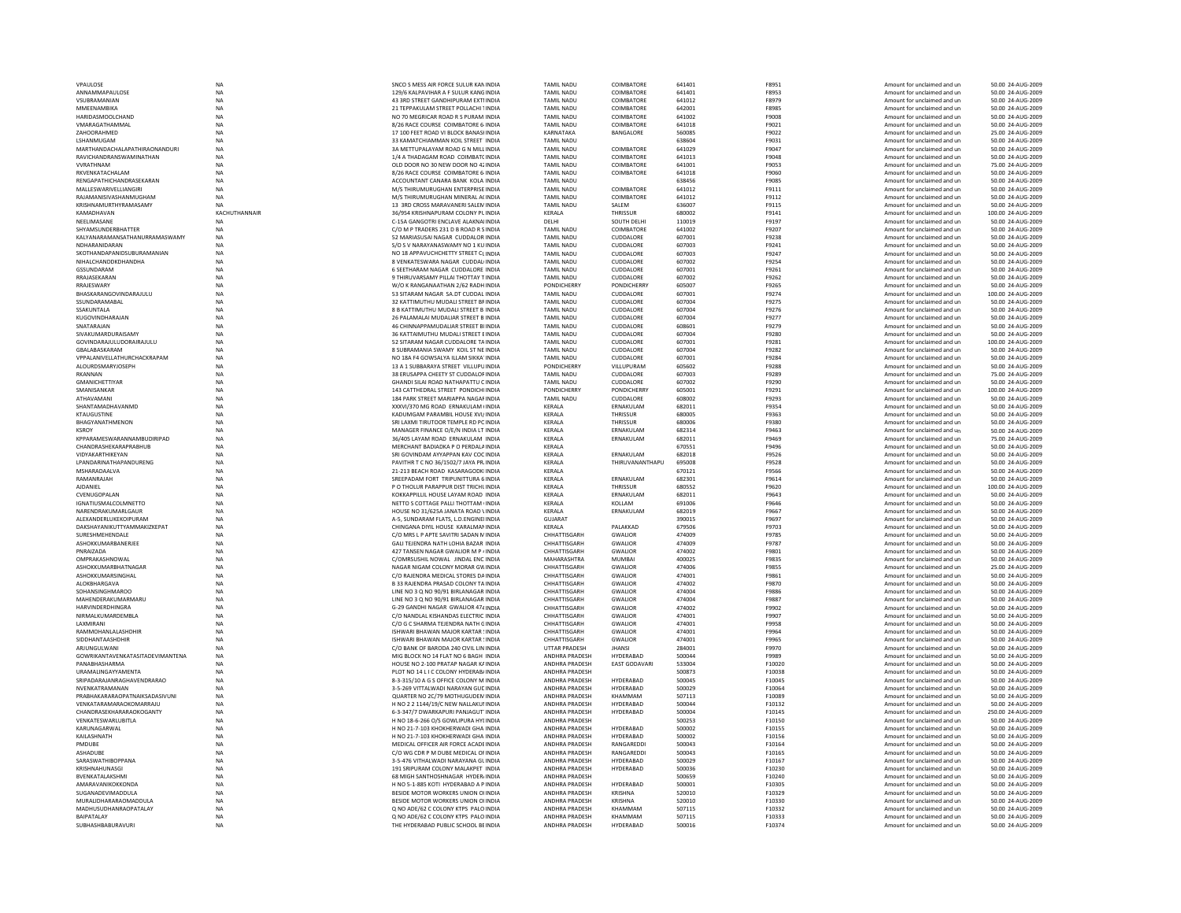| | | | | | | | | | | |
|---|---|---|---|---|---|---|---|---|---|---|
| VPAULOSE | NA | SNCO S MESS AIR FORCE SULUR KAN INDIA | TAMIL NADU | COIMBATORE | 641401 | F8951 | Amount for unclaimed and un | 50.00 | 24-AUG-2009 |
| ANNAMMAPAULOSE | NA | 129/6 KALPAVIHAR A F SULUR KANG INDIA | TAMIL NADU | COIMBATORE | 641401 | F8953 | Amount for unclaimed and un | 50.00 | 24-AUG-2009 |
| VSUBRAMANIAN | NA | 43 3RD STREET GANDHIPURAM EXTI INDIA | TAMIL NADU | COIMBATORE | 641012 | F8979 | Amount for unclaimed and un | 50.00 | 24-AUG-2009 |
| MMEENAMBIKA | NA | 21 TEPPAKULAM STREET POLLACHI 'INDIA | TAMIL NADU | COIMBATORE | 642001 | F8985 | Amount for unclaimed and un | 50.00 | 24-AUG-2009 |
| HARIDASMOOLCHAND | NA | NO 70 MEGRICAR ROAD R S PURAM INDIA | TAMIL NADU | COIMBATORE | 641002 | F9008 | Amount for unclaimed and un | 50.00 | 24-AUG-2009 |
| VMARAGATHAMMAL | NA | 8/26 RACE COURSE COIMBATORE 6 INDIA | TAMIL NADU | COIMBATORE | 641018 | F9021 | Amount for unclaimed and un | 50.00 | 24-AUG-2009 |
| ZAHOORAHMED | NA | 17 100 FEET ROAD VI BLOCK BANASI INDIA | KARNATAKA | BANGALORE | 560085 | F9022 | Amount for unclaimed and un | 25.00 | 24-AUG-2009 |
| LSHANMUGAM | NA | 33 KAMATCHIAMMAN KOIL STREET INDIA | TAMIL NADU | | 638604 | F9031 | Amount for unclaimed and un | 50.00 | 24-AUG-2009 |
| MARTHANDACHALAPATHIRAONANDURI | NA | 3A METTUPALAYAM ROAD G N MILL INDIA | TAMIL NADU | COIMBATORE | 641029 | F9047 | Amount for unclaimed and un | 50.00 | 24-AUG-2009 |
| RAVICHANDRANSWAMINATHAN | NA | 1/4 A THADAGAM ROAD COIMBATC INDIA | TAMIL NADU | COIMBATORE | 641013 | F9048 | Amount for unclaimed and un | 50.00 | 24-AUG-2009 |
| VVRATHNAM | NA | OLD DOOR NO 30 NEW DOOR NO 4; INDIA | TAMIL NADU | COIMBATORE | 641001 | F9053 | Amount for unclaimed and un | 75.00 | 24-AUG-2009 |
| RKVENKATACHALAM | NA | 8/26 RACE COURSE COIMBATORE 6 INDIA | TAMIL NADU | COIMBATORE | 641018 | F9060 | Amount for unclaimed and un | 50.00 | 24-AUG-2009 |
| RENGAPATHICHANDRASEKARAN | NA | ACCOUNTANT CANARA BANK KOLA INDIA | TAMIL NADU | | 638456 | F9085 | Amount for unclaimed and un | 50.00 | 24-AUG-2009 |
| MALLESWARIVELLIANGIRI | NA | M/S THIRUMURUGHAN ENTERPRISE INDIA | TAMIL NADU | COIMBATORE | 641012 | F9111 | Amount for unclaimed and un | 50.00 | 24-AUG-2009 |
| RAJAMANISIVASHANMUGHAM | NA | M/S THIRUMURUGHAN MINERAL A( INDIA | TAMIL NADU | COIMBATORE | 641012 | F9112 | Amount for unclaimed and un | 50.00 | 24-AUG-2009 |
| KRISHNAMURTHYRAMASAMY | NA | 13 3RD CROSS MARAVANERI SALEM INDIA | TAMIL NADU | SALEM | 636007 | F9115 | Amount for unclaimed and un | 50.00 | 24-AUG-2009 |
| KAMADHAVAN | KACHUTHANNAIR | 36/954 KRISHNAPURAM COLONY PL INDIA | KERALA | THRISSUR | 680002 | F9141 | Amount for unclaimed and un | 100.00 | 24-AUG-2009 |
| NEELIMASANE | NA | C-15A GANGOTRI ENCLAVE ALAKNAI INDIA | DELHI | SOUTH DELHI | 110019 | F9197 | Amount for unclaimed and un | 50.00 | 24-AUG-2009 |
| SHYAMSUNDERBHATTER | NA | C/O M P TRADERS 231 D B ROAD R S INDIA | TAMIL NADU | COIMBATORE | 641002 | F9207 | Amount for unclaimed and un | 50.00 | 24-AUG-2009 |
| KALYANARAMANSATHANURRAMASWAMY | NA | 52 MARIASUSAI NAGAR CUDDALOR INDIA | TAMIL NADU | CUDDALORE | 607001 | F9238 | Amount for unclaimed and un | 50.00 | 24-AUG-2009 |
| NDHARANIDARAN | NA | S/O S V NARAYANASWAMY NO 1 KU INDIA | TAMIL NADU | CUDDALORE | 607003 | F9241 | Amount for unclaimed and un | 50.00 | 24-AUG-2009 |
| SKOTHANDAPANIDSUBURAMANIAN | NA | NO 18 APPAVUCHCHETTY STREET C( INDIA | TAMIL NADU | CUDDALORE | 607003 | F9247 | Amount for unclaimed and un | 50.00 | 24-AUG-2009 |
| NIHALCHANDDKDHANDHA | NA | 8 VENKATESWARA NAGAR CUDDAL INDIA | TAMIL NADU | CUDDALORE | 607002 | F9254 | Amount for unclaimed and un | 50.00 | 24-AUG-2009 |
| GSSUNDARAM | NA | 6 SEETHARAM NAGAR CUDDALORE INDIA | TAMIL NADU | CUDDALORE | 607001 | F9261 | Amount for unclaimed and un | 50.00 | 24-AUG-2009 |
| RRAJASEKARAN | NA | 9 THIRUVARSAMY PILLAI THOTTAY T INDIA | TAMIL NADU | CUDDALORE | 607002 | F9262 | Amount for unclaimed and un | 50.00 | 24-AUG-2009 |
| RRAJESWARY | NA | W/O K RANGANAATHAN 2/62 RADH INDIA | PONDICHERRY | PONDICHERRY | 605007 | F9265 | Amount for unclaimed and un | 50.00 | 24-AUG-2009 |
| BHASKARANGOVINDARAJULU | NA | 53 SITARAM NAGAR SA.DT CUDDAL INDIA | TAMIL NADU | CUDDALORE | 607001 | F9274 | Amount for unclaimed and un | 100.00 | 24-AUG-2009 |
| SSUNDARAMABAL | NA | 32 KATTIMUTHU MUDALI STREET BI INDIA | TAMIL NADU | CUDDALORE | 607004 | F9275 | Amount for unclaimed and un | 50.00 | 24-AUG-2009 |
| SSAKUNTALA | NA | 8 B KATTIMUTHU MUDALI STREET B INDIA | TAMIL NADU | CUDDALORE | 607004 | F9276 | Amount for unclaimed and un | 50.00 | 24-AUG-2009 |
| KUGOVINDHARAJAN | NA | 26 PALAMALAI MUDALIAR STREET B INDIA | TAMIL NADU | CUDDALORE | 607004 | F9277 | Amount for unclaimed and un | 50.00 | 24-AUG-2009 |
| SNATARAJAN | NA | 46 CHINNAPPAMUDALIAR STREET BI INDIA | TAMIL NADU | CUDDALORE | 608601 | F9279 | Amount for unclaimed and un | 50.00 | 24-AUG-2009 |
| SIVAKUMARDURAISAMY | NA | 36 KATTAIMUTHU MUDALI STREET E INDIA | TAMIL NADU | CUDDALORE | 607004 | F9280 | Amount for unclaimed and un | 50.00 | 24-AUG-2009 |
| GOVINDARAJULUDORAIRAJULU | NA | 52 SITARAM NAGAR CUDDALORE TA INDIA | TAMIL NADU | CUDDALORE | 607001 | F9281 | Amount for unclaimed and un | 100.00 | 24-AUG-2009 |
| GBALABASKARAM | NA | 8 SUBRAMANIA SWAMY KOIL ST NE INDIA | TAMIL NADU | CUDDALORE | 607004 | F9282 | Amount for unclaimed and un | 50.00 | 24-AUG-2009 |
| VPPALANIVELLATHURCHACKRAPAM | NA | NO 18A F4 GOWSALYA ILLAM SIKKA' INDIA | TAMIL NADU | CUDDALORE | 607001 | F9284 | Amount for unclaimed and un | 50.00 | 24-AUG-2009 |
| ALOURDSMARYJOSEPH | NA | 13 A 1 SUBBARAYA STREET VILLUPU INDIA | PONDICHERRY | VILLUPURAM | 605602 | F9288 | Amount for unclaimed and un | 50.00 | 24-AUG-2009 |
| RKANNAN | NA | 38 ERUSAPPA CHEETY ST CUDDALOF INDIA | TAMIL NADU | CUDDALORE | 607001 | F9289 | Amount for unclaimed and un | 75.00 | 24-AUG-2009 |
| GMANICHETTIYAR | NA | GHANDI SILAI ROAD NATHAPATTU C INDIA | TAMIL NADU | CUDDALORE | 607002 | F9290 | Amount for unclaimed and un | 50.00 | 24-AUG-2009 |
| SMANISANKAR | NA | 143 CATTHEDRAL STREET PONDICH INDIA | PONDICHERRY | PONDICHERRY | 605001 | F9291 | Amount for unclaimed and un | 100.00 | 24-AUG-2009 |
| ATHAVAMANI | NA | 184 PARK STREET MARIAPPA NAGAF INDIA | TAMIL NADU | CUDDALORE | 608002 | F9293 | Amount for unclaimed and un | 50.00 | 24-AUG-2009 |
| SHANTAMADHAVANMD | NA | XXXVI/370 MG ROAD ERNAKULAM I INDIA | KERALA | ERNAKULAM | 682011 | F9354 | Amount for unclaimed and un | 50.00 | 24-AUG-2009 |
| KTAUGUSTINE | NA | KADUMGAM PARAMBIL HOUSE XVI/ INDIA | KERALA | THRISSUR | 680005 | F9363 | Amount for unclaimed and un | 50.00 | 24-AUG-2009 |
| BHAGYANATHMENON | NA | SRI LAXMI TIRUTOOR TEMPLE RD PC INDIA | KERALA | THRISSUR | 680006 | F9380 | Amount for unclaimed and un | 50.00 | 24-AUG-2009 |
| KSROY | NA | MANAGER FINANCE O/E/N INDIA LT INDIA | KERALA | ERNAKULAM | 682314 | F9463 | Amount for unclaimed and un | 50.00 | 24-AUG-2009 |
| KPPARAMESWARANNAMBUDIRIPAD | NA | 36/405 LAYAM ROAD ERNAKULAM INDIA | KERALA | ERNAKULAM | 682011 | F9469 | Amount for unclaimed and un | 75.00 | 24-AUG-2009 |
| CHANDRASHEKARAPRABHUB | NA | MERCHANT BADIADKA P O PERDALA INDIA | KERALA | | 670551 | F9496 | Amount for unclaimed and un | 50.00 | 24-AUG-2009 |
| VIDYAKARTHIKEYAN | NA | SRI GOVINDAM AYYAPPAN KAV COC INDIA | KERALA | ERNAKULAM | 682018 | F9526 | Amount for unclaimed and un | 50.00 | 24-AUG-2009 |
| LPANDARINATHAPANDURENG | NA | PAVITHR T C NO 36/1502/7 JAYA PR. INDIA | KERALA | THIRUVANANTHAPU | 695008 | F9528 | Amount for unclaimed and un | 50.00 | 24-AUG-2009 |
| MSHARADAALVA | NA | 21-213 BEACH ROAD KASARAGODI INDIA | KERALA | | 670121 | F9566 | Amount for unclaimed and un | 50.00 | 24-AUG-2009 |
| RAMANRAJAH | NA | SREEPADAM FORT TRIPUNITTURA 6 INDIA | KERALA | ERNAKULAM | 682301 | F9614 | Amount for unclaimed and un | 50.00 | 24-AUG-2009 |
| AJDANIEL | NA | P O THOLUR PARAPPUR DIST TRICHL INDIA | KERALA | THRISSUR | 680552 | F9620 | Amount for unclaimed and un | 100.00 | 24-AUG-2009 |
| CVENUGOPALAN | NA | KOKKAPPILLIL HOUSE LAYAM ROAD INDIA | KERALA | ERNAKULAM | 682011 | F9643 | Amount for unclaimed and un | 50.00 | 24-AUG-2009 |
| IGNATIUSMALCOLMNETTO | NA | NETTO S COTTAGE PALLI THOTTAM INDIA | KERALA | KOLLAM | 691006 | F9646 | Amount for unclaimed and un | 50.00 | 24-AUG-2009 |
| NARENDRAKUMARLGAUR | NA | HOUSE NO 31/625A JANATA ROAD \ INDIA | KERALA | ERNAKULAM | 682019 | F9667 | Amount for unclaimed and un | 50.00 | 24-AUG-2009 |
| ALEXANDERLUKEKOIPURAM | NA | A-5, SUNDARAM FLATS, L.D.ENGINEI INDIA | GUJARAT | | 390015 | F9697 | Amount for unclaimed and un | 50.00 | 24-AUG-2009 |
| DAKSHAYANIKUTTYAMMAKIZHEKEPAT | NA | CHINGANA DIYIL HOUSE KARALMAN INDIA | KERALA | PALAKKAD | 679506 | F9703 | Amount for unclaimed and un | 50.00 | 24-AUG-2009 |
| SURESHMEHENDALE | NA | C/O MRS L P APTE SAVITRI SADAN N INDIA | CHHATTISGARH | GWALIOR | 474009 | F9785 | Amount for unclaimed and un | 50.00 | 24-AUG-2009 |
| ASHOKKUMARBANERJEE | NA | GALI TEJENDRA NATH LOHIA BAZAR INDIA | CHHATTISGARH | GWALIOR | 474009 | F9787 | Amount for unclaimed and un | 50.00 | 24-AUG-2009 |
| PNRAIZADA | NA | 427 TANSEN NAGAR GWALIOR M P INDIA | CHHATTISGARH | GWALIOR | 474002 | F9801 | Amount for unclaimed and un | 50.00 | 24-AUG-2009 |
| OMPRAKASHNOWAL | NA | C/OMRSUSHIL NOWAL JINDAL ENC INDIA | MAHARASHTRA | MUMBAI | 400025 | F9835 | Amount for unclaimed and un | 50.00 | 24-AUG-2009 |
| ASHOKKUMARBHATNAGAR | NA | NAGAR NIGAM COLONY MORAR GW INDIA | CHHATTISGARH | GWALIOR | 474006 | F9855 | Amount for unclaimed and un | 25.00 | 24-AUG-2009 |
| ASHOKKUMARSINGHAL | NA | C/O RAJENDRA MEDICAL STORES DA INDIA | CHHATTISGARH | GWALIOR | 474001 | F9861 | Amount for unclaimed and un | 50.00 | 24-AUG-2009 |
| ALOKBHARGAVA | NA | B 33 RAJENDRA PRASAD COLONY TA INDIA | CHHATTISGARH | GWALIOR | 474002 | F9870 | Amount for unclaimed and un | 50.00 | 24-AUG-2009 |
| SOHANSINGHMAROO | NA | LINE NO 3 Q NO 90/91 BIRLANAGAR INDIA | CHHATTISGARH | GWALIOR | 474004 | F9886 | Amount for unclaimed and un | 50.00 | 24-AUG-2009 |
| MAHENDERAKUMARMARU | NA | LINE NO 3 Q NO 90/91 BIRLANAGAR INDIA | CHHATTISGARH | GWALIOR | 474004 | F9887 | Amount for unclaimed and un | 50.00 | 24-AUG-2009 |
| HARVINDERDHINGRA | NA | G-29 GANDHI NAGAR GWALIOR 474 INDIA | CHHATTISGARH | GWALIOR | 474002 | F9902 | Amount for unclaimed and un | 50.00 | 24-AUG-2009 |
| NIRMALKUMARDEMBLA | NA | C/O NANDLAL KISHANDAS ELECTRIC INDIA | CHHATTISGARH | GWALIOR | 474001 | F9907 | Amount for unclaimed and un | 50.00 | 24-AUG-2009 |
| LAXMIRANI | NA | C/O G C SHARMA TEJENDRA NATH G INDIA | CHHATTISGARH | GWALIOR | 474001 | F9958 | Amount for unclaimed and un | 50.00 | 24-AUG-2009 |
| RAMMOHANLALASHDHIR | NA | ISHWARI BHAWAN MAJOR KARTAR S INDIA | CHHATTISGARH | GWALIOR | 474001 | F9964 | Amount for unclaimed and un | 50.00 | 24-AUG-2009 |
| SIDDHANTAASHDHIR | NA | ISHWARI BHAWAN MAJOR KARTAR S INDIA | CHHATTISGARH | GWALIOR | 474001 | F9965 | Amount for unclaimed and un | 50.00 | 24-AUG-2009 |
| ARJUNGULWANI | NA | C/O BANK OF BARODA 240 CIVIL LIN INDIA | UTTAR PRADESH | JHANSI | 284001 | F9970 | Amount for unclaimed and un | 50.00 | 24-AUG-2009 |
| GOWRIKANTAVENKATASITADEVIMANTENA | NA | MIG BLOCK NO 14 FLAT NO 6 BAGH INDIA | ANDHRA PRADESH | HYDERABAD | 500044 | F9989 | Amount for unclaimed and un | 50.00 | 24-AUG-2009 |
| PANABHASHARMA | NA | HOUSE NO 2-100 PRATAP NAGAR K/ INDIA | ANDHRA PRADESH | EAST GODAVARI | 533004 | F10020 | Amount for unclaimed and un | 50.00 | 24-AUG-2009 |
| URAMALINGAYYAMENTA | NA | PLOT NO 14 L I C COLONY HYDERAB/ INDIA | ANDHRA PRADESH | | 500873 | F10038 | Amount for unclaimed and un | 50.00 | 24-AUG-2009 |
| SRIPADARAJANRAGHAVENDRARAO | NA | 8-3-315/10 A G S OFFICE COLONY M INDIA | ANDHRA PRADESH | HYDERABAD | 500045 | F10045 | Amount for unclaimed and un | 50.00 | 24-AUG-2009 |
| NVENKATRAMANAN | NA | 3-5-269 VITTALWADI NARAYAN GUC INDIA | ANDHRA PRADESH | HYDERABAD | 500029 | F10064 | Amount for unclaimed and un | 50.00 | 24-AUG-2009 |
| PRABHAKARARAOPATNAIKSADASIVUNI | NA | QUARTER NO 2C/79 MOTHUGUDEM INDIA | ANDHRA PRADESH | KHAMMAM | 507113 | F10089 | Amount for unclaimed and un | 50.00 | 24-AUG-2009 |
| VENKATARAMARAOKOMARRAJU | NA | H NO 2 2 1144/19/C NEW NALLAKUI INDIA | ANDHRA PRADESH | HYDERABAD | 500044 | F10132 | Amount for unclaimed and un | 50.00 | 24-AUG-2009 |
| CHANDRASEKHARARAOKOGANTY | NA | 6-3-347/7 DWARKAPURI PANJAGUT INDIA | ANDHRA PRADESH | HYDERABAD | 500004 | F10145 | Amount for unclaimed and un | 250.00 | 24-AUG-2009 |
| VENKATESWARLUBITLA | NA | H NO 18-6-266 O/S GOWLIPURA HYI INDIA | ANDHRA PRADESH | | 500253 | F10150 | Amount for unclaimed and un | 50.00 | 24-AUG-2009 |
| KARUNAGARWAL | NA | H NO 21-7-103 KHOKHERWADI GHA INDIA | ANDHRA PRADESH | HYDERABAD | 500002 | F10155 | Amount for unclaimed and un | 50.00 | 24-AUG-2009 |
| KAILASHNATH | NA | H NO 21-7-103 KHOKHERWADI GHA INDIA | ANDHRA PRADESH | HYDERABAD | 500002 | F10156 | Amount for unclaimed and un | 50.00 | 24-AUG-2009 |
| PMDUBE | NA | MEDICAL OFFICER AIR FORCE ACADE INDIA | ANDHRA PRADESH | RANGAREDDI | 500043 | F10164 | Amount for unclaimed and un | 50.00 | 24-AUG-2009 |
| ASHADUBE | NA | C/O WG CDR P M DUBE MEDICAL OF INDIA | ANDHRA PRADESH | RANGAREDDI | 500043 | F10165 | Amount for unclaimed and un | 50.00 | 24-AUG-2009 |
| SARASWATHIBOPPANA | NA | 3-5-476 VITHALWADI NARAYANA GL INDIA | ANDHRA PRADESH | HYDERABAD | 500029 | F10167 | Amount for unclaimed and un | 50.00 | 24-AUG-2009 |
| KRISHNAHUNASGI | NA | 191 SRIPURAM COLONY MALAKPET INDIA | ANDHRA PRADESH | HYDERABAD | 500036 | F10230 | Amount for unclaimed and un | 50.00 | 24-AUG-2009 |
| BVENKATALAKSHMI | NA | 68 MIGH SANTHOSHNAGAR HYDER/ INDIA | ANDHRA PRADESH | | 500659 | F10240 | Amount for unclaimed and un | 50.00 | 24-AUG-2009 |
| AMARAVANIKOKKONDA | NA | H NO 5-1-885 KOTI HYDERABAD A P INDIA | ANDHRA PRADESH | HYDERABAD | 500001 | F10305 | Amount for unclaimed and un | 50.00 | 24-AUG-2009 |
| SUGANADEVIMADDULA | NA | BESIDE MOTOR WORKERS UNION OI INDIA | ANDHRA PRADESH | KRISHNA | 520010 | F10329 | Amount for unclaimed and un | 50.00 | 24-AUG-2009 |
| MURALIDHARARAOMADDULA | NA | BESIDE MOTOR WORKERS UNION OI INDIA | ANDHRA PRADESH | KRISHNA | 520010 | F10330 | Amount for unclaimed and un | 50.00 | 24-AUG-2009 |
| MADHUSUDHANRAOPATALAY | NA | Q NO ADE/62 C COLONY KTPS PALO INDIA | ANDHRA PRADESH | KHAMMAM | 507115 | F10332 | Amount for unclaimed and un | 50.00 | 24-AUG-2009 |
| BAIPATALAY | NA | Q NO ADE/62 C COLONY KTPS PALO INDIA | ANDHRA PRADESH | KHAMMAM | 507115 | F10333 | Amount for unclaimed and un | 50.00 | 24-AUG-2009 |
| SUBHASHBABURAVURI | NA | THE HYDERABAD PUBLIC SCHOOL BE INDIA | ANDHRA PRADESH | HYDERABAD | 500016 | F10374 | Amount for unclaimed and un | 50.00 | 24-AUG-2009 |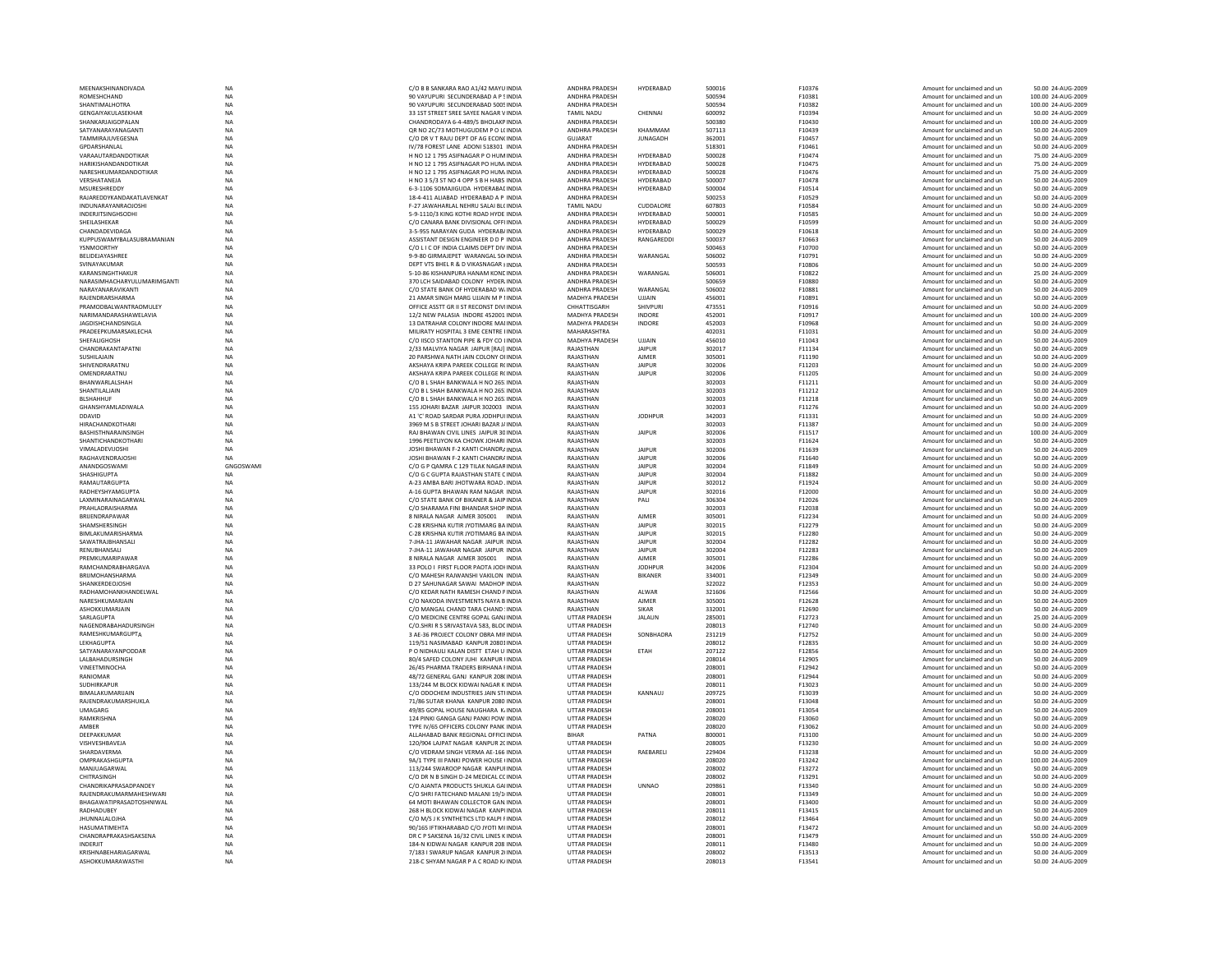| | | | | | | | | | | |
|---|---|---|---|---|---|---|---|---|---|---|
| MEENAKSHINANDIVADA | NA | C/O B B SANKARA RAO A1/42 MAYU INDIA | ANDHRA PRADESH | HYDERABAD | 500016 | F10376 | Amount for unclaimed and un | 50.00 | 24-AUG-2009 |
| ROMESHCHAND | NA | 90 VAYUPURI SECUNDERABAD A P 5 INDIA | ANDHRA PRADESH | | 500594 | F10381 | Amount for unclaimed and un | 100.00 | 24-AUG-2009 |
| SHANTIMALHOTRA | NA | 90 VAYUPURI SECUNDERABAD 5005 INDIA | ANDHRA PRADESH | | 500594 | F10382 | Amount for unclaimed and un | 100.00 | 24-AUG-2009 |
| GENGAIYAKULASEKHAR | NA | 33 1ST STREET SREE SAYEE NAGAR V INDIA | TAMIL NADU | CHENNAI | 600092 | F10394 | Amount for unclaimed and un | 50.00 | 24-AUG-2009 |
| SHANKARJAIGOPALAN | NA | CHANDRODAYA 6-4-489/5 BHOLAKP INDIA | ANDHRA PRADESH | | 500380 | F10430 | Amount for unclaimed and un | 100.00 | 24-AUG-2009 |
| SATYANARAYANAGANTI | NA | QR NO 2C/73 MOTHUGUDEM P O L( INDIA | ANDHRA PRADESH | KHAMMAM | 507113 | F10439 | Amount for unclaimed and un | 50.00 | 24-AUG-2009 |
| TAMMIRAJUVEGESNA | NA | C/O DR V T RAJU DEPT OF AG ECON( INDIA | GUJARAT | JUNAGADH | 362001 | F10457 | Amount for unclaimed and un | 50.00 | 24-AUG-2009 |
| GPDARSHANLAL | NA | IV/78 FOREST LANE ADONI 518301 INDIA | ANDHRA PRADESH | | 518301 | F10461 | Amount for unclaimed and un | 50.00 | 24-AUG-2009 |
| VARAAUTARDANDOTIKAR | NA | H NO 12 1 795 ASIFNAGAR P O HUM INDIA | ANDHRA PRADESH | HYDERABAD | 500028 | F10474 | Amount for unclaimed and un | 75.00 | 24-AUG-2009 |
| HARIKISHANDANDOTIKAR | NA | H NO 12 1 795 ASIFNAGAR PO HUM/ INDIA | ANDHRA PRADESH | HYDERABAD | 500028 | F10475 | Amount for unclaimed and un | 75.00 | 24-AUG-2009 |
| NARESHKUMARDANDOTIKAR | NA | H NO 12 1 795 ASIFNAGAR PO HUM/ INDIA | ANDHRA PRADESH | HYDERABAD | 500028 | F10476 | Amount for unclaimed and un | 75.00 | 24-AUG-2009 |
| VERSHATANEJA | NA | H NO 3 5/3 ST NO 4 OPP S B H HABS INDIA | ANDHRA PRADESH | HYDERABAD | 500007 | F10478 | Amount for unclaimed and un | 50.00 | 24-AUG-2009 |
| MSURESHREDDY | NA | 6-3-1106 SOMAJIGUDA HYDERABAD INDIA | ANDHRA PRADESH | HYDERABAD | 500004 | F10514 | Amount for unclaimed and un | 50.00 | 24-AUG-2009 |
| RAJAREDDYKANDAKATLAVENKAT | NA | 18-4-411 ALIABAD HYDERABAD A P INDIA | ANDHRA PRADESH | | 500253 | F10529 | Amount for unclaimed and un | 50.00 | 24-AUG-2009 |
| INDUNARAYANRAOJOSHI | NA | F-27 JAWAHARLAL NEHRU SALAI BL( INDIA | TAMIL NADU | CUDDALORE | 607803 | F10584 | Amount for unclaimed and un | 50.00 | 24-AUG-2009 |
| INDERJITSINGHSODHI | NA | 5-9-1110/3 KING KOTHI ROAD HYDE INDIA | ANDHRA PRADESH | HYDERABAD | 500001 | F10585 | Amount for unclaimed and un | 50.00 | 24-AUG-2009 |
| SHEILASHEKAR | NA | C/O CANARA BANK DIVISIONAL OFFI INDIA | ANDHRA PRADESH | HYDERABAD | 500029 | F10599 | Amount for unclaimed and un | 50.00 | 24-AUG-2009 |
| CHANDADEVIDAGA | NA | 3-5-955 NARAYAN GUDA HYDERAB/ INDIA | ANDHRA PRADESH | HYDERABAD | 500029 | F10618 | Amount for unclaimed and un | 50.00 | 24-AUG-2009 |
| KUPPUSWAMYBALASUBRAMANIAN | NA | ASSISTANT DESIGN ENGINEER D D P INDIA | ANDHRA PRADESH | RANGAREDDI | 500037 | F10663 | Amount for unclaimed and un | 50.00 | 24-AUG-2009 |
| YSNMOORTHY | NA | C/O L I C OF INDIA CLAIMS DEPT DIV INDIA | ANDHRA PRADESH | | 500463 | F10700 | Amount for unclaimed and un | 50.00 | 24-AUG-2009 |
| BELIDEJAYASHREE | NA | 9-9-80 GIRMAJEPET WARANGAL 50 INDIA | ANDHRA PRADESH | WARANGAL | 506002 | F10791 | Amount for unclaimed and un | 50.00 | 24-AUG-2009 |
| SVINAYAKUMAR | NA | DEPT VTS BHEL R & D VIKASNAGAR I INDIA | ANDHRA PRADESH | | 500593 | F10806 | Amount for unclaimed and un | 50.00 | 24-AUG-2009 |
| KARANSINGHTHAKUR | NA | 5-10-86 KISHANPURA HANAM KONE INDIA | ANDHRA PRADESH | WARANGAL | 506001 | F10822 | Amount for unclaimed and un | 25.00 | 24-AUG-2009 |
| NARASIMHACHARYULUMARIMGANTI | NA | 370 LCH SAIDABAD COLONY HYDER, INDIA | ANDHRA PRADESH | | 500659 | F10880 | Amount for unclaimed and un | 50.00 | 24-AUG-2009 |
| NARAYANARAVIKANTI | NA | C/O STATE BANK OF HYDERABAD W, INDIA | ANDHRA PRADESH | WARANGAL | 506002 | F10881 | Amount for unclaimed and un | 50.00 | 24-AUG-2009 |
| RAJENDRARSHARMA | NA | 21 AMAR SINGH MARG UJJAIN M P I INDIA | MADHYA PRADESH | UJJAIN | 456001 | F10891 | Amount for unclaimed and un | 50.00 | 24-AUG-2009 |
| PRAMODBALWANTRAOMULEY | NA | OFFICE ASSTT GR II ST RECONST DIVI INDIA | CHHATTISGARH | SHIVPURI | 473551 | F10916 | Amount for unclaimed and un | 50.00 | 24-AUG-2009 |
| NARIMANDARASHAWELAVIA | NA | 12/2 NEW PALASIA INDORE 452001 INDIA | MADHYA PRADESH | INDORE | 452001 | F10917 | Amount for unclaimed and un | 100.00 | 24-AUG-2009 |
| JAGDISHCHANDSINGLA | NA | 13 DATRAHAR COLONY INDORE MAI INDIA | MADHYA PRADESH | INDORE | 452003 | F10968 | Amount for unclaimed and un | 50.00 | 24-AUG-2009 |
| PRADEEPKUMARSAKLECHA | NA | MILIRATY HOSPITAL 3 EME CENTRE I INDIA | MAHARASHTRA | | 402031 | F11031 | Amount for unclaimed and un | 50.00 | 24-AUG-2009 |
| SHEFALIGHOSH | NA | C/O IISCO STANTON PIPE & FDY CO I INDIA | MADHYA PRADESH | UJJAIN | 456010 | F11043 | Amount for unclaimed and un | 50.00 | 24-AUG-2009 |
| CHANDRAKANTAPATNI | NA | 2/33 MALVIYA NAGAR JAIPUR [RAJ] INDIA | RAJASTHAN | JAIPUR | 302017 | F11134 | Amount for unclaimed and un | 50.00 | 24-AUG-2009 |
| SUSHILAJAIN | NA | 20 PARSHWA NATH JAIN COLONY OI INDIA | RAJASTHAN | AJMER | 305001 | F11190 | Amount for unclaimed and un | 50.00 | 24-AUG-2009 |
| SHIVENDRARATNU | NA | AKSHAYA KRIPA PAREEK COLLEGE R( INDIA | RAJASTHAN | JAIPUR | 302006 | F11203 | Amount for unclaimed and un | 50.00 | 24-AUG-2009 |
| OMENDRARATNU | NA | AKSHAYA KRIPA PAREEK COLLEGE R( INDIA | RAJASTHAN | JAIPUR | 302006 | F11205 | Amount for unclaimed and un | 50.00 | 24-AUG-2009 |
| BHANWARLALSHAH | NA | C/O B L SHAH BANKWALA H NO 265 INDIA | RAJASTHAN | | 302003 | F11211 | Amount for unclaimed and un | 50.00 | 24-AUG-2009 |
| SHANTILALJAIN | NA | C/O B L SHAH BANKWALA H NO 265 INDIA | RAJASTHAN | | 302003 | F11212 | Amount for unclaimed and un | 50.00 | 24-AUG-2009 |
| BLSHAHHUF | NA | C/O B L SHAH BANKWALA H NO 265 INDIA | RAJASTHAN | | 302003 | F11218 | Amount for unclaimed and un | 50.00 | 24-AUG-2009 |
| GHANSHYAMLADIWALA | NA | 155 JOHARI BAZAR JAIPUR 302003 INDIA | RAJASTHAN | | 302003 | F11276 | Amount for unclaimed and un | 50.00 | 24-AUG-2009 |
| DDAVID | NA | A1 'C' ROAD SARDAR PURA JODHPUI INDIA | RAJASTHAN | JODHPUR | 342003 | F11331 | Amount for unclaimed and un | 50.00 | 24-AUG-2009 |
| HIRACHANDKOTHARI | NA | 3969 M S B STREET JOHARI BAZAR J/ INDIA | RAJASTHAN | | 302003 | F11387 | Amount for unclaimed and un | 50.00 | 24-AUG-2009 |
| BASHISTHNARAINSINGH | NA | RAJ BHAWAN CIVIL LINES JAIPUR 30 INDIA | RAJASTHAN | JAIPUR | 302006 | F11517 | Amount for unclaimed and un | 100.00 | 24-AUG-2009 |
| SHANTICHANDKOTHARI | NA | 1996 PEETLIYON KA CHOWK JOHARI INDIA | RAJASTHAN | | 302003 | F11624 | Amount for unclaimed and un | 50.00 | 24-AUG-2009 |
| VIMALADEVIJOSHI | NA | JOSHI BHAWAN F-2 KANTI CHANDR/ INDIA | RAJASTHAN | JAIPUR | 302006 | F11639 | Amount for unclaimed and un | 50.00 | 24-AUG-2009 |
| RAGHAVENDRAJOSHI | NA | JOSHI BHAWAN F-2 KANTI CHANDR/ INDIA | RAJASTHAN | JAIPUR | 302006 | F11640 | Amount for unclaimed and un | 50.00 | 24-AUG-2009 |
| ANANDGOSWAMI | GNGOSWAMI | C/O G P QAMRA C 129 TILAK NAGAR INDIA | RAJASTHAN | JAIPUR | 302004 | F11849 | Amount for unclaimed and un | 50.00 | 24-AUG-2009 |
| SHASHIGUPTA | NA | C/O G C GUPTA RAJASTHAN STATE C INDIA | RAJASTHAN | JAIPUR | 302004 | F11882 | Amount for unclaimed and un | 50.00 | 24-AUG-2009 |
| RAMAUTARGUPTA | NA | A-23 AMBA BARI JHOTWARA ROAD , INDIA | RAJASTHAN | JAIPUR | 302012 | F11924 | Amount for unclaimed and un | 50.00 | 24-AUG-2009 |
| RADHEYSHYAMGUPTA | NA | A-16 GUPTA BHAWAN RAM NAGAR INDIA | RAJASTHAN | JAIPUR | 302016 | F12000 | Amount for unclaimed and un | 50.00 | 24-AUG-2009 |
| LAXMINARAINAGARWAL | NA | C/O STATE BANK OF BIKANER & JAIP INDIA | RAJASTHAN | PALI | 306304 | F12026 | Amount for unclaimed and un | 50.00 | 24-AUG-2009 |
| PRAHLADRAISHARMA | NA | C/O SHARAMA FINI BHANDAR SHOP INDIA | RAJASTHAN | | 302003 | F12038 | Amount for unclaimed and un | 50.00 | 24-AUG-2009 |
| BRIJENDRAPAWAR | NA | 8 NIRALA NAGAR AJMER 305001 INDIA | RAJASTHAN | AJMER | 305001 | F12234 | Amount for unclaimed and un | 50.00 | 24-AUG-2009 |
| SHAMSHERSINGH | NA | C-28 KRISHNA KUTIR JYOTIMARG BA INDIA | RAJASTHAN | JAIPUR | 302015 | F12279 | Amount for unclaimed and un | 50.00 | 24-AUG-2009 |
| BIMLAKUMARISHARMA | NA | C-28 KRISHNA KUTIR JYOTIMARG BA INDIA | RAJASTHAN | JAIPUR | 302015 | F12280 | Amount for unclaimed and un | 50.00 | 24-AUG-2009 |
| SAWATRAJBHANSALI | NA | 7-JHA-11 JAWAHAR NAGAR JAIPUR INDIA | RAJASTHAN | JAIPUR | 302004 | F12282 | Amount for unclaimed and un | 50.00 | 24-AUG-2009 |
| RENUBHANSALI | NA | 7-JHA-11 JAWAHAR NAGAR JAIPUR INDIA | RAJASTHAN | JAIPUR | 302004 | F12283 | Amount for unclaimed and un | 50.00 | 24-AUG-2009 |
| PREMKUMARIPAWAR | NA | 8 NIRALA NAGAR AJMER 305001 INDIA | RAJASTHAN | AJMER | 305001 | F12286 | Amount for unclaimed and un | 50.00 | 24-AUG-2009 |
| RAMCHANDRABHARGAVA | NA | 33 POLO I FIRST FLOOR PAOTA JODI INDIA | RAJASTHAN | JODHPUR | 342006 | F12304 | Amount for unclaimed and un | 50.00 | 24-AUG-2009 |
| BRIJMOHANSHARMA | NA | C/O MAHESH RAJWANSHI VAKILON INDIA | RAJASTHAN | BIKANER | 334001 | F12349 | Amount for unclaimed and un | 50.00 | 24-AUG-2009 |
| SHANKERDEOJOSHI | NA | D 27 SAHUNAGAR SAWAI MADHOP INDIA | RAJASTHAN | | 322022 | F12353 | Amount for unclaimed and un | 50.00 | 24-AUG-2009 |
| RADHAMOHANKHANDELWAL | NA | C/O KEDAR NATH RAMESH CHAND F INDIA | RAJASTHAN | ALWAR | 321606 | F12566 | Amount for unclaimed and un | 50.00 | 24-AUG-2009 |
| NARESHKUMARJAIN | NA | C/O NAKODA INVESTMENTS NAYA B INDIA | RAJASTHAN | AJMER | 305001 | F12628 | Amount for unclaimed and un | 50.00 | 24-AUG-2009 |
| ASHOKKUMARJAIN | NA | C/O MANGAL CHAND TARA CHAND I INDIA | RAJASTHAN | SIKAR | 332001 | F12690 | Amount for unclaimed and un | 50.00 | 24-AUG-2009 |
| SARLAGUPTA | NA | C/O MEDICINE CENTRE GOPAL GANJ INDIA | UTTAR PRADESH | JALAUN | 285001 | F12723 | Amount for unclaimed and un | 25.00 | 24-AUG-2009 |
| NAGENDRABAHADURSINGH | NA | C/O.SHRI R S SRIVASTAVA 583, BLOC INDIA | UTTAR PRADESH | | 208013 | F12740 | Amount for unclaimed and un | 50.00 | 24-AUG-2009 |
| RAMESHKUMARGUPTA | NA | 3 AE-36 PROJECT COLONY OBRA MIF INDIA | UTTAR PRADESH | SONBHADRA | 231219 | F12752 | Amount for unclaimed and un | 50.00 | 24-AUG-2009 |
| LEKHAGUPTA | NA | 119/51 NASIMABAD KANPUR 20801 INDIA | UTTAR PRADESH | | 208012 | F12835 | Amount for unclaimed and un | 50.00 | 24-AUG-2009 |
| SATYANARAYANPODDAR | NA | P O NIDHAULI KALAN DISTT ETAH U INDIA | UTTAR PRADESH | ETAH | 207122 | F12856 | Amount for unclaimed and un | 50.00 | 24-AUG-2009 |
| LALBAHADURSINGH | NA | 80/4 SAFED COLONY JUHI KANPUR I INDIA | UTTAR PRADESH | | 208014 | F12905 | Amount for unclaimed and un | 50.00 | 24-AUG-2009 |
| VINEETMINOCHA | NA | 26/45 PHARMA TRADERS BIRHANA I INDIA | UTTAR PRADESH | | 208001 | F12942 | Amount for unclaimed and un | 50.00 | 24-AUG-2009 |
| RANIOMAR | NA | 48/72 GENERAL GANJ KANPUR 208( INDIA | UTTAR PRADESH | | 208001 | F12944 | Amount for unclaimed and un | 50.00 | 24-AUG-2009 |
| SUDHIRKAPUR | NA | 133/244 M BLOCK KIDWAI NAGAR K INDIA | UTTAR PRADESH | | 208011 | F13023 | Amount for unclaimed and un | 50.00 | 24-AUG-2009 |
| BIMALAKUMARIJAIN | NA | C/O ODOCHEM INDUSTRIES JAIN STI INDIA | UTTAR PRADESH | KANNAUJ | 209725 | F13039 | Amount for unclaimed and un | 50.00 | 24-AUG-2009 |
| RAJENDRAKUMARSHUKLA | NA | 71/86 SUTAR KHANA KANPUR 2080 INDIA | UTTAR PRADESH | | 208001 | F13048 | Amount for unclaimed and un | 50.00 | 24-AUG-2009 |
| UMAGARG | NA | 49/85 GOPAL HOUSE NAUGHARA K/ INDIA | UTTAR PRADESH | | 208001 | F13054 | Amount for unclaimed and un | 50.00 | 24-AUG-2009 |
| RAMKRISHNA | NA | 124 PINKI GANGA GANJ PANKI POW INDIA | UTTAR PRADESH | | 208020 | F13060 | Amount for unclaimed and un | 50.00 | 24-AUG-2009 |
| AMBER | NA | TYPE IV/65 OFFICERS COLONY PANK INDIA | UTTAR PRADESH | | 208020 | F13062 | Amount for unclaimed and un | 50.00 | 24-AUG-2009 |
| DEEPAKKUMAR | NA | ALLAHABAD BANK REGIONAL OFFICI INDIA | BIHAR | PATNA | 800001 | F13100 | Amount for unclaimed and un | 50.00 | 24-AUG-2009 |
| VISHVESHBAVEJA | NA | 120/904 LAJPAT NAGAR KANPUR 2( INDIA | UTTAR PRADESH | | 208005 | F13230 | Amount for unclaimed and un | 50.00 | 24-AUG-2009 |
| SHARDAVERMA | NA | C/O VEDRAM SINGH VERMA AE-166 INDIA | UTTAR PRADESH | RAEBARELI | 229404 | F13238 | Amount for unclaimed and un | 50.00 | 24-AUG-2009 |
| OMPRAKASHGUPTA | NA | 9A/1 TYPE III PANKI POWER HOUSE I INDIA | UTTAR PRADESH | | 208020 | F13242 | Amount for unclaimed and un | 100.00 | 24-AUG-2009 |
| MANJUAGARWAL | NA | 113/244 SWAROOP NAGAR KANPUI INDIA | UTTAR PRADESH | | 208002 | F13272 | Amount for unclaimed and un | 50.00 | 24-AUG-2009 |
| CHITRASINGH | NA | C/O DR N B SINGH D-24 MEDICAL C( INDIA | UTTAR PRADESH | | 208002 | F13291 | Amount for unclaimed and un | 50.00 | 24-AUG-2009 |
| CHANDRIKAPRASADPANDEY | NA | C/O AJANTA PRODUCTS SHUKLA GAI INDIA | UTTAR PRADESH | UNNAO | 209861 | F13340 | Amount for unclaimed and un | 50.00 | 24-AUG-2009 |
| RAJENDRAKUMARMAHESHWARI | NA | C/O SHRI FATECHAND MALANI 19/1( INDIA | UTTAR PRADESH | | 208001 | F13349 | Amount for unclaimed and un | 50.00 | 24-AUG-2009 |
| BHAGAWATIPRASADTOSHNIWAL | NA | 64 MOTI BHAWAN COLLECTOR GAN INDIA | UTTAR PRADESH | | 208001 | F13400 | Amount for unclaimed and un | 50.00 | 24-AUG-2009 |
| RADHADUBEY | NA | 268 H BLOCK KIDWAI NAGAR KANPI INDIA | UTTAR PRADESH | | 208011 | F13415 | Amount for unclaimed and un | 50.00 | 24-AUG-2009 |
| JHUNNALALOJHA | NA | C/O M/S J K SYNTHETICS LTD KALPI F INDIA | UTTAR PRADESH | | 208012 | F13464 | Amount for unclaimed and un | 50.00 | 24-AUG-2009 |
| HASUMATIMEHTA | NA | 90/165 IFTIKHARABAD C/O JYOTI MI INDIA | UTTAR PRADESH | | 208001 | F13472 | Amount for unclaimed and un | 50.00 | 24-AUG-2009 |
| CHANDRAPRAKASHSAKSENA | NA | DR C P SAKSENA 16/32 CIVIL LINES K INDIA | UTTAR PRADESH | | 208001 | F13479 | Amount for unclaimed and un | 550.00 | 24-AUG-2009 |
| INDERJIT | NA | 184-N KIDWAI NAGAR KANPUR 208 INDIA | UTTAR PRADESH | | 208011 | F13480 | Amount for unclaimed and un | 50.00 | 24-AUG-2009 |
| KRISHNABEHARIAGARWAL | NA | 7/183 I SWARUP NAGAR KANPUR 2I INDIA | UTTAR PRADESH | | 208002 | F13513 | Amount for unclaimed and un | 50.00 | 24-AUG-2009 |
| ASHOKKUMARAWASTHI | NA | 218-C SHYAM NAGAR P A C ROAD K/ INDIA | UTTAR PRADESH | | 208013 | F13541 | Amount for unclaimed and un | 50.00 | 24-AUG-2009 |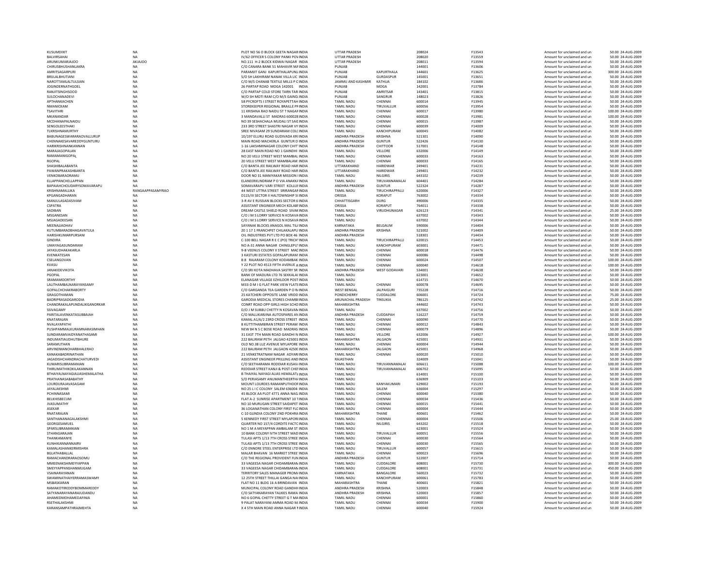| | | | | | | | | | | |
|---|---|---|---|---|---|---|---|---|---|---|
| KUSUMDIXIT | NA | PLOT NO 56 O BLOCK GEETA NAGAR INDIA | UTTAR PRADESH | | 208024 | F13543 | Amount for unclaimed and un | 50.00 | 24-AUG-2009 |
| BALVIRSAHAI | NA | IV/62 OFFICER S COLONY PANKI POV INDIA | UTTAR PRADESH | | 208020 | F13559 | Amount for unclaimed and un | 50.00 | 24-AUG-2009 |
| ARUNKUMARJAJOO | AKJAJOO | NO.111 H-2 BLOCK KIDWAI NAGAR INDIA | UTTAR PRADESH | | 208011 | F13594 | Amount for unclaimed and un | 50.00 | 24-AUG-2009 |
| CHIRUSBHUSHANLAKRA | NA | C/O CANARA BANK 51 MAHAVIR MA INDIA | PUNJAB | | 144001 | F13606 | Amount for unclaimed and un | 50.00 | 24-AUG-2009 |
| AMRITSAGARPURI | NA | PARAMJIT GANJ KAPURTHALAPUNJ INDIA | PUNJAB | KAPURTHALA | 144601 | F13625 | Amount for unclaimed and un | 300.00 | 24-AUG-2009 |
| BRIJLALBHUTIANI | NA | S/O SH LAKHIRAM NANAK VILLA LIC INDIA | PUNJAB | GURDASPUR | 145001 | F13651 | Amount for unclaimed and un | 50.00 | 24-AUG-2009 |
| NAROTTAMLALTULSIAN | NA | C/O M/S CHANAB TEXTILE MILLS P C INDIA | JAMMU AND KASHMIR | KATHUA | 184102 | F13686 | Amount for unclaimed and un | 50.00 | 24-AUG-2009 |
| JOGINDERNATHGOEL | NA | 26 PARTAP ROAD MOGA 142001 INDIA | PUNJAB | MOGA | 142001 | F13784 | Amount for unclaimed and un | 50.00 | 24-AUG-2009 |
| RANJITSINGHSOOD | NA | C/O PARTAP COLD STORE TARN TAR INDIA | PUNJAB | AMRITSAR | 143401 | F13815 | Amount for unclaimed and un | 50.00 | 24-AUG-2009 |
| SULOCHANADEVI | NA | W/O SH MOTI RAM C/O M/S GAIND INDIA | PUNJAB | SANGRUR | 148023 | F13826 | Amount for unclaimed and un | 50.00 | 24-AUG-2009 |
| APTHANKACHEN | NA | 58 PYCROFTS I STREET ROYAPETTAH INDIA | TAMIL NADU | CHENNAI | 600014 | F13945 | Amount for unclaimed and un | 50.00 | 24-AUG-2009 |
| NMANICKAM | NA | STOREKEEPER REGIONAL BRAILLE PF INDIA | TAMIL NADU | TIRUVALLUR | 600056 | F13954 | Amount for unclaimed and un | 50.00 | 24-AUG-2009 |
| TSAVITHRI | NA | 11 KRISHNA RAO NAIDU ST T NAGAF INDIA | TAMIL NADU | CHENNAI | 600017 | F13980 | Amount for unclaimed and un | 100.00 | 24-AUG-2009 |
| MKANANDAR | NA | 3 MANDAVALLI ST MADRAS 600028 INDIA | TAMIL NADU | CHENNAI | 600028 | F13981 | Amount for unclaimed and un | 100.00 | 24-AUG-2009 |
| MCDHANAPALNAIDU | NA | NO 39 SESHACHALA MUDALI ST SAIE INDIA | TAMIL NADU | CHENNAI | 600015 | F13987 | Amount for unclaimed and un | 50.00 | 24-AUG-2009 |
| SENGOLEESTHAKI | NA | 233 3RD STREET SHASTRI NAGAR VY INDIA | TAMIL NADU | CHENNAI | 600039 | F14009 | Amount for unclaimed and un | 50.00 | 24-AUG-2009 |
| TLKRISHNAMURTHY | NA | SREE NIVASAM 29 SUNDARAM COLC INDIA | TAMIL NADU | KANCHIPURAM | 600045 | F14082 | Amount for unclaimed and un | 50.00 | 24-AUG-2009 |
| BABUNAGESWARARAOVALLURUP | NA | 10/197 ELURU ROAD GUDIVADA KRI INDIA | ANDHRA PRADESH | KRISHNA | 521301 | F14090 | Amount for unclaimed and un | 50.00 | 24-AUG-2009 |
| CHENNAKESAVAREDDYGUNTURU | NA | MAIN ROAD MACHERLA GUNTUR D INDIA | ANDHRA PRADESH | GUNTUR | 522426 | F14130 | Amount for unclaimed and un | 50.00 | 24-AUG-2009 |
| HARIKRISHNANKANNAN | NA | 1-16 LAKSHMINAGAR COLONY CHIT INDIA | ANDHRA PRADESH | CHITTOOR | 517001 | F14148 | Amount for unclaimed and un | 50.00 | 24-AUG-2009 |
| MARAJAGOPALAN | NA | 28 EAST MAIN ROAD NO 1 GAINDHI INDIA | TAMIL NADU | VELLORE | 632006 | F14149 | Amount for unclaimed and un | 50.00 | 24-AUG-2009 |
| RAMAMANIGOPAL | NA | NO 20 VELU STREET WEST MAMBAL INDIA | TAMIL NADU | CHENNAI | 600033 | F14163 | Amount for unclaimed and un | 50.00 | 24-AUG-2009 |
| RGOPAL | NA | 20 VELU STREET WEST MAMBALAM INDIA | TAMIL NADU | CHENNAI | 600033 | F14165 | Amount for unclaimed and un | 50.00 | 24-AUG-2009 |
| SHASHIBALABANTA | NA | C/O BANTA JEE RAILWAY ROAD HAR INDIA | UTTARAKHAND | HARIDWAR | 249401 | F14231 | Amount for unclaimed and un | 50.00 | 24-AUG-2009 |
| PAWANPRAKASHBANTA | NA | C/O BANTA JEE RAILWAY ROAD HAR INDIA | UTTARAKHAND | HARIDWAR | 249401 | F14232 | Amount for unclaimed and un | 50.00 | 24-AUG-2009 |
| VENKOBARAORAMU | NA | DOOR NO 31 MANIYAKAR MISSION I INDIA | TAMIL NADU | NILGIRIS | 643102 | F14239 | Amount for unclaimed and un | 50.00 | 24-AUG-2009 |
| ELLAPPANCHELLAPPAN | NA | ELANEERKUNDRAM P O VIA ANAKKA INDIA | TAMIL NADU | TIRUVANNAMALAI | 604401 | F14284 | Amount for unclaimed and un | 50.00 | 24-AUG-2009 |
| BAPAIAHCHOUDARYSOMAVARAPU | NA | SOMAVARAPU VARI STREET KOLLUF INDIA | ANDHRA PRADESH | GUNTUR | 522324 | F14287 | Amount for unclaimed and un | 50.00 | 24-AUG-2009 |
| KRISHNAMALLIKA | RANGAAPPASAMYRAO | 44 WEST UTTRA STREET SRIRANGAN INDIA | TAMIL NADU | TIRUCHIRAPPALLI | 620006 | F14327 | Amount for unclaimed and un | 50.00 | 24-AUG-2009 |
| KPGANGADHARAN | NA | D115/III SECTOR II HALTOWNSHIP SI INDIA | ORISSA | KORAPUT | 763002 | F14334 | Amount for unclaimed and un | 50.00 | 24-AUG-2009 |
| MANJULASADASIVAM | NA | 3-R AV E RUSSIAN BLOCKS SECTOR 6 INDIA | CHHATTISGARH | DURG | 490006 | F14335 | Amount for unclaimed and un | 50.00 | 24-AUG-2009 |
| CSPATRA | NA | ASSISTANT ENGINEER MECH KOLABI INDIA | ORISSA | KORAPUT | 764011 | F14338 | Amount for unclaimed and un | 50.00 | 24-AUG-2009 |
| SADIBAN | NA | DREAM CASTLE SHIELD ROAD SIVAK INDIA | TAMIL NADU | VIRUDHUNAGAR | 626123 | F14341 | Amount for unclaimed and un | 25.00 | 24-AUG-2009 |
| MSGANESAN | NA | C/O J M S LORRY SERVICE N KOSAVA INDIA | TAMIL NADU | | 637002 | F14343 | Amount for unclaimed and un | 50.00 | 24-AUG-2009 |
| MSJAGADEESAN | NA | C/O J M S LORRY SERVICE N KOSAVA INDIA | TAMIL NADU | | 637002 | F14344 | Amount for unclaimed and un | 50.00 | 24-AUG-2009 |
| MEENAJJADHAV | NA | SAYANAK BLOCKS ANAGOL MAL TIL/ INDIA | KARNATAKA | BELGAUM | 590006 | F14404 | Amount for unclaimed and un | 50.00 | 24-AUG-2009 |
| KUTUMBARAOBHAGAVATULA | NA | 20 1 17 1 FRANCHPET CHILAKALAPU INDIA | ANDHRA PRADESH | KRISHNA | 521002 | F14409 | Amount for unclaimed and un | 50.00 | 24-AUG-2009 |
| HARISHKUMARPURSANI | NA | OIL INDUSTRIES PVT LTD PO BOX 46 INDIA | ANDHRA PRADESH | | 518301 | F14434 | Amount for unclaimed and un | 50.00 | 24-AUG-2009 |
| GINDIRA | NA | C-100 BELL NAGAR R E C (PO) TRICH INDIA | TAMIL NADU | TIRUCHIRAPPALLI | 620015 | F14453 | Amount for unclaimed and un | 50.00 | 24-AUG-2009 |
| UMAYAGASUNDARAM | NA | NO A-31 ANNA NAGAR CHINGLEPU INDIA | TAMIL NADU | KANCHIPURAM | 603001 | F14471 | Amount for unclaimed and un | 50.00 | 24-AUG-2009 |
| JAYASUDHAKAKARLA | NA | 9-B VEENUS COLONY II STREET MAC INDIA | TAMIL NADU | CHENNAI | 600018 | F14476 | Amount for unclaimed and un | 50.00 | 24-AUG-2009 |
| KVENKATESAN | NA | 3 KASTURI ESTATES GOPALAPURAM INDIA | TAMIL NADU | CHENNAI | 600086 | F14498 | Amount for unclaimed and un | 50.00 | 24-AUG-2009 |
| CSELANGOVAN | NA | B 8 RAJARAM COLONY KODAMBAK INDIA | TAMIL NADU | CHENNAI | 600024 | F14507 | Amount for unclaimed and un | 100.00 | 24-AUG-2009 |
| KVASU | NA | Y 22 PLOT NO 4513 FIFTH AVENUE A INDIA | TAMIL NADU | CHENNAI | 600040 | F14618 | Amount for unclaimed and un | 100.00 | 24-AUG-2009 |
| JANAKIDEVIKOTA | NA | C/O SRI KOTA MADHAVA SASTRY SR INDIA | ANDHRA PRADESH | WEST GODAVARI | 534001 | F14638 | Amount for unclaimed and un | 50.00 | 24-AUG-2009 |
| PGOPAL | NA | BANK OF MADURA LTD 76 SEKKALAI INDIA | TAMIL NADU | | 623001 | F14652 | Amount for unclaimed and un | 50.00 | 24-AUG-2009 |
| SRAMAMOORTHY | NA | ELANAGAR VILLAGE EZHILOOR POST INDIA | TAMIL NADU | | 614715 | F14670 | Amount for unclaimed and un | 50.00 | 24-AUG-2009 |
| LALITHAMBALNARAYANSAMY | NA | M33-D M I G FLAT PARK VIEW FLATS INDIA | TAMIL NADU | CHENNAI | 600078 | F14695 | Amount for unclaimed and un | 50.00 | 24-AUG-2009 |
| GOPALCHCHAKRABORTY | NA | C/O GARGANDA TEA GARDEN P O R INDIA | WEST BENGAL | JALPAIGURI | 735228 | F14716 | Amount for unclaimed and un | 50.00 | 24-AUG-2009 |
| GRAGOTHAMAN | NA | 25 KATCHERI OPPOSITE LANE VRIDD INDIA | PONDICHERRY | CUDDALORE | 606001 | F14724 | Amount for unclaimed and un | 75.00 | 24-AUG-2009 |
| BADRIPRASADGARODIA | NA | GARODIA MEDICAL STORES CHAMBI INDIA | ARUNACHAL PRADESH | TINSUKIA | 786125 | F14742 | Amount for unclaimed and un | 25.00 | 24-AUG-2009 |
| CHANDRAKALAPUNDALIKGANORKAR | NA | CONRT ROAD OPP GIRLS HIGH SCHO INDIA | MAHARASHTRA | | 444602 | F14743 | Amount for unclaimed and un | 50.00 | 24-AUG-2009 |
| SSIVAGAMY | NA | D/O J M SUBBU CHETTY N KOSAVAN INDIA | TAMIL NADU | | 637002 | F14756 | Amount for unclaimed and un | 50.00 | 24-AUG-2009 |
| PARITALAVENKATASUBBAIAH | NA | C/O MALLIKARJINA AUTOSPARES AN INDIA | ANDHRA PRADESH | CUDDAPAH | 516227 | F14759 | Amount for unclaimed and un | 50.00 | 24-AUG-2009 |
| KNATARAJAN | NA | KAMAL A1/6/2 23RD CROSS STREET INDIA | TAMIL NADU | CHENNAI | 600090 | F14770 | Amount for unclaimed and un | 50.00 | 24-AUG-2009 |
| NVALAYAPATHI | NA | 8 KUTTITHAMBIRAN STREET PERAM INDIA | TAMIL NADU | CHENNAI | 600012 | F14843 | Amount for unclaimed and un | 50.00 | 24-AUG-2009 |
| PUSHPAMMALKURAMNARASIMHAN | NA | NEW 84 N S C BOSE ROAD MADRAS INDIA | TAMIL NADU | CHENNAI | 600079 | F14896 | Amount for unclaimed and un | 50.00 | 24-AUG-2009 |
| SUNDARAMVAIDYANATHASAMI | NA | 31 EAST 7TH MAIN ROAD GANDHI N INDIA | TAMIL NADU | VELLORE | 632006 | F14927 | Amount for unclaimed and un | 100.00 | 24-AUG-2009 |
| INDUMATIAUDHUTBHURE | NA | 222 BALIRAM PETH JALGAO 425001 INDIA | MAHARASHTRA | JALGAON | 425001 | F14931 | Amount for unclaimed and un | 50.00 | 24-AUG-2009 |
| SARAMUTHAN | NA | OLD NO.38 LUZ AVENUE MYLAPORE INDIA | TAMIL NADU | CHENNAI | 600004 | F14944 | Amount for unclaimed and un | 50.00 | 24-AUG-2009 |
| ARVINDMANOHARBHALERAO | NA | 222 BALIRAM PETH JALGAON 4250C INDIA | MAHARASHTRA | JALGAON | 425001 | F14968 | Amount for unclaimed and un | 50.00 | 24-AUG-2009 |
| KANAKABADRINATHAN | NA | 21 VENKETRATNAM NAGAR ADYARI INDIA | TAMIL NADU | CHENNAI | 600020 | F15010 | Amount for unclaimed and un | 50.00 | 24-AUG-2009 |
| JAGADISHCHANDRACHATURVEDI | NA | ASSISTANT ENGINEER PRILLING AND INDIA | RAJASTHAN | | 324009 | F15041 | Amount for unclaimed and un | 50.00 | 24-AUG-2009 |
| KUMARISUBRAMANIAN | NA | C/O SEETHARAMA RODDIAR KUSAV/ INDIA | TAMIL NADU | TIRUVANNAMALAI | 606611 | F15088 | Amount for unclaimed and un | 100.00 | 24-AUG-2009 |
| THIRUMATHIKOKILAKANNAN | NA | REDDIAR STREET KANJI & POST CHEI INDIA | TAMIL NADU | TIRUVANNAMALAI | 606702 | F15095 | Amount for unclaimed and un | 50.00 | 24-AUG-2009 |
| BTHAIYALNAYAGIALIASHEMALATHA | NA | B THAIYAL NAYAGI ALIAS HEMALAT INDIA | TAMIL NADU | | 614001 | F15100 | Amount for unclaimed and un | 50.00 | 24-AUG-2009 |
| PRATHANASABABATHY | NA | S/O PERIASAMY ANUMANTHEERTH/ INDIA | TAMIL NADU | | 636909 | F15103 | Amount for unclaimed and un | 50.00 | 24-AUG-2009 |
| LOURDURAJAVASAGAM | NA | MOUNT LOURDES RAMANPUTHOOF INDIA | TAMIL NADU | KANYAKUMARI | 629002 | F15193 | Amount for unclaimed and un | 50.00 | 24-AUG-2009 |
| JAYALAKSHMI | NA | NO 25 L I C COLONY SALEM 636004 INDIA | TAMIL NADU | SALEM | 636004 | F15297 | Amount for unclaimed and un | 50.00 | 24-AUG-2009 |
| PCHINNASAMI | NA | 45 BLOCK AA PLOT 4771 ANNA NAG INDIA | TAMIL NADU | CHENNAI | 600040 | F15380 | Amount for unclaimed and un | 50.00 | 24-AUG-2009 |
| BELKHISBECUM | NA | FLAT A-2 SUNRISE APARTMENT 10 T INDIA | TAMIL NADU | CHENNAI | 600034 | F15436 | Amount for unclaimed and un | 50.00 | 24-AUG-2009 |
| JVASUMATHY | NA | NO 10 MURUGAN STREET SAIDAPET INDIA | TAMIL NADU | CHENNAI | 600015 | F15441 | Amount for unclaimed and un | 50.00 | 24-AUG-2009 |
| ASEKAR | NA | 36 LOGANATHAN COLONY FIRST FLC INDIA | TAMIL NADU | CHENNAI | 600004 | F15444 | Amount for unclaimed and un | 50.00 | 24-AUG-2009 |
| RNATARAJAN | NA | C-10 GUNDIA COLONY 2ND POKHRA INDIA | MAHARASHTRA | THANE | 400601 | F15462 | Amount for unclaimed and un | 50.00 | 24-AUG-2009 |
| SANTHANANAGALAKSHMI | NA | 5 KENNEDY FIRST STREET MYLAPORI INDIA | TAMIL NADU | CHENNAI | 600004 | F15506 | Amount for unclaimed and un | 25.00 | 24-AUG-2009 |
| GEORGESAMUEL | NA | QUARTER NO 157/4 CORDITE FACTC INDIA | TAMIL NADU | NILGIRIS | 643202 | F15518 | Amount for unclaimed and un | 50.00 | 24-AUG-2009 |
| SPARSUBRAMANIAN | NA | NO 1 M A MEYAPPAN AMBALAM ST INDIA | TAMIL NADU | | 623001 | F15524 | Amount for unclaimed and un | 50.00 | 24-AUG-2009 |
| STHANGARAJAN | NA | 10 BANK COLONY IVTH STREET MAD INDIA | TAMIL NADU | TIRUVALLUR | 600051 | F15556 | Amount for unclaimed and un | 50.00 | 24-AUG-2009 |
| THANKAMANYE | NA | TULASI APTS 1/13 7TH CROSS STREE INDIA | TAMIL NADU | CHENNAI | 600030 | F15564 | Amount for unclaimed and un | 50.00 | 24-AUG-2009 |
| KUNHIKANNANNAIRV | NA | TULASI APTS 1/13 7TH CROSS STREE INDIA | TAMIL NADU | CHENNAI | 600030 | F15565 | Amount for unclaimed and un | 50.00 | 24-AUG-2009 |
| KAMALASHANKERMISHRA | NA | C/O ENNORE STEEL ENTERPRISE LTD INDIA | TAMIL NADU | TIRUVALLUR | 600057 | F15615 | Amount for unclaimed and un | 50.00 | 24-AUG-2009 |
| BGLATHABALLAL | NA | MALAR BHAVAN 16 MARKET STREE INDIA | TAMIL NADU | CHENNAI | 600023 | F15696 | Amount for unclaimed and un | 50.00 | 24-AUG-2009 |
| RAMACHANDRARAOSOMU | NA | C/O THE REGIONAL PROVIDENT FUN INDIA | ANDHRA PRADESH | GUNTUR | 522007 | F15714 | Amount for unclaimed and un | 50.00 | 24-AUG-2009 |
| MMEENAKSHIMEYYAPPAN | NA | 33 VAGEESA NAGAR CHIDAMBARAM INDIA | TAMIL NADU | CUDDALORE | 608001 | F15730 | Amount for unclaimed and un | 300.00 | 24-AUG-2009 |
| SMEYYAPPANSHANMUGAM | NA | 33 VAGEESA NAGAR CHIDAMBARAM INDIA | TAMIL NADU | CUDDALORE | 608001 | F15731 | Amount for unclaimed and un | 450.00 | 24-AUG-2009 |
| VSAINARAYANAN | NA | TERRITORY SALES MANAGER PROM/ INDIA | KARNATAKA | BANGALORE | 560023 | F15732 | Amount for unclaimed and un | 50.00 | 24-AUG-2009 |
| SWAMINATHAIYERRAMASWAMY | NA | 12 25TH STREET THILLAI GANGA NA INDIA | TAMIL NADU | KANCHIPURAM | 600061 | F15783 | Amount for unclaimed and un | 50.00 | 24-AUG-2009 |
| MSBASKARAN | NA | FLAT NO 11 BLDG 16 A BRINDAVAN INDIA | MAHARASHTRA | THANE | 400601 | F15821 | Amount for unclaimed and un | 50.00 | 24-AUG-2009 |
| RAMAKOTIREDDYBOMMAREDDY | NA | MUNICIPAL COLONY ROAD GANDHI INDIA | ANDHRA PRADESH | KRISHNA | 520003 | F15848 | Amount for unclaimed and un | 50.00 | 24-AUG-2009 |
| SATYANARAYANARAJUDANDU | NA | C/O SATYANARAYAN TALKIES RAMA INDIA | ANDHRA PRADESH | KRISHNA | 520003 | F15857 | Amount for unclaimed and un | 50.00 | 24-AUG-2009 |
| AHAMEDMOHAMEDAFINIA | NA | NO 6 GOPAL CHETTY STREET G T MA INDIA | TAMIL NADU | CHENNAI | 600001 | F15860 | Amount for unclaimed and un | 50.00 | 24-AUG-2009 |
| RSETHALAKSHMI | NA | 9 PALAT NARAYANI AMMA ROAD M INDIA | TAMIL NADU | CHENNAI | 600034 | F15900 | Amount for unclaimed and un | 50.00 | 24-AUG-2009 |
| KARANSAMPATHRAJMEHTA | NA | X 4 5TH MAIN ROAD ANNA NAGAR I INDIA | TAMIL NADU | CHENNAI | 600040 | F15924 | Amount for unclaimed and un | 50.00 | 24-AUG-2009 |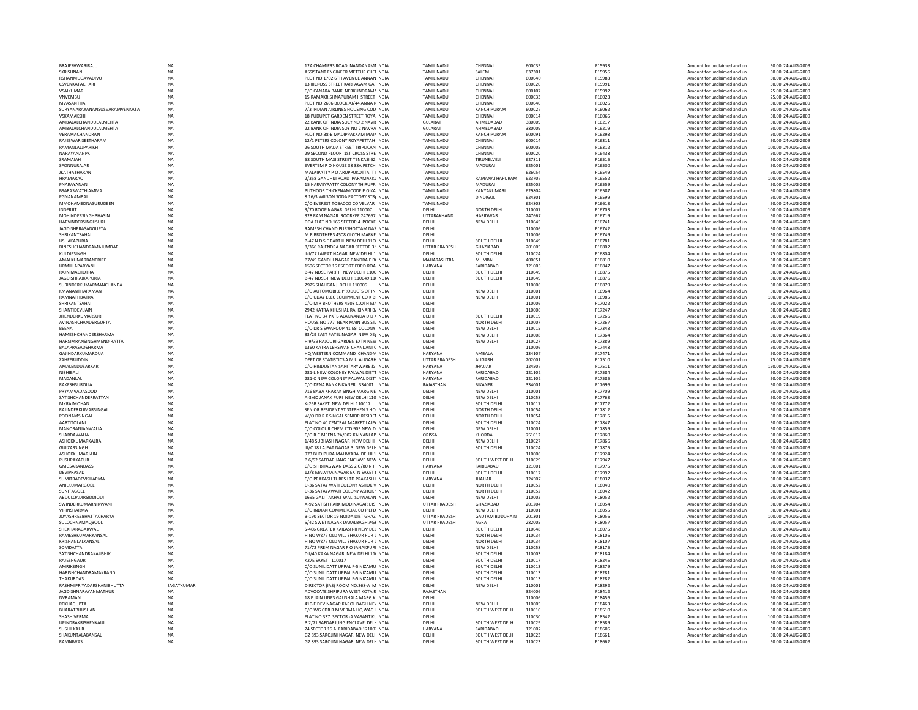| | | | | | | | | | | |
|---|---|---|---|---|---|---|---|---|---|---|
| BRAJESHWARIRAJU | NA | 12A CHAMIERS ROAD NANDANAMN INDIA | TAMIL NADU | CHENNAI | 600035 | F15933 | Amount for unclaimed and un | 50.00 | 24-AUG-2009 |
| SKRISHNAN | NA | ASSISTANT ENGINEER METTUR CHEMINDIA | TAMIL NADU | SALEM | 637301 | F15956 | Amount for unclaimed and un | 50.00 | 24-AUG-2009 |
| RSHANMUGAVADIVU | NA | PLOT NO 1702 6TH AVENUE ANNAN INDIA | TAMIL NADU | CHENNAI | 600040 | F15983 | Amount for unclaimed and un | 50.00 | 24-AUG-2009 |
| CSVENKATACHARI | NA | 13 IIICROSS STREET KARPAGAM GAR INDIA | TAMIL NADU | CHENNAI | 600020 | F15991 | Amount for unclaimed and un | 50.00 | 24-AUG-2009 |
| VSAIKUMAR | NA | C/O CANARA BANK NERKUNDRAMN INDIA | TAMIL NADU | CHENNAI | 600107 | F15992 | Amount for unclaimed and un | 25.00 | 24-AUG-2009 |
| VNVEMBU | NA | 15 RAMAKRISHNAPURAM II STREET INDIA | TAMIL NADU | CHENNAI | 600033 | F16023 | Amount for unclaimed and un | 25.00 | 24-AUG-2009 |
| MVASANTHA | NA | PLOT NO 2606 BLOCK AJ/44 ANNA N INDIA | TAMIL NADU | CHENNAI | 600040 | F16026 | Amount for unclaimed and un | 50.00 | 24-AUG-2009 |
| SURYANARAYANANSUSVARAMVENKATA | NA | 7/3 INDIAN AIRLINES HOUSING COL INDIA | TAMIL NADU | KANCHIPURAM | 600027 | F16062 | Amount for unclaimed and un | 50.00 | 24-AUG-2009 |
| VSKAMAKSHI | NA | 18 PUDUPET GARDEN STREET ROYAI INDIA | TAMIL NADU | CHENNAI | 600014 | F16065 | Amount for unclaimed and un | 50.00 | 24-AUG-2009 |
| AMBALALCHANDULALMEHTA | NA | 22 BANK OF INDIA SOCY NO 2 NAVR INDIA | GUJARAT | AHMEDABAD | 380009 | F16217 | Amount for unclaimed and un | 50.00 | 24-AUG-2009 |
| AMBALALCHANDULALMEHTA | NA | 22 BANK OF INDIA SOY NO 2 NAVRA INDIA | GUJARAT | AHMEDABAD | 380009 | F16219 | Amount for unclaimed and un | 50.00 | 24-AUG-2009 |
| VERAMACHANDRAN | NA | PLOT NO.38-B MADIPPAKKAM MAIN INDIA | TAMIL NADU | KANCHIPURAM | 600091 | F16293 | Amount for unclaimed and un | 50.00 | 24-AUG-2009 |
| RAJESWARISEETHARAM | NA | 12/1 PETERS COLONY ROYAPETTAH INDIA | TAMIL NADU | CHENNAI | 600014 | F16311 | Amount for unclaimed and un | 50.00 | 24-AUG-2009 |
| RAMANLALJPARIKH | NA | 26 SOUTH MADA STREET TRIPLICANI INDIA | TAMIL NADU | CHENNAI | 600005 | F16312 | Amount for unclaimed and un | 100.00 | 24-AUG-2009 |
| NARAYANANPK | NA | 29 SECOND FLOOR 1ST CROSS STRE INDIA | TAMIL NADU | CHENNAI | 600020 | F16438 | Amount for unclaimed and un | 50.00 | 24-AUG-2009 |
| SRAMAIAH | NA | 68 SOUTH MASI STREET TENKASI 62 INDIA | TAMIL NADU | TIRUNELVELI | 627811 | F16515 | Amount for unclaimed and un | 50.00 | 24-AUG-2009 |
| SPONNURAJAR | NA | EVERTEM P O HOUSE 38 38A PETCHI INDIA | TAMIL NADU | MADURAI | 625001 | F16530 | Amount for unclaimed and un | 50.00 | 24-AUG-2009 |
| JKATHATHARAN | NA | MALAIPATTY P O ARUPPUKOTTAI T I INDIA | TAMIL NADU | | 626054 | F16549 | Amount for unclaimed and un | 50.00 | 24-AUG-2009 |
| HRAMARAO | NA | 2/358 GANDHIJI ROAD PARAMAKKL INDIA | TAMIL NADU | RAMANATHAPURAM | 623707 | F16552 | Amount for unclaimed and un | 100.00 | 24-AUG-2009 |
| PNARAYANAN | NA | 15 HARVEYPATTY COLONY THIRUPPA INDIA | TAMIL NADU | MADURAI | 625005 | F16559 | Amount for unclaimed and un | 50.00 | 24-AUG-2009 |
| BSARASWATHIAMMA | NA | PUTHOOR THICKENAMCODE P O KA INDIA | TAMIL NADU | KANYAKUMARI | 629804 | F16587 | Amount for unclaimed and un | 50.00 | 24-AUG-2009 |
| PGNANAMBAL | NA | 8 16/3 WILSON SODA FACTORY STRE INDIA | TAMIL NADU | DINDIGUL | 624301 | F16599 | Amount for unclaimed and un | 50.00 | 24-AUG-2009 |
| MMOHAMEDNASURUDEEN | NA | C/O EVEREST TOBACCO CO VELVAR I INDIA | TAMIL NADU | | 624803 | F16613 | Amount for unclaimed and un | 50.00 | 24-AUG-2009 |
| INDERJIT | NA | 3/70 ROOP NAGAR DELHI 110007 INDIA | DELHI | NORTH DELHI | 110007 | F16703 | Amount for unclaimed and un | 100.00 | 24-AUG-2009 |
| MOHINDERSINGHBHASIN | NA | 328 RAM NAGAR ROORKEE 247667 I INDIA | UTTARAKHAND | HARIDWAR | 247667 | F16719 | Amount for unclaimed and un | 50.00 | 24-AUG-2009 |
| HARVINDERSINGHSURI | NA | DDA FLAT NO.165 SECTOR 4 POCKE INDIA | DELHI | NEW DELHI | 110045 | F16741 | Amount for unclaimed and un | 50.00 | 24-AUG-2009 |
| JAGDISHPRASADGUPTA | NA | RAMESH CHAND PURSHOTTAM DAS INDIA | DELHI | | 110006 | F16742 | Amount for unclaimed and un | 50.00 | 24-AUG-2009 |
| SHRIKANTSAHAI | NA | M R BROTHERS 4508 CLOTH MARKE INDIA | DELHI | | 110006 | F16749 | Amount for unclaimed and un | 50.00 | 24-AUG-2009 |
| USHAKAPURIA | NA | B-47 N D S E PART II NEW DEHI 110 INDIA | DELHI | SOUTH DELHI | 110049 | F16781 | Amount for unclaimed and un | 50.00 | 24-AUG-2009 |
| DINESHCHANDRAMAJUMDAR | NA | 8/366 RAJENDRA NAGAR SECTOR 3 INDIA | UTTAR PRADESH | GHAZIABAD | 201005 | F16802 | Amount for unclaimed and un | 50.00 | 24-AUG-2009 |
| KULDIPSINGH | NA | II-I/77 LAJPAT NAGAR NEW DELHI 1 INDIA | DELHI | SOUTH DELHI | 110024 | F16804 | Amount for unclaimed and un | 75.00 | 24-AUG-2009 |
| AMALKUMARBANERJEE | NA | 87/49 GANDHI NAGAR BANDRA E B INDIA | MAHARASHTRA | MUMBAI | 400051 | F16810 | Amount for unclaimed and un | 50.00 | 24-AUG-2009 |
| URMILLAPARYANI | NA | 1596 SECTOR 15 ESCORT FORD ROA INDIA | HARYANA | FARIDABAD | 121005 | F16847 | Amount for unclaimed and un | 50.00 | 24-AUG-2009 |
| RAJNIMALHOTRA | NA | B-47 NDSE PART II NEW DELHI 1100 INDIA | DELHI | SOUTH DELHI | 110049 | F16875 | Amount for unclaimed and un | 50.00 | 24-AUG-2009 |
| JAGDISHRAJKAPURIA | NA | B-47 NDSE-II NEW DELHI 110049 11 INDIA | DELHI | SOUTH DELHI | 110049 | F16876 | Amount for unclaimed and un | 50.00 | 24-AUG-2009 |
| SURINDERKUMARMANCHANDA | NA | 2925 SHAHGANJ DELHI 110006 INDIA | DELHI | | 110006 | F16879 | Amount for unclaimed and un | 50.00 | 24-AUG-2009 |
| KMANANTHARAMAN | NA | C/O AUTOMOBILE PRODUCTS OF IN INDIA | DELHI | NEW DELHI | 110001 | F16964 | Amount for unclaimed and un | 50.00 | 24-AUG-2009 |
| RAMNATHBATRA | NA | C/O UDAY ELEC EQUIPMENT CO K B INDIA | DELHI | NEW DELHI | 110001 | F16985 | Amount for unclaimed and un | 100.00 | 24-AUG-2009 |
| SHRIKANTSAHAI | NA | C/O M R BROTHERS 4508 CLOTH MA INDIA | DELHI | | 110006 | F17022 | Amount for unclaimed and un | 50.00 | 24-AUG-2009 |
| SHANTIDEVIJAIN | NA | 2942 KATRA KHUSHAL RAI KINARI BA INDIA | DELHI | | 110006 | F17247 | Amount for unclaimed and un | 50.00 | 24-AUG-2009 |
| JITENDERKUMARSURI | NA | FLAT NO 34 PKTB ALAKNANDA D D A INDIA | DELHI | SOUTH DELHI | 110019 | F17266 | Amount for unclaimed and un | 50.00 | 24-AUG-2009 |
| AVINASHCHANDERGUPTA | NA | HOUSE NO 777 NEAR MAIN BUS STA INDIA | DELHI | NORTH DELHI | 110007 | F17267 | Amount for unclaimed and un | 50.00 | 24-AUG-2009 |
| BEENA | NA | C/O DR S SWAROOP 41 ESI COLONY INDIA | DELHI | NEW DELHI | 110015 | F17343 | Amount for unclaimed and un | 50.00 | 24-AUG-2009 |
| HAMESHCHANDERSHARMA | NA | 33/29 EAST PATEL NAGAR NEW DE INDIA | DELHI | NEW DELHI | 110008 | F17364 | Amount for unclaimed and un | 50.00 | 24-AUG-2009 |
| HARSIMRANSINGHMENDIRATTA | NA | H 9/39 RAJOURI GARDEN EXTN NEW INDIA | DELHI | NEW DELHI | 110027 | F17389 | Amount for unclaimed and un | 50.00 | 24-AUG-2009 |
| BALAPRASADSHARMA | NA | 1360 KATRA LEHSWAN CHANDANI C INDIA | DELHI | | 110006 | F17448 | Amount for unclaimed and un | 50.00 | 24-AUG-2009 |
| GAJINDARKUMARDUA | NA | HQ WESTERN COMMAND CHANDM INDIA | HARYANA | AMBALA | 134107 | F17471 | Amount for unclaimed and un | 50.00 | 24-AUG-2009 |
| ZAHEERUDDIN | NA | DEPT OF STATISTICS A M U ALIGARH INDIA | UTTAR PRADESH | ALIGARH | 202001 | F17510 | Amount for unclaimed and un | 75.00 | 24-AUG-2009 |
| AMALENDUSARKAR | NA | C/O HINDUSTAN SANITARYWARE & INDIA | HARYANA | JHAJJAR | 124507 | F17511 | Amount for unclaimed and un | 150.00 | 24-AUG-2009 |
| NISHIBALI | NA | 281-L NEW COLONEY PALWAL DISTT INDIA | HARYANA | FARIDABAD | 121102 | F17584 | Amount for unclaimed and un | 50.00 | 24-AUG-2009 |
| MADANLAL | NA | 281-C NEW COLONEY PALWAL DIST INDIA | HARYANA | FARIDABAD | 121102 | F17585 | Amount for unclaimed and un | 50.00 | 24-AUG-2009 |
| RAKESHSUROLIA | NA | C/O DENA BANK BIKANER 334001 INDIA | RAJASTHAN | BIKANER | 334001 | F17696 | Amount for unclaimed and un | 50.00 | 24-AUG-2009 |
| PRYAMVADASOOD | NA | 716 BABA KHARAK SINGH MARG NE INDIA | DELHI | NEW DELHI | 110001 | F17709 | Amount for unclaimed and un | 50.00 | 24-AUG-2009 |
| SATISHCHANDERRATTAN | NA | A-3/60 JANAK PURI NEW DELHI 110 INDIA | DELHI | NEW DELHI | 110058 | F17763 | Amount for unclaimed and un | 50.00 | 24-AUG-2009 |
| MKRAJMOHAN | NA | K-26B SAKET NEW DELHI 110017 INDIA | DELHI | SOUTH DELHI | 110017 | F17772 | Amount for unclaimed and un | 50.00 | 24-AUG-2009 |
| RAJINDERKUMARSINGAL | NA | SENIOR RESIDENT ST STEPHEN S HO INDIA | DELHI | NORTH DELHI | 110054 | F17812 | Amount for unclaimed and un | 50.00 | 24-AUG-2009 |
| POONAMSINGAL | NA | W/O DR R K SINGAL SENIOR RESIDEN INDIA | DELHI | NORTH DELHI | 110054 | F17815 | Amount for unclaimed and un | 50.00 | 24-AUG-2009 |
| AARTITOLANI | NA | FLAT NO 40 CENTRAL MARKET LAJPA INDIA | DELHI | SOUTH DELHI | 110024 | F17847 | Amount for unclaimed and un | 50.00 | 24-AUG-2009 |
| MANORANJANWALIA | NA | C/O COLOUR CHEM LTD 905 NEW D INDIA | DELHI | NEW DELHI | 110001 | F17859 | Amount for unclaimed and un | 50.00 | 24-AUG-2009 |
| SHARDAWALIA | NA | C/O R.C.MEENA 2A/002 KALYANI AP INDIA | ORISSA | KHORDA | 751012 | F17860 | Amount for unclaimed and un | 50.00 | 24-AUG-2009 |
| ASHOKKUMARKALRA | NA | 1/48 SUBHASH NAGAR NEW DELHI INDIA | DELHI | NEW DELHI | 110027 | F17866 | Amount for unclaimed and un | 50.00 | 24-AUG-2009 |
| GULZARSINGH | NA | III/C 18 LAJPAT NAGAR 3 NEW DELH INDIA | DELHI | SOUTH DELHI | 110024 | F17875 | Amount for unclaimed and un | 50.00 | 24-AUG-2009 |
| ASHOKKUMARJAIN | NA | 973 BHOJPURA MALIWARA DELHI 1 INDIA | DELHI | | 110006 | F17924 | Amount for unclaimed and un | 50.00 | 24-AUG-2009 |
| PUSHPAKAPUR | NA | B 6/52 SAFDAR JANG ENCLAVE NEW INDIA | DELHI | SOUTH WEST DELHI | 110029 | F17947 | Amount for unclaimed and un | 50.00 | 24-AUG-2009 |
| GMGSARANDASS | NA | C/O SH BHAGWAN DASS 2 G/80 N I INDIA | HARYANA | FARIDABAD | 121001 | F17975 | Amount for unclaimed and un | 50.00 | 24-AUG-2009 |
| DEVIPRASAD | NA | 12/8 MALVIYA NAGAR EXTN SAKET I INDIA | DELHI | SOUTH DELHI | 110017 | F17992 | Amount for unclaimed and un | 50.00 | 24-AUG-2009 |
| SUMITRADEVISHARMA | NA | C/O PRAKASH TUBES LTD PRAKASH I INDIA | HARYANA | JHAJJAR | 124507 | F18037 | Amount for unclaimed and un | 50.00 | 24-AUG-2009 |
| ANILKUMARGOEL | NA | D-36 SATAY WATI COLONY ASHOK V INDIA | DELHI | NORTH DELHI | 110052 | F18040 | Amount for unclaimed and un | 50.00 | 24-AUG-2009 |
| SUNITAGOEL | NA | D-36 SATAYAWATI COLONY ASHOK V INDIA | DELHI | NORTH DELHI | 110052 | F18042 | Amount for unclaimed and un | 50.00 | 24-AUG-2009 |
| ABDULQADIRSIDDIQUI | NA | 1695 GALI TAKHAT WALI SUIWALAN INDIA | DELHI | NEW DELHI | 110002 | F18052 | Amount for unclaimed and un | 50.00 | 24-AUG-2009 |
| SWINDERKUMARNIRWANI | NA | A-92 SATISH PARK MODINAGAR DIS INDIA | UTTAR PRADESH | GHAZIABAD | 201204 | F18054 | Amount for unclaimed and un | 50.00 | 24-AUG-2009 |
| VIPINSHARMA | NA | C/O INDIAN COMMERCIAL CO P LTD INDIA | DELHI | NEW DELHI | 110001 | F18055 | Amount for unclaimed and un | 50.00 | 24-AUG-2009 |
| JOYASHREEBHATTACHARYA | NA | B-190 SECTOR 19 NOIDA DIST GHAZI INDIA | UTTAR PRADESH | GAUTAM BUDDHA N | 201301 | F18056 | Amount for unclaimed and un | 100.00 | 24-AUG-2009 |
| SULOCHNAMAQBOOL | NA | 5/42 SWET NAGAR DAYALBAGH AGR INDIA | UTTAR PRADESH | AGRA | 282005 | F18057 | Amount for unclaimed and un | 50.00 | 24-AUG-2009 |
| SEKHARAGARWAL | NA | S-466 GREATER KAILASH-II NEW DEL INDIA | DELHI | SOUTH DELHI | 110048 | F18075 | Amount for unclaimed and un | 50.00 | 24-AUG-2009 |
| RAMESHKUMARKANSAL | NA | H NO WZ77 OLD VILL SHAKUR PUR C INDIA | DELHI | NORTH DELHI | 110034 | F18106 | Amount for unclaimed and un | 50.00 | 24-AUG-2009 |
| KRISHANLALKANSAL | NA | H NO WZ77 OLD VILL SHAKUR PUR C INDIA | DELHI | NORTH DELHI | 110034 | F18107 | Amount for unclaimed and un | 50.00 | 24-AUG-2009 |
| SOMDATTA | NA | 71/72 PREM NAGAR P O JANAKPURI INDIA | DELHI | NEW DELHI | 110058 | F18175 | Amount for unclaimed and un | 50.00 | 24-AUG-2009 |
| SATISHCHANDRAKAUSHIK | NA | DII/40 KAKA NAGAR NEW DELHI 11 INDIA | DELHI | SOUTH DELHI | 110003 | F18184 | Amount for unclaimed and un | 50.00 | 24-AUG-2009 |
| RAJESHGAUR | NA | K27E SAKET 110017 INDIA | DELHI | SOUTH DELHI | 110017 | F18245 | Amount for unclaimed and un | 50.00 | 24-AUG-2009 |
| AMRIKSINGH | NA | C/O SUNIL DATT UPPAL F-5 NIZAMU INDIA | DELHI | SOUTH DELHI | 110013 | F18279 | Amount for unclaimed and un | 50.00 | 24-AUG-2009 |
| HARISHCHANDRAMAKRANDI | NA | C/O SUNIL DATT UPPAL F-5 NIZAMU INDIA | DELHI | SOUTH DELHI | 110013 | F18281 | Amount for unclaimed and un | 50.00 | 24-AUG-2009 |
| THAKURDAS | NA | C/O SUNIL DATT UPPAL F-5 NIZAMU INDIA | DELHI | SOUTH DELHI | 110013 | F18282 | Amount for unclaimed and un | 50.00 | 24-AUG-2009 |
| RASHMIPRIYADARSHANIBHUTTA | JAGATKUMAR | DIRECTOR (IAS) ROOM NO.368-A M INDIA | DELHI | NEW DELHI | 110001 | F18292 | Amount for unclaimed and un | 50.00 | 24-AUG-2009 |
| JAGDISHNARAYANMATHUR | NA | ADVOCATE SHRIPURA WEST KOTA R INDIA | RAJASTHAN | | 324006 | F18412 | Amount for unclaimed and un | 50.00 | 24-AUG-2009 |
| NVRAMAN | NA | 18 F JAIN LINES GAUSHALA MARG KI INDIA | DELHI | | 110006 | F18456 | Amount for unclaimed and un | 50.00 | 24-AUG-2009 |
| REKHAGUPTA | NA | 410-E DEV NAGAR KAROL BAGH NEV INDIA | DELHI | NEW DELHI | 110005 | F18463 | Amount for unclaimed and un | 50.00 | 24-AUG-2009 |
| BHARATBHUSHAN | NA | C/O WG CDR R M VERMA HQ WAC I INDIA | DELHI | SOUTH WEST DELHI | 110010 | F18510 | Amount for unclaimed and un | 50.00 | 24-AUG-2009 |
| SHASHIVERMA | NA | FLAT NO 337 SECTOR -A VASANT KU INDIA | DELHI | | 110030 | F18542 | Amount for unclaimed and un | 100.00 | 24-AUG-2009 |
| UPINDRAKRISHENKAUL | NA | B 2/71 SAFDARJUNG ENCLAVE DELH INDIA | DELHI | SOUTH WEST DELHI | 110029 | F18589 | Amount for unclaimed and un | 50.00 | 24-AUG-2009 |
| SUSHILKAUR | NA | 74 SECTOR 16 A FARIDABAD 12100 INDIA | HARYANA | FARIDABAD | 121002 | F18606 | Amount for unclaimed and un | 50.00 | 24-AUG-2009 |
| SHAKUNTALABANSAL | NA | G2 893 SAROJINI NAGAR NEW DELH INDIA | DELHI | SOUTH WEST DELHI | 110023 | F18661 | Amount for unclaimed and un | 50.00 | 24-AUG-2009 |
| RAMNIWAS | NA | G2 893 SAROJINI NAGAR NEW DELH INDIA | DELHI | SOUTH WEST DELHI | 110023 | F18662 | Amount for unclaimed and un | 50.00 | 24-AUG-2009 |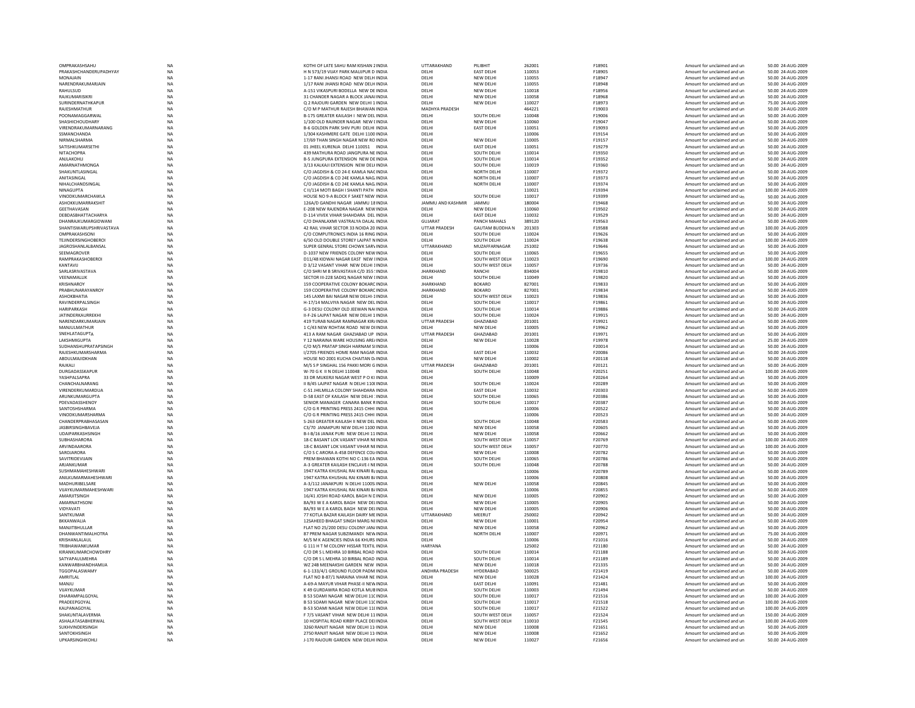| | | | | | | | | | | |
|---|---|---|---|---|---|---|---|---|---|---|
| OMPRAKASHSAHU | NA | KOTHI OF LATE SAHU RAM KISHAN 2 INDIA | UTTARAKHAND | PILIBHIT | 262001 | F18901 | Amount for unclaimed and un | 50.00 | 24-AUG-2009 |
| PRAKASHCHANDERUPADHYAY | NA | H N 573/19 VIJAY PARK MAUJPUR D INDIA | DELHI | EAST DELHI | 110053 | F18905 | Amount for unclaimed and un | 50.00 | 24-AUG-2009 |
| MONAJAIN | NA | 1-17 RANI JHANSI ROAD NEW DELH INDIA | DELHI | NEW DELHI | 110055 | F18947 | Amount for unclaimed and un | 50.00 | 24-AUG-2009 |
| NARENDRAKUMARJAIN | NA | 1/17 RANI JHANSI ROAD NEW DELH INDIA | DELHI | NEW DELHI | 110055 | F18948 | Amount for unclaimed and un | 50.00 | 24-AUG-2009 |
| RAHULSUD | NA | A-151 VIKASPURI BODELLA NEW DE INDIA | DELHI | NEW DELHI | 110018 | F18956 | Amount for unclaimed and un | 50.00 | 24-AUG-2009 |
| RAJKUMARISIKRI | NA | 31 CHANDER NAGAR A BLOCK JANAI INDIA | DELHI | NEW DELHI | 110058 | F18968 | Amount for unclaimed and un | 50.00 | 24-AUG-2009 |
| SURINDERNATHKAPUR | NA | Q 2 RAJOURI GARDEN NEW DELHI 1 INDIA | DELHI | NEW DELHI | 110027 | F18973 | Amount for unclaimed and un | 75.00 | 24-AUG-2009 |
| RAJESHMATHUR | NA | C/O M P MATHUR RAJESH BHAWAN INDIA | MADHYA PRADESH | | 464221 | F19003 | Amount for unclaimed and un | 50.00 | 24-AUG-2009 |
| POONAMAGGARWAL | NA | B-175 GREATER KAILASH I NEW DEL INDIA | DELHI | SOUTH DELHI | 110048 | F19006 | Amount for unclaimed and un | 50.00 | 24-AUG-2009 |
| SHASHICHOUDHARY | NA | 1/100 OLD RAJINDER NAGAR NEW I INDIA | DELHI | NEW DELHI | 110060 | F19047 | Amount for unclaimed and un | 50.00 | 24-AUG-2009 |
| VIRENDRAKUMARNARANG | NA | B-6 GOLDEN PARK SHIV PURI DELHI INDIA | DELHI | EAST DELHI | 110051 | F19093 | Amount for unclaimed and un | 50.00 | 24-AUG-2009 |
| SSMANCHANDA | NA | 1/304 KASHMERE GATE DELHI 1100 INDIA | DELHI | | 110006 | F19154 | Amount for unclaimed and un | 50.00 | 24-AUG-2009 |
| NIRMALSHARMA | NA | 17/69 THAN SINGH NAGAR NEW RO INDIA | DELHI | NEW DELHI | 110005 | F19157 | Amount for unclaimed and un | 50.00 | 24-AUG-2009 |
| SATISHKUMARSETHI | NA | 01 JHEEL KURENJA DELHI 110051 INDIA | DELHI | EAST DELHI | 110051 | F19279 | Amount for unclaimed and un | 50.00 | 24-AUG-2009 |
| NITACHOPRA | NA | 439 MATHURA ROAD JANGPURA NE INDIA | DELHI | SOUTH DELHI | 110014 | F19350 | Amount for unclaimed and un | 50.00 | 24-AUG-2009 |
| ANJLAKOHLI | NA | B-5 JUNGPURA EXTENSION NEW DE INDIA | DELHI | SOUTH DELHI | 110014 | F19352 | Amount for unclaimed and un | 50.00 | 24-AUG-2009 |
| AMARNATHMONGA | NA | 3/13 KALKAJI EXTENSION NEW DELH INDIA | DELHI | SOUTH DELHI | 110019 | F19360 | Amount for unclaimed and un | 50.00 | 24-AUG-2009 |
| SHAKUNTLASINGAL | NA | C/O JAGDISH & CO 24-E KAMLA NAG INDIA | DELHI | NORTH DELHI | 110007 | F19372 | Amount for unclaimed and un | 50.00 | 24-AUG-2009 |
| ANITASINGAL | NA | C/O JAGDISH & CO 24E KAMLA NAG INDIA | DELHI | NORTH DELHI | 110007 | F19373 | Amount for unclaimed and un | 50.00 | 24-AUG-2009 |
| NIHALCHANDSINGAL | NA | C/O JAGDISH & CO 24E KAMLA NAG INDIA | DELHI | NORTH DELHI | 110007 | F19374 | Amount for unclaimed and un | 50.00 | 24-AUG-2009 |
| NINAGUPTA | NA | C II/114 MOTI BAGH I SHANTI PATH INDIA | DELHI | | 110021 | F19394 | Amount for unclaimed and un | 100.00 | 24-AUG-2009 |
| VINODKUMARCHAWLA | NA | HOUSE NO 9-A BLOCK F SAKET NEW INDIA | DELHI | SOUTH DELHI | 110017 | F19399 | Amount for unclaimed and un | 50.00 | 24-AUG-2009 |
| ASHOKKUMARRAKSHIT | NA | 126A/D GANDHI NAGAR JAMMU 18 INDIA | JAMMU AND KASHMIR | JAMMU | 180004 | F19468 | Amount for unclaimed and un | 50.00 | 24-AUG-2009 |
| GEETHAVASAN | NA | E-208 NEW RAJENDRA NAGAR NEW INDIA | DELHI | NEW DELHI | 110060 | F19502 | Amount for unclaimed and un | 50.00 | 24-AUG-2009 |
| DEBDASBHATTACHARYA | NA | D-114 VIVEK VIHAR SHAHDARA DEL INDIA | DELHI | EAST DELHI | 110032 | F19529 | Amount for unclaimed and un | 50.00 | 24-AUG-2009 |
| DHANRAJKUMARGIDWANI | NA | C/O DHANLAXMI VASTRALYA DALAL INDIA | GUJARAT | PANCH MAHALS | 389120 | F19563 | Amount for unclaimed and un | 50.00 | 24-AUG-2009 |
| SHANTISWARUPSHRIVASTAVA | NA | 42 RAIL VIHAR SECTOR 33 NOIDA 20 INDIA | UTTAR PRADESH | GAUTAM BUDDHA N | 201303 | F19588 | Amount for unclaimed and un | 100.00 | 24-AUG-2009 |
| OMPRAKASHSONI | NA | C/O COMPUTRONICS INDIA 16 RING INDIA | DELHI | SOUTH DELHI | 110024 | F19626 | Amount for unclaimed and un | 50.00 | 24-AUG-2009 |
| TEJINDERSINGHOBEROI | NA | 6/50 OLD DOUBLE STOREY LAJPAT N INDIA | DELHI | SOUTH DELHI | 110024 | F19638 | Amount for unclaimed and un | 100.00 | 24-AUG-2009 |
| JAGROSHANLALBANSAL | NA | SUPER GENRAL STORE CHOWK SAR INDIA | UTTARAKHAND | MUZAFFARNAGAR | 251002 | F19646 | Amount for unclaimed and un | 50.00 | 24-AUG-2009 |
| SEEMAGROVER | NA | D-1037 NEW FRIENDS COLONY NEW INDIA | DELHI | SOUTH DELHI | 110065 | F19655 | Amount for unclaimed and un | 50.00 | 24-AUG-2009 |
| RAMPRAKASHOBEROI | NA | D11/48 KIDWAI NAGAR EAST NEW I INDIA | DELHI | SOUTH WEST DELH | 110023 | F19690 | Amount for unclaimed and un | 100.00 | 24-AUG-2009 |
| KANTAVIJ | NA | D 3/12 VASANT VIHAR NEW DELHI 1 INDIA | DELHI | SOUTH WEST DELH | 110057 | F19736 | Amount for unclaimed and un | 50.00 | 24-AUG-2009 |
| SARLASRIVASTAVA | NA | C/O SHRI M B SRIVASTAVA C/D 355 INDIA | JHARKHAND | RANCHI | 834004 | F19810 | Amount for unclaimed and un | 50.00 | 24-AUG-2009 |
| VEENAMALLIK | NA | SECTOR III-228 SADIQ NAGAR NEW I INDIA | DELHI | SOUTH DELHI | 110049 | F19820 | Amount for unclaimed and un | 50.00 | 24-AUG-2009 |
| KRISHNAROY | NA | 159 COOPERATIVE COLONY BOKARC INDIA | JHARKHAND | BOKARO | 827001 | F19833 | Amount for unclaimed and un | 50.00 | 24-AUG-2009 |
| PRABHUNARAYANROY | NA | 159 COOPERATIVE COLONY BOKARC INDIA | JHARKHAND | BOKARO | 827001 | F19834 | Amount for unclaimed and un | 50.00 | 24-AUG-2009 |
| ASHOKBHATIA | NA | 145 LAXMI BAI NAGAR NEW DELHI-1 INDIA | DELHI | SOUTH WEST DELH | 110023 | F19836 | Amount for unclaimed and un | 50.00 | 24-AUG-2009 |
| RAVINDERPALSINGH | NA | H-17/14 MALVIYA NAGAR NEW DEL INDIA | DELHI | SOUTH DELHI | 110017 | F19861 | Amount for unclaimed and un | 50.00 | 24-AUG-2009 |
| HARIPARKASH | NA | G-3 DESU COLONY OLD JEEWAN NA INDIA | DELHI | SOUTH DELHI | 110014 | F19886 | Amount for unclaimed and un | 50.00 | 24-AUG-2009 |
| JATINDERKAURREKHI | NA | II-F-26 LAJPAT NAGAR NEW DELHI 1 INDIA | DELHI | SOUTH DELHI | 110024 | F19915 | Amount for unclaimed and un | 50.00 | 24-AUG-2009 |
| NARENDARKUMARJAIN | NA | 419 TURAB NAGAR RAMNAGAR KIRA INDIA | UTTAR PRADESH | GHAZIABAD | 201001 | F19921 | Amount for unclaimed and un | 50.00 | 24-AUG-2009 |
| MANJULMATHUR | NA | 1 C/43 NEW ROHTAK ROAD NEW DI INDIA | DELHI | NEW DELHI | 110005 | F19962 | Amount for unclaimed and un | 50.00 | 24-AUG-2009 |
| SNEHLATAGUPTA | NA | 413 A RAM NAGAR GHAZIABAD UP INDIA | UTTAR PRADESH | GHAZIABAD | 201001 | F19971 | Amount for unclaimed and un | 50.00 | 24-AUG-2009 |
| LAKSHMIGUPTA | NA | Y 12 NARAINA WARE HOUSING ARE INDIA | DELHI | NEW DELHI | 110028 | F19978 | Amount for unclaimed and un | 25.00 | 24-AUG-2009 |
| SUDHANSHUPRATAPSINGH | NA | C/O M/S PRATAP SINGH HARNAM SI INDIA | DELHI | | 110006 | F20014 | Amount for unclaimed and un | 50.00 | 24-AUG-2009 |
| RAJESHKUMARSHARMA | NA | I/270S FRIENDS HOME RAM NAGAR INDIA | DELHI | EAST DELHI | 110032 | F20086 | Amount for unclaimed and un | 50.00 | 24-AUG-2009 |
| ABDULMAJIDKHAN | NA | HOUSE NO 2001 KUCHA CHAITAN D INDIA | DELHI | NEW DELHI | 110002 | F20118 | Amount for unclaimed and un | 50.00 | 24-AUG-2009 |
| RAJKALI | NA | M/S S P SINGHAL 156 PAKKI MORI G INDIA | UTTAR PRADESH | GHAZIABAD | 201001 | F20121 | Amount for unclaimed and un | 50.00 | 24-AUG-2009 |
| DURGADASSKAPUR | NA | W-70 G K II N DELHI 110048 INDIA | DELHI | SOUTH DELHI | 110048 | F20251 | Amount for unclaimed and un | 100.00 | 24-AUG-2009 |
| YASHPALSAPRA | NA | 33 DR MUKERJI NAGAR WEST P O KI INDIA | DELHI | | 110009 | F20264 | Amount for unclaimed and un | 50.00 | 24-AUG-2009 |
| CHANCHALNARANG | NA | II B/45 LAJPAT NAGAR N DELHI 110 INDIA | DELHI | SOUTH DELHI | 110024 | F20289 | Amount for unclaimed and un | 50.00 | 24-AUG-2009 |
| VIRENDERKUMARDUA | NA | C-51 JHILMILLA COLONY SHAHDARA INDIA | DELHI | EAST DELHI | 110032 | F20303 | Amount for unclaimed and un | 50.00 | 24-AUG-2009 |
| ARUNKUMARGUPTA | NA | D-58 EAST OF KAILASH NEW DELHI INDIA | DELHI | SOUTH DELHI | 110065 | F20386 | Amount for unclaimed and un | 50.00 | 24-AUG-2009 |
| PDEVADASSHENOY | NA | SENIOR MANAGER CANARA BANK R INDIA | DELHI | SOUTH DELHI | 110017 | F20387 | Amount for unclaimed and un | 50.00 | 24-AUG-2009 |
| SANTOSHSHARMA | NA | C/O G R PRINTING PRESS 2415 CHHI INDIA | DELHI | | 110006 | F20522 | Amount for unclaimed and un | 50.00 | 24-AUG-2009 |
| VINODKUMARSHARMA | NA | C/O G R PRINTING PRESS 2415 CHHI INDIA | DELHI | | 110006 | F20523 | Amount for unclaimed and un | 50.00 | 24-AUG-2009 |
| CHANDERPRABHASASAN | NA | S-263 GREATER KAILASH II NEW DEL INDIA | DELHI | SOUTH DELHI | 110048 | F20583 | Amount for unclaimed and un | 50.00 | 24-AUG-2009 |
| JASBIRSINGHBAVEJA | NA | C3/70 JANAKPURI NEW DELHI 1100 INDIA | DELHI | NEW DELHI | 110058 | F20605 | Amount for unclaimed and un | 50.00 | 24-AUG-2009 |
| UDAIPARKASHSINGH | NA | B-I-B/16 JANAK PURI NEW DELHI 11 INDIA | DELHI | NEW DELHI | 110058 | F20662 | Amount for unclaimed and un | 50.00 | 24-AUG-2009 |
| SUBHASHARORA | NA | 18-C BASANT LOK VASANT VIHAR NE INDIA | DELHI | SOUTH WEST DELH | 110057 | F20769 | Amount for unclaimed and un | 100.00 | 24-AUG-2009 |
| ARVINDAARORA | NA | 18-C BASANT LOK VASANT VIHAR NE INDIA | DELHI | SOUTH WEST DELH | 110057 | F20770 | Amount for unclaimed and un | 100.00 | 24-AUG-2009 |
| SAROJARORA | NA | C/O S C ARORA A-458 DEFENCE COL INDIA | DELHI | NEW DELHI | 110008 | F20782 | Amount for unclaimed and un | 50.00 | 24-AUG-2009 |
| SAVITRIDEVIJAIN | NA | PREM BHAWAN KOTHI NO C-136 EA INDIA | DELHI | SOUTH DELHI | 110065 | F20786 | Amount for unclaimed and un | 50.00 | 24-AUG-2009 |
| ARJANKUMAR | NA | A-3 GREATER KAILASH ENCLAVE-I NE INDIA | DELHI | SOUTH DELHI | 110048 | F20788 | Amount for unclaimed and un | 50.00 | 24-AUG-2009 |
| SUSHMAMAHESHWARI | NA | 1947 KATRA KHUSHAL RAI KINARI B INDIA | DELHI | | 110006 | F20789 | Amount for unclaimed and un | 50.00 | 24-AUG-2009 |
| ANILKUMARMAHESHWARI | NA | 1947 KATRA KHUSHAL RAI KINARI B INDIA | DELHI | | 110006 | F20808 | Amount for unclaimed and un | 50.00 | 24-AUG-2009 |
| MADHURIBELSARE | NA | A-3/112 JANAKPURI N DELHI 11005 INDIA | DELHI | NEW DELHI | 110058 | F20845 | Amount for unclaimed and un | 50.00 | 24-AUG-2009 |
| VIJAYKUMARMAHESHWARI | NA | 1947 KATRA KHUSHAL RAI KINARI B INDIA | DELHI | | 110006 | F20855 | Amount for unclaimed and un | 50.00 | 24-AUG-2009 |
| AMARJITSINGH | NA | 16/41 JOSHI ROAD KAROL BAGH N D INDIA | DELHI | NEW DELHI | 110005 | F20902 | Amount for unclaimed and un | 50.00 | 24-AUG-2009 |
| AMARNATHSONI | NA | 8A/93 W E A KAROL BAGH NEW DEI INDIA | DELHI | NEW DELHI | 110005 | F20905 | Amount for unclaimed and un | 50.00 | 24-AUG-2009 |
| VIDYAVATI | NA | 8A/93 W E A KAROL BAGH NEW DEI INDIA | DELHI | NEW DELHI | 110005 | F20906 | Amount for unclaimed and un | 50.00 | 24-AUG-2009 |
| SANTKUMAR | NA | 77 KOTLA BAZAR KAILASH DAIRY ME INDIA | UTTARAKHAND | MEERUT | 250002 | F20942 | Amount for unclaimed and un | 50.00 | 24-AUG-2009 |
| BKKANWALIA | NA | 12SAHEED BHAGAT SINGH MARG NI INDIA | DELHI | NEW DELHI | 110001 | F20954 | Amount for unclaimed and un | 50.00 | 24-AUG-2009 |
| MANJITBHULLAR | NA | FLAT NO 25/200 DESU COLONY JAN INDIA | DELHI | NEW DELHI | 110058 | F20962 | Amount for unclaimed and un | 50.00 | 24-AUG-2009 |
| DHANWANTIMALHOTRA | NA | 87 PREM NAGAR SUBZIMANDI NEW INDIA | DELHI | NORTH DELHI | 110007 | F20971 | Amount for unclaimed and un | 75.00 | 24-AUG-2009 |
| KRISHANLALAUL | NA | M/S M K AGENCIES INDIA 66 KHURS INDIA | DELHI | | 110006 | F21016 | Amount for unclaimed and un | 50.00 | 24-AUG-2009 |
| TRIBHAWANKUMAR | NA | G 111 H T M COLONY HISSAR TEXTIL INDIA | HARYANA | | 125002 | F21180 | Amount for unclaimed and un | 50.00 | 24-AUG-2009 |
| KIRANKUMARCHOWDHRY | NA | C/O DR S L MEHRA 10 BIRBAL ROAD INDIA | DELHI | SOUTH DELHI | 110014 | F21188 | Amount for unclaimed and un | 50.00 | 24-AUG-2009 |
| SATYAPAULMEHRA | NA | C/O DR S L MEHRA 10 BIRBAL ROAD INDIA | DELHI | SOUTH DELHI | 110014 | F21189 | Amount for unclaimed and un | 50.00 | 24-AUG-2009 |
| KANWARBHANDHAMIJA | NA | WZ 24B MEENAKSHI GARDEN NEW INDIA | DELHI | NEW DELHI | 110018 | F21335 | Amount for unclaimed and un | 50.00 | 24-AUG-2009 |
| TGGOPALASWAMY | NA | 6-1-133/4/1 GROUND FLOOR PADM INDIA | ANDHRA PRADESH | HYDERABAD | 500025 | F21419 | Amount for unclaimed and un | 50.00 | 24-AUG-2009 |
| AMRITLAL | NA | FLAT NO B-87/1 NARAINA VIHAR NE INDIA | DELHI | NEW DELHI | 110028 | F21424 | Amount for unclaimed and un | 100.00 | 24-AUG-2009 |
| MANJU | NA | A-69-A MAYUR VIHAR PHASE-II NEW INDIA | DELHI | EAST DELHI | 110091 | F21481 | Amount for unclaimed and un | 50.00 | 24-AUG-2009 |
| VIJAYKUMAR | NA | K 49 GURDAWRA ROAD KOTLA MUB INDIA | DELHI | SOUTH DELHI | 110003 | F21494 | Amount for unclaimed and un | 50.00 | 24-AUG-2009 |
| DHARAMPALGOYAL | NA | B 53 SOAMI NAGAR NEW DELHI 11C INDIA | DELHI | SOUTH DELHI | 110017 | F21516 | Amount for unclaimed and un | 100.00 | 24-AUG-2009 |
| PRADEEPGOYAL | NA | B 53 SOAMI NAGAR NEW DELHI 11C INDIA | DELHI | SOUTH DELHI | 110017 | F21518 | Amount for unclaimed and un | 100.00 | 24-AUG-2009 |
| KALPANAGOYAL | NA | B-53 SOAMI NAGAR NEW DELHI 11C INDIA | DELHI | SOUTH DELHI | 110017 | F21522 | Amount for unclaimed and un | 100.00 | 24-AUG-2009 |
| SHAKUNTALAVERMA | NA | F 7/5 VASANT VIHAR NEW DELHI 11 INDIA | DELHI | SOUTH WEST DELH | 110057 | F21524 | Amount for unclaimed and un | 150.00 | 24-AUG-2009 |
| ASHALATASABHERWAL | NA | 10 HOSPITAL ROAD KIRBY PLACE DEI INDIA | DELHI | SOUTH WEST DELH | 110010 | F21545 | Amount for unclaimed and un | 100.00 | 24-AUG-2009 |
| SUKHVINDERSINGH | NA | 3260 RANJIT NAGAR NEW DELHI 11 INDIA | DELHI | NEW DELHI | 110008 | F21651 | Amount for unclaimed and un | 50.00 | 24-AUG-2009 |
| SANTOKHSINGH | NA | 2750 RANJIT NAGAR NEW DELHI 11 INDIA | DELHI | NEW DELHI | 110008 | F21652 | Amount for unclaimed and un | 50.00 | 24-AUG-2009 |
| UPKARSINGHKOHLI | NA | J-170 RAJOURI GARDEN NEW DELHI INDIA | DELHI | NEW DELHI | 110027 | F21656 | Amount for unclaimed and un | 50.00 | 24-AUG-2009 |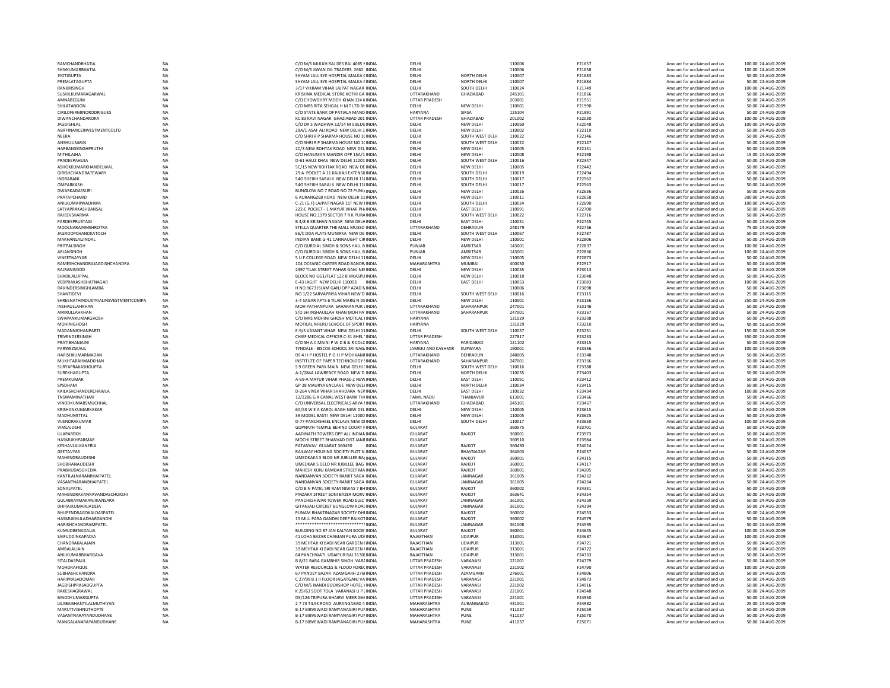| | | | | | | | | | | |
|---|---|---|---|---|---|---|---|---|---|---|
| RAMCHANDBHATIA | NA | C/O M/S MULKH RAJ DES RAJ 4085 N INDIA | DELHI | | 110006 | F21657 | Amount for unclaimed and un | 100.00 | 24-AUG-2009 |
| SHIVKUMARBHATIA | NA | C/O M/S JIWAN OIL TRADERS 2662 INDIA | DELHI | | 110006 | F21658 | Amount for unclaimed and un | 100.00 | 24-AUG-2009 |
| JYOTIGUPTA | NA | SHYAM LALL EYE HOSPITAL MALKA C INDIA | DELHI | NORTH DELHI | 110007 | F21683 | Amount for unclaimed and un | 50.00 | 24-AUG-2009 |
| PREMLATAGUPTA | NA | SHYAM LALL EYE HOSPITAL MALKA C INDIA | DELHI | NORTH DELHI | 110007 | F21684 | Amount for unclaimed and un | 50.00 | 24-AUG-2009 |
| RANBIRSINGH | NA | 3/17 VIKRAM VIHAR LAJPAT NAGAR INDIA | DELHI | SOUTH DELHI | 110024 | F21749 | Amount for unclaimed and un | 100.00 | 24-AUG-2009 |
| SUSHILKUMARAGARWAL | NA | KRISHNA MEDICAL STORE KOTHI GA INDIA | UTTARAKHAND | GHAZIABAD | 245101 | F21866 | Amount for unclaimed and un | 50.00 | 24-AUG-2009 |
| AMNABEGUM | NA | C/O CHOWDHRY MODH KHAN 124 N INDIA | UTTAR PRADESH | | 203001 | F21951 | Amount for unclaimed and un | 50.00 | 24-AUG-2009 |
| SHILATANDON | NA | C/O MRS RITA SEHGAL H M T LTD BH INDIA | DELHI | NEW DELHI | 110001 | F21990 | Amount for unclaimed and un | 50.00 | 24-AUG-2009 |
| CIRILOFERMINORODRIGUES | NA | C/O STATE BANK OF PATIALA MAND INDIA | HARYANA | SIRSA | 125104 | F21991 | Amount for unclaimed and un | 50.00 | 24-AUG-2009 |
| DIWANCHANDARORA | NA | KC 83 KAVI NAGAR GHAZIABAD 201 INDIA | UTTAR PRADESH | GHAZIABAD | 201002 | F22030 | Amount for unclaimed and un | 100.00 | 24-AUG-2009 |
| JAGDISHLAL | NA | C/O DR S WADHWA 12/14 M S BLDG INDIA | DELHI | NEW DELHI | 110060 | F22048 | Amount for unclaimed and un | 100.00 | 24-AUG-2009 |
| ASIFFINANCEINVESTMENTCOLTD | NA | 29A/1 ASAF ALI ROAD NEW DELHI 1 INDIA | DELHI | NEW DELHI | 110002 | F22119 | Amount for unclaimed and un | 50.00 | 24-AUG-2009 |
| NEERA | NA | C/O SHRI R P SHARMA HOUSE NO 10 INDIA | DELHI | SOUTH WEST DELH | 110022 | F22146 | Amount for unclaimed and un | 50.00 | 24-AUG-2009 |
| ANSHULSARIN | NA | C/O SHRI R P SHARMA HOUSE NO 10 INDIA | DELHI | SOUTH WEST DELH | 110022 | F22147 | Amount for unclaimed and un | 50.00 | 24-AUG-2009 |
| HARBANSSINGHPRUTHI | NA | 2C/3 NEW ROHTAK ROAD NEW DEL INDIA | DELHI | NEW DELHI | 110005 | F22151 | Amount for unclaimed and un | 50.00 | 24-AUG-2009 |
| MITHILAJHA | NA | C/O HANUMAN MANDIR OPP 15A/1 INDIA | DELHI | NEW DELHI | 110008 | F22198 | Amount for unclaimed and un | 15.00 | 24-AUG-2009 |
| PRADEEPAHUJA | NA | D-61 HAUZ KHAS NEW DELHI 11001 INDIA | DELHI | SOUTH WEST DELH | 110016 | F22347 | Amount for unclaimed and un | 50.00 | 24-AUG-2009 |
| ASHOKKUMARKHANDELWAL | NA | 5C/15 NEW ROHTAK ROAD NEW DE INDIA | DELHI | NEW DELHI | 110005 | F22442 | Amount for unclaimed and un | 50.00 | 24-AUG-2009 |
| GIRISHCHANDRATEWARY | NA | 29 A POCKET A 11 KALKAJI EXTENSI INDIA | DELHI | SOUTH DELHI | 110019 | F22494 | Amount for unclaimed and un | 50.00 | 24-AUG-2009 |
| INDRARANI | NA | 54G SHEIKH SARAI II NEW DELHI 11 INDIA | DELHI | SOUTH DELHI | 110017 | F22562 | Amount for unclaimed and un | 50.00 | 24-AUG-2009 |
| OMPARKASH | NA | 54G SHEIKH SARAI II NEW DELHI 11 INDIA | DELHI | SOUTH DELHI | 110017 | F22563 | Amount for unclaimed and un | 50.00 | 24-AUG-2009 |
| DWARKADASSURI | NA | BUNGLOW NO 7 ROAD NO 72 PUNJ INDIA | DELHI | NEW DELHI | 110026 | F22636 | Amount for unclaimed and un | 50.00 | 24-AUG-2009 |
| PRATAPCHAND | NA | 6 AURANGZEB ROAD NEW DELHI 11 INDIA | DELHI | NEW DELHI | 110011 | F22658 | Amount for unclaimed and un | 300.00 | 24-AUG-2009 |
| ANILKUMARWADHWA | NA | C-21 (G.F) LAJPAT NAGAR 1ST NEW I INDIA | DELHI | SOUTH DELHI | 110024 | F22690 | Amount for unclaimed and un | 100.00 | 24-AUG-2009 |
| SATYAPRAKASHBANSAL | NA | 222-C POCKET - 1 MAYUR VIHAR PH INDIA | DELHI | EAST DELHI | 110091 | F22700 | Amount for unclaimed and un | 50.00 | 24-AUG-2009 |
| RAJEEVSHARMA | NA | HOUSE NO.1179 SECTOR 7 R K PURA INDIA | DELHI | SOUTH WEST DELH | 110022 | F22716 | Amount for unclaimed and un | 50.00 | 24-AUG-2009 |
| PARDEEPRUSTAGI | NA | B 4/8 B KRISHAN NAGAR NEW DELH INDIA | DELHI | EAST DELHI | 110051 | F22745 | Amount for unclaimed and un | 50.00 | 24-AUG-2009 |
| MOOLNARAINMEHROTRA | NA | STELLA QUARTER THE MALL MUSSO INDIA | UTTARAKHAND | DEHRADUN | 248179 | F22756 | Amount for unclaimed and un | 75.00 | 24-AUG-2009 |
| JAGROOPCHANDKATOCH | NA | E6/C DDA FLATS MUNIRKA NEW DE INDIA | DELHI | SOUTH WEST DELH | 110067 | F22787 | Amount for unclaimed and un | 50.00 | 24-AUG-2009 |
| MAKHANLALJINDAL | NA | INDIAN BANK G 41 CANNAUGHT CIR INDIA | DELHI | NEW DELHI | 110001 | F22806 | Amount for unclaimed and un | 50.00 | 24-AUG-2009 |
| PRITPALSINGH | NA | C/O GURDIAL SINGH & SONS HALL B INDIA | PUNJAB | AMRITSAR | 143001 | F22837 | Amount for unclaimed and un | 100.00 | 24-AUG-2009 |
| ARJANSINGH | NA | C/O GURDIAL SINGH & SONS HALL B INDIA | PUNJAB | AMRITSAR | 143001 | F22866 | Amount for unclaimed and un | 100.00 | 24-AUG-2009 |
| VINEETNAYYAR | NA | 5 U F COLLEGE ROAD NEW DELHI 11 INDIA | DELHI | NEW DELHI | 110005 | F22873 | Amount for unclaimed and un | 50.00 | 24-AUG-2009 |
| RAMESHCHANDRAJAGDISHCHANDRA | NA | 104 OCEANIC CARTER ROAD BANDR INDIA | MAHARASHTRA | MUMBAI | 400050 | F22917 | Amount for unclaimed and un | 50.00 | 24-AUG-2009 |
| RAJRANISOOD | NA | 2397 TILAK STREET PAHAR GANJ NE INDIA | DELHI | NEW DELHI | 110055 | F23013 | Amount for unclaimed and un | 50.00 | 24-AUG-2009 |
| SHADILALUPPAL | NA | BLOCK NO GG1/FLAT 122 B VIKASPU INDIA | DELHI | NEW DELHI | 110018 | F23048 | Amount for unclaimed and un | 50.00 | 24-AUG-2009 |
| VEDPRAKASHBHATNAGAR | NA | E-43 JAGJIT NEW DELHI 110053 INDIA | DELHI | EAST DELHI | 110053 | F23083 | Amount for unclaimed and un | 100.00 | 24-AUG-2009 |
| RAVINDERSINGHLAMBA | NA | H NO 9673 ISLAM GANJ OPP AZAD N INDIA | DELHI | | 110006 | F23098 | Amount for unclaimed and un | 50.00 | 24-AUG-2009 |
| SHANTIDEVI | NA | NO.1/22 SARVAPRIYA VIHAR NEW D INDIA | DELHI | SOUTH WEST DELH | 110016 | F23115 | Amount for unclaimed and un | 25.00 | 24-AUG-2009 |
| SHREENATHINDUSTRIALINSVESTMENTCOMPA | NA | 3-4 SAGAR APTS 6 TILAK MARG N DE INDIA | DELHI | NEW DELHI | 110001 | F23136 | Amount for unclaimed and un | 250.00 | 24-AUG-2009 |
| INSHAULLAHKHAN | NA | MOH PATHANPURA SAHARANPUR INDIA | UTTARAKHAND | SAHARANPUR | 247001 | F23146 | Amount for unclaimed and un | 50.00 | 24-AUG-2009 |
| AMIRULLAHKHAN | NA | S/O SH INSHAULLAH KHAN MOH PA INDIA | UTTARAKHAND | SAHARANPUR | 247001 | F23167 | Amount for unclaimed and un | 50.00 | 24-AUG-2009 |
| SWAPANKUMARGHOSH | NA | C/O MRS MOHINI GHOSH MOTILAL I INDIA | HARYANA | | 131029 | F23208 | Amount for unclaimed and un | 50.00 | 24-AUG-2009 |
| MOHINIGHOSH | NA | MOTILAL NHERU SCHOOL OF SPORT INDIA | HARYANA | | 131029 | F23210 | Amount for unclaimed and un | 50.00 | 24-AUG-2009 |
| MADANMOHANPARTI | NA | E-9/5 VASANT VIHAR NEW DELHI 11 INDIA | DELHI | SOUTH WEST DELH | 110057 | F23231 | Amount for unclaimed and un | 150.00 | 24-AUG-2009 |
| TRIVENDERSINGH | NA | CHIEF MEDICAL OFFICER C-31 BHEL INDIA | UTTAR PRADESH | | 227817 | F23233 | Amount for unclaimed and un | 350.00 | 24-AUG-2009 |
| PRATIBHAMAINI | NA | C/O SH A C MAINI P W D B & R COLC INDIA | HARYANA | FARIDABAD | 121102 | F23315 | Amount for unclaimed and un | 50.00 | 24-AUG-2009 |
| PARWEZSKAUL | NA | TYNDALE - BISCOE SCHOOL SRI NAG INDIA | JAMMU AND KASHMIR | KUPWARA | 190001 | F23336 | Amount for unclaimed and un | 100.00 | 24-AUG-2009 |
| HARISHKUMARMADAN | NA | DS 4 I I P HOSTEL P O I I P MOHKAM INDIA | UTTARAKHAND | DEHRADUN | 248005 | F23348 | Amount for unclaimed and un | 50.00 | 24-AUG-2009 |
| MUKHTARAHMADKHAN | NA | INSTITUTE OF PAPER TECHNOLOGY INDIA | UTTARAKHAND | SAHARANPUR | 247001 | F23366 | Amount for unclaimed and un | 50.00 | 24-AUG-2009 |
| SURYAPRAKASHGUPTA | NA | S 9 GREEN PARK MAIN NEW DELHI INDIA | DELHI | SOUTH WEST DELH | 110016 | F23388 | Amount for unclaimed and un | 50.00 | 24-AUG-2009 |
| SUREKHAGUPTA | NA | A-1/284A LAWRENCE ROAD NEW D INDIA | DELHI | NORTH DELHI | 110035 | F23403 | Amount for unclaimed and un | 50.00 | 24-AUG-2009 |
| PREMKUMAR | NA | A-69-A MAYUR VIHAR PHASE-2 NEW INDIA | DELHI | EAST DELHI | 110091 | F23412 | Amount for unclaimed and un | 50.00 | 24-AUG-2009 |
| SPSDHAM | NA | GP 28 MAURYA ENCLAVE NEW DELI INDIA | DELHI | NORTH DELHI | 110034 | F23415 | Amount for unclaimed and un | 50.00 | 24-AUG-2009 |
| KAILASHCHANDERCHAWLA | NA | D-264 VIVEK VIHAR SHAHDARA NEV INDIA | DELHI | EAST DELHI | 110032 | F23434 | Amount for unclaimed and un | 100.00 | 24-AUG-2009 |
| TNSWAMINATHAN | NA | 12/2286 G A CANAL WEST BANK THA INDIA | TAMIL NADU | THANJAVUR | 613001 | F23466 | Amount for unclaimed and un | 50.00 | 24-AUG-2009 |
| VINODKUMARSMUCHHAL | NA | C/O UNIVERSAL ELECTRICALS ARYA I INDIA | UTTARAKHAND | GHAZIABAD | 245101 | F23467 | Amount for unclaimed and un | 50.00 | 24-AUG-2009 |
| KRISHANKUMARKAKAR | NA | 6A/53 W E A KAROL BAGH NEW DEL INDIA | DELHI | NEW DELHI | 110005 | F23615 | Amount for unclaimed and un | 50.00 | 24-AUG-2009 |
| MADHUMITTAL | NA | 39 MODEL BASTI NEW DELHI 11000 INDIA | DELHI | NEW DELHI | 110005 | F23625 | Amount for unclaimed and un | 50.00 | 24-AUG-2009 |
| VIJENDRAKUMAR | NA | D-77 PANCHSHEEL ENCLAVE NEW D INDIA | DELHI | SOUTH DELHI | 110017 | F23650 | Amount for unclaimed and un | 100.00 | 24-AUG-2009 |
| VIMLAJOSHI | NA | GOPNATH TEMPLE BEHIND COURT F INDIA | GUJARAT | | 360575 | F23701 | Amount for unclaimed and un | 50.00 | 24-AUG-2009 |
| ILLAPAREKH | NA | AADINATH TOWERS OPP ALL INDIAN INDIA | GUJARAT | RAJKOT | 360001 | F23973 | Amount for unclaimed and un | 50.00 | 24-AUG-2009 |
| HASMUKHPARMAR | NA | MOCHI STREET BHANVAD DIST JAMI INDIA | GUJARAT | | 360510 | F23984 | Amount for unclaimed and un | 50.00 | 24-AUG-2009 |
| KESHAVLALKANERIA | NA | PATANVAV GUJARAT 360430 INDIA | GUJARAT | RAJKOT | 360430 | F24024 | Amount for unclaimed and un | 50.00 | 24-AUG-2009 |
| GEETAVYAS | NA | RAILWAY HOUSING SOCIETY PLOT N INDIA | GUJARAT | BHAVNAGAR | 364003 | F24037 | Amount for unclaimed and un | 50.00 | 24-AUG-2009 |
| MAHENDRAUDESHI | NA | UMEDKAKA S BLDG NR JUBILLEE BAG INDIA | GUJARAT | RAJKOT | 360001 | F24115 | Amount for unclaimed and un | 50.00 | 24-AUG-2009 |
| SHOBHANAUDESHI | NA | UMEDKAK S DELO NR JUBILLEE BAG INDIA | GUJARAT | RAJKOT | 360001 | F24117 | Amount for unclaimed and un | 50.00 | 24-AUG-2009 |
| PRABHUDASGHEDIA | NA | MAHESH KUNJ KAMDAR STREET MA INDIA | GUJARAT | RAJKOT | 360001 | F24205 | Amount for unclaimed and un | 50.00 | 24-AUG-2009 |
| KANTILALNARANBHAIPATEL | NA | NANDANVAN SOCIETY RANJIT SAGA INDIA | GUJARAT | JAMNAGAR | 361005 | F24262 | Amount for unclaimed and un | 50.00 | 24-AUG-2009 |
| VASANTNARANBHAIPATEL | NA | NANDANVAN SOCIETY RANJIT SAGA INDIA | GUJARAT | JAMNAGAR | 361005 | F24264 | Amount for unclaimed and un | 50.00 | 24-AUG-2009 |
| SONALPATEL | NA | C/O B N PATEL SRI RAM NIWAS 7 BH INDIA | GUJARAT | RAJKOT | 360002 | F24331 | Amount for unclaimed and un | 50.00 | 24-AUG-2009 |
| MAHENDRAVANRAVANDASCHOKSHI | NA | PINZARA STREET SONI BAZER MORV INDIA | GUJARAT | RAJKOT | 363641 | F24354 | Amount for unclaimed and un | 50.00 | 24-AUG-2009 |
| GULABRAYMAKANJIKANSARA | NA | PANCHESHWAR TOWER ROAD ELEC INDIA | GUJARAT | JAMNAGAR | 361001 | F24359 | Amount for unclaimed and un | 50.00 | 24-AUG-2009 |
| DHIRAJKUMARIJADEJA | NA | GITANJALI CRICKET BUNGLOW ROAI INDIA | GUJARAT | JAMNAGAR | 361001 | F24394 | Amount for unclaimed and un | 50.00 | 24-AUG-2009 |
| BHUPENDRAGOKALDASPATEL | NA | PUNAM BHAKTINAGAR SOCIETY DHI INDIA | GUJARAT | RAJKOT | 360002 | F24533 | Amount for unclaimed and un | 50.00 | 24-AUG-2009 |
| HASMUKHLILADHARGANDHI | NA | 15 MILL PARA GANDHI DEEP RAJKOT INDIA | GUJARAT | RAJKOT | 360002 | F24579 | Amount for unclaimed and un | 50.00 | 24-AUG-2009 |
| HARISHCHANDRAMPATEL | NA | ****************************** INDIA | GUJARAT | JAMNAGAR | 361008 | F24595 | Amount for unclaimed and un | 50.00 | 24-AUG-2009 |
| KUMUDBENADALJA | NA | BUILDING NO 87 JAN KALYAN SOCIE INDIA | GUJARAT | RAJKOT | 360001 | F24645 | Amount for unclaimed and un | 100.00 | 24-AUG-2009 |
| SAIFUDDINKAPADIA | NA | 41 LOHA BAZAR CHAMAN PURA UD INDIA | RAJASTHAN | UDAIPUR | 313001 | F24687 | Amount for unclaimed and un | 100.00 | 24-AUG-2009 |
| CHANDRAKALAJAIN | NA | 39 MEHTAJI KI BADI NEAR GARDEN I INDIA | RAJASTHAN | UDAIPUR | 313001 | F24721 | Amount for unclaimed and un | 50.00 | 24-AUG-2009 |
| AMBALALJAIN | NA | 39 MEHTAJI KI BADI NEAR GARDEN I INDIA | RAJASTHAN | UDAIPUR | 313001 | F24722 | Amount for unclaimed and un | 50.00 | 24-AUG-2009 |
| ANILKUMARBHARGAVA | NA | 64 PANCHWATI UDAIPUR RAJ 3130 INDIA | RAJASTHAN | UDAIPUR | 313001 | F24763 | Amount for unclaimed and un | 50.00 | 24-AUG-2009 |
| SITALDASPAUL | NA | B 8/21 BARA GAMBHIR SINGH VAR INDIA | UTTAR PRADESH | VARANASI | 221001 | F24779 | Amount for unclaimed and un | 50.00 | 24-AUG-2009 |
| MOHDRAFIQUE | NA | WATER RESOURCES & FLOOD FOREC INDIA | UTTAR PRADESH | VARANASI | 221002 | F24790 | Amount for unclaimed and un | 100.00 | 24-AUG-2009 |
| SUBHASHCHANDRA | NA | 67 PANDEY BAZAR AZAMGARH 276 INDIA | UTTAR PRADESH | AZAMGARH | 276001 | F24806 | Amount for unclaimed and un | 50.00 | 24-AUG-2009 |
| HARIPRASADOMAR | NA | C 27/99 B 1 II FLOOR JAGATGANJ VA INDIA | UTTAR PRADESH | VARANASI | 221001 | F24873 | Amount for unclaimed and un | 50.00 | 24-AUG-2009 |
| JAGDISHPRASADGUPTA | NA | C/O M/S NANDI BOOKSHOP HOTEL INDIA | UTTAR PRADESH | VARANASI | 221002 | F24916 | Amount for unclaimed and un | 50.00 | 24-AUG-2009 |
| RAKESHAGRAWAL | NA | K 25/63 SOOT TOLA VARANASI U P INDIA | UTTAR PRADESH | VARANASI | 221001 | F24948 | Amount for unclaimed and un | 50.00 | 24-AUG-2009 |
| BINODKUMARGUPTA | NA | D5/126 TRIPURA BHAIRVI MEER GH INDIA | UTTAR PRADESH | VARANASI | 221001 | F24950 | Amount for unclaimed and un | 50.00 | 24-AUG-2009 |
| LILABAISHANTILALMUTHIYAN | NA | 2 7 73 TILAK ROAD AURANGABAD 4 INDIA | MAHARASHTRA | AURANGABAD | 431001 | F24982 | Amount for unclaimed and un | 25.00 | 24-AUG-2009 |
| MARUTIVISHNUTHOPTE | NA | B-17 BIBVEWADI RAMYANAGIRI PU INDIA | MAHARASHTRA | PUNE | 411037 | F25059 | Amount for unclaimed and un | 50.00 | 24-AUG-2009 |
| VASANTNARAYANDUDHANE | NA | B-17 BIBVEWADI RAMYANAGIRI PU INDIA | MAHARASHTRA | PUNE | 411037 | F25070 | Amount for unclaimed and un | 50.00 | 24-AUG-2009 |
| MANGALANARAYANDUDHANE | NA | B-17 BIBVEWADI RAMYANAGIRI PU INDIA | MAHARASHTRA | PUNE | 411037 | F25071 | Amount for unclaimed and un | 50.00 | 24-AUG-2009 |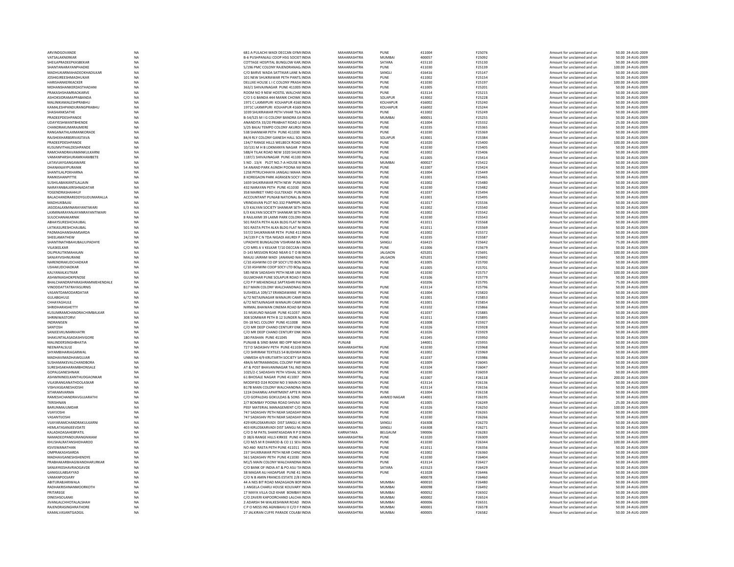| | | | | | | | | | | |
|---|---|---|---|---|---|---|---|---|---|---|
| ARVINDGOVANDE | NA | 681 A PULACHI WADI DECCAN GYMI INDIA | MAHARASHTRA | PUNE | 411004 | F25076 | Amount for unclaimed and un | 50.00 | 24-AUG-2009 |
| VATSALAKNERKAR | NA | B-6 PUSHPANJALI COOP HSG SOCIET INDIA | MAHARASHTRA | MUMBAI | 400057 | F25092 | Amount for unclaimed and un | 50.00 | 24-AUG-2009 |
| SHEILAPRADEEPKASBEKAR | NA | COTTAGE HOSPITAL BUNGLOW KAR INDIA | MAHARASHTRA | SATARA | 415110 | F25130 | Amount for unclaimed and un | 50.00 | 24-AUG-2009 |
| SHANTANARAYANPHADKE | NA | 5/196 PMC COLONY RAJENDRANAG INDIA | MAHARASHTRA | PUNE | 411030 | F25139 | Amount for unclaimed and un | 100.00 | 24-AUG-2009 |
| MADHUKARMAHADEOKHADILKAR | NA | C/O BARVE WADA SATTIKAR LANE M INDIA | MAHARASHTRA | SANGLI | 416416 | F25147 | Amount for unclaimed and un | 50.00 | 24-AUG-2009 |
| JOSHIGIREESHMADHUKAR | NA | 101 NEW SHUKRAWAR PETH PANTS INDIA | MAHARASHTRA | PUNE | 411002 | F25154 | Amount for unclaimed and un | 50.00 | 24-AUG-2009 |
| HARISHANKERKACKER | NA | DELUXE HOUSE L I C COLONY PRASH INDIA | MAHARASHTRA | PUNE | 411030 | F25197 | Amount for unclaimed and un | 100.00 | 24-AUG-2009 |
| MOHANSHANKERDASTHADANI | NA | 363/1 SHIVAJINAGAR PUNE 411005 INDIA | MAHARASHTRA | PUNE | 411005 | F25201 | Amount for unclaimed and un | 50.00 | 24-AUG-2009 |
| PRAKASHSHAMRAOKARVE | NA | ROOM NO 9 NEW HOSTEL WALCHAI INDIA | MAHARASHTRA | PUNE | 413114 | F25215 | Amount for unclaimed and un | 50.00 | 24-AUG-2009 |
| ASHOKSIDRAMAPPABANDA | NA | C/O S G BANDA 444 MANIK CHOWK INDIA | MAHARASHTRA | SOLAPUR | 413002 | F25228 | Amount for unclaimed and un | 50.00 | 24-AUG-2009 |
| MALINIKAMALESHPRABHU | NA | 1971 C LAXMIPURI KOLHAPUR 4160 INDIA | MAHARASHTRA | KOLHAPUR | 416002 | F25240 | Amount for unclaimed and un | 50.00 | 24-AUG-2009 |
| KAMALESHPANDURANGPRABHU | NA | 1971C LAXMIPURI KOLHAPUR 4160 INDIA | MAHARASHTRA | KOLHAPUR | 416002 | F25244 | Amount for unclaimed and un | 50.00 | 24-AUG-2009 |
| SHASHANKSATHE | NA | 1039 SHUKRAWAR PETH VIHAR TILA INDIA | MAHARASHTRA | PUNE | 411002 | F25249 | Amount for unclaimed and un | 50.00 | 24-AUG-2009 |
| PRADEEPDESHPANDE | NA | B-54/525 M I G COLONY BANDRA EA INDIA | MAHARASHTRA | MUMBAI | 400051 | F25255 | Amount for unclaimed and un | 50.00 | 24-AUG-2009 |
| UDAYYESHWANTBHENDE | NA | ANANDITA 33/20 PRABHAT ROAD L/ INDIA | MAHARASHTRA | PUNE | 411004 | F25332 | Amount for unclaimed and un | 25.00 | 24-AUG-2009 |
| CHANDRAKUMARAJMERE | NA | S/25 BAJAJ TEMPO COLONY AKURDI INDIA | MAHARASHTRA | PUNE | 411035 | F25365 | Amount for unclaimed and un | 50.00 | 24-AUG-2009 |
| RANGANATHLAXMANKORADE | NA | 538 SHANWAR PETH PUNE 411030 INDIA | MAHARASHTRA | PUNE | 411030 | F25369 | Amount for unclaimed and un | 50.00 | 24-AUG-2009 |
| RAJSHEKHARBSRIVASTAVA | NA | 84/4 RLY COLONY GANESH HALL SOL INDIA | MAHARASHTRA | SOLAPUR | 413001 | F25384 | Amount for unclaimed and un | 50.00 | 24-AUG-2009 |
| PRADEEPDESHPANDE | NA | 134/7 RANGE HILLS WELBECK ROAD INDIA | MAHARASHTRA | PUNE | 411020 | F25400 | Amount for unclaimed and un | 100.00 | 24-AUG-2009 |
| KUSUMVITHALDESHPANDE | NA | 10/131 M H B LOKMANYA NAGAR P INDIA | MAHARASHTRA | PUNE | 411030 | F25405 | Amount for unclaimed and un | 50.00 | 24-AUG-2009 |
| RAMCHANDRAVAMANKULKARNI | NA | 588/4 TILAK ROAD NEW 1020 SHUKI INDIA | MAHARASHTRA | PUNE | 411002 | F25406 | Amount for unclaimed and un | 50.00 | 24-AUG-2009 |
| VAMANPARSHURAMKHAMBETE | NA | 1187/1 SHIVAJINAGAR PUNE 41100 INDIA | MAHARASHTRA | PUNE | 411005 | F25414 | Amount for unclaimed and un | 50.00 | 24-AUG-2009 |
| LATAVIJAYGANGAWARE | NA | S NO . 13/4 PLOT NO.7-A HOUSE N INDIA | MAHARASHTRA | MUMBAI | 400027 | F25422 | Amount for unclaimed and un | 50.00 | 24-AUG-2009 |
| DHANANJAYPURANIK | NA | 54 ANAND PARK AUNDH POONA MA INDIA | MAHARASHTRA | PUNE | 411007 | F25424 | Amount for unclaimed and un | 50.00 | 24-AUG-2009 |
| SHANTILALPOKHARNA | NA | 1258 PITRUCHHAYA JANGALI MAHA INDIA | MAHARASHTRA | PUNE | 411004 | F25449 | Amount for unclaimed and un | 50.00 | 24-AUG-2009 |
| RAMKISHANPITTIE | NA | 8 KOREGAON PARK AGRASEN SOCY I INDIA | MAHARASHTRA | PUNE | 411001 | F25465 | Amount for unclaimed and un | 50.00 | 24-AUG-2009 |
| SUSHILABAIKANTILALJAIN | NA | 1659 SHUKRAWAR PETH NEW PUNI INDIA | MAHARASHTRA | PUNE | 411002 | F25480 | Amount for unclaimed and un | 50.00 | 24-AUG-2009 |
| NARAYANBALKRISHNADATAR | NA | 432 NARAYAN PETH PUNE 411030 INDIA | MAHARASHTRA | PUNE | 411030 | F25482 | Amount for unclaimed and un | 50.00 | 24-AUG-2009 |
| YOGENDRASHAHHUF | NA | 358 MARKET YARD GULTEKADI PUN INDIA | MAHARASHTRA | PUNE | 411037 | F25494 | Amount for unclaimed and un | 50.00 | 24-AUG-2009 |
| BALACHANDRAREDDYGUDUMARALLA | NA | ACCOUNTANT PUNJAB NATIONAL B/ INDIA | MAHARASHTRA | PUNE | 411001 | F25495 | Amount for unclaimed and un | 50.00 | 24-AUG-2009 |
| MADHUKBAJAJ | NA | VRINDAVAN PLOT NO.332 PIMPRIPL INDIA | MAHARASHTRA | PUNE | 411017 | F25536 | Amount for unclaimed and un | 50.00 | 24-AUG-2009 |
| JASODALAXMINARAYANTIWARI | NA | E/3 KALYAN SOCIETY SHANKAR SETH INDIA | MAHARASHTRA | PUNE | 411002 | F25540 | Amount for unclaimed and un | 50.00 | 24-AUG-2009 |
| LAXMINARAYANJAYANRAYANTIWARI | NA | E/3 KALYAN SOCIETY SHANKAR SETH INDIA | MAHARASHTRA | PUNE | 411002 | F25542 | Amount for unclaimed and un | 50.00 | 24-AUG-2009 |
| SULOCHANAKARNIK | NA | 8 RAJLAXMI 39 LAXMI PARK COLONY INDIA | MAHARASHTRA | PUNE | 411030 | F25543 | Amount for unclaimed and un | 50.00 | 24-AUG-2009 |
| ABHAYSURESHCHAUBAL | NA | 501 RASTA PETH ALKA BLDG FLAT N INDIA | MAHARASHTRA | PUNE | 411011 | F25568 | Amount for unclaimed and un | 50.00 | 24-AUG-2009 |
| LATIKASURESHCHAUBAL | NA | 501 RASTA PETH ALKA BLDG FLAT N INDIA | MAHARASHTRA | PUNE | 411011 | F25569 | Amount for unclaimed and un | 50.00 | 24-AUG-2009 |
| PADMAGHANSHAMSARDA | NA | 557/2 SHUKRAWAR PETH PUNE 411 INDIA | MAHARASHTRA | PUNE | 411002 | F25572 | Amount for unclaimed and un | 50.00 | 24-AUG-2009 |
| SHEELAMATHEW | NA | 24/139 P C N TDA NIGADI AKURDI P INDIA | MAHARASHTRA | PUNE | 411035 | F25587 | Amount for unclaimed and un | 50.00 | 24-AUG-2009 |
| SHANTINATHBAHUBALIUPADHYE | NA | UPADHYE BUNGALOW VISHRAM BA INDIA | MAHARASHTRA | SANGLI | 416415 | F25642 | Amount for unclaimed and un | 75.00 | 24-AUG-2009 |
| VILASKELKAR | NA | C/O MRS A V KELKAR T/10 DECCAN I INDIA | MAHARASHTRA | PUNE | 411006 | F25679 | Amount for unclaimed and un | 50.00 | 24-AUG-2009 |
| DILIPKAUTIKMAHAJAN | NA | D-143 MISSION ROAD NEAR G T O BI INDIA | MAHARASHTRA | JALGAON | 425201 | F25691 | Amount for unclaimed and un | 100.00 | 24-AUG-2009 |
| SANJAYVISHNURANE | NA | MAULI JAIRAM WADI (ANANAD NA( INDIA | MAHARASHTRA | JALGAON | 425201 | F25692 | Amount for unclaimed and un | 50.00 | 24-AUG-2009 |
| NARENDRAKUDCHADKAR | NA | C/10 ASHWINI CO OP SOCY LTD BOM INDIA | MAHARASHTRA | PUNE | 411005 | F25700 | Amount for unclaimed and un | 50.00 | 24-AUG-2009 |
| USHAKUDCHADKAR | NA | C/10 ASHWINI COOP SOCY LTD BOM INDIA | MAHARASHTRA | PUNE | 411005 | F25701 | Amount for unclaimed and un | 50.00 | 24-AUG-2009 |
| KALYANIALKUTKAR | NA | 585 NEW SADASHIV PETH NEAR UM INDIA | MAHARASHTRA | PUNE | 411030 | F25757 | Amount for unclaimed and un | 100.00 | 24-AUG-2009 |
| ASHWINIASHOKPENDSE | NA | GULMOHAR PUNE SOLAPUR ROAD F INDIA | MAHARASHTRA | PUNE | 413106 | F25779 | Amount for unclaimed and un | 50.00 | 24-AUG-2009 |
| BHALCHANDRAPARASHRAMMEHENDALE | NA | C/O P P MEHENDALE SAPTASHRI PAI INDIA | MAHARASHTRA | | 410206 | F25795 | Amount for unclaimed and un | 75.00 | 24-AUG-2009 |
| VINODDATTATRAYASURNIS | NA | B17 MAIN COLONY WALCHANDNAG INDIA | MAHARASHTRA | PUNE | 413114 | F25796 | Amount for unclaimed and un | 50.00 | 24-AUG-2009 |
| VASANTDAMODARDATAR | NA | SUSHEELA 109/17 ERANDAWANE PI INDIA | MAHARASHTRA | PUNE | 411004 | F25820 | Amount for unclaimed and un | 50.00 | 24-AUG-2009 |
| GULABGHULE | NA | 6/72 NETAJINAGAR WANAURI CAMF INDIA | MAHARASHTRA | PUNE | 411001 | F25853 | Amount for unclaimed and un | 50.00 | 24-AUG-2009 |
| CHHAYAGHULE | NA | 6/72 NETAJINAGAR WANAURI CAMF INDIA | MAHARASHTRA | PUNE | 411001 | F25854 | Amount for unclaimed and un | 50.00 | 24-AUG-2009 |
| SHRIDHARASHETTY | NA | NIRMAL BHAWAN CINEMA ROAD B/ INDIA | MAHARASHTRA | PUNE | 413102 | F25866 | Amount for unclaimed and un | 50.00 | 24-AUG-2009 |
| KUSUMRAMCHANDRACHIMBALKAR | NA | 31 MUKUND NAGAR PUNE 411037 INDIA | MAHARASHTRA | PUNE | 411037 | F25885 | Amount for unclaimed and un | 50.00 | 24-AUG-2009 |
| SHRINIWASTORVI | NA | 308 SOMWAR PETH B 12 SUNDER N/ INDIA | MAHARASHTRA | PUNE | 411011 | F25895 | Amount for unclaimed and un | 50.00 | 24-AUG-2009 |
| INDRANISEN | NA | DII-18 NCL COLONY PUNE 411008 INDIA | MAHARASHTRA | PUNE | 411008 | F25927 | Amount for unclaimed and un | 50.00 | 24-AUG-2009 |
| SANTOSH | NA | C/O MR DEEP CHAND CENTURY ENK INDIA | MAHARASHTRA | PUNE | 411026 | F25928 | Amount for unclaimed and un | 50.00 | 24-AUG-2009 |
| SANJEEVKUMARKHATRI | NA | C/O MR DEEP CHAND CENTURY ENK INDIA | MAHARASHTRA | PUNE | 411026 | F25929 | Amount for unclaimed and un | 50.00 | 24-AUG-2009 |
| SHAKUNTALASADASHIVGORE | NA | 180 PASHAN PUNE 411045 INDIA | MAHARASHTRA | PUNE | 411045 | F25950 | Amount for unclaimed and un | 50.00 | 24-AUG-2009 |
| MALINDERSINGHBHATIA | NA | PUNJAB & SIND BANK IBD OPP NEHF INDIA | PUNJAB | | 144001 | F25955 | Amount for unclaimed and un | 50.00 | 24-AUG-2009 |
| NEENAPALSULE | NA | 727 D SADASHIV PETH PUNE 41103 INDIA | MAHARASHTRA | PUNE | 411030 | F25968 | Amount for unclaimed and un | 50.00 | 24-AUG-2009 |
| SHYAMBIHARIAGARWAL | NA | C/O SHRIRAM TEXTILES 54 BUDHWA INDIA | MAHARASHTRA | PUNE | 411002 | F25969 | Amount for unclaimed and un | 50.00 | 24-AUG-2009 |
| MADHAVIMADHAWGUJAR | NA | UNMESH 4/9 KRUTARTH SOCIETY SA INDIA | MAHARASHTRA | PUNE | 411037 | F25986 | Amount for unclaimed and un | 50.00 | 24-AUG-2009 |
| SUSHAMAKEVALCHANDBORA | NA | 484/6 MITRAMANDAL COLONY PAR INDIA | MAHARASHTRA | PUNE | 411009 | F26045 | Amount for unclaimed and un | 50.00 | 24-AUG-2009 |
| SURESHSAKHARAMBHONSALE | NA | AT & POST BHAVANINAGAR TAL IND INDIA | MAHARASHTRA | PUNE | 413104 | F26047 | Amount for unclaimed and un | 50.00 | 24-AUG-2009 |
| GOPALGANESHNAIK | NA | 1025/2-C SADASHIV PETH VISHAL SC INDIA | MAHARASHTRA | PUNE | 411030 | F26059 | Amount for unclaimed and un | 50.00 | 24-AUG-2009 |
| ASHWININEELKANTHUDGAONKAR | NA | 61 BHOSALE NAGAR PUNE 411007 INDIA | MAHARASHTRA | PUNE | 411007 | F26118 | Amount for unclaimed and un | 200.00 | 24-AUG-2009 |
| VILASRANGANATHDOLASKAR | NA | MODIFIED D24 ROOM NO 3 MAIN C INDIA | MAHARASHTRA | PUNE | 413116 | F26136 | Amount for unclaimed and un | 50.00 | 24-AUG-2009 |
| VISHVASGANESHJOSHI | NA | B17B MAIN COLONY WALCHANDNA INDIA | MAHARASHTRA | PUNE | 413114 | F26156 | Amount for unclaimed and un | 50.00 | 24-AUG-2009 |
| SITARAMVARMA | NA | 1224 DHANRAJ APARTMENT APTE R INDIA | MAHARASHTRA | PUNE | 411004 | F26158 | Amount for unclaimed and un | 50.00 | 24-AUG-2009 |
| RAMESHCHANDRAVGUJARATHI | NA | C/O GOPALDAS GOKULDAS & SONS INDIA | MAHARASHTRA | AHMED NAGAR | 414001 | F26195 | Amount for unclaimed and un | 50.00 | 24-AUG-2009 |
| TKRISHNAN | NA | 2/7 BOMBAY POONA ROAD SHIVAJI INDIA | MAHARASHTRA | PUNE | 411005 | F26249 | Amount for unclaimed and un | 25.00 | 24-AUG-2009 |
| BARUNMAJUMDAR | NA | PEEF MATERIAL MANAGEMENT C/O INDIA | MAHARASHTRA | PUNE | 411026 | F26250 | Amount for unclaimed and un | 100.00 | 24-AUG-2009 |
| VIJAYJOSHI | NA | 747 SADASHIV PETH NEAR SADASHI INDIA | MAHARASHTRA | PUNE | 411030 | F26265 | Amount for unclaimed and un | 50.00 | 24-AUG-2009 |
| VASANTIJOSHI | NA | 747 SADASHIV PETH NEAR SADASHI INDIA | MAHARASHTRA | PUNE | 411030 | F26266 | Amount for unclaimed and un | 50.00 | 24-AUG-2009 |
| VIJAYARAMCHANDRAKULKARNI | NA | 429 KIRLOSKARVADI DIST SANGLI 4 INDIA | MAHARASHTRA | SANGLI | 416308 | F26270 | Amount for unclaimed and un | 50.00 | 24-AUG-2009 |
| HEMLATASANJEEVDATE | NA | 403 KIRLOSKARVADI DIST SANGLI M INDIA | MAHARASHTRA | SANGLI | 416308 | F26271 | Amount for unclaimed and un | 50.00 | 24-AUG-2009 |
| KALADADASAHEBPATIL | NA | C/O D M PATIL SHANTASADAN R P D INDIA | KARNATAKA | BELGAUM | 590006 | F26283 | Amount for unclaimed and un | 50.00 | 24-AUG-2009 |
| NAMADEOPANDURANGNIKAM | NA | D 38/6 RANGE HILLS KIRKEE PUNE 4 INDIA | MAHARASHTRA | PUNE | 411020 | F26309 | Amount for unclaimed and un | 50.00 | 24-AUG-2009 |
| KHUSHALRATANSHIDHAROD | NA | C/O M/S M R DHAROD & CO 11 SEV INDIA | MAHARASHTRA | PUNE | 411030 | F26344 | Amount for unclaimed and un | 100.00 | 24-AUG-2009 |
| KSVISWANATHAN | NA | NO.460 RASTA PETH PUNE 411011 INDIA | MAHARASHTRA | PUNE | 411011 | F26356 | Amount for unclaimed and un | 50.00 | 24-AUG-2009 |
| OMPRAKASHSARDA | NA | 237 SHUKRAWAR PETH NEAR CHINC INDIA | MAHARASHTRA | PUNE | 411002 | F26360 | Amount for unclaimed and un | 50.00 | 24-AUG-2009 |
| MADHAVGANESHSHENDYE | NA | 561 SADASHIV PETH PUNE 411030 INDIA | MAHARASHTRA | PUNE | 411030 | F26404 | Amount for unclaimed and un | 50.00 | 24-AUG-2009 |
| PRABHAKARBHAGWANDHARURKAR | NA | M1/5 MAIN COLONY WALCHANDNA INDIA | MAHARASHTRA | PUNE | 413114 | F26427 | Amount for unclaimed and un | 50.00 | 24-AUG-2009 |
| SANJAYKESHAVRAOGAVDE | NA | C/O BANK OF INDIA AT & PO ASU TA INDIA | MAHARASHTRA | SATARA | 415523 | F26429 | Amount for unclaimed and un | 50.00 | 24-AUG-2009 |
| GANIGULABSAYYAD | NA | 38 MAGAR ALI HADAPSAR PUNE 41 INDIA | MAHARASHTRA | PUNE | 411028 | F26446 | Amount for unclaimed and un | 50.00 | 24-AUG-2009 |
| VAMANPOOJARY | NA | C/O N B AMIN FRANCIS ESTATE 2/8 I INDIA | MAHARASHTRA | | 400078 | F26460 | Amount for unclaimed and un | 50.00 | 24-AUG-2009 |
| ABITURABJARIWALA | NA | 44 A NES BIT ROAD MAZAGAON BOI INDIA | MAHARASHTRA | MUMBAI | 400010 | F26480 | Amount for unclaimed and un | 50.00 | 24-AUG-2009 |
| RADHAKRISHNANMOORKOTH | NA | 1 ANGELA CHARLI HOUSE KOLIVARY INDIA | MAHARASHTRA | MUMBAI | 400098 | F26492 | Amount for unclaimed and un | 50.00 | 24-AUG-2009 |
| PRITAREGE | NA | 17 MAYA VILLA OLD KHAR BOMBAY INDIA | MAHARASHTRA | MUMBAI | 400052 | F26502 | Amount for unclaimed and un | 50.00 | 24-AUG-2009 |
| DINESHSOLANKI | NA | C/O ZAVERI KAPOORCHAND LALCHA INDIA | MAHARASHTRA | MUMBAI | 400002 | F26524 | Amount for unclaimed and un | 50.00 | 24-AUG-2009 |
| JIVANLALCHHOTALALSHAH | NA | 2 ADARSH 94 WALKESHWAR ROAD INDIA | MAHARASHTRA | MUMBAI | 400006 | F26531 | Amount for unclaimed and un | 50.00 | 24-AUG-2009 |
| RAJENDRASINGHRATHORE | NA | C P O MESS INS AGNIBAHU II C/O F INDIA | MAHARASHTRA | MUMBAI | 400001 | F26578 | Amount for unclaimed and un | 50.00 | 24-AUG-2009 |
| KAMALVASANTGADGIL | NA | 27 JALKIRAN CUFFE PARADE COLAB/ INDIA | MAHARASHTRA | MUMBAI | 400005 | F26582 | Amount for unclaimed and un | 50.00 | 24-AUG-2009 |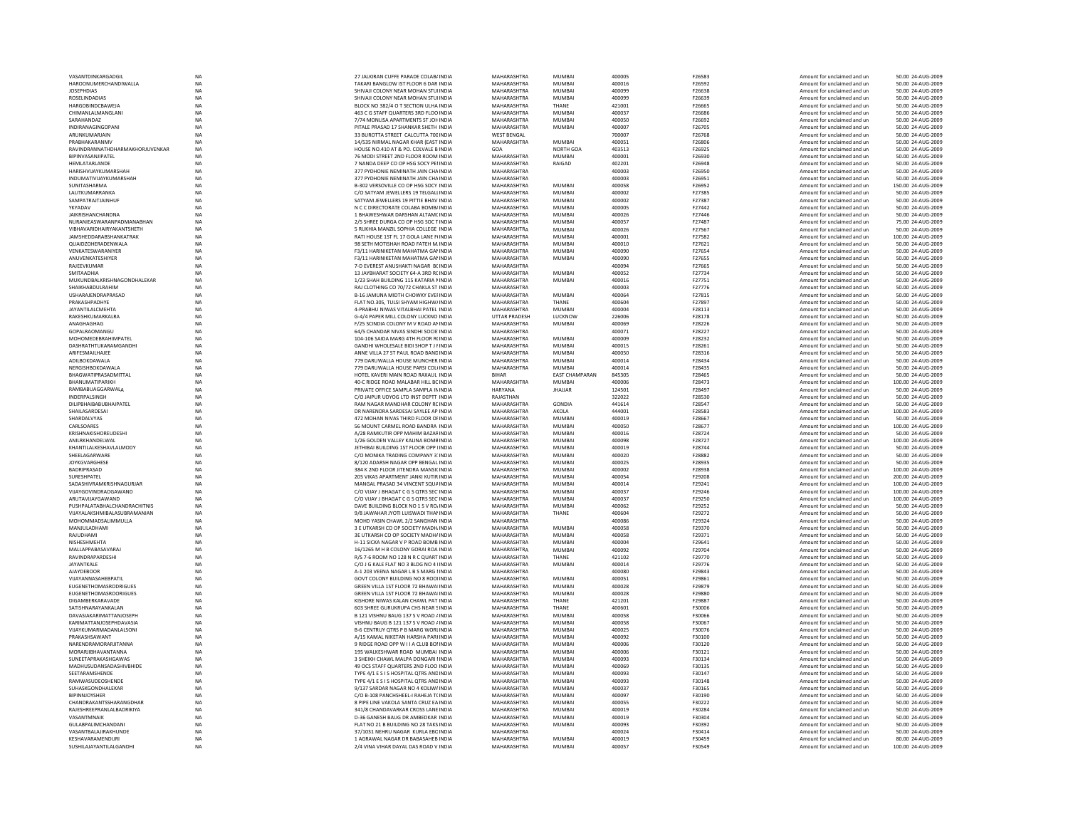| | | | | | | | | | | |
|---|---|---|---|---|---|---|---|---|---|---|
| VASANTDINKARGADGIL | NA | 27 JALKIRAN CUFFE PARADE COLABA INDIA | MAHARASHTRA | MUMBAI | 400005 | F26583 | Amount for unclaimed and un | 50.00 | 24-AUG-2009 |
| HAROONUMERCHANDIWALLA | NA | TAKARI BANGLOW IST FLOOR 6 DAR INDIA | MAHARASHTRA | MUMBAI | 400016 | F26592 | Amount for unclaimed and un | 50.00 | 24-AUG-2009 |
| JOSEPHDIAS | NA | SHIVAJI COLONY NEAR MOHAN STUI INDIA | MAHARASHTRA | MUMBAI | 400099 | F26638 | Amount for unclaimed and un | 50.00 | 24-AUG-2009 |
| ROSELINDADIAS | NA | SHIVAJI COLONY NEAR MOHAN STUI INDIA | MAHARASHTRA | MUMBAI | 400099 | F26639 | Amount for unclaimed and un | 50.00 | 24-AUG-2009 |
| HARGOBINDCBAWEJA | NA | BLOCK NO 382/4 O T SECTION ULHA INDIA | MAHARASHTRA | THANE | 421001 | F26665 | Amount for unclaimed and un | 50.00 | 24-AUG-2009 |
| CHIMANLALMANGLANI | NA | 463 C G STAFF QUARTERS 3RD FLOO INDIA | MAHARASHTRA | MUMBAI | 400037 | F26686 | Amount for unclaimed and un | 50.00 | 24-AUG-2009 |
| SARAHANDAZ | NA | 7/74 MONLISA APARTMENTS ST JOH INDIA | MAHARASHTRA | MUMBAI | 400050 | F26692 | Amount for unclaimed and un | 50.00 | 24-AUG-2009 |
| INDIRANAGINGOPANI | NA | PITALE PRASAD 17 SHANKAR SHETH INDIA | MAHARASHTRA | MUMBAI | 400007 | F26705 | Amount for unclaimed and un | 50.00 | 24-AUG-2009 |
| ARUNKUMARJAIN | NA | 33 BUROTTA STREET CALCUTTA 700 INDIA | WEST BENGAL | | 700007 | F26768 | Amount for unclaimed and un | 50.00 | 24-AUG-2009 |
| PRABHAKARANMV | NA | 14/535 NIRMAL NAGAR KHAR (EAST INDIA | MAHARASHTRA | MUMBAI | 400051 | F26806 | Amount for unclaimed and un | 50.00 | 24-AUG-2009 |
| RAVINDRANNATHDHARMAKHORJUVENKAR | NA | HOUSE NO 410 AT & PO. COLVALE B INDIA | GOA | NORTH GOA | 403513 | F26925 | Amount for unclaimed and un | 50.00 | 24-AUG-2009 |
| BIPINVASANJIPATEL | NA | 76 MODI STREET 2ND FLOOR ROOM INDIA | MAHARASHTRA | MUMBAI | 400001 | F26930 | Amount for unclaimed and un | 50.00 | 24-AUG-2009 |
| HEMLATARLANDE | NA | 7 NANDA DEEP CO OP HSG SOCY PEI INDIA | MAHARASHTRA | RAIGAD | 402201 | F26948 | Amount for unclaimed and un | 50.00 | 24-AUG-2009 |
| HARISHVIJAYKUMARSHAH | NA | 377 PYDHONIE NEMINATH JAIN CHA INDIA | MAHARASHTRA | | 400003 | F26950 | Amount for unclaimed and un | 50.00 | 24-AUG-2009 |
| INDUMATIVIJAYKUMARSHAH | NA | 377 PYDHONIE NEMINATH JAIN CHA INDIA | MAHARASHTRA | | 400003 | F26951 | Amount for unclaimed and un | 50.00 | 24-AUG-2009 |
| SUNITASHARMA | NA | B-302 VERSOVILLE CO OP HSG SOCY INDIA | MAHARASHTRA | MUMBAI | 400058 | F26952 | Amount for unclaimed and un | 150.00 | 24-AUG-2009 |
| LALITKUMARRANKA | NA | C/O SATYAM JEWELLERS 19 TELGALI INDIA | MAHARASHTRA | MUMBAI | 400002 | F27385 | Amount for unclaimed and un | 50.00 | 24-AUG-2009 |
| SAMPATRAJTJAINHUF | NA | SATYAM JEWELLERS 19 PITTIE BHAV INDIA | MAHARASHTRA | MUMBAI | 400002 | F27387 | Amount for unclaimed and un | 50.00 | 24-AUG-2009 |
| YKYADAV | NA | N C C DIRECTORATE COLABA BOMBA INDIA | MAHARASHTRA | MUMBAI | 400005 | F27442 | Amount for unclaimed and un | 50.00 | 24-AUG-2009 |
| JAIKRISHANCHANDNA | NA | 1 BHAWESHWAR DARSHAN ALTAMC INDIA | MAHARASHTRA | MUMBAI | 400026 | F27446 | Amount for unclaimed and un | 50.00 | 24-AUG-2009 |
| NURANIEASWARANPADMANABHAN | NA | 2/S SHREE DURGA CO OP HSG SOC T INDIA | MAHARASHTRA | MUMBAI | 400057 | F27487 | Amount for unclaimed and un | 75.00 | 24-AUG-2009 |
| VIBHAVARIDHAIRYAKANTSHETH | NA | 5 RUKHIA MANZIL SOPHIA COLLEGE INDIA | MAHARASHTRA | MUMBAI | 400026 | F27567 | Amount for unclaimed and un | 50.00 | 24-AUG-2009 |
| JAMSHEDDARABSHANKATRAK | NA | RATI HOUSE 1ST FL 17 GOLA LANE F INDIA | MAHARASHTRA | MUMBAI | 400001 | F27582 | Amount for unclaimed and un | 100.00 | 24-AUG-2009 |
| QUAIDZOHERADENWALA | NA | 98 SETH MOTISHAH ROAD FATEH M INDIA | MAHARASHTRA | MUMBAI | 400010 | F27621 | Amount for unclaimed and un | 50.00 | 24-AUG-2009 |
| VENKATESWARANIYER | NA | F3/11 HARINIKETAN MAHATMA GAI INDIA | MAHARASHTRA | MUMBAI | 400090 | F27654 | Amount for unclaimed and un | 50.00 | 24-AUG-2009 |
| ANUVENKATESHIYER | NA | F3/11 HARINIKETAN MAHATMA GAI INDIA | MAHARASHTRA | MUMBAI | 400090 | F27655 | Amount for unclaimed and un | 50.00 | 24-AUG-2009 |
| RAJEEVKUMAR | NA | 7-D EVEREST ANUSHAKTI NAGAR B( INDIA | MAHARASHTRA | | 400094 | F27665 | Amount for unclaimed and un | 50.00 | 24-AUG-2009 |
| SMITAADHIA | NA | 13 JAYBHARAT SOCIETY 64-A 3RD R( INDIA | MAHARASHTRA | MUMBAI | 400052 | F27734 | Amount for unclaimed and un | 50.00 | 24-AUG-2009 |
| MUKUNDBALKRISHNAGONDHALEKAR | NA | 1/23 SHAH BUILDING 115 KATARIA I INDIA | MAHARASHTRA | MUMBAI | 400016 | F27751 | Amount for unclaimed and un | 50.00 | 24-AUG-2009 |
| SHAIKHABDULRAHIM | NA | RAJ CLOTHING CO 70/72 CHAKLA ST INDIA | MAHARASHTRA | | 400003 | F27776 | Amount for unclaimed and un | 50.00 | 24-AUG-2009 |
| USHARAJENDRAPRASAD | NA | B-16 JAMUNA MIDTH CHOWKY EVEI INDIA | MAHARASHTRA | MUMBAI | 400064 | F27815 | Amount for unclaimed and un | 50.00 | 24-AUG-2009 |
| PRAKASHPADHYE | NA | FLAT NO.305, TULSI SHYAM HIGHWA INDIA | MAHARASHTRA | THANE | 400604 | F27897 | Amount for unclaimed and un | 50.00 | 24-AUG-2009 |
| JAYANTILALCMEHTA | NA | 4-PRABHU NIWAS VITALBHAI PATEL INDIA | MAHARASHTRA | MUMBAI | 400004 | F28113 | Amount for unclaimed and un | 50.00 | 24-AUG-2009 |
| RAKESHKUMARKALRA | NA | G-4/4 PAPER MILL COLONY LUCKNO INDIA | UTTAR PRADESH | LUCKNOW | 226006 | F28178 | Amount for unclaimed and un | 50.00 | 24-AUG-2009 |
| ANAGHAGHAG | NA | F/25 SCINDIA COLONY M V ROAD AI INDIA | MAHARASHTRA | MUMBAI | 400069 | F28226 | Amount for unclaimed and un | 50.00 | 24-AUG-2009 |
| GOPALRAOMANGU | NA | 64/5 CHANDAR NIVAS SINDHI SOCIE INDIA | MAHARASHTRA | | 400071 | F28227 | Amount for unclaimed and un | 50.00 | 24-AUG-2009 |
| MOHOMEDEBRAHIMPATEL | NA | 104-106 SAIDA MARG 4TH FLOOR R( INDIA | MAHARASHTRA | MUMBAI | 400009 | F28232 | Amount for unclaimed and un | 50.00 | 24-AUG-2009 |
| DASHRATHTUKARAMGANDHI | NA | GANDHI WHOLESALE BIDI SHOP T J INDIA | MAHARASHTRA | MUMBAI | 400015 | F28261 | Amount for unclaimed and un | 50.00 | 24-AUG-2009 |
| ARIFESMAILHAJEE | NA | ANNE VILLA 27 ST PAUL ROAD BANE INDIA | MAHARASHTRA | MUMBAI | 400050 | F28316 | Amount for unclaimed and un | 50.00 | 24-AUG-2009 |
| ADILBOKDAWALA | NA | 779 DARUWALLA HOUSE MUNCHER INDIA | MAHARASHTRA | MUMBAI | 400014 | F28434 | Amount for unclaimed and un | 50.00 | 24-AUG-2009 |
| NERGISHBOKDAWALA | NA | 779 DARUWALLA HOUSE PARSI COL( INDIA | MAHARASHTRA | MUMBAI | 400014 | F28435 | Amount for unclaimed and un | 50.00 | 24-AUG-2009 |
| BHAGWATIPRASADMITTAL | NA | HOTEL KAVERI MAIN ROAD RAXAUL INDIA | BIHAR | EAST CHAMPARAN | 845305 | F28465 | Amount for unclaimed and un | 50.00 | 24-AUG-2009 |
| BHANUMATIPARIKH | NA | 40-C RIDGE ROAD MALABAR HILL B( INDIA | MAHARASHTRA | MUMBAI | 400006 | F28473 | Amount for unclaimed and un | 100.00 | 24-AUG-2009 |
| RAMBABUAGGARWALA | NA | PRIVATE OFFICE SAMPLA SAMPLA IN INDIA | HARYANA | JHAJJAR | 124501 | F28497 | Amount for unclaimed and un | 50.00 | 24-AUG-2009 |
| INDERPALSINGH | NA | C/O JAIPUR UDYOG LTD INST DEPTT INDIA | RAJASTHAN | | 322022 | F28530 | Amount for unclaimed and un | 50.00 | 24-AUG-2009 |
| DILIPBHAIBABUBHAIPATEL | NA | RAM NAGAR MANOHAR COLONY R( INDIA | MAHARASHTRA | GONDIA | 441614 | F28547 | Amount for unclaimed and un | 50.00 | 24-AUG-2009 |
| SHAILASARDESAI | NA | DR NARENDRA SARDESAI SAYLEE AP INDIA | MAHARASHTRA | AKOLA | 444001 | F28583 | Amount for unclaimed and un | 100.00 | 24-AUG-2009 |
| SHARDALVYAS | NA | 472 MOHAN NIVAS THIRD FLOOR DI INDIA | MAHARASHTRA | MUMBAI | 400019 | F28667 | Amount for unclaimed and un | 50.00 | 24-AUG-2009 |
| CARLSOARES | NA | 56 MOUNT CARMEL ROAD BANDRA INDIA | MAHARASHTRA | MUMBAI | 400050 | F28677 | Amount for unclaimed and un | 100.00 | 24-AUG-2009 |
| KRISHNAKISHOREUDESHI | NA | A/28 RAMKUTIR OPP MAHIM BAZAR INDIA | MAHARASHTRA | MUMBAI | 400016 | F28724 | Amount for unclaimed and un | 50.00 | 24-AUG-2009 |
| ANILRKHANDELWAL | NA | 1/26 GOLDEN VALLEY KALINA BOMB INDIA | MAHARASHTRA | MUMBAI | 400098 | F28727 | Amount for unclaimed and un | 100.00 | 24-AUG-2009 |
| KHANTILALKESHAVLALMODY | NA | JETHIBAI BUILDING 1ST FLOOR OPP I INDIA | MAHARASHTRA | MUMBAI | 400019 | F28744 | Amount for unclaimed and un | 50.00 | 24-AUG-2009 |
| SHEELAGARWARE | NA | C/O MONIKA TRADING COMPANY 3 INDIA | MAHARASHTRA | MUMBAI | 400020 | F28882 | Amount for unclaimed and un | 50.00 | 24-AUG-2009 |
| JOYKGVARGHESE | NA | 8/120 ADARSH NAGAR OPP BENGAL INDIA | MAHARASHTRA | MUMBAI | 400025 | F28935 | Amount for unclaimed and un | 50.00 | 24-AUG-2009 |
| BADRIPRASAD | NA | 384 K 2ND FLOOR JITENDRA MANSI( INDIA | MAHARASHTRA | MUMBAI | 400002 | F28938 | Amount for unclaimed and un | 100.00 | 24-AUG-2009 |
| SURESHPATEL | NA | 205 VIKAS APARTMENT JANKI KUTIR INDIA | MAHARASHTRA | MUMBAI | 400054 | F29208 | Amount for unclaimed and un | 200.00 | 24-AUG-2009 |
| SADASHIVRAMKRISHNAGURJAR | NA | MANGAL PRASAD 34 VINCENT SQUA INDIA | MAHARASHTRA | MUMBAI | 400014 | F29241 | Amount for unclaimed and un | 100.00 | 24-AUG-2009 |
| VIJAYGOVINDRAOGAWAND | NA | C/O VIJAY J BHAGAT C G S QTRS SEC INDIA | MAHARASHTRA | MUMBAI | 400037 | F29246 | Amount for unclaimed and un | 100.00 | 24-AUG-2009 |
| ARUTAVIJAYGAWAND | NA | C/O VIJAY J BHAGAT C G S QTRS SEC INDIA | MAHARASHTRA | MUMBAI | 400037 | F29250 | Amount for unclaimed and un | 100.00 | 24-AUG-2009 |
| PUSHPALATABHALCHANDRACHITNIS | NA | DAVE BUILDING BLOCK NO 1 S V RO. INDIA | MAHARASHTRA | MUMBAI | 400062 | F29252 | Amount for unclaimed and un | 50.00 | 24-AUG-2009 |
| VIJAYALAKSHMIBALASUBRAMANIAN | NA | 9/8 JAWAHAR JYOTI LUISWADI THAI INDIA | MAHARASHTRA | THANE | 400604 | F29272 | Amount for unclaimed and un | 50.00 | 24-AUG-2009 |
| MOHOMMADSALIMMULLA | NA | MOHD YASIN CHAWL 2/2 SANGHAN INDIA | MAHARASHTRA | | 400086 | F29324 | Amount for unclaimed and un | 50.00 | 24-AUG-2009 |
| MANJULADHAMI | NA | 3 E UTKARSH CO OP SOCIETY MADH INDIA | MAHARASHTRA | MUMBAI | 400058 | F29370 | Amount for unclaimed and un | 50.00 | 24-AUG-2009 |
| RAJUDHAMI | NA | 3E UTKARSH CO OP SOCIETY MADHA INDIA | MAHARASHTRA | MUMBAI | 400058 | F29371 | Amount for unclaimed and un | 50.00 | 24-AUG-2009 |
| NISHESHMEHTA | NA | H-11 SICKA NAGAR V P ROAD BOMB INDIA | MAHARASHTRA | MUMBAI | 400004 | F29641 | Amount for unclaimed and un | 50.00 | 24-AUG-2009 |
| MALLAPPABASAVARAJ | NA | 16/1265 M H B COLONY GORAI ROA INDIA | MAHARASHTRA | MUMBAI | 400092 | F29704 | Amount for unclaimed and un | 50.00 | 24-AUG-2009 |
| RAVINDRAPARDESHI | NA | R/S 7-6 ROOM NO 128 N R C QUART INDIA | MAHARASHTRA | THANE | 421102 | F29770 | Amount for unclaimed and un | 50.00 | 24-AUG-2009 |
| JAYANTKALE | NA | C/O J G KALE FLAT NO 3 BLDG NO 4 I INDIA | MAHARASHTRA | MUMBAI | 400014 | F29776 | Amount for unclaimed and un | 50.00 | 24-AUG-2009 |
| AJAYDEBOOR | NA | A-1 203 VEENA NAGAR L B S MARG I INDIA | MAHARASHTRA | | 400080 | F29843 | Amount for unclaimed and un | 50.00 | 24-AUG-2009 |
| VIJAYANNASAHEBPATIL | NA | GOVT COLONY BUILDING NO 8 ROOI INDIA | MAHARASHTRA | MUMBAI | 400051 | F29861 | Amount for unclaimed and un | 50.00 | 24-AUG-2009 |
| EUGENETHOMASRODRIGUES | NA | GREEN VILLA 1ST FLOOR 72 BHAWAI INDIA | MAHARASHTRA | MUMBAI | 400028 | F29879 | Amount for unclaimed and un | 50.00 | 24-AUG-2009 |
| EUGENETHOMASROORIGUES | NA | GREEN VILLA 1ST FLOOR 72 BHAWAI INDIA | MAHARASHTRA | MUMBAI | 400028 | F29880 | Amount for unclaimed and un | 50.00 | 24-AUG-2009 |
| DIGAMBERKARAVADE | NA | KISHORE NIWAS KALAN CHAWL PAT INDIA | MAHARASHTRA | THANE | 421201 | F29887 | Amount for unclaimed and un | 50.00 | 24-AUG-2009 |
| SATISHNARAYANKALAN | NA | 603 SHREE GURUKRUPA CHS NEAR S INDIA | MAHARASHTRA | THANE | 400601 | F30006 | Amount for unclaimed and un | 50.00 | 24-AUG-2009 |
| DAVASIAKARIMATTANJOSEPH | NA | B 121 VISHNU BAUG 137 S V ROAD A INDIA | MAHARASHTRA | MUMBAI | 400058 | F30066 | Amount for unclaimed and un | 50.00 | 24-AUG-2009 |
| KARIMATTANJOSEPHDAVASIA | NA | VISHNU BAUG B 121 137 S V ROAD A INDIA | MAHARASHTRA | MUMBAI | 400058 | F30067 | Amount for unclaimed and un | 50.00 | 24-AUG-2009 |
| VIJAYKUMARMADANLALSONI | NA | B-6 CENTRUY QTRS P B MARG WORI INDIA | MAHARASHTRA | MUMBAI | 400025 | F30076 | Amount for unclaimed and un | 50.00 | 24-AUG-2009 |
| PRAKASHSAWANT | NA | A/15 KAMAL NIKETAN HARSHA PARI INDIA | MAHARASHTRA | MUMBAI | 400092 | F30100 | Amount for unclaimed and un | 50.00 | 24-AUG-2009 |
| NARENDRAMORARJITANNA | NA | 9 RIDGE ROAD OPP W I I A CLUB BOI INDIA | MAHARASHTRA | MUMBAI | 400006 | F30120 | Amount for unclaimed and un | 50.00 | 24-AUG-2009 |
| MORARJIBHAVANTANNA | NA | 195 WALKESHWAR ROAD MUMBAI INDIA | MAHARASHTRA | MUMBAI | 400006 | F30121 | Amount for unclaimed and un | 50.00 | 24-AUG-2009 |
| SUNEETAPRAKASHGAWAS | NA | 3 SHEIKH CHAWL MALPA DONGARI I INDIA | MAHARASHTRA | MUMBAI | 400093 | F30134 | Amount for unclaimed and un | 50.00 | 24-AUG-2009 |
| MADHUSUDANSADASHIVBHIDE | NA | 49 OCS STAFF QUARTERS 2ND FLOO INDIA | MAHARASHTRA | MUMBAI | 400069 | F30135 | Amount for unclaimed and un | 50.00 | 24-AUG-2009 |
| SEETARAMSHENDE | NA | TYPE 4/1 E S I S HOSPITAL QTRS ANI INDIA | MAHARASHTRA | MUMBAI | 400093 | F30147 | Amount for unclaimed and un | 50.00 | 24-AUG-2009 |
| RAMWASUDEOSHENDE | NA | TYPE 4/1 E S I S HOSPITAL QTRS ANI INDIA | MAHARASHTRA | MUMBAI | 400093 | F30148 | Amount for unclaimed and un | 50.00 | 24-AUG-2009 |
| SUHASKGONDHALEKAR | NA | 9/137 SARDAR NAGAR NO 4 KOLIWA INDIA | MAHARASHTRA | MUMBAI | 400037 | F30165 | Amount for unclaimed and un | 50.00 | 24-AUG-2009 |
| BIPINNJOYSHER | NA | C/O B-108 PANCHSHEEL-I RAHEJA T( INDIA | MAHARASHTRA | MUMBAI | 400097 | F30190 | Amount for unclaimed and un | 50.00 | 24-AUG-2009 |
| CHANDRAKANTSSHARANGDHAR | NA | 8 PIPE LINE VAKOLA SANTA CRUZ EA INDIA | MAHARASHTRA | MUMBAI | 400055 | F30222 | Amount for unclaimed and un | 50.00 | 24-AUG-2009 |
| RAJESHREEPRANLALBADRIKIYA | NA | 341/8 CHANDAVARKAR CROSS LANE INDIA | MAHARASHTRA | MUMBAI | 400019 | F30284 | Amount for unclaimed and un | 50.00 | 24-AUG-2009 |
| VASANTMNAIK | NA | D-36 GANESH BAUG DR AMBEDKAR INDIA | MAHARASHTRA | MUMBAI | 400019 | F30304 | Amount for unclaimed and un | 50.00 | 24-AUG-2009 |
| GULABPALIMCHANDANI | NA | FLAT NO 21 B BUILDING NO 28 TAKS INDIA | MAHARASHTRA | MUMBAI | 400093 | F30392 | Amount for unclaimed and un | 50.00 | 24-AUG-2009 |
| VASANTBALAJIRAKHUNDE | NA | 37/1031 NEHRU NAGAR KURLA EBC INDIA | MAHARASHTRA | | 400024 | F30414 | Amount for unclaimed and un | 50.00 | 24-AUG-2009 |
| KESHAVARAMENDURI | NA | 1 AGRAWAL NAGAR DR BABASAHEB INDIA | MAHARASHTRA | MUMBAI | 400019 | F30459 | Amount for unclaimed and un | 80.00 | 24-AUG-2009 |
| SUSHILAJAYANTILALGANDHI | NA | 2/4 VINA VIHAR DAYAL DAS ROAD V INDIA | MAHARASHTRA | MUMBAI | 400057 | F30549 | Amount for unclaimed and un | 100.00 | 24-AUG-2009 |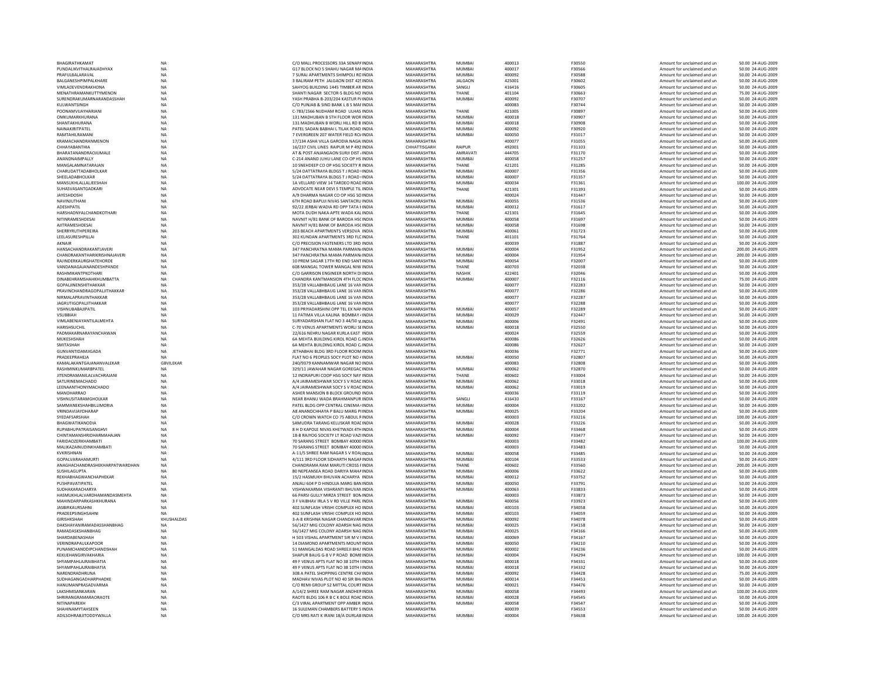| | | | | | | | | | |
|---|---|---|---|---|---|---|---|---|---|
| BHAGIRATHKAMAT | NA | C/O MALL PROCESSORS 33A SENAPA INDIA | MAHARASHTRA | MUMBAI | 400013 | F30550 | Amount for unclaimed and un | 50.00 | 24-AUG-2009 |
| PUNDALIKVITHALRAJADHYAX | NA | G17 BLOCK NO 5 SHAHU NAGAR MA INDIA | MAHARASHTRA | MUMBAI | 400017 | F30566 | Amount for unclaimed and un | 50.00 | 24-AUG-2009 |
| PRAFULBALARAVAL | NA | 7 SURAJ APARTMENTS SHIMPOLI RO INDIA | MAHARASHTRA | MUMBAI | 400092 | F30588 | Amount for unclaimed and un | 50.00 | 24-AUG-2009 |
| BALGANESHPIMPALKHARE | NA | 3 BALIRAM PETH JALGAON DIST 425 INDIA | MAHARASHTRA | JALGAON | 425001 | F30602 | Amount for unclaimed and un | 50.00 | 24-AUG-2009 |
| VIMLADEVENDRAKHONA | NA | SAHYOG BUILDING 1445 TIMBER AR INDIA | MAHARASHTRA | SANGLI | 416416 | F30605 | Amount for unclaimed and un | 50.00 | 24-AUG-2009 |
| MENATHRAMANKUTTYMENON | NA | SHANTI NAGAR SECTOR-5 BLDG NO INDIA | MAHARASHTRA | THANE | 401104 | F30663 | Amount for unclaimed and un | 75.00 | 24-AUG-2009 |
| SURENDRAKUMARNARANDASSHAH | NA | YASH PRABHA B-203/204 KASTUR PA INDIA | MAHARASHTRA | MUMBAI | 400092 | F30707 | Amount for unclaimed and un | 50.00 | 24-AUG-2009 |
| KULWANTSINGH | NA | C/O PUNJAB & SIND BANK L B S MAR INDIA | MAHARASHTRA | | 400083 | F30744 | Amount for unclaimed and un | 50.00 | 24-AUG-2009 |
| POONAMVIJAYHARIANI | NA | C-783/1566 NIJDHAM ROAD ULHAS INDIA | MAHARASHTRA | THANE | 421005 | F30897 | Amount for unclaimed and un | 50.00 | 24-AUG-2009 |
| OMKUMARKHURANA | NA | 131 MADHUBAN B 5TH FLOOR WOR INDIA | MAHARASHTRA | MUMBAI | 400018 | F30907 | Amount for unclaimed and un | 50.00 | 24-AUG-2009 |
| SHANTAKHURANA | NA | 131 MADHUBAN B WORLI HILL RD B INDIA | MAHARASHTRA | MUMBAI | 400018 | F30908 | Amount for unclaimed and un | 50.00 | 24-AUG-2009 |
| NAINAKIRITPATEL | NA | PATEL SADAN BABHAI L TILAK ROAD INDIA | MAHARASHTRA | MUMBAI | 400092 | F30920 | Amount for unclaimed and un | 50.00 | 24-AUG-2009 |
| RAMTAHILRAMANI | NA | 7 EVERGREEN 207 WATER FIELD RO INDIA | MAHARASHTRA | MUMBAI | 400050 | F31017 | Amount for unclaimed and un | 50.00 | 24-AUG-2009 |
| KRAMACHANDRANMENON | NA | 17/134 ASHA VILLA GARODIA NAGA INDIA | MAHARASHTRA | | 400077 | F31055 | Amount for unclaimed and un | 50.00 | 24-AUG-2009 |
| CHHAYABANTHIA | NA | 16/237 CIVIL LINES RAIPUR M P 492 INDIA | CHHATTISGARH | RAIPUR | 492001 | F31103 | Amount for unclaimed and un | 50.00 | 24-AUG-2009 |
| BHARATANANDRAOJUMALE | NA | AT & POST ANJANGAON SURJI DIST INDIA | MAHARASHTRA | AMRAVATI | 444705 | F31170 | Amount for unclaimed and un | 50.00 | 24-AUG-2009 |
| ANANDNAIMPALLY | NA | C-214 ANAND JUHU LANE CO-OP HS INDIA | MAHARASHTRA | MUMBAI | 400058 | F31257 | Amount for unclaimed and un | 50.00 | 24-AUG-2009 |
| MANGALAMNATARAJAN | NA | 10 SNEHDEEP CO OP HSG SOCIETY R INDIA | MAHARASHTRA | THANE | 421201 | F31285 | Amount for unclaimed and un | 50.00 | 24-AUG-2009 |
| CHARUDATTADABHOLKAR | NA | 5/24 DATTATRAYA BLDGS T J ROAD INDIA | MAHARASHTRA | MUMBAI | 400007 | F31356 | Amount for unclaimed and un | 50.00 | 24-AUG-2009 |
| SHEELADABHOLKAR | NA | 5/24 DATTATRAYA BLDGS T J ROAD INDIA | MAHARASHTRA | MUMBAI | 400007 | F31357 | Amount for unclaimed and un | 50.00 | 24-AUG-2009 |
| MANSUKHLALLALJEESHAH | NA | 1A VELLARD VIEW 14 TARDEO ROAD INDIA | MAHARASHTRA | MUMBAI | 400034 | F31361 | Amount for unclaimed and un | 100.00 | 24-AUG-2009 |
| SUHASVASANTGADKARI | NA | ADVOCATE NEAR DEVI S TEMPLE TIL INDIA | MAHARASHTRA | THANE | 421301 | F31393 | Amount for unclaimed and un | 50.00 | 24-AUG-2009 |
| JAYESHDOSHI | NA | A/9 DHARMA NAGAR CO OP HSG SO INDIA | MAHARASHTRA | | 400024 | F31447 | Amount for unclaimed and un | 50.00 | 24-AUG-2009 |
| NAVINJUTHANI | NA | 6TH ROAD BAPUJI NIVAS SANTACRU INDIA | MAHARASHTRA | MUMBAI | 400055 | F31536 | Amount for unclaimed and un | 50.00 | 24-AUG-2009 |
| ADESHPATIL | NA | 92/22 JERBAI WADIA RD OPP TATA H INDIA | MAHARASHTRA | MUMBAI | 400012 | F31617 | Amount for unclaimed and un | 50.00 | 24-AUG-2009 |
| HARSHADNYALCHANDKOTHARI | NA | MOTA DUDH NAKA APTE WADA KAL INDIA | MAHARASHTRA | THANE | 421301 | F31645 | Amount for unclaimed and un | 50.00 | 24-AUG-2009 |
| NITINRAMESHDESAI | NA | NAVNIT H/81 BANK OF BARODA HSC INDIA | MAHARASHTRA | MUMBAI | 400058 | F31697 | Amount for unclaimed and un | 50.00 | 24-AUG-2009 |
| AJITRAMESHDESAI | NA | NAVNIT H/81 BANK OF BARODA HSC INDIA | MAHARASHTRA | MUMBAI | 400058 | F31698 | Amount for unclaimed and un | 50.00 | 24-AUG-2009 |
| SHERRYRUTHPEREIRA | NA | 203 BEACH APARTMENTS VERSOVA INDIA | MAHARASHTRA | MUMBAI | 400061 | F31723 | Amount for unclaimed and un | 50.00 | 24-AUG-2009 |
| LEELASURESHPILLAI | NA | 302 KUNDAN APARTMENTS 3RD FLC INDIA | MAHARASHTRA | THANE | 401101 | F31764 | Amount for unclaimed and un | 50.00 | 24-AUG-2009 |
| AKNAIR | NA | C/O PRECISION FASTENERS LTD 3RD INDIA | MAHARASHTRA | | 400039 | F31887 | Amount for unclaimed and un | 50.00 | 24-AUG-2009 |
| HANSACHANDRAKANTJAVERI | NA | 347 PANCHRATNA MAMA PARMAN INDIA | MAHARASHTRA | MUMBAI | 400004 | F31952 | Amount for unclaimed and un | 200.00 | 24-AUG-2009 |
| CHANDRAKANTHARIKRISHNAJAVERI | NA | 347 PANCHRATNA MAMA PARMAN INDIA | MAHARASHTRA | MUMBAI | 400004 | F31954 | Amount for unclaimed and un | 200.00 | 24-AUG-2009 |
| RAJINDERKAURGHATEHORDE | NA | 10 PREM SAGAR 17TH RD END SANT INDIA | MAHARASHTRA | MUMBAI | 400054 | F32007 | Amount for unclaimed and un | 50.00 | 24-AUG-2009 |
| VANDANAGAJANANDESHPANDE | NA | 608 MANGAL TOWER MANGAL NIW INDIA | MAHARASHTRA | THANE | 400703 | F32038 | Amount for unclaimed and un | 50.00 | 24-AUG-2009 |
| RASHMIKANTPKOTHARI | NA | C/O GARRISON ENGINEER NORTH DI INDIA | MAHARASHTRA | NASHIK | 422401 | F32046 | Amount for unclaimed and un | 50.00 | 24-AUG-2009 |
| DINABEHRAMSHAHKHUMBATTA | NA | CHANDRA KANTMANSION 4TH FLOC INDIA | MAHARASHTRA | MUMBAI | 400007 | F32116 | Amount for unclaimed and un | 75.00 | 24-AUG-2009 |
| GOPALJINENSHITHAKKAR | NA | 353/28 VALLABHBAUG LANE 16 VAN INDIA | MAHARASHTRA | | 400077 | F32283 | Amount for unclaimed and un | 50.00 | 24-AUG-2009 |
| PRAVINCHANDRAGOPALJITHAKKAR | NA | 353/28 VALLABHBAUG LANE 16 VAN INDIA | MAHARASHTRA | | 400077 | F32286 | Amount for unclaimed and un | 50.00 | 24-AUG-2009 |
| NIRMALAPRAVINTHAKKAR | NA | 353/28 VALLABHBAUG LANE 16 VAN INDIA | MAHARASHTRA | | 400077 | F32287 | Amount for unclaimed and un | 50.00 | 24-AUG-2009 |
| JAGRUTIGOPALJITHAKKAR | NA | 353/28 VALLABHBAUG LANE 16 VAN INDIA | MAHARASHTRA | | 400077 | F32288 | Amount for unclaimed and un | 50.00 | 24-AUG-2009 |
| VISHNUBABAJIPATIL | NA | 103 PRIYADARSHINI OPP TEL EX NAN INDIA | MAHARASHTRA | MUMBAI | 400057 | F32289 | Amount for unclaimed and un | 50.00 | 24-AUG-2009 |
| VSUBBIAH | NA | 11 FATIMA VILLA KALINA BOMBAY INDIA | MAHARASHTRA | MUMBAI | 400029 | F32447 | Amount for unclaimed and un | 50.00 | 24-AUG-2009 |
| VIMLABENJAYANTILALMEHTA | NA | SURYADARSHAN FLAT NO 3 44/50 V INDIA | MAHARASHTRA | MUMBAI | 400006 | F32491 | Amount for unclaimed and un | 50.00 | 24-AUG-2009 |
| HARISHSUCHIL | NA | C-70 VENUS APARTMENTS WORLI SE INDIA | MAHARASHTRA | MUMBAI | 400018 | F32550 | Amount for unclaimed and un | 50.00 | 24-AUG-2009 |
| PADMAKARNARAYANCHAWAN | NA | 22/616 NEHRU NAGAR KURLA EAST INDIA | MAHARASHTRA | | 400024 | F32559 | Amount for unclaimed and un | 50.00 | 24-AUG-2009 |
| MUKESHSHAH | NA | 6A MEHTA BUILDING KIROL ROAD C INDIA | MAHARASHTRA | | 400086 | F32626 | Amount for unclaimed and un | 50.00 | 24-AUG-2009 |
| SMITASHAH | NA | 6A MEHTA BUILDING KIROL ROAD C INDIA | MAHARASHTRA | | 400086 | F32627 | Amount for unclaimed and un | 50.00 | 24-AUG-2009 |
| GUNVANTIDAMJIGADA | NA | JETHABHAI BLDG 3RD FLOOR ROOM INDIA | MAHARASHTRA | | 400036 | F32771 | Amount for unclaimed and un | 50.00 | 24-AUG-2009 |
| PRADEEPRAHEJA | NA | FLAT NO 6 PEOPLES SOCY PLOT NO 4 INDIA | MAHARASHTRA | MUMBAI | 400050 | F32807 | Amount for unclaimed and un | 50.00 | 24-AUG-2009 |
| KAMALAKANTGAJANANVALEKAR | GBVILEKAR | 240/9379 KANNAMWAR NAGAR NO INDIA | MAHARASHTRA | | 400083 | F32808 | Amount for unclaimed and un | 50.00 | 24-AUG-2009 |
| RASHMINKUMARBPATEL | NA | 329/11 JAWAHAR NAGAR GOREGAC INDIA | MAHARASHTRA | MUMBAI | 400062 | F32870 | Amount for unclaimed and un | 50.00 | 24-AUG-2009 |
| JITENDRAMANILALVACHRAJANI | NA | 12 INDRAPURI COOP HSG SOCY NAY INDIA | MAHARASHTRA | THANE | 400602 | F33004 | Amount for unclaimed and un | 50.00 | 24-AUG-2009 |
| SATURINEMACHADO | NA | A/4 JAIRAMESHWAR SOCY S V ROAD INDIA | MAHARASHTRA | MUMBAI | 400062 | F33018 | Amount for unclaimed and un | 50.00 | 24-AUG-2009 |
| LEENAANTHONYMACHADO | NA | A/4 JAIRAMESHWAR SOCY S V ROAD INDIA | MAHARASHTRA | MUMBAI | 400062 | F33019 | Amount for unclaimed and un | 50.00 | 24-AUG-2009 |
| MANOHARRAO | NA | ASHER MANSION B BLOCK GROUND INDIA | MAHARASHTRA | | 400036 | F33119 | Amount for unclaimed and un | 50.00 | 24-AUG-2009 |
| VISHNUSITARAMGHOLKAR | NA | NEAR BHANU WADA BRAHMANPUR INDIA | MAHARASHTRA | SANGLI | 416410 | F33167 | Amount for unclaimed and un | 50.00 | 24-AUG-2009 |
| SAMMANEKSHAHBILLIMORIA | NA | PATEL BLDG OPP CENTRAL CINEMA INDIA | MAHARASHTRA | MUMBAI | 400004 | F33202 | Amount for unclaimed and un | 50.00 | 24-AUG-2009 |
| VRINDAVIJAYDHARAP | NA | A8 ANANDCHHAYA P BALU MARG PI INDIA | MAHARASHTRA | MUMBAI | 400025 | F33204 | Amount for unclaimed and un | 50.00 | 24-AUG-2009 |
| SYEDAFSARSHAH | NA | C/O CROWN WATCH CO 75 ABDUL R INDIA | MAHARASHTRA | | 400003 | F33216 | Amount for unclaimed and un | 100.00 | 24-AUG-2009 |
| BHAGWATIKANODIA | NA | SAMUDRA TARANG KELUSKAR ROAD INDIA | MAHARASHTRA | MUMBAI | 400028 | F33226 | Amount for unclaimed and un | 50.00 | 24-AUG-2009 |
| RUPABHUPATRAISANGHVI | NA | 8 H D KAPOLE NIVAS KHETWADI 4TH INDIA | MAHARASHTRA | MUMBAI | 400004 | F33468 | Amount for unclaimed and un | 50.00 | 24-AUG-2009 |
| CHINTAMANSHRIDHARMAHAJAN | NA | 18-B RAJYOG SOCIETY LT ROAD VAZI INDIA | MAHARASHTRA | MUMBAI | 400092 | F33477 | Amount for unclaimed and un | 50.00 | 24-AUG-2009 |
| FARIDAOZERKHAMBATI | NA | 70 SARANG STREET BOMBAY 40000 INDIA | MAHARASHTRA | | 400003 | F33482 | Amount for unclaimed and un | 100.00 | 24-AUG-2009 |
| MALIKAZAINUDINKHAMBATI | NA | 70 SARANG STREET BOMBAY 40000 INDIA | MAHARASHTRA | | 400003 | F33483 | Amount for unclaimed and un | 50.00 | 24-AUG-2009 |
| KVKRISHNAN | NA | A-11/5 SHREE RAM NAGAR S V ROA INDIA | MAHARASHTRA | MUMBAI | 400058 | F33485 | Amount for unclaimed and un | 50.00 | 24-AUG-2009 |
| GOPALVARAHAMURTI | NA | 4/111 3RD FLOOR SIDHARTH NAGAR INDIA | MAHARASHTRA | MUMBAI | 400104 | F33533 | Amount for unclaimed and un | 50.00 | 24-AUG-2009 |
| ANAGHACHANDRASHEKHARPATWARDHAN | NA | CHANDRAMA RAM MARUTI CROSS F INDIA | MAHARASHTRA | THANE | 400602 | F33560 | Amount for unclaimed and un | 200.00 | 24-AUG-2009 |
| SUSHILAGUPTA | NA | 80 NEPEANSEA ROAD DARIYA MAHA INDIA | MAHARASHTRA | MUMBAI | 400006 | F33622 | Amount for unclaimed and un | 50.00 | 24-AUG-2009 |
| REKHABHAGWANCHAPHEKAR | NA | 15/2 HASMUKH BHUVAN ACHARYA INDIA | MAHARASHTRA | MUMBAI | 400012 | F33752 | Amount for unclaimed and un | 50.00 | 24-AUG-2009 |
| PUSHPAVATIPATEL | NA | ANJALI 604 P D HINDUJA MARG BAN INDIA | MAHARASHTRA | MUMBAI | 400050 | F33791 | Amount for unclaimed and un | 50.00 | 24-AUG-2009 |
| SUDHAKARACHARYA | NA | VISHWAKARMA VISHRANTI BHUVAN INDIA | MAHARASHTRA | MUMBAI | 400063 | F33833 | Amount for unclaimed and un | 50.00 | 24-AUG-2009 |
| HASMUKHLALVARDHAMANDASMEHTA | NA | 66 PARSI GULLY MIRZA STREET BON INDIA | MAHARASHTRA | | 400003 | F33873 | Amount for unclaimed and un | 50.00 | 24-AUG-2009 |
| MAHINDARPARKASHKHURANA | NA | 3 F VAIBHAV IRLA S V RD VILLE PARL INDIA | MAHARASHTRA | MUMBAI | 400056 | F33923 | Amount for unclaimed and un | 50.00 | 24-AUG-2009 |
| JASBIRKAURSAHNI | NA | 402 SUNFLASH VRISHI COMPLEX HO INDIA | MAHARASHTRA | MUMBAI | 400103 | F34058 | Amount for unclaimed and un | 50.00 | 24-AUG-2009 |
| PRADEEPSINGHSAHNI | NA | 402 SUNFLASH VRISHI COMPLEX HO INDIA | MAHARASHTRA | MUMBAI | 400103 | F34059 | Amount for unclaimed and un | 50.00 | 24-AUG-2009 |
| GIRISHKSHAH | KHUSHALDAS | 3-A-8 KRISHNA NAGAR CHANDAVAR INDIA | MAHARASHTRA | MUMBAI | 400092 | F34078 | Amount for unclaimed and un | 50.00 | 24-AUG-2009 |
| DAKSHAYANIRAMADASSHANBHAG | NA | 56/1427 MIG COLONY ADARSH NAG INDIA | MAHARASHTRA | MUMBAI | 400025 | F34158 | Amount for unclaimed and un | 50.00 | 24-AUG-2009 |
| RAMADASKSHANBHAG | NA | 56/1427 MIG COLONY ADARSH NAG INDIA | MAHARASHTRA | MUMBAI | 400025 | F34166 | Amount for unclaimed and un | 50.00 | 24-AUG-2009 |
| SHARDABENASHAH | NA | H 503 VISHAL APARTMENT SIR M V I INDIA | MAHARASHTRA | MUMBAI | 400069 | F34167 | Amount for unclaimed and un | 50.00 | 24-AUG-2009 |
| VERINDRAPAULKAPOOR | NA | 14 DIAMOND APARTMENTS MOUNT INDIA | MAHARASHTRA | MUMBAI | 400050 | F34210 | Amount for unclaimed and un | 50.00 | 24-AUG-2009 |
| PUNAMCHANDDIPCHANDSHAH | NA | 51 MANGALDAS ROAD SHREEJI BHU INDIA | MAHARASHTRA | MUMBAI | 400002 | F34236 | Amount for unclaimed and un | 50.00 | 24-AUG-2009 |
| KEKIJEHANGIRVAKHARIA | NA | SHAPUR BAUG G-8 V P ROAD BOMB INDIA | MAHARASHTRA | MUMBAI | 400004 | F34294 | Amount for unclaimed and un | 100.00 | 24-AUG-2009 |
| SHYAMPAHLAJRAIBHATIA | NA | 49 F VENUS APTS FLAT NO 38 10TH I INDIA | MAHARASHTRA | MUMBAI | 400018 | F34331 | Amount for unclaimed and un | 50.00 | 24-AUG-2009 |
| SHYAMPAHLAJRAIBHATIA | NA | 49 F VENUS APTS FLAT NO 38 10TH I INDIA | MAHARASHTRA | MUMBAI | 400018 | F34332 | Amount for unclaimed and un | 50.00 | 24-AUG-2009 |
| NARENDRADHRUNA | NA | 308 A PATEL SHOPPING CENTRE CHA INDIA | MAHARASHTRA | MUMBAI | 400092 | F34428 | Amount for unclaimed and un | 75.00 | 24-AUG-2009 |
| SUDHAGANGADHARPHADKE | NA | MADHAV NIVAS PLOT NO 40 SIR BH INDIA | MAHARASHTRA | MUMBAI | 400014 | F34453 | Amount for unclaimed and un | 50.00 | 24-AUG-2009 |
| HANUMANPRASADVARMA | NA | C/O REMI GROUP 52 MITTAL COURT INDIA | MAHARASHTRA | MUMBAI | 400021 | F34476 | Amount for unclaimed and un | 50.00 | 24-AUG-2009 |
| LAKSHMISANKARAN | NA | A/14/2 SHREE RAM NAGAR ANDHER INDIA | MAHARASHTRA | MUMBAI | 400058 | F34493 | Amount for unclaimed and un | 100.00 | 24-AUG-2009 |
| SHRIRANGRAMARAORAOTE | NA | RAOTE BLDG 106 R B C K BOLE ROAD INDIA | MAHARASHTRA | MUMBAI | 400028 | F34545 | Amount for unclaimed and un | 50.00 | 24-AUG-2009 |
| NITINAPAREKH | NA | C/3 VIRAL APARTMENT OPP AMBER INDIA | MAHARASHTRA | MUMBAI | 400058 | F34547 | Amount for unclaimed and un | 50.00 | 24-AUG-2009 |
| SHAHINAMYTAHSEEN | NA | 16 SULEMAN CHAMBERS BATTERY S INDIA | MAHARASHTRA | | 400039 | F34553 | Amount for unclaimed and un | 50.00 | 24-AUG-2009 |
| ADILSOHRABJITODDYWALLA | NA | C/O MRS RATI K IRANI 18/A DURLAB INDIA | MAHARASHTRA | MUMBAI | 400004 | F34638 | Amount for unclaimed and un | 100.00 | 24-AUG-2009 |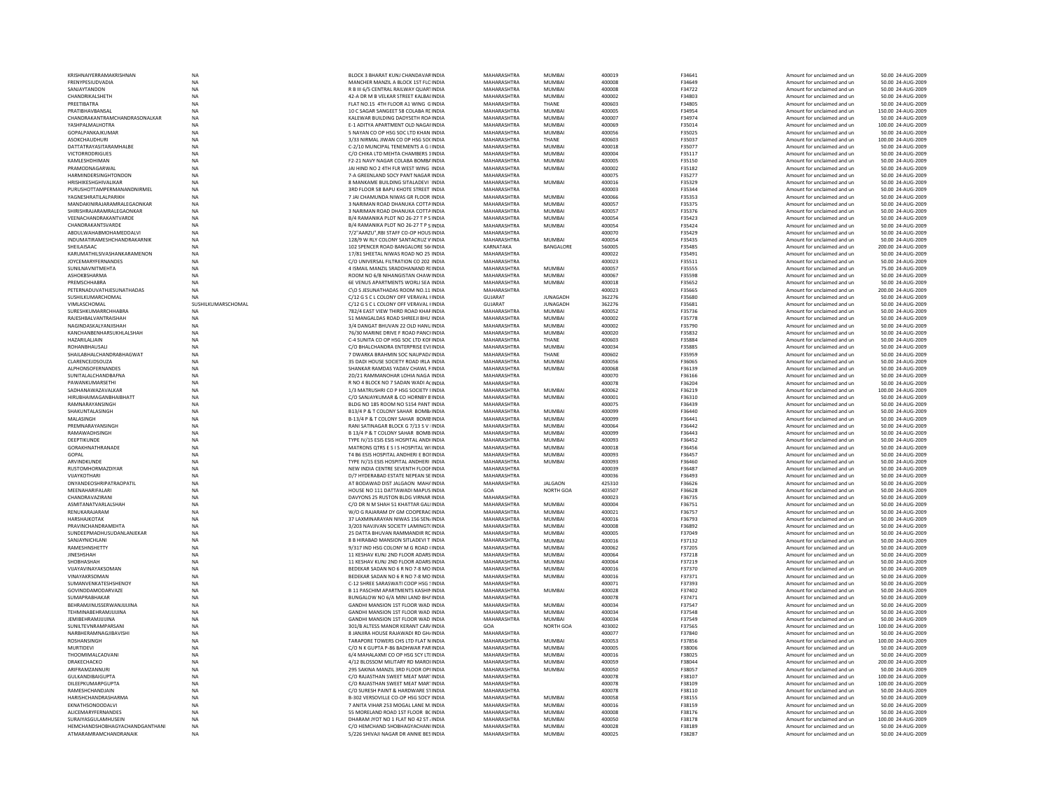| | | | | | | | | | | |
|---|---|---|---|---|---|---|---|---|---|---|
| KRISHNAIYERRAMAKRISHNAN | NA | BLOCK 3 BHARAT KUNJ CHANDAVAR INDIA | MAHARASHTRA | MUMBAI | 400019 | F34641 | Amount for unclaimed and un | 50.00 | 24-AUG-2009 |
| FRENYPESIUDVADIA | NA | MANCHER MANZIL A BLOCK 1ST FLC INDIA | MAHARASHTRA | MUMBAI | 400008 | F34649 | Amount for unclaimed and un | 50.00 | 24-AUG-2009 |
| SANJAYTANDON | NA | R B III 6/5 CENTRAL RAILWAY QUAR1 INDIA | MAHARASHTRA | MUMBAI | 400008 | F34722 | Amount for unclaimed and un | 50.00 | 24-AUG-2009 |
| CHANDRIKALSHETH | NA | 42-A DR M B VELKAR STREET KALBAI INDIA | MAHARASHTRA | MUMBAI | 400002 | F34803 | Amount for unclaimed and un | 50.00 | 24-AUG-2009 |
| PREETIBATRA | NA | FLAT NO.15 4TH FLOOR A1 WING G INDIA | MAHARASHTRA | THANE | 400603 | F34805 | Amount for unclaimed and un | 50.00 | 24-AUG-2009 |
| PRATIBHAVBANSAL | NA | 10 C SAGAR SANGEET 58 COLABA RC INDIA | MAHARASHTRA | MUMBAI | 400005 | F34954 | Amount for unclaimed and un | 150.00 | 24-AUG-2009 |
| CHANDRAKANTRAMCHANDRASONALKAR | NA | KALEWAR BUILDING DADYSETH ROA INDIA | MAHARASHTRA | MUMBAI | 400007 | F34974 | Amount for unclaimed and un | 50.00 | 24-AUG-2009 |
| YASHPALMALHOTRA | NA | E-1 ADITYA APARTMENT OLD NAGAI INDIA | MAHARASHTRA | MUMBAI | 400069 | F35014 | Amount for unclaimed and un | 100.00 | 24-AUG-2009 |
| GOPALPANKAJKUMAR | NA | 5 NAYAN CO OP HSG SOC LTD KHAN INDIA | MAHARASHTRA | MUMBAI | 400056 | F35025 | Amount for unclaimed and un | 50.00 | 24-AUG-2009 |
| ASOKCHAUDHURI | NA | 3/33 NIRMAL JIWAN CO OP HSG SOC INDIA | MAHARASHTRA | THANE | 400603 | F35037 | Amount for unclaimed and un | 100.00 | 24-AUG-2009 |
| DATTATRAYASITARAMHALBE | NA | C-2/10 MUNCIPAL TENEMENTS A G I INDIA | MAHARASHTRA | MUMBAI | 400018 | F35077 | Amount for unclaimed and un | 50.00 | 24-AUG-2009 |
| VICTORRODRIGUES | NA | C/O CHIKA LTD MEHTA CHAMBERS 1 INDIA | MAHARASHTRA | MUMBAI | 400004 | F35117 | Amount for unclaimed and un | 50.00 | 24-AUG-2009 |
| KAMLESHDHIMAN | NA | F2-21 NAVY NAGAR COLABA BOMBA INDIA | MAHARASHTRA | MUMBAI | 400005 | F35150 | Amount for unclaimed and un | 50.00 | 24-AUG-2009 |
| PRAMODNAGARWAL | NA | JAI HIND NO 2 4TH FLR WEST WING INDIA | MAHARASHTRA | MUMBAI | 400002 | F35182 | Amount for unclaimed and un | 50.00 | 24-AUG-2009 |
| HARMINDERSINGHTONDON | NA | 7-A GREENLAND SOCY PANT NAGAR INDIA | MAHARASHTRA | | 400075 | F35277 | Amount for unclaimed and un | 50.00 | 24-AUG-2009 |
| HRISHIKESHGHIVALIKAR | NA | 8 MANKAME BUILDING SITALADEVI INDIA | MAHARASHTRA | MUMBAI | 400016 | F35329 | Amount for unclaimed and un | 50.00 | 24-AUG-2009 |
| PURUSHOTTAMPERMANANDNIRMEL | NA | 3RD FLOOR 58 BAPU KHOTE STREET INDIA | MAHARASHTRA | | 400003 | F35344 | Amount for unclaimed and un | 50.00 | 24-AUG-2009 |
| YAGNESHRATILALPARIKH | NA | 7 JAI CHAMUNDA NIWAS GR FLOOR INDIA | MAHARASHTRA | MUMBAI | 400066 | F35353 | Amount for unclaimed and un | 50.00 | 24-AUG-2009 |
| MANDAKINIRAJARAMRALEGAONKAR | NA | 3 NARIMAN ROAD DHANUKA COTTA INDIA | MAHARASHTRA | MUMBAI | 400057 | F35375 | Amount for unclaimed and un | 50.00 | 24-AUG-2009 |
| SHIRISHRAJARAMRALEGAONKAR | NA | 3 NARIMAN ROAD DHANUKA COTTA INDIA | MAHARASHTRA | MUMBAI | 400057 | F35376 | Amount for unclaimed and un | 50.00 | 24-AUG-2009 |
| VEENACHANDRAKANTVARDE | NA | B/4 RAMANIKA PLOT NO 26-27 T P S INDIA | MAHARASHTRA | MUMBAI | 400054 | F35423 | Amount for unclaimed and un | 50.00 | 24-AUG-2009 |
| CHANDRAKANTSVARDE | NA | B/4 RAMANIKA PLOT NO 26-27 T P S INDIA | MAHARASHTRA | MUMBAI | 400054 | F35424 | Amount for unclaimed and un | 50.00 | 24-AUG-2009 |
| ABDULWAHABMOHAMEDDALVI | NA | 7/2"AARZU",RBI STAFF CO-OP HOUS INDIA | MAHARASHTRA | | 400070 | F35429 | Amount for unclaimed and un | 50.00 | 24-AUG-2009 |
| INDUMATIRAMESHCHANDRAKARNIK | NA | 128/9 W RLY COLONY SANTACRUZ V INDIA | MAHARASHTRA | MUMBAI | 400054 | F35435 | Amount for unclaimed and un | 50.00 | 24-AUG-2009 |
| SHEILAISAAC | NA | 102 SPENCER ROAD BANGALORE 56 INDIA | KARNATAKA | BANGALORE | 560005 | F35485 | Amount for unclaimed and un | 200.00 | 24-AUG-2009 |
| KARUNATHILSIVASHANKARAMENON | NA | 17/81 SHEETAL NIWAS ROAD NO 25 INDIA | MAHARASHTRA | | 400022 | F35491 | Amount for unclaimed and un | 50.00 | 24-AUG-2009 |
| JOYCEMARYFERNANDES | NA | C/O UNIVERSAL FILTRATION CO 202 INDIA | MAHARASHTRA | | 400023 | F35511 | Amount for unclaimed and un | 50.00 | 24-AUG-2009 |
| SUNILNAVNITMEHTA | NA | 4 ISMAIL MANZIL SRADDHANAND R INDIA | MAHARASHTRA | MUMBAI | 400057 | F35555 | Amount for unclaimed and un | 75.00 | 24-AUG-2009 |
| ASHOKBSHARMA | NA | ROOM NO 6/B NIHANGISTAN CHAW INDIA | MAHARASHTRA | MUMBAI | 400067 | F35598 | Amount for unclaimed and un | 50.00 | 24-AUG-2009 |
| PREMSCHHABRA | NA | 6E VENUS APARTMENTS WORLI SEA INDIA | MAHARASHTRA | MUMBAI | 400018 | F35652 | Amount for unclaimed and un | 50.00 | 24-AUG-2009 |
| PETERNADUVATHJESUNATHADAS | NA | C\O S JESUNATHADAS ROOM NO.11 INDIA | MAHARASHTRA | | 400023 | F35665 | Amount for unclaimed and un | 200.00 | 24-AUG-2009 |
| SUSHILKUMARCHOMAL | NA | C/12 G S C L COLONY OFF VERAVAL I INDIA | GUJARAT | JUNAGADH | 362276 | F35680 | Amount for unclaimed and un | 50.00 | 24-AUG-2009 |
| VIMLASCHOMAL | SUSHILKUMARSCHOMAL | C/12 G S C L COLONY OFF VERAVAL I INDIA | GUJARAT | JUNAGADH | 362276 | F35681 | Amount for unclaimed and un | 50.00 | 24-AUG-2009 |
| SURESHKUMARRCHHABRA | NA | 782/4 EAST VIEW THIRD ROAD KHAF INDIA | MAHARASHTRA | MUMBAI | 400052 | F35736 | Amount for unclaimed and un | 50.00 | 24-AUG-2009 |
| RAJESHBALVANTRAISHAH | NA | 51 MANGALDAS ROAD SHREEJI BHU INDIA | MAHARASHTRA | MUMBAI | 400002 | F35778 | Amount for unclaimed and un | 50.00 | 24-AUG-2009 |
| NAGINDASKALYANJISHAH | NA | 3/4 DANGAT BHUVAN 22 OLD HANU INDIA | MAHARASHTRA | MUMBAI | 400002 | F35790 | Amount for unclaimed and un | 50.00 | 24-AUG-2009 |
| KANCHANBENHARSUKHLALSHAH | NA | 76/30 MARINE DRIVE F ROAD PANCI INDIA | MAHARASHTRA | MUMBAI | 400020 | F35832 | Amount for unclaimed and un | 50.00 | 24-AUG-2009 |
| HAZARILALJAIN | NA | C-4 SUNITA CO OP HSG SOC LTD KOI INDIA | MAHARASHTRA | THANE | 400603 | F35884 | Amount for unclaimed and un | 50.00 | 24-AUG-2009 |
| ROHANBHAUSALI | NA | C/O BHALCHANDRA ENTERPRISE EVI INDIA | MAHARASHTRA | MUMBAI | 400034 | F35885 | Amount for unclaimed and un | 50.00 | 24-AUG-2009 |
| SHAILABHALCHANDRABHAGWAT | NA | 7 DWARKA BRAHMIN SOC NAUPADA INDIA | MAHARASHTRA | THANE | 400602 | F35959 | Amount for unclaimed and un | 50.00 | 24-AUG-2009 |
| CLARENCEJDSOUZA | NA | 35 DADI HOUSE SOCIETY ROAD IRLA INDIA | MAHARASHTRA | MUMBAI | 400056 | F36065 | Amount for unclaimed and un | 50.00 | 24-AUG-2009 |
| ALPHONSOFERNANDES | NA | SHANKAR RAMDAS YADAV CHAWL F INDIA | MAHARASHTRA | MUMBAI | 400068 | F36139 | Amount for unclaimed and un | 50.00 | 24-AUG-2009 |
| SUNITALALCHANDBAFNA | NA | 2D/21 RAMMANOHAR LOHIA NAGA INDIA | MAHARASHTRA | | 400070 | F36166 | Amount for unclaimed and un | 50.00 | 24-AUG-2009 |
| PAWANKUMARSETHI | NA | R NO 4 BLOCK NO 7 SADAN WADI A( INDIA | MAHARASHTRA | | 400078 | F36204 | Amount for unclaimed and un | 50.00 | 24-AUG-2009 |
| SADHANAWAZAVALKAR | NA | 1/3 MATRUSHRI CO P HSG SOCIETY I INDIA | MAHARASHTRA | MUMBAI | 400062 | F36219 | Amount for unclaimed and un | 100.00 | 24-AUG-2009 |
| HIRUBHAIMAGANBHAIBHATT | NA | C/O SANJAYKUMAR & CO HORNBY B INDIA | MAHARASHTRA | MUMBAI | 400001 | F36310 | Amount for unclaimed and un | 50.00 | 24-AUG-2009 |
| RAMNARAYANSINGH | NA | BLDG NO 185 ROOM NO 5154 PANT INDIA | MAHARASHTRA | | 400075 | F36439 | Amount for unclaimed and un | 50.00 | 24-AUG-2009 |
| SHAKUNTALASINGH | NA | B13/4 P & T COLONY SAHAR BOMB INDIA | MAHARASHTRA | MUMBAI | 400099 | F36440 | Amount for unclaimed and un | 50.00 | 24-AUG-2009 |
| MALASINGH | NA | B-13/4 P & T COLONY SAHAR BOMB INDIA | MAHARASHTRA | MUMBAI | 400099 | F36441 | Amount for unclaimed and un | 50.00 | 24-AUG-2009 |
| PREMNARAYANSINGH | NA | RANI SATINAGAR BLOCK G 7/13 S V I INDIA | MAHARASHTRA | MUMBAI | 400064 | F36442 | Amount for unclaimed and un | 50.00 | 24-AUG-2009 |
| RAMAWADHSINGH | NA | B 13/4 P & T COLONY SAHAR BOMB INDIA | MAHARASHTRA | MUMBAI | 400099 | F36443 | Amount for unclaimed and un | 50.00 | 24-AUG-2009 |
| DEEPTIKUNDE | NA | TYPE IV/15 ESIS ESIS HOSPITAL ANDI INDIA | MAHARASHTRA | MUMBAI | 400093 | F36452 | Amount for unclaimed and un | 50.00 | 24-AUG-2009 |
| GORAKHNATHRANADE | NA | MATRONS QTRS E S I S HOSPITAL W( INDIA | MAHARASHTRA | MUMBAI | 400018 | F36456 | Amount for unclaimed and un | 50.00 | 24-AUG-2009 |
| GOPAL | NA | T4 B6 ESIS HOSPITAL ANDHERI E BO INDIA | MAHARASHTRA | MUMBAI | 400093 | F36457 | Amount for unclaimed and un | 50.00 | 24-AUG-2009 |
| ARVINDKUNDE | NA | TYPE IV/15 ESIS HOSPITAL ANDHERI INDIA | MAHARASHTRA | MUMBAI | 400093 | F36460 | Amount for unclaimed and un | 50.00 | 24-AUG-2009 |
| RUSTOMHORMAZDIYAR | NA | NEW INDIA CENTRE SEVENTH FLOOF INDIA | MAHARASHTRA | | 400039 | F36487 | Amount for unclaimed and un | 50.00 | 24-AUG-2009 |
| VIJAYKOTHARI | NA | D/7 HYDERABAD ESTATE NEPEAN SE INDIA | MAHARASHTRA | | 400036 | F36493 | Amount for unclaimed and un | 50.00 | 24-AUG-2009 |
| DNYANDEOSHRIPATRAOPATIL | NA | AT BODAWAD DIST JALGAON MAHA INDIA | MAHARASHTRA | JALGAON | 425310 | F36626 | Amount for unclaimed and un | 50.00 | 24-AUG-2009 |
| MEENAHARIFALARI | NA | HOUSE NO 111 DATTAWADI MAPUS INDIA | GOA | NORTH GOA | 403507 | F36628 | Amount for unclaimed and un | 50.00 | 24-AUG-2009 |
| CHANDRAVAZIRANI | NA | DAVYONS 25 RUSTON BLDG VIRNAR INDIA | MAHARASHTRA | | 400023 | F36735 | Amount for unclaimed and un | 50.00 | 24-AUG-2009 |
| ASMITANATVARLALSHAH | NA | C/O DR N M SHAH 51 KHATTAR GALI INDIA | MAHARASHTRA | MUMBAI | 400004 | F36751 | Amount for unclaimed and un | 50.00 | 24-AUG-2009 |
| RENUKARAJARAM | NA | W/O G RAJARAM DY GM COOPERAT INDIA | MAHARASHTRA | MUMBAI | 400021 | F36757 | Amount for unclaimed and un | 50.00 | 24-AUG-2009 |
| HARSHAJKOTAK | NA | 37 LAXMINARAYAN NIWAS 156 SEN INDIA | MAHARASHTRA | MUMBAI | 400016 | F36793 | Amount for unclaimed and un | 50.00 | 24-AUG-2009 |
| PRAVINCHANDRAMEHTA | NA | 3/203 NAVJIVAN SOCIETY LAMINGT( INDIA | MAHARASHTRA | MUMBAI | 400008 | F36892 | Amount for unclaimed and un | 50.00 | 24-AUG-2009 |
| SUNDEEPMADHUSUDANLANJEKAR | NA | 25 DATTA BHUVAN RAMMANDIR RC INDIA | MAHARASHTRA | MUMBAI | 400005 | F37049 | Amount for unclaimed and un | 50.00 | 24-AUG-2009 |
| SANJAYNICHLANI | NA | 8 B HIRABAD MANSION SITLADEVI T INDIA | MAHARASHTRA | MUMBAI | 400016 | F37132 | Amount for unclaimed and un | 50.00 | 24-AUG-2009 |
| RAMESHNSHETTY | NA | 9/317 IND HSG COLONY M G ROAD I INDIA | MAHARASHTRA | MUMBAI | 400062 | F37205 | Amount for unclaimed and un | 50.00 | 24-AUG-2009 |
| JINESHSHAH | NA | 11 KESHAV KUNJ 2ND FLOOR ADARS INDIA | MAHARASHTRA | MUMBAI | 400064 | F37218 | Amount for unclaimed and un | 50.00 | 24-AUG-2009 |
| SHOBHASHAH | NA | 11 KESHAV KUNJ 2ND FLOOR ADARS INDIA | MAHARASHTRA | MUMBAI | 400064 | F37219 | Amount for unclaimed and un | 50.00 | 24-AUG-2009 |
| VIJAYAVINAYAKSOMAN | NA | BEDEKAR SADAN NO 6 R NO 7-8 MO INDIA | MAHARASHTRA | MUMBAI | 400016 | F37370 | Amount for unclaimed and un | 50.00 | 24-AUG-2009 |
| VINAYAKRSOMAN | NA | BEDEKAR SADAN NO 6 R NO 7-8 MO INDIA | MAHARASHTRA | MUMBAI | 400016 | F37371 | Amount for unclaimed and un | 50.00 | 24-AUG-2009 |
| SUMANVENKATESHSHENOY | NA | C-12 SHREE SARASWATI COOP HSG ! INDIA | MAHARASHTRA | | 400071 | F37393 | Amount for unclaimed and un | 50.00 | 24-AUG-2009 |
| GOVINDDAMODARVAZE | NA | B 11 PASCHIM APARTMENTS KASHIN INDIA | MAHARASHTRA | MUMBAI | 400028 | F37402 | Amount for unclaimed and un | 50.00 | 24-AUG-2009 |
| SUMAPRABHAKAR | NA | BUNGALOW NO 6/A MINI LAND BHA INDIA | MAHARASHTRA | | 400078 | F37471 | Amount for unclaimed and un | 50.00 | 24-AUG-2009 |
| BEHRAMJINUSSERWANJIJIJINA | NA | GANDHI MANSION 1ST FLOOR WAD INDIA | MAHARASHTRA | MUMBAI | 400034 | F37547 | Amount for unclaimed and un | 50.00 | 24-AUG-2009 |
| TEHMINABEHRAMJIJIJINA | NA | GANDHI MANSION 1ST FLOOR WAD INDIA | MAHARASHTRA | MUMBAI | 400034 | F37548 | Amount for unclaimed and un | 50.00 | 24-AUG-2009 |
| JEMIBEHRAMJIJIJINA | NA | GANDHI MANSION 1ST FLOOR WAD INDIA | MAHARASHTRA | MUMBAI | 400034 | F37549 | Amount for unclaimed and un | 50.00 | 24-AUG-2009 |
| SUNILTEVNRAMPARSANI | NA | 301/B ALTESS MANOR KERANT CARJ INDIA | GOA | NORTH GOA | 403002 | F37565 | Amount for unclaimed and un | 100.00 | 24-AUG-2009 |
| NARBHERAMNAGJIBAVISHI | NA | 8 JANJIRA HOUSE RAJAWADI RD GH INDIA | MAHARASHTRA | | 400077 | F37840 | Amount for unclaimed and un | 50.00 | 24-AUG-2009 |
| ROSHANSINGH | NA | TARAPORE TOWERS CHS LTD FLAT N INDIA | MAHARASHTRA | MUMBAI | 400053 | F37856 | Amount for unclaimed and un | 100.00 | 24-AUG-2009 |
| MURTIDEVI | NA | C/O N K GUPTA P-86 BADHWAR PAR INDIA | MAHARASHTRA | MUMBAI | 400005 | F38006 | Amount for unclaimed and un | 50.00 | 24-AUG-2009 |
| THOOMIMALCADVANI | NA | 6/4 MAHALAXMI CO OP HSG SCY LTI INDIA | MAHARASHTRA | MUMBAI | 400016 | F38025 | Amount for unclaimed and un | 50.00 | 24-AUG-2009 |
| DRAKECHACKO | NA | 4/12 BLOSSOM MILITARY RD MAROI INDIA | MAHARASHTRA | MUMBAI | 400059 | F38044 | Amount for unclaimed and un | 200.00 | 24-AUG-2009 |
| ARIFRAMZANNURI | NA | 295 SAKINA MANZIL 3RD FLOOR OPI INDIA | MAHARASHTRA | MUMBAI | 400050 | F38057 | Amount for unclaimed and un | 50.00 | 24-AUG-2009 |
| GULKANDIBAIGUPTA | NA | C/O RAJASTHAN SWEET MEAT MAR' INDIA | MAHARASHTRA | | 400078 | F38107 | Amount for unclaimed and un | 100.00 | 24-AUG-2009 |
| DILEEPKUMARPGUPTA | NA | C/O RAJASTHAN SWEET MEAT MAR' INDIA | MAHARASHTRA | | 400078 | F38109 | Amount for unclaimed and un | 100.00 | 24-AUG-2009 |
| RAMESHCHANDJAIN | NA | C/O SURESH PAINT & HARDWARE S INDIA | MAHARASHTRA | | 400078 | F38110 | Amount for unclaimed and un | 50.00 | 24-AUG-2009 |
| HARISHCHANDRASHARMA | NA | B-302 VERSOVILLE CO-OP HSG SOCY INDIA | MAHARASHTRA | MUMBAI | 400058 | F38155 | Amount for unclaimed and un | 50.00 | 24-AUG-2009 |
| EKNATHSONODDALVI | NA | 7 ANITA VIHAR 253 MOGAL LANE M. INDIA | MAHARASHTRA | MUMBAI | 400016 | F38159 | Amount for unclaimed and un | 50.00 | 24-AUG-2009 |
| ALICEMARYFERNANDES | NA | 55 MORELAND ROAD 1ST FLOOR B( INDIA | MAHARASHTRA | MUMBAI | 400008 | F38176 | Amount for unclaimed and un | 50.00 | 24-AUG-2009 |
| SURAIYASGULAMHUSEIN | NA | DHARAM JYOT NO 1 FLAT NO 42 ST INDIA | MAHARASHTRA | MUMBAI | 400050 | F38178 | Amount for unclaimed and un | 100.00 | 24-AUG-2009 |
| HEMCHANDSHOBHAGYACHANDGANTHANI | NA | C/O HEMCHAND SHOBHAGYACHANI INDIA | MAHARASHTRA | MUMBAI | 400028 | F38189 | Amount for unclaimed and un | 50.00 | 24-AUG-2009 |
| ATMARAMRAMCHANDRANAIK | NA | 5/226 SHIVAJI NAGAR DR ANNIE BES INDIA | MAHARASHTRA | MUMBAI | 400025 | F38287 | Amount for unclaimed and un | 50.00 | 24-AUG-2009 |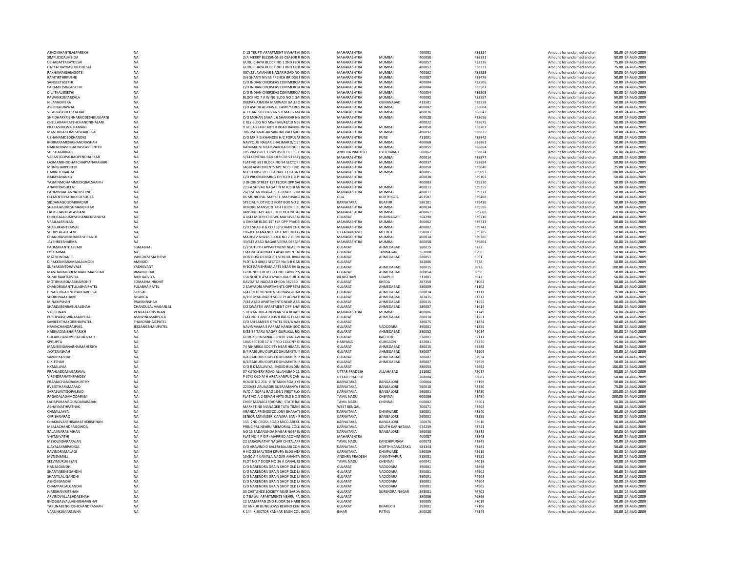| | | | | | | | | | | |
|---|---|---|---|---|---|---|---|---|---|---|
| ASHOKSHANTILALPAREKH | NA | C-13 TRUPTI APARTMENT MAHATM INDIA | MAHARASHTRA | | 400081 | F38324 | Amount for unclaimed and un | 50.00 | 24-AUG-2009 |
| SIMPLICIOALMEIDA | NA | 2/A MERRY BLESSINGS 65 CEASOR R INDIA | MAHARASHTRA | MUMBAI | 400058 | F38331 | Amount for unclaimed and un | 50.00 | 24-AUG-2009 |
| USHADATTARAYDESAI | NA | GURU CHAYA BLOCK NO 1 2ND FLO INDIA | MAHARASHTRA | MUMBAI | 400057 | F38336 | Amount for unclaimed and un | 75.00 | 24-AUG-2009 |
| DATTATRAYVASUDEODESAI | NA | GURU CHAYA BLOCK NO 1 IIND FLO INDIA | MAHARASHTRA | MUMBAI | 400057 | F38337 | Amount for unclaimed and un | 75.00 | 24-AUG-2009 |
| RAKHAMAJISHINGOTE | NA | 307/22 JAWAHAR NAGAR ROAD NO INDIA | MAHARASHTRA | MUMBAI | 400062 | F38338 | Amount for unclaimed and un | 50.00 | 24-AUG-2009 |
| RAMTIRTHRKUSHE | NA | 3/6 SHANTI NIVAS FRENCH BRIDGE I INDIA | MAHARASHTRA | MUMBAI | 400007 | F38476 | Amount for unclaimed and un | 50.00 | 24-AUG-2009 |
| SANGEETASETHI | NA | C/O INDIAN OVERSEAS COMMERCIA INDIA | MAHARASHTRA | MUMBAI | 400004 | F38506 | Amount for unclaimed and un | 50.00 | 24-AUG-2009 |
| PARAMJITSINGHSETHI | NA | C/O INDIAN OVERSEAS COMMERCIA INDIA | MAHARASHTRA | MUMBAI | 400004 | F38507 | Amount for unclaimed and un | 50.00 | 24-AUG-2009 |
| DILJITKAURSETHI | NA | C/O INDIAN OVERSEAS COMMERCIA INDIA | MAHARASHTRA | MUMBAI | 400004 | F38508 | Amount for unclaimed and un | 50.00 | 24-AUG-2009 |
| PAWANKUMARKALA | NA | BLOCK NO 7 A WING BLDG NO 1 GA INDIA | MAHARASHTRA | MUMBAI | 400092 | F38557 | Amount for unclaimed and un | 50.00 | 24-AUG-2009 |
| NILAMAJMERA | NA | DEEPAK AJMERA MARWADI GALLI O INDIA | MAHARASHTRA | OSMANABAD | 413501 | F38558 | Amount for unclaimed and un | 50.00 | 24-AUG-2009 |
| ASHOKAGRAWAL | NA | C/O ASHOK AGRAWAL FAMILY TRUS INDIA | MAHARASHTRA | MUMBAI | 400002 | F38604 | Amount for unclaimed and un | 50.00 | 24-AUG-2009 |
| VILASVASUDEOPHATAK | NA | A-1 GANESH BHUVAN S B MARG MA INDIA | MAHARASHTRA | MUMBAI | 400016 | F38642 | Amount for unclaimed and un | 50.00 | 24-AUG-2009 |
| SHRIDHARKRISHNARAODESHKULKARNI | NA | C/O MOHAN SAHAIL 6 SHANKAR NI INDIA | MAHARASHTRA | MUMBAI | 400028 | F38656 | Amount for unclaimed and un | 50.00 | 24-AUG-2009 |
| CHELLARAMFATEHCHANDNIHALANI | NA | C RLY BLDG NO MS/RB/II/48/10 NEV INDIA | MAHARASHTRA | | 400022 | F38675 | Amount for unclaimed and un | 50.00 | 24-AUG-2009 |
| PRAKASHKEWALRAMANI | NA | 9 GULAB 14B CARTER ROAD BANDR INDIA | MAHARASHTRA | MUMBAI | 400050 | F38707 | Amount for unclaimed and un | 50.00 | 24-AUG-2009 |
| MANUBHAISOMESHWARDESAI | NA | 306 USHANAGAR SARDAR VALLABHI INDIA | MAHARASHTRA | MUMBAI | 400092 | F38825 | Amount for unclaimed and un | 50.00 | 24-AUG-2009 |
| USHANAMDEDKHANDKE | NA | C/O MR R G KHANDKE H/2 POPULAF INDIA | MAHARASHTRA | PUNE | 411001 | F38842 | Amount for unclaimed and un | 50.00 | 24-AUG-2009 |
| INDIRARAMESHCHANDRASHAH | NA | NAVYOUG NAGAR SHALIMAR B/C 5 INDIA | MAHARASHTRA | MUMBAI | 400068 | F38861 | Amount for unclaimed and un | 50.00 | 24-AUG-2009 |
| NARENDRAVITHALDASCARPENTER | NA | RATNAKUNJ NEAR VAKOLA BRIDGE I INDIA | MAHARASHTRA | MUMBAI | 400055 | F38864 | Amount for unclaimed and un | 50.00 | 24-AUG-2009 |
| SHESHAGIRIRAO | NA | 105 VIJAYSREE TOWERS OFFICERS' C INDIA | ANDHRA PRADESH | HYDERABAD | 500062 | F38874 | Amount for unclaimed and un | 50.00 | 24-AUG-2009 |
| VASANTGOPALRAOPENDHARKAR | NA | 5/14 CENTRAL RAIL OFFICER S FLATS INDIA | MAHARASHTRA | MUMBAI | 400014 | F38877 | Amount for unclaimed and un | 100.00 | 24-AUG-2009 |
| LAXMANBHODHARCHARYANARAHARI | NA | FLAT NO 881 BLOCK NO 94 SECTOR I INDIA | MAHARASHTRA | MUMBAI | 400037 | F38894 | Amount for unclaimed and un | 50.00 | 24-AUG-2009 |
| MONISHARPOREDI | NA | JAGIR APARTMENTS APT NO 9 P NO INDIA | MAHARASHTRA | MUMBAI | 400050 | F39040 | Amount for unclaimed and un | 25.00 | 24-AUG-2009 |
| HARINDERBAGAI | NA | NO 10 IRIS CUFFE PARADE COLABA I INDIA | MAHARASHTRA | MUMBAI | 400005 | F39093 | Amount for unclaimed and un | 100.00 | 24-AUG-2009 |
| NARAYANANKB | NA | C/O PROGRAMMING OFFICER E D P INDIA | MAHARASHTRA | | 400038 | F39103 | Amount for unclaimed and un | 50.00 | 24-AUG-2009 |
| YASMINMOHAMMEDIQBALSHAIKH | NA | 3 DHOBI STREET 1ST FLOOR OPP SAI INDIA | MAHARASHTRA | | 400003 | F39230 | Amount for unclaimed and un | 50.00 | 24-AUG-2009 |
| ANANTRAISHELAT | NA | 223-A SHIVAJI NAGAR N M JOSHI M INDIA | MAHARASHTRA | MUMBAI | 400013 | F39255 | Amount for unclaimed and un | 50.00 | 24-AUG-2009 |
| PADMINIJAGANNATHSHINDE | NA | 26/7 SHANTINAGAR S G ROAD BOM INDIA | MAHARASHTRA | MUMBAI | 400011 | F39371 | Amount for unclaimed and un | 50.00 | 24-AUG-2009 |
| CLEMENTEPIADADEDESOUZA | NA | 86 MUNICIPAL MARKET MAPUSAGC INDIA | GOA | NORTH GOA | 403507 | F39408 | Amount for unclaimed and un | 50.00 | 24-AUG-2009 |
| SIDDANAGOUDABIRADAR | NA | SPECIAL PLOT NO 2 POST BOX NO 2 INDIA | KARNATAKA | BIJAPUR | 586101 | F39436 | Amount for unclaimed and un | 50.00 | 24-AUG-2009 |
| SHAILAJASURESHMANERIKAR | NA | HENDRE MANSION 4TH FLOOR B BL INDIA | MAHARASHTRA | MUMBAI | 400034 | F39596 | Amount for unclaimed and un | 50.00 | 24-AUG-2009 |
| LALITSHANTILALASHANI | NA | JANSUKH APT 4TH FLR BLOCK NO 43 INDIA | MAHARASHTRA | MUMBAI | 400067 | F39688 | Amount for unclaimed and un | 50.00 | 24-AUG-2009 |
| CHHOTALALUMIYASHANKERPANDYA | NA | 4 4/43 MOCHI CHOWK MAHUVASAL INDIA | GUJARAT | BHAVNAGAR | 364290 | F39710 | Amount for unclaimed and un | 400.00 | 24-AUG-2009 |
| VRAJLALBRIJLANI | NA | 4 OMKAR BLDG 1ST FLR OPP PRADEI INDIA | MAHARASHTRA | MUMBAI | 400062 | F39713 | Amount for unclaimed and un | 50.00 | 24-AUG-2009 |
| SHASHIKANTRAWAL | NA | C/O J SHASHI & CO 158 SOHAN CHA INDIA | MAHARASHTRA | MUMBAI | 400002 | F39742 | Amount for unclaimed and un | 50.00 | 24-AUG-2009 |
| SUDIPTAGAUTAM | NA | 186-B DAYANAND PATH MEERUT C/ INDIA | UTTARAKHAND | MEERUT | 250001 | F39785 | Amount for unclaimed and un | 50.00 | 24-AUG-2009 |
| CHANDRASHEKHARDESHPANDE | NA | MADHAV NIWAS BLOCK NO 2 40 SIR INDIA | MAHARASHTRA | MUMBAI | 400014 | F39786 | Amount for unclaimed and un | 50.00 | 24-AUG-2009 |
| JAYSHREESHARMA | NA | 33/542 AZAD NAGAR VEERA DESAI F INDIA | MAHARASHTRA | MUMBAI | 400058 | F39804 | Amount for unclaimed and un | 50.00 | 24-AUG-2009 |
| PADMAKANTDALVADI | SBALABHAI | C/2 SUTIRTH APPARTMENT NEAR PR INDIA | GUJARAT | AHMEDABAD | 380015 | F232 | Amount for unclaimed and un | 50.00 | 24-AUG-2009 |
| PBSHARMA | NA | FLAT NO 4 ADINATH APARTMENT NI INDIA | GUJARAT | JAMNAGAR | 361008 | F298 | Amount for unclaimed and un | 50.00 | 24-AUG-2009 |
| MATHEWDANIEL | VARGHESEMATHEW | DON BOSCO ENGLISH SCHOOL JIVRA INDIA | GUJARAT | AHMEDABAD | 380051 | F591 | Amount for unclaimed and un | 50.00 | 24-AUG-2009 |
| DIPAKKUMARAMBALALMODI | AMMODI | PLOT NO 406/1 SECTOR No:3-B GAN INDIA | GUJARAT | | 382006 | F778 | Amount for unclaimed and un | 50.00 | 24-AUG-2009 |
| SURYAKANTDHAVALE | YASHAVANT | 9/103 PARISHRAM APTS NEAR JAI S INDIA | GUJARAT | AHMEDABAD | 380015 | F822 | Amount for unclaimed and un | 100.00 | 24-AUG-2009 |
| MANDAKINIRAJENDRAKUMARSHAH | RMANUBHAI | GROUND FLOOR FLAT NO 1 AND 2 S INDIA | GUJARAT | AHMEDABAD | 380054 | F890 | Amount for unclaimed and un | 50.00 | 24-AUG-2009 |
| SUMITRABHADVIYA | NKBHADVIYA | 154 NORTH AYAD AYAD UDAIPUR 31 INDIA | RAJASTHAN | UDAIPUR | 313001 | F912 | Amount for unclaimed and un | 50.00 | 24-AUG-2009 |
| MOTIBHAISOMABHAIROHIT | SOMABHAINROHIT | DAVDA TA NADIAD KHEDA 387350 INDIA | GUJARAT | KHEDA | 387350 | F1062 | Amount for unclaimed and un | 50.00 | 24-AUG-2009 |
| CHANDRAKANTFULABHAIPATEL | FULABHAIPATEL | 2 SAHYADRI APARTMENTS OPP STAI INDIA | GUJARAT | AHMEDABAD | 380009 | F1102 | Amount for unclaimed and un | 50.00 | 24-AUG-2009 |
| HINABENGAJENDRADHARDESAI | GDESAI | 6/4 GOLDEN PARK NEAR NAVGUJAR INDIA | GUJARAT | AHMEDABAD | 380014 | F1212 | Amount for unclaimed and un | 75.00 | 24-AUG-2009 |
| SHOBHNAAKHANI | NISARGA | B/198 MALLINATH SOCIETY ADINATI INDIA | GUJARAT | AHMEDABAD | 382415 | F1312 | Amount for unclaimed and un | 50.00 | 24-AUG-2009 |
| MINAXIPSHAH | PRAVINNSHAH | 7/42 AZAD APARTMENTS NEAR AZAI INDIA | GUJARAT | AHMEDABAD | 380015 | F1555 | Amount for unclaimed and un | 50.00 | 24-AUG-2009 |
| SHARDABENBABULALSHAH | CHANDULALMAGANLAL | S/2 SWASTIK APARTMENT OPP BHA INDIA | GUJARAT | AHMEDABAD | 380007 | F1614 | Amount for unclaimed and un | 50.00 | 24-AUG-2009 |
| VKRISHNAN | VENKATAKRISHNAN | 5 UDYAN 100-A NEPEAN SEA ROAD I INDIA | MAHARASHTRA | MUMBAI | 400006 | F1749 | Amount for unclaimed and un | 50.00 | 24-AUG-2009 |
| PUSHPAASHWINASARPOTA | ASHWINLASARPOTA | FLAT NO 1 AND 2 JOSHI BAUG FLATS INDIA | GUJARAT | AHMEDABAD | 380014 | F1751 | Amount for unclaimed and un | 50.00 | 24-AUG-2009 |
| SANJEEVTHAKORBHAIPATEL | THAKORBHAICPATEL | C/O SRI SAMEER K PATEL 503/A AAK INDIA | GUJARAT | | 380075 | F1834 | Amount for unclaimed and un | 50.00 | 24-AUG-2009 |
| NAVINCHANDRAJPAEL | JESSANGBHAIUPATEL | NAVINMAMA S PARAM HANSH SOC INDIA | GUJARAT | VADODARA | 390001 | F1855 | Amount for unclaimed and un | 50.00 | 24-AUG-2009 |
| HARIVADANBHAIPARIKH | NA | E/33-34 TARU NAGAR GURUKUL RO INDIA | GUJARAT | AHMEDABAD | 380052 | F2034 | Amount for unclaimed and un | 50.00 | 24-AUG-2009 |
| GULABCHANDPOPATLALSHAH | NA | GURUKRIPA SANKDI SHERI VANIAW INDIA | GUJARAT | KACHCHH | 370001 | F2111 | Amount for unclaimed and un | 50.00 | 24-AUG-2009 |
| SPGUPTA | NA | 1045 SECTOR 17 B IFFCO COLONY GI INDIA | HARYANA | GURGAON | 122001 | F2270 | Amount for unclaimed and un | 25.00 | 24-AUG-2009 |
| MANIBENDANABHAIMAHERIYA | NA | 74 NIHARIKA SOCIETY NEAR HIMATL INDIA | GUJARAT | AHMEDABAD | 380015 | F2588 | Amount for unclaimed and un | 50.00 | 24-AUG-2009 |
| JYOTSNASHAH | NA | B/4 RAJGURU DUPLEX DHUMKETU N INDIA | GUJARAT | AHMEDABAD | 380007 | F2909 | Amount for unclaimed and un | 50.00 | 24-AUG-2009 |
| SANDHYASHAH | NA | B/4 RAJGURU DUPLEX DHUMKETU N INDIA | GUJARAT | AHMEDABAD | 380007 | F2934 | Amount for unclaimed and un | 50.00 | 24-AUG-2009 |
| DIXITSHAH | NA | B/4 RAJGURU DUPLEX DHUMKETU N INDIA | GUJARAT | AHMEDABAD | 380007 | F2959 | Amount for unclaimed and un | 50.00 | 24-AUG-2009 |
| NKMALAVIA | NA | C/O R K MALAVIYA ENGSD BUILDIN INDIA | GUJARAT | | 380053 | F2992 | Amount for unclaimed and un | 100.00 | 24-AUG-2009 |
| PRAHLADDASAGARWAL | NA | 37 KUTCHERY ROAD ALLAHABAD 21 INDIA | UTTAR PRADESH | ALLAHABAD | 211002 | F3017 | Amount for unclaimed and un | 50.00 | 24-AUG-2009 |
| VIRENDRANATHPANDEY | NA | P 37/1 OLD M H AREA KANPUR CAN INDIA | UTTAR PRADESH | | 208004 | F3087 | Amount for unclaimed and un | 50.00 | 24-AUG-2009 |
| PRAMACHANDRAMURTHY | NA | HOUSE NO 216 V 'B' MAIN ROAD YE INDIA | KARNATAKA | BANGALORE | 560064 | F3199 | Amount for unclaimed and un | 50.00 | 24-AUG-2009 |
| BVSEETHARAMARAO | NA | 2230/83 ARUNADRI SUBRAMANYA I INDIA | KARNATAKA | BANGALORE | 560010 | F3340 | Amount for unclaimed and un | 75.00 | 24-AUG-2009 |
| SARASWATIGOPALRAO | NA | W/O A GOPAL RAO 104/1 FIRST FLO INDIA | KARNATAKA | BANGALORE | 560001 | F3430 | Amount for unclaimed and un | 100.00 | 24-AUG-2009 |
| PAGADALADAMODARAM | NA | FLAT NO.A-2 DEVAN APTS OLD NO.2 INDIA | TAMIL NADU | CHENNAI | 600086 | F3490 | Amount for unclaimed and un | 200.00 | 24-AUG-2009 |
| LADAPURAMSOUNDARARAJAN | NA | CHIEF MANAGER(ADMN) STATE BAI INDIA | TAMIL NADU | CHENNAI | 600002 | F3501 | Amount for unclaimed and un | 50.00 | 24-AUG-2009 |
| ABHAYNATHPATHAK | NA | MARKETING MANAGER TATA TIMKE INDIA | WEST BENGAL | | 700071 | F3503 | Amount for unclaimed and un | 50.00 | 24-AUG-2009 |
| CNMALLAYYA | NA | VRANDA FRIENDS COLONY BHARATI INDIA | KARNATAKA | DHARWARD | 580001 | F3540 | Amount for unclaimed and un | 50.00 | 24-AUG-2009 |
| CKRISHNARAO | NA | SENIOR MANAGER CANARA BANK R INDIA | KARNATAKA | BANGALORE | 560001 | F3555 | Amount for unclaimed and un | 50.00 | 24-AUG-2009 |
| CHAKRAVARTHISAMATHKRISHNAN | NA | 155 2ND CROSS ROAD MICO AREKE INDIA | KARNATAKA | BANGALORE | 560076 | F3610 | Amount for unclaimed and un | 50.00 | 24-AUG-2009 |
| MBALACHANDRAGOWDA | NA | PRINCIPAL NEHRU MEMORIAL COLLI INDIA | KARNATAKA | SOUTH KARNATAKA | 574239 | F3721 | Amount for unclaimed and un | 50.00 | 24-AUG-2009 |
| BALAJINARASIMHAN | NA | NO 15 SADANANDA NAGAR NGEF E/ INDIA | KARNATAKA | BANGALORE | 560038 | F3831 | Amount for unclaimed and un | 50.00 | 24-AUG-2009 |
| VHYMAVATHI | NA | FLAT NO.4 P G P (MARRIED ACOMM INDIA | MAHARASHTRA | | 400087 | F3843 | Amount for unclaimed and un | 50.00 | 24-AUG-2009 |
| MSSOUNDARARAJAN | NA | 22 SARASWATHY NAGAR CHITALAPA INDIA | TAMIL NADU | KANCHIPURAM | 600073 | F3845 | Amount for unclaimed and un | 50.00 | 24-AUG-2009 |
| KJAYALAXMIPADIGA | NA | C/O ARAVIND D BALERI BALARI COM INDIA | KARNATAKA | NORTH KARNATAKA | 581343 | F3882 | Amount for unclaimed and un | 50.00 | 24-AUG-2009 |
| RAVINDRAMALAGI | NA | H NO 28 MALTESH KRUPA BLDG NEA INDIA | KARNATAKA | DHARWARD | 580009 | F3915 | Amount for unclaimed and un | 50.00 | 24-AUG-2009 |
| MVNENMALL | NA | 13/50 A 4 KAMALA NAGAR ANANTA INDIA | ANDHRA PRADESH | ANANTHAPUR | 515001 | F3952 | Amount for unclaimed and un | 50.00 | 24-AUG-2009 |
| SELVIMURUGESAN | NA | PLOT NO 7 DOOR NO 26 A CANAL R( INDIA | TAMIL NADU | CHENNAI | 600041 | F4018 | Amount for unclaimed and un | 50.00 | 24-AUG-2009 |
| HANSAGANDHI | NA | C/O NARENDRA GRAIN SHOP OLD L/ INDIA | GUJARAT | VADODARA | 390001 | F4898 | Amount for unclaimed and un | 50.00 | 24-AUG-2009 |
| SHANTABENSGANDHI | NA | C/O NARENDRA GRAIN SHOP OLD L/ INDIA | GUJARAT | VADODARA | 390001 | F4902 | Amount for unclaimed and un | 50.00 | 24-AUG-2009 |
| SHANTILALJGANDHI | NA | C/O NARENDRA GRAIN SHOP OLD L/ INDIA | GUJARAT | VADODARA | 390001 | F4903 | Amount for unclaimed and un | 50.00 | 24-AUG-2009 |
| ASHOKGANDHI | NA | C/O NARENDRA GRAIN SHOP OLD L/ INDIA | GUJARAT | VADODARA | 390001 | F4904 | Amount for unclaimed and un | 50.00 | 24-AUG-2009 |
| CHAMPAKLALGANDHI | NA | C/O NARENDRA GRAIN SHOP OLD L/ INDIA | GUJARAT | VADODARA | 390001 | F4905 | Amount for unclaimed and un | 50.00 | 24-AUG-2009 |
| NIMISHAMRITSHAH | NA | 33 CHETANCE SOCIETY NEAR SARDA INDIA | GUJARAT | SURENDRA NAGAR | 363001 | F6702 | Amount for unclaimed and un | 50.00 | 24-AUG-2009 |
| ARVINDVALLABHDASSHAH | NA | C-7 BALAJI APARTMENTS NEHRU PA INDIA | GUJARAT | | 380056 | F6896 | Amount for unclaimed and un | 50.00 | 24-AUG-2009 |
| BHOGILALVALLABHJISHANGHVI | NA | 12 SAMARPAN 2ND FLOOR 26 HARIE INDIA | GUJARAT | | 390005 | F7019 | Amount for unclaimed and un | 50.00 | 24-AUG-2009 |
| TARUNABENGIRISHCHANDRASHAH | NA | 32 ANKUR BUNGLOWS BEHIND CEN INDIA | GUJARAT | BHARUCH | 392001 | F7106 | Amount for unclaimed and un | 50.00 | 24-AUG-2009 |
| VARUNKUMARSINHA | NA | K 144 K SECTOR KANKAR BAGH COL INDIA | BIHAR | PATNA | 800020 | F7149 | Amount for unclaimed and un | 50.00 | 24-AUG-2009 |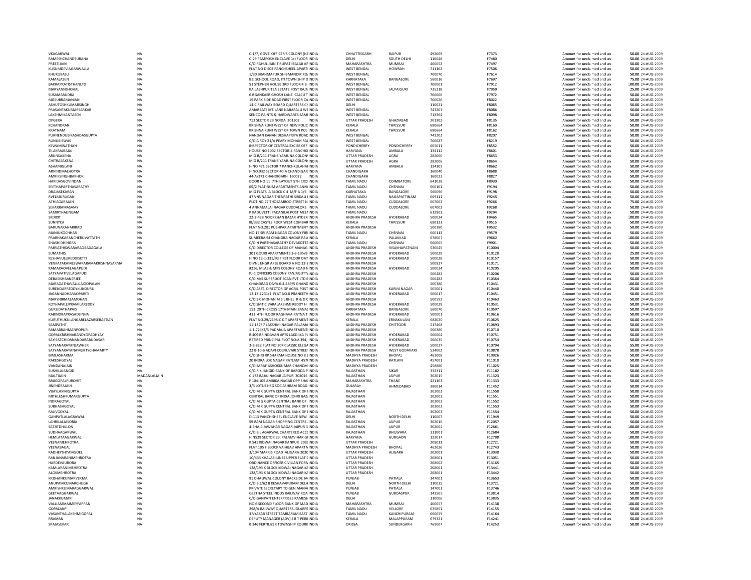| | | | | | | | | | | |
|---|---|---|---|---|---|---|---|---|---|---|
| VKAGARWAL | NA | C-1/7, GOVT. OFFICER'S COLONY (NE INDIA | CHHATTISGARH | RAIPUR | 492009 | F7373 | Amount for unclaimed and un | 50.00 | 24-AUG-2009 |
| RAMESHCHANDSURANA | NA | C-29 PAMPOSH ENCLAVE 1st FLOOR INDIA | DELHI | SOUTH DELHI | 110048 | F7480 | Amount for unclaimed and un | 50.00 | 24-AUG-2009 |
| PREETIJAIN | NA | C/O RAHUL JAIN TIRUPATI BALAJI AF INDIA | MAHARASHTRA | MUMBAI | 400052 | F7497 | Amount for unclaimed and un | 50.00 | 24-AUG-2009 |
| KUSUMDEVIAGARWALLA | NA | FLAT NO D 502 PANCHSHEEL APARTI INDIA | WEST BENGAL | HOWRAH | 711102 | F7506 | Amount for unclaimed and un | 50.00 | 24-AUG-2009 |
| KHUKUBASU | NA | 1/30 BRAHMAPUR SHIBMANDIR RO, INDIA | WEST BENGAL | | 700070 | F7614 | Amount for unclaimed and un | 50.00 | 24-AUG-2009 |
| RAMALASEN | NA | B3, SCHOOL ROAD, ITI TOWN SHIP D INDIA | KARNATAKA | BANGALORE | 560016 | F7697 | Amount for unclaimed and un | 75.00 | 24-AUG-2009 |
| BAKRAPRATISTHANLTD | NA | 51 STEPHEN HOUSE 3RD FLOOR 4 B INDIA | WEST BENGAL | | 700001 | F7912 | Amount for unclaimed and un | 100.00 | 24-AUG-2009 |
| MARYANNSHOHAL | NA | KAILASHPUR TEA ESTATE POST RAJA INDIA | WEST BENGAL | JALPAIGURI | 735218 | F7959 | Amount for unclaimed and un | 25.00 | 24-AUG-2009 |
| SUSAMARUDRA | NA | 6 B SANKAER GHOSH LANE CALCUT INDIA | WEST BENGAL | | 700006 | F7972 | Amount for unclaimed and un | 50.00 | 24-AUG-2009 |
| MGSUBRAMANIAN | NA | 19 PARK SIDE ROAD FIRST FLOOR CA INDIA | WEST BENGAL | | 700026 | F8022 | Amount for unclaimed and un | 50.00 | 24-AUG-2009 |
| ASHUTOSHKUMARSINGH | NA | 14-C RAILWAY BOARD QUARTERS CH INDIA | DELHI | | 110021 | F8065 | Amount for unclaimed and un | 50.00 | 24-AUG-2009 |
| PRASANTAKUMARSARKAR | NA | AMARBATI BYE LANE NABAPALLI WE INDIA | WEST BENGAL | | 743203 | F8086 | Amount for unclaimed and un | 50.00 | 24-AUG-2009 |
| LAKSHMIKANTASEN | NA | SENCO PAINTS & HARDWARES SAMI INDIA | WEST BENGAL | | 713364 | F8098 | Amount for unclaimed and un | 50.00 | 24-AUG-2009 |
| OPGERA | NA | 713 SECTOR 29 NOIDA 201302 INDIA | UTTAR PRADESH | GHAZIABAD | 201302 | F8135 | Amount for unclaimed and un | 50.00 | 24-AUG-2009 |
| KCHANDRAN | NA | KRISHNA KUNJ WEST OF NEW POLIC INDIA | KERALA | THRISSUR | 680664 | F8160 | Amount for unclaimed and un | 50.00 | 24-AUG-2009 |
| KRATNAM | NA | KRISHNA KUNJ WEST OF TOWN POL INDIA | KERALA | THRISSUR | 680664 | F8162 | Amount for unclaimed and un | 50.00 | 24-AUG-2009 |
| PURNENDUBIKASHDASGUPTA | NA | NANDAN KANAN DESHAPRIYA ROAC INDIA | WEST BENGAL | | 743203 | F8207 | Amount for unclaimed and un | 50.00 | 24-AUG-2009 |
| RUNUBISWAS | NA | C/O A ROY 21/A PEARY MOHAM RAI INDIA | WEST BENGAL | | 700027 | F8219 | Amount for unclaimed and un | 50.00 | 24-AUG-2009 |
| KSWAMINATHAN | NA | INSPECTOR OF CENTRAL EXCISE OFF INDIA | PONDICHERRY | PONDICHERRY | 605011 | F8552 | Amount for unclaimed and un | 50.00 | 24-AUG-2009 |
| TILAKRAJBAJAJ | NA | HOUSE NO 1002 SECTOR-4 PANCHKI INDIA | HARYANA | AMBALA | 134112 | F8601 | Amount for unclaimed and un | 50.00 | 24-AUG-2009 |
| ARUNSAXENA | NA | MIG B/211 TRANS YAMUNA COLONY INDIA | UTTAR PRADESH | AGRA | 282006 | F8653 | Amount for unclaimed and un | 50.00 | 24-AUG-2009 |
| CHITRASAXENA | NA | MIG B/211 TRANS YAMUNA COLONY INDIA | UTTAR PRADESH | AGRA | 282006 | F8654 | Amount for unclaimed and un | 50.00 | 24-AUG-2009 |
| ASHAMIGLANI | NA | H NO 471 SECTOR 7 PANCHKULAHAI INDIA | HARYANA | AMBALA | 134109 | F8662 | Amount for unclaimed and un | 50.00 | 24-AUG-2009 |
| ARVINDMALHOTRA | NA | H.NO.932 SECTOR 40-A CHANDIGAR INDIA | CHANDIGARH | | 160040 | F8688 | Amount for unclaimed and un | 50.00 | 24-AUG-2009 |
| AMRIKSINGHBARHOK | NA | 44-A/373 CHANDIGARH 160022 INDIA | CHANDIGARH | | 160022 | F8827 | Amount for unclaimed and un | 50.00 | 24-AUG-2009 |
| HARIDASGOVINDAN | NA | DOOR NO 11 7TH LAYOUT 5TH CRO INDIA | TAMIL NADU | COIMBATORE | 641038 | F8930 | Amount for unclaimed and un | 50.00 | 24-AUG-2009 |
| SEETHAPARTHASARATHY | NA | 65/2 PLATINUM APARTMENTS ANNA INDIA | TAMIL NADU | CHENNAI | 600101 | F9194 | Amount for unclaimed and un | 50.00 | 24-AUG-2009 |
| DRAJASEKARAN | NA | MIG FLATS A BLOCK C 4 M/F A 1/6 INDIA | KARNATAKA | BANGALORE | 560096 | F9198 | Amount for unclaimed and un | 50.00 | 24-AUG-2009 |
| RVELMURUGAN | NA | 47 VNS NAGAR THENPATHI SIRKALI ( INDIA | TAMIL NADU | NAGAPATTINAM | 609111 | F9245 | Amount for unclaimed and un | 50.00 | 24-AUG-2009 |
| ATHIAGARAJAN | NA | PLOT NO 77 THOZAMBOO STREET N INDIA | TAMIL NADU | CUDDALORE | 607002 | F9266 | Amount for unclaimed and un | 75.00 | 24-AUG-2009 |
| SEKARRAMASAMY | NA | 4 ANNAMALAI NAGAR CUDDALORE INDIA | TAMIL NADU | CUDDALORE | 607002 | F9268 | Amount for unclaimed and un | 50.00 | 24-AUG-2009 |
| SAMIRTHALINGAM | NA | P KADUVETTI PADANILAI POST MEEF INDIA | TAMIL NADU | | 612903 | F9294 | Amount for unclaimed and un | 50.00 | 24-AUG-2009 |
| SKDIXIT | NA | 22-2-428 NOORKHAN BAZAR HYDER INDIA | ANDHRA PRADESH | HYDERABAD | 500024 | F9465 | Amount for unclaimed and un | 100.00 | 24-AUG-2009 |
| SUNNYCA | NA | III/332 CASTLE ROCK WEST COMBAR INDIA | KERALA | THRISSUR | 680121 | F9515 | Amount for unclaimed and un | 50.00 | 24-AUG-2009 |
| BARUNARAHARIRAO | NA | FLAT NO.201 PUSHPAK APARTMENT INDIA | ANDHRA PRADESH | | 500380 | F9532 | Amount for unclaimed and un | 50.00 | 24-AUG-2009 |
| MANJUKOCHHAR | NA | NO.17 SRI RAM NAGAR COLONY FIR: INDIA | TAMIL NADU | CHENNAI | 600113 | F9579 | Amount for unclaimed and un | 50.00 | 24-AUG-2009 |
| PRABHAKARANCHERUVATTATH | NA | SUMEERA 94 CHANDRA NAGAR PAL/ INDIA | KERALA | PALAKKAD | 678007 | F9662 | Amount for unclaimed and un | 100.00 | 24-AUG-2009 |
| SHASHIDHINGRA | NA | C/O N PARTHASARATHY DEVAKOTTA INDIA | TAMIL NADU | CHENNAI | 600005 | F9901 | Amount for unclaimed and un | 50.00 | 24-AUG-2009 |
| PARVATHISWARARAOBADAGALA | NA | C/O DIRECTOR COLLEGE OF MANAG INDIA | ANDHRA PRADESH | VISAKHAPATNAM | 530045 | F10004 | Amount for unclaimed and un | 50.00 | 24-AUG-2009 |
| SUMATHIS | NA | 301 GOURI APARTMENTS 3-6-195/8 INDIA | ANDHRA PRADESH | HYDERABAD | 500029 | F10120 | Amount for unclaimed and un | 25.00 | 24-AUG-2009 |
| KESHAVULUREDDISETTI | NA | H NO 12-1-331/93 FIRST FLOOR DAT INDIA | ANDHRA PRADESH | HYDERABAD | 500028 | F10157 | Amount for unclaimed and un | 50.00 | 24-AUG-2009 |
| VENKATAKAMESWARARAMAKRISHNASARMA | NA | DIVNL ENGR APSE BOARD H NO 22-1 INDIA | ANDHRA PRADESH | | 500827 | F10171 | Amount for unclaimed and un | 50.00 | 24-AUG-2009 |
| RAMARAOVELAGAPUDI | NA | #216, MLAS & MPS COLONY ROAD N INDIA | ANDHRA PRADESH | HYDERABAD | 500034 | F10205 | Amount for unclaimed and un | 50.00 | 24-AUG-2009 |
| SATYAVATIVELAGAPUDI | NA | PJ-1 OFFICERS COLONY PANJAGUTT/ INDIA | ANDHRA PRADESH | | 500482 | F10206 | Amount for unclaimed and un | 50.00 | 24-AUG-2009 |
| DEBASISHBANERJEE | NA | C/O M/S SUPERDOT SCAN PVT LTD 6 INDIA | ANDHRA PRADESH | | 500482 | F10364 | Amount for unclaimed and un | 50.00 | 24-AUG-2009 |
| MARAGATHAVALLIJAIGOPALAN | NA | CHANDRAO DAYA 6-4-489/5 GHAND INDIA | ANDHRA PRADESH | | 500380 | F10431 | Amount for unclaimed and un | 100.00 | 24-AUG-2009 |
| SURENDARREDDYKUNDURU | NA | C/O ASST. DIRECTOR OF AGRIL POST INDIA | ANDHRA PRADESH | KARIM NAGAR | 505001 | F10440 | Amount for unclaimed and un | 25.00 | 24-AUG-2009 |
| JAGANNADHARAOPAREITI | NA | 12-13-1231/1 FLAT NO.8 PRANEETH INDIA | ANDHRA PRADESH | HYDERABAD | 500017 | F10451 | Amount for unclaimed and un | 50.00 | 24-AUG-2009 |
| MARYNIRMALAMOHAN | NA | C/O S C MOHAN M S L BHEL R & D C INDIA | ANDHRA PRADESH | | 500593 | F10463 | Amount for unclaimed and un | 50.00 | 24-AUG-2009 |
| KOTHAPALLIPRAMILAREDDY | NA | C/O SMT C VARALAKSHMI REDDY H INDIA | ANDHRA PRADESH | HYDERABAD | 500029 | F10531 | Amount for unclaimed and un | 50.00 | 24-AUG-2009 |
| GURUDATHAPAIS | NA | 153 29TH CROSS 17TH MAIN BANAS INDIA | KARNATAKA | BANGALORE | 560070 | F10597 | Amount for unclaimed and un | 50.00 | 24-AUG-2009 |
| RABINDRAPRASADSINHA | NA | 411 4TH FLOOR RAGHAVA RATNA T INDIA | ANDHRA PRADESH | HYDERABAD | 500001 | F10616 | Amount for unclaimed and un | 50.00 | 24-AUG-2009 |
| KURUTHUKULANGARELAZARSEBASTIAN | NA | FLAT NO.29/2198-C K T APARTMENT INDIA | KERALA | ERNAKULAM | 682020 | F10625 | Amount for unclaimed and un | 50.00 | 24-AUG-2009 |
| SAMPATHT | NA | 11-137/ 7 LAKSHMI NAGAR PALAMA INDIA | ANDHRA PRADESH | CHITTOOR | 517408 | F10693 | Amount for unclaimed and un | 50.00 | 24-AUG-2009 |
| RAMABRAHMANPOPURI | NA | 1-1-724/2/5 PADMAJA APARTMENT: INDIA | ANDHRA PRADESH | | 500380 | F10710 | Amount for unclaimed and un | 50.00 | 24-AUG-2009 |
| GOPALKRISHNABANDYOPADHYAY | NA | B 409 BRINDAVAN APTS LAKDI KA PI INDIA | ANDHRA PRADESH | HYDERABAD | 500004 | F10751 | Amount for unclaimed and un | 50.00 | 24-AUG-2009 |
| SAYISATCHIDANANDABABUDASARI | NA | RETIRED PRINCIPAL PLOT NO:A 394, INDIA | ANDHRA PRADESH | HYDERABAD | 500035 | F10754 | Amount for unclaimed and un | 50.00 | 24-AUG-2009 |
| SATYANARAYANJAWHER | NA | 3-3-822 FLAT NO 207 CLASSIC ELEGA INDIA | ANDHRA PRADESH | HYDERABAD | 500027 | F10794 | Amount for unclaimed and un | 55.00 | 24-AUG-2009 |
| SATYANARAYANAMURTYCHAMARTY | NA | 22 B-10-6 ADAVI COLNUVARI STREET INDIA | ANDHRA PRADESH | WEST GODAVARI | 534002 | F10878 | Amount for unclaimed and un | 50.00 | 24-AUG-2009 |
| BIMLASHARMA | NA | C/O SHRI RP SHARMA HOUSE NO 8 S INDIA | MADHYA PRADESH | BHOPAL | 462008 | F10926 | Amount for unclaimed and un | 50.00 | 24-AUG-2009 |
| RAKESHGOYAL | NA | 20 INDRA LOK NAGAR RATLAM 457( INDIA | MADHYA PRADESH | RATLAM | 457001 | F11010 | Amount for unclaimed and un | 50.00 | 24-AUG-2009 |
| VANDANAJAIN | NA | C/O SARAF ASHOKKUMAR CHANDM INDIA | MADHYA PRADESH | | 458880 | F11025 | Amount for unclaimed and un | 50.00 | 24-AUG-2009 |
| SUSHILAJANGID | NA | C/O R K JANGID BANK OF BARODA P INDIA | RAJASTHAN | SIKAR | 332311 | F11182 | Amount for unclaimed and un | 50.00 | 24-AUG-2009 |
| MALTIJAIN | MADANLALJAIN | C 172 BAJAJ NAGAR JAIPUR 302015 INDIA | RAJASTHAN | JAIPUR | 302015 | F11323 | Amount for unclaimed and un | 50.00 | 24-AUG-2009 |
| BRIJGOPALPUROHIT | NA | F 104-105 AMBIKA NAGAR OPP SHAI INDIA | MAHARASHTRA | THANE | 421103 | F11333 | Amount for unclaimed and un | 50.00 | 24-AUG-2009 |
| JINENDRAJAIN | NA | 3/3 LOTUS HSG SOC ASHRAM ROAD INDIA | GUJARAT | AHMEDABAD | 380014 | F11452 | Amount for unclaimed and un | 50.00 | 24-AUG-2009 |
| VIJAYLAXMIGUPTA | NA | C/O M K GUPTA CENTRAL BANK OF I INDIA | RAJASTHAN | | 302003 | F11550 | Amount for unclaimed and un | 50.00 | 24-AUG-2009 |
| MITHLESHKUMARGUPTA | NA | CENTRAL BANK OF INDIA JOHRI BAZ/ INDIA | RAJASTHAN | | 302003 | F11551 | Amount for unclaimed and un | 50.00 | 24-AUG-2009 |
| INDRAGOYAL | NA | C/O M G GUPTA CENTRAL BANK OF INDIA | RAJASTHAN | | 302003 | F11552 | Amount for unclaimed and un | 50.00 | 24-AUG-2009 |
| SUBHASHGOYAL | NA | C/O M K GUPTA CENTRAL BANK OF I INDIA | RAJASTHAN | | 302003 | F11553 | Amount for unclaimed and un | 50.00 | 24-AUG-2009 |
| RAJIVGOYAL | NA | C/O M K GUPTA CENTRAL BANK OF I INDIA | RAJASTHAN | | 302003 | F11554 | Amount for unclaimed and un | 50.00 | 24-AUG-2009 |
| GANPATLALAGRAWAL | NA | D-113 PANCH SHEEL ENCLAVE NEW INDIA | DELHI | NORTH DELHI | 110007 | F11949 | Amount for unclaimed and un | 50.00 | 24-AUG-2009 |
| LAHRILALJASORIA | NA | 59 RAM NAGAR SHOPPING CENTRE . INDIA | RAJASTHAN | JAIPUR | 302016 | F12057 | Amount for unclaimed and un | 50.00 | 24-AUG-2009 |
| SATJITDHILLON | NA | 4-BHA-4 JAWAHAR NAGAR JAIPUR 3 INDIA | RAJASTHAN | JAIPUR | 302004 | F12661 | Amount for unclaimed and un | 100.00 | 24-AUG-2009 |
| SUDHAAGARWAL | NA | C/O B L AGARWAL CHARTERED ACCC INDIA | RAJASTHAN | BHILWARA | 311001 | F12684 | Amount for unclaimed and un | 50.00 | 24-AUG-2009 |
| HEMLATAAGARWAL | NA | H N529 SECTOR 23, PALAMVIHAR GI INDIA | HARYANA | GURGAON | 122017 | F12708 | Amount for unclaimed and un | 100.00 | 24-AUG-2009 |
| VEENAMEHROTRA | NA | K 541 KIDWAI NAGAR KANPUR 208( INDIA | UTTAR PRADESH | | 208011 | F12721 | Amount for unclaimed and un | 50.00 | 24-AUG-2009 |
| VEENABAJJAL | NA | FLAT 105 F BLOCK VAIHBAV APARTN INDIA | MADHYA PRADESH | BHOPAL | 462026 | F12743 | Amount for unclaimed and un | 50.00 | 24-AUG-2009 |
| RADHEYSHYAMGOEL | NA | 3/104 MARRIS ROAD ALIGARH 2020 INDIA | UTTAR PRADESH | ALIGARH | 202001 | F13030 | Amount for unclaimed and un | 50.00 | 24-AUG-2009 |
| RANJANARANIMEHROTRA | NA | 10/433 KHALASI LINES UPPER FLAT ( INDIA | UTTAR PRADESH | | 208001 | F13051 | Amount for unclaimed and un | 50.00 | 24-AUG-2009 |
| HARDEVAURORA | NA | ORDINANCE OFFICER CIVILIAN FORN INDIA | UTTAR PRADESH | | 208002 | F13165 | Amount for unclaimed and un | 50.00 | 24-AUG-2009 |
| KAMLARANIMEHROTRA | NA | 128/193 K BLOCK KIDWAI NAGAR K/ INDIA | UTTAR PRADESH | | 208001 | F13441 | Amount for unclaimed and un | 50.00 | 24-AUG-2009 |
| ALOKMEHROTRA | NA | 128/193 K BLOCK KIDWAI NAGAR K/ INDIA | UTTAR PRADESH | | 208001 | F13442 | Amount for unclaimed and un | 50.00 | 24-AUG-2009 |
| KRISHANKUMARVERMA | NA | 91 DHALIWAL COLONY BACKSIDE JA INDIA | PUNJAB | PATIALA | 147001 | F13653 | Amount for unclaimed and un | 50.00 | 24-AUG-2009 |
| ANUPAMKUMARCHUGH | NA | C/O B 3/62 B KESHAVAPURAM DELH INDIA | DELHI | NORTH DELHI | 110035 | F13721 | Amount for unclaimed and un | 50.00 | 24-AUG-2009 |
| AMRISHKUMARAGGARWAL | NA | PRIVATE SECRETARY TO GEN.MANA( INDIA | PUNJAB | PATIALA | 147001 | F13746 | Amount for unclaimed and un | 50.00 | 24-AUG-2009 |
| GEETAAGGARWAL | NA | GEETHA STEEL INDUS RAILWAY ROA INDIA | PUNJAB | GURDASPUR | 143505 | F13814 | Amount for unclaimed and un | 50.00 | 24-AUG-2009 |
| JANAKKUMARI | NA | C/O GANPATI ENTERPRISES RAMESH INDIA | DELHI | | 110006 | F13835 | Amount for unclaimed and un | 50.00 | 24-AUG-2009 |
| VALLIAMMAIMEYYAPPAN | NA | NO 6 SECOND FLOOR BANK OF MAD INDIA | MAHARASHTRA | MUMBAI | 400057 | F14138 | Amount for unclaimed and un | 100.00 | 24-AUG-2009 |
| GOPALANP | NA | 298/A RAILWAY QUARTERS JOLARPE INDIA | TAMIL NADU | VELLORE | 635851 | F14155 | Amount for unclaimed and un | 50.00 | 24-AUG-2009 |
| VASANTHALAKSHMIGOPAL | NA | 3 VYASAR STREET TAMBARAM EAST INDIA | TAMIL NADU | KANCHIPURAM | 600059 | F14164 | Amount for unclaimed and un | 50.00 | 24-AUG-2009 |
| RRAMAN | NA | DEPUTY MANAGER (ADV) S B T PERII INDIA | KERALA | MALAPPURAM | 679321 | F14241 | Amount for unclaimed and un | 50.00 | 24-AUG-2009 |
| SRAJASEKAR | NA | B 346 FERTILIZER TOWNSHIP ROURK INDIA | ORISSA | SUNDERGARH | 769007 | F14253 | Amount for unclaimed and un | 50.00 | 24-AUG-2009 |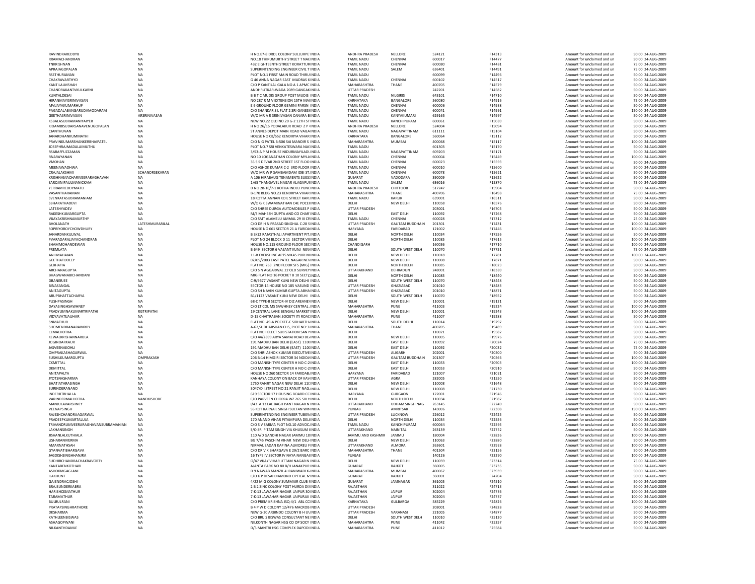| | | | | | | | | | | |
|---|---|---|---|---|---|---|---|---|---|---|
| RAVINDRAREDDYB | NA | H NO.E7-8 DRDL COLONY SULLURPE INDIA | ANDHRA PRADESH | NELLORE | 524121 | F14313 | Amount for unclaimed and un | 50.00 | 24-AUG-2009 |
| RRAMACHANDRAN | NA | NO.18 THIRUMURTHY STREET T NAC INDIA | TAMIL NADU | CHENNAI | 600017 | F14477 | Amount for unclaimed and un | 50.00 | 24-AUG-2009 |
| TNKRISHNAN | NA | 432 EIGHTEENTH STREET KORATTUR INDIA | TAMIL NADU | CHENNAI | 600080 | F14481 | Amount for unclaimed and un | 75.00 | 24-AUG-2009 |
| APRAJAGOPALAN | NA | SUPERINTENDING ENGINEER CIVIL T INDIA | TAMIL NADU | SALEM | 636401 | F14491 | Amount for unclaimed and un | 75.00 | 24-AUG-2009 |
| RSETHURAMAN | NA | PLOT NO.1 FIRST MAIN ROAD THIRU INDIA | TAMIL NADU | | 600099 | F14496 | Amount for unclaimed and un | 50.00 | 24-AUG-2009 |
| CHAKRAVARTHYD | NA | G 46 ANNA NAGAR EAST MADRAS 6 INDIA | TAMIL NADU | CHENNAI | 600102 | F14517 | Amount for unclaimed and un | 50.00 | 24-AUG-2009 |
| KANTILALMSHAH | NA | C/O P KANTILAL GALA NO A 1 APMC INDIA | MAHARASHTRA | THANE | 400705 | F14579 | Amount for unclaimed and un | 50.00 | 24-AUG-2009 |
| CHANDRAKANTVKULKARNI | NA | ANDHRUTKAR-WADA 2089 GANGAK INDIA | UTTAR PRADESH | | 242201 | F14582 | Amount for unclaimed and un | 50.00 | 24-AUG-2009 |
| KUNTALDESAI | NA | B B T C MUDIS GROUP POST MUDIS INDIA | TAMIL NADU | NILGIRIS | 643101 | F14710 | Amount for unclaimed and un | 50.00 | 24-AUG-2009 |
| HIRANMAYISRINIVASAN | NA | NO 287 R M V EXTENSION 15TH MAI INDIA | KARNATAKA | BANGALORE | 560080 | F14916 | Amount for unclaimed and un | 75.00 | 24-AUG-2009 |
| MVIJAYAKUMARHUF | NA | E 6 GROUND FLOOR GEMINI PARSN INDIA | TAMIL NADU | CHENNAI | 600006 | F14938 | Amount for unclaimed and un | 50.00 | 24-AUG-2009 |
| PAGADALABANGARUDAMODARAM | NA | C/O SHANKAR S L FLAT 2 SRI GANESI INDIA | TAMIL NADU | CHENNAI | 600041 | F14991 | Amount for unclaimed and un | 150.00 | 24-AUG-2009 |
| GEETHASRINIVASAN | ARSRINIVASAN | W/O MR A R SRINIVASAN CANARA B INDIA | TAMIL NADU | KANYAKUMARI | 629165 | F14997 | Amount for unclaimed and un | 50.00 | 24-AUG-2009 |
| KSBALASUBRAMANIYAIYER | NA | NEW NO.22 OLD NO.20 G-2 12TH ST INDIA | TAMIL NADU | KANCHIPURAM | 600061 | F15089 | Amount for unclaimed and un | 50.00 | 24-AUG-2009 |
| KIDAMBISUDARSANAVENUGOPALAN | NA | H NO 26/15 PODALAKUR ROAD Z P INDIA | ANDHRA PRADESH | NELLORE | 524004 | F15094 | Amount for unclaimed and un | 50.00 | 24-AUG-2009 |
| CJANTHUVAN | NA | ST ANNES DEPOT MAIN ROAD VAILA INDIA | TAMIL NADU | NAGAPATTINAM | 611111 | F15104 | Amount for unclaimed and un | 50.00 | 24-AUG-2009 |
| JANARDHANKUMMATHI | NA | HOUSE NO C8/552 KENDIRYA VIHAR INDIA | KARNATAKA | BANGALORE | 560064 | F15112 | Amount for unclaimed and un | 50.00 | 24-AUG-2009 |
| PRAVINKUMARSHANKERBHAIPATEL | NA | C/O N G PATEL B-506 SAI MANDIR S INDIA | MAHARASHTRA | MUMBAI | 400068 | F15117 | Amount for unclaimed and un | 100.00 | 24-AUG-2009 |
| JOSEPHRAJMADALAIMUTHU | NA | PLOT NO.7 SRI VENKATESWARA NAC INDIA | TAMIL NADU | | 601303 | F15170 | Amount for unclaimed and un | 50.00 | 24-AUG-2009 |
| RSARAFFUZZAMAN | NA | 3/53-A P M HOUSE NIDURMAYILADU INDIA | TAMIL NADU | NAGAPATTINAM | 609203 | F15171 | Amount for unclaimed and un | 50.00 | 24-AUG-2009 |
| RNARAYANAN | NA | NO 10 LOGANATHAN COLONY MYLA INDIA | TAMIL NADU | CHENNAI | 600004 | F15449 | Amount for unclaimed and un | 100.00 | 24-AUG-2009 |
| VMOHAN | NA | 35 S S DEVAR 2ND STREET 1ST FLOO INDIA | TAMIL NADU | CHENNAI | 600023 | F15593 | Amount for unclaimed and un | 50.00 | 24-AUG-2009 |
| MEENAWADHWA | NA | C/O ASHOK KUMAR C-2 3RD FLOOR INDIA | TAMIL NADU | CHENNAI | 600010 | F15600 | Amount for unclaimed and un | 50.00 | 24-AUG-2009 |
| CRAJALAKSHMI | SCHANDRSEKARAN | W/O MR W P SAMBAMDAM IDBI ST. INDIA | TAMIL NADU | CHENNAI | 600078 | F15621 | Amount for unclaimed and un | 50.00 | 24-AUG-2009 |
| KRISHNAMACHARIVEERARAGHAVAN | NA | A 106 HIRABAUG TENAMENTS SUES INDIA | GUJARAT | VADODARA | 390009 | F15622 | Amount for unclaimed and un | 50.00 | 24-AUG-2009 |
| SAROJINIPAULMANICKAM | NA | 1/65 THANGAVEL NAGAR ALAGAPU INDIA | TAMIL NADU | SALEM | 636016 | F15870 | Amount for unclaimed and un | 75.00 | 24-AUG-2009 |
| YERRAMREDDYMATLI | NA | D NO 28-16/7-1 KOTHA INDLU PUNC INDIA | ANDHRA PRADESH | CHITTOOR | 517247 | F15904 | Amount for unclaimed and un | 50.00 | 24-AUG-2009 |
| VASANTHARAMAN | NA | B-170 BLDG NO.23 KENDRIYA VIHAR INDIA | MAHARASHTRA | THANE | 400706 | F16498 | Amount for unclaimed and un | 75.00 | 24-AUG-2009 |
| SVENKATASUBRAMANIAM | NA | 18 KOTTAIANNAN KOIL STREET KARU INDIA | TAMIL NADU | KARUR | 639001 | F16511 | Amount for unclaimed and un | 50.00 | 24-AUG-2009 |
| SBHARATHADEVI | NA | W/O G K SWAMINATHAN C4E POCE INDIA | DELHI | NEW DELHI | 110058 | F16576 | Amount for unclaimed and un | 50.00 | 24-AUG-2009 |
| LATESHYADEV | NA | C/O SHREE DURGA AUTOMOBILES P INDIA | UTTAR PRADESH | | 203001 | F16705 | Amount for unclaimed and un | 50.00 | 24-AUG-2009 |
| RAKESHKUMARGUPTA | NA | M/S MAHESH GUPTA AND CO CHAR INDIA | DELHI | EAST DELHI | 110092 | F17268 | Amount for unclaimed and un | 50.00 | 24-AUG-2009 |
| VIJAYAKRISHNAMURTHY | NA | C/O SMT ALAMELU AMMAL 29 III CR INDIA | TAMIL NADU | CHENNAI | 600028 | F17312 | Amount for unclaimed and un | 25.00 | 24-AUG-2009 |
| BHOLANATH | LATESHMURARILAL | C/O DR H N PRASAD SINGHAL C-28 S INDIA | UTTAR PRADESH | GAUTAM BUDDHA N | 201301 | F17431 | Amount for unclaimed and un | 100.00 | 24-AUG-2009 |
| SOPRIYOROYCHOWDHURY | NA | HOUSE NO 661 SECTOR 21 A FARIDA INDIA | HARYANA | FARIDABAD | 121002 | F17446 | Amount for unclaimed and un | 100.00 | 24-AUG-2009 |
| JANARDANKULWAL | NA | B 3/12 RAJASTHALI APARTMENT PIT INDIA | DELHI | NORTH DELHI | 110034 | F17556 | Amount for unclaimed and un | 50.00 | 24-AUG-2009 |
| PVARADARAJJAYACHANDRAN | NA | PLOT NO 24 BLOCK D 11 SECTOR VII INDIA | DELHI | NORTH DELHI | 110085 | F17615 | Amount for unclaimed and un | 100.00 | 24-AUG-2009 |
| SHAMMOHANDEWAN | NA | HOUSE NO.115 GROUND FLOOR SEC INDIA | CHANDIGARH | | 160036 | F17710 | Amount for unclaimed and un | 100.00 | 24-AUG-2009 |
| PREMLATA | NA | B 649 SECTOR 6 VASANT KUNJ NEW INDIA | DELHI | SOUTH WEST DELH | 110070 | F17751 | Amount for unclaimed and un | 75.00 | 24-AUG-2009 |
| ANILMAHAJAN | NA | 11-B EVERSHINE APTS VIKAS PURI N INDIA | DELHI | NEW DELHI | 110018 | F17781 | Amount for unclaimed and un | 100.00 | 24-AUG-2009 |
| GEETHATOOLEY | NA | 02/05/2003 EAST PATEL NAGAR NEV INDIA | DELHI | NEW DELHI | 110008 | F17871 | Amount for unclaimed and un | 50.00 | 24-AUG-2009 |
| GLBHATIA | NA | FLAT NO.263 2ND FLOOR SFS (MIG) INDIA | DELHI | NORTH DELHI | 110085 | F18023 | Amount for unclaimed and un | 50.00 | 24-AUG-2009 |
| ARCHANAGUPTA | NA | C/O S N AGGARWAL 22 OLD SURVEY INDIA | UTTARAKHAND | DEHRADUN | 248001 | F18389 | Amount for unclaimed and un | 50.00 | 24-AUG-2009 |
| BHAGWANABICHANDANI | NA | MIG FLAT NO 16 POCKET B 10 SECTC INDIA | DELHI | NORTH DELHI | 110085 | F18440 | Amount for unclaimed and un | 50.00 | 24-AUG-2009 |
| DBANERJEE | NA | C-9/9677 VASANT KUNJ NEW DELHI INDIA | DELHI | SOUTH WEST DELH | 110070 | F18448 | Amount for unclaimed and un | 50.00 | 24-AUG-2009 |
| BINASANGAL | NA | SECTOR-14 HOUSE NO 185 VASUND INDIA | UTTAR PRADESH | GHAZIABAD | 201010 | F18483 | Amount for unclaimed and un | 50.00 | 24-AUG-2009 |
| ANITAGUPTA | NA | C/O SH NAVIN KUMAR GUPTA ABHA INDIA | UTTAR PRADESH | GHAZIABAD | 201010 | F18871 | Amount for unclaimed and un | 50.00 | 24-AUG-2009 |
| ARUPBHATTACHARYA | NA | B1/1123 VASANT KUNJ NEW DELHI INDIA | DELHI | SOUTH WEST DELH | 110070 | F18952 | Amount for unclaimed and un | 50.00 | 24-AUG-2009 |
| PUSHPASINGH | NA | 68-C TYPE-II SECTOR-IV DIZ AREANE INDIA | DELHI | NEW DELHI | 110001 | F19121 | Amount for unclaimed and un | 50.00 | 24-AUG-2009 |
| DAYASINGHSAWHNEY | NA | C/O LT COL MS SAWHNEY CENTRAL INDIA | MAHARASHTRA | PUNE | 411003 | F19224 | Amount for unclaimed and un | 100.00 | 24-AUG-2009 |
| PRADYUMNAKUMARTRIPATHI | RGTRIPATHI | 19 CENTRAL LANE BENGALI MARKET INDIA | DELHI | NEW DELHI | 110001 | F19243 | Amount for unclaimed and un | 100.00 | 24-AUG-2009 |
| VIDYAVATIJAUHAR | NA | D-15 CHAITRABAN SOCIETY ITI ROAD INDIA | MAHARASHTRA | PUNE | 411007 | F19288 | Amount for unclaimed and un | 50.00 | 24-AUG-2009 |
| SNMATHUR | NA | FLAT NO. 49-A POCKET-C SIDHARTH INDIA | DELHI | SOUTH DELHI | 110014 | F19297 | Amount for unclaimed and un | 50.00 | 24-AUG-2009 |
| SHOMENDRANARAINROY | NA | A-62,SUDHARSHAN CHS, PLOT NO:3 INDIA | MAHARASHTRA | THANE | 400705 | F19489 | Amount for unclaimed and un | 50.00 | 24-AUG-2009 |
| CLMALHOTRA | NA | FLAT NO I ELECT SUB STATION SAN F INDIA | DELHI | | 110021 | F19582 | Amount for unclaimed and un | 50.00 | 24-AUG-2009 |
| KEWALKRISHANNARULA | NA | C/O 44/2899 ARYA SAMAJ ROAD BE INDIA | DELHI | NEW DELHI | 110005 | F19976 | Amount for unclaimed and un | 50.00 | 24-AUG-2009 |
| JOGINDARKAUR | NA | 191 MADHU BAN DELHI (EAST) 110( INDIA | DELHI | EAST DELHI | 110092 | F20024 | Amount for unclaimed and un | 75.00 | 24-AUG-2009 |
| JASVEENAKOHLI | NA | 191 MADHU BAN DELHI (EAST) 110( INDIA | DELHI | EAST DELHI | 110092 | F20032 | Amount for unclaimed and un | 75.00 | 24-AUG-2009 |
| OMPRAKASHAGARWAL | NA | C/O SHRI ASHOK KUMAR EXECUTIVE INDIA | UTTAR PRADESH | ALIGARH | 202001 | F20500 | Amount for unclaimed and un | 50.00 | 24-AUG-2009 |
| SUSHILKUMARGUPTA | OMPRAKASH | 206 B-14 HIMGIRI SECTOR 34 NOIDA INDIA | UTTAR PRADESH | GAUTAM BUDDHA N | 201307 | F20566 | Amount for unclaimed and un | 100.00 | 24-AUG-2009 |
| CKMITTAL | NA | C/O MANISH TYPE CENTER H NO C-2 INDIA | DELHI | EAST DELHI | 110053 | F20903 | Amount for unclaimed and un | 100.00 | 24-AUG-2009 |
| DKMITTAL | NA | C/O MANISH TYPE CENTER H NO C-2 INDIA | DELHI | EAST DELHI | 110053 | F20910 | Amount for unclaimed and un | 50.00 | 24-AUG-2009 |
| ANITAPALTA | NA | HOUSE NO 260 SECTOR 14 FARIDAB INDIA | HARYANA | FARIDABAD | 121007 | F21021 | Amount for unclaimed and un | 50.00 | 24-AUG-2009 |
| JYOTSNASHARMA | NA | KANHAYA COLONY ON BACK OF KAV INDIA | UTTAR PRADESH | AGRA | 282005 | F21550 | Amount for unclaimed and un | 50.00 | 24-AUG-2009 |
| BHATIATARASINGH | NA | 2750 RANJIT NAGAR NEW DELHI 11C INDIA | DELHI | NEW DELHI | 110008 | F21648 | Amount for unclaimed and un | 50.00 | 24-AUG-2009 |
| SURINDERANAND | NA | 3047/D I STREET NO 21 RANJIT NAG INDIA | DELHI | NEW DELHI | 110008 | F21730 | Amount for unclaimed and un | 50.00 | 24-AUG-2009 |
| INDERJITBHALLA | NA | 619 SECTOR 17 HOUSING BOARD CC INDIA | HARYANA | GURGAON | 122001 | F21946 | Amount for unclaimed and un | 50.00 | 24-AUG-2009 |
| VARINDERMALHOTRA | NANDKISHORE | C/O PARVEEN CHOPRA WZ 265 SRI N INDIA | DELHI | NORTH DELHI | 110034 | F21987 | Amount for unclaimed and un | 50.00 | 24-AUG-2009 |
| MANJULAVARSHNEY | NA | I/43 A 13 LAL BAGH PANT NAGAR N INDIA | UTTARAKHAND | UDHAM SINGH NAG | 263145 | F22240 | Amount for unclaimed and un | 50.00 | 24-AUG-2009 |
| VEENAPSINGH | NA | 55 KOT KARNAIL SINGH SULTAN WIN INDIA | PUNJAB | AMRITSAR | 143006 | F22308 | Amount for unclaimed and un | 150.00 | 24-AUG-2009 |
| RAJESHCHANDRAAGARWAL | NA | SUPERINTENDING ENGINEER TUBEW INDIA | UTTAR PRADESH | LUCKNOW | 226012 | F22425 | Amount for unclaimed and un | 50.00 | 24-AUG-2009 |
| PRADEEPKUMARTALUJA | NA | 170 ANAND VIHAR PITAMPURA DELI INDIA | DELHI | NORTH DELHI | 110034 | F22556 | Amount for unclaimed and un | 50.00 | 24-AUG-2009 |
| TRIVANDRUMVEERARAGHAVANSUBRAMANIAN | NA | C/O S V SARMA PLOT NO.10 ADVOC INDIA | TAMIL NADU | KANCHIPURAM | 600064 | F22595 | Amount for unclaimed and un | 100.00 | 24-AUG-2009 |
| LAKHANSINGH | NA | S/O SRI PITAM SINGH VIA KHUSUM I INDIA | UTTARAKHAND | NAINITAL | 263139 | F22752 | Amount for unclaimed and un | 50.00 | 24-AUG-2009 |
| JISHANLALKUTHIALA | NA | 110 A/D GANDHI NAGAR JAMMU 18 INDIA | JAMMU AND KASHMIR | JAMMU | 180004 | F22836 | Amount for unclaimed and un | 100.00 | 24-AUG-2009 |
| USHARANIVERMA | NA | BG 7/45 PASCHIM VIHAR NEW DELH INDIA | DELHI | NEW DELHI | 110063 | F22880 | Amount for unclaimed and un | 50.00 | 24-AUG-2009 |
| AMARNATHSAH | NA | NIRMAL SADAN KAPINA ALMOREU F INDIA | UTTARAKHAND | ALMORA | 263601 | F22928 | Amount for unclaimed and un | 100.00 | 24-AUG-2009 |
| GYANVATIBHARGAVA | NA | C/O DR V K BHARGAVA E 29/2 BARC INDIA | MAHARASHTRA | THANE | 401504 | F23156 | Amount for unclaimed and un | 50.00 | 24-AUG-2009 |
| JAGDISHSINGHHANJRA | NA | 16 TYPE IV SECTOR IV NAYA NANGAI INDIA | PUNJAB | | 140126 | F23290 | Amount for unclaimed and un | 100.00 | 24-AUG-2009 |
| SUDHIRCHANDRACHAKRAVORTY | NA | O/47 VIJAY VIHAR UTTAM NAGAR N INDIA | DELHI | NEW DELHI | 110059 | F23314 | Amount for unclaimed and un | 75.00 | 24-AUG-2009 |
| KANTABENKOTHARI | NA | AJANTA PARK NO 80 B/H JANAKPUR INDIA | GUJARAT | RAJKOT | 360005 | F23735 | Amount for unclaimed and un | 50.00 | 24-AUG-2009 |
| ASHOKMGAGLANI | NA | D 9 NAWAB MANZIL 4 IRANIWADI K INDIA | MAHARASHTRA | MUMBAI | 400067 | F23939 | Amount for unclaimed and un | 50.00 | 24-AUG-2009 |
| ILAKHUNT | NA | C/O K P DESAI DIAMOND OPTICAL M INDIA | GUJARAT | RAJKOT | 360001 | F24204 | Amount for unclaimed and un | 50.00 | 24-AUG-2009 |
| GAJENDRACJOSHI | NA | 4/22 MIG COLONY SUMMAIR CLUB I INDIA | GUJARAT | JAMNAGAR | 361005 | F24510 | Amount for unclaimed and un | 50.00 | 24-AUG-2009 |
| BRAJSUNDERKABRA | NA | 2 B 2 ZINC COLONY POST HURDA DIS INDIA | RAJASTHAN | | 311022 | F24713 | Amount for unclaimed and un | 50.00 | 24-AUG-2009 |
| HARISHCKMATHUR | NA | 7-K-13 JAWAHAR NAGAR JAIPUR 30 INDIA | RAJASTHAN | JAIPUR | 302004 | F24736 | Amount for unclaimed and un | 100.00 | 24-AUG-2009 |
| TARAMATHUR | NA | 7-K-13 JAWAHAR NAGAR JAIPURJAI INDIA | RAJASTHAN | JAIPUR | 302004 | F24737 | Amount for unclaimed and un | 100.00 | 24-AUG-2009 |
| BULBULRANI | NA | C/O PREM KRISHNA JSQ-4/1 ABL CC INDIA | KARNATAKA | GULBARGA | 585229 | F24826 | Amount for unclaimed and un | 100.00 | 24-AUG-2009 |
| PRATAPSINGHRATHORE | NA | B 4 P W D COLONY 12/476 MACROB INDIA | UTTAR PRADESH | | 208001 | F24828 | Amount for unclaimed and un | 50.00 | 24-AUG-2009 |
| DKSHARMA | NA | NEW G-30 ARBINDO COLONY B H U INDIA | UTTAR PRADESH | VARANASI | 221005 | F24877 | Amount for unclaimed and un | 50.00 | 24-AUG-2009 |
| KATHLEENBISWAS | NA | C/O BRIJ S BISWAS CONSULTANT NE INDIA | DELHI | SOUTH WEST DELH | 110010 | F25120 | Amount for unclaimed and un | 50.00 | 24-AUG-2009 |
| ASHAGOPWANI | NA | NILKONTH NAGAR HSG CO OP SOCY INDIA | MAHARASHTRA | PUNE | 411042 | F25357 | Amount for unclaimed and un | 50.00 | 24-AUG-2009 |
| NILKANTHDAMLE | NA | D/3 MANTRI HSG COMPLEX DAPODI INDIA | MAHARASHTRA | PUNE | 411012 | F25584 | Amount for unclaimed and un | 50.00 | 24-AUG-2009 |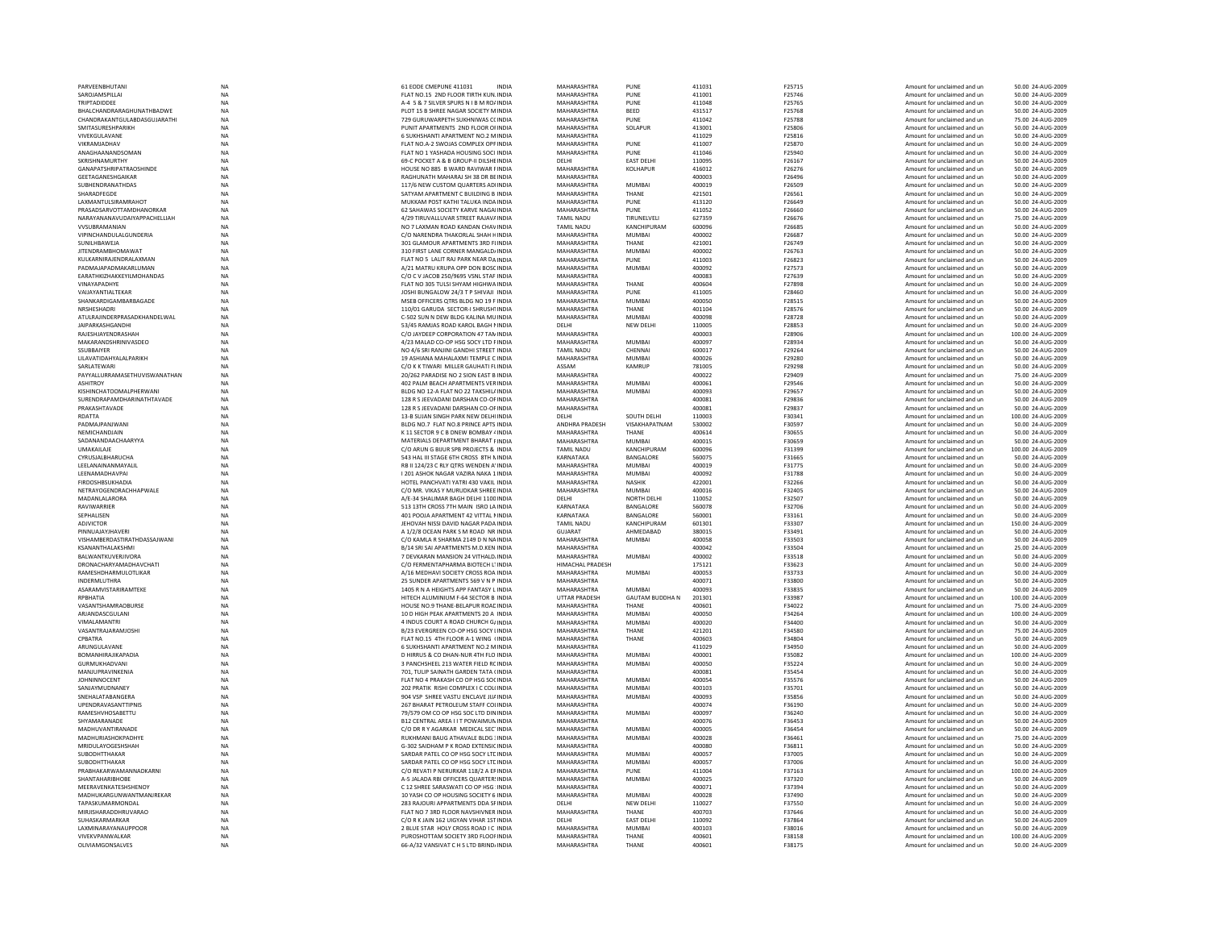| | | | | | | | | | | |
|---|---|---|---|---|---|---|---|---|---|---|
| PARVEENBHUTANI | NA | 61 EDDE CMEPUNE 411031 INDIA | MAHARASHTRA | PUNE | 411031 | F25715 | Amount for unclaimed and un | 50.00 | 24-AUG-2009 |
| SAROJAMSPILLAI | NA | FLAT NO.15 2ND FLOOR TIRTH KUN INDIA | MAHARASHTRA | PUNE | 411001 | F25746 | Amount for unclaimed and un | 50.00 | 24-AUG-2009 |
| TRIPTADIDDEE | NA | A-4 5 & 7 SILVER SPURS N I B M RO/ INDIA | MAHARASHTRA | PUNE | 411048 | F25765 | Amount for unclaimed and un | 50.00 | 24-AUG-2009 |
| BHALCHANDRARAGHUNATHBADWE | NA | PLOT 15 B SHREE NAGAR SOCIETY M INDIA | MAHARASHTRA | BEED | 431517 | F25768 | Amount for unclaimed and un | 50.00 | 24-AUG-2009 |
| CHANDRAKANTGULABDASGUJARATHI | NA | 729 GURUWARPETH SUKHNIWAS CC INDIA | MAHARASHTRA | PUNE | 411042 | F25788 | Amount for unclaimed and un | 75.00 | 24-AUG-2009 |
| SMITASURESHPARIKH | NA | PUNIT APARTMENTS 2ND FLOOR OI INDIA | MAHARASHTRA | SOLAPUR | 413001 | F25806 | Amount for unclaimed and un | 50.00 | 24-AUG-2009 |
| VIVEKGULAVANE | NA | 6 SUKHSHANTI APARTMENT NO.2 M INDIA | MAHARASHTRA | | 411029 | F25816 | Amount for unclaimed and un | 50.00 | 24-AUG-2009 |
| VIKRAMJADHAV | NA | FLAT NO.A-2 SWOJAS COMPLEX OPP INDIA | MAHARASHTRA | PUNE | 411007 | F25870 | Amount for unclaimed and un | 50.00 | 24-AUG-2009 |
| ANAGHAANANDSOMAN | NA | FLAT NO 1 YASHADA HOUSING SOCI INDIA | MAHARASHTRA | PUNE | 411046 | F25940 | Amount for unclaimed and un | 50.00 | 24-AUG-2009 |
| SKRISHNAMURTHY | NA | 69-C POCKET A & B GROUP-II DILSHI INDIA | DELHI | EAST DELHI | 110095 | F26167 | Amount for unclaimed and un | 50.00 | 24-AUG-2009 |
| GANAPATSHRIPATRAOSHINDE | NA | HOUSE NO 885 B WARD RAVIWAR F INDIA | MAHARASHTRA | KOLHAPUR | 416012 | F26276 | Amount for unclaimed and un | 50.00 | 24-AUG-2009 |
| GEETAGANESHGAIKAR | NA | RAGHUNATH MAHARAJ SH 38 DR BE INDIA | MAHARASHTRA | | 400003 | F26496 | Amount for unclaimed and un | 50.00 | 24-AUG-2009 |
| SUBHENDRANATHDAS | NA | 117/6 NEW CUSTOM QUARTERS ADI INDIA | MAHARASHTRA | MUMBAI | 400019 | F26509 | Amount for unclaimed and un | 50.00 | 24-AUG-2009 |
| SHARADFEGDE | NA | SATYAM APARTMENT C BUILDING B INDIA | MAHARASHTRA | THANE | 421501 | F26561 | Amount for unclaimed and un | 50.00 | 24-AUG-2009 |
| LAXMANTULSIRAMRAHOT | NA | MUKKAM POST KATHI TALUKA INDA INDIA | MAHARASHTRA | PUNE | 413120 | F26649 | Amount for unclaimed and un | 50.00 | 24-AUG-2009 |
| PRASADSARVOTTAMDHANORKAR | NA | 62 SAHAWAS SOCIETY KARVE NAGAI INDIA | MAHARASHTRA | PUNE | 411052 | F26660 | Amount for unclaimed and un | 50.00 | 24-AUG-2009 |
| NARAYANANAVUDAIYAPPACHELLIAH | NA | 4/29 TIRUVALLUVAR STREET RAJAVA INDIA | TAMIL NADU | TIRUNELVELI | 627359 | F26676 | Amount for unclaimed and un | 75.00 | 24-AUG-2009 |
| VVSUBRAMANIAN | NA | NO 7 LAXMAN ROAD KANDAN CHAV INDIA | TAMIL NADU | KANCHIPURAM | 600096 | F26685 | Amount for unclaimed and un | 50.00 | 24-AUG-2009 |
| VIPINCHANDULALGUNDERIA | NA | C/O NARENDRA THAKORLAL SHAH H INDIA | MAHARASHTRA | MUMBAI | 400002 | F26687 | Amount for unclaimed and un | 50.00 | 24-AUG-2009 |
| SUNILHBAWEJA | NA | 301 GLAMOUR APARTMENTS 3RD FI INDIA | MAHARASHTRA | THANE | 421001 | F26749 | Amount for unclaimed and un | 50.00 | 24-AUG-2009 |
| JITENDRAMBHOMAWAT | NA | 310 FIRST LANE CORNER MANGALD/ INDIA | MAHARASHTRA | MUMBAI | 400002 | F26763 | Amount for unclaimed and un | 50.00 | 24-AUG-2009 |
| KULKARNIRAJENDRALAXMAN | NA | FLAT NO 5 LALIT RAJ PARK NEAR D/ INDIA | MAHARASHTRA | PUNE | 411003 | F26823 | Amount for unclaimed and un | 50.00 | 24-AUG-2009 |
| PADMAJAPADMAKARLUMAN | NA | A/21 MATRU KRUPA OPP DON BOSC INDIA | MAHARASHTRA | MUMBAI | 400092 | F27573 | Amount for unclaimed and un | 50.00 | 24-AUG-2009 |
| EARATHKIZHAKKEYILMOHANDAS | NA | C/O C V JACOB 250/9695 VSNL STAF INDIA | MAHARASHTRA | | 400083 | F27639 | Amount for unclaimed and un | 50.00 | 24-AUG-2009 |
| VINAYAPADHYE | NA | FLAT NO 305 TULSI SHYAM HIGHWA INDIA | MAHARASHTRA | THANE | 400604 | F27898 | Amount for unclaimed and un | 50.00 | 24-AUG-2009 |
| VAIJAYANTIALTEKAR | NA | JOSHI BUNGALOW 24/3 T P SHIVAJI INDIA | MAHARASHTRA | PUNE | 411005 | F28460 | Amount for unclaimed and un | 50.00 | 24-AUG-2009 |
| SHANKARDIGAMBARBAGADE | NA | MSEB OFFICERS QTRS BLDG NO 19 F INDIA | MAHARASHTRA | MUMBAI | 400050 | F28515 | Amount for unclaimed and un | 50.00 | 24-AUG-2009 |
| NRSHESHADRI | NA | 110/01 GARUDA SECTOR-I SHRUSHT INDIA | MAHARASHTRA | THANE | 401104 | F28576 | Amount for unclaimed and un | 50.00 | 24-AUG-2009 |
| ATULRAJINDERPRASADKHANDELWAL | NA | C-502 SUN N DEW BLDG KALINA MU INDIA | MAHARASHTRA | MUMBAI | 400098 | F28728 | Amount for unclaimed and un | 50.00 | 24-AUG-2009 |
| JAIPARKASHGANDHI | NA | 53/45 RAMJAS ROAD KAROL BAGH N INDIA | DELHI | NEW DELHI | 110005 | F28853 | Amount for unclaimed and un | 50.00 | 24-AUG-2009 |
| RAJESHJAYENDRASHAH | NA | C/O JAYDEEP CORPORATION 47 TAN INDIA | MAHARASHTRA | | 400003 | F28906 | Amount for unclaimed and un | 100.00 | 24-AUG-2009 |
| MAKARANDSHRINIVASDEO | NA | 4/23 MALAD CO-OP HSG SOCY LTD F INDIA | MAHARASHTRA | MUMBAI | 400097 | F28934 | Amount for unclaimed and un | 50.00 | 24-AUG-2009 |
| SSUBBAIYER | NA | NO 4/6 SRI RANJINI GANDHI STREET INDIA | TAMIL NADU | CHENNAI | 600017 | F29264 | Amount for unclaimed and un | 50.00 | 24-AUG-2009 |
| LILAVATIDAHYALALPARIKH | NA | 19 ASHIANA MAHALAXMI TEMPLE C INDIA | MAHARASHTRA | MUMBAI | 400026 | F29280 | Amount for unclaimed and un | 50.00 | 24-AUG-2009 |
| SARLATEWARI | NA | C/O K K TIWARI MILLER GAUHATI FL INDIA | ASSAM | KAMRUP | 781005 | F29298 | Amount for unclaimed and un | 50.00 | 24-AUG-2009 |
| PAYYALLURRAMASETHUVISWANATHAN | NA | 20/262 PARADISE NO 2 SION EAST B INDIA | MAHARASHTRA | | 400022 | F29409 | Amount for unclaimed and un | 75.00 | 24-AUG-2009 |
| ASHITROY | NA | 402 PALM BEACH APARTMENTS VER INDIA | MAHARASHTRA | MUMBAI | 400061 | F29546 | Amount for unclaimed and un | 50.00 | 24-AUG-2009 |
| KISHINCHATOOMALPHERWANI | NA | BLDG NO 12-A FLAT NO 22 TAKSHIL/ INDIA | MAHARASHTRA | MUMBAI | 400093 | F29657 | Amount for unclaimed and un | 50.00 | 24-AUG-2009 |
| SURENDRAPAMDHARINATHTAVADE | NA | 128 R S JEEVADANI DARSHAN CO-OF INDIA | MAHARASHTRA | | 400081 | F29836 | Amount for unclaimed and un | 50.00 | 24-AUG-2009 |
| PRAKASHTAVADE | NA | 128 R S JEEVADANI DARSHAN CO-OF INDIA | MAHARASHTRA | | 400081 | F29837 | Amount for unclaimed and un | 50.00 | 24-AUG-2009 |
| RDATTA | NA | 13-B SUJAN SINGH PARK NEW DELHI INDIA | DELHI | SOUTH DELHI | 110003 | F30341 | Amount for unclaimed and un | 100.00 | 24-AUG-2009 |
| PADMAJPANJWANI | NA | BLDG NO.7 FLAT NO.8 PRINCE APTS INDIA | ANDHRA PRADESH | VISAKHAPATNAM | 530002 | F30597 | Amount for unclaimed and un | 50.00 | 24-AUG-2009 |
| NEMICHANDJAIN | NA | K 11 SECTOR 9 C B DNEW BOMBAY 4 INDIA | MAHARASHTRA | THANE | 400614 | F30655 | Amount for unclaimed and un | 50.00 | 24-AUG-2009 |
| SADANANDAACHAARYYA | NA | MATERIALS DEPARTMENT BHARAT F INDIA | MAHARASHTRA | MUMBAI | 400015 | F30659 | Amount for unclaimed and un | 50.00 | 24-AUG-2009 |
| UMAKAILAJE | NA | C/O ARUN G BIJUR SPB PROJECTS & INDIA | TAMIL NADU | KANCHIPURAM | 600096 | F31399 | Amount for unclaimed and un | 100.00 | 24-AUG-2009 |
| CYRUSJALBHARUCHA | NA | 543 HAL III STAGE 6TH CROSS 8TH N INDIA | KARNATAKA | BANGALORE | 560075 | F31665 | Amount for unclaimed and un | 50.00 | 24-AUG-2009 |
| LEELANAINANMAYALIL | NA | RB II 124/23 C RLY QTRS WENDEN A INDIA | MAHARASHTRA | MUMBAI | 400019 | F31775 | Amount for unclaimed and un | 50.00 | 24-AUG-2009 |
| LEENAMADHAVPAI | NA | I 201 ASHOK NAGAR VAZIRA NAKA 1 INDIA | MAHARASHTRA | MUMBAI | 400092 | F31788 | Amount for unclaimed and un | 50.00 | 24-AUG-2009 |
| FIRDOSHBSUKHADIA | NA | HOTEL PANCHVATI YATRI 430 VAKIL INDIA | MAHARASHTRA | NASHIK | 422001 | F32266 | Amount for unclaimed and un | 50.00 | 24-AUG-2009 |
| NETRAYOGENDRACHHAPWALE | NA | C/O MR. VIKAS Y MURUDKAR SHREE INDIA | MAHARASHTRA | MUMBAI | 400016 | F32405 | Amount for unclaimed and un | 50.00 | 24-AUG-2009 |
| MADANLALARORA | NA | A/E-34 SHALIMAR BAGH DELHI 1100 INDIA | DELHI | NORTH DELHI | 110052 | F32507 | Amount for unclaimed and un | 50.00 | 24-AUG-2009 |
| RAVIWARRIER | NA | 513 13TH CROSS 7TH MAIN ISRO LA INDIA | KARNATAKA | BANGALORE | 560078 | F32706 | Amount for unclaimed and un | 50.00 | 24-AUG-2009 |
| SEPHALISEN | NA | 401 POOJA APARTMENT 42 VITTAL N INDIA | KARNATAKA | BANGALORE | 560001 | F33161 | Amount for unclaimed and un | 50.00 | 24-AUG-2009 |
| ADJVICTOR | NA | JEHOVAH NISSI DAVID NAGAR PADA INDIA | TAMIL NADU | KANCHIPURAM | 601301 | F33307 | Amount for unclaimed and un | 150.00 | 24-AUG-2009 |
| PINNUAJAYJHAVERI | NA | A 1/2/8 OCEAN PARK S M ROAD NR INDIA | GUJARAT | AHMEDABAD | 380015 | F33491 | Amount for unclaimed and un | 50.00 | 24-AUG-2009 |
| VISHAMBERDASTIRATHDASSAJWANI | NA | C/O KAMLA R SHARMA 2149 D N NA INDIA | MAHARASHTRA | MUMBAI | 400058 | F33503 | Amount for unclaimed and un | 50.00 | 24-AUG-2009 |
| KSANANTHALAKSHMI | NA | B/14 SRI SAI APARTMENTS M.D.KEN INDIA | MAHARASHTRA | | 400042 | F33504 | Amount for unclaimed and un | 25.00 | 24-AUG-2009 |
| BALWANTKUVERJIVORA | NA | 7 DEVKARAN MANSION 24 VITHALD. INDIA | MAHARASHTRA | MUMBAI | 400002 | F33518 | Amount for unclaimed and un | 50.00 | 24-AUG-2009 |
| DRONACHARYAMADHAVCHATI | NA | C/O FERMENTAPHARMA BIOTECH L' INDIA | HIMACHAL PRADESH | | 175121 | F33623 | Amount for unclaimed and un | 50.00 | 24-AUG-2009 |
| RAMESHDHARMULOTLIKAR | NA | A/16 MEDHAVI SOCIETY CROSS ROA INDIA | MAHARASHTRA | MUMBAI | 400053 | F33733 | Amount for unclaimed and un | 50.00 | 24-AUG-2009 |
| INDERMLUTHRA | NA | 25 SUNDER APARTMENTS 569 V N P INDIA | MAHARASHTRA | | 400071 | F33800 | Amount for unclaimed and un | 50.00 | 24-AUG-2009 |
| ASARAMVISTARIRAMTEKE | NA | 1405 R N A HEIGHTS APP FANTASY L INDIA | MAHARASHTRA | MUMBAI | 400093 | F33835 | Amount for unclaimed and un | 50.00 | 24-AUG-2009 |
| RPBHATIA | NA | HITECH ALUMINIUM F-64 SECTOR 8 INDIA | UTTAR PRADESH | GAUTAM BUDDHA N | 201301 | F33987 | Amount for unclaimed and un | 100.00 | 24-AUG-2009 |
| VASANTSHAMRAOBURSE | NA | HOUSE NO.9 THANE-BELAPUR ROAE INDIA | MAHARASHTRA | THANE | 400601 | F34022 | Amount for unclaimed and un | 75.00 | 24-AUG-2009 |
| ARJANDASCGULANI | NA | 10 D HIGH PEAK APARTMENTS 20 A INDIA | MAHARASHTRA | MUMBAI | 400050 | F34264 | Amount for unclaimed and un | 100.00 | 24-AUG-2009 |
| VIMALAMANTRI | NA | 4 INDUS COURT A ROAD CHURCH G/ INDIA | MAHARASHTRA | MUMBAI | 400020 | F34400 | Amount for unclaimed and un | 50.00 | 24-AUG-2009 |
| VASANTRAJARAMJOSHI | NA | B/23 EVERGREEN CO-OP HSG SOCY I INDIA | MAHARASHTRA | THANE | 421201 | F34580 | Amount for unclaimed and un | 75.00 | 24-AUG-2009 |
| CPBATRA | NA | FLAT NO.15 4TH FLOOR A-1 WING I INDIA | MAHARASHTRA | THANE | 400603 | F34804 | Amount for unclaimed and un | 50.00 | 24-AUG-2009 |
| ARUNGULAVANE | NA | 6 SUKHSHANTI APARTMENT NO.2 M INDIA | MAHARASHTRA | | 411029 | F34950 | Amount for unclaimed and un | 50.00 | 24-AUG-2009 |
| BOMANHIRAJIKAPADIA | NA | D HIRRUS & CO DHAN-NUR 4TH FLO INDIA | MAHARASHTRA | MUMBAI | 400001 | F35082 | Amount for unclaimed and un | 100.00 | 24-AUG-2009 |
| GURMUKHADVANI | NA | 3 PANCHSHEEL 213 WATER FIELD RC INDIA | MAHARASHTRA | MUMBAI | 400050 | F35224 | Amount for unclaimed and un | 50.00 | 24-AUG-2009 |
| MANJUPRAVINKENIA | NA | 701, TULIP SAINATH GARDEN TATA ( INDIA | MAHARASHTRA | | 400081 | F35454 | Amount for unclaimed and un | 50.00 | 24-AUG-2009 |
| JOHNINNOCENT | NA | FLAT NO 4 PRAKASH CO OP HSG SOC INDIA | MAHARASHTRA | MUMBAI | 400054 | F35576 | Amount for unclaimed and un | 50.00 | 24-AUG-2009 |
| SANJAYMUDNANEY | NA | 202 PRATIK RISHI COMPLEX I C COL INDIA | MAHARASHTRA | MUMBAI | 400103 | F35701 | Amount for unclaimed and un | 50.00 | 24-AUG-2009 |
| SNEHALATABANGERA | NA | 904 VSP SHREE VASTU ENCLAVE JU INDIA | MAHARASHTRA | MUMBAI | 400093 | F35856 | Amount for unclaimed and un | 50.00 | 24-AUG-2009 |
| UPENDRAVASANTTIPNIS | NA | 267 BHARAT PETROLEUM STAFF COI INDIA | MAHARASHTRA | | 400074 | F36190 | Amount for unclaimed and un | 50.00 | 24-AUG-2009 |
| RAMESHVHOSABETTU | NA | 79/579 OM CO OP HSG SOC LTD DIN INDIA | MAHARASHTRA | MUMBAI | 400097 | F36240 | Amount for unclaimed and un | 50.00 | 24-AUG-2009 |
| SHYAMARANADE | NA | B12 CENTRAL AREA I I T POWAIMUN INDIA | MAHARASHTRA | | 400076 | F36453 | Amount for unclaimed and un | 50.00 | 24-AUG-2009 |
| MADHUVANTIRANADE | NA | C/O DR R Y AGARKAR MEDICAL SEC INDIA | MAHARASHTRA | MUMBAI | 400005 | F36454 | Amount for unclaimed and un | 50.00 | 24-AUG-2009 |
| MADHURIASHOKPADHYE | NA | RUKHMANI BAUG ATHAVALE BLDG : INDIA | MAHARASHTRA | MUMBAI | 400028 | F36461 | Amount for unclaimed and un | 75.00 | 24-AUG-2009 |
| MRIDULAYOGESHSHAH | NA | G-302 SAIDHAM P K ROAD EXTENSIC INDIA | MAHARASHTRA | | 400080 | F36811 | Amount for unclaimed and un | 50.00 | 24-AUG-2009 |
| SUBODHTTHAKAR | NA | SARDAR PATEL CO OP HSG SOCY LTC INDIA | MAHARASHTRA | MUMBAI | 400057 | F37005 | Amount for unclaimed and un | 50.00 | 24-AUG-2009 |
| SUBODHTTHAKAR | NA | SARDAR PATEL CO OP HSG SOCY LTC INDIA | MAHARASHTRA | MUMBAI | 400057 | F37006 | Amount for unclaimed and un | 50.00 | 24-AUG-2009 |
| PRABHAKARWAMANNADKARNI | NA | C/O REVATI P NERURKAR 118/2 A EF INDIA | MAHARASHTRA | PUNE | 411004 | F37163 | Amount for unclaimed and un | 100.00 | 24-AUG-2009 |
| SHANTAHARIBHOBE | NA | A-5 JALADA RBI OFFICERS QUARTER: INDIA | MAHARASHTRA | MUMBAI | 400025 | F37320 | Amount for unclaimed and un | 50.00 | 24-AUG-2009 |
| MEERAVENKATESHSHENOY | NA | C 12 SHREE SARASWATI CO OP HSG INDIA | MAHARASHTRA | | 400071 | F37394 | Amount for unclaimed and un | 50.00 | 24-AUG-2009 |
| MADHUKARGUNWANTMANJREKAR | NA | 10 YASH CO OP HOUSING SOCIETY 6 INDIA | MAHARASHTRA | MUMBAI | 400028 | F37490 | Amount for unclaimed and un | 50.00 | 24-AUG-2009 |
| TAPASKUMARMONDAL | NA | 283 RAJOURI APPARTMENTS DDA SF INDIA | DELHI | NEW DELHI | 110027 | F37550 | Amount for unclaimed and un | 50.00 | 24-AUG-2009 |
| MIRJISHARADDHRUVARAO | NA | FLAT NO 7 3RD FLOOR NAVSHIVNER INDIA | MAHARASHTRA | THANE | 400703 | F37646 | Amount for unclaimed and un | 50.00 | 24-AUG-2009 |
| SUHASKARMARKAR | NA | C/O R K JAIN 162 UIGYAN VIHAR 1ST INDIA | DELHI | EAST DELHI | 110092 | F37864 | Amount for unclaimed and un | 50.00 | 24-AUG-2009 |
| LAXMINARAYANAUPPOOR | NA | 2 BLUE STAR HOLY CROSS ROAD I C INDIA | MAHARASHTRA | MUMBAI | 400103 | F38016 | Amount for unclaimed and un | 50.00 | 24-AUG-2009 |
| VIVEKVPANWALKAR | NA | PUROSHOTTAM SOCIETY 3RD FLOOF INDIA | MAHARASHTRA | THANE | 400601 | F38158 | Amount for unclaimed and un | 100.00 | 24-AUG-2009 |
| OLIVIAMGONSALVES | NA | 66-A/32 VANSIVAT C H S LTD BRIND/ INDIA | MAHARASHTRA | THANE | 400601 | F38175 | Amount for unclaimed and un | 50.00 | 24-AUG-2009 |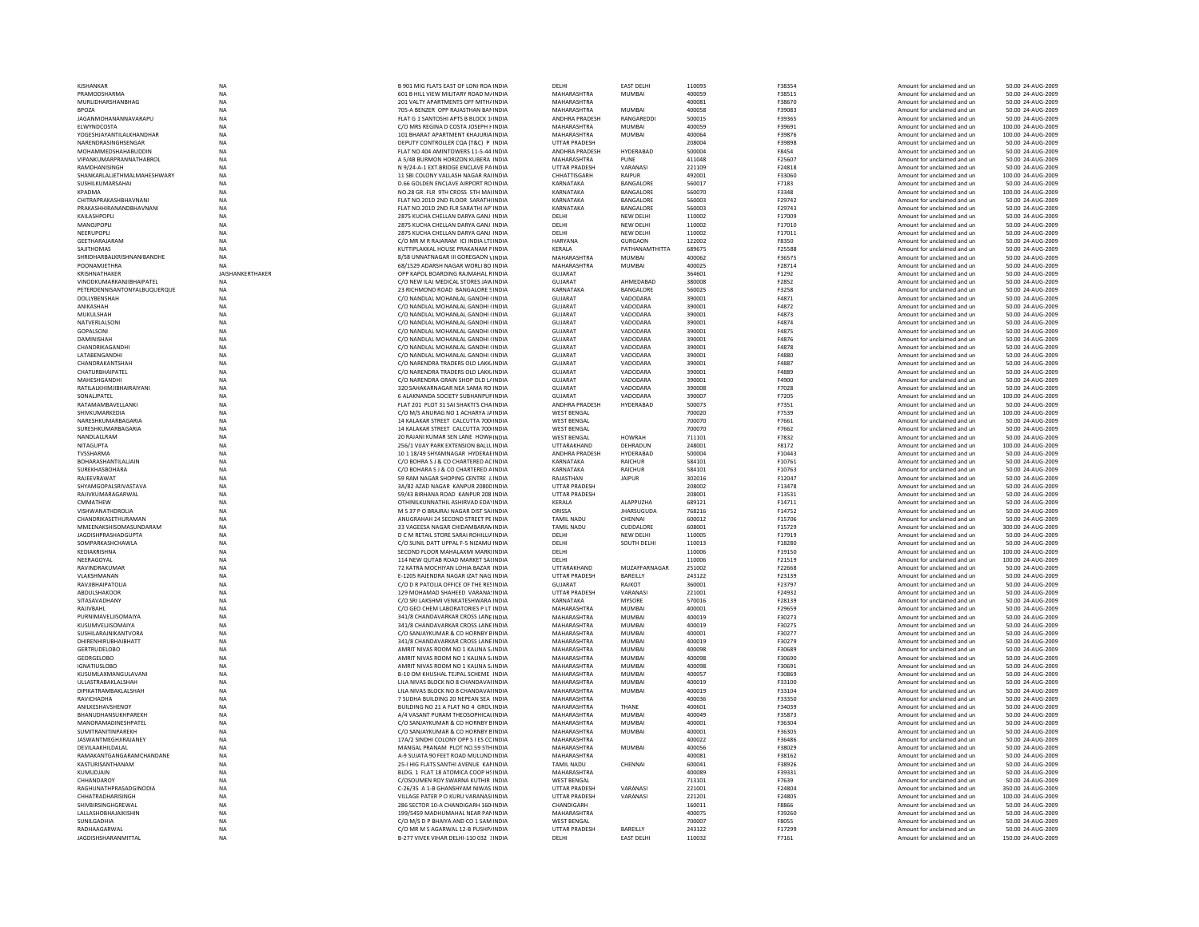| | | | | | | | | | | |
|---|---|---|---|---|---|---|---|---|---|---|
| KISHANKAR | NA | B 901 MIG FLATS EAST OF LONI ROA INDIA | DELHI | EAST DELHI | 110093 | F38354 | Amount for unclaimed and un | 50.00 | 24-AUG-2009 |
| PRAMODSHARMA | NA | 601 B HILL VIEW MILITARY ROAD MA INDIA | MAHARASHTRA | MUMBAI | 400059 | F38515 | Amount for unclaimed and un | 50.00 | 24-AUG-2009 |
| MURLIDHARSHANBHAG | NA | 201 VALTY APARTMENTS OFF MITH/ INDIA | MAHARASHTRA | | 400081 | F38670 | Amount for unclaimed and un | 50.00 | 24-AUG-2009 |
| BPOZA | NA | 705-A BENZER OPP RAJASTHAN BAN INDIA | MAHARASHTRA | MUMBAI | 400058 | F39083 | Amount for unclaimed and un | 50.00 | 24-AUG-2009 |
| JAGANMOHANANNAVARAPU | NA | FLAT G 1 SANTOSHI APTS B BLOCK 1 INDIA | ANDHRA PRADESH | RANGAREDDI | 500015 | F39365 | Amount for unclaimed and un | 50.00 | 24-AUG-2009 |
| ELWYNDCOSTA | NA | C/O MRS REGINA D COSTA JOSEPH H INDIA | MAHARASHTRA | MUMBAI | 400059 | F39691 | Amount for unclaimed and un | 100.00 | 24-AUG-2009 |
| YOGESHJAYANTILALKHANDHAR | NA | 101 BHARAT APARTMENT KHAJURIA INDIA | MAHARASHTRA | MUMBAI | 400064 | F39876 | Amount for unclaimed and un | 100.00 | 24-AUG-2009 |
| NARENDRASINGHSENGAR | NA | DEPUTY CONTROLLER CQA (T&C) P INDIA | UTTAR PRADESH | | 208004 | F39898 | Amount for unclaimed and un | 50.00 | 24-AUG-2009 |
| MOHAMMEDSHAHABUDDIN | NA | FLAT NO 404 AMINTOWERS 11-5-44 INDIA | ANDHRA PRADESH | HYDERABAD | 500004 | F8454 | Amount for unclaimed and un | 50.00 | 24-AUG-2009 |
| VIPANKUMARPRANNATHABROL | NA | A 5/48 BURMON HORIZON KUBERA INDIA | MAHARASHTRA | PUNE | 411048 | F25607 | Amount for unclaimed and un | 50.00 | 24-AUG-2009 |
| RAMDHANISINGH | NA | N 9/24-A-1 EXT BRIDGE ENCLAVE PA INDIA | UTTAR PRADESH | VARANASI | 221109 | F24818 | Amount for unclaimed and un | 50.00 | 24-AUG-2009 |
| SHANKARLALJETHMALMAHESHWARY | NA | 11 SBI COLONY VALLASH NAGAR RAI INDIA | CHHATTISGARH | RAIPUR | 492001 | F33060 | Amount for unclaimed and un | 100.00 | 24-AUG-2009 |
| SUSHILKUMARSAHAI | NA | D.66 GOLDEN ENCLAVE AIRPORT RO INDIA | KARNATAKA | BANGALORE | 560017 | F7183 | Amount for unclaimed and un | 50.00 | 24-AUG-2009 |
| KPADMA | NA | NO.28 GR. FLR 9TH CROSS 5TH MAI INDIA | KARNATAKA | BANGALORE | 560070 | F3348 | Amount for unclaimed and un | 100.00 | 24-AUG-2009 |
| CHITRAPRAKASHBHAVNANI | NA | FLAT NO.201D 2ND FLOOR SARATHI INDIA | KARNATAKA | BANGALORE | 560003 | F29742 | Amount for unclaimed and un | 50.00 | 24-AUG-2009 |
| PRAKASHHIRANANDBHAVNANI | NA | FLAT NO.201D 2ND FLR SARATHI AP INDIA | KARNATAKA | BANGALORE | 560003 | F29743 | Amount for unclaimed and un | 50.00 | 24-AUG-2009 |
| KAILASHPOPLI | NA | 2875 KUCHA CHELLAN DARYA GANJ INDIA | DELHI | NEW DELHI | 110002 | F17009 | Amount for unclaimed and un | 50.00 | 24-AUG-2009 |
| MANOJPOPLI | NA | 2875 KUCHA CHELLAN DARYA GANJ INDIA | DELHI | NEW DELHI | 110002 | F17010 | Amount for unclaimed and un | 50.00 | 24-AUG-2009 |
| NEERUPOPLI | NA | 2875 KUCHA CHELLAN DARYA GANJ INDIA | DELHI | NEW DELHI | 110002 | F17011 | Amount for unclaimed and un | 50.00 | 24-AUG-2009 |
| GEETHARAJARAM | NA | C/O MR M R RAJARAM ICI INDIA LTI INDIA | HARYANA | GURGAON | 122002 | F8350 | Amount for unclaimed and un | 50.00 | 24-AUG-2009 |
| SAJITHOMAS | NA | KUTTIPLAKKAL HOUSE PRAKANAM P INDIA | KERALA | PATHANAMTHITTA | 689675 | F25588 | Amount for unclaimed and un | 50.00 | 24-AUG-2009 |
| SHRIDHARBALKRISHNANIBANDHE | NA | 8/58 UNNATNAGAR III GOREGAON ( INDIA | MAHARASHTRA | MUMBAI | 400062 | F36575 | Amount for unclaimed and un | 50.00 | 24-AUG-2009 |
| POONAMJETHRA | NA | 68/1529 ADARSH NAGAR WORLI BO INDIA | MAHARASHTRA | MUMBAI | 400025 | F28714 | Amount for unclaimed and un | 50.00 | 24-AUG-2009 |
| KRISHNATHAKER | JAISHANKERTHAKER | OPP KAPOL BOARDING RAJMAHAL R INDIA | GUJARAT | | 364601 | F1292 | Amount for unclaimed and un | 50.00 | 24-AUG-2009 |
| VINODKUMARKANJIBHAIPATEL | NA | C/O NEW ILAJ MEDICAL STORES JAW INDIA | GUJARAT | AHMEDABAD | 380008 | F2852 | Amount for unclaimed and un | 50.00 | 24-AUG-2009 |
| PETERDENNISANTONYALBUQUERQUE | NA | 23 RICHMOND ROAD BANGALORE 5 INDIA | KARNATAKA | BANGALORE | 560025 | F3258 | Amount for unclaimed and un | 50.00 | 24-AUG-2009 |
| DOLLYBENSHAH | NA | C/O NANDLAL MOHANLAL GANDHI ( INDIA | GUJARAT | VADODARA | 390001 | F4871 | Amount for unclaimed and un | 50.00 | 24-AUG-2009 |
| ANIKASHAH | NA | C/O NANDLAL MOHANLAL GANDHI ( INDIA | GUJARAT | VADODARA | 390001 | F4872 | Amount for unclaimed and un | 50.00 | 24-AUG-2009 |
| MUKULSHAH | NA | C/O NANDLAL MOHANLAL GANDHI ( INDIA | GUJARAT | VADODARA | 390001 | F4873 | Amount for unclaimed and un | 50.00 | 24-AUG-2009 |
| NATVERLALSONI | NA | C/O NANDLAL MOHANLAL GANDHI ( INDIA | GUJARAT | VADODARA | 390001 | F4874 | Amount for unclaimed and un | 50.00 | 24-AUG-2009 |
| GOPALSONI | NA | C/O NANDLAL MOHANLAL GANDHI ( INDIA | GUJARAT | VADODARA | 390001 | F4875 | Amount for unclaimed and un | 50.00 | 24-AUG-2009 |
| DAMINISHAH | NA | C/O NANDLAL MOHANLAL GANDHI ( INDIA | GUJARAT | VADODARA | 390001 | F4876 | Amount for unclaimed and un | 50.00 | 24-AUG-2009 |
| CHANDRIKAGANDHI | NA | C/O NANDLAL MOHANLAL GANDHI ( INDIA | GUJARAT | VADODARA | 390001 | F4878 | Amount for unclaimed and un | 50.00 | 24-AUG-2009 |
| LATABENGANDHI | NA | C/O NANDLAL MOHANLAL GANDHI ( INDIA | GUJARAT | VADODARA | 390001 | F4880 | Amount for unclaimed and un | 50.00 | 24-AUG-2009 |
| CHANDRAKANTSHAH | NA | C/O NARENDRA TRADERS OLD LAKK INDIA | GUJARAT | VADODARA | 390001 | F4887 | Amount for unclaimed and un | 50.00 | 24-AUG-2009 |
| CHATURBHAIPATEL | NA | C/O NARENDRA TRADERS OLD LAKK INDIA | GUJARAT | VADODARA | 390001 | F4889 | Amount for unclaimed and un | 50.00 | 24-AUG-2009 |
| MAHESHGANDHI | NA | C/O NARENDRA GRAIN SHOP OLD L/ INDIA | GUJARAT | VADODARA | 390001 | F4900 | Amount for unclaimed and un | 50.00 | 24-AUG-2009 |
| RATILALKHIMJIBHAIRAIYANI | NA | 320 SAHAKARNAGAR NEA SAMA RO INDIA | GUJARAT | VADODARA | 390008 | F7028 | Amount for unclaimed and un | 50.00 | 24-AUG-2009 |
| SONALJPATEL | NA | 6 ALAKNANDA SOCIETY SUBHANPUF INDIA | GUJARAT | VADODARA | 390007 | F7205 | Amount for unclaimed and un | 100.00 | 24-AUG-2009 |
| RATAMAMBAVELLANKI | NA | FLAT 201 PLOT 31 SAI SHAKTI'S CHA INDIA | ANDHRA PRADESH | HYDERABAD | 500073 | F7351 | Amount for unclaimed and un | 50.00 | 24-AUG-2009 |
| SHIVKUMARKEDIA | NA | C/O M/S ANURAG NO 1 ACHARYA JA INDIA | WEST BENGAL | | 700020 | F7539 | Amount for unclaimed and un | 100.00 | 24-AUG-2009 |
| NARESHKUMARBAGARIA | NA | 14 KALAKAR STREET CALCUTTA 700 INDIA | WEST BENGAL | | 700070 | F7661 | Amount for unclaimed and un | 50.00 | 24-AUG-2009 |
| SURESHKUMARBAGARIA | NA | 14 KALAKAR STREET CALCUTTA 700 INDIA | WEST BENGAL | | 700070 | F7662 | Amount for unclaimed and un | 50.00 | 24-AUG-2009 |
| NANDLALLRAM | NA | 20 RAJANI KUMAR SEN LANE HOWR INDIA | WEST BENGAL | HOWRAH | 711101 | F7832 | Amount for unclaimed and un | 50.00 | 24-AUG-2009 |
| NITAGUPTA | NA | 256/1 VIJAY PARK EXTENSION BALLL INDIA | UTTARAKHAND | DEHRADUN | 248001 | F8172 | Amount for unclaimed and un | 100.00 | 24-AUG-2009 |
| TVSSHARMA | NA | 10 1 18/49 SHYAMNAGAR HYDERAE INDIA | ANDHRA PRADESH | HYDERABAD | 500004 | F10443 | Amount for unclaimed and un | 50.00 | 24-AUG-2009 |
| BOHARASHANTILALJAIN | NA | C/O BOHRA S J & CO CHARTERED AC INDIA | KARNATAKA | RAICHUR | 584101 | F10761 | Amount for unclaimed and un | 50.00 | 24-AUG-2009 |
| SUREKHASBOHARA | NA | C/O BOHARA S J & CO CHARTERED A INDIA | KARNATAKA | RAICHUR | 584101 | F10763 | Amount for unclaimed and un | 50.00 | 24-AUG-2009 |
| RAJEEVRAWAT | NA | 59 RAM NAGAR SHOPING CENTRE J INDIA | RAJASTHAN | JAIPUR | 302016 | F12047 | Amount for unclaimed and un | 50.00 | 24-AUG-2009 |
| SHYAMGOPALSRIVASTAVA | NA | 3A/82 AZAD NAGAR KANPUR 20800 INDIA | UTTAR PRADESH | | 208002 | F13478 | Amount for unclaimed and un | 50.00 | 24-AUG-2009 |
| RAJIVKUMARAGARWAL | NA | 59/43 BIRHANA ROAD KANPUR 208 INDIA | UTTAR PRADESH | | 208001 | F13531 | Amount for unclaimed and un | 50.00 | 24-AUG-2009 |
| CMMATHEW | NA | OTHINILKUNNATHIL ASHIRVAD EDA INDIA | KERALA | ALAPPUZHA | 689121 | F14711 | Amount for unclaimed and un | 50.00 | 24-AUG-2009 |
| VISHWANATHDROLIA | NA | M S 37 P O BRAJRAJ NAGAR DIST SAI INDIA | ORISSA | JHARSUGUDA | 768216 | F14752 | Amount for unclaimed and un | 50.00 | 24-AUG-2009 |
| CHANDRIKASETHURAMAN | NA | ANUGRAHAH 24 SECOND STREET PE INDIA | TAMIL NADU | CHENNAI | 600012 | F15706 | Amount for unclaimed and un | 50.00 | 24-AUG-2009 |
| MMEENAKSHISOMASUNDARAM | NA | 33 VAGEESA NAGAR CHIDAMBARAM INDIA | TAMIL NADU | CUDDALORE | 608001 | F15729 | Amount for unclaimed and un | 300.00 | 24-AUG-2009 |
| JAGDISHPRASHADGUPTA | NA | D C M RETAIL STORE SARAI ROHILLA INDIA | DELHI | NEW DELHI | 110005 | F17919 | Amount for unclaimed and un | 50.00 | 24-AUG-2009 |
| SOMPARKASHCHAWLA | NA | C/O SUNIL DATT UPPAL F-5 NIZAMU INDIA | DELHI | SOUTH DELHI | 110013 | F18280 | Amount for unclaimed and un | 50.00 | 24-AUG-2009 |
| KEDIAKRISHNA | NA | SECOND FLOOR MAHALAXMI MARKI INDIA | DELHI | | 110006 | F19150 | Amount for unclaimed and un | 100.00 | 24-AUG-2009 |
| NEERAGOYAL | NA | 114 NEW QUTAB ROAD MARKET SAI INDIA | DELHI | | 110006 | F21519 | Amount for unclaimed and un | 100.00 | 24-AUG-2009 |
| RAVINDRAKUMAR | NA | 72 KATRA MOCHIYAN LOHIA BAZAR INDIA | UTTARAKHAND | MUZAFFARNAGAR | 251002 | F22668 | Amount for unclaimed and un | 50.00 | 24-AUG-2009 |
| VLAKSHMANAN | NA | E-1205 RAJENDRA NAGAR IZAT NAG INDIA | UTTAR PRADESH | BAREILLY | 243122 | F23139 | Amount for unclaimed and un | 50.00 | 24-AUG-2009 |
| RAVJIBHAIPATOLIA | NA | C/O D R PATOLIA OFFICE OF THE RES INDIA | GUJARAT | RAJKOT | 360001 | F23797 | Amount for unclaimed and un | 50.00 | 24-AUG-2009 |
| ABDULSHAKOOR | NA | 129 MOHAMAD SHAHEED VARANA INDIA | UTTAR PRADESH | VARANASI | 221001 | F24932 | Amount for unclaimed and un | 50.00 | 24-AUG-2009 |
| SITASAVADHANY | NA | C/O SRI LAKSHMI VENKATESHWARA INDIA | KARNATAKA | MYSORE | 570016 | F28139 | Amount for unclaimed and un | 50.00 | 24-AUG-2009 |
| RAJIVBAHL | NA | C/O GEO CHEM LABORATORIES P LT INDIA | MAHARASHTRA | MUMBAI | 400001 | F29659 | Amount for unclaimed and un | 50.00 | 24-AUG-2009 |
| PURNIMAVELJISOMAIYA | NA | 341/8 CHANDAVARKAR CROSS LANE INDIA | MAHARASHTRA | MUMBAI | 400019 | F30273 | Amount for unclaimed and un | 50.00 | 24-AUG-2009 |
| KUSUMVELJISOMAIYA | NA | 341/8 CHANDAVARKAR CROSS LANE INDIA | MAHARASHTRA | MUMBAI | 400019 | F30275 | Amount for unclaimed and un | 50.00 | 24-AUG-2009 |
| SUSHILARAJNIKANTVORA | NA | C/O SANJAYKUMAR & CO HORNBY B INDIA | MAHARASHTRA | MUMBAI | 400001 | F30277 | Amount for unclaimed and un | 50.00 | 24-AUG-2009 |
| DHIRENHIRUBHAIBHATT | NA | 341/8 CHANDAVARKAR CROSS LANE INDIA | MAHARASHTRA | MUMBAI | 400019 | F30279 | Amount for unclaimed and un | 50.00 | 24-AUG-2009 |
| GERTRUDELOBO | NA | AMRIT NIVAS ROOM NO 1 KALINA S INDIA | MAHARASHTRA | MUMBAI | 400098 | F30689 | Amount for unclaimed and un | 50.00 | 24-AUG-2009 |
| GEORGELOBO | NA | AMRIT NIVAS ROOM NO 1 KALINA S INDIA | MAHARASHTRA | MUMBAI | 400098 | F30690 | Amount for unclaimed and un | 50.00 | 24-AUG-2009 |
| IGNATIUSLOBO | NA | AMRIT NIVAS ROOM NO 1 KALINA S INDIA | MAHARASHTRA | MUMBAI | 400098 | F30691 | Amount for unclaimed and un | 50.00 | 24-AUG-2009 |
| KUSUMLAXMANGULAVANI | NA | B-10 OM KHUSHAL TEJPAL SCHEME INDIA | MAHARASHTRA | MUMBAI | 400057 | F30869 | Amount for unclaimed and un | 50.00 | 24-AUG-2009 |
| ULLASTRABAKLALSHAH | NA | LILA NIVAS BLOCK NO 8 CHANDAVAI INDIA | MAHARASHTRA | MUMBAI | 400019 | F33100 | Amount for unclaimed and un | 50.00 | 24-AUG-2009 |
| DIPIKATRAMBAKLALSHAH | NA | LILA NIVAS BLOCK NO 8 CHANDAVAI INDIA | MAHARASHTRA | MUMBAI | 400019 | F33104 | Amount for unclaimed and un | 50.00 | 24-AUG-2009 |
| RAVICHADHA | NA | 7 SUDHA BUILDING 20 NEPEAN SEA INDIA | MAHARASHTRA | | 400036 | F33350 | Amount for unclaimed and un | 50.00 | 24-AUG-2009 |
| ANILKESHAVSHENOY | NA | BUILDING NO 21 A FLAT NO 4 GROL INDIA | MAHARASHTRA | THANE | 400601 | F34039 | Amount for unclaimed and un | 50.00 | 24-AUG-2009 |
| BHANUDHANSUKHPAREKH | NA | A/4 VASANT PURAM THEOSOPHICAL INDIA | MAHARASHTRA | MUMBAI | 400049 | F35873 | Amount for unclaimed and un | 50.00 | 24-AUG-2009 |
| MANORAMADINESHPATEL | NA | C/O SANJAYKUMAR & CO HORNBY B INDIA | MAHARASHTRA | MUMBAI | 400001 | F36304 | Amount for unclaimed and un | 50.00 | 24-AUG-2009 |
| SUMITRANITINPAREKH | NA | C/O SANJAYKUMAR & CO HORNBY B INDIA | MAHARASHTRA | MUMBAI | 400001 | F36305 | Amount for unclaimed and un | 50.00 | 24-AUG-2009 |
| JASWANTMEGHJIRAJANEY | NA | 17A/2 SINDHI COLONY OPP S I ES CC INDIA | MAHARASHTRA | | 400022 | F36486 | Amount for unclaimed and un | 50.00 | 24-AUG-2009 |
| DEVILAAKHILDALAL | NA | MANGAL PRANAM PLOT NO.59 5TH INDIA | MAHARASHTRA | MUMBAI | 400056 | F38029 | Amount for unclaimed and un | 50.00 | 24-AUG-2009 |
| RAMAKANTGANGARAMCHANDANE | NA | A-9 SUJATA 90 FEET ROAD MULUND INDIA | MAHARASHTRA | | 400081 | F38162 | Amount for unclaimed and un | 50.00 | 24-AUG-2009 |
| KASTURISANTHANAM | NA | 25-I HIG FLATS SANTHI AVENUE KAI INDIA | TAMIL NADU | CHENNAI | 600041 | F38926 | Amount for unclaimed and un | 50.00 | 24-AUG-2009 |
| KUMUDJAIN | NA | BLDG. 1 FLAT 18 ATOMICA COOP H INDIA | MAHARASHTRA | | 400089 | F39331 | Amount for unclaimed and un | 50.00 | 24-AUG-2009 |
| CHHANDAROY | NA | C/OSOUMEN ROY SWARNA KUTHIR INDIA | WEST BENGAL | | 713101 | F7639 | Amount for unclaimed and un | 50.00 | 24-AUG-2009 |
| RAGHUNATHPRASADGINODIA | NA | C-26/35 A 1-B GHANSHYAM NIWAS INDIA | UTTAR PRADESH | VARANASI | 221001 | F24804 | Amount for unclaimed and un | 350.00 | 24-AUG-2009 |
| CHHATRADHARISINGH | NA | VILLAGE PATER P O KURU VARANASI INDIA | UTTAR PRADESH | VARANASI | 221201 | F24805 | Amount for unclaimed and un | 100.00 | 24-AUG-2009 |
| SHIVBIRSINGHGREWAL | NA | 286 SECTOR 10-A CHANDIGARH 160 INDIA | CHANDIGARH | | 160011 | F8866 | Amount for unclaimed and un | 50.00 | 24-AUG-2009 |
| LALLASHOBHAJAIKISHIN | NA | 199/5459 MADHUMAHAL NEAR PAN INDIA | MAHARASHTRA | | 400075 | F39260 | Amount for unclaimed and un | 50.00 | 24-AUG-2009 |
| SUNILGADHIA | NA | C/O M/S D P BHAIYA AND CO 1 SAM INDIA | WEST BENGAL | | 700007 | F8055 | Amount for unclaimed and un | 50.00 | 24-AUG-2009 |
| RADHAAGARWAL | NA | C/O MR M S AGARWAL 12-B PUSHP/ INDIA | UTTAR PRADESH | BAREILLY | 243122 | F17299 | Amount for unclaimed and un | 50.00 | 24-AUG-2009 |
| JAGDISHSHARANMITTAL | NA | B-277 VIVEK VIHAR DELHI-110 032 INDIA | DELHI | EAST DELHI | 110032 | F7161 | Amount for unclaimed and un | 150.00 | 24-AUG-2009 |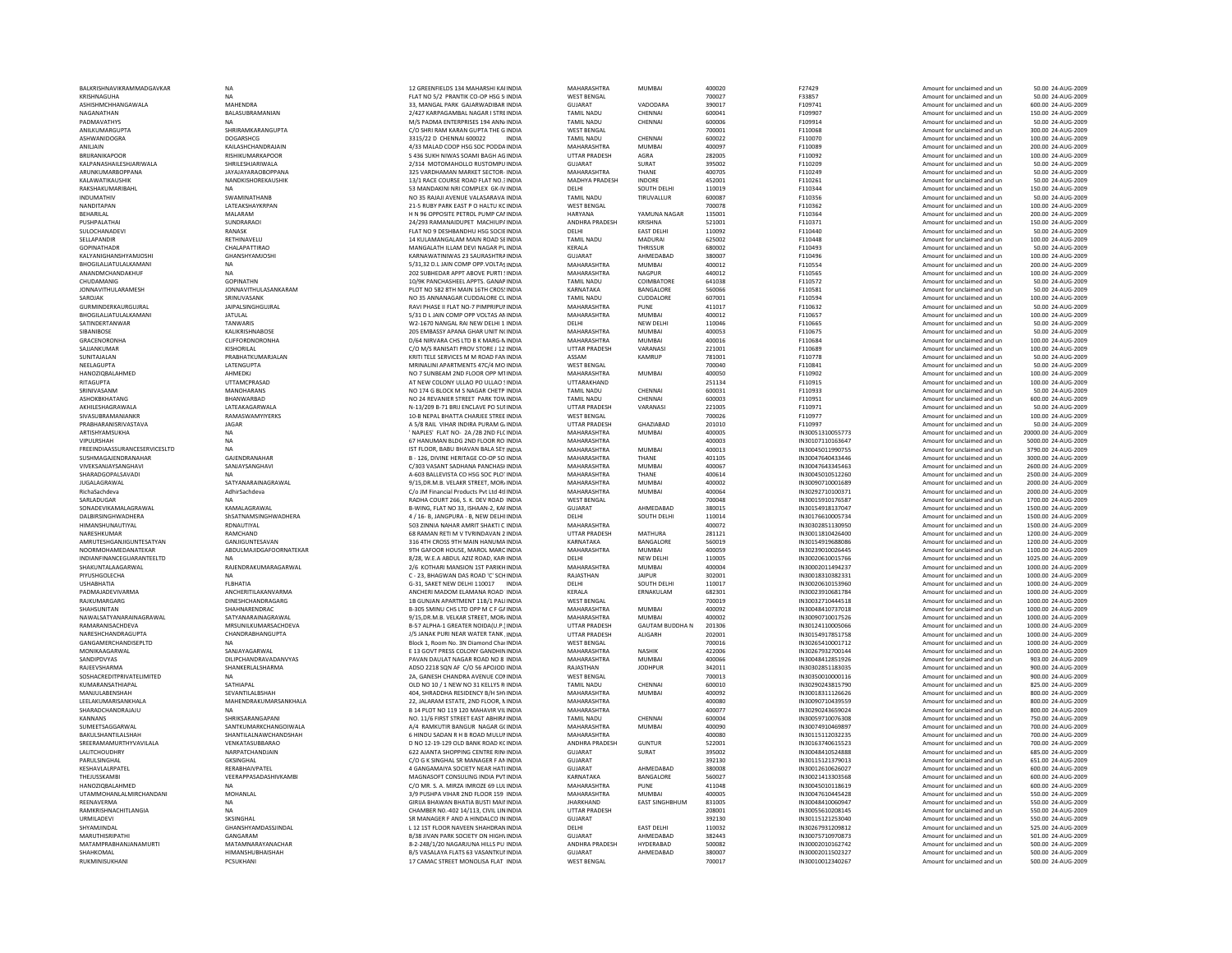| | | | | | | | | | | | |
|---|---|---|---|---|---|---|---|---|---|---|---|
| BALKRISHNAVIKRAMMADGAVKAR | NA | 12 GREENFIELDS 134 MAHARSHI KAI INDIA | | MAHARASHTRA | MUMBAI | 400020 | F27429 | | Amount for unclaimed and un | 50.00 | 24-AUG-2009 |
| KRISHNAGUHA | NA | FLAT NO 5/2 PRANTIK CO-OP HSG S INDIA | | WEST BENGAL | | 700027 | F33857 | | Amount for unclaimed and un | 50.00 | 24-AUG-2009 |
| ASHISHMCHHANGAWALA | MAHENDRA | 33, MANGAL PARK GAJARWADIBAR INDIA | | GUJARAT | VADODARA | 390017 | F109741 | | Amount for unclaimed and un | 600.00 | 24-AUG-2009 |
| NAGANATHAN | BALASUBRAMANIAN | 2/427 KARPAGAMBAL NAGAR I STRE INDIA | | TAMIL NADU | CHENNAI | 600041 | F109907 | | Amount for unclaimed and un | 150.00 | 24-AUG-2009 |
| PADMAVATHYS | NA | M/S PADMA ENTERPRISES 194 ANN/ INDIA | | TAMIL NADU | CHENNAI | 600006 | F109914 | | Amount for unclaimed and un | 50.00 | 24-AUG-2009 |
| ANILKUMARGUPTA | SHRIRAMKARANGUPTA | C/O SHRI RAM KARAN GUPTA THE G INDIA | | WEST BENGAL | | 700001 | F110068 | | Amount for unclaimed and un | 300.00 | 24-AUG-2009 |
| ASHWANIDOGRA | DOGARSHCG | 3315/22 D CHENNAI 600022 | INDIA | TAMIL NADU | CHENNAI | 600022 | F110070 | | Amount for unclaimed and un | 100.00 | 24-AUG-2009 |
| ANILJAIN | KAILASHCHANDRAJAIN | 4/33 MALAD COOP HSG SOC PODDA INDIA | | MAHARASHTRA | MUMBAI | 400097 | F110089 | | Amount for unclaimed and un | 200.00 | 24-AUG-2009 |
| BRIJRANIKAPOOR | RISHIKUMARKAPOOR | S 436 SUKH NIWAS SOAMI BAGH AG INDIA | | UTTAR PRADESH | AGRA | 282005 | F110092 | | Amount for unclaimed and un | 100.00 | 24-AUG-2009 |
| KALPANASHAILESHJARIWALA | SHRILESHJARIWALA | 2/314 MOTOMAHOLLO RUSTOMPU INDIA | | GUJARAT | SURAT | 395002 | F110209 | | Amount for unclaimed and un | 50.00 | 24-AUG-2009 |
| ARUNKUMARBOPPANA | JAYAJAYARAOBOPPANA | 325 VARDHAMAN MARKET SECTOR- INDIA | | MAHARASHTRA | THANE | 400705 | F110249 | | Amount for unclaimed and un | 50.00 | 24-AUG-2009 |
| KALAWATIKAUSHIK | NANDKISHOREKAUSHIK | 13/1 RACE COURSE ROAD FLAT NO.3 INDIA | | MADHYA PRADESH | INDORE | 452001 | F110261 | | Amount for unclaimed and un | 50.00 | 24-AUG-2009 |
| RAKSHAKUMARIBAHL | NA | 53 MANDAKINI NRI COMPLEX GK-IV INDIA | | DELHI | SOUTH DELHI | 110019 | F110344 | | Amount for unclaimed and un | 150.00 | 24-AUG-2009 |
| INDUMATHIV | SWAMINATHANB | NO 35 RAJAJI AVENUE VALASARAVA INDIA | | TAMIL NADU | TIRUVALLUR | 600087 | F110356 | | Amount for unclaimed and un | 50.00 | 24-AUG-2009 |
| NANDITAPAN | LATEAKSHAYKRPAN | 21-5 RUBY PARK EAST P O HALTU KC INDIA | | WEST BENGAL | | 700078 | F110362 | | Amount for unclaimed and un | 100.00 | 24-AUG-2009 |
| BEHARILAL | MALARAM | H N 96 OPPOSITE PETROL PUMP CAI INDIA | | HARYANA | YAMUNA NAGAR | 135001 | F110364 | | Amount for unclaimed and un | 200.00 | 24-AUG-2009 |
| PUSHPALATHAI | SUNDRARAOI | 24/293 RAMANAIDUPET MACHIUP/ INDIA | | ANDHRA PRADESH | KRISHNA | 521001 | F110371 | | Amount for unclaimed and un | 150.00 | 24-AUG-2009 |
| SULOCHANADEVI | RANASK | FLAT NO 9 DESHBANDHU HSG SOCIE INDIA | | DELHI | EAST DELHI | 110092 | F110440 | | Amount for unclaimed and un | 50.00 | 24-AUG-2009 |
| SELLAPANDIR | RETHINAVELU | 14 KULAMANGALAM MAIN ROAD SE INDIA | | TAMIL NADU | MADURAI | 625002 | F110448 | | Amount for unclaimed and un | 100.00 | 24-AUG-2009 |
| GOPINATHADR | CHALAPATTIRAO | MANGALATH ILLAM DEVI NAGAR PL INDIA | | KERALA | THRISSUR | 680002 | F110493 | | Amount for unclaimed and un | 50.00 | 24-AUG-2009 |
| KALYANIGHANSHYAMJOSHI | GHANSHYAMJOSHI | KARNAWATINIWAS 23 SAURASHTRA INDIA | | GUJARAT | AHMEDABAD | 380007 | F110496 | | Amount for unclaimed and un | 100.00 | 24-AUG-2009 |
| BHOGILALJATULALKAMANI | NA | 5/31,32 D.L JAIN COMP OPP.VOLTAS INDIA | | MAHARASHTRA | MUMBAI | 400012 | F110554 | | Amount for unclaimed and un | 200.00 | 24-AUG-2009 |
| ANANDMCHANDAKHUF | NA | 202 SUBHEDAR APPT ABOVE PURTI ! INDIA | | MAHARASHTRA | NAGPUR | 440012 | F110565 | | Amount for unclaimed and un | 100.00 | 24-AUG-2009 |
| CHUDAMANIG | GOPINATHN | 10/9K PANCHASHEEL APPTS. GANAP INDIA | | TAMIL NADU | COIMBATORE | 641038 | F110572 | | Amount for unclaimed and un | 50.00 | 24-AUG-2009 |
| JONNAVITHULARAMESH | JONNAVITHULASANKARAM | PLOT NO 582 8TH MAIN 16TH CROS! INDIA | | KARNATAKA | BANGALORE | 560066 | F110581 | | Amount for unclaimed and un | 50.00 | 24-AUG-2009 |
| SAROJAK | SRINIVASANK | NO 35 ANNANAGAR CUDDALORE CL INDIA | | TAMIL NADU | CUDDALORE | 607001 | F110594 | | Amount for unclaimed and un | 100.00 | 24-AUG-2009 |
| GURMINDERKAURGUJRAL | JAIPALSINGHGUJRAL | RAVI PHASE II FLAT NO-7 PIMPRIPUI INDIA | | MAHARASHTRA | PUNE | 411017 | F110632 | | Amount for unclaimed and un | 50.00 | 24-AUG-2009 |
| BHOGILALJATULALKAMANI | JATULAL | 5/31 D L JAIN COMP OPP VOLTAS AN INDIA | | MAHARASHTRA | MUMBAI | 400012 | F110657 | | Amount for unclaimed and un | 100.00 | 24-AUG-2009 |
| SATINDERTANWAR | TANWARIS | WZ-1670 NANGAL RAI NEW DELHI 1 INDIA | | DELHI | NEW DELHI | 110046 | F110665 | | Amount for unclaimed and un | 50.00 | 24-AUG-2009 |
| SIBANIBOSE | KALIKRISHNABOSE | 205 EMBASSY APANA GHAR UNIT N( INDIA | | MAHARASHTRA | MUMBAI | 400053 | F110675 | | Amount for unclaimed and un | 50.00 | 24-AUG-2009 |
| GRACENORONHA | CLIFFORDNORONHA | D/64 NIRVARA CHS LTD B K MARG N INDIA | | MAHARASHTRA | MUMBAI | 400016 | F110684 | | Amount for unclaimed and un | 100.00 | 24-AUG-2009 |
| SAJJANKUMAR | KISHORILAL | C/O M/S RANISATI PROV STORE J 12 INDIA | | UTTAR PRADESH | VARANASI | 221001 | F110689 | | Amount for unclaimed and un | 100.00 | 24-AUG-2009 |
| SUNITAJALAN | PRABHATKUMARJALAN | KRITI TELE SERVICES M M ROAD FAN INDIA | | ASSAM | KAMRUP | 781001 | F110778 | | Amount for unclaimed and un | 50.00 | 24-AUG-2009 |
| NEELAGUPTA | LATENGUPTA | MRINALINI APARTMENTS 47C/4 MO INDIA | | WEST BENGAL | | 700040 | F110841 | | Amount for unclaimed and un | 50.00 | 24-AUG-2009 |
| HANOZIQBALAHMED | AHMEDKI | NO 7 SUNBEAM 2ND FLOOR OPP M INDIA | | MAHARASHTRA | MUMBAI | 400050 | F110902 | | Amount for unclaimed and un | 100.00 | 24-AUG-2009 |
| RITAGUPTA | UTTAMCPRASAD | AT NEW COLONY ULLAO PO ULLAO ! INDIA | | UTTARAKHAND | | 251134 | F110915 | | Amount for unclaimed and un | 100.00 | 24-AUG-2009 |
| SRINIVASANM | MANOHARANS | NO 174 G BLOCK M S NAGAR CHETP INDIA | | TAMIL NADU | CHENNAI | 600031 | F110933 | | Amount for unclaimed and un | 50.00 | 24-AUG-2009 |
| ASHOKBKHATANG | BHANWARBAD | NO 24 REVANIER STREET PARK TOW INDIA | | TAMIL NADU | CHENNAI | 600003 | F110951 | | Amount for unclaimed and un | 600.00 | 24-AUG-2009 |
| AKHILESHAGRAWALA | LATEAKAGARWALA | N-13/209 B-71 BRIJ ENCLAVE PO SUI INDIA | | UTTAR PRADESH | VARANASI | 221005 | F110971 | | Amount for unclaimed and un | 50.00 | 24-AUG-2009 |
| SIVASUBRAMANIANKR | RAMASWAMYIYERKS | 10-B NEPAL BHATTA CHARJEE STREE INDIA | | WEST BENGAL | | 700026 | F110977 | | Amount for unclaimed and un | 100.00 | 24-AUG-2009 |
| PRABHARANISRIVASTAVA | JAGAR | A 5/8 RAIL VIHAR INDIRA PURAM G INDIA | | UTTAR PRADESH | GHAZIABAD | 201010 | F110997 | | Amount for unclaimed and un | 50.00 | 24-AUG-2009 |
| ARTISHYAMSUKHA | NA | ' NAPLES' FLAT NO- 2A /2B 2ND FLC INDIA | | MAHARASHTRA | MUMBAI | 400005 | IN30051310055773 | | Amount for unclaimed and un | 20000.00 | 24-AUG-2009 |
| VIPULRSHAH | NA | 67 HANUMAN BLDG 2ND FLOOR RO INDIA | | MAHARASHTRA | | 400003 | IN30107110163647 | | Amount for unclaimed and un | 5000.00 | 24-AUG-2009 |
| FREEINDIAASSURANCESERVICESLTD | NA | IST FLOOR, BABU BHAVAN BALA SEY INDIA | | MAHARASHTRA | MUMBAI | 400013 | IN30045011990755 | | Amount for unclaimed and un | 3790.00 | 24-AUG-2009 |
| SUSHMAGAJENDRANAHAR | GAJENDRANAHAR | B - 126, DIVINE HERITAGE CO-OP SO INDIA | | MAHARASHTRA | THANE | 401105 | IN30047640433446 | | Amount for unclaimed and un | 3000.00 | 24-AUG-2009 |
| VIVEKSANJAYSANGHAVI | SANJAYSANGHAVI | C/303 VASANT SADHANA PANCHASI INDIA | | MAHARASHTRA | MUMBAI | 400067 | IN30047643345463 | | Amount for unclaimed and un | 2600.00 | 24-AUG-2009 |
| SHARADGOPALSAVADI | NA | A-603 BALLEVISTA CO HSG SOC PLO INDIA | | MAHARASHTRA | THANE | 400614 | IN30045010512260 | | Amount for unclaimed and un | 2500.00 | 24-AUG-2009 |
| JUGALAGRAWAL | SATYANARAINAGRAWAL | 9/15,DR.M.B. VELAKR STREET, MOR/ INDIA | | MAHARASHTRA | MUMBAI | 400002 | IN30090710001689 | | Amount for unclaimed and un | 2000.00 | 24-AUG-2009 |
| RichaSachdeva | AdhirSachdeva | C/o JM Financial Products Pvt Ltd 4tl INDIA | | MAHARASHTRA | MUMBAI | 400064 | IN30292710100371 | | Amount for unclaimed and un | 2000.00 | 24-AUG-2009 |
| SARLADUGAR | NA | RADHA COURT 266, S. K. DEV ROAD INDIA | | WEST BENGAL | | 700048 | IN30015910176587 | | Amount for unclaimed and un | 1700.00 | 24-AUG-2009 |
| SONADEVIKAMALAGRAWAL | KAMALAGRAWAL | B-WING, FLAT NO 33, ISHAAN-2, KAI INDIA | | GUJARAT | AHMEDABAD | 380015 | IN30154918137047 | | Amount for unclaimed and un | 1500.00 | 24-AUG-2009 |
| DALBIRSINGHWADHERA | SHSATNAMSINGHWADHERA | 4 / 16- B, JANGPURA - B, NEW DELHI INDIA | | DELHI | SOUTH DELHI | 110014 | IN30176610005734 | | Amount for unclaimed and un | 1500.00 | 24-AUG-2009 |
| HIMANSHUNAUTIYAL | RDNAUTIYAL | 503 ZINNIA NAHAR AMRIT SHAKTI C INDIA | | MAHARASHTRA | | 400072 | IN30302851130950 | | Amount for unclaimed and un | 1500.00 | 24-AUG-2009 |
| NARESHKUMAR | RAMCHAND | 68 RAMAN RETI M V TVRINDAVAN 2 INDIA | | UTTAR PRADESH | MATHURA | 281121 | IN30011810426400 | | Amount for unclaimed and un | 1200.00 | 24-AUG-2009 |
| AMRUTESHGANJIGUNTESATYAN | GANJIGUNTESAVAN | 316 4TH CROSS 9TH MAIN HANUMA INDIA | | KARNATAKA | BANGALORE | 560019 | IN30154919688086 | | Amount for unclaimed and un | 1200.00 | 24-AUG-2009 |
| NOORMOHAMEDANATEKAR | ABDULMAJIDGAFOORNATEKAR | 9TH GAFOOR HOUSE, MAROL MARC INDIA | | MAHARASHTRA | MUMBAI | 400059 | IN30239010026445 | | Amount for unclaimed and un | 1100.00 | 24-AUG-2009 |
| INDIANFINANCEGUARANTEELTD | NA | 8/28, W.E.A ABDUL AZIZ ROAD, KARI INDIA | | DELHI | NEW DELHI | 110005 | IN30020610015766 | | Amount for unclaimed and un | 1025.00 | 24-AUG-2009 |
| SHAKUNTALAAGARWAL | RAJENDRAKUMARAGARWAL | 2/6 KOTHARI MANSION 1ST PARIKH INDIA | | MAHARASHTRA | MUMBAI | 400004 | IN30002011494237 | | Amount for unclaimed and un | 1000.00 | 24-AUG-2009 |
| PIYUSHGOLECHA | NA | C - 23, BHAGWAN DAS ROAD 'C' SCH INDIA | | RAJASTHAN | JAIPUR | 302001 | IN30018310382331 | | Amount for unclaimed and un | 1000.00 | 24-AUG-2009 |
| USHABHATIA | FLBHATIA | G-31, SAKET NEW DELHI 110017 | INDIA | DELHI | SOUTH DELHI | 110017 | IN30020610153960 | | Amount for unclaimed and un | 1000.00 | 24-AUG-2009 |
| PADMAJADEVIVARMA | ANCHERITILAKANVARMA | ANCHERI MADOM ELAMANA ROAD INDIA | | KERALA | ERNAKULAM | 682301 | IN30023910681784 | | Amount for unclaimed and un | 1000.00 | 24-AUG-2009 |
| RAJKUMARGARG | DINESHCHANDRAGARG | 1B GUNJAN APARTMENT 11B/1 PALI INDIA | | WEST BENGAL | | 700019 | IN30032710444518 | | Amount for unclaimed and un | 1000.00 | 24-AUG-2009 |
| SHAHSUNITAN | SHAHNARENDRAC | B-305 SMINU CHS LTD OPP M C F G/ INDIA | | MAHARASHTRA | MUMBAI | 400092 | IN30048410737018 | | Amount for unclaimed and un | 1000.00 | 24-AUG-2009 |
| NAWALSATYANARAINAGRAWAL | SATYANARAINAGRAWAL | 9/15,DR.M.B. VELKAR STREET, MOR/ INDIA | | MAHARASHTRA | MUMBAI | 400002 | IN30090710017526 | | Amount for unclaimed and un | 1000.00 | 24-AUG-2009 |
| RAMARANISACHDEVA | MRSUNILKUMARSACHDEVA | B-57 ALPHA-1 GREATER NOIDA(U.P.) INDIA | | UTTAR PRADESH | GAUTAM BUDDHA N | 201306 | IN30124110005066 | | Amount for unclaimed and un | 1000.00 | 24-AUG-2009 |
| NARESHCHANDRAGUPTA | CHANDRABHANGUPTA | J/5 JANAK PURI NEAR WATER TANK INDIA | | UTTAR PRADESH | ALIGARH | 202001 | IN30154917851758 | | Amount for unclaimed and un | 1000.00 | 24-AUG-2009 |
| GANGAMERCHANDISEPLTD | NA | Block 1, Room No. 3N Diamond Char INDIA | | WEST BENGAL | | 700016 | IN30265410001712 | | Amount for unclaimed and un | 1000.00 | 24-AUG-2009 |
| MONIKAAGARWAL | SANJAYAGARWAL | E 13 GOVT PRESS COLONY GANDHIN INDIA | | MAHARASHTRA | NASHIK | 422006 | IN30267932700144 | | Amount for unclaimed and un | 1000.00 | 24-AUG-2009 |
| SANDIPDVYAS | DILIPCHANDRAVADANVYAS | PAVAN DAULAT NAGAR ROAD NO 8 INDIA | | MAHARASHTRA | MUMBAI | 400066 | IN30048412851926 | | Amount for unclaimed and un | 903.00 | 24-AUG-2009 |
| RAJEEVSHARMA | SHANKERLALSHARMA | ADSO 2218 SQN AF C/O 56 APO JOD INDIA | | RAJASTHAN | JODHPUR | 342011 | IN30302851183035 | | Amount for unclaimed and un | 900.00 | 24-AUG-2009 |
| SOSHACREDITPRIVATELIMITED | NA | 2A, GANESH CHANDRA AVENUE COM INDIA | | WEST BENGAL | | 700013 | IN30350010000116 | | Amount for unclaimed and un | 900.00 | 24-AUG-2009 |
| KUMARANSATHIAPAL | SATHIAPAL | OLD NO 10 / 1 NEW NO 31 KELLYS R INDIA | | TAMIL NADU | CHENNAI | 600010 | IN30290243815790 | | Amount for unclaimed and un | 825.00 | 24-AUG-2009 |
| MANJULABENSHAH | SEVANTILALBSHAH | 404, SHRADDHA RESIDENCY B/H SH/ INDIA | | MAHARASHTRA | MUMBAI | 400092 | IN30018311126626 | | Amount for unclaimed and un | 800.00 | 24-AUG-2009 |
| LEELAKUMARISANKHALA | MAHENDRAKUMARSANKHALA | 22, JALARAM ESTATE, 2ND FLOOR, N INDIA | | MAHARASHTRA | | 400080 | IN30090710439559 | | Amount for unclaimed and un | 800.00 | 24-AUG-2009 |
| SHARADCHANDRAJAJU | NA | B 14 PLOT NO 119 120 MAHAVIR VIL INDIA | | MAHARASHTRA | | 400077 | IN30290243659024 | | Amount for unclaimed and un | 800.00 | 24-AUG-2009 |
| KANNANS | SHRIKSARANGAPANI | NO. 11/6 FIRST STREET EAST ABHIRA INDIA | | TAMIL NADU | CHENNAI | 600004 | IN30059710076308 | | Amount for unclaimed and un | 750.00 | 24-AUG-2009 |
| SUMEETSAGGARWAL | SANTKUMARKCHANGOIWALA | A/4 RAMKUTIR BANGUR NAGAR G( INDIA | | MAHARASHTRA | MUMBAI | 400090 | IN30074910469897 | | Amount for unclaimed and un | 700.00 | 24-AUG-2009 |
| BAKULSHANTILALSHAH | SHANTILALNAWCHANDSHAH | 6 HINDU SADAN R H B ROAD MULUI INDIA | | MAHARASHTRA | | 400080 | IN30115112032235 | | Amount for unclaimed and un | 700.00 | 24-AUG-2009 |
| SREERAMAMURTHYVAVILALA | VENKATASUBBARAO | D NO 12-19-129 OLD BANK ROAD KC INDIA | | ANDHRA PRADESH | GUNTUR | 522001 | IN30163740615523 | | Amount for unclaimed and un | 700.00 | 24-AUG-2009 |
| LALITCHOUDHRY | NARPATCHANDJAIN | 622 AJANTA SHOPPING CENTRE RIN( INDIA | | GUJARAT | SURAT | 395002 | IN30048410524888 | | Amount for unclaimed and un | 685.00 | 24-AUG-2009 |
| PARULSINGHAL | GKSINGHAL | C/O G K SINGHAL SR MANAGER F AN INDIA | | GUJARAT | | 392130 | IN30115121379013 | | Amount for unclaimed and un | 651.00 | 24-AUG-2009 |
| KESHAVLALRPATEL | RERABHAIVPATEL | 4 GANGAMAIYA SOCIETY NEAR HATI INDIA | | GUJARAT | AHMEDABAD | 380008 | IN30012610626027 | | Amount for unclaimed and un | 600.00 | 24-AUG-2009 |
| THEJUSSKAMBI | VEERAPPASADASHIVKAMBI | MAGNASOFT CONSULTING INDIA PVT INDIA | | KARNATAKA | BANGALORE | 560027 | IN30021413303568 | | Amount for unclaimed and un | 600.00 | 24-AUG-2009 |
| HANOZIQBALAHMED | NA | C/O MR. S. A. MIRZA IMROZE 69 LUL INDIA | | MAHARASHTRA | PUNE | 411048 | IN30045010118619 | | Amount for unclaimed and un | 600.00 | 24-AUG-2009 |
| UTAMMOHANLALMIRCHANDANI | MOHANLAL | 3/9 PUSHPA VIHAR 2ND FLOOR 159 INDIA | | MAHARASHTRA | MUMBAI | 400005 | IN30047610445428 | | Amount for unclaimed and un | 550.00 | 24-AUG-2009 |
| REENAVERMA | NA | GIRIJA BHAWAN BHATIA BUSTI MAII INDIA | | JHARKHAND | EAST SINGHBHUM | 831005 | IN30048410060947 | | Amount for unclaimed and un | 550.00 | 24-AUG-2009 |
| RAMKRISHNACHITLANGIA | NA | CHAMBER NO.-402 14/113, CIVIL LIN INDIA | | UTTAR PRADESH | | 208001 | IN30055610208145 | | Amount for unclaimed and un | 550.00 | 24-AUG-2009 |
| URMILADEVI | SKSINGHAL | SR MANAGER F AND A HINDALCO IN INDIA | | GUJARAT | | 392130 | IN30115121253040 | | Amount for unclaimed and un | 550.00 | 24-AUG-2009 |
| SHYAMJINDAL | GHANSHYAMDASSJINDAL | L 12 1ST FLOOR NAVEEN SHAHDRAN INDIA | | DELHI | EAST DELHI | 110032 | IN30267931209812 | | Amount for unclaimed and un | 525.00 | 24-AUG-2009 |
| MARUTHISRIPATHI | GANGARAM | B/38 JIVAN PARK SOCIETY ON HIGH\ INDIA | | GUJARAT | AHMEDABAD | 382443 | IN30075710970873 | | Amount for unclaimed and un | 501.00 | 24-AUG-2009 |
| MATAMPRABHANJANAMURTI | MATAMNARAYANACHAR | 8-2-248/1/20 NAGARJUNA HILLS PU INDIA | | ANDHRA PRADESH | HYDERABAD | 500082 | IN30002010162742 | | Amount for unclaimed and un | 500.00 | 24-AUG-2009 |
| SHAHKOMAL | HIMANSHUBHAISHAH | B/5 VASALAYA FLATS 63 VASANTKUI INDIA | | GUJARAT | AHMEDABAD | 380007 | IN30002011502327 | | Amount for unclaimed and un | 500.00 | 24-AUG-2009 |
| RUKMINISUKHANI | PCSUKHANI | 17 CAMAC STREET MONOLISA FLAT INDIA | | WEST BENGAL | | 700017 | IN30010012340267 | | Amount for unclaimed and un | 500.00 | 24-AUG-2009 |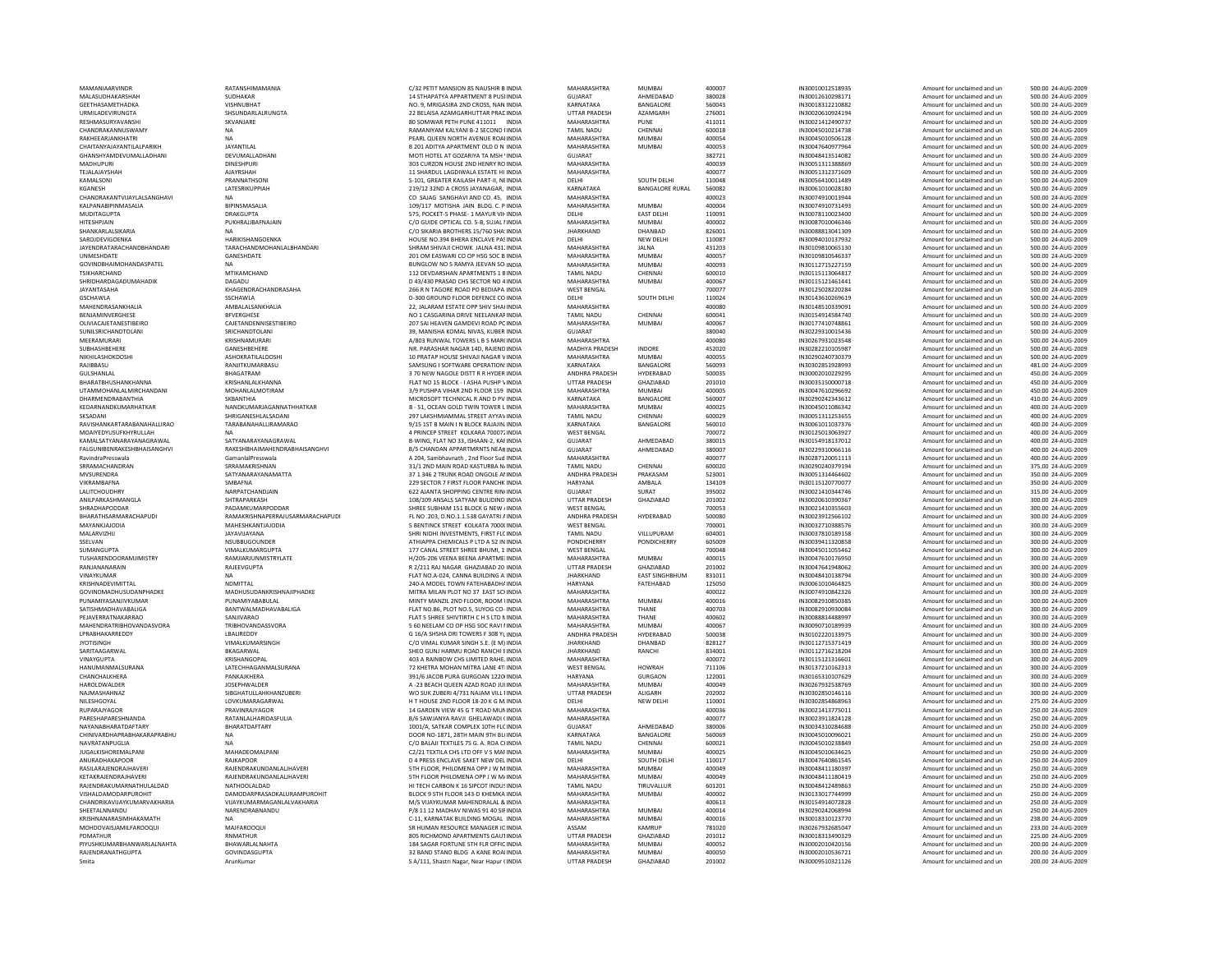| | | | | | | | | | | |
|---|---|---|---|---|---|---|---|---|---|---|
| MAMANIAARVINDR | RATANSHIMAMANIA | C/32 PETIT MANSION 85 NAUSHIR B INDIA | | MAHARASHTRA | MUMBAI | 400007 | IN30010012518935 | Amount for unclaimed and un | 500.00 | 24-AUG-2009 |
| MALASUDHAKARSHAH | SUDHAKAR | 14 STHAPATYA APPARTMENT 8 PUSI INDIA | | GUJARAT | AHMEDABAD | 380028 | IN30012610298171 | Amount for unclaimed and un | 500.00 | 24-AUG-2009 |
| GEETHASAMETHADKA | VISHNUBHAT | NO. 9, MRIGASIRA 2ND CROSS, NAN INDIA | | KARNATAKA | BANGALORE | 560043 | IN30018312210882 | Amount for unclaimed and un | 500.00 | 24-AUG-2009 |
| URMILADEVIRUNGTA | SHSUNDARLALRUNGTA | 22 BELAISA AZAMGARHUTTAR PRAC INDIA | | UTTAR PRADESH | AZAMGARH | 276001 | IN30020610924194 | Amount for unclaimed and un | 500.00 | 24-AUG-2009 |
| RESHMASURYAVANSHI | SKVANJARE | 80 SOMWAR PETH PUNE 411011 | INDIA | MAHARASHTRA | PUNE | 411011 | IN30021412490737 | Amount for unclaimed and un | 500.00 | 24-AUG-2009 |
| CHANDRAKANNUSWAMY | NA | RAMANIYAM KALYANI B-2 SECOND I INDIA | | TAMIL NADU | CHENNAI | 600018 | IN30045010214738 | Amount for unclaimed and un | 500.00 | 24-AUG-2009 |
| RAKHEEARJANKHATRI | NA | PEARL QUEEN NORTH AVENUE ROAI INDIA | | MAHARASHTRA | MUMBAI | 400054 | IN30045010506128 | Amount for unclaimed and un | 500.00 | 24-AUG-2009 |
| CHAITANYAJAYANTILALPARIKH | JAYANTILAL | B 201 ADITYA APARTMENT OLD D N INDIA | | MAHARASHTRA | MUMBAI | 400053 | IN30047640977964 | Amount for unclaimed and un | 500.00 | 24-AUG-2009 |
| GHANSHYAMDEVUMALLADHANI | DEVUMALLADHANI | MOTI HOTEL AT GOZARIYA TA MSH INDIA | | GUJARAT | | 382721 | IN30048413514082 | Amount for unclaimed and un | 500.00 | 24-AUG-2009 |
| MADHUPURI | DINESHPURI | 303 CURZON HOUSE 2ND HENRY RO INDIA | | MAHARASHTRA | | 400039 | IN30051311388869 | Amount for unclaimed and un | 500.00 | 24-AUG-2009 |
| TEJALAJAYSHAH | AJAYRSHAH | 11 SHARDUL LAGDIWALA ESTATE HI INDIA | | MAHARASHTRA | | 400077 | IN30051312371609 | Amount for unclaimed and un | 500.00 | 24-AUG-2009 |
| KAMALSONI | PRANNATHSONI | S-101, GREATER KAILASH PART-II, NE INDIA | | DELHI | SOUTH DELHI | 110048 | IN30056410011489 | Amount for unclaimed and un | 500.00 | 24-AUG-2009 |
| KGANESH | LATESRIKUPPIAH | 219/12 32ND A CROSS JAYANAGAR, INDIA | | KARNATAKA | BANGALORE RURAL | 560082 | IN30061010028180 | Amount for unclaimed and un | 500.00 | 24-AUG-2009 |
| CHANDRAKANTVIJAYLALSANGHAVI | NA | CO SAJAG SANGHAVI AND CO. 45, INDIA | | MAHARASHTRA | | 400023 | IN30074910013944 | Amount for unclaimed and un | 500.00 | 24-AUG-2009 |
| KALPANABIPINMASALIA | BIPINSMASALIA | 109/117 MOTISHA JAIN BLDG. C. P INDIA | | MAHARASHTRA | MUMBAI | 400004 | IN30074910731493 | Amount for unclaimed and un | 500.00 | 24-AUG-2009 |
| MUDITAGUPTA | DRAKGUPTA | 575, POCKET-5 PHASE- 1 MAYUR VII INDIA | | DELHI | EAST DELHI | 110091 | IN30078110023400 | Amount for unclaimed and un | 500.00 | 24-AUG-2009 |
| HITESHPJAIN | PUKHRAJJBAFNAJAIN | C/O GUIDE OPTICAL CO. 5-B, SUJAL I INDIA | | MAHARASHTRA | MUMBAI | 400002 | IN30087010046346 | Amount for unclaimed and un | 500.00 | 24-AUG-2009 |
| SHANKARLALSIKARIA | NA | C/O SIKARIA BROTHERS 15/760 SHA INDIA | | JHARKHAND | DHANBAD | 826001 | IN30088813041309 | Amount for unclaimed and un | 500.00 | 24-AUG-2009 |
| SAROJDEVIGOENKA | HARIKISHANGOENKA | HOUSE NO.394 BHERA ENCLAVE PAS INDIA | | DELHI | NEW DELHI | 110087 | IN30094010137932 | Amount for unclaimed and un | 500.00 | 24-AUG-2009 |
| JAYENDRATARACHANDBHANDARI | TARACHANDMOHANLALBHANDARI | SHRAM SHIVAJI CHOWK JALNA 431 INDIA | | MAHARASHTRA | JALNA | 431203 | IN30109810065130 | Amount for unclaimed and un | 500.00 | 24-AUG-2009 |
| UNMESHDATE | GANESHDATE | 201 OM EASWARI CO OP HSG SOC B INDIA | | MAHARASHTRA | MUMBAI | 400057 | IN30109810546337 | Amount for unclaimed and un | 500.00 | 24-AUG-2009 |
| GOVINDBHAIMOHANDASPATEL | NA | BUNGLOW NO 5 RAMYA JEEVAN SO INDIA | | MAHARASHTRA | MUMBAI | 400093 | IN30112715227159 | Amount for unclaimed and un | 500.00 | 24-AUG-2009 |
| TSIKHARCHAND | MTIKAMCHAND | 112 DEVDARSHAN APARTMENTS 1 B INDIA | | TAMIL NADU | CHENNAI | 600010 | IN30115113064817 | Amount for unclaimed and un | 500.00 | 24-AUG-2009 |
| SHRIDHARDAGADUMAHADIK | DAGADU | D 43/430 PRASAD CHS SECTOR NO 4 INDIA | | MAHARASHTRA | MUMBAI | 400067 | IN30115121461441 | Amount for unclaimed and un | 500.00 | 24-AUG-2009 |
| JAYANTASAHA | KHAGENDRACHANDRASAHA | 266 R N TAGORE ROAD PO BEDIAPA INDIA | | WEST BENGAL | | 700077 | IN30125028220284 | Amount for unclaimed and un | 500.00 | 24-AUG-2009 |
| GSCHAWLA | SSCHAWLA | D-300 GROUND FLOOR DEFENCE CO INDIA | | DELHI | SOUTH DELHI | 110024 | IN30143610269619 | Amount for unclaimed and un | 500.00 | 24-AUG-2009 |
| MAHENDRASANKHALIA | AMBALALSANKHALIA | 22, JALARAM ESTATE OPP SHIV SHAI INDIA | | MAHARASHTRA | | 400080 | IN30148510339091 | Amount for unclaimed and un | 500.00 | 24-AUG-2009 |
| BENJAMINVERGHESE | BFVERGHESE | NO 1 CASGARINA DRIVE NEELANKAI INDIA | | TAMIL NADU | CHENNAI | 600041 | IN30154914584740 | Amount for unclaimed and un | 500.00 | 24-AUG-2009 |
| OLIVIACAJETANESTIBEIRO | CAJETANDENNISESTIBEIRO | 207 SAI HEAVEN GAMDEVI ROAD PC INDIA | | MAHARASHTRA | MUMBAI | 400067 | IN30177410748861 | Amount for unclaimed and un | 500.00 | 24-AUG-2009 |
| SUNILSRICHANDTOLANI | SRICHANDTOLANI | 39, MANISHA KOMAL NIVAS, KUBER INDIA | | GUJARAT | | 380040 | IN30229310015436 | Amount for unclaimed and un | 500.00 | 24-AUG-2009 |
| MEERAMURARI | KRISHNAMURARI | A/803 RUNWAL TOWERS L B S MAR INDIA | | MAHARASHTRA | | 400080 | IN30267931023548 | Amount for unclaimed and un | 500.00 | 24-AUG-2009 |
| SUBHASHBEHERE | GANESHBEHERE | NR. PARASHAR NAGAR 14D, RAJEND INDIA | | MADHYA PRADESH | INDORE | 452020 | IN30282210105987 | Amount for unclaimed and un | 500.00 | 24-AUG-2009 |
| NIKHILASHOKDOSHI | ASHOKRATILALDOSHI | 10 PRATAP HOUSE SHIVAJI NAGAR V INDIA | | MAHARASHTRA | MUMBAI | 400055 | IN30290240730379 | Amount for unclaimed and un | 500.00 | 24-AUG-2009 |
| RAJIBBASU | RANJITKUMARBASU | SAMSUNG I SOFTWARE OPERATION INDIA | | KARNATAKA | BANGALORE | 560093 | IN30302851928993 | Amount for unclaimed and un | 481.00 | 24-AUG-2009 |
| GULSHANLAL | BHAGATRAM | 3 70 NEW NAGOLE DISTT R R HYDER INDIA | | ANDHRA PRADESH | HYDERABAD | 500035 | IN30002010229295 | Amount for unclaimed and un | 450.00 | 24-AUG-2009 |
| BHARATBHUSHANKHANNA | KRISHANLALKHANNA | FLAT NO 15 BLOCK - I ASHA PUSHP V INDIA | | UTTAR PRADESH | GHAZIABAD | 201010 | IN30035150000718 | Amount for unclaimed and un | 450.00 | 24-AUG-2009 |
| UTAMMCHANDLALMIRCHANDANI | MOHANLALMOTIRAM | 3/9 PUSHPA VIHAR 2ND FLOOR 159 INDIA | | MAHARASHTRA | MUMBAI | 400005 | IN30047610296692 | Amount for unclaimed and un | 450.00 | 24-AUG-2009 |
| DHARMENDRABANTHIA | SKBANTHIA | MICROSOFT TECHNICAL R AND D PV INDIA | | KARNATAKA | BANGALORE | 560007 | IN30290242343612 | Amount for unclaimed and un | 410.00 | 24-AUG-2009 |
| KEDARNANDKUMARHATKAR | NANDKUMARJAGANNATHHATKAR | B - 51, OCEAN GOLD TWIN TOWER L INDIA | | MAHARASHTRA | MUMBAI | 400025 | IN30045011086342 | Amount for unclaimed and un | 400.00 | 24-AUG-2009 |
| SKSADANI | SHRIGANESHLALSADANI | 297 LAKSHMIAMMAL STREET AYYA\ INDIA | | TAMIL NADU | CHENNAI | 600029 | IN30051311253655 | Amount for unclaimed and un | 400.00 | 24-AUG-2009 |
| RAVISHANKARTARABANAHALLIRAO | TARABANAHALLIRAMARAO | 9/15 1ST B MAIN I N BLOCK RAJAJIN INDIA | | KARNATAKA | BANGALORE | 560010 | IN30061011037376 | Amount for unclaimed and un | 400.00 | 24-AUG-2009 |
| MOAIYEDYUSUFKHYRULLAH | NA | 4 PRINCEP STREET KOLKARA 700072 INDIA | | WEST BENGAL | | 700072 | IN30125013063927 | Amount for unclaimed and un | 400.00 | 24-AUG-2009 |
| KAMALSATYANARAYANAGRAWAL | SATYANARAYANAGRAWAL | B-WING, FLAT NO 33, ISHAAN-2, KAI INDIA | | GUJARAT | AHMEDABAD | 380015 | IN30154918137012 | Amount for unclaimed and un | 400.00 | 24-AUG-2009 |
| FALGUNIBENRAKESHBHAISANGHVI | RAKESHBHAIMAHENDRABHAISANGHVI | B/5 CHANDAN APPARTMRNTS NEAI INDIA | | GUJARAT | AHMEDABAD | 380007 | IN30229310066116 | Amount for unclaimed and un | 400.00 | 24-AUG-2009 |
| RavindraPresswala | GamanlalPresswala | A 204, Sambhavnath , 2nd Floor Sud INDIA | | MAHARASHTRA | | 400077 | IN30287120051113 | Amount for unclaimed and un | 400.00 | 24-AUG-2009 |
| SRRAMACHANDRAN | SRRAMAKRISHNAN | 31/1 2ND MAIN ROAD KASTURBA N INDIA | | TAMIL NADU | CHENNAI | 600020 | IN30290240379194 | Amount for unclaimed and un | 375.00 | 24-AUG-2009 |
| MVSURENDRA | SATYANARAYANAMATTA | 37 1 346 2 TRUNK ROAD ONGOLE A INDIA | | ANDHRA PRADESH | PRAKASAM | 523001 | IN30051314464602 | Amount for unclaimed and un | 350.00 | 24-AUG-2009 |
| VIKRAMBAFNA | SMBAFNA | 229 SECTOR 7 FIRST FLOOR PANCHK INDIA | | HARYANA | AMBALA | 134109 | IN30115120770077 | Amount for unclaimed and un | 350.00 | 24-AUG-2009 |
| LALITCHOUDHRY | NARPATCHANDJAIN | 622 AJANTA SHOPPING CENTRE RIN INDIA | | GUJARAT | SURAT | 395002 | IN30021410344746 | Amount for unclaimed and un | 315.00 | 24-AUG-2009 |
| ANILPARKASHMANGLA | SHTRAPARKASH | 108/109 ANSALS SATYAM BULIDINO INDIA | | UTTAR PRADESH | GHAZIABAD | 201002 | IN30020610390367 | Amount for unclaimed and un | 300.00 | 24-AUG-2009 |
| SHRADHAPODDAR | PADAMKUMARPODDAR | SHREE SUBHAM 151 BLOCK G NEW A INDIA | | WEST BENGAL | | 700053 | IN30021410355603 | Amount for unclaimed and un | 300.00 | 24-AUG-2009 |
| BHARATHSARMARACHAPUDI | RAMAKRISHNAPERRAJUSARMARACHAPUDI | FL NO .203, D.NO.1.1.538 GAYATRI A INDIA | | ANDHRA PRADESH | HYDERABAD | 500080 | IN30023912566102 | Amount for unclaimed and un | 300.00 | 24-AUG-2009 |
| MAYANKJAJODIA | MAHESHKANTJAJODIA | 5 BENTINCK STREET KOLKATA 70000 INDIA | | WEST BENGAL | | 700001 | IN30032710388576 | Amount for unclaimed and un | 300.00 | 24-AUG-2009 |
| MALARVIZHIJ | JAYAVIJAYANA | SHRI NIDHI INVESTMENTS, FIRST FLC INDIA | | TAMIL NADU | VILLUPURAM | 604001 | IN30037810189158 | Amount for unclaimed and un | 300.00 | 24-AUG-2009 |
| SSELVAN | NSUBBUGOUNDER | ATHIAPPA CHEMICALS P LTD A 52 IN INDIA | | PONDICHERRY | PONDICHERRY | 605009 | IN30039411320858 | Amount for unclaimed and un | 300.00 | 24-AUG-2009 |
| SUMANGUPTA | VIMALKUMARGUPTA | 177 CANAL STREET SHREE BHUMI, 1 INDIA | | WEST BENGAL | | 700048 | IN30045011055462 | Amount for unclaimed and un | 300.00 | 24-AUG-2009 |
| TUSHARENDOORAMJIMISTRY | RAMJIARJUNMISTRYLATE | H/205-206 VEENA BEENA APARTME INDIA | | MAHARASHTRA | MUMBAI | 400015 | IN30047610176950 | Amount for unclaimed and un | 300.00 | 24-AUG-2009 |
| RANJANANARAIN | RAJEEVGUPTA | R 2/211 RAJ NAGAR GHAZIABAD 20 INDIA | | UTTAR PRADESH | GHAZIABAD | 201002 | IN30047641948062 | Amount for unclaimed and un | 300.00 | 24-AUG-2009 |
| VINAYKUMAR | NA | FLAT NO.A-024, CANNA BUILDING A INDIA | | JHARKHAND | EAST SINGHBHUM | 831011 | IN30048410138794 | Amount for unclaimed and un | 300.00 | 24-AUG-2009 |
| KRISHNADEVIMITTAL | NDMITTAL | 240-A MODEL TOWN FATEHABADH INDIA | | HARYANA | FATEHABAD | 125050 | IN30061010464825 | Amount for unclaimed and un | 300.00 | 24-AUG-2009 |
| GOVINDMADHUSUDANPHADKE | MADHUSUDANKRISHNAJIPHADKE | MITRA MILAN PLOT NO 37 EAST SCI INDIA | | MAHARASHTRA | | 400022 | IN30074910842326 | Amount for unclaimed and un | 300.00 | 24-AUG-2009 |
| PUNAMIVASANJIVKUMAR | PUNAMIVASABULAL | MINTY MANZIL 2ND FLOOR, ROOM I INDIA | | MAHARASHTRA | MUMBAI | 400016 | IN30082910850385 | Amount for unclaimed and un | 300.00 | 24-AUG-2009 |
| SATISHMADHAVABALIGA | BANTWALMADHAVABALIGA | FLAT NO.B6, PLOT NO.5, SUYOG CO INDIA | | MAHARASHTRA | THANE | 400703 | IN30082910930084 | Amount for unclaimed and un | 300.00 | 24-AUG-2009 |
| PEJAVERRATNAKARRAO | SANJIVARAO | FLAT 5 SHREE SHIVTIRTH C H S LTD I INDIA | | MAHARASHTRA | THANE | 400602 | IN30088814488997 | Amount for unclaimed and un | 300.00 | 24-AUG-2009 |
| MAHENDRATRIBHOVANDASVORA | TRIBHOVANDASSVORA | S 60 NEELAM CO OP HSG SOC RAVI I INDIA | | MAHARASHTRA | MUMBAI | 400067 | IN30090710189939 | Amount for unclaimed and un | 300.00 | 24-AUG-2009 |
| LPRABHAKARREDDY | LBALIREDDY | G 16/A SHSHA DRI TOWERS F 308 Y INDIA | | ANDHRA PRADESH | HYDERABAD | 500038 | IN30102220133975 | Amount for unclaimed and un | 300.00 | 24-AUG-2009 |
| JYOTISINGH | VIMALKUMARSINGH | C/O VIMAL KUMAR SINGH S.E. (E M) INDIA | | JHARKHAND | DHANBAD | 828127 | IN30112715371419 | Amount for unclaimed and un | 300.00 | 24-AUG-2009 |
| SARITAAGARWAL | BKAGARWAL | SHEO GUNJ HARMU ROAD RANCHI I INDIA | | JHARKHAND | RANCHI | 834001 | IN30112716218204 | Amount for unclaimed and un | 300.00 | 24-AUG-2009 |
| VINAYGUPTA | KRISHANGOPAL | 403 A RAINBOW CHS LIMITED RAHE INDIA | | MAHARASHTRA | | 400072 | IN30115121316601 | Amount for unclaimed and un | 300.00 | 24-AUG-2009 |
| HANUMANMALSURANA | LATECHHAGANMALSURANA | 72 KHETRA MOHAN MITRA LANE 4T INDIA | | WEST BENGAL | HOWRAH | 711106 | IN30137210162313 | Amount for unclaimed and un | 300.00 | 24-AUG-2009 |
| CHANCHALKHERA | PANKAJKHERA | 391/6 JACOB PURA GURGOAN 1220 INDIA | | HARYANA | GURGAON | 122001 | IN30165310107629 | Amount for unclaimed and un | 300.00 | 24-AUG-2009 |
| HAROLDWALDER | JOSEPHWALDER | A -23 BEACH QUEEN AZAD ROAD JUI INDIA | | MAHARASHTRA | MUMBAI | 400049 | IN30267932538769 | Amount for unclaimed and un | 300.00 | 24-AUG-2009 |
| NAJMASHAHNAZ | SIBGHATULLAHKHANZUBERI | WO SUK ZUBERI 4/731 NAJAM VILL I INDIA | | UTTAR PRADESH | ALIGARH | 202002 | IN30302850146116 | Amount for unclaimed and un | 300.00 | 24-AUG-2009 |
| NILESHGOYAL | LOVKUMARAGARWAL | H T HOUSE 2ND FLOOR 18-20 K G M INDIA | | DELHI | NEW DELHI | 110001 | IN30302854868963 | Amount for unclaimed and un | 275.00 | 24-AUG-2009 |
| RUPARAJYAGOR | PRAVINRAJYAGOR | 14 GARDEN VIEW 45 G T ROAD MUI INDIA | | MAHARASHTRA | | 400036 | IN30021413775011 | Amount for unclaimed and un | 250.00 | 24-AUG-2009 |
| PARESHAPARESHNANDA | RATANLALHARIDASFULIA | B/6 SAWJANYA RAVJI GHELAWADI INDIA | | MAHARASHTRA | | 400077 | IN30023912824128 | Amount for unclaimed and un | 250.00 | 24-AUG-2009 |
| NAYANABHARATDAFTARY | BHARATDAFTARY | 1001/A, SATKAR COMPLEX 10TH FLC INDIA | | GUJARAT | AHMEDABAD | 380006 | IN30034310284688 | Amount for unclaimed and un | 250.00 | 24-AUG-2009 |
| CHINIVARDHAPRABHAKARAPRABHU | NA | DOOR NO-1871, 28TH MAIN 9TH BL INDIA | | KARNATAKA | BANGALORE | 560069 | IN30045010096021 | Amount for unclaimed and un | 250.00 | 24-AUG-2009 |
| NAVRATANPUGLIA | NA | C/O BALAJI TEXTILES 75 G. A. ROA CI INDIA | | TAMIL NADU | CHENNAI | 600021 | IN30045010238849 | Amount for unclaimed and un | 250.00 | 24-AUG-2009 |
| JUGALKISHOREMALPANI | MAHADEOMALPANI | CZ/21 TEXTILA CHS LTD OFF V S MAI INDIA | | MAHARASHTRA | MUMBAI | 400025 | IN30045010634625 | Amount for unclaimed and un | 250.00 | 24-AUG-2009 |
| ANURADHAKAPOOR | RAJKAPOOR | D 4 PRESS ENCLAVE SAKET NEW DEL INDIA | | DELHI | SOUTH DELHI | 110017 | IN30047640861545 | Amount for unclaimed and un | 250.00 | 24-AUG-2009 |
| RASILARAJENDRAJHAVERI | RAJENDRAKUNDANLALJHAVERI | 5TH FLOOR, PHILOMENA OPP J W M INDIA | | MAHARASHTRA | MUMBAI | 400049 | IN30048411180397 | Amount for unclaimed and un | 250.00 | 24-AUG-2009 |
| KETAKRAJENDRAJHAVERI | RAJENDRAKUNDANLALJHAVERI | 5TH FLOOR PHILOMENA OPP J W M INDIA | | MAHARASHTRA | MUMBAI | 400049 | IN30048411180419 | Amount for unclaimed and un | 250.00 | 24-AUG-2009 |
| RAJENDRAKUMARNATHULALDAD | NATHOOLALDAD | HI TECH CARBON K 16 SIPCOT INDU INDIA | | TAMIL NADU | TIRUVALLUR | 601201 | IN30048412489863 | Amount for unclaimed and un | 250.00 | 24-AUG-2009 |
| VISHALDAMODARPUROHIT | DAMODARPRASADKALURAMPUROHIT | BLOCK 9 5TH FLOOR 143-D KHEMKA INDIA | | MAHARASHTRA | MUMBAI | 400002 | IN30133017744999 | Amount for unclaimed and un | 250.00 | 24-AUG-2009 |
| CHANDRIKAVIJAYKUMARVAKHARIA | VIJAYKUMARMAGANLALVAKHARIA | M/S VIJAYKUMAR MAHENDRALAL & INDIA | | MAHARASHTRA | | 400613 | IN30154914072828 | Amount for unclaimed and un | 250.00 | 24-AUG-2009 |
| SHEETALNNANDU | NARENDRABNANDU | P/8 11 12 MADHAV NIWAS 91 40 SII INDIA | | MAHARASHTRA | MUMBAI | 400014 | IN30290242068994 | Amount for unclaimed and un | 250.00 | 24-AUG-2009 |
| KRISHNANARASIMHAKAMATH | NA | C-11, KARNATAK BUILDING MOGAL INDIA | | MAHARASHTRA | MUMBAI | 400016 | IN30018310123770 | Amount for unclaimed and un | 238.00 | 24-AUG-2009 |
| MOHDOVAISJAMILFAROOQUI | MAIFAROOQUI | SR HUMAN RESOURCE MANAGER IC INDIA | | ASSAM | KAMRUP | 781020 | IN30267932685047 | Amount for unclaimed and un | 233.00 | 24-AUG-2009 |
| PDMATHUR | RNMATHUR | 805 RICHMOND APARTMENTS GAU1 INDIA | | UTTAR PRADESH | GHAZIABAD | 201012 | IN30018313490329 | Amount for unclaimed and un | 225.00 | 24-AUG-2009 |
| PIYUSHKUMARBHANWARLALNAHTA | BHAWARLALNAHTA | 184 SAGAR FORTUNE 5TH FLR OFFIC INDIA | | MAHARASHTRA | MUMBAI | 400052 | IN30002010420156 | Amount for unclaimed and un | 200.00 | 24-AUG-2009 |
| RAJENDRANATHGUPTA | GOVINDASGUPTA | 32 BAND STAND BLDG A KANE ROAI INDIA | | MAHARASHTRA | MUMBAI | 400050 | IN30002010536721 | Amount for unclaimed and un | 200.00 | 24-AUG-2009 |
| Smita | ArunKumar | S A/111, Shastri Nagar, Near Hapur I INDIA | | UTTAR PRADESH | GHAZIABAD | 201002 | IN30009510321126 | Amount for unclaimed and un | 200.00 | 24-AUG-2009 |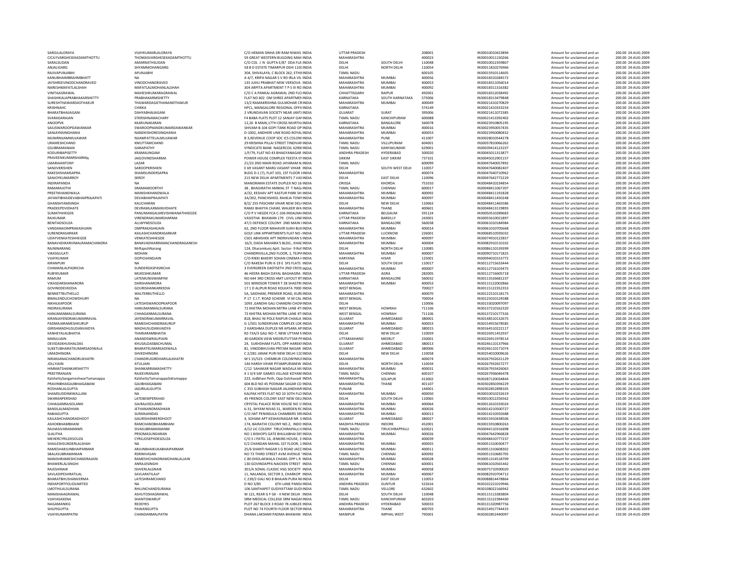| | | | | | | | | | | |
|---|---|---|---|---|---|---|---|---|---|---|
| SAROJLALORAYA | VIJAYKUMARLALORAYA | C/O HEMAN SINHA SRI RAM NIWAS INDIA | UTTAR PRADESH | | 208001 | IN30010010423894 | Amount for unclaimed and un | 200.00 | 24-AUG-2009 |
| CICILYVARGHESEKADAMTHOTTU | THOMASVARGHESEKADAMTHOTTU | 59 GREAT WESTERN BUILDING MAH INDIA | MAHARASHTRA | | 400023 | IN30010011150266 | Amount for unclaimed and un | 200.00 | 24-AUG-2009 |
| SARALSUDAN | AMARNATHSUDAN | C/O COL J N GUPTA E/87 DDA FLA INDIA | DELHI | SOUTH DELHI | 110048 | IN30010012359807 | Amount for unclaimed and un | 200.00 | 24-AUG-2009 |
| ANJALIGARG | SHYAMMOHANGARG | 58 B D ESTATE TIMARPUR DEHI 110(INDIA | DELHI | NORTH DELHI | 110054 | IN30011810276966 | Amount for unclaimed and un | 200.00 | 24-AUG-2009 |
| RAJIVAPUNJABHI | APUNJABHI | 304, SHIVALAYA, C BLOCK 262, ETHII INDIA | TAMIL NADU | | 600105 | IN30015910014605 | Amount for unclaimed and un | 200.00 | 24-AUG-2009 |
| KANUBHAIMBRAHMBHATT | NA | A 4/7, KRIPA NAGAR S V RD IRLA VIL INDIA | MAHARASHTRA | MUMBAI | 400056 | IN30018310284572 | Amount for unclaimed and un | 200.00 | 24-AUG-2009 |
| JAYSHREEVINODCHANDRAVED | VINODCHANDRAVED | 135 JUHU PRABHAT NEW VERSOVA INDIA | MAHARASHTRA | MUMBAI | 400053 | IN30018311056014 | Amount for unclaimed and un | 200.00 | 24-AUG-2009 |
| NARESHMAFATLALSHAH | MAFATLALMOHANLALSHAH | 304 ARPITA APARTMENT T P S III RO INDIA | MAHARASHTRA | MUMBAI | 400092 | IN30018311316382 | Amount for unclaimed and un | 200.00 | 24-AUG-2009 |
| VINITAAGRAWAL | MAHESHKUMARAGRAWAL | C/O C A PANKAJ AGRAWAL 2ND FLO INDIA | CHHATTISGARH | RAIPUR | 492001 | IN30018312038492 | Amount for unclaimed and un | 200.00 | 24-AUG-2009 |
| SHASHIKALAPRABHAKARSHETTY | PRABHAKARMSHETTY | FLAT NO 602 OM SHREE APARTMEN INDIA | KARNATAKA | SOUTH KARNATAKA | 575006 | IN30018313479848 | Amount for unclaimed and un | 200.00 | 24-AUG-2009 |
| SURESHTHAWARDASTHAKUR | THAWARDASJETHANANDTHAKUR | 13/2 RAMAKRISHNA GULMOHAR CR INDIA | MAHARASHTRA | MUMBAI | 400049 | IN30021410270829 | Amount for unclaimed and un | 200.00 | 24-AUG-2009 |
| KRISHNAHC | CHIKKA | HPCL, MANGALORE REGIONAL OFFI(INDIA | KARNATAKA | | 574149 | IN30021410333254 | Amount for unclaimed and un | 200.00 | 24-AUG-2009 |
| BHARATBHAIJAGANI | DAHYABHAIJAGANI | 2 VRUNDAVAN SOCIETY NEAR JANT/ INDIA | GUJARAT | SURAT | 395006 | IN30021411072385 | Amount for unclaimed and un | 200.00 | 24-AUG-2009 |
| SVARADARAJAN | STKRISHNAMACHARY | F4 BABA FLATS PLOT 12 SANJAY GAN INDIA | TAMIL NADU | KANCHIPURAM | 600088 | IN30021413392402 | Amount for unclaimed and un | 200.00 | 24-AUG-2009 |
| ANOOPVK | KKARUNAKARAN | 12,26 B MAIN,17TH CROSS MURTHI INDIA | KARNATAKA | BANGALORE | 560078 | IN30023910805195 | Amount for unclaimed and un | 200.00 | 24-AUG-2009 |
| SAILISWAROOPDAWANKAR | SWAROOPNANDKUMARDAWANKAR | SHIVAM B-104 GOPI TANK ROAD OF INDIA | MAHARASHTRA | MUMBAI | 400016 | IN30023950057435 | Amount for unclaimed and un | 200.00 | 24-AUG-2009 |
| SANJAYNSINGHANIA | NANDKISHORESINGHANIA | D-1002, ANDHERI LINK ROAD ROYAL INDIA | MAHARASHTRA | MUMBAI | 400053 | IN30023950080452 | Amount for unclaimed and un | 200.00 | 24-AUG-2009 |
| MUNIRNIJAMMUJAWAR | NIJAMFATTELALMUJAWAR | B 3,REVENUE COOP SOC ICS COLONI INDIA | MAHARASHTRA | PUNE | 411007 | IN30028010544278 | Amount for unclaimed and un | 200.00 | 24-AUG-2009 |
| URAMESHCHAND | KMUTTAMCHAND | 29 KRISHNA PILLAI STREET TINDIVAN INDIA | TAMIL NADU | VILLUPURAM | 604001 | IN30037810066262 | Amount for unclaimed and un | 200.00 | 24-AUG-2009 |
| GSUBRAMANIAN | GANAPATHY | SYNDICATE BANK NAGERCOIL 6290(INDIA | TAMIL NADU | KANYAKUMARI | 629001 | IN30039414123237 | Amount for unclaimed and un | 200.00 | 24-AUG-2009 |
| KODURIBAPISETTY | KRAMALINGAM | 1/F/79, FLAT NO 43 BHAGYANAGAR INDIA | ANDHRA PRADESH | HYDERABAD | 500020 | IN30045011313877 | Amount for unclaimed and un | 200.00 | 24-AUG-2009 |
| PRAVEENKUMARSHARMA | JAIGOVINDSHARMA | POWER HOUSE COMPLEX TEESTA ST INDIA | SIKKIM | EAST SIKKIM | 737101 | IN30045012901157 | Amount for unclaimed and un | 200.00 | 24-AUG-2009 |
| LMARIAANTONY | LAZAR | 21/23 2ND MAIN ROAD JAYARAM N INDIA | TAMIL NADU | | 600099 | IN30047640057892 | Amount for unclaimed and un | 200.00 | 24-AUG-2009 |
| SANJIVKRISHEN | SAROOPKRISHEN | E 69 VASANT MARG VASANT VIHAR INDIA | DELHI | SOUTH WEST DELH | 110057 | IN30047640082407 | Amount for unclaimed and un | 200.00 | 24-AUG-2009 |
| RAKESHSHAMSAPRA | SHAMSUNDERSAPRA | BLDG D-1 (7), FLAT 103, 1ST FLOOR I INDIA | MAHARASHTRA | | 400074 | IN30047640710962 | Amount for unclaimed and un | 200.00 | 24-AUG-2009 |
| SANJOYKUMARROY | SKROY | 215 NEW DELHI APARTMENTS 7 VAS INDIA | DELHI | EAST DELHI | 110096 | IN30047642772229 | Amount for unclaimed and un | 200.00 | 24-AUG-2009 |
| INDIRAPANDA | NA | MANORAMA ESTATE DUPLEX NO 16 INDIA | ORISSA | KHORDA | 751010 | IN30048410234854 | Amount for unclaimed and un | 200.00 | 24-AUG-2009 |
| RAMARAJOTHI | SRAMAMOORTHY | 38 , BHAGIRATHI AMMAL ST T NAG/ INDIA | TAMIL NADU | CHENNAI | 600017 | IN30048411067207 | Amount for unclaimed and un | 200.00 | 24-AUG-2009 |
| PREETIKHANDWALA | MANISHKHANDWALA | A/32, KESHAV APT KASTUR PARK SH INDIA | MAHARASHTRA | MUMBAI | 400092 | IN30048411191828 | Amount for unclaimed and un | 200.00 | 24-AUG-2009 |
| JAYANTIBHAIDEVABHAIPRAJAPATI | DEVABHAIPRAJAPATI | 3A/302, PANCHSHEEL RAHEJA TOWI INDIA | MAHARASHTRA | MUMBAI | 400097 | IN30048411450248 | Amount for unclaimed and un | 200.00 | 24-AUG-2009 |
| GHANSHYAMSINGH | KALICHARAN | B/2/ 255 PASCHIM VIHAR NEW DELI INDIA | DELHI | NEW DELHI | 110063 | IN30048411465586 | Amount for unclaimed and un | 200.00 | 24-AUG-2009 |
| PRADEEPDVIDHATE | DEVRAMLAXMANVIDHATE | RAMJI BHAYYA CHAWL WALKER WA INDIA | MAHARASHTRA | THANE | 400601 | IN30048413119893 | Amount for unclaimed and un | 200.00 | 24-AUG-2009 |
| SUMATHIHEGDE | PANUMANGALMEVISHWANATHHEGDE | C/O P V HEGDE FCA C-106 INDALNAI INDIA | KARNATAKA | BELGAUM | 591124 | IN30050510289683 | Amount for unclaimed and un | 200.00 | 24-AUG-2009 |
| RAJKUMAR | VIRENDRAKUMARSHARMA | VASISTHA BHAWAN 179 CIVIL LINE INDIA | UTTAR PRADESH | BAREILLY | 243001 | IN30055610021897 | Amount for unclaimed and un | 200.00 | 24-AUG-2009 |
| BENITADSOUZA | ALLWYNDSOUZA | 47/1 DEFENCE COLONY 2ND MAIN I INDIA | KARNATAKA | BANGALORE | 560038 | IN30061010184984 | Amount for unclaimed and un | 200.00 | 24-AUG-2009 |
| VANDANAOMPRAKASHJAIN | OMPRAKASHJAIN | 62, 2ND FLOOR MAHAVIR SUKH BUI INDIA | MAHARASHTRA | MUMBAI | 400014 | IN30061010705668 | Amount for unclaimed and un | 200.00 | 24-AUG-2009 |
| SURENDRASARKAR | KAILASHCHANDRASARKAR | GOLF LINK APPARTMENTS FLAT NO ·INDIA | UTTAR PRADESH | LUCKNOW | 226001 | IN30068510599032 | Amount for unclaimed and un | 200.00 | 24-AUG-2009 |
| UDAYVENKATESHHEGDE | VENKATESHHEGDE | C501 ABHISHEK APT INDRAVADAN S INDIA | MAHARASHTRA | MUMBAI | 400097 | IN30074910122857 | Amount for unclaimed and un | 200.00 | 24-AUG-2009 |
| BANAVADIKARVIMALRAMACHANDRA | BANAVADIKARRAMACHANDRAGANESH | 16/3, DADA MAHARA'S BLDG., KHAC INDIA | MAHARASHTRA | MUMBAI | 400004 | IN30082910110102 | Amount for unclaimed and un | 200.00 | 24-AUG-2009 |
| RAJNINARANG | MrRajeshNarang | 124, Dharamkunj Aptt. Sector- 9 Rol INDIA | DELHI | NORTH DELHI | 110085 | IN30086110139399 | Amount for unclaimed and un | 200.00 | 24-AUG-2009 |
| VIKASGULATI | MOHAN | CHANDRIVILLA,2ND FLOOR, 1, TEJPA INDIA | MAHARASHTRA | MUMBAI | 400007 | IN30090710173825 | Amount for unclaimed and un | 200.00 | 24-AUG-2009 |
| VIJAYKUMAR | GOPICHANDJAIN | C/O-RIKKI BAKERY SOHAN CINEMA I INDIA | HARYANA | HISAR | 125001 | IN30094010153772 | Amount for unclaimed and un | 200.00 | 24-AUG-2009 |
| KIRANPURI | NA | C/O RAKESH PURI K-19 E SFS FLATS INDIA | DELHI | SOUTH DELHI | 110017 | IN30112715633444 | Amount for unclaimed and un | 200.00 | 24-AUG-2009 |
| CHAMANLALPASRICHA | SUNDERDASPASRICHA | 3 EVERGREEN DADYSETH 2ND CROS INDIA | MAHARASHTRA | MUMBAI | 400007 | IN30112716103475 | Amount for unclaimed and un | 200.00 | 24-AUG-2009 |
| RUBYKUMAR | MUKESHKUMAR | 46 HEERA BAGH DAYAL BAGHAGRA INDIA | UTTAR PRADESH | AGRA | 282005 | IN30112716605718 | Amount for unclaimed and un | 200.00 | 24-AUG-2009 |
| RAMUM | LATEMUNISWAMYM | NO 644 3RD CROSS HMT LAYOUT RT INDIA | KARNATAKA | BANGALORE | 560032 | IN30113526681237 | Amount for unclaimed and un | 200.00 | 24-AUG-2009 |
| VIKASDARSHANARORA | DARSHANARORA | 501 WINDSOR TOWER T 28 SHASTRI INDIA | MAHARASHTRA | MUMBAI | 400053 | IN30115122002866 | Amount for unclaimed and un | 200.00 | 24-AUG-2009 |
| GOVINDDEVKEDIA | GOURISHANKARKEDIA | 17 1 D ALIPUR ROAD KOLKATA 7000 INDIA | WEST BENGAL | | 700027 | IN30115122352353 | Amount for unclaimed and un | 200.00 | 24-AUG-2009 |
| BENNETTBUTHELLO | WALTERBUTHELLO | 5A, SAIDHAM, PREMIER ROAD, KURI INDIA | MAHARASHTRA | | 400070 | IN30122510118173 | Amount for unclaimed and un | 200.00 | 24-AUG-2009 |
| BIMALENDUCHOWDHURY | NA | P 17 C.I.T. ROAD SCHEME VI M CAL INDIA | WEST BENGAL | | 700054 | IN30125010124588 | Amount for unclaimed and un | 200.00 | 24-AUG-2009 |
| NIKHILKAPOOR | LATESHSWAROOPKAPOOR | 1093 ,GANDHI GALI CHANDNI CHOV INDIA | DELHI | | 110006 | IN30133020097097 | Amount for unclaimed and un | 200.00 | 24-AUG-2009 |
| INDIRASURANA | HANUMANMALSURANA | 72 KHETRA MOHAN MITRA LANE 4TI INDIA | WEST BENGAL | HOWRAH | 711106 | IN30137210162320 | Amount for unclaimed and un | 200.00 | 24-AUG-2009 |
| HANUMANMALSURANA | CHHAGANMALSURANA | 72 KHETRA MOHAN MITRA LANE 4TI INDIA | WEST BENGAL | HOWRAH | 711106 | IN30137210177326 | Amount for unclaimed and un | 200.00 | 24-AUG-2009 |
| KIRANJAYENDRAKUMARRAVAL | JAYENDRAKUMARRAVAL | 818, BHAU NI POLE RAIPUR CHAKLA INDIA | GUJARAT | AHMEDABAD | 380001 | IN30148510132675 | Amount for unclaimed and un | 200.00 | 24-AUG-2009 |
| PADMAJARAMESHKURUP | RAMESHCHANDRAKURUP | G 1/501 SUNDERVAN COMPLEX LOK INDIA | MAHARASHTRA | MUMBAI | 400053 | IN30154915678585 | Amount for unclaimed and un | 200.00 | 24-AUG-2009 |
| GIRISHMADHUSUDANVAIDYA | MADHUSUDANVAIDYA | 2 KARISHMA DUPLEX NR APSARA AF INDIA | GUJARAT | AHMEDABAD | 380015 | IN30164510222117 | Amount for unclaimed and un | 200.00 | 24-AUG-2009 |
| KANHEYALALBHATIA | THARIARAMBHATIA | RZ-73A/3 GALI NO-7, NEW UTTAM N INDIA | DELHI | NEW DELHI | 110059 | IN30226911452937 | Amount for unclaimed and un | 200.00 | 24-AUG-2009 |
| MANUJAIN | ANANDSWRAUPJAIN | 40 GARDEN VIEW MEERUTUTTAR PI INDIA | UTTARAKHAND | MEERUT | 250001 | IN30226911978514 | Amount for unclaimed and un | 200.00 | 24-AUG-2009 |
| DEVIDASKHUSHALDAS | KHUSALDASBACHUMAL | 24, SUKHDHAM FLATS, OPP.HAREKI INDIA | GUJARAT | AHMEDABAD | 380013 | IN30246110137966 | Amount for unclaimed and un | 200.00 | 24-AUG-2009 |
| SUKETUBHARATKUMARSADIWALA | BHARATKUMARSADIWALA | 81, VINODBHUVAN PRITAM NAGAR INDIA | GUJARAT | AHMEDABAD | 380006 | IN30246110171074 | Amount for unclaimed and un | 200.00 | 24-AUG-2009 |
| UMADHINGRA | SHVKDHINGRA | C 2/281 JANAK PURI NEW DELHI 11C INDIA | DELHI | NEW DELHI | 110058 | IN30254010009626 | Amount for unclaimed and un | 200.00 | 24-AUG-2009 |
| NIRANJANACHANDRUKHATRI | CHANDRUGIRDHARILALKHATRI | M S 15/523 CHEMBUR COLONYMUI INDIA | MAHARASHTRA | | 400074 | IN30267932631129 | Amount for unclaimed and un | 200.00 | 24-AUG-2009 |
| ATULJAIN | ATULJAIN | 146 HARSH VIHAR PITAMPURANEW INDIA | DELHI | NORTH DELHI | 110034 | IN30267932657277 | Amount for unclaimed and un | 200.00 | 24-AUG-2009 |
| HIMMATSHANKARSHETTY | SHANKARRAMASHETTY | C/12 SAHAKAR NAGAR WADALA MU INDIA | MAHARASHTRA | MUMBAI | 400031 | IN30267933426063 | Amount for unclaimed and un | 200.00 | 24-AUG-2009 |
| PREETIRANJAN | RAJEEVRANJAN | X 1 II/4 SAF GAMES VILLAGE KOYAM INDIA | TAMIL NADU | CHENNAI | 600107 | IN30267936046478 | Amount for unclaimed and un | 200.00 | 24-AUG-2009 |
| KalshettySangameshwarTamanappa | KalshettyTamanappaSidramappa | 223, Jodbhavi Peth, Opp Golchavadi INDIA | MAHARASHTRA | SOLAPUR | 413002 | IN30287120034844 | Amount for unclaimed and un | 200.00 | 24-AUG-2009 |
| PRAVINBHAIGAJIBHAIGABANI | GAJIBHAIGABANI | 604 BLD NO 45 POONAM SAGAR CO INDIA | MAHARASHTRA | THANE | 401107 | IN30302850394229 | Amount for unclaimed and un | 200.00 | 24-AUG-2009 |
| ROSHANLALGUPTA | JAGIRILALGUPTA | C 355 SUBHASH NAGAR JALANDHAR INDIA | PUNJAB | | 144001 | IN30302852898105 | Amount for unclaimed and un | 200.00 | 24-AUG-2009 |
| SHAMSUDDINKWALLANI | NA | KALPAK HITES FLAT NO 10 10TH FLO INDIA | MAHARASHTRA | MUMBAI | 400050 | IN30010010232619 | Amount for unclaimed and un | 150.00 | 24-AUG-2009 |
| SWARANPERSHAD | LATEBENIPERSHAD | 45 FRIENDS COLONY EAST NEW DELI INDIA | DELHI | SOUTH DELHI | 110065 | IN30010012256562 | Amount for unclaimed and un | 150.00 | 24-AUG-2009 |
| CHHAGANRAJSOLANKI | GAJRAJJISOLANKI | CRYSTAL PALACE ROW HOUSE NO 1! INDIA | MAHARASHTRA | MUMBAI | 400064 | IN30012610193024 | Amount for unclaimed and un | 150.00 | 24-AUG-2009 |
| BANSILALMADHIAN | JETHANANDMADHIAN | 6-31, SHYAM NIVAS 51, WARDEN RC INDIA | MAHARASHTRA | MUMBAI | 400026 | IN30014210500727 | Amount for unclaimed and un | 150.00 | 24-AUG-2009 |
| RABIAGUPTA | SURANJANDAS | C/O JWT PENINSULA CHAMBERS 3RI INDIA | MAHARASHTRA | MUMBAI | 400013 | IN30014210592688 | Amount for unclaimed and un | 150.00 | 24-AUG-2009 |
| KAILASHCHANDRADHOOT | GAURISHANKERDHOOT | 4, SOHAM APT KESHAVNAGAR NR. S INDIA | GUJARAT | AHMEDABAD | 380027 | IN30015910438506 | Amount for unclaimed and un | 150.00 | 24-AUG-2009 |
| ASHOKBHAMBHANI | RAMCHANDBHAMBHANI | 174, BAIRATHI COLONY NO.2, INDO INDIA | MADHYA PRADESH | INDORE | 452001 | IN30015910800263 | Amount for unclaimed and un | 150.00 | 24-AUG-2009 |
| RAJHASIVARAMANMS | SIVASUBRAMANIANM | A/12 LIC COLONY TIRUCHIRAPALLI 6 INDIA | TAMIL NADU | TIRUCHIRAPPALLI | 620021 | IN30044110316698 | Amount for unclaimed and un | 150.00 | 24-AUG-2009 |
| SLALITHA | PRSOMASUNDARAN | NO 1 BISHOPS GATE BHULABHAI DE! INDIA | MAHARASHTRA | MUMBAI | 400026 | IN30047642966828 | Amount for unclaimed and un | 150.00 | 24-AUG-2009 |
| MEHERCYRILDESOUZA | CYRILJOSEPHDESOUZA | C/O S J PATEL 16, JENKINS HOUSE, 3 INDIA | MAHARASHTRA | | 400039 | IN30048410777237 | Amount for unclaimed and un | 150.00 | 24-AUG-2009 |
| SHAILESHSUNDERLALSHAH | NA | E/2 CHANDAN MAHAL 1ST FLOOR, 1 INDIA | MAHARASHTRA | MUMBAI | 400055 | IN30051310030477 | Amount for unclaimed and un | 150.00 | 24-AUG-2009 |
| RAMESHARJUNBHAIPARMAR | ARJUNBHAIKUKABHAIPARMAR | 25/6 SHANTI NAGAR S G ROAD JACC INDIA | MAHARASHTRA | MUMBAI | 400011 | IN30051310608302 | Amount for unclaimed and un | 150.00 | 24-AUG-2009 |
| SBALASUBRAMANIAN | RSRINIVASAN | NO 73 THIRD STREET AVM AVENUE ' INDIA | TAMIL NADU | CHENNAI | 600092 | IN30051310685705 | Amount for unclaimed and un | 150.00 | 24-AUG-2009 |
| MANISHRAMESHCHANDRAJAIN | RAMESHCHANDRAMOHANLALJAIN | C 80 DHOLAKWALA CHAWL OPP L R INDIA | MAHARASHTRA | MUMBAI | 400028 | IN30051314518709 | Amount for unclaimed and un | 150.00 | 24-AUG-2009 |
| BHAWERLALSINGHI | ANRAJJISINGHI | 130 GOVINDAPPA NAICKEN STREET INDIA | TAMIL NADU | CHENNAI | 600001 | IN30061010565442 | Amount for unclaimed and un | 150.00 | 24-AUG-2009 |
| RAJESHINAIK | ISHVERLALGNAIK | 301/A SONAL CLASSIC HSG SOCIETY INDIA | MAHARASHTRA | MUMBAI | 400058 | IN30075710590020 | Amount for unclaimed and un | 150.00 | 24-AUG-2009 |
| SAVLADIPESHRATILAL | SAVLARATILALP | 11, NALANDA, SECTOR 3, CHARKOP INDIA | MAHARASHTRA | MUMBAI | 400067 | IN30082910704712 | Amount for unclaimed and un | 150.00 | 24-AUG-2009 |
| BHARATBHUSHANVERMA | LATESHRAMCHAND | C 239/2 GALI NO 8 BHAJAN PURA NI INDIA | DELHI | EAST DELHI | 110053 | IN30088814478864 | Amount for unclaimed and un | 150.00 | 24-AUG-2009 |
| INDIAPORTFOLIOLIMITED | NA | D NO 3/85 6TH LANE PAND/ INDIA | ANDHRA PRADESH | GUNTUR | 522616 | IN30102221019946 | Amount for unclaimed and un | 150.00 | 24-AUG-2009 |
| LMOTHILALSURANA | RHLUNCHANDSURANA | 106 SANTHAPET GUDIYATTAM GUDI INDIA | TAMIL NADU | VELLORE | 632602 | IN30108022166942 | Amount for unclaimed and un | 150.00 | 24-AUG-2009 |
| MANISHAAGRAWAL | ASHUTOSHAGRAWAL | W 121, REAR G F GK - II NEW DELHI : INDIA | DELHI | SOUTH DELHI | 110048 | IN30115113383804 | Amount for unclaimed and un | 150.00 | 24-AUG-2009 |
| VIJAYASAXENA | SHANTISWARUP | SRM MEDICAL COLLEGE SRM NAGAF INDIA | TAMIL NADU | KANCHIPURAM | 603203 | IN30115122384430 | Amount for unclaimed and un | 150.00 | 24-AUG-2009 |
| NAGAMANIKG | REDDYKS | PLOT 267 BLOCK 3 ROAD 78 JUBILEE INDIA | ANDHRA PRADESH | HYDERABAD | 500033 | IN30131320987756 | Amount for unclaimed and un | 150.00 | 24-AUG-2009 |
| SHILPIGUPTA | PAWANGUPTA | PLOT NO 74 FOURTH FLOOR SECTOR INDIA | MAHARASHTRA | THANE | 400703 | IN30154917744433 | Amount for unclaimed and un | 150.00 | 24-AUG-2009 |
| VIJAYKUMARPATNI | CHANDANMALPATNI | DHANA LAKSHMI PADMA BHAWAN INDIA | MANIPUR | IMPHAL WEST | 795001 | IN30302852440097 | Amount for unclaimed and un | 150.00 | 24-AUG-2009 |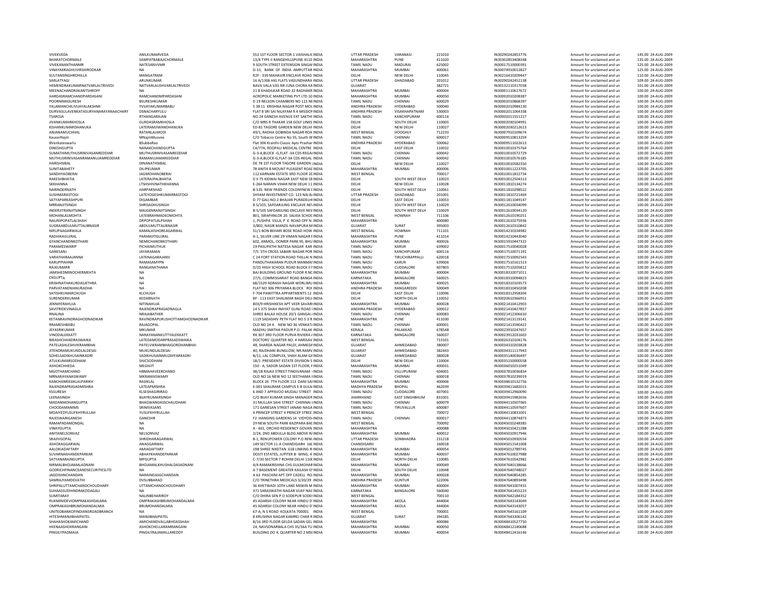| | | | | | | | | | | |
|---|---|---|---|---|---|---|---|---|---|---|
| VIVEKVEDA | ANILKUMARVEDA | 552 1ST FLOOR SECTOR-1 VAISHALIC INDIA | UTTAR PRADESH | VARANASI | 221010 | IN30290242853776 | Amount for unclaimed and un | 145.00 | 24-AUG-2009 |
| BHARATCHORMALE | SAMPATBABAJICHORMALE | 13/4 TYPE II RANGEHILLSPUNE 4110 INDIA | MAHARASHTRA | PUNE | 411020 | IN30302853408348 | Amount for unclaimed and un | 135.00 | 24-AUG-2009 |
| VIVEKANANTHANMR | NATESANVVMR | 9 SOUTH STREET EXTENSION SINGAI INDIA | TAMIL NADU | MADURAI | 625002 | IN30017510000391 | Amount for unclaimed and un | 125.00 | 24-AUG-2009 |
| VINAYAKRAGHUVIRSHIRODKAR | NA | D-15, BANK OF INDIA AMRUTTAR INDIA | MAHARASHTRA | MUMBAI | 400061 | IN30074910012827 | Amount for unclaimed and un | 125.00 | 24-AUG-2009 |
| SULTANSINGHROHILLA | MANGATRAM | R2F - 339 MAHAVIR ENCLAVE ROAD INDIA | DELHI | NEW DELHI | 110045 | IN30216410209447 | Amount for unclaimed and un | 110.00 | 24-AUG-2009 |
| SARLATYAGI | ARUNKUMAR | 16 A/1306 HIG FLATS VASUNDHARA INDIA | UTTAR PRADESH | GHAZIABAD | 201012 | IN30290242452138 | Amount for unclaimed and un | 109.00 | 24-AUG-2009 |
| HEMENDRAKUMARNATVARLALTRIVEDI | NATVARLALSHIVLALTRIVEDI | BAVA VALA VAS NR JUNA CHORA KA INDIA | GUJARAT | | 382721 | IN30132110317038 | Amount for unclaimed and un | 101.00 | 24-AUG-2009 |
| MEENACHANDRAKANTSHROFF | NA | 21 B KHADILKAR ROAD 32 RADHAKR INDIA | MAHARASHTRA | MUMBAI | 400004 | IN30001110617672 | Amount for unclaimed and un | 100.00 | 24-AUG-2009 |
| HARDASRAMCHANDPARDASANI | RAMCHANDMPARDASANI | ACROPOLIC MARKETING PVT LTD 10 INDIA | MAHARASHTRA | MUMBAI | 400050 | IN30002010208387 | Amount for unclaimed and un | 100.00 | 24-AUG-2009 |
| POORNIMASURESH | BSURESHKUMAR | D 19 NELSON CHAMBERS NO 115 NE INDIA | TAMIL NADU | CHENNAI | 600029 | IN30002010868397 | Amount for unclaimed and un | 100.00 | 24-AUG-2009 |
| YALAMANCHILIVIJAYALAKSHMI | YVIJAYAKUMARBABU | 5 38 11 KRISHNA NAGAR POST MOL INDIA | ANDHRA PRADESH | HYDERABAD | 500040 | IN30002010984130 | Amount for unclaimed and un | 100.00 | 24-AUG-2009 |
| DURVASULAVENKATASURYANARAYANAACHARY | DSNACHARYULU | FLAT 8 SRI SAI NILAYAM R K MISSION INDIA | ANDHRA PRADESH | VISAKHAPATNAM | 530003 | IN30002011064338 | Amount for unclaimed and un | 100.00 | 24-AUG-2009 |
| TSAROJA | RTHANGARAJAN | NO 24 GANESH AVENUE EXT SAKTHI INDIA | TAMIL NADU | KANCHIPURAM | 600116 | IN30002011551217 | Amount for unclaimed and un | 100.00 | 24-AUG-2009 |
| JIVANKUMARKHOSLA | GURDASRAMKHOSLA | C/O M/S R THAKAR 158 GOLF LINKS INDIA | DELHI | SOUTH DELHI | 110003 | IN30002030104991 | Amount for unclaimed and un | 100.00 | 24-AUG-2009 |
| KISHANKUMARDHANUKA | LATERAMJIWANDHANUKA | ED-81 TAGORE GARDEN NEW DELHI INDIA | DELHI | NEW DELHI | 110027 | IN30002030212613 | Amount for unclaimed and un | 100.00 | 24-AUG-2009 |
| ANJANAMUCHHAL | RATANLALMODI | 49/1, RADHA GOBINDA NAGAR ROA INDIA | WEST BENGAL | HOOGHLY | 712233 | IN30007910109674 | Amount for unclaimed and un | 100.00 | 24-AUG-2009 |
| KauserNajm | MNajmMusvee | C/O Tobacco Centre No 55, South W INDIA | TAMIL NADU | CHENNAI | 600017 | IN30009510813259 | Amount for unclaimed and un | 100.00 | 24-AUG-2009 |
| BVenkateswarlu | BSubbaRao | Flat 306 Kranthi Classic Apts Prashar INDIA | ANDHRA PRADESH | HYDERABAD | 500062 | IN30009511022613 | Amount for unclaimed and un | 100.00 | 24-AUG-2009 |
| DINESHGUPTA | NANAKCHANDGUPTA | C4/77A, ROOPALI MEDICAL CENTRE INDIA | DELHI | EAST DELHI | 110032 | IN30010010375764 | Amount for unclaimed and un | 100.00 | 24-AUG-2009 |
| SUMATHIMUTHUSRINIVASANREDDIAR | MUTHUSRINIVASANREDDIAR | G-3-A,BLOCK -G,FLAT -3A CDS REGAI INDIA | TAMIL NADU | CHENNAI | 600042 | IN30010010572729 | Amount for unclaimed and un | 100.00 | 24-AUG-2009 |
| MUTHUSRINIVASANRAMANUJAMREDDIAR | RAMANUJAMAREDDIAR | G-3-A,BLOCK-G,FLAT-3A CDS-REGAL INDIA | TAMIL NADU | CHENNAI | 600042 | IN30010010576185 | Amount for unclaimed and un | 100.00 | 24-AUG-2009 |
| HARISHSIBAL | DINANATHSIBAL | DE 78 1ST FLOOR TAGORE GARDEN INDIA | DELHI | NEW DELHI | 110027 | IN30010010582350 | Amount for unclaimed and un | 100.00 | 24-AUG-2009 |
| SUNITABAHETY | DILIPKUMAR | 78 ANITA B MOUNT PLEASENT ROAD INDIA | MAHARASHTRA | MUMBAI | 400006 | IN30010011223705 | Amount for unclaimed and un | 100.00 | 24-AUG-2009 |
| SANDHYAOBERAI | JAGMOHANOBERAI | 112 KARNANI ESTATE 3RD FLOOR 20 INDIA | WEST BENGAL | | 700017 | IN30010011812734 | Amount for unclaimed and un | 100.00 | 24-AUG-2009 |
| RAKESHBHATIA | LATERAJPALBHATIA | D II 75 KIDWAI NAGAR EAST NEW DE INDIA | DELHI | SOUTH WEST DELHI | 110023 | IN30010012504313 | Amount for unclaimed and un | 100.00 | 24-AUG-2009 |
| SKKHANNA | LTSHSHIVNATHKHANNA | E-264 NARAIN VIHAR NEW DELHI 11 INDIA | DELHI | NEW DELHI | 110028 | IN30011810134274 | Amount for unclaimed and un | 100.00 | 24-AUG-2009 |
| NARINDERNATH | HARPARSHAD | B-535 NEW FRIENDS COLONYNEW E INDIA | DELHI | SOUTH WEST DELHI | 110061 | IN30011810298522 | Amount for unclaimed and un | 100.00 | 24-AUG-2009 |
| SUSHMARASTOGI | LATEYOGESHKUMARRASTOGI | SHYAM INVESTMENT CO. 123 NAI B. INDIA | UTTAR PRADESH | GHAZIABAD | 201001 | IN30011810721469 | Amount for unclaimed and un | 100.00 | 24-AUG-2009 |
| SATYAPARKASHPURI | DIGAMBAR | D-77 GALI NO-2 BHAJAN PURADELHI INDIA | DELHI | EAST DELHI | 110053 | IN30011811049147 | Amount for unclaimed and un | 100.00 | 24-AUG-2009 |
| MRRANJITSINGH | SHRISADHUSINGH | B 5/105, SAFDARJUNG ENCLAVE NEV INDIA | DELHI | SOUTH WEST DELHI | 110029 | IN30012610034099 | Amount for unclaimed and un | 100.00 | 24-AUG-2009 |
| INDERJITRANJITSINGH | MAJGENRANJITSINGH | B-5/105 SAFDARJUNG ENCLAVE NEV INDIA | DELHI | SOUTH WEST DELHI | 110029 | IN30012610034120 | Amount for unclaimed and un | 100.00 | 24-AUG-2009 |
| MOHANLALMOHTA | LATEBRAHMADEOMOHTA | 801, SWAPANLOK 20. SALKIA SCHOO INDIA | WEST BENGAL | HOWRAH | 711106 | IN30012610190251 | Amount for unclaimed and un | 100.00 | 24-AUG-2009 |
| NALINIPOPATLALSHAH | DRPOPATLALPSHAH | 1, PUSHPA VILLA, P K ROAD OFF N INDIA | MAHARASHTRA | | 400080 | IN30012610275936 | Amount for unclaimed and un | 100.00 | 24-AUG-2009 |
| SUGRAABDULMUTTALIBNASIR | ABDULMUTTALIBNASIR | 3/802, NASIR MANZIL NAVAPURA M INDIA | GUJARAT | SURAT | 395003 | IN30012610310842 | Amount for unclaimed and un | 100.00 | 24-AUG-2009 |
| NIRUPAAGARWALA | KAMALKISHOREAGARWAL | 51/1 BON BEHARI BOSE ROAD HOW INDIA | WEST BENGAL | HOWRAH | 711101 | IN30014210334982 | Amount for unclaimed and un | 100.00 | 24-AUG-2009 |
| RADHIKAGUJRAL | PARAMJITGUJRAL | A-1, SILVER LINE 29 VIMAN NAGAR F INDIA | MAHARASHTRA | PUNE | 411014 | IN30014210443040 | Amount for unclaimed and un | 100.00 | 24-AUG-2009 |
| GYANCHANDBKOTHARI | NEMICHANDBKOTHARI | 602, ANMOL, OOMER PARK 95, BHU INDIA | MAHARASHTRA | MUMBAI | 400026 | IN30015910447322 | Amount for unclaimed and un | 100.00 | 24-AUG-2009 |
| PARAMESWARIP | PICHAIMUTHUK | 19 PASUPATHI NATESA NAGAR KAR INDIA | TAMIL NADU | KARUR | 639002 | IN30017510040028 | Amount for unclaimed and un | 100.00 | 24-AUG-2009 |
| GANESANJ | JAYARAMAN | 7/5 5TH CROSS SABARI NAGAR POR INDIA | TAMIL NADU | KANCHIPURAM | 600116 | IN30017510071191 | Amount for unclaimed and un | 100.00 | 24-AUG-2009 |
| VARATHARAAJANNA | LATENAGARAJANV | C 24 FORT STATION ROAD THILLAI N INDIA | TAMIL NADU | TIRUCHIRAPPALLI | 620018 | IN30017510092543 | Amount for unclaimed and un | 100.00 | 24-AUG-2009 |
| KARUPPIAHNR | RAMASAMYPN | PANDUTHAKARAN PUDUR MANMAI INDIA | TAMIL NADU | KARUR | 639006 | IN30017510161513 | Amount for unclaimed and un | 100.00 | 24-AUG-2009 |
| RAJKUMARR | RANGANATHANA | D/25 HIGH SCHOOL ROAD BLOCK II F INDIA | TAMIL NADU | CUDDALORE | 607803 | IN30017510205812 | Amount for unclaimed and un | 100.00 | 24-AUG-2009 |
| JAMSHEDMINOCHERMEHTA | NA | BAJ BUILDING GROUND FLOOR R.NC INDIA | MAHARASHTRA | MUMBAI | 400004 | IN30018310071011 | Amount for unclaimed and un | 100.00 | 24-AUG-2009 |
| CKGUPTA | NA | 27/5, COMMISSARIAT ROAD BANGA INDIA | KARNATAKA | BANGALORE | 560025 | IN30018310094823 | Amount for unclaimed and un | 100.00 | 24-AUG-2009 |
| KRISHNATHAKURDASJETHRA | NA | 68/1529 ADRASH NAGAR WORLIMU INDIA | MAHARASHTRA | MUMBAI | 400025 | IN30018310103573 | Amount for unclaimed and un | 100.00 | 24-AUG-2009 |
| PARVATANENIANURADHA | NA | FLAT NO 306 PRIYANKA BLOCK ` ROI INDIA | ANDHRA PRADESH | RANGAREDDI | 500049 | IN30018310450208 | Amount for unclaimed and un | 100.00 | 24-AUG-2009 |
| SATISHKUMARCHUGH | KLCHUGH | F-704 PAWITTRA APPARTMENTS 12 INDIA | DELHI | EAST DELHI | 110096 | IN30018312958304 | Amount for unclaimed and un | 100.00 | 24-AUG-2009 |
| SURENDERKUMAR | KEDARNATH | BF - 113 EAST SHALIMAR BAGH DELI INDIA | DELHI | NORTH DELHI | 110052 | IN30020610366951 | Amount for unclaimed and un | 100.00 | 24-AUG-2009 |
| JENNIFERAHUJA | NITINAHUJA | 803/9 HRISHIKESH APT VEER SAVARI INDIA | MAHARASHTRA | MUMBAI | 400028 | IN30021410412903 | Amount for unclaimed and un | 100.00 | 24-AUG-2009 |
| SAVITRIDEVINAGLA | RAJENDRAPRASADNAGLA | 14 5 375 SHAH INAYAT GUNJ ROAD I INDIA | ANDHRA PRADESH | HYDERABAD | 500012 | IN30021410427857 | Amount for unclaimed and un | 100.00 | 24-AUG-2009 |
| RNALINA | NRAJABATHER | SHREE BALAJI HOUSE 20/3 GANGAI / INDIA | TAMIL NADU | CHENNAI | 600083 | IN30021412306610 | Amount for unclaimed and un | 100.00 | 24-AUG-2009 |
| KETANRAVINDRAGHODNADIKAR | RAVINDRAPURUSHOTTAMGHODNADIKAR | 1119 SADASHIV PETH FLAT NO 5 3 R INDIA | MAHARASHTRA | PUNE | 411030 | IN30021413119141 | Amount for unclaimed and un | 100.00 | 24-AUG-2009 |
| RRAMESHBABU | RAJAGOPAL | OLD NO 24 A NEW NO 36 VENKATA INDIA | TAMIL NADU | CHENNAI | 600001 | IN30021413590422 | Amount for unclaimed and un | 100.00 | 24-AUG-2009 |
| JEYASRIKUMAR | MKUMAR | MADHU SMITHA PADUR P.O. PALAK INDIA | KERALA | PALAKKAD | 678548 | IN30023910247657 | Amount for unclaimed and un | 100.00 | 24-AUG-2009 |
| VINODALEKKATT | NARAYANANKUTTYALEKKATT | RK 307 3RD FLOOR PURVA RIVIERA / INDIA | KARNATAKA | BANGALORE | 560037 | IN30023912031603 | Amount for unclaimed and un | 100.00 | 24-AUG-2009 |
| BIKASHCHANDRASWAIKA | LATEDAMODARPRASADSWAIKA | DOCTORS` QUARTER NO. 4 HARISAV INDIA | WEST BENGAL | | 713101 | IN30026310104176 | Amount for unclaimed and un | 100.00 | 24-AUG-2009 |
| PATELASHLESHVIKRAMBHAI | PATELVIKRAMBHAIGORDHANBHAI | 48, SHARDA NAGAR PALDI, AHMED/ INDIA | GUJARAT | AHMEDABAD | 380007 | IN30034310203828 | Amount for unclaimed and un | 100.00 | 24-AUG-2009 |
| JITENDRAMUKUNDLALDESAI | MUKUNDLALDESAI | 40, RAJDHANI BUNGLOW, NR.RAMV INDIA | GUJARAT | AHMEDABAD | 382443 | IN30034311117943 | Amount for unclaimed and un | 100.00 | 24-AUG-2009 |
| SOHELSADIKHUSAINKADRI | SADIKHUSAINMUZAFFARKADRI | B/11, LAL COMPLEX, SHAH ALAM GA INDIA | GUJARAT | AHMEDABAD | 380028 | IN30035140036497 | Amount for unclaimed and un | 100.00 | 24-AUG-2009 |
| ATULKUMARSODHANI | SHICSODHANI | 18/1 PRESIDENT ESTATE DIVISION S INDIA | DELHI | NEW DELHI | 110004 | IN30035150000558 | Amount for unclaimed and un | 100.00 | 24-AUG-2009 |
| ASHOKCHHEDA | MEGHJIT | 150 - A, SADOR SADAN 1ST FLOOR, F INDIA | MAHARASHTRA | MUMBAI | 400031 | IN30036010251049 | Amount for unclaimed and un | 100.00 | 24-AUG-2009 |
| MGOTHAMCHAND | HBMAHAVEERCHAND | 38/18 RAJAJI STREET TINDIVANAM I INDIA | TAMIL NADU | VILLUPURAM | 604001 | IN30037810036834 | Amount for unclaimed and un | 100.00 | 24-AUG-2009 |
| MRNARAYANASWAMY | MKRAMASWAMY | OLD NO 16 NEW NO 12 SEETHAMMA INDIA | TAMIL NADU | CHENNAI | 600018 | IN30037810239019 | Amount for unclaimed and un | 100.00 | 24-AUG-2009 |
| KANCHANRASIKLALPARIKH | RASIKLAL | BLOCK 26 7TH FLOOR 113 DANI SAI INDIA | MAHARASHTRA | MUMBAI | 400006 | IN30038610132756 | Amount for unclaimed and un | 100.00 | 24-AUG-2009 |
| RAJENDRAPRASADMISHRA | LATEAPMISHRA | E-001 SHALIMAR CAMPUS E-8 GULM INDIA | MADHYA PRADESH | BHOPAL | 462039 | IN30039411682015 | Amount for unclaimed and un | 100.00 | 24-AUG-2009 |
| KSSURESH | KLSESHAGIRIRAO | 6 AND 7 APPAVOO MUDALI STREET INDIA | TAMIL NADU | CUDDALORE | 607001 | IN30039412960090 | Amount for unclaimed and un | 100.00 | 24-AUG-2009 |
| LEENASINGH | BIJAYKUMARSINGH | C/O BIJAY KUMAR SINGH MANAGER INDIA | JHARKHAND | EAST SINGHBHUM | 831001 | IN30039415982656 | Amount for unclaimed and un | 100.00 | 24-AUG-2009 |
| MADANMOHANGUPTA | BHAGWANDASSCHAUDHARI | 31 MULLAH SAHI STREET CHENNAI I INDIA | TAMIL NADU | CHENNAI | 600079 | IN30044110507065 | Amount for unclaimed and un | 100.00 | 24-AUG-2009 |
| CHOODAMANIMS | SRINIVASANS | 171 GANESAN STREET JANAKI NAGA INDIA | TAMIL NADU | TIRUVALLUR | 600087 | IN30044110597607 | Amount for unclaimed and un | 100.00 | 24-AUG-2009 |
| MOAIYEDYUSUFKHYRULLAH | YUSUFKHYRULLAH | 4 PRINCEP STREET 4 PRINCEP STREE INDIA | WEST BENGAL | | 700072 | IN30044110831001 | Amount for unclaimed and un | 100.00 | 24-AUG-2009 |
| RAJESWARIGANESH | GANESHR | F2 HANGING GARDENS 14 VIDYOD/ INDIA | TAMIL NADU | CHENNAI | 600017 | IN30044110874873 | Amount for unclaimed and un | 100.00 | 24-AUG-2009 |
| RAMAPADAMONDAL | NA | 29 NEW SOUTH PARK KAZIPARA BAC INDIA | WEST BENGAL | | 700092 | IN30045010248385 | Amount for unclaimed and un | 100.00 | 24-AUG-2009 |
| VINAYGUPTA | NA | A - 601, ORCHID RESIDENCY GOVAN INDIA | MAHARASHTRA | | 400088 | IN30045010421288 | Amount for unclaimed and un | 100.00 | 24-AUG-2009 |
| ANITANELSONVAZ | NELSONVAZ | 2/24, 2ND ABDULLA BLDG ABOVE R/ INDIA | MAHARASHTRA | MUMBAI | 400012 | IN30045010917946 | Amount for unclaimed and un | 100.00 | 24-AUG-2009 |
| SRAJIVGOPAL | SHRIDHARAGARWAL | B-1, RENUPOWER COLONY P.O RENI INDIA | UTTAR PRADESH | SONBHADRA | 231218 | IN30045010930554 | Amount for unclaimed and un | 100.00 | 24-AUG-2009 |
| ASHOKAGGARWAL | ANAGGARWAL | 149 SECTOR 11-A CHANDIGARH 16C INDIA | CHANDIGARH | | 160018 | IN30045011541008 | Amount for unclaimed and un | 100.00 | 24-AUG-2009 |
| AALOKIADAFTARY | AMIADAFTARY | 19B SHREE NIKETAN 61B LINKING R INDIA | MAHARASHTRA | MUMBAI | 400054 | IN30045012789745 | Amount for unclaimed and un | 100.00 | 24-AUG-2009 |
| SUVARNAKHANDEPARKAR | ABHAYKHANDEPARKAR | DOSTI ESTATES, JUPITER B- WING, 4 INDIA | MAHARASHTRA | MUMBAI | 400037 | IN30047610027988 | Amount for unclaimed and un | 100.00 | 24-AUG-2009 |
| SATYANARAINGUPTA | MPGUPTA | C-7/30 SECTOR 7 ROHINI DELHI 110C INDIA | DELHI | NORTH DELHI | 110085 | IN30047610542982 | Amount for unclaimed and un | 100.00 | 24-AUG-2009 |
| NIRMALBHOJAMALADNANI | BHOJAMALKHUSHALDASADNANI | 4/4 RAMAKRISHNA CHS GULMOHAR INDIA | MAHARASHTRA | MUMBAI | 400049 | IN30047640138666 | Amount for unclaimed and un | 100.00 | 24-AUG-2009 |
| GODRICHFINANCEANDSECURITIESLTD | NA | A 7 BASEMENT GREATER KAILASH EI INDIA | DELHI | SOUTH DELHI | 110048 | IN30047640748027 | Amount for unclaimed and un | 100.00 | 24-AUG-2009 |
| JAGDISHNCHANDAN | NARAINDASGCHANDAN | A 63 PASCHIM APT OFF CADELL RO. INDIA | MAHARASHTRA | MUMBAI | 400028 | IN30047640854285 | Amount for unclaimed and un | 100.00 | 24-AUG-2009 |
| SAMRAJYAMDEVATHI | DVSUBBARAO | C/O TRINETHRA MEDICALS 3/20/29 INDIA | ANDHRA PRADESH | GUNTUR | 522006 | IN30047640893498 | Amount for unclaimed and un | 100.00 | 24-AUG-2009 |
| SHRIPALUTTAMCHANDCHOUDHARY | UTTAMCHANDCHOUDHARY | 36 KHETWADI 10TH LANE MISKIN M INDIA | MAHARASHTRA | MUMBAI | 400004 | IN30047641007455 | Amount for unclaimed and un | 100.00 | 24-AUG-2009 |
| SUHAASSUDHINDRAKODAGALI | NA | 371 SARASWATHI NAGAR VIJAY NAC INDIA | KARNATAKA | BANGALORE | 560040 | IN30047641455223 | Amount for unclaimed and un | 100.00 | 24-AUG-2009 |
| SUMITARAY | NALINBEHARIROY | C/O DHIRA SEN P O SODEPUR SODEI INDIA | WEST BENGAL | | 700110 | IN30047642184352 | Amount for unclaimed and un | 100.00 | 24-AUG-2009 |
| RUKMINIDEVIOMPRAKASHDALMIA | OMPRAKASHBRIJMOHANDALMIA | 45 ADARSH COLONY NEAR HINDU D' INDIA | MAHARASHTRA | AKOLA | 444004 | IN30047643143049 | Amount for unclaimed and un | 100.00 | 24-AUG-2009 |
| OMPRAKASHBRIJMOHANDALMIA | BRIJMOHANDALMIA | 45 ADARSH COLONY NEAR HINDU D' INDIA | MAHARASHTRA | AKOLA | 444004 | IN30047643143057 | Amount for unclaimed and un | 100.00 | 24-AUG-2009 |
| UNITEDBANKOFINDIANSROADBRANCH | NA | 67-A, N S ROAD KOLKATA 700001 INDIA | WEST BENGAL | | 700001 | IN30047643161109 | Amount for unclaimed and un | 100.00 | 24-AUG-2009 |
| HITESHMANJIBHAIPATEL | MANJIBHAIPATEL | 8 KRUSHNA NAGAR KAMREJ CHAR R INDIA | GUJARAT | SURAT | 394185 | IN30047643306142 | Amount for unclaimed and un | 100.00 | 24-AUG-2009 |
| SHAHASHOKAMICHAND | AMICHANDVALLABHDASSHAH | B/16 3RD FLOOR GELDA SADAN GEL INDIA | MAHARASHTRA | | 400086 | IN30048410527750 | Amount for unclaimed and un | 100.00 | 24-AUG-2009 |
| HEENAASHOKRANGANI | ASHOKCHELLARAMRANGANI | 24, NAVSONARBALA CHS 35/36A TU INDIA | MAHARASHTRA | MUMBAI | 400050 | IN30048412140688 | Amount for unclaimed and un | 100.00 | 24-AUG-2009 |
| PINGILYPADMAJA | PINGILYRAJAMALLAREDDY | BUILDING DO 4, QUARTER NO 2 MSE INDIA | MAHARASHTRA | MUMBAI | 400054 | IN30048412416146 | Amount for unclaimed and un | 100.00 | 24-AUG-2009 |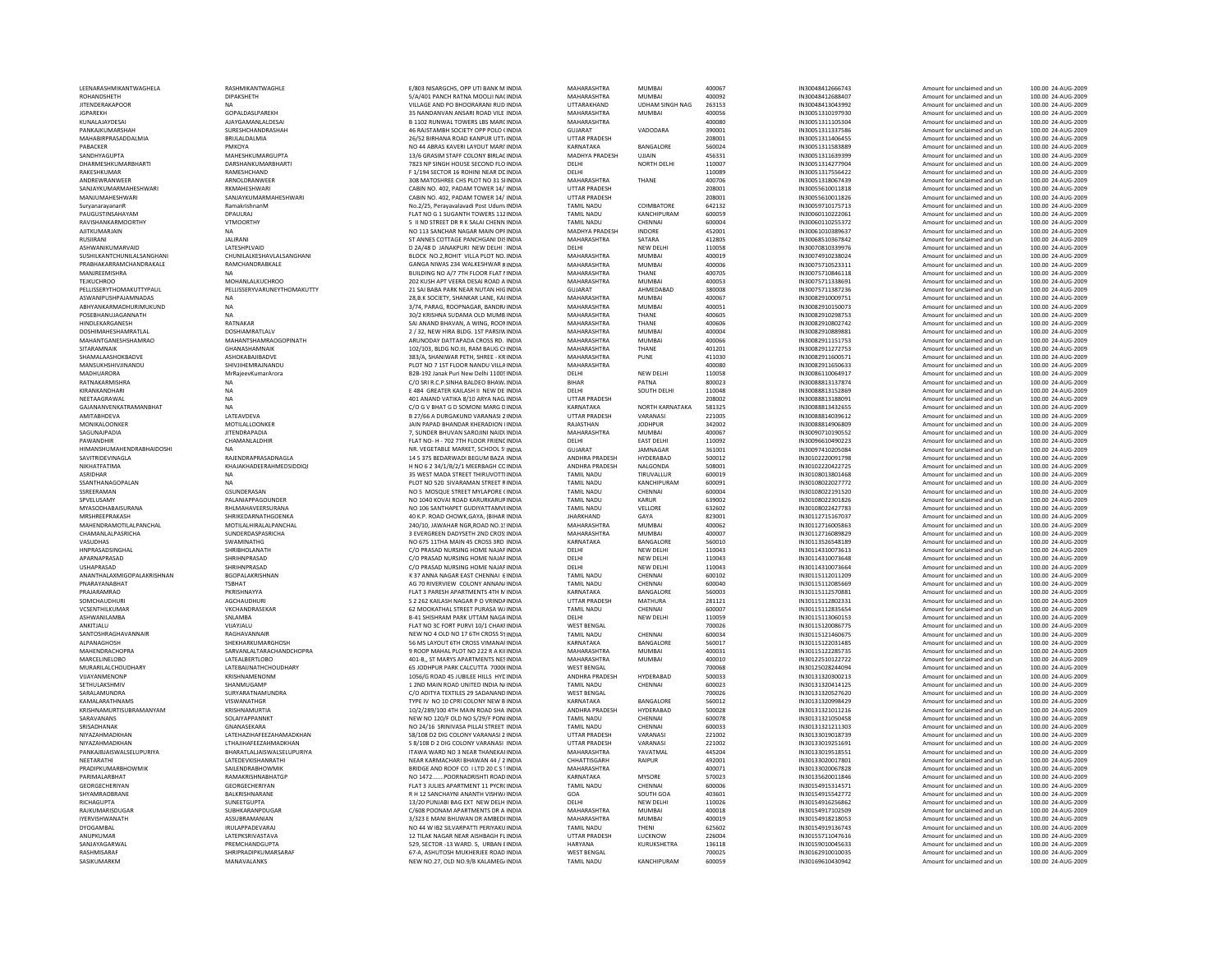| | | | | | | | | | | |
|---|---|---|---|---|---|---|---|---|---|---|
| LEENARASHMIKANTWAGHELA | RASHMIKANTWAGHLE | E/803 NISARGCHS, OPP UTI BANK M INDIA | MAHARASHTRA | MUMBAI | 400067 | IN30048412666743 | Amount for unclaimed and un | 100.00 | 24-AUG-2009 |
| ROHANDSHETH | DIPAKSHETH | 5/A/401 PANCH RATNA MOOLJI NAC INDIA | MAHARASHTRA | MUMBAI | 400092 | IN30048412688407 | Amount for unclaimed and un | 100.00 | 24-AUG-2009 |
| JITENDERAKAPOOR | NA | VILLAGE AND PO BHOORARANI RUD INDIA | UTTARAKHAND | UDHAM SINGH NAG | 263153 | IN30048413043992 | Amount for unclaimed and un | 100.00 | 24-AUG-2009 |
| JGPAREKH | GOPALDASLPAREKH | 35 NANDANVAN ANSARI ROAD VILE INDIA | MAHARASHTRA | MUMBAI | 400056 | IN30051310197930 | Amount for unclaimed and un | 100.00 | 24-AUG-2009 |
| KUNALAJAYDESAI | AJAYGAMANLALDESAI | B 1102 RUNWAL TOWERS LBS MARG INDIA | MAHARASHTRA | | 400080 | IN30051311105304 | Amount for unclaimed and un | 100.00 | 24-AUG-2009 |
| PANKAJKUMARSHAH | SURESHCHANDRASHAH | 46 RAJSTAMBH SOCIETY OPP POLO ( INDIA | GUJARAT | VADODARA | 390001 | IN30051311337586 | Amount for unclaimed and un | 100.00 | 24-AUG-2009 |
| MAHABIRPRASADDALMIA | BRIJLALDALMIA | 26/52 BIRHANA ROAD KANPUR UTT/ INDIA | UTTAR PRADESH | | 208001 | IN30051311406455 | Amount for unclaimed and un | 100.00 | 24-AUG-2009 |
| PABACKER | PMKOYA | NO 44 ABRAS KAVERI LAYOUT MAR INDIA | KARNATAKA | BANGALORE | 560024 | IN30051311583889 | Amount for unclaimed and un | 100.00 | 24-AUG-2009 |
| SANDHYAGUPTA | MAHESHKUMARGUPTA | 13/6 GRASIM STAFF COLONY BIRLAC INDIA | MADHYA PRADESH | UJJAIN | 456331 | IN30051311639399 | Amount for unclaimed and un | 100.00 | 24-AUG-2009 |
| DHARMESHKUMARBHARTI | DARSHANKUMARBHARTI | 7823 NP SINGH HOUSE SECOND FLO INDIA | DELHI | NORTH DELHI | 110007 | IN30051314277904 | Amount for unclaimed and un | 100.00 | 24-AUG-2009 |
| RAKESHKUMAR | RAMESHCHAND | F 1/194 SECTOR 16 ROHINI NEAR DC INDIA | DELHI | | 110089 | IN30051317556422 | Amount for unclaimed and un | 100.00 | 24-AUG-2009 |
| ANDREWRANWEER | ARNOLDRANWEER | 308 MATOSHREE CHS PLOT NO 31 SI INDIA | MAHARASHTRA | THANE | 400706 | IN30051318067439 | Amount for unclaimed and un | 100.00 | 24-AUG-2009 |
| SANJAYKUMARMAHESHWARI | RKMAHESHWARI | CABIN NO. 402, PADAM TOWER 14/ INDIA | UTTAR PRADESH | | 208001 | IN30055610011818 | Amount for unclaimed and un | 100.00 | 24-AUG-2009 |
| MANJUMAHESHWARI | SANJAYKUMARMAHESHWARI | CABIN NO. 402, PADAM TOWER 14/ INDIA | UTTAR PRADESH | | 208001 | IN30055610011826 | Amount for unclaimed and un | 100.00 | 24-AUG-2009 |
| SuryanarayananR | RamakrishnanM | No.2/25, Perayavalavadi Post Udum INDIA | TAMIL NADU | COIMBATORE | 642132 | IN30059710175713 | Amount for unclaimed and un | 100.00 | 24-AUG-2009 |
| PAUGUSTINSAHAYAM | DPAULRAJ | FLAT NO G 1 SUGANTH TOWERS 112 INDIA | TAMIL NADU | KANCHIPURAM | 600059 | IN30060110222061 | Amount for unclaimed and un | 100.00 | 24-AUG-2009 |
| RAVISHANKARMOORTHY | VTMOORTHY | 5 II ND STREET DR R K SALAI CHENN INDIA | TAMIL NADU | CHENNAI | 600004 | IN30060110255372 | Amount for unclaimed and un | 100.00 | 24-AUG-2009 |
| AJITKUMARJAIN | NA | NO 113 SANCHAR NAGAR MAIN OPI INDIA | MADHYA PRADESH | INDORE | 452001 | IN30061010389637 | Amount for unclaimed and un | 100.00 | 24-AUG-2009 |
| RUSIRANI | JALIRANI | ST ANNES COTTAGE PANCHGANI DIS INDIA | MAHARASHTRA | SATARA | 412805 | IN30068510367842 | Amount for unclaimed and un | 100.00 | 24-AUG-2009 |
| ASHWANIKUMARVAID | LATESHPLVAID | D 2A/48 D JANAKPURI NEW DELHI INDIA | DELHI | NEW DELHI | 110058 | IN30070810339976 | Amount for unclaimed and un | 100.00 | 24-AUG-2009 |
| SUSHILKANTCHUNILALSANGHANI | CHUNILALKESHAVLALSANGHANI | BLOCK NO.2,ROHIT VILLA PLOT NO. INDIA | MAHARASHTRA | MUMBAI | 400019 | IN30074910238024 | Amount for unclaimed and un | 100.00 | 24-AUG-2009 |
| PRABHAKARRAMCHANDRAKALE | RAMCHANDRABKALE | GANGA NIWAS 234 WALKESHWAR R INDIA | MAHARASHTRA | MUMBAI | 400006 | IN30075710523311 | Amount for unclaimed and un | 100.00 | 24-AUG-2009 |
| MANJREEMISHRA | NA | BUILDING NO A/7 7TH FLOOR FLAT I INDIA | MAHARASHTRA | THANE | 400705 | IN30075710846118 | Amount for unclaimed and un | 100.00 | 24-AUG-2009 |
| TEJKUCHROO | MOHANLALKUCHROO | 202 KUSH APT VEERA DESAI ROAD A INDIA | MAHARASHTRA | MUMBAI | 400053 | IN30075711338691 | Amount for unclaimed and un | 100.00 | 24-AUG-2009 |
| PELLISSERYTHOMAKUTTYPAUL | PELLISSERYVARUNEYTHOMAKUTTY | 21 SAI BABA PARK NEAR NUTAN HIG INDIA | GUJARAT | AHMEDABAD | 380008 | IN30075711387236 | Amount for unclaimed and un | 100.00 | 24-AUG-2009 |
| ASWANIPUSHPAJAMNADAS | NA | 28,B.K SOCIETY, SHANKAR LANE, KAI INDIA | MAHARASHTRA | MUMBAI | 400067 | IN30082910009751 | Amount for unclaimed and un | 100.00 | 24-AUG-2009 |
| ABHYANKARMADHURIMUKUND | NA | 3/74, PARAG, ROOPNAGAR, BANDR/ INDIA | MAHARASHTRA | MUMBAI | 400051 | IN30082910150073 | Amount for unclaimed and un | 100.00 | 24-AUG-2009 |
| POSEBHANUJAGANNATH | NA | 30/2 KRISHNA SUDAMA OLD MUMB INDIA | MAHARASHTRA | THANE | 400605 | IN30082910298753 | Amount for unclaimed and un | 100.00 | 24-AUG-2009 |
| HINDLEKARGANESH | RATNAKAR | SAI ANAND BHAVAN, A WING, ROO INDIA | MAHARASHTRA | THANE | 400606 | IN30082910802742 | Amount for unclaimed and un | 100.00 | 24-AUG-2009 |
| DOSHIMAHESHAMRATLAL | DOSHIAMRATLALV | 2 / 32, NEW HIRA BLDG. 1ST PARSI INDIA | MAHARASHTRA | MUMBAI | 400004 | IN30082910889881 | Amount for unclaimed and un | 100.00 | 24-AUG-2009 |
| MAHANTGANESHSHAMRAO | MAHANTSHAMRAOGOPINATH | ARUNODAY DATTAPADA CROSS RD. INDIA | MAHARASHTRA | MUMBAI | 400066 | IN30082911151753 | Amount for unclaimed and un | 100.00 | 24-AUG-2009 |
| SITARAMNAIK | GHANASHAMNAIK | 102/103, BLDG NO.III, RAM BAUG CI INDIA | MAHARASHTRA | THANE | 401201 | IN30082911272753 | Amount for unclaimed and un | 100.00 | 24-AUG-2009 |
| SHAMALAASHOKBADVE | ASHOKABAJIBADVE | 383/A, SHANIWAR PETH, SHREE - KR INDIA | MAHARASHTRA | PUNE | 411030 | IN30082911600571 | Amount for unclaimed and un | 100.00 | 24-AUG-2009 |
| MANSUKHSHIVJINANDU | SHIVJIHEMRAJNANDU | PLOT NO 7 1ST FLOOR NANDU VILLA INDIA | MAHARASHTRA | | 400080 | IN30082911650633 | Amount for unclaimed and un | 100.00 | 24-AUG-2009 |
| MADHUARORA | MrRajeevKumarArora | B2B-192 Janak Puri New Delhi 1100! INDIA | DELHI | NEW DELHI | 110058 | IN30086110064917 | Amount for unclaimed and un | 100.00 | 24-AUG-2009 |
| RATNAKARMISHRA | NA | C/O SRI R.C.P.SINHA BALDEO BHAW. INDIA | BIHAR | PATNA | 800023 | IN30088813137874 | Amount for unclaimed and un | 100.00 | 24-AUG-2009 |
| KIRANKANDHARI | NA | E 484 GREATER KAILASH II NEW DE INDIA | DELHI | SOUTH DELHI | 110048 | IN30088813152869 | Amount for unclaimed and un | 100.00 | 24-AUG-2009 |
| NEETAAGRAWAL | NA | 401 ANAND VATIKA 8/10 ARYA NAG INDIA | UTTAR PRADESH | | 208002 | IN30088813188091 | Amount for unclaimed and un | 100.00 | 24-AUG-2009 |
| GAJANANVENKATRAMANBHAT | NA | C/O G V BHAT G D SOMONI MARG D INDIA | KARNATAKA | NORTH KARNATAKA | 581325 | IN30088813432655 | Amount for unclaimed and un | 100.00 | 24-AUG-2009 |
| AMITABHDEVA | LATEAVDEVA | B 27/66 A DURGAKUND VARANASI 2 INDIA | UTTAR PRADESH | VARANASI | 221005 | IN30088814039612 | Amount for unclaimed and un | 100.00 | 24-AUG-2009 |
| MONIKALLODNKER | MOTILALLODNKER | JAIN PAPAD BHANDAR KHERADION I INDIA | RAJASTHAN | JODHPUR | 342002 | IN30088814906809 | Amount for unclaimed and un | 100.00 | 24-AUG-2009 |
| SAGUNAJPADIA | JITENDRAPADIA | 7, SUNDER BHUVAN SAROJINI NAIDU INDIA | MAHARASHTRA | MUMBAI | 400067 | IN30090710190552 | Amount for unclaimed and un | 100.00 | 24-AUG-2009 |
| PAWANDHIR | CHAMANLALDHIR | FLAT NO- H - 702 7TH FLOOR FRIENC INDIA | DELHI | EAST DELHI | 110092 | IN30096610490223 | Amount for unclaimed and un | 100.00 | 24-AUG-2009 |
| HIMANSHUMAHENDRABHAIDOSHI | NA | NR. VEGETABLE MARKET, SCHOOL S INDIA | GUJARAT | JAMNAGAR | 361001 | IN30097410205084 | Amount for unclaimed and un | 100.00 | 24-AUG-2009 |
| SAVITRIDEVINAGLA | RAJENDRAPRASADNAGLA | 14 S 375 BEDARWADI BEGUM BAZA INDIA | ANDHRA PRADESH | HYDERABAD | 500012 | IN30102220091798 | Amount for unclaimed and un | 100.00 | 24-AUG-2009 |
| NIKHATFATIMA | KHAJAKHADEERAHMEDSIDDIQI | H NO 6 2 34/1/B/2/1 MEERBAGH CC INDIA | ANDHRA PRADESH | NALGONDA | 508001 | IN30102220422725 | Amount for unclaimed and un | 100.00 | 24-AUG-2009 |
| ASRIDHAR | NA | 35 WEST MADA STREET THIRUVOTTI INDIA | TAMIL NADU | TIRUVALLUR | 600019 | IN30108013801468 | Amount for unclaimed and un | 100.00 | 24-AUG-2009 |
| SSANTHANAGOPALAN | NA | PLOT NO 520 SIVARAMAN STREET R INDIA | TAMIL NADU | KANCHIPURAM | 600091 | IN30108022027772 | Amount for unclaimed and un | 100.00 | 24-AUG-2009 |
| SSREERAMAN | GSUNDERASAN | NO 5 MOSQUE STREET MYLAPORE ( INDIA | TAMIL NADU | CHENNAI | 600004 | IN30108022191520 | Amount for unclaimed and un | 100.00 | 24-AUG-2009 |
| SPVELUSAMY | PALANIAPPAGOUNDER | NO 1040 KOVAI ROAD KARURKARUR INDIA | TAMIL NADU | KARUR | 639002 | IN30108022301826 | Amount for unclaimed and un | 100.00 | 24-AUG-2009 |
| MYASODHABAISURANA | RHLMAHAVEERSURANA | NO 106 SANTHAPET GUDIYATTAMVI INDIA | TAMIL NADU | VELLORE | 632602 | IN30108022427783 | Amount for unclaimed and un | 100.00 | 24-AUG-2009 |
| MRSHREEPRAKASH | SHREEDARNATHGOENKA | 40 K.P. ROAD CHOWK,GAYA, (BIHAR INDIA | JHARKHAND | GAYA | 823001 | IN30112715167037 | Amount for unclaimed and un | 100.00 | 24-AUG-2009 |
| MAHENDRAMOTILALPANCHAL | MOTILALHIRALALPANCHAL | 240/10, JAWAHAR NGR,ROAD NO.1! INDIA | MAHARASHTRA | MUMBAI | 400062 | IN30112716005863 | Amount for unclaimed and un | 100.00 | 24-AUG-2009 |
| CHAMANLALPASRICHA | SUNDERDASPASRICHA | 3 EVERGREEN DADYSETH 2ND CROS INDIA | MAHARASHTRA | MUMBAI | 400007 | IN30112716089829 | Amount for unclaimed and un | 100.00 | 24-AUG-2009 |
| VASUDHAS | SWAMINATHG | NO 675 11THA MAIN 45 CROSS 3RD INDIA | KARNATAKA | BANGALORE | 560010 | IN30113526548189 | Amount for unclaimed and un | 100.00 | 24-AUG-2009 |
| HNPRASADSINGHAL | SHRIBHOLANATH | C/O PRASAD NURSING HOME NAJAF INDIA | DELHI | NEW DELHI | 110043 | IN30114310073613 | Amount for unclaimed and un | 100.00 | 24-AUG-2009 |
| APARNAPRASAD | SHRIHNPRASAD | C/O PRASAD NURSING HOME NAJAF INDIA | DELHI | NEW DELHI | 110043 | IN30114310073648 | Amount for unclaimed and un | 100.00 | 24-AUG-2009 |
| USHAPRASAD | SHRIHNPRASAD | C/O PRASAD NURSING HOME NAJAF INDIA | DELHI | NEW DELHI | 110043 | IN30114310073664 | Amount for unclaimed and un | 100.00 | 24-AUG-2009 |
| ANANTHALAXMIGOPALAKRISHNAN | BGOPALAKRISHNAN | K 37 ANNA NAGAR EAST CHENNAI 6 INDIA | TAMIL NADU | CHENNAI | 600102 | IN30115112011209 | Amount for unclaimed and un | 100.00 | 24-AUG-2009 |
| PNARAYANABHAT | TSBHAT | AG 70 RIVERVIEW COLONY ANNAN/ INDIA | TAMIL NADU | CHENNAI | 600040 | IN30115112085669 | Amount for unclaimed and un | 100.00 | 24-AUG-2009 |
| PRAJARAMRAO | PKRISHNAYYA | FLAT 3 PARESH APARTMENTS 4TH M INDIA | KARNATAKA | BANGALORE | 560003 | IN30115112570881 | Amount for unclaimed and un | 100.00 | 24-AUG-2009 |
| SOMCHAUDHURI | AGCHAUDHURI | S 2 262 KAILASH NAGAR P O VRINDA INDIA | UTTAR PRADESH | MATHURA | 281121 | IN30115112802331 | Amount for unclaimed and un | 100.00 | 24-AUG-2009 |
| VCSENTHILKUMAR | VKCHANDRASEKAR | 62 MOOKATHAL STREET PURASA W/ INDIA | TAMIL NADU | CHENNAI | 600007 | IN30115112833654 | Amount for unclaimed and un | 100.00 | 24-AUG-2009 |
| ASHWANILAMBA | SNLAMBA | B-41 SHISHRAM PARK UTTAM NAGA INDIA | DELHI | NEW DELHI | 110059 | IN30115113060153 | Amount for unclaimed and un | 100.00 | 24-AUG-2009 |
| ANKITJALU | VIJAYJALU | FLAT NO 3C FORT PURVI 10/1 CHAKI INDIA | WEST BENGAL | | 700026 | IN30115120086775 | Amount for unclaimed and un | 100.00 | 24-AUG-2009 |
| SANTOSHRAGHAVANNAIR | RAGHAVANNAIR | NEW NO 4 OLD NO 17 6TH CROSS S INDIA | TAMIL NADU | CHENNAI | 600034 | IN30115121460675 | Amount for unclaimed and un | 100.00 | 24-AUG-2009 |
| ALPANAGHOSH | SHEKHARKUMARGHOSH | 56 MS LAYOUT 6TH CROSS VIMANAI INDIA | KARNATAKA | BANGALORE | 560017 | IN30115122031485 | Amount for unclaimed and un | 100.00 | 24-AUG-2009 |
| MAHENDRACHOPRA | SARVANLALTARACHANDCHOPRA | 9 ROOP MAHAL PLOT NO 222 R A KII INDIA | MAHARASHTRA | MUMBAI | 400031 | IN30115122285735 | Amount for unclaimed and un | 100.00 | 24-AUG-2009 |
| MARCELINELOBO | LATEALBERTLOBO | 401-B,, ST MARYS APARTMENTS NES INDIA | MAHARASHTRA | MUMBAI | 400010 | IN30122510122722 | Amount for unclaimed and un | 100.00 | 24-AUG-2009 |
| MURARILALCHOUDHARY | LATEBAIJNATHCHOUDHARY | 65 JODHPUR PARK CALCUTTA 7000 INDIA | WEST BENGAL | | 700068 | IN30125028244094 | Amount for unclaimed and un | 100.00 | 24-AUG-2009 |
| VIJAYANMENONP | KRISHNAMENONM | 1056/G ROAD 45 JUBILEE HILLS HYC INDIA | ANDHRA PRADESH | HYDERABAD | 500033 | IN30131320300213 | Amount for unclaimed and un | 100.00 | 24-AUG-2009 |
| SETHULAKSHMIV | SHANMUGAMP | 1 2ND MAIN ROAD UNITED INDIA N/ INDIA | TAMIL NADU | CHENNAI | 600023 | IN30131320414125 | Amount for unclaimed and un | 100.00 | 24-AUG-2009 |
| SARALAMUNDRA | SURYARATNAMUNDRA | C/O ADITYA TEXTILES 29 SADANAND INDIA | WEST BENGAL | | 700026 | IN30131320527620 | Amount for unclaimed and un | 100.00 | 24-AUG-2009 |
| KAMALARATHNAMS | VISWANATHGR | TYPE IV NO 10 CPRI COLONY NEW B INDIA | KARNATAKA | BANGALORE | 560012 | IN30131320998429 | Amount for unclaimed and un | 100.00 | 24-AUG-2009 |
| KRISHNAMURTISUBRAMANYAM | KRISHNAMURTIA | 10/2/289/100 4TH MAIN ROAD SHA INDIA | ANDHRA PRADESH | HYDERABAD | 500028 | IN30131321011216 | Amount for unclaimed and un | 100.00 | 24-AUG-2009 |
| SARAVANANS | SOLAIYAPPANNKT | NEW NO 120/F OLD NO 5/29/F PONI INDIA | TAMIL NADU | CHENNAI | 600078 | IN30131321050458 | Amount for unclaimed and un | 100.00 | 24-AUG-2009 |
| SRISADHANAK | GNANASEKARA | NO 24/16 SRINIVASA PILLAI STREET INDIA | TAMIL NADU | CHENNAI | 600033 | IN30131321211303 | Amount for unclaimed and un | 100.00 | 24-AUG-2009 |
| NIYAZAHMADKHAN | LATEHAZIHAFEEZAHMADKHAN | S8/108 D2 DIG COLONY VARANASI 2 INDIA | UTTAR PRADESH | VARANASI | 221002 | IN30133019018739 | Amount for unclaimed and un | 100.00 | 24-AUG-2009 |
| NIYAZAHMADKHAN | LTHAJIHAFEEZAHMADKHAN | S 8/108 D 2 DIG COLONY VARANASI INDIA | UTTAR PRADESH | VARANASI | 221002 | IN30133019251691 | Amount for unclaimed and un | 100.00 | 24-AUG-2009 |
| PANKAJBJAISWALSELUPURIYA | BHARATLALJAISWALSELUPURIYA | ITAWA WARD NO 3 NEAR THANEKAI INDIA | MAHARASHTRA | YAVATMAL | 445204 | IN30133019518551 | Amount for unclaimed and un | 100.00 | 24-AUG-2009 |
| NEETARATHI | LATEDEVKISHANRATHI | NEAR KARMACHARI BHAWAN 44 / 2 INDIA | CHHATTISGARH | RAIPUR | 492001 | IN30133020017801 | Amount for unclaimed and un | 100.00 | 24-AUG-2009 |
| PRADIPKUMARBHOWMIK | SAILENDRABHOWMIK | BRIDGE AND ROOF CO I LTD 20 C S 1 INDIA | MAHARASHTRA | | 400071 | IN30133020067828 | Amount for unclaimed and un | 100.00 | 24-AUG-2009 |
| PARIMALARBHAT | RAMAKRISHNABHATGP | NO 1472........POORNADRISHTI ROAD INDIA | KARNATAKA | MYSORE | 570023 | IN30135620011846 | Amount for unclaimed and un | 100.00 | 24-AUG-2009 |
| GEORGECHERIYAN | GEORGECHERIYAN | FLAT 3 JULIES APARTMENT 11 PYCR( INDIA | TAMIL NADU | CHENNAI | 600006 | IN30154915314571 | Amount for unclaimed and un | 100.00 | 24-AUG-2009 |
| SHYAMRAOBRANE | BALKRISHNARANE | R H 12 SANCHAYNI ANANTH VISHW/ INDIA | GOA | SOUTH GOA | 403601 | IN30154915542772 | Amount for unclaimed and un | 100.00 | 24-AUG-2009 |
| RICHAGUPTA | SUNEETGUPTA | 13/20 PUNJABI BAG EXT NEW DELH INDIA | DELHI | NEW DELHI | 110026 | IN30154916256862 | Amount for unclaimed and un | 100.00 | 24-AUG-2009 |
| RAJKUMARISDUGAR | SUBHKARANPDUGAR | C/608 POONAM APARTMENTS DR A INDIA | MAHARASHTRA | MUMBAI | 400018 | IN30154917102509 | Amount for unclaimed and un | 100.00 | 24-AUG-2009 |
| IYERVISHWANATH | ASSUBRAMANIAN | 3/323 E MANI BHUWAN DR AMBEDI INDIA | MAHARASHTRA | MUMBAI | 400019 | IN30154918218053 | Amount for unclaimed and un | 100.00 | 24-AUG-2009 |
| DYOGAMBAL | IRULAPPADEVARAJ | NO 44 W IB2 SILVARPATTI PERIYAKU INDIA | TAMIL NADU | THENI | 625602 | IN30154919136743 | Amount for unclaimed and un | 100.00 | 24-AUG-2009 |
| ANUPKUMAR | LATEPKSRIVASTAVA | 12 TILAK NAGAR NEAR AISHBAGH FL INDIA | UTTAR PRADESH | LUCKNOW | 226004 | IN30155711047616 | Amount for unclaimed and un | 100.00 | 24-AUG-2009 |
| SANJAYAGARWAL | PREMCHANDGUPTA | 529, SECTOR -13 WARD. 5, URBAN E INDIA | HARYANA | KURUKSHETRA | 136118 | IN30159010045633 | Amount for unclaimed and un | 100.00 | 24-AUG-2009 |
| RASHMISARAF | SHRIPRADIPKUMARSARAF | 67-A, ASHUTOSH MUKHERJEE ROAD INDIA | WEST BENGAL | | 700025 | IN30162910010035 | Amount for unclaimed and un | 100.00 | 24-AUG-2009 |
| SASIKUMARKM | MANAVALANKS | NEW NO.27, OLD NO.9/B KALAMEG/ INDIA | TAMIL NADU | KANCHIPURAM | 600059 | IN30169610430942 | Amount for unclaimed and un | 100.00 | 24-AUG-2009 |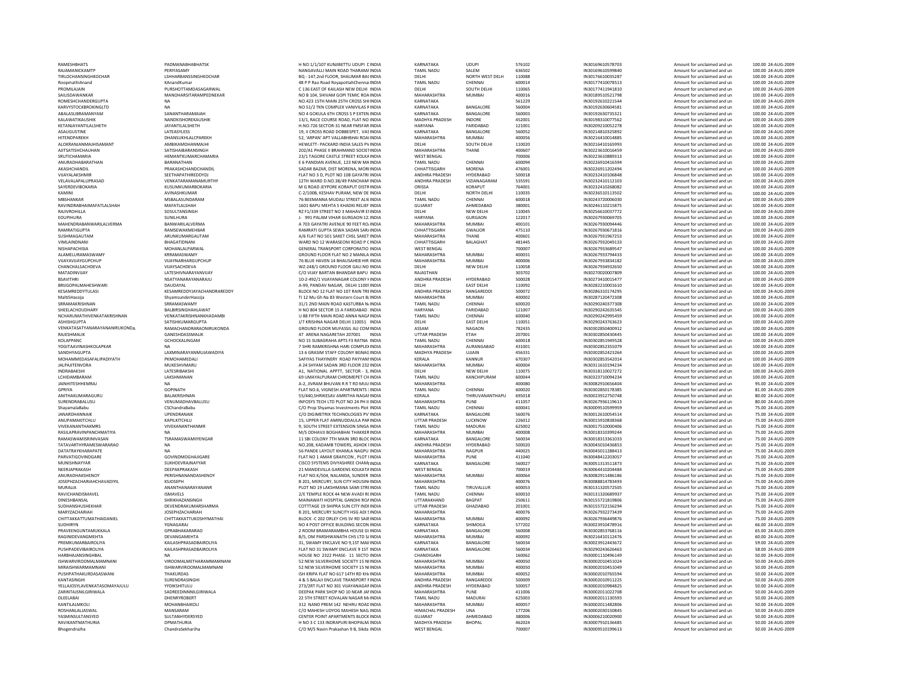| | | | | | | | | | | |
|---|---|---|---|---|---|---|---|---|---|---|
| RAMESHBHATS | PADMANABHABHATSK | H NO 1/1/107 KUNJIBETTU UDUPI INDIA | KARNATAKA | UDUPI | 576102 | IN30169610578703 | Amount for unclaimed and un | 100.00 | 24-AUG-2009 |
| RAJAMANICKAMTP | PERIYASAMY | NANGAVALLI MAIN ROAD THARAMA INDIA | TAMIL NADU | SALEM | 636502 | IN30169610599840 | Amount for unclaimed and un | 100.00 | 24-AUG-2009 |
| TIRLOCHANSINGHKOCHAR | LSHHARBANSSINGHKOCHAR | BQ - 147,2nd FLOOR, SHALIMAR BAC INDIA | DELHI | NORTH WEST DELH | 110088 | IN30176610035287 | Amount for unclaimed and un | 100.00 | 24-AUG-2009 |
| RoopmathiAnand | KAnandKumar | 48 P P Rao Road RoyapottahChennai INDIA | TAMIL NADU | CHENNAI | 600014 | IN30177410078513 | Amount for unclaimed and un | 100.00 | 24-AUG-2009 |
| PROMILAJAIN | PURSHOTTAMDASAGARWAL | C 136 EAST OF KAILASH NEW DELHI INDIA | DELHI | SOUTH DELHI | 110065 | IN30177411941810 | Amount for unclaimed and un | 100.00 | 24-AUG-2009 |
| SAILISDAWANKAR | MANOHARSITARAMPEDNEKAR | NO B 104, SHIVAM GOPI TEMIC ROA INDIA | MAHARASHTRA | MUMBAI | 400016 | IN30189510521798 | Amount for unclaimed and un | 100.00 | 24-AUG-2009 |
| ROMESHCHANDERGUPTA | NA | NO.423 15TH MAIN 25TH CROSS SHI INDIA | KARNATAKA | | 561229 | IN30192610221544 | Amount for unclaimed and un | 100.00 | 24-AUG-2009 |
| KARVYSTOCKBROKINGLTD | NA | NO 51/2 TVH COMPLEX VANIVILAS R INDIA | KARNATAKA | BANGALORE | 560004 | IN30192630604581 | Amount for unclaimed and un | 100.00 | 24-AUG-2009 |
| ABALASUBRAMANYAM | SANANTHARAMAIAH | NO 4 GOKULA 6TH CROSS S P EXTEN INDIA | KARNATAKA | BANGALORE | 560003 | IN30192630735321 | Amount for unclaimed and un | 100.00 | 24-AUG-2009 |
| KALAWATIKAUSHIK | NANDKISHOREKAUSHIK | 13/1, RACE COURSE ROAD, FLAT NO INDIA | MADHYA PRADESH | INDORE | 452001 | IN30198310077562 | Amount for unclaimed and un | 100.00 | 24-AUG-2009 |
| KETANJAYANTILALSHETH | JAYANTILALSHETH | H.NO.726 SECTOR-31 NEAR FMSFAR INDIA | HARYANA | FARIDABAD | 121001 | IN30209210052278 | Amount for unclaimed and un | 100.00 | 24-AUG-2009 |
| ASAUGUSTINE | LATEASYLESS | 19, II CROSS ROAD DOBBESPET, VAS INDIA | KARNATAKA | BANGALORE | 560052 | IN30214810325892 | Amount for unclaimed and un | 100.00 | 24-AUG-2009 |
| HITENDPAREKH | DHANSUKHLALCPAREKH | 52, 'ARPAN' APT VALLABHBHAI ROAI INDIA | MAHARASHTRA | MUMBAI | 400056 | IN30216410014885 | Amount for unclaimed and un | 100.00 | 24-AUG-2009 |
| ALOKRANJANMAJHISAMANT | AMBIKAMOHANMAJHI | HEWLETT- PACKARD INDIA SALES PV INDIA | DELHI | SOUTH DELHI | 110020 | IN30216410165993 | Amount for unclaimed and un | 100.00 | 24-AUG-2009 |
| AJITSATISHCHAUHAN | SATISHAIBARANSINGH | 202/A1 PHASE II BRAHMAND SOCIET INDIA | MAHARASHTRA | THANE | 400607 | IN30223610016459 | Amount for unclaimed and un | 100.00 | 24-AUG-2009 |
| SRUTICHAMARIA | HEMANTKUMARCHAMARIA | 23/1 TAGORE CASTLE STREET KOLKA INDIA | WEST BENGAL | | 700006 | IN30223610889313 | Amount for unclaimed and un | 100.00 | 24-AUG-2009 |
| ANURADHABARATHAN | BARANATHAN | E 6 PANDIAN AVENUE, 123 NEW MA INDIA | TAMIL NADU | CHENNAI | 600094 | IN30226910416594 | Amount for unclaimed and un | 100.00 | 24-AUG-2009 |
| AKASHCHANDIL | PRAKASHCHANDCHANDIL | SADAR BAZAR, DIST MORENA, MORI INDIA | CHHATTISGARH | MORENA | 476001 | IN30226911202494 | Amount for unclaimed and un | 100.00 | 24-AUG-2009 |
| VIJAYALAKSHMIR | SEETHAPATHIREDDYDJ | FLAT NO 3 D, PLOT NO 108 GAYATRI INDIA | ANDHRA PRADESH | HYDERABAD | 500018 | IN30232410106848 | Amount for unclaimed and un | 100.00 | 24-AUG-2009 |
| VELAVALAPALLIPRASAD | VENKATARAMANAMURTHY | 12TH WARD D.NO.38/49 PANCHAMI INDIA | ANDHRA PRADESH | VIZIANAGARAM | 535591 | IN30232410112103 | Amount for unclaimed and un | 100.00 | 24-AUG-2009 |
| SAYERDEVIBOKARIA | KUSUMKUMARBOKARIA | M G ROAD JEYPORE KORAPUT DISTR INDIA | ORISSA | KORAPUT | 764001 | IN30232410268082 | Amount for unclaimed and un | 100.00 | 24-AUG-2009 |
| KAMINI | AVINASHKUMAR | C-2/100B, KESHAV PURAM, NEW DE INDIA | DELHI | NORTH DELHI | 110035 | IN30236510113502 | Amount for unclaimed and un | 100.00 | 24-AUG-2009 |
| MBSHANKAR | MSBALASUNDARAM | 76 BEEMANNA MUDALI STREET ALW INDIA | TAMIL NADU | CHENNAI | 600018 | IN30243720006030 | Amount for unclaimed and un | 100.00 | 24-AUG-2009 |
| RAVINDRABHAIMAFATLALSHAH | MAFATLALSHAH | 1601 BAPU MEHTA S KHADKI RELIEF INDIA | GUJARAT | AHMEDABAD | 380001 | IN30246110215875 | Amount for unclaimed and un | 100.00 | 24-AUG-2009 |
| RAJIVROHILLA | SOSULTANSINGH | RZ F1/339 STREET NO 3 MAHAVIR E INDIA | DELHI | NEW DELHI | 110045 | IN30256610037772 | Amount for unclaimed and un | 100.00 | 24-AUG-2009 |
| EDUPIHURA | SUNILHURA | J- 991 PALAM VIHAR GURGAON 12 INDIA | HARYANA | GURGAON | 122017 | IN30267930069705 | Amount for unclaimed and un | 100.00 | 24-AUG-2009 |
| MAHENDRABANWARILALVERMA | BANWARILALVERMA | A 703 GAYATRI AVENUE 90 FEET RO INDIA | MAHARASHTRA | MUMBAI | 400101 | IN30267930094446 | Amount for unclaimed and un | 100.00 | 24-AUG-2009 |
| RAMRATIGUPTA | RAMSEWAKMEHBAR | RAMRATI GUPTA SEWA SADAN SAR INDIA | CHHATTISGARH | GWALIOR | 475110 | IN30267930671816 | Amount for unclaimed and un | 100.00 | 24-AUG-2009 |
| SUSHMAGAUTAM | ARUNKUMARGAUTAM | A/6 FLAT NO 501 SAKET CHSL SAKET INDIA | MAHARASHTRA | THANE | 400601 | IN30267931967253 | Amount for unclaimed and un | 100.00 | 24-AUG-2009 |
| VIMLAIDNANI | BHAGATIDNANI | WARD NO 12 WARASEONI ROAD P C INDIA | CHHATTISGARH | BALAGHAT | 481445 | IN30267932049133 | Amount for unclaimed and un | 100.00 | 24-AUG-2009 |
| NISHAPACHISIA | MOHANLALPARWAL | GENERAL TRANSPORT CORPORATIO INDIA | WEST BENGAL | | 700007 | IN30267933689547 | Amount for unclaimed and un | 100.00 | 24-AUG-2009 |
| ALAMELURAMASWAMY | KRRAMASWAMY | GROUND FLOOR FLAT NO 2 MANILA INDIA | MAHARASHTRA | MUMBAI | 400031 | IN30267933794433 | Amount for unclaimed and un | 100.00 | 24-AUG-2009 |
| VIJAYAVIJAYGUPCHUP | VIJAYNARHARGUPCHUP | 76 BLUE HAVEN 14 BHAUSAHEB HIR INDIA | MAHARASHTRA | MUMBAI | 400006 | IN30267933834182 | Amount for unclaimed and un | 100.00 | 24-AUG-2009 |
| CHANCHALSACHDEVA | VIJAYSACHDEVA | WZ-248/1 GROUND FLOOR GALI NO INDIA | DELHI | NEW DELHI | 110058 | IN30267934932650 | Amount for unclaimed and un | 100.00 | 24-AUG-2009 |
| MATADINVIJAY | LATESHIVNARAYANVIJAY | C/O VIJAY BARTAN BHANDAR BAPU INDIA | RAJASTHAN | | 303702 | IN30270020007809 | Amount for unclaimed and un | 100.00 | 24-AUG-2009 |
| BSAVITHRI | NSATYANARAYANARAJU | 10-2-492/1 VIJAYANAGAR COLONY F INDIA | ANDHRA PRADESH | HYDERABAD | 500028 | IN30273410015477 | Amount for unclaimed and un | 100.00 | 24-AUG-2009 |
| BRIJGOPALMAHESHWARI | DAUDAYAL | A-99, PANDAV NAGAR, DELHI 1100 INDIA | DELHI | EAST DELHI | 110092 | IN30282210001610 | Amount for unclaimed and un | 100.00 | 24-AUG-2009 |
| KESAMREDDYTULASI | KESAMREDDYJAYACHANDRAREDDY | BLOCK NO 12 FLAT NO 107 RAIN TRE INDIA | ANDHRA PRADESH | RANGAREDDI | 500072 | IN30286310174295 | Amount for unclaimed and un | 100.00 | 24-AUG-2009 |
| MaltiSHassija | ShyamsunderHassija | Ti 12 Mu Gh Na 83 Western Court B INDIA | MAHARASHTRA | MUMBAI | 400002 | IN30287120472308 | Amount for unclaimed and un | 100.00 | 24-AUG-2009 |
| SRRAMAKRISHNAN | SRRAMASWAMY | 31/1 2ND MAIN ROAD KASTURBA N INDIA | TAMIL NADU | CHENNAI | 600020 | IN30290240377308 | Amount for unclaimed and un | 100.00 | 24-AUG-2009 |
| SHEELACHOUDHARY | BALBIRSINGHAHLAWAT | H NO 804 SECTOR 15 A FARIDABAD INDIA | HARYANA | FARIDABAD | 121007 | IN30290242635545 | Amount for unclaimed and un | 100.00 | 24-AUG-2009 |
| NCHARUMATHIVENKATAKRISHNAN | VENKATAKRISHNANKHADAMBI | U 88 FIFTH MAIN ROAD ANNA NAGA INDIA | TAMIL NADU | CHENNAI | 600040 | IN30290242995459 | Amount for unclaimed and un | 100.00 | 24-AUG-2009 |
| ASHISHGUPTA | SATISHKUMARGUPTA | J/7 KRISHNA NAGAR DELHI 110051 INDIA | DELHI | EAST DELHI | 110051 | IN30290243763623 | Amount for unclaimed and un | 100.00 | 24-AUG-2009 |
| VENKATASATYANARAYANANIRUKONDA | RAMACHANDRARAONIRUKONDA | GROUND FLOOR MUFASSIL ALI COM INDIA | ASSAM | NAGAON | 782435 | IN30302850400912 | Amount for unclaimed and un | 100.00 | 24-AUG-2009 |
| RAJESHMALIK | DAUDAYALMALIK | 47 ARENA NAGARETAH 207001 INDIA | UTTAR PRADESH | ETAH | 207001 | IN30302850430445 | Amount for unclaimed and un | 100.00 | 24-AUG-2009 |
| KOLAPPANC | GCHOCKALINGAM | NO 15 SUBAGRAHA APTS F3 RATNA INDIA | TAMIL NADU | CHENNAI | 600018 | IN30302851949528 | Amount for unclaimed and un | 100.00 | 24-AUG-2009 |
| YOGITAAVINASHKOLAPKAR | NA | 7 SHRI RAMKRISHNA HARI COMPLEX INDIA | MAHARASHTRA | AURANGABAD | 431001 | IN30302852355079 | Amount for unclaimed and un | 100.00 | 24-AUG-2009 |
| SANDHYAGUPTA | LAXMINARAYANMUJAWADIYA | 13 G GRASIM STAFF COLONY BGNAG INDIA | MADHYA PRADESH | UJJAIN | 456331 | IN30302852423264 | Amount for unclaimed and un | 100.00 | 24-AUG-2009 |
| MOHAMMEDASAFALIPADIYATH | PKMOHAMEDALI | SAFIYAS THAYINERY ROAD PAYYAN INDIA | KERALA | KANNUR | 670307 | IN30302853542014 | Amount for unclaimed and un | 100.00 | 24-AUG-2009 |
| JALPAJITENVORA | MUKESHVMARU | A 24 SHYAM SADAN 3RD FLOOR 232 INDIA | MAHARASHTRA | MUMBAI | 400004 | IN30311610194234 | Amount for unclaimed and un | 100.00 | 24-AUG-2009 |
| INDRABAKSHI | LATESRIBAKSHI | A1, NATIONAL APPTT, SECTOR - 3, INDIA | DELHI | NEW DELHI | 110075 | IN30318110027272 | Amount for unclaimed and un | 100.00 | 24-AUG-2009 |
| LCHIDAMBARAM | LAKSHMANAN | 69 UMAYALPURAM CHROMEPET CH INDIA | TAMIL NADU | KANCHIPURAM | 600044 | IN30323710094234 | Amount for unclaimed and un | 100.00 | 24-AUG-2009 |
| JAINHITESHHEMRAJ | NA | A-2, JIVRAM BHUVAN R R T RD MUL INDIA | MAHARASHTRA | | 400080 | IN30082910656404 | Amount for unclaimed and un | 95.00 | 24-AUG-2009 |
| GPRIYA | GOPINATH | FLAT NO.6, VIGNESH APARTMENTS INDIA | TAMIL NADU | CHENNAI | 600020 | IN30302850178385 | Amount for unclaimed and un | 81.00 | 24-AUG-2009 |
| ANITHAKUMARAGURU | BALAKRISHNAN | 55/440,SHRIKESAV AMRITHA NAGA INDIA | KERALA | THIRUVANANTHAPU | 695018 | IN30023912750748 | Amount for unclaimed and un | 80.00 | 24-AUG-2009 |
| SURENDRABALUSU | VENUMADHAVBALUSU | INFOSYS TECH LTD PLOT NO 24 PH II INDIA | MAHARASHTRA | PUNE | 411057 | IN30267936119613 | Amount for unclaimed and un | 80.00 | 24-AUG-2009 |
| ShyamalaBabu | CSChandraBabu | C/O Prop Shyamas Investments Plot INDIA | TAMIL NADU | CHENNAI | 600041 | IN30009510599959 | Amount for unclaimed and un | 75.00 | 24-AUG-2009 |
| JANARDHANNAIK | UPENDRANAIK | C/O DIGIMETRIX TECHNOLOGIES PV INDIA | KARNATAKA | BANGALORE | 560076 | IN30012610054514 | Amount for unclaimed and un | 75.00 | 24-AUG-2009 |
| ANUPAMAKITCHLU | KAPILKITCHLU | 15, UPPER FLAT AMINUDDAULA PAR INDIA | UTTAR PRADESH | LUCKNOW | 226012 | IN30015910838368 | Amount for unclaimed and un | 75.00 | 24-AUG-2009 |
| VIVEKANANTHAKMRS | VIVEKANANTHANMR | 9, SOUTH STREET EXTENSION SINGA INDIA | TAMIL NADU | MADURAI | 625002 | IN30017510000406 | Amount for unclaimed and un | 75.00 | 24-AUG-2009 |
| RASILAPRAVINPANCHMATIYA | NA | M/S ODHAVJI BOGHABHAI THAKKER INDIA | MAHARASHTRA | MUMBAI | 400008 | IN30018310399244 | Amount for unclaimed and un | 75.00 | 24-AUG-2009 |
| RAMASWAMISRINIVASAN | TSRAMASWAMIIYENGAR | 11 SBI COLONY 7TH MAIN 3RD BLOC INDIA | KARNATAKA | BANGALORE | 560034 | IN30018313361033 | Amount for unclaimed and un | 75.00 | 24-AUG-2009 |
| TATAVARTHYRAMESWARARAO | NA | NO.208, KADAMB TOWERS, ASHOK I INDIA | ANDHRA PRADESH | HYDERABAD | 500020 | IN30045010436853 | Amount for unclaimed and un | 75.00 | 24-AUG-2009 |
| DATATRAYKHARAPATE | NA | 56 PANDE LAYOUT KHAMLA NAGPU INDIA | MAHARASHTRA | NAGPUR | 440025 | IN30045011288413 | Amount for unclaimed and un | 75.00 | 24-AUG-2009 |
| PARVATIGOVINDGARE | GOVINDMOGHAJIGARE | FLAT NO 1 AMAR GRAFICON , PLOT I INDIA | MAHARASHTRA | PUNE | 411040 | IN30048412203057 | Amount for unclaimed and un | 75.00 | 24-AUG-2009 |
| MUNISHNAYYAR | SUKHDEVRAJNAYYAR | CISCO SYSTEMS DIVYASHREE CHAM INDIA | KARNATAKA | BANGALORE | 560027 | IN30051313511873 | Amount for unclaimed and un | 75.00 | 24-AUG-2009 |
| NEERJAPRAKASH | DEEPAKPRAKASH | 21 MANDEVILLA GARDENS KOLKATA INDIA | WEST BENGAL | | 700019 | IN30064410204484 | Amount for unclaimed and un | 75.00 | 24-AUG-2009 |
| ANURADHAKSHENOY | PKRISHNANANDASHENOY | FLAT NO.K/504, NALANDA, SUNDER INDIA | MAHARASHTRA | MUMBAI | 400064 | IN30082911486186 | Amount for unclaimed and un | 75.00 | 24-AUG-2009 |
| JOSEPHZACHARIAHCHAVADIYIL | KSJOSEPH | B 201, MERCURY, SUN CITY HOUSIN INDIA | MAHARASHTRA | | 400076 | IN30088814783493 | Amount for unclaimed and un | 75.00 | 24-AUG-2009 |
| MURALIA | ANANTHANARAYANANR | PLOT NO 19 LAKSHMANA SAMI STRE INDIA | TAMIL NADU | TIRUVALLUR | 600053 | IN30131320572505 | Amount for unclaimed and un | 75.00 | 24-AUG-2009 |
| RAVICHANDISMAVEL | ISMAVELS | 2/E TEMPLE ROCK 44 NEW AVADI R INDIA | TAMIL NADU | CHENNAI | 600010 | IN30131320689937 | Amount for unclaimed and un | 75.00 | 24-AUG-2009 |
| DINESHBANSAL | SHRIKHAZANSINGH | MAINAWATI HOSPITAL GANDHI ROA INDIA | UTTARAKHAND | BAGPAT | 250611 | IN30155721819806 | Amount for unclaimed and un | 75.00 | 24-AUG-2009 |
| SUDHANSHUSHEKHAR | DEVENDRAKUMARSHARMA | COTTTAGE 19 SHIPRA SUN CITY INDI INDIA | UTTAR PRADESH | GHAZIABAD | 201001 | IN30155722156294 | Amount for unclaimed and un | 75.00 | 24-AUG-2009 |
| MARYZACHARIAH | JOSEPHZACHARIAH | B 201, MERCURY SUNCITY HSG ADI S INDIA | MAHARASHTRA | | 400076 | IN30267932273439 | Amount for unclaimed and un | 75.00 | 24-AUG-2009 |
| CHITTAKKATTUMATHAIDANIEL | CHITTAKKATTUKOSHYMATHAI | BLOCK -C 202 ORLEY CHS SV RD SAIE INDIA | MAHARASHTRA | MUMBAI | 400092 | IN30267936449876 | Amount for unclaimed and un | 75.00 | 24-AUG-2009 |
| SUDHIRYN | YGNAGARAJ | NO 4 POST OFFICE BUILDING SECON INDIA | KARNATAKA | SHIMOGA | 577202 | IN30023910478916 | Amount for unclaimed and un | 66.00 | 24-AUG-2009 |
| PRAVEENGUNTAMUKKALA | GPRABHAKARARAO | 2 ROOM BRAMARAMBHA HOUSE G INDIA | KARNATAKA | BANGALORE | 560008 | IN30302853768116 | Amount for unclaimed and un | 65.00 | 24-AUG-2009 |
| RAGINIDEVANGMEHTA | DEVANGAMEHTA | B/5, OM PARSHWANATH CHS LTD S INDIA | MAHARASHTRA | MUMBAI | 400092 | IN30216410112476 | Amount for unclaimed and un | 60.00 | 24-AUG-2009 |
| PREMKUMARBAIROLIYA | KAILASHPRASADBAIROLIYA | 31, SWAMY ENCLAVE NO 9,1ST MAII INDIA | KARNATAKA | BANGALORE | 560034 | IN30023912443672 | Amount for unclaimed and un | 59.00 | 24-AUG-2009 |
| PUSHPADEVIBAIROLIYA | KAILASHPRASADBAIROLIYA | FLAT NO 31 SWAMY ENCLAVE 9 1ST INDIA | KARNATAKA | BANGALORE | 560034 | IN30290243626463 | Amount for unclaimed and un | 58.00 | 24-AUG-2009 |
| HARBHAJANSINGHBAL | NA | HOUSE NO 2322 PHASE- 11 SECTO INDIA | CHANDIGARH | | 160062 | IN30001110496149 | Amount for unclaimed and un | 50.00 | 24-AUG-2009 |
| ISHWARVIROOMALMAMNANI | VIROOMALMETHARAMMAMNANI | 52 NEW SILVERHOME SOCIETY 15 NI INDIA | MAHARASHTRA | MUMBAI | 400050 | IN30002010451024 | Amount for unclaimed and un | 50.00 | 24-AUG-2009 |
| MIRAISHWARMAMNANI | ISHWARVIROOMALMAMNANI | 52 NEW SILVERHOME SOCIETY 15 NI INDIA | MAHARASHTRA | MUMBAI | 400050 | IN30002010451049 | Amount for unclaimed and un | 50.00 | 24-AUG-2009 |
| PUSHPATHAKURDASASWANI | THAKURDAS | ISH KRIPA FLAT NO 617 14TH RD KH INDIA | MAHARASHTRA | MUMBAI | 400052 | IN30002010765594 | Amount for unclaimed and un | 50.00 | 24-AUG-2009 |
| KANTASINGHI | SURENDRASINGHI | 4 & 5 BALAJI ENCLAVE TRANSPORT F INDIA | ANDHRA PRADESH | RANGAREDDI | 500009 | IN30002010911225 | Amount for unclaimed and un | 50.00 | 24-AUG-2009 |
| YELLAJOSYLAVENKATASOMAYAJULU | YYDIKSHITULU | 273/2RT FLAT NO 301 VIJAYANAGAF INDIA | ANDHRA PRADESH | HYDERABAD | 500057 | IN30002010984825 | Amount for unclaimed and un | 50.00 | 24-AUG-2009 |
| ZARINTAJSNILGIRIWALA | SADREEDINNNILGIRIWALA | DEEPAK PARK SHOP NO 10 NEAR JAF INDIA | MAHARASHTRA | PUNE | 411006 | IN30002011022708 | Amount for unclaimed and un | 50.00 | 24-AUG-2009 |
| DLEELABAI | DHENRYROBERT | 22 5TH STREET KOVALAN NAGAR M INDIA | TAMIL NADU | MADURAI | 625003 | IN30002011130593 | Amount for unclaimed and un | 50.00 | 24-AUG-2009 |
| KANTILALNBHAIKOLI | MOHANBHAIKOLI | 312 NAND PREM 142 NEHRU ROAD INDIA | MAHARASHTRA | MUMBAI | 400057 | IN30002011482806 | Amount for unclaimed and un | 50.00 | 24-AUG-2009 |
| ROSHANLALJASWAL | MANSARAM | C/O MAHESH UDYOG MAHESH NAG INDIA | HIMACHAL PRADESH | UNA | 177206 | IN30002030150845 | Amount for unclaimed and un | 50.00 | 24-AUG-2009 |
| YASMINSULTANSYED | SULTANHYDERSYED | CENTER POINT APARTMENTS BLOCK INDIA | GUJARAT | AHMEDABAD | 380006 | IN30006210020900 | Amount for unclaimed and un | 50.00 | 24-AUG-2009 |
| RAVIKANTMATHURIA | DPMATHURIA | H NO 3 C 133 INDRAPURI BHOPALM INDIA | MADHYA PRADESH | BHOPAL | 462024 | IN30007910136485 | Amount for unclaimed and un | 50.00 | 24-AUG-2009 |
| BhogendraJha | ChandraSekharJha | C/O M/S Navin Prakashan 9 B, Sikda INDIA | WEST BENGAL | | 700007 | IN30009510199613 | Amount for unclaimed and un | 50.00 | 24-AUG-2009 |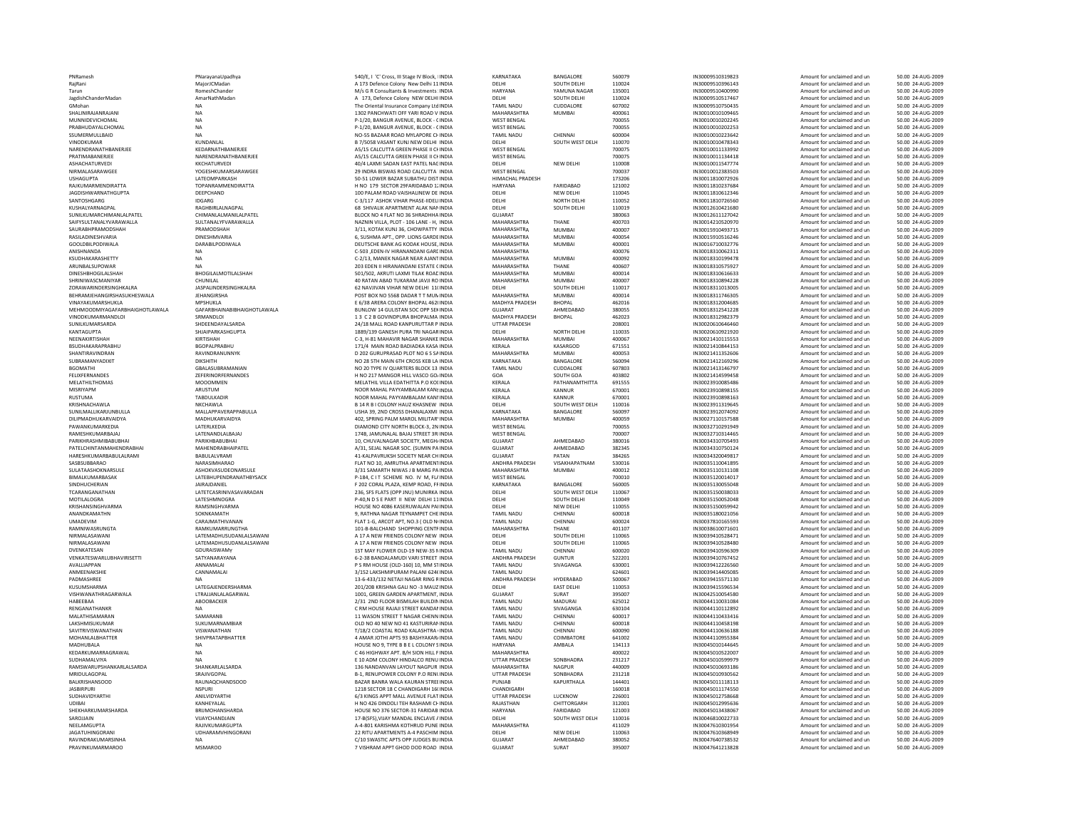| | | | | | | | | | | |
|---|---|---|---|---|---|---|---|---|---|---|
| PNRamesh | PNarayanaUpadhya | 540/E, I 'C' Cross, III Stage IV Block, I INDIA | KARNATAKA | BANGALORE | 560079 | IN30009510319823 | Amount for unclaimed and un | 50.00 | 24-AUG-2009 |
| RajRani | MajorJCMadan | A 173 Defence Colony New Delhi 11 INDIA | DELHI | SOUTH DELHI | 110024 | IN30009510396143 | Amount for unclaimed and un | 50.00 | 24-AUG-2009 |
| Tarun | RomeshChander | M/s G R Consultants & Investments INDIA | HARYANA | YAMUNA NAGAR | 135001 | IN30009510400990 | Amount for unclaimed and un | 50.00 | 24-AUG-2009 |
| JagdishChanderMadan | AmarNathMadan | A 173, Defence Colony NEW DELHI INDIA | DELHI | SOUTH DELHI | 110024 | IN30009510517467 | Amount for unclaimed and un | 50.00 | 24-AUG-2009 |
| GMohan | NA | The Oriental Insurance Company Ltd INDIA | TAMIL NADU | CUDDALORE | 607002 | IN30009510750435 | Amount for unclaimed and un | 50.00 | 24-AUG-2009 |
| SHALINIRAJANRAJANI | NA | 1302 PANCHWATI OFF YARI ROAD V INDIA | MAHARASHTRA | MUMBAI | 400061 | IN30010010109465 | Amount for unclaimed and un | 50.00 | 24-AUG-2009 |
| MUNNIDEVICHOMAL | NA | P-1/20, BANGUR AVENUE, BLOCK - C INDIA | WEST BENGAL | | 700055 | IN30010010202245 | Amount for unclaimed and un | 50.00 | 24-AUG-2009 |
| PRABHUDAYALCHOMAL | NA | P-1/20, BANGUR AVENUE, BLOCK - C INDIA | WEST BENGAL | | 700055 | IN30010010202253 | Amount for unclaimed and un | 50.00 | 24-AUG-2009 |
| SSUMERMULLBAID | NA | NO-55 BAZAAR ROAD MYLAPORE CH INDIA | TAMIL NADU | CHENNAI | 600004 | IN30010010223642 | Amount for unclaimed and un | 50.00 | 24-AUG-2009 |
| VINODKUMAR | KUNDANLAL | B 7/5058 VASANT KUNJ NEW DELHI INDIA | DELHI | SOUTH WEST DELHI | 110070 | IN30010010478343 | Amount for unclaimed and un | 50.00 | 24-AUG-2009 |
| NARENDRANATHBANERJEE | KEDARNATHBANERJEE | A5/15 CALCUTTA GREEN PHASE II CH INDIA | WEST BENGAL | | 700075 | IN30010011133992 | Amount for unclaimed and un | 50.00 | 24-AUG-2009 |
| PRATIMABANERJEE | NARENDRANATHBANERJEE | A5/15 CALCUTTA GREEN PHASE II CH INDIA | WEST BENGAL | | 700075 | IN30010011134418 | Amount for unclaimed and un | 50.00 | 24-AUG-2009 |
| ASHACHATURVEDI | KKCHATURVEDI | 40/4 LAXMI SADAN EAST PATEL NAG INDIA | DELHI | NEW DELHI | 110008 | IN30010011547774 | Amount for unclaimed and un | 50.00 | 24-AUG-2009 |
| NIRMALASARAWGEE | YOGESHKUMARSARAWGEE | 29 INDRA BISWAS ROAD CALCUTTA INDIA | WEST BENGAL | | 700037 | IN30010012383503 | Amount for unclaimed and un | 50.00 | 24-AUG-2009 |
| USHAGUPTA | LATEOMPARKASH | 50-51 LOWER BAZAR SUBATHU DIST INDIA | HIMACHAL PRADESH | | 173206 | IN30011810072926 | Amount for unclaimed and un | 50.00 | 24-AUG-2009 |
| RAJKUMARMENDIRATTA | TOPANRAMMENDIRATTA | H NO 179 SECTOR 29FARIDABAD 12 INDIA | HARYANA | FARIDABAD | 121002 | IN30011810237684 | Amount for unclaimed and un | 50.00 | 24-AUG-2009 |
| JAGDISHWARNATHGUPTA | DEEPCHAND | 100 PALAM ROAD VAISHALINEW DE INDIA | DELHI | NEW DELHI | 110045 | IN30011810612346 | Amount for unclaimed and un | 50.00 | 24-AUG-2009 |
| SANTOSHGARG | IDGARG | C-3/117 ASHOK VIHAR PHASE-IIDELI INDIA | DELHI | NORTH DELHI | 110052 | IN30011810726560 | Amount for unclaimed and un | 50.00 | 24-AUG-2009 |
| KUSHALYARNAGPAL | RAGHBIRLALNAGPAL | 68 SHIVALIK APARTMENT ALAK NAN INDIA | DELHI | SOUTH DELHI | 110019 | IN30012610421680 | Amount for unclaimed and un | 50.00 | 24-AUG-2009 |
| SUNILKUMARCHIMANLALPATEL | CHIMANLALMANILALPATEL | BLOCK NO 4 FLAT NO 36 SHRADHHA INDIA | GUJARAT | | 380063 | IN30012611127042 | Amount for unclaimed and un | 50.00 | 24-AUG-2009 |
| SAIFYSULTANALYVARAWALLA | SULTANALYFVARAWALLA | NAZNIN VILLA, PLOT - 106 LANE - H, INDIA | MAHARASHTRA | THANE | 400703 | IN30014210520970 | Amount for unclaimed and un | 50.00 | 24-AUG-2009 |
| SAURABHPRAMODSHAH | PRAMODSHAH | 3/11, KOTAK KUNJ 36, CHOWPATTY INDIA | MAHARASHTRA | MUMBAI | 400007 | IN30015910493715 | Amount for unclaimed and un | 50.00 | 24-AUG-2009 |
| RASILADINESHVARIA | DINESHMVARIA | 6, SUSHMA APT., OPP. LIONS GARDE INDIA | MAHARASHTRA | MUMBAI | 400054 | IN30015910516246 | Amount for unclaimed and un | 50.00 | 24-AUG-2009 |
| GOOLDBILPODIWALA | DARABILPODIWALA | DEUTSCHE BANK AG KODAK HOUSE, INDIA | MAHARASHTRA | MUMBAI | 400001 | IN30016710032776 | Amount for unclaimed and un | 50.00 | 24-AUG-2009 |
| ANISHNANDA | NA | C-503 ,EDEN-IV HIRANANDANI GARC INDIA | MAHARASHTRA | | 400076 | IN30018310062311 | Amount for unclaimed and un | 50.00 | 24-AUG-2009 |
| KSUDHAKARASHETTY | NA | C-2/13, MANEK NAGAR NEAR AJANT INDIA | MAHARASHTRA | MUMBAI | 400092 | IN30018310199478 | Amount for unclaimed and un | 50.00 | 24-AUG-2009 |
| ARUNBALSUPOWAR | NA | 203 EDEN II HIRANANDANI ESTATE C INDIA | MAHARASHTRA | THANE | 400607 | IN30018310575927 | Amount for unclaimed and un | 50.00 | 24-AUG-2009 |
| DINESHBHOGILALSHAH | BHOGILALMOTILALSHAH | 501/502, AKRUTI LAXMI TILAK ROAD INDIA | MAHARASHTRA | MUMBAI | 400014 | IN30018310616633 | Amount for unclaimed and un | 50.00 | 24-AUG-2009 |
| SHRINIWASCMANIYAR | CHUNILAL | 40 RATAN ABAD TUKARAM JAVJI RO INDIA | MAHARASHTRA | MUMBAI | 400007 | IN30018310894228 | Amount for unclaimed and un | 50.00 | 24-AUG-2009 |
| ZORAWARINDERSINGHKALRA | JASPALINDERSINGHKALRA | 62 NAVJIVAN VIHAR NEW DELHI 110 INDIA | DELHI | SOUTH DELHI | 110017 | IN30018311013005 | Amount for unclaimed and un | 50.00 | 24-AUG-2009 |
| BEHRAMJEHANGIRSHASUKHESWALA | JEHANGIRSHA | POST BOX NO 5568 DADAR T T MUM INDIA | MAHARASHTRA | MUMBAI | 400014 | IN30018311746305 | Amount for unclaimed and un | 50.00 | 24-AUG-2009 |
| VINAYAKUMARSHUKLA | MPSHUKLA | E 6/38 ARERA COLONY BHOPAL 462I INDIA | MADHYA PRADESH | BHOPAL | 462016 | IN30018312004685 | Amount for unclaimed and un | 50.00 | 24-AUG-2009 |
| MEHMOODMIYAGAFARBHAIGHOTLAWALA | GAFARBHAINABIBHAIGHOTLAWALA | BUNLOW 14 GULISTAN SOC OPP SER INDIA | GUJARAT | AHMEDABAD | 380055 | IN30018312541228 | Amount for unclaimed and un | 50.00 | 24-AUG-2009 |
| VINODKUMARMANDLOI | SRMANDLOI | 1 3 C 2 B GOVINDPURA BHOPALMA INDIA | MADHYA PRADESH | BHOPAL | 462023 | IN30018312982379 | Amount for unclaimed and un | 50.00 | 24-AUG-2009 |
| SUNILKUMARSARDA | SHDEENDAYALSARDA | 24/18 MALL ROAD KANPURUTTAR P INDIA | UTTAR PRADESH | | 208001 | IN30020610646460 | Amount for unclaimed and un | 50.00 | 24-AUG-2009 |
| KANTAGUPTA | SHJAIPARKASHGUPTA | 1889/139 GANESH PURA TRI NAGAR INDIA | DELHI | NORTH DELHI | 110035 | IN30020610921920 | Amount for unclaimed and un | 50.00 | 24-AUG-2009 |
| NEENAKIRTISHAH | KIRTISHAH | C-3, H-81 MAHAVIR NAGAR SHANKE INDIA | MAHARASHTRA | MUMBAI | 400067 | IN30021410115553 | Amount for unclaimed and un | 50.00 | 24-AUG-2009 |
| BSUDHAKARAPRABHU | BGOPALPRABHU | 171/4 MAIN ROAD BADIADKA KASA INDIA | KERALA | KASARGOD | 671551 | IN30021410844153 | Amount for unclaimed and un | 50.00 | 24-AUG-2009 |
| SHANTIRAVINDRAN | RAVINDRANUNNYK | D 202 GURUPRASAD PLOT NO 6 S SA INDIA | MAHARASHTRA | MUMBAI | 400053 | IN30021411352606 | Amount for unclaimed and un | 50.00 | 24-AUG-2009 |
| SUBRAMANYADIXIT | DIKSHITH | NO 28 5TH MAIN 6TH CROSS KEB LA INDIA | KARNATAKA | BANGALORE | 560094 | IN30021412169296 | Amount for unclaimed and un | 50.00 | 24-AUG-2009 |
| BGOMATHI | GBALASUBRAMANIAN | NO 20 TYPE IV QUARTERS BLOCK 13 INDIA | TAMIL NADU | CUDDALORE | 607803 | IN30021413146797 | Amount for unclaimed and un | 50.00 | 24-AUG-2009 |
| FELIXFERNANDES | ZEFERINORFERNANDES | H NO 217 MANGOR HILL VASCO GO INDIA | GOA | SOUTH GOA | 403802 | IN30021414599458 | Amount for unclaimed and un | 50.00 | 24-AUG-2009 |
| MELATHILTHOMAS | MOODMMEN | MELATHIL VILLA EDATHITTA P.O KOI INDIA | KERALA | PATHANAMTHITTA | 691555 | IN30023910085486 | Amount for unclaimed and un | 50.00 | 24-AUG-2009 |
| MISRIYAPM | ARUSTUM | NOOR MAHAL PAYYAMBALAM KAN INDIA | KERALA | KANNUR | 670001 | IN30023910898155 | Amount for unclaimed and un | 50.00 | 24-AUG-2009 |
| RUSTUMA | TABDULKADIR | NOOR MAHAL PAYYAMBALAM KAN INDIA | KERALA | KANNUR | 670001 | IN30023910898163 | Amount for unclaimed and un | 50.00 | 24-AUG-2009 |
| KRISHNACHAWLA | NKCHAWLA | B 14 R B I COLONY HAUZ KHASNEW INDIA | DELHI | SOUTH WEST DELHI | 110016 | IN30023911379645 | Amount for unclaimed and un | 50.00 | 24-AUG-2009 |
| SUNILMALLIKARJUNBULLA | MALLAPPAVERAPPABULLA | USHA 39, 2ND CROSS DHANALAXMI INDIA | KARNATAKA | BANGALORE | 560097 | IN30023912074092 | Amount for unclaimed and un | 50.00 | 24-AUG-2009 |
| DILIPMADHUKARVAIDYA | MADHUKARVAIDYA | 402, SPRING PALM MAROL MILITAR INDIA | MAHARASHTRA | MUMBAI | 400059 | IN30027110157588 | Amount for unclaimed and un | 50.00 | 24-AUG-2009 |
| PAWANKUMARKEDIA | LATERLKEDIA | DIAMOND CITY NORTH BLOCK-3, 2N INDIA | WEST BENGAL | | 700055 | IN30032710291949 | Amount for unclaimed and un | 50.00 | 24-AUG-2009 |
| RAMESHKUMARBAJAJ | LATENANDLALBAJAJ | 174B, JAMUNALAL BAJAJ STREET 3RI INDIA | WEST BENGAL | | 700007 | IN30032710314465 | Amount for unclaimed and un | 50.00 | 24-AUG-2009 |
| PARIKHRASHMIBABUBHAI | PARIKHBABUBHAI | 10, CHUVALNAGAR SOCIETY, MEGH INDIA | GUJARAT | AHMEDABAD | 380016 | IN30034310705493 | Amount for unclaimed and un | 50.00 | 24-AUG-2009 |
| PATELCHINTANMAHENDRABHAI | MAHENDRABHAIPATEL | A/31, SEJAL NAGAR SOC. (SUMN PA INDIA | GUJARAT | AHMEDABAD | 382345 | IN30034310750124 | Amount for unclaimed and un | 50.00 | 24-AUG-2009 |
| HARESHKUMARBABULALRAMI | BABULALVRAMI | 41-KALPAVRUKSH SOCIETY NEAR CH INDIA | GUJARAT | PATAN | 384265 | IN30034320049817 | Amount for unclaimed and un | 50.00 | 24-AUG-2009 |
| SASBSUBBARAO | NARASIMHARAO | FLAT NO 10, AMRUTHA APARTMENT INDIA | ANDHRA PRADESH | VISAKHAPATNAM | 530016 | IN30035110041895 | Amount for unclaimed and un | 50.00 | 24-AUG-2009 |
| SULATAASHOKNARSULE | ASHOKVASUDEONARSULE | 3/31 SAMARTH NIWAS J B MARG PA INDIA | MAHARASHTRA | MUMBAI | 400012 | IN30035110131108 | Amount for unclaimed and un | 50.00 | 24-AUG-2009 |
| BIMALKUMARBASAK | LATEBHUPENDRANATHBYSACK | P-184, C I T SCHEME NO. IV M, FLA INDIA | WEST BENGAL | | 700010 | IN30035120014017 | Amount for unclaimed and un | 50.00 | 24-AUG-2009 |
| SINDHUCHERIAN | JAIRAJDANIEL | F 202 CORAL PLAZA, KEMP ROAD, FI INDIA | KARNATAKA | BANGALORE | 560005 | IN30035130055048 | Amount for unclaimed and un | 50.00 | 24-AUG-2009 |
| TCARANGANATHAN | LATETCASRINIVASAVARADAN | 236, SFS FLATS (OPP JNU) MUNIRKA INDIA | DELHI | SOUTH WEST DELHI | 110067 | IN30035150038033 | Amount for unclaimed and un | 50.00 | 24-AUG-2009 |
| MOTILALOGRA | LATESHMNOGRA | P-40,N D S E PART II NEW DELHI 11 INDIA | DELHI | SOUTH DELHI | 110049 | IN30035150052048 | Amount for unclaimed and un | 50.00 | 24-AUG-2009 |
| KRISHANSINGHVARMA | RAMSINGHVARMA | HOUSE NO 4086 KASERUWALAN PAI INDIA | DELHI | NEW DELHI | 110055 | IN30035150059942 | Amount for unclaimed and un | 50.00 | 24-AUG-2009 |
| ANANDKAMATHN | SOKNKAMATH | 9, RATHNA NAGAR TEYNAMPET CHE INDIA | TAMIL NADU | CHENNAI | 600018 | IN30035180021056 | Amount for unclaimed and un | 50.00 | 24-AUG-2009 |
| UMADEVIM | CARAJMATHIVANAN | FLAT 1-G, ARCOT APT, NO.3 ( OLD N INDIA | TAMIL NADU | CHENNAI | 600024 | IN30037810165593 | Amount for unclaimed and un | 50.00 | 24-AUG-2009 |
| RAMNIWASRUNGTA | RAMKUMARRUNGTHA | 101-B-BALCHAND SHOPPING CENTF INDIA | MAHARASHTRA | THANE | 401107 | IN30038610071601 | Amount for unclaimed and un | 50.00 | 24-AUG-2009 |
| NIRMALASAWANI | LATEMADHUSUDANLALSAWANI | A 17 A NEW FRIENDS COLONY NEW INDIA | DELHI | SOUTH DELHI | 110065 | IN30039410528471 | Amount for unclaimed and un | 50.00 | 24-AUG-2009 |
| NIRMALASAWANI | LATEMADHUSUDANLALSAWANI | A 17 A NEW FRIENDS COLONY NEW INDIA | DELHI | SOUTH DELHI | 110065 | IN30039410528480 | Amount for unclaimed and un | 50.00 | 24-AUG-2009 |
| DVENKATESAN | GDURAISWAMY | 1ST MAY FLOWER OLD-19 NEW-35 N INDIA | TAMIL NADU | CHENNAI | 600020 | IN30039410596309 | Amount for unclaimed and un | 50.00 | 24-AUG-2009 |
| VENKATESWARLUBHAVIRISETTI | SATYANARAYANA | 6-2-38 BANDALAMUDI VARI STREET INDIA | ANDHRA PRADESH | GUNTUR | 522201 | IN30039410767452 | Amount for unclaimed and un | 50.00 | 24-AUG-2009 |
| AVALLIAPPAN | ANNAMALAI | P S RM HOUSE (OLD-160) 10, MM ST INDIA | TAMIL NADU | SIVAGANGA | 630001 | IN30039412226560 | Amount for unclaimed and un | 50.00 | 24-AUG-2009 |
| ANMEENAKSHIE | CANNAMALAI | 3/152 LAKSHMIPURAM PALANI 624I INDIA | TAMIL NADU | | 624601 | IN30039414405085 | Amount for unclaimed and un | 50.00 | 24-AUG-2009 |
| PADMASHREE | NA | 13-6-433/132 NETAJI NAGAR RING R INDIA | ANDHRA PRADESH | HYDERABAD | 500067 | IN30039415571130 | Amount for unclaimed and un | 50.00 | 24-AUG-2009 |
| KUSUMSHARMA | LATEGAJENDERSHARMA | 201/208 KRISHNA GALI NO -3 MAUZ INDIA | DELHI | EAST DELHI | 110053 | IN30039415596534 | Amount for unclaimed and un | 50.00 | 24-AUG-2009 |
| VISHWANATHRAGARWALA | LTRAJJANLALAGARWAL | 1001, GREEN GARDEN APARTMENT, INDIA | GUJARAT | SURAT | 395007 | IN30042510054580 | Amount for unclaimed and un | 50.00 | 24-AUG-2009 |
| HABEEBAA | ABOOBACKER | 2/31 2ND FLOOR BISMILAH BUILDIN INDIA | TAMIL NADU | MADURAI | 625012 | IN30044110031084 | Amount for unclaimed and un | 50.00 | 24-AUG-2009 |
| RENGANATHANKR | NA | C RM HOUSE RAJAJI STREET KANDAN INDIA | TAMIL NADU | SIVAGANGA | 630104 | IN30044110112892 | Amount for unclaimed and un | 50.00 | 24-AUG-2009 |
| MALATHISAMARAN | SAMARANB | 11 WASON STREET T NAGAR CHENN INDIA | TAMIL NADU | CHENNAI | 600017 | IN30044110433416 | Amount for unclaimed and un | 50.00 | 24-AUG-2009 |
| LAKSHMISUKUMAR | SUKUMARNAMBIAR | OLD NO 40 NEW NO 41 KASTURIRAN INDIA | TAMIL NADU | CHENNAI | 600018 | IN30044110458198 | Amount for unclaimed and un | 50.00 | 24-AUG-2009 |
| SAVITRIVISWANATHAN | VISWANATHAN | T/18/2 COASTAL ROAD KALASHTRA INDIA | TAMIL NADU | CHENNAI | 600090 | IN30044110636188 | Amount for unclaimed and un | 50.00 | 24-AUG-2009 |
| MOHANLALBHATTER | SHIVPRATAPBHATTER | 4 AMAR JOTHI APTS 93 BASHYAKAR INDIA | TAMIL NADU | COIMBATORE | 641002 | IN30044110955384 | Amount for unclaimed and un | 50.00 | 24-AUG-2009 |
| MADHUBALA | NA | HOUSE NO 9, TYPE B B E L COLONY S INDIA | HARYANA | AMBALA | 134113 | IN30045010144645 | Amount for unclaimed and un | 50.00 | 24-AUG-2009 |
| KEDARKUMARRAGRAWAL | NA | C 46 HIGHWAY APT. B/H SION HILL F INDIA | MAHARASHTRA | | 400022 | IN30045010522007 | Amount for unclaimed and un | 50.00 | 24-AUG-2009 |
| SUDHAMALVIYA | NA | E 10 ADM COLONY HINDALCO RENU INDIA | UTTAR PRADESH | SONBHADRA | 231217 | IN30045010599979 | Amount for unclaimed and un | 50.00 | 24-AUG-2009 |
| RAMSWARUPSHANKARLALSARDA | SHANKARLALSARDA | 136 NANDANVAN LAYOUT NAGPUR INDIA | MAHARASHTRA | NAGPUR | 440009 | IN30045010693186 | Amount for unclaimed and un | 50.00 | 24-AUG-2009 |
| MRIDULAGOPAL | SRAJIVGOPAL | B-1, RENUPOWER COLONY P.O RENU INDIA | UTTAR PRADESH | SONBHADRA | 231218 | IN30045010930562 | Amount for unclaimed and un | 50.00 | 24-AUG-2009 |
| BALKRISHANSOOD | RAUNAQCHANDSOOD | BAZAR BANRA WALA KAURAN STREE INDIA | PUNJAB | KAPURTHALA | 144401 | IN30045011118113 | Amount for unclaimed and un | 50.00 | 24-AUG-2009 |
| JASBIRPURI | NSPURI | 1218 SECTOR 18 C CHANDIGARH 16 INDIA | CHANDIGARH | | 160018 | IN30045011174550 | Amount for unclaimed and un | 50.00 | 24-AUG-2009 |
| SUDHAVIDYARTHI | ANILVIDYARTHI | 6/3 KINGS APPT MALL AVENUE FLAT INDIA | UTTAR PRADESH | LUCKNOW | 226001 | IN30045012758668 | Amount for unclaimed and un | 50.00 | 24-AUG-2009 |
| UDIBAI | KANHEYALAL | H NO 426 DINDOLI TEH RASHAMI CH INDIA | RAJASTHAN | CHITTORGARH | 312001 | IN30045012995636 | Amount for unclaimed and un | 50.00 | 24-AUG-2009 |
| SHEKHARKUMARSHARDA | BRIJMOHANSHARDA | HOUSE NO 376 SECTOR-31 FARIDAB INDIA | HARYANA | FARIDABAD | 121003 | IN30045013438067 | Amount for unclaimed and un | 50.00 | 24-AUG-2009 |
| SAROJJAIN | VIJAYCHANDJAIN | 17-B(SFS),VIJAY MANDAL ENCLAVE / INDIA | DELHI | SOUTH WEST DELHI | 110016 | IN30046810022733 | Amount for unclaimed and un | 50.00 | 24-AUG-2009 |
| NEELAMGUPTA | RAJIVKUMARGUPTA | A-4-801 KARISHMA KOTHRUD PUNE INDIA | MAHARASHTRA | | 411029 | IN30047610301954 | Amount for unclaimed and un | 50.00 | 24-AUG-2009 |
| JAGATUHINGORANI | UDHARAMVHINGORANI | 22 RITU APARTMENTS A-4 PASCHIM INDIA | DELHI | NEW DELHI | 110063 | IN30047610368949 | Amount for unclaimed and un | 50.00 | 24-AUG-2009 |
| RAVINDRAKUMARSINHA | NA | C/10 SWASTIC APTS OPP JUDGES BU INDIA | GUJARAT | AHMEDABAD | 380052 | IN30047640738532 | Amount for unclaimed and un | 50.00 | 24-AUG-2009 |
| PRAVINKUMARMAROO | MSMAROO | 7 VISHRAM APPT GHOD DOD ROAD INDIA | GUJARAT | SURAT | 395007 | IN30047641213828 | Amount for unclaimed and un | 50.00 | 24-AUG-2009 |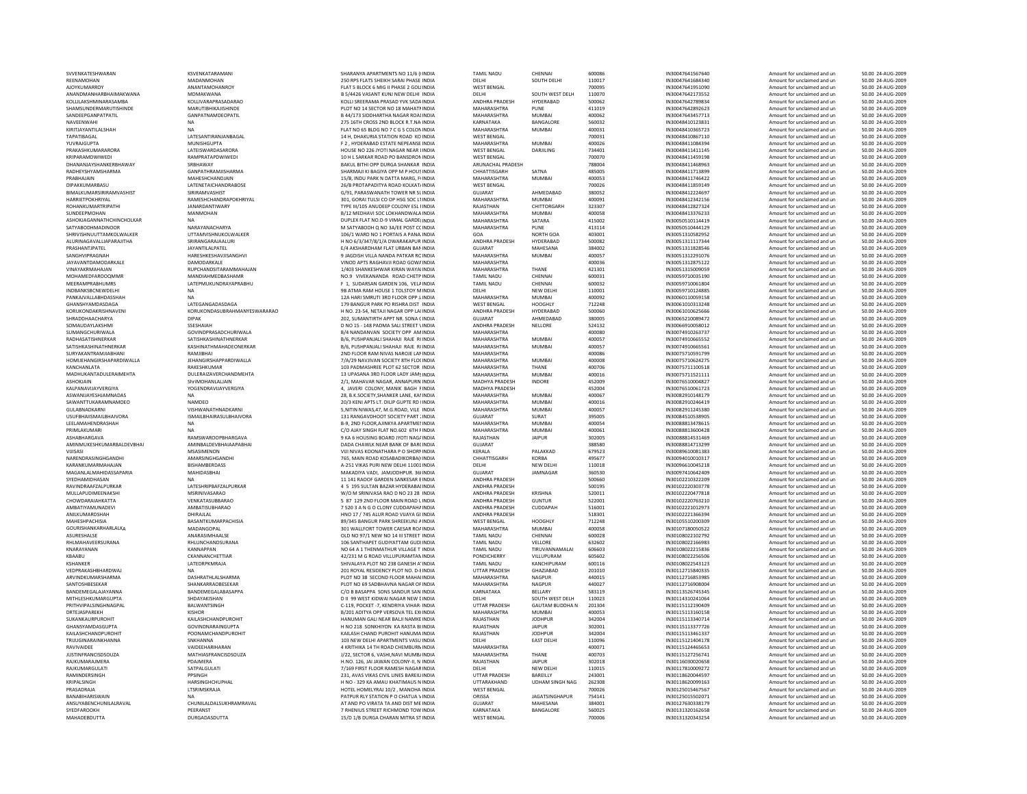| | | | | | | | | | | |
|---|---|---|---|---|---|---|---|---|---|---|
| SVVENKATESHWARAN | KSVENKATARAMANI | SHARANYA APARTMENTS NO 11/6 (I INDIA | | TAMIL NADU | CHENNAI | 600086 | IN30047641567640 | Amount for unclaimed and un | 50.00 | 24-AUG-2009 |
| REENAMOHAN | MADANMOHAN | 250 RPS FLATS SHEIKH SARAI PHASE INDIA | | DELHI | SOUTH DELHI | 110017 | IN30047641684340 | Amount for unclaimed and un | 50.00 | 24-AUG-2009 |
| AJOYKUMARROY | ANANTAMOHANROY | FLAT 5 BLOCK 6 MIG II PHASE 2 GOL INDIA | | WEST BENGAL | | 700095 | IN30047641951090 | Amount for unclaimed and un | 50.00 | 24-AUG-2009 |
| ANANDMANHARBHAIMAKWANA | MDMAKWANA | B 5/4426 VASANT KUNJ NEW DELHI INDIA | | DELHI | SOUTH WEST DELH | 110070 | IN30047642173552 | Amount for unclaimed and un | 50.00 | 24-AUG-2009 |
| KOLLILAKSHMINARASAMBA | KOLLIVARAPRASADARAO | KOLLI SREERAMA PRASAD VVK SADA INDIA | | ANDHRA PRADESH | HYDERABAD | 500062 | IN30047642789834 | Amount for unclaimed and un | 50.00 | 24-AUG-2009 |
| SHAMSUNDERMARUTISHINDE | MARUTIBHIKAJISHINDE | PLOT NO 14 SECTOR NO 18 MAHATI INDIA | | MAHARASHTRA | PUNE | 411019 | IN30047642892623 | Amount for unclaimed and un | 50.00 | 24-AUG-2009 |
| SANDEEPGANPATPATIL | GANPATNAMDEOPATIL | B 44/173 SIDDHARTHA NAGAR ROAI INDIA | | MAHARASHTRA | MUMBAI | 400062 | IN30047643457713 | Amount for unclaimed and un | 50.00 | 24-AUG-2009 |
| NAVEENWAHI | NA | 275 16TH CROSS 2ND BLOCK R.T.NA INDIA | | KARNATAKA | BANGALORE | 560032 | IN30048410123831 | Amount for unclaimed and un | 50.00 | 24-AUG-2009 |
| KIRITJAYANTILALSHAH | NA | FLAT NO 65 BLDG NO 7 C G S COLON INDIA | | MAHARASHTRA | MUMBAI | 400031 | IN30048410365723 | Amount for unclaimed and un | 50.00 | 24-AUG-2009 |
| TAPATIBAGAL | LATESANTIRANJANBAGAL | 14 H, DHAKURIA STATION ROAD KO INDIA | | WEST BENGAL | | 700031 | IN30048410867110 | Amount for unclaimed and un | 50.00 | 24-AUG-2009 |
| YUVRAJGUPTA | MUNISHGUPTA | F 2 , HYDERABAD ESTATE NEPEANSE INDIA | | MAHARASHTRA | MUMBAI | 400026 | IN30048411084394 | Amount for unclaimed and un | 50.00 | 24-AUG-2009 |
| PRAKASHKUMARARORA | LATEISWARDASARORA | HOUSE NO 226 JYOTI NAGAR NEAR I INDIA | | WEST BENGAL | DARJILING | 734401 | IN30048411411145 | Amount for unclaimed and un | 50.00 | 24-AUG-2009 |
| KRIPARAMDWIWEDI | RAMPRATAPDWIWEDI | 10 H L SARKAR ROAD PO BANSDRON INDIA | | WEST BENGAL | | 700070 | IN30048411459198 | Amount for unclaimed and un | 50.00 | 24-AUG-2009 |
| DHANANJAYSHANKERBHAWAY | SRBHAWAY | BAKUL BITHI OPP DURGA SHANKAR INDIA | | ARUNACHAL PRADESH | | 788004 | IN30048411468963 | Amount for unclaimed and un | 50.00 | 24-AUG-2009 |
| RADHEYSHYAMSHARMA | GANPATHRAMJISHARMA | SHARMAJI KI BAGIYA OPP M P HOUS INDIA | | CHHATTISGARH | SATNA | 485005 | IN30048411713899 | Amount for unclaimed and un | 50.00 | 24-AUG-2009 |
| PRABHAJAIN | MAHESHCHANDJAIN | 15/B, INDU PARK N DATTA MARG, F INDIA | | MAHARASHTRA | MUMBAI | 400053 | IN30048411746422 | Amount for unclaimed and un | 50.00 | 24-AUG-2009 |
| DIPAKKUMARBASU | LATENETAICHANDRABOSE | 26/B PROTAPADITYA ROAD KOLKAT INDIA | | WEST BENGAL | | 700026 | IN30048411859149 | Amount for unclaimed and un | 50.00 | 24-AUG-2009 |
| BIMALKUMARSIRIRAMVASHIST | SIRIRAMVASHIST | G/91, PARASWANATH TOWER NR SL INDIA | | GUJARAT | AHMEDABAD | 380052 | IN30048412224697 | Amount for unclaimed and un | 50.00 | 24-AUG-2009 |
| HARRIETPOKHRIYAL | RAMESHCHANDRAPOKHRIYAL | 301, GORAI TULSI CO OP HSG SOC LT INDIA | | MAHARASHTRA | MUMBAI | 400091 | IN30048412342156 | Amount for unclaimed and un | 50.00 | 24-AUG-2009 |
| ROHANKUMARTRIPATHI | JANARDANTIWARY | TYPE III/105 ANUDEEP COLONY ESL I INDIA | | RAJASTHAN | CHITTORGARH | 323307 | IN30048412827324 | Amount for unclaimed and un | 50.00 | 24-AUG-2009 |
| SUNDEEPMOHAN | MANMOHAN | B/12 MEDHAVI SOC LOKHANDWALA INDIA | | MAHARASHTRA | MUMBAI | 400058 | IN30048413376233 | Amount for unclaimed and un | 50.00 | 24-AUG-2009 |
| ASHOKJAGANNATHCHINCHOLKAR | NA | DUPLEX FLAT NO D-9 VIMAL GARDE INDIA | | MAHARASHTRA | SATARA | 415002 | IN30050510114419 | Amount for unclaimed and un | 50.00 | 24-AUG-2009 |
| SATYABODHMADINOOR | NARAYANACHARYA | M SATYABODH Q NO 3A/EE POST CC INDIA | | MAHARASHTRA | PUNE | 413114 | IN30050510444129 | Amount for unclaimed and un | 50.00 | 24-AUG-2009 |
| SHRIVISHNUUTTAMKOLWALKER | UTTAMVISHNUKOLWALKER | 106/1 WARD NO 1 PORTAIS A PANA INDIA | | GOA | NORTH GOA | 403001 | IN30051310582952 | Amount for unclaimed and un | 50.00 | 24-AUG-2009 |
| ALURINAGAVALLIAPARAJITHA | SRIRANGARAJAALURI | H NO 6/3/347/8/1/A DWARAKAPUR INDIA | | ANDHRA PRADESH | HYDERABAD | 500082 | IN30051311117344 | Amount for unclaimed and un | 50.00 | 24-AUG-2009 |
| PRASHANTJPATEL | JAYANTILALPATEL | E/4 AKSHARDHAM FLAT URBAN BAN INDIA | | GUJARAT | MAHESANA | 384002 | IN30051311828546 | Amount for unclaimed and un | 50.00 | 24-AUG-2009 |
| SANGHVIPRAGNAH | HARESHKESHAVJISANGHVI | 9 JAGDISH VILLA NANDA PATKAR RC INDIA | | MAHARASHTRA | MUMBAI | 400057 | IN30051312291076 | Amount for unclaimed and un | 50.00 | 24-AUG-2009 |
| JAYAVANTDAMODARKALE | DAMODARKALE | VINOD APTS RAGHAVJI ROAD GOWA INDIA | | MAHARASHTRA | | 400036 | IN30051312875122 | Amount for unclaimed and un | 50.00 | 24-AUG-2009 |
| VINAYAKRMAHAJAN | RUPCHANDSITARAMMAHAJAN | 1/403 SHANKESHWAR KIRAN WAYAI INDIA | | MAHARASHTRA | THANE | 421301 | IN30051315009059 | Amount for unclaimed and un | 50.00 | 24-AUG-2009 |
| MOHAMEDFAROOQMMR | MANDIAHMEDBASHAMR | NO.9 VIVEKANANDA ROAD CHETP INDIA | | TAMIL NADU | CHENNAI | 600031 | IN30059710035190 | Amount for unclaimed and un | 50.00 | 24-AUG-2009 |
| MEERAMPRABHUMRS | LATEPMUKUNDRAYAPRABHU | F 1, SUDARSAN GARDEN 106, VELA INDIA | | TAMIL NADU | CHENNAI | 600032 | IN30059710061804 | Amount for unclaimed and un | 50.00 | 24-AUG-2009 |
| INDBANKSBCNEWDELHI | NA | 9B ATMA RAM HOUSE 1 TOLSTOY M INDIA | | DELHI | NEW DELHI | 110001 | IN30059710124885 | Amount for unclaimed and un | 50.00 | 24-AUG-2009 |
| PANKAJVALLABHDASSHAH | NA | 12A HARI SMRUTI 3RD FLOOR OPP L INDIA | | MAHARASHTRA | MUMBAI | 400092 | IN30060110059158 | Amount for unclaimed and un | 50.00 | 24-AUG-2009 |
| GHANSHYAMDASDAGA | LATEGANGADASDAGA | 179 BANGUR PARK PO RISHRA DIST INDIA | | WEST BENGAL | HOOGHLY | 712248 | IN30061010313248 | Amount for unclaimed and un | 50.00 | 24-AUG-2009 |
| KORUKONDAKRISHNAVENI | KORUKONDASUBRAHMANYESWARARAO | H NO. 23-54, NETAJI NAGAR OPP LAI INDIA | | ANDHRA PRADESH | HYDERABAD | 500060 | IN30061010625666 | Amount for unclaimed and un | 50.00 | 24-AUG-2009 |
| SHRADDHAACHARYA | DIPAK | 202, SUMANTIRTH APPT NR. SONA C INDIA | | GUJARAT | AHMEDABAD | 380005 | IN30065210089472 | Amount for unclaimed and un | 50.00 | 24-AUG-2009 |
| SOMAUDAYLAKSHMI | SSESHAIAH | D NO 15 - 148 PADMA SALI STREET V INDIA | | ANDHRA PRADESH | NELLORE | 524132 | IN30066910058012 | Amount for unclaimed and un | 50.00 | 24-AUG-2009 |
| SUMANGCHURIWALA | GOVINDPRASADCHURIWALA | B/4 NANDANVAN SOCIETY OPP AM INDIA | | MAHARASHTRA | | 400080 | IN30074910263737 | Amount for unclaimed and un | 50.00 | 24-AUG-2009 |
| RADHASATISHNERKAR | SATISHKASHINATHNERKAR | B/6, PUSHPANJALI SHAHAJI RAJE R INDIA | | MAHARASHTRA | MUMBAI | 400057 | IN30074910665552 | Amount for unclaimed and un | 50.00 | 24-AUG-2009 |
| SATISHKASHINATHNERKAR | KASHINATHMAHADEONERKAR | B/6, PUSHPANJALI SHAHAJI RAJE R INDIA | | MAHARASHTRA | MUMBAI | 400057 | IN30074910665561 | Amount for unclaimed and un | 50.00 | 24-AUG-2009 |
| SURYAKANTRAMJIBHANI | RAMJIBHAI | 2ND FLOOR RAM NIVAS NAROJE LAN INDIA | | MAHARASHTRA | | 400086 | IN30075710591799 | Amount for unclaimed and un | 50.00 | 24-AUG-2009 |
| HOMIJEHANGIRSHAPARDIWALLA | JEHANGIRSHAPPARDIWALLA | 7/A/29 NAVJIVAN SOCIETY 8TH FLOC INDIA | | MAHARASHTRA | MUMBAI | 400008 | IN30075710624275 | Amount for unclaimed and un | 50.00 | 24-AUG-2009 |
| KANCHANLATA | RAKESHKUMAR | 103 PADMASHREE PLOT 62 SECTOR INDIA | | MAHARASHTRA | THANE | 400706 | IN30075711100518 | Amount for unclaimed and un | 50.00 | 24-AUG-2009 |
| MADHUKANTADULERAIMEHTA | DULERAIZAVERCHANDMEHTA | 13 UPASANA 3RD FLOOR LADY JAMS INDIA | | MAHARASHTRA | MUMBAI | 400016 | IN30075711521111 | Amount for unclaimed and un | 50.00 | 24-AUG-2009 |
| ASHOKJAIN | SHRMOHANLALJAIN | 2/1, MAHAVAR NAGAR, ANNAPURN INDIA | | MADHYA PRADESH | INDORE | 452009 | IN30076510004827 | Amount for unclaimed and un | 50.00 | 24-AUG-2009 |
| KALPANAVIJAYVERGIYA | YOGENDRAVIJAYVERGIYA | 4, JAVERI COLONY, MANIK BAGH F INDIA | | MADHYA PRADESH | | 452004 | IN30076510061723 | Amount for unclaimed and un | 50.00 | 24-AUG-2009 |
| ASWANIJAYESHJAMNADAS | NA | 28, B.K.SOCIETY,SHANKER LANE, KA INDIA | | MAHARASHTRA | MUMBAI | 400067 | IN30082910148179 | Amount for unclaimed and un | 50.00 | 24-AUG-2009 |
| SAWANTTUKARAMNAMDEO | NAMDEO | 20/3 KENI APTS LT. DILIP GUPTE RD INDIA | | MAHARASHTRA | MUMBAI | 400016 | IN30082910246419 | Amount for unclaimed and un | 50.00 | 24-AUG-2009 |
| GULABNADKARNI | VISHWANATHNADKARNI | 5,NITIN NIWAS,47, M.G.ROAD, VILE INDIA | | MAHARASHTRA | MUMBAI | 400057 | IN30082911245380 | Amount for unclaimed and un | 50.00 | 24-AUG-2009 |
| USUFBHAIISMAILBHAIVORA | ISMAILBHAIRASULBHAIVORA | 131 RANGAVDHOOT SOCIETY PART INDIA | | GUJARAT | SURAT | 395005 | IN30084510538905 | Amount for unclaimed and un | 50.00 | 24-AUG-2009 |
| LEELAMAHENDRASHAH | NA | B-9, 2ND FLOOR,AJINKYA APARTMEI INDIA | | MAHARASHTRA | MUMBAI | 400054 | IN30088813478615 | Amount for unclaimed and un | 50.00 | 24-AUG-2009 |
| PRIMLAKUMARI | NA | C/O AJAY SINGH FLAT NO.602 6TH F INDIA | | MAHARASHTRA | MUMBAI | 400061 | IN30088813600428 | Amount for unclaimed and un | 50.00 | 24-AUG-2009 |
| ASHABHARGAVA | RAMSWAROOPBHARGAVA | 9 KA 6 HOUSING BOARD JYOTI NAGA INDIA | | RAJASTHAN | JAIPUR | 302005 | IN30088814531469 | Amount for unclaimed and un | 50.00 | 24-AUG-2009 |
| AMINMUKESHKUMARBALDEVBHAI | AMINBALDEVBHAIAAPABHAI | DADA CHAWLK NEAR BANK OF BARC INDIA | | GUJARAT | | 388580 | IN30088814713299 | Amount for unclaimed and un | 50.00 | 24-AUG-2009 |
| VIJISASI | MSASIMENON | VIJI NIVAS KOONATHARA P O SHORN INDIA | | KERALA | PALAKKAD | 679523 | IN30089610081383 | Amount for unclaimed and un | 50.00 | 24-AUG-2009 |
| NARENDRASINGHGANDHI | AMARSINGHGANDHI | 765, MAIN ROAD KOSABADIKORBA( INDIA | | CHHATTISGARH | KORBA | 495677 | IN30094010010317 | Amount for unclaimed and un | 50.00 | 24-AUG-2009 |
| KARANKUMARMAHAJAN | BISHAMBERDASS | A-251 VIKAS PURI NEW DELHI 11001 INDIA | | DELHI | NEW DELHI | 110018 | IN30096610045218 | Amount for unclaimed and un | 50.00 | 24-AUG-2009 |
| MAGANLALMAHIDASSAPARIA | MAHIDASBHAI | MAKADIYA VADI, JAMJODHPUR. 36 INDIA | | GUJARAT | JAMNAGAR | 360530 | IN30097410642409 | Amount for unclaimed and un | 50.00 | 24-AUG-2009 |
| SYEDHAMIDHASAN | NA | 11 141 RAOOF GARDEN SANKESAR E INDIA | | ANDHRA PRADESH | | 500660 | IN30102210322209 | Amount for unclaimed and un | 50.00 | 24-AUG-2009 |
| RAVINDRAAFZALPURKAR | LATESHRIPBAFZALPURKAR | 4 5 195 SULTAN BAZAR HYDERABAI INDIA | | ANDHRA PRADESH | | 500195 | IN30102220303778 | Amount for unclaimed and un | 50.00 | 24-AUG-2009 |
| MULLAPUDIMEENAKSHI | MSRINIVASARAO | W/O M SRINIVASA RAO D NO 23 28 INDIA | | ANDHRA PRADESH | KRISHNA | 520011 | IN30102220477818 | Amount for unclaimed and un | 50.00 | 24-AUG-2009 |
| CHOWDARAIAHKATTA | VENKATASUBBARAO | 5 87 129 2ND FLOOR MAIN ROAD L INDIA | | ANDHRA PRADESH | GUNTUR | 522001 | IN30102220763210 | Amount for unclaimed and un | 50.00 | 24-AUG-2009 |
| AMBATIYAMUNADEVI | AMBATISUBHARAO | 7 520 3 A N G O CLONY CUDDAPAH INDIA | | ANDHRA PRADESH | CUDDAPAH | 516001 | IN30102221012973 | Amount for unclaimed and un | 50.00 | 24-AUG-2009 |
| ANILKUMARDSHAH | DHIRAJLAL | HNO 17 / 745 ALUR ROAD VIJAYA GI INDIA | | ANDHRA PRADESH | | 518301 | IN30102221366394 | Amount for unclaimed and un | 50.00 | 24-AUG-2009 |
| MAHESHPACHISIA | BASANTKUMARPACHISIA | 89/345 BANGUR PARK SHREEKUNJ A INDIA | | WEST BENGAL | HOOGHLY | 712248 | IN30105510200309 | Amount for unclaimed and un | 50.00 | 24-AUG-2009 |
| GOURISHANKARHARLALKA | MADANGOPAL | 301 WALLFORT TOWER CAESAR RO/ INDIA | | MAHARASHTRA | MUMBAI | 400058 | IN30107180050522 | Amount for unclaimed and un | 50.00 | 24-AUG-2009 |
| ASURESHALSE | ANARASIMHAALSE | OLD NO 97/1 NEW NO 14 III STREET INDIA | | TAMIL NADU | CHENNAI | 600028 | IN30108022102792 | Amount for unclaimed and un | 50.00 | 24-AUG-2009 |
| RHLMAHAVEERSURANA | RHLUNCHANDSURANA | 106 SANTHAPET GUDIYATTAM GUDI INDIA | | TAMIL NADU | VELLORE | 632602 | IN30108022166983 | Amount for unclaimed and un | 50.00 | 24-AUG-2009 |
| KNARAYANAN | KANNAPPAN | NO 64 A 1 THENMATHUR VILLAGE T INDIA | | TAMIL NADU | TIRUVANNAMALAI | 606603 | IN30108022215836 | Amount for unclaimed and un | 50.00 | 24-AUG-2009 |
| KBAABU | CKANNANCHETTIAR | 42/231 M G ROAD VILLUPURAMTA INDIA | | PONDICHERRY | VILLUPURAM | 605602 | IN30108022256506 | Amount for unclaimed and un | 50.00 | 24-AUG-2009 |
| KSHANKER | LATEDRPKMRAJA | SHIVALAYA PLOT NO 238 GANESH A INDIA | | TAMIL NADU | KANCHIPURAM | 600116 | IN30108022543123 | Amount for unclaimed and un | 50.00 | 24-AUG-2009 |
| VEDPRAKASHBHARDWAJ | NA | 201 ROYAL RESIDENCY PLOT NO. D-I INDIA | | UTTAR PRADESH | GHAZIABAD | 201010 | IN30112715840335 | Amount for unclaimed and un | 50.00 | 24-AUG-2009 |
| ARVINDKUMARSHARMA | DASHRATHLALSHARMA | PLOT NO 38 SECOND FLOOR MAHAI INDIA | | MAHARASHTRA | NAGPUR | 440015 | IN30112716853985 | Amount for unclaimed and un | 50.00 | 24-AUG-2009 |
| SANTOSHBESEKAR | SHANKARRAOBESEKAR | PLOT NO 69 SADBHAVNA NAGAR OF INDIA | | MAHARASHTRA | NAGPUR | 440027 | IN30112716908004 | Amount for unclaimed and un | 50.00 | 24-AUG-2009 |
| BANDEMEGALAJAYANNA | BANDEMEGALABASAPPA | C/O B BASAPPA SONS SANDUR SAN INDIA | | KARNATAKA | BELLARY | 583119 | IN30113526745345 | Amount for unclaimed and un | 50.00 | 24-AUG-2009 |
| MITHLESHKUMARGUPTA | SHDAYAKISHAN | D II 99 WEST KIDWAI NAGAR NEW I INDIA | | DELHI | SOUTH WEST DELH | 110023 | IN30114310241064 | Amount for unclaimed and un | 50.00 | 24-AUG-2009 |
| PRITHVIPALSINGHNAGPAL | BALWANTSINGH | C-119, POCKET -7, KENDRIYA VIHAR- INDIA | | UTTAR PRADESH | GAUTAM BUDDHA N | 201304 | IN30115112190409 | Amount for unclaimed and un | 50.00 | 24-AUG-2009 |
| DRTEJASPAREKH | KISHOR | B/201 ADITYA OPP VERSOVA TEL EX INDIA | | MAHARASHTRA | MUMBAI | 400053 | IN30115113160158 | Amount for unclaimed and un | 50.00 | 24-AUG-2009 |
| SUKANKAURPUROHIT | KAILASHCHANDPUROHIT | HANUMAN GALI NEAR BALJI NAMKE INDIA | | RAJASTHAN | JODHPUR | 342004 | IN30115113340714 | Amount for unclaimed and un | 50.00 | 24-AUG-2009 |
| GHANSYAMDASGUPTA | GOVINDNARAINGUPTA | H NO 218 SONKHIYON KA RASTA B INDIA | | RAJASTHAN | JAIPUR | 302001 | IN30115113377726 | Amount for unclaimed and un | 50.00 | 24-AUG-2009 |
| KAILASHCHANDPUROHIT | POONAMCHANDPUROHIT | KAILASH CHAND PUROHIT HANUMA INDIA | | RAJASTHAN | JODHPUR | 342004 | IN30115113461337 | Amount for unclaimed and un | 50.00 | 24-AUG-2009 |
| TRIJUGINARAINKHANNA | SNKHANNA | 103 NEW DELHI APARTMENTS VASU INDIA | | DELHI | EAST DELHI | 110096 | IN30115121404178 | Amount for unclaimed and un | 50.00 | 24-AUG-2009 |
| RAVIVAIDEE | VAIDEEHARIHARAN | 4 KRITHIKA 14 TH ROAD CHEMBURN INDIA | | MAHARASHTRA | | 400071 | IN30115124465653 | Amount for unclaimed and un | 50.00 | 24-AUG-2009 |
| JUSTINFRANCISDSOUZA | MATHIASFRANCISDSOUZA | J/22, SECTOR 6, VASHI,NAVI MUMB/ INDIA | | MAHARASHTRA | THANE | 400703 | IN30115127256741 | Amount for unclaimed and un | 50.00 | 24-AUG-2009 |
| RAJKUMARAJMERA | PDAJMERA | H.NO. 126, JAI JAWAN COLONY-II, N INDIA | | RAJASTHAN | JAIPUR | 302018 | IN30116030020658 | Amount for unclaimed and un | 50.00 | 24-AUG-2009 |
| RAJKUMARGULATI | SATPALGULATI | 7/169 FIRST FLOOR RAMESH NAGAR INDIA | | DELHI | NEW DELHI | 110015 | IN30117810009272 | Amount for unclaimed and un | 50.00 | 24-AUG-2009 |
| RAMINDERSINGH | PPSINGH | 231, AVAS VIKAS CIVIL LINES BAREIL INDIA | | UTTAR PRADESH | BAREILLY | 243001 | IN30118620044597 | Amount for unclaimed and un | 50.00 | 24-AUG-2009 |
| KRIPALSINGH | HARSINGHCHUPHAL | H NO - 329 KA AMAU KHATIMAUS N INDIA | | UTTARAKHAND | UDHAM SINGH NAG | 262308 | IN30118620099163 | Amount for unclaimed and un | 50.00 | 24-AUG-2009 |
| PRASADRAJA | LTSRIMSKRAJA | HOTEL HOMELYRAJ 10/2 , MANOHA INDIA | | WEST BENGAL | | 700026 | IN30125015467567 | Amount for unclaimed and un | 50.00 | 24-AUG-2009 |
| BANABIHARISWAIN | NA | PATPUR RLY STATION P O CHATUA V INDIA | | ORISSA | JAGATSINGHAPUR | 754141 | IN30125015502071 | Amount for unclaimed and un | 50.00 | 24-AUG-2009 |
| ANSUYABENCHUNILALRAVAL | CHUNILALDALSUKHRAMRAVAL | AT AND PO VIRATA TA AND DIST ME INDIA | | GUJARAT | MAHESANA | 384001 | IN30127630338179 | Amount for unclaimed and un | 50.00 | 24-AUG-2009 |
| SYEDFAROOKH | PEERANST | 7 RHENIUS STREET RICHMOND TOW INDIA | | KARNATAKA | BANGALORE | 560025 | IN30131320162658 | Amount for unclaimed and un | 50.00 | 24-AUG-2009 |
| MAHADEBDUTTA | DURGADASDUTTA | 15/D 1/B DURGA CHARAN MITRA ST INDIA | | WEST BENGAL | | 700006 | IN30131320343254 | Amount for unclaimed and un | 50.00 | 24-AUG-2009 |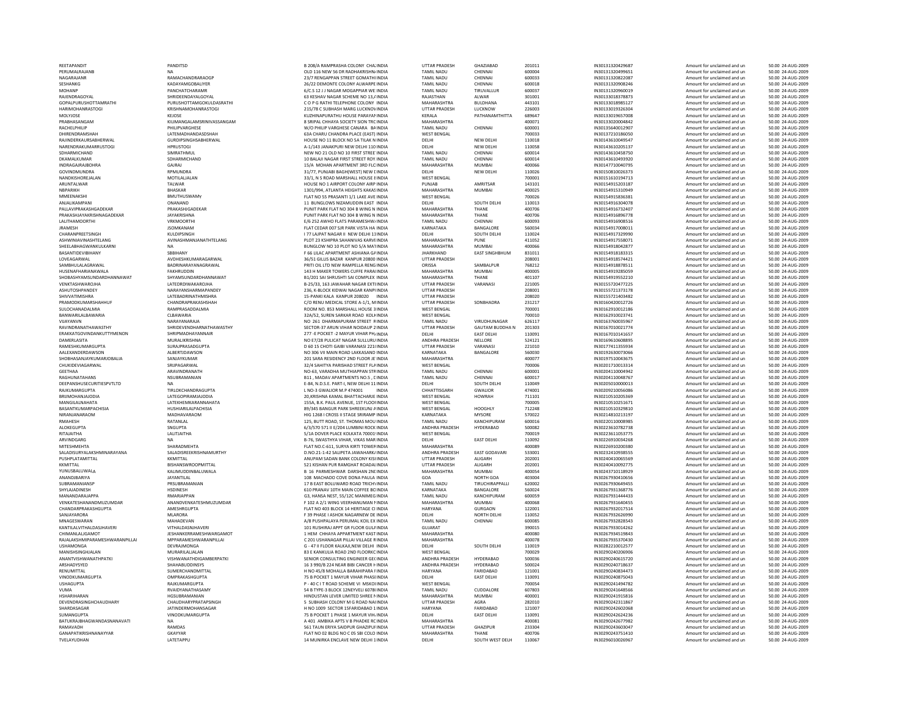| | | | | | | | | | | |
|---|---|---|---|---|---|---|---|---|---|---|
| REETAPANDIT | PANDITSD | B 208/A RAMPRASHA COLONY CHA INDIA | INDIA | UTTAR PRADESH | GHAZIABAD | 201011 | IN30131320429687 | Amount for unclaimed and un | 50.00 | 24-AUG-2009 |
| PERUMALRAJANB | NA | OLD 116 NEW 56 DR RADHAKRISHN INDIA | INDIA | TAMIL NADU | CHENNAI | 600004 | IN30131320499651 | Amount for unclaimed and un | 50.00 | 24-AUG-2009 |
| NAGARAJANR | RAMACHANDRARAOGP | 23/7 RENGAPPAN STREET GOMATHI INDIA | INDIA | TAMIL NADU | CHENNAI | 600033 | IN30131320822087 | Amount for unclaimed and un | 50.00 | 24-AUG-2009 |
| SESHANKG | KADAYAMGOBALIYER | 26/22 DEMONTE COLONY ALWARPE INDIA | INDIA | TAMIL NADU | CHENNAI | 600018 | IN30131320908246 | Amount for unclaimed and un | 50.00 | 24-AUG-2009 |
| MOHANP | PANCHATCHARAMR | 6/C.S 12 J J NAGAR MOGAPPIAR WE INDIA | INDIA | TAMIL NADU | TIRUVALLUR | 600037 | IN30131320960019 | Amount for unclaimed and un | 50.00 | 24-AUG-2009 |
| RAJENDRAGOYAL | SHRIDEENDAYALGOYAL | 63 KESHAV NAGAR SCHEME NO 13,A INDIA | INDIA | RAJASTHAN | ALWAR | 301001 | IN30133018378873 | Amount for unclaimed and un | 50.00 | 24-AUG-2009 |
| GOPALPURUSHOTTAMRATHI | PURUSHOTTAMGOKULDASRATHI | C O P G RATHI TELEPHONE COLONY INDIA | INDIA | MAHARASHTRA | BULDHANA | 443101 | IN30133018985127 | Amount for unclaimed and un | 50.00 | 24-AUG-2009 |
| HARIMOHANRASTOGI | KRISHNAMOHANRASTOGI | 215/78 C SUBHASH MARG LUCKNOV INDIA | INDIA | UTTAR PRADESH | LUCKNOW | 226003 | IN30133019326304 | Amount for unclaimed and un | 50.00 | 24-AUG-2009 |
| MOLYJOSE | KEJOSE | KUZHINAPURATHU HOUSE PARAYAN INDIA | INDIA | KERALA | PATHANAMTHITTA | 689647 | IN30133019657008 | Amount for unclaimed and un | 50.00 | 24-AUG-2009 |
| PRABHASANGAM | KILIMANGALAMSRINIVASSANGAM | 8 SRIPAL CHHAYA SOCIETY SION TRC INDIA | INDIA | MAHARASHTRA | | 400071 | IN30133020004842 | Amount for unclaimed and un | 50.00 | 24-AUG-2009 |
| RACHELPHILIP | PHILIPVARGHESE | W/O PHILIP VARGHESE CANARA BA INDIA | INDIA | TAMIL NADU | CHENNAI | 600001 | IN30135640012907 | Amount for unclaimed and un | 50.00 | 24-AUG-2009 |
| DHIRENDRAMSHAH | LATEMADHANDASDSHAH | 63A CHARU CHANDRA PLACE (EAST) INDIA | INDIA | WEST BENGAL | | 700033 | IN30137210186050 | Amount for unclaimed and un | 50.00 | 24-AUG-2009 |
| RAJINDERKAURSABHERWAL | GURDIPSINGHSABHERWAL | HOUSE NO 11 BLOCK NO 5A TILAK N INDIA | INDIA | DELHI | NEW DELHI | 110018 | IN30143610049547 | Amount for unclaimed and un | 50.00 | 24-AUG-2009 |
| NARENDRAKUMARRUSTOGI | HPRUSTOGI | A-1/143 JANAKPURI NEW DELHI 110 INDIA | INDIA | DELHI | NEW DELHI | 110058 | IN30143610205137 | Amount for unclaimed and un | 50.00 | 24-AUG-2009 |
| SDHARMICHAND | SIMRATHMUL | NEW NO 21 OLD NO 10 FIRST STREE INDIA | INDIA | TAMIL NADU | CHENNAI | 600014 | IN30143610458750 | Amount for unclaimed and un | 50.00 | 24-AUG-2009 |
| DKAMALKUMAR | SDHARMICHAND | 10 BALAJI NAGAR FIRST STREET ROY INDIA | INDIA | TAMIL NADU | CHENNAI | 600014 | IN30143610493920 | Amount for unclaimed and un | 50.00 | 24-AUG-2009 |
| INDRAGAJRAJBOHRA | GAJRAJ | 15/A MOHAN APARTMENT 3RD FLC INDIA | INDIA | MAHARASHTRA | MUMBAI | 400066 | IN30147710040795 | Amount for unclaimed and un | 50.00 | 24-AUG-2009 |
| GOVINDMUNDRA | RPMUNDRA | 31/77, PUNJABI BAGH(WEST) NEW E INDIA | INDIA | DELHI | NEW DELHI | 110026 | IN30150810026373 | Amount for unclaimed and un | 50.00 | 24-AUG-2009 |
| NANDKISHOREJALAN | MOTILALJALAN | 33/1, N S ROAD MARSHALL HOUSE 8 INDIA | INDIA | WEST BENGAL | | 700001 | IN30151610194713 | Amount for unclaimed and un | 50.00 | 24-AUG-2009 |
| ARUNTALWAR | TALWAR | HOUSE NO 1 AIRPORT COLONY AIRP INDIA | INDIA | PUNJAB | AMRITSAR | 143101 | IN30154915203187 | Amount for unclaimed and un | 50.00 | 24-AUG-2009 |
| NBPARIKH | BHASKAR | 1301/994, ATLANTA HEIGHTS KAKAS INDIA | INDIA | MAHARASHTRA | MUMBAI | 400025 | IN30154915310949 | Amount for unclaimed and un | 50.00 | 24-AUG-2009 |
| MMEENAKSHI | BMUTHUSWAMY | FLAT NO 55 PRASANTI 1/1 LAKE AVE INDIA | INDIA | WEST BENGAL | | 700026 | IN30154915836381 | Amount for unclaimed and un | 50.00 | 24-AUG-2009 |
| ANJALIKAMPANI | ONANAND | 11 BUNGLOWS NIZAMUDDIN EAST INDIA | INDIA | DELHI | SOUTH DELHI | 110013 | IN30154916304078 | Amount for unclaimed and un | 50.00 | 24-AUG-2009 |
| PALLAVIPRAKASHGADEKAR | PRAKASHGADEKAR | PUNIT PARK FLAT NO 304 B WING N INDIA | INDIA | MAHARASHTRA | THANE | 400706 | IN30154916732407 | Amount for unclaimed and un | 50.00 | 24-AUG-2009 |
| PRAKASHJAYAKRISHNAGADEKAR | JAYAKRISHNA | PUNIT PARK FLAT NO 304 B WING N INDIA | INDIA | MAHARASHTRA | THANE | 400706 | IN30154916896778 | Amount for unclaimed and un | 50.00 | 24-AUG-2009 |
| LALITHAMOORTHI | VRKMOORTHI | E/6 252 AWHO FLATS PARAMESHW INDIA | INDIA | TAMIL NADU | CHENNAI | 600093 | IN30154916908516 | Amount for unclaimed and un | 50.00 | 24-AUG-2009 |
| JRAMESH | JSOMKANAM | FLAT CEDAR 007 SJR PARK VISTA HA INDIA | INDIA | KARNATAKA | BANGALORE | 560034 | IN30154917008011 | Amount for unclaimed and un | 50.00 | 24-AUG-2009 |
| CHARANPREETSINGH | KULDIPSINGH | I 77 LAJPAT NAGAR II NEW DELHI 11 INDIA | INDIA | DELHI | SOUTH DELHI | 110024 | IN30154917329990 | Amount for unclaimed and un | 50.00 | 24-AUG-2009 |
| ASHWINIAVINASHTELANG | AVINASHMANJANATHTELANG | PLOT 23 KSHIPRA SAHANIVAS KARVE INDIA | INDIA | MAHARASHTRA | PUNE | 411052 | IN30154917558071 | Amount for unclaimed and un | 50.00 | 24-AUG-2009 |
| SHEELABHAGWANKULKARNI | NA | BUNGLOW NO 10 PLOT NO 5/A MAH INDIA | INDIA | MAHARASHTRA | MUMBAI | 400066 | IN30154918042877 | Amount for unclaimed and un | 50.00 | 24-AUG-2009 |
| BASANTIDEVIBIHANY | SBBIHANY | F 66 LILAC APARTMENT ASHIANA GA INDIA | INDIA | JHARKHAND | EAST SINGHBHUM | 831011 | IN30154918183315 | Amount for unclaimed and un | 50.00 | 24-AUG-2009 |
| LOVEAGARWAL | AVDHESHKUMARAGARWAL | 36/51 GILLIS BAZAR KANPUR 20800 INDIA | INDIA | UTTAR PRADESH | | 208001 | IN30154918574421 | Amount for unclaimed and un | 50.00 | 24-AUG-2009 |
| SAMBHULALAGRAWAL | BADRINARAYANAGRAWAL | PRITI OIL LTD NEW RAMPELLA RENG INDIA | INDIA | ORISSA | SAMBALPUR | 768212 | IN30154918878511 | Amount for unclaimed and un | 50.00 | 24-AUG-2009 |
| HUSENAFHARIANAWALA | FAKHRUDDIN | 143 H MAKER TOWERS CUFFE PARA INDIA | INDIA | MAHARASHTRA | MUMBAI | 400005 | IN30154919285059 | Amount for unclaimed and un | 50.00 | 24-AUG-2009 |
| SHOBASHYAMSUNDARDHANNAWAT | SHYAMSUNDARDHANNAWAT | B1/201 SAI SHRUSHTI SAI COMPLEX INDIA | INDIA | MAHARASHTRA | THANE | 401107 | IN30154919552210 | Amount for unclaimed and un | 50.00 | 24-AUG-2009 |
| VENKTASHWAROJHA | LATEDRDIWAKAROJHA | B-25/33, 163 JAWAHAR NAGAR EXT INDIA | INDIA | UTTAR PRADESH | VARANASI | 221005 | IN30155720477225 | Amount for unclaimed and un | 50.00 | 24-AUG-2009 |
| ASHUTOSHPANDEY | NARAYANSHARMAPANDEY | 236, K-BLOCK KIDWAI NAGAR KANP INDIA | INDIA | UTTAR PRADESH | | 208001 | IN30155721373178 | Amount for unclaimed and un | 50.00 | 24-AUG-2009 |
| SHIVVATIMISHRA | LATEBADRINATHMISHRA | 15-PANKI KALA KANPUR 208020 | INDIA | UTTAR PRADESH | | 208020 | IN30155721403482 | Amount for unclaimed and un | 50.00 | 24-AUG-2009 |
| PRAMODKUMARSHAHHUF | CHANDRAPRAKASHSHAH | C/O RENU MEDICAL STORE A-1/1, M INDIA | INDIA | UTTAR PRADESH | SONBHADRA | 231217 | IN30160420012726 | Amount for unclaimed and un | 50.00 | 24-AUG-2009 |
| SULOCHANADALMIA | RAMPRASADDALMIA | ROOM NO. 853 MARSHALL HOUSE 3 INDIA | INDIA | WEST BENGAL | | 700001 | IN30162910012186 | Amount for unclaimed and un | 50.00 | 24-AUG-2009 |
| BANWARILALBAWARIA | CLBAWARIA | 32A/52, SUREN SARKAR ROAD KOLK INDIA | INDIA | WEST BENGAL | | 700010 | IN30162910023741 | Amount for unclaimed and un | 50.00 | 24-AUG-2009 |
| VIJAYANVN | NARAYANARAJA | NO 261 DHARMAPURAM STREET R INDIA | INDIA | TAMIL NADU | VIRUDHUNAGAR | 626117 | IN30163760035967 | Amount for unclaimed and un | 50.00 | 24-AUG-2009 |
| RAVINDRANATHAWASTHY | SHRIDEVENDHARNATHAWASTHY | SECTOR-37 ARUN VIHAR NOIDAUP 2 INDIA | INDIA | UTTAR PRADESH | GAUTAM BUDDHA N | 201303 | IN30167010021774 | Amount for unclaimed and un | 50.00 | 24-AUG-2009 |
| ERAKKATGOVINDANKUTTYMENON | SHRIPMADHAYANNAIR | 277 -E POCKET -2 MAYUR VIHAR PH INDIA | INDIA | DELHI | EAST DELHI | 110091 | IN30167010141657 | Amount for unclaimed and un | 50.00 | 24-AUG-2009 |
| DAMERLASITA | MURALIKRISHNA | NO E7/28 PULICAT NAGAR SULLURU INDIA | INDIA | ANDHRA PRADESH | NELLORE | 524121 | IN30169610608895 | Amount for unclaimed and un | 50.00 | 24-AUG-2009 |
| RAMESHKUMARGUPTA | SURAJPRASADGUPTA | D 60 15 CHOTI GAIBI VARANASI 221 INDIA | INDIA | UTTAR PRADESH | VARANASI | 221010 | IN30177411355934 | Amount for unclaimed and un | 50.00 | 24-AUG-2009 |
| AALEXANDERDAWSON | ALBERTJDAWSON | NO 306 VII MAIN ROAD LAKKASAND INDIA | INDIA | KARNATAKA | BANGALORE | 560030 | IN30192630073066 | Amount for unclaimed and un | 50.00 | 24-AUG-2009 |
| SHOBHASANJAYKUMARJOBALIA | SANJAYKUMAR | 201 SARA RESIDENCY 2ND FLOOR JE INDIA | INDIA | MAHARASHTRA | | 400077 | IN30197510043675 | Amount for unclaimed and un | 50.00 | 24-AUG-2009 |
| CHUKIDEVIAGARWAL | SRIJPAGARWAL | 32/4 SAHITYA PARISHAD STREET FLA INDIA | INDIA | WEST BENGAL | | 700006 | IN30201710013314 | Amount for unclaimed and un | 50.00 | 24-AUG-2009 |
| GEETHAA | ARAVINDRANATH | NO-63, VARADHA MUTHIAPPAN STR INDIA | INDIA | TAMIL NADU | CHENNAI | 600001 | IN30204110004942 | Amount for unclaimed and un | 50.00 | 24-AUG-2009 |
| RAGHUNATAHANS | NSUBRAMANIAN | B11 , MADAV APARTMENTS NO.5 , C INDIA | INDIA | TAMIL NADU | CHENNAI | 600017 | IN30204110048767 | Amount for unclaimed and un | 50.00 | 24-AUG-2009 |
| DEEPANSHUSECURITIESPVTLTD | NA | E-84, N.D.S.E. PART-I, NEW DELHI 11 INDIA | INDIA | DELHI | SOUTH DELHI | 110049 | IN30205010000013 | Amount for unclaimed and un | 50.00 | 24-AUG-2009 |
| RAJKUMARGUPTA | TIRLOKCHANDRAGUPTA | L NO-3 GWALIOR M.P 474001 | INDIA | CHHATTISGARH | GWALIOR | 474001 | IN30209210056086 | Amount for unclaimed and un | 50.00 | 24-AUG-2009 |
| BRIJMOHANJAJODIA | LATEGOPIRAMJAJODIA | 20,KRISHNA KAMAL BHATTACHARJE INDIA | INDIA | WEST BENGAL | HOWRAH | 711101 | IN30210510205369 | Amount for unclaimed and un | 50.00 | 24-AUG-2009 |
| MANGILALNAHATA | LATEKHEMKARANNAHATA | 155A, B.K. PAUL AVENUE, 1ST FLOOI INDIA | INDIA | WEST BENGAL | | 700005 | IN30210510251671 | Amount for unclaimed and un | 50.00 | 24-AUG-2009 |
| BASANTKUMARPACHISIA | HUSHIARILALPACHISIA | 89/345 BANGUR PARK SHREEKUNJ A INDIA | INDIA | WEST BENGAL | HOOGHLY | 712248 | IN30210510329810 | Amount for unclaimed and un | 50.00 | 24-AUG-2009 |
| NIRANJANARAOM | MADHAVARAOM | HIG 1268 I CROSS II STAGE SRIRAMP INDIA | INDIA | KARNATAKA | MYSORE | 570022 | IN30214810213197 | Amount for unclaimed and un | 50.00 | 24-AUG-2009 |
| RMAHESH | RATANLAL | 125, BUTT ROAD, ST. THOMAS MOU INDIA | INDIA | TAMIL NADU | KANCHIPURAM | 600016 | IN30220110008985 | Amount for unclaimed and un | 50.00 | 24-AUG-2009 |
| ALOKEGUPTA | SNGUPTA | 6/3/570 573 II E/204 LUMBINI ROCK INDIA | INDIA | ANDHRA PRADESH | HYDERABAD | 500082 | IN30223610782738 | Amount for unclaimed and un | 50.00 | 24-AUG-2009 |
| RITALAITHA | LALITJAITHA | 5/1A DOVER PLACE KOLKATA 70001 INDIA | INDIA | WEST BENGAL | | 700019 | IN30223611053775 | Amount for unclaimed and un | 50.00 | 24-AUG-2009 |
| ARVINDGARG | NA | B-76, SWASTHYA VIHAR, VIKAS MAR INDIA | INDIA | DELHI | EAST DELHI | 110092 | IN30226910034268 | Amount for unclaimed and un | 50.00 | 24-AUG-2009 |
| MITESHMEHTA | SHARADMEHTA | FLAT NO.C-611, SURYA KIRTI TOWER INDIA | INDIA | MAHARASHTRA | | 400089 | IN30226910200380 | Amount for unclaimed and un | 50.00 | 24-AUG-2009 |
| SALADISURYALAKSHMINARAYANA | SALADISREEKRISHNAMURTHY | D.NO.21-1-42 SALIPETA JAWAHARK INDIA | INDIA | ANDHRA PRADESH | EAST GODAVARI | 533001 | IN30232410938555 | Amount for unclaimed and un | 50.00 | 24-AUG-2009 |
| PUSHPLATAMITTAL | KKMITTAL | ANUPAM SADAN BANK COLONY KISI INDIA | INDIA | UTTAR PRADESH | ALIGARH | 202001 | IN30240410065569 | Amount for unclaimed and un | 50.00 | 24-AUG-2009 |
| KKMITTAL | BISHANSWROOPMITTAL | 521 KISHAN PUR RAMGHAT ROADAL INDIA | INDIA | UTTAR PRADESH | ALIGARH | 202001 | IN30240410092775 | Amount for unclaimed and un | 50.00 | 24-AUG-2009 |
| YUNUSBALUWALA | KALIMUDDINBALUWALA | B 16 PARMESHWAR DARSHAN 2N INDIA | INDIA | MAHARASHTRA | MUMBAI | 400054 | IN30243710118929 | Amount for unclaimed and un | 50.00 | 24-AUG-2009 |
| ANANDIBARIYA | ANANTILAL | 108 MACHADO COVE DONA PAULA INDIA | INDIA | GOA | NORTH GOA | 403004 | IN30267930410656 | Amount for unclaimed and un | 50.00 | 24-AUG-2009 |
| SUBRAMANIANSP | PRSUBRAMANIAN | 17 B EAST BOLUWARD ROAD TRICH INDIA | INDIA | TAMIL NADU | TIRUCHIRAPPALLI | 620002 | IN30267930649455 | Amount for unclaimed and un | 50.00 | 24-AUG-2009 |
| SHYLAJADINESH | HSDINESH | 610 PRANAV 10TH MAIN COFFEE BO INDIA | INDIA | KARNATAKA | BANGALORE | 560024 | IN30267931368776 | Amount for unclaimed and un | 50.00 | 24-AUG-2009 |
| MANANDARAJAPPA | RMARIAPPAN | G3, HANSA NEST, 55/12C MANIME( INDIA | INDIA | TAMIL NADU | KANCHIPURAM | 600059 | IN30267931444433 | Amount for unclaimed and un | 50.00 | 24-AUG-2009 |
| VENKATESHANANDMUZUMDAR | ANANDVENKATESHMUZUMDAR | F 102 A 2/1 WING VEERHANUMAN N INDIA | INDIA | MAHARASHTRA | MUMBAI | 400068 | IN30267931640455 | Amount for unclaimed and un | 50.00 | 24-AUG-2009 |
| CHANDARPRAKASHGUPTA | AMESHRGUPTA | FLAT NO 403 BLOCK 14 HERITAGE CI INDIA | INDIA | HARYANA | GURGAON | 122001 | IN30267932017514 | Amount for unclaimed and un | 50.00 | 24-AUG-2009 |
| SANJAYARORA | MLARORA | F 39 PHASE I ASHOK NAGARNEW DE INDIA | INDIA | DELHI | NORTH DELHI | 110052 | IN30267932626990 | Amount for unclaimed and un | 50.00 | 24-AUG-2009 |
| MNAGESWARAN | MAHADEVAN | A/8 PUSHPALAYA PERUMAL KOIL EX INDIA | INDIA | TAMIL NADU | CHENNAI | 600085 | IN30267932828543 | Amount for unclaimed and un | 50.00 | 24-AUG-2009 |
| KANTILALVITHALDASJHAVERI | VITHALDASNJHAVERI | 101 RUSHIRAJ APPT GR FLOOR GULA INDIA | INDIA | GUJARAT | | 390015 | IN30267933014262 | Amount for unclaimed and un | 50.00 | 24-AUG-2009 |
| CHIMANLALJGAMOT | JESHANKERRAMESHWARGAMOT | 1 HEM CHHAYA APPARTMENT KAST INDIA | INDIA | MAHARASHTRA | | 400080 | IN30267934519843 | Amount for unclaimed and un | 50.00 | 24-AUG-2009 |
| RAJALAKSHMIPARAMESHWARANPILLAI | MPPARAMESHWARANPILLAI | C 201 USHANAGAR PILLAI VILLAGE R INDIA | INDIA | MAHARASHTRA | | 400078 | IN30267935370430 | Amount for unclaimed and un | 50.00 | 24-AUG-2009 |
| USHAMONGA | DEVRAJMONGA | G - 47 II FLOOR KALKAJI,NEW DELHI INDIA | INDIA | DELHI | SOUTH DELHI | 110019 | IN30282210012577 | Amount for unclaimed and un | 50.00 | 24-AUG-2009 |
| MANISHSINGHJALAN | MURARILALJALAN | 83 E KANKULIA ROAD 2ND FLOORKC INDIA | INDIA | WEST BENGAL | | 700029 | IN30290240206906 | Amount for unclaimed and un | 50.00 | 24-AUG-2009 |
| ANANTVISHWANATHPATKI | VISHWANATHDIGAMBERPATKI | SENIOR CONSULTING ENGINEER GE( INDIA | INDIA | ANDHRA PRADESH | HYDERABAD | 500036 | IN30290240615720 | Amount for unclaimed and un | 50.00 | 24-AUG-2009 |
| ARSHADYSYED | SHAHABUDDINSYS | 16 3 990/B 224 NEAR BIBI CANCER H INDIA | INDIA | ANDHRA PRADESH | HYDERABAD | 500024 | IN30290240718637 | Amount for unclaimed and un | 50.00 | 24-AUG-2009 |
| RENUMITTAL | SUMERCHANDMITTAL | H NO 45/8 MOHALLA BARAHIPARA F INDIA | INDIA | HARYANA | FARIDABAD | 121001 | IN30290240834473 | Amount for unclaimed and un | 50.00 | 24-AUG-2009 |
| VINODKUMARGUPTA | OMPRAKASHGUPTA | 75 B POCKET 1 MAYUR VIHAR PHASI INDIA | INDIA | DELHI | EAST DELHI | 110091 | IN30290240875043 | Amount for unclaimed and un | 50.00 | 24-AUG-2009 |
| USHAGUPTA | RAJKUMARGUPTA | P - 40 C I T ROAD SCHEME VI MSKOI INDIA | INDIA | WEST BENGAL | | 700054 | IN30290241494782 | Amount for unclaimed and un | 50.00 | 24-AUG-2009 |
| VUMA | RVAIDYANATHASAMY | 54 B TYPE-3 BLOCK 12NEYVELI 6078 INDIA | INDIA | TAMIL NADU | CUDDALORE | 607803 | IN30290241648566 | Amount for unclaimed and un | 50.00 | 24-AUG-2009 |
| HSHARIHARAN | HGSUBRAMANIAN | HINDUSTAN LEVER LIMITED SHREE N INDIA | INDIA | MAHARASHTRA | MUMBAI | 400001 | IN30290241915816 | Amount for unclaimed and un | 50.00 | 24-AUG-2009 |
| DEVENDRASINGHCHAUDHARY | CHAUDHARYPRATAPSINGH | 5 SUBHASH COLONY M G ROAD NA INDIA | INDIA | UTTAR PRADESH | AGRA | 282010 | IN30290242311867 | Amount for unclaimed and un | 50.00 | 24-AUG-2009 |
| SHARDASAGAR | JATINDERMOHANSAGAR | H NO 1009 SECTOR 15FARIDABAD 1 INDIA | INDIA | HARYANA | FARIDABAD | 121007 | IN30290242602068 | Amount for unclaimed and un | 50.00 | 24-AUG-2009 |
| SUMANGUPTA | VINODKUMARGUPTA | 75 B POCKET 1 PHASE 1 MAYUR VIH INDIA | INDIA | DELHI | EAST DELHI | 110091 | IN30290242624236 | Amount for unclaimed and un | 50.00 | 24-AUG-2009 |
| BATUKRAJBHAGWANDASNANAVATI | NA | A 401 AMBIKA APTS V B PHADKE RC INDIA | INDIA | MAHARASHTRA | | 400081 | IN30290242677982 | Amount for unclaimed and un | 50.00 | 24-AUG-2009 |
| RAMAVADH | RAMDAS | 561 TAUN ERIYA SAIDPUR GHAZIPUI INDIA | INDIA | UTTAR PRADESH | GHAZIPUR | 233304 | IN30290243603047 | Amount for unclaimed and un | 50.00 | 24-AUG-2009 |
| GANAPATIKRISHNANAYYAR | GKAYYAR | FLAT NO 02 BLDG NO C 05 SBI COLO INDIA | INDIA | MAHARASHTRA | THANE | 400706 | IN30290243751410 | Amount for unclaimed and un | 50.00 | 24-AUG-2009 |
| TVELAYUDHAN | LATETAPPU | 14 MUNIRKA ENCLAVE NEW DELHI 1 INDIA | INDIA | DELHI | SOUTH WEST DELH | 110067 | IN30296010026967 | Amount for unclaimed and un | 50.00 | 24-AUG-2009 |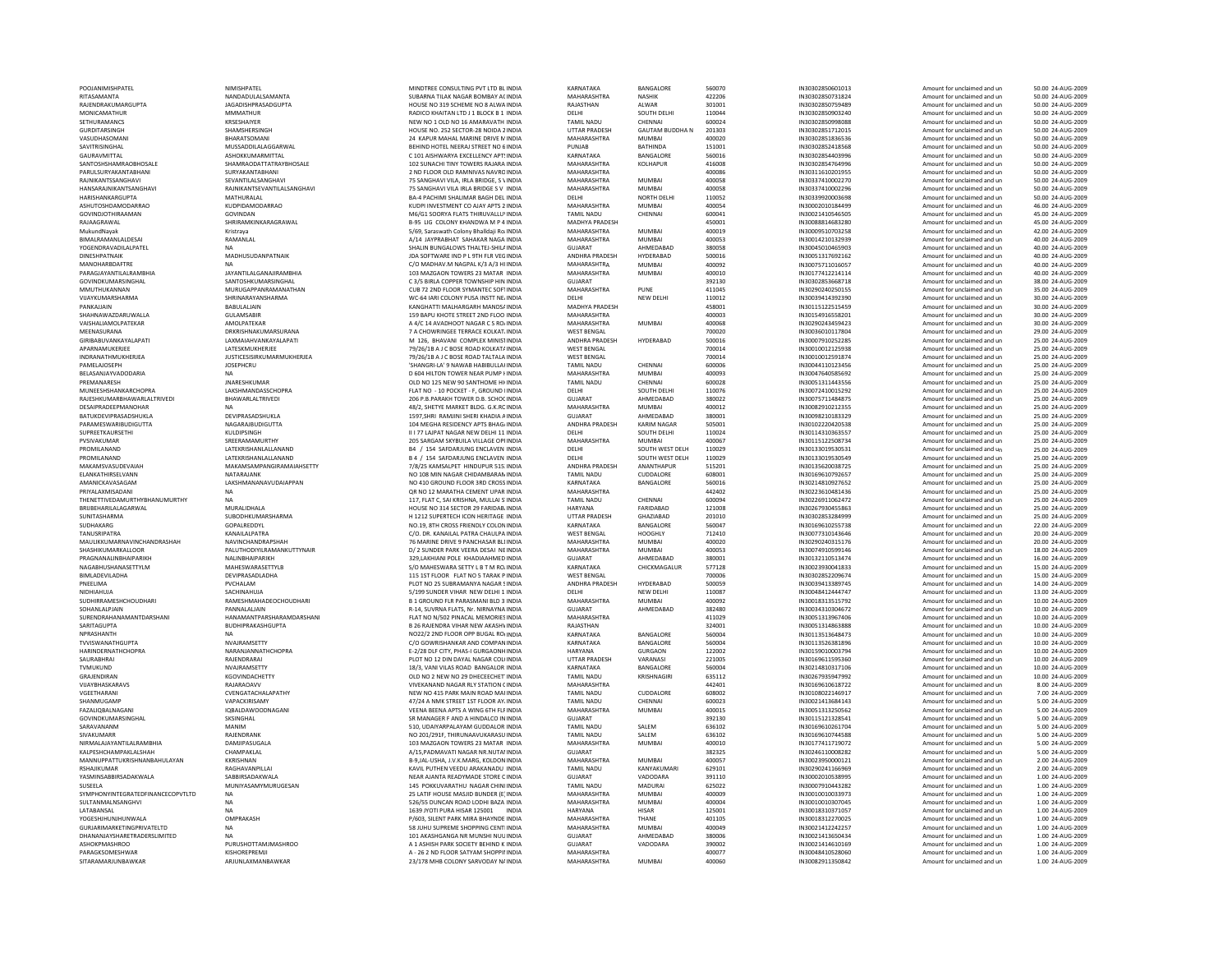| | | | | | | | | | | |
|---|---|---|---|---|---|---|---|---|---|---|
| POOJANIMISHPATEL | NIMISHPATEL | MINDTREE CONSULTING PVT LTD BL INDIA | KARNATAKA | BANGALORE | 560070 | IN30302850601013 | Amount for unclaimed and un | 50.00 | 24-AUG-2009 |
| RITASAMANTA | NANDADULALSAMANTA | SUBARNA TILAK NAGAR BOMBAY AC INDIA | MAHARASHTRA | NASHIK | 422206 | IN30302850731824 | Amount for unclaimed and un | 50.00 | 24-AUG-2009 |
| RAJENDRAKUMARGUPTA | JAGADISHPRASADGUPTA | HOUSE NO 319 SCHEME NO 8 ALWA INDIA | RAJASTHAN | ALWAR | 301001 | IN30302850759489 | Amount for unclaimed and un | 50.00 | 24-AUG-2009 |
| MONICAMATHUR | MMMATHUR | RADICO KHAITAN LTD J 1 BLOCK B 1 INDIA | DELHI | SOUTH DELHI | 110044 | IN30302850903240 | Amount for unclaimed and un | 50.00 | 24-AUG-2009 |
| SETHURAMANCS | KRSESHAIYER | NEW NO 1 OLD NO 16 AMARAVATH INDIA | TAMIL NADU | CHENNAI | 600024 | IN30302850998088 | Amount for unclaimed and un | 50.00 | 24-AUG-2009 |
| GURDITARSINGH | SHAMSHERSINGH | HOUSE NO. 252 SECTOR-28 NOIDA 2 INDIA | UTTAR PRADESH | GAUTAM BUDDHA N | 201303 | IN30302851712015 | Amount for unclaimed and un | 50.00 | 24-AUG-2009 |
| VASUDHASOMANI | BHARATSOMANI | 24 KAPUR MAHAL MARINE DRIVE M INDIA | MAHARASHTRA | MUMBAI | 400020 | IN30302851836536 | Amount for unclaimed and un | 50.00 | 24-AUG-2009 |
| SAVITRISINGHAL | MUSSADDILALAGGARWAL | BEHIND HOTEL NEERAJ STREET NO 6 INDIA | PUNJAB | BATHINDA | 151001 | IN30302852418568 | Amount for unclaimed and un | 50.00 | 24-AUG-2009 |
| GAURAVMITTAL | ASHOKKUMARMITTAL | C 101 AISHWARYA EXCELLENCY APT! INDIA | KARNATAKA | BANGALORE | 560016 | IN30302854403996 | Amount for unclaimed and un | 50.00 | 24-AUG-2009 |
| SANTOSHSHAMRAOBHOSALE | SHAMRAODATTATRAYBHOSALE | 102 SUNACHI TINY TOWERS RAJARA INDIA | MAHARASHTRA | KOLHAPUR | 416008 | IN30302854764996 | Amount for unclaimed and un | 50.00 | 24-AUG-2009 |
| PARULSURYAKANTABHANI | SURYAKANTABHANI | 2 ND FLOOR OLD RAMNIVAS NAVRO INDIA | MAHARASHTRA | | 400086 | IN30311610201955 | Amount for unclaimed and un | 50.00 | 24-AUG-2009 |
| RAJNIKANTSSANGHAVI | SEVANTILALSANGHAVI | 75 SANGHAVI VILA, IRLA BRIDGE, S V INDIA | MAHARASHTRA | MUMBAI | 400058 | IN30337410002270 | Amount for unclaimed and un | 50.00 | 24-AUG-2009 |
| HANSARAJNIKANTSANGHAVI | RAJNIKANTSEVANTILALSANGHAVI | 75 SANGHAVI VILA IRLA BRIDGE S V INDIA | MAHARASHTRA | MUMBAI | 400058 | IN30337410002296 | Amount for unclaimed and un | 50.00 | 24-AUG-2009 |
| HARISHANKARGUPTA | MATHURALAL | BA-4 PACHIMI SHALIMAR BAGH DEL INDIA | DELHI | NORTH DELHI | 110052 | IN30339920003698 | Amount for unclaimed and un | 50.00 | 24-AUG-2009 |
| ASHUTOSHDAMODARRAO | KUDPIDAMODARRAO | KUDPI INVESTMENT CO AJAY APTS 2 INDIA | MAHARASHTRA | MUMBAI | 400054 | IN30002010184499 | Amount for unclaimed and un | 46.00 | 24-AUG-2009 |
| GOVINDJOTHIRAAMAN | GOVINDAN | M6/G1 SOORYA FLATS THIRUVALLU INDIA | TAMIL NADU | CHENNAI | 600041 | IN30021410546505 | Amount for unclaimed and un | 45.00 | 24-AUG-2009 |
| RAJAAGRAWAL | SHRIRAMKINKARAGRAWAL | B-95 LIG COLONY KHANDWA M P 4 INDIA | MADHYA PRADESH | | 450001 | IN30088814683280 | Amount for unclaimed and un | 45.00 | 24-AUG-2009 |
| MukundNayak | Kristraya | 5/69, Saraswath Colony Bhalldaji Ro INDIA | MAHARASHTRA | MUMBAI | 400019 | IN30009510703258 | Amount for unclaimed and un | 42.00 | 24-AUG-2009 |
| BIMALRAMANLALDESAI | RAMANLAL | A/14 JAYPRABHAT SAHAKAR NAGA INDIA | MAHARASHTRA | MUMBAI | 400053 | IN30014210132939 | Amount for unclaimed and un | 40.00 | 24-AUG-2009 |
| YOGENDRAVADILALPATEL | NA | SHALIN BUNGALOWS THALTEJ-SHILA INDIA | GUJARAT | AHMEDABAD | 380058 | IN30045010465903 | Amount for unclaimed and un | 40.00 | 24-AUG-2009 |
| DINESHPATNAIK | MADHUSUDANPATNAIK | JDA SOFTWARE IND P L 9TH FLR VEG INDIA | ANDHRA PRADESH | HYDERABAD | 500016 | IN30051317692162 | Amount for unclaimed and un | 40.00 | 24-AUG-2009 |
| MANOHARBOAFFRE | NA | C/O MADHAV.M NAGPAL K/3 A/3 H INDIA | MAHARASHTRA | MUMBAI | 400092 | IN30075711016057 | Amount for unclaimed and un | 40.00 | 24-AUG-2009 |
| PARAGJAYANTILALRAMBHIA | JAYANTILALGANAJIRAMBHIA | 103 MAZGAON TOWERS 23 MATAR INDIA | MAHARASHTRA | MUMBAI | 400010 | IN30177412214114 | Amount for unclaimed and un | 40.00 | 24-AUG-2009 |
| GOVINDKUMARSINGHAL | SANTOSHKUMARSINGHAL | C 3/5 BIRLA COPPER TOWNSHIP HIN INDIA | GUJARAT | | 392130 | IN30302853668718 | Amount for unclaimed and un | 38.00 | 24-AUG-2009 |
| MMUTHUKANNAN | MURUGAPPANRAMANATHAN | CUB 72 2ND FLOOR SYMANTEC SOF! INDIA | MAHARASHTRA | PUNE | 411045 | IN30290240250155 | Amount for unclaimed and un | 35.00 | 24-AUG-2009 |
| VIJAYKUMARSHARMA | SHRINARAYANSHARMA | WC-64 IARI COLONY PUSA INSTT NE INDIA | DELHI | NEW DELHI | 110012 | IN30039414392390 | Amount for unclaimed and un | 30.00 | 24-AUG-2009 |
| PANKAJJAIN | BABULALJAIN | KANGHATTI MALHARGARH MANDS/ INDIA | MADHYA PRADESH | | 458001 | IN30115122515459 | Amount for unclaimed and un | 30.00 | 24-AUG-2009 |
| SHAHNAWAZDARUWALLA | GULAMSABIR | 159 BAPU KHOTE STREET 2ND FLOO INDIA | MAHARASHTRA | | 400003 | IN30154916558201 | Amount for unclaimed and un | 30.00 | 24-AUG-2009 |
| VAISHALIAMOLPATEKAR | AMOLPATEKAR | A 4/C 14 AVADHOOT NAGAR C S RO. INDIA | MAHARASHTRA | MUMBAI | 400068 | IN30290243459423 | Amount for unclaimed and un | 30.00 | 24-AUG-2009 |
| MEENASURANA | DRKRISHNAKUMARSURANA | 7 A CHOWRINGEE TERRACE KOLKAT. INDIA | WEST BENGAL | | 700020 | IN30036010117804 | Amount for unclaimed and un | 29.00 | 24-AUG-2009 |
| GIRIBABUVANKAYALAPATI | LAXMAIAHVANKAYALAPATI | M 126, BHAVANI COMPLEX MINIST INDIA | ANDHRA PRADESH | HYDERABAD | 500016 | IN30007910252285 | Amount for unclaimed and un | 25.00 | 24-AUG-2009 |
| APARNAMUKERJEE | LATESKMUKHERJEE | 79/26/1B A J C BOSE ROAD KOLKAT/ INDIA | WEST BENGAL | | 700014 | IN30010012125938 | Amount for unclaimed and un | 25.00 | 24-AUG-2009 |
| INDRANATHMUKHERJEA | JUSTICESISIRKUMARMUKHERJEA | 79/26/1B A J C BOSE ROAD TALTALA INDIA | WEST BENGAL | | 700014 | IN30010012591874 | Amount for unclaimed and un | 25.00 | 24-AUG-2009 |
| PAMELAJOSEPH | JOSEPHCRU | 'SHANGRI-LA' 9 NAWAB HABIBULLA INDIA | TAMIL NADU | CHENNAI | 600006 | IN30044110123456 | Amount for unclaimed and un | 25.00 | 24-AUG-2009 |
| BELASANJAYVADODARIA | NA | D 604 HILTON TOWER NEAR PUMP I INDIA | MAHARASHTRA | MUMBAI | 400093 | IN30047640585692 | Amount for unclaimed and un | 25.00 | 24-AUG-2009 |
| PREMANARESH | JNARESHKUMAR | OLD NO 125 NEW 90 SANTHOME HI INDIA | TAMIL NADU | CHENNAI | 600028 | IN30051311443556 | Amount for unclaimed and un | 25.00 | 24-AUG-2009 |
| MUNEESHSHANKARCHOPRA | LAKSHMANDASCHOPRA | FLAT NO - 10 POCKET - F, GROUND I INDIA | DELHI | SOUTH DELHI | 110076 | IN30072410015292 | Amount for unclaimed and un | 25.00 | 24-AUG-2009 |
| RAJESHKUMARBHAWARLALTRIVEDI | BHAWARLALTRIVEDI | 206 P.B.PARAKH TOWER D.B. SCHOC INDIA | GUJARAT | AHMEDABAD | 380022 | IN30075711484875 | Amount for unclaimed and un | 25.00 | 24-AUG-2009 |
| DESAIPRADEEPMANOHAR | NA | 48/2, SHETYE MARKET BLDG. G.K.RC INDIA | MAHARASHTRA | MUMBAI | 400012 | IN30082910212355 | Amount for unclaimed and un | 25.00 | 24-AUG-2009 |
| BATUKDEVIPRASADSHUKLA | DEVIPRASADSHUKLA | 1597,SHRI RAMJINI SHERI KHADIA A INDIA | GUJARAT | AHMEDABAD | 380001 | IN30098210183329 | Amount for unclaimed and un | 25.00 | 24-AUG-2009 |
| PARAMESWARIBUDIGUTTA | NAGARAJBUDIGUTTA | 104 MEGHA RESIDENCY APTS BHAG. INDIA | ANDHRA PRADESH | KARIM NAGAR | 505001 | IN30102220420538 | Amount for unclaimed and un | 25.00 | 24-AUG-2009 |
| SUPREETKAURSETHI | KULDIPSINGH | II I 77 LAJPAT NAGAR NEW DELHI 11 INDIA | DELHI | SOUTH DELHI | 110024 | IN30114310363557 | Amount for unclaimed and un | 25.00 | 24-AUG-2009 |
| PVSIVAKUMAR | SREERAMAMURTHY | 205 SARGAM SKYBUILA VILLAGE OPI INDIA | MAHARASHTRA | MUMBAI | 400067 | IN30115122508734 | Amount for unclaimed and un | 25.00 | 24-AUG-2009 |
| PROMILANAND | LATEKRISHANLALLANAND | B4 / 154 SAFDARJUNG ENCLAVEN INDIA | DELHI | SOUTH WEST DELH | 110029 | IN30133019530531 | Amount for unclaimed and un | 25.00 | 24-AUG-2009 |
| PROMILANAND | LATEKRISHANLALLANAND | B 4 / 154 SAFDARJUNG ENCLAVEN INDIA | DELHI | SOUTH WEST DELH | 110029 | IN30133019530549 | Amount for unclaimed and un | 25.00 | 24-AUG-2009 |
| MAKAMSVASUDEVAIAH | MAKAMSAMPANGIRAMAIAHSETTY | 7/8/25 KAMSALPET HINDUPUR 515 INDIA | ANDHRA PRADESH | ANANTHAPUR | 515201 | IN30135620038725 | Amount for unclaimed and un | 25.00 | 24-AUG-2009 |
| ELANKATHIRSELVANN | NATARAJANK | NO 108 MIN NAGAR CHIDAMBARAN INDIA | TAMIL NADU | CUDDALORE | 608001 | IN30169610792657 | Amount for unclaimed and un | 25.00 | 24-AUG-2009 |
| AMANICKAVASAGAM | LAKSHMANANAVUDAIAPPAN | NO 410 GROUND FLOOR 3RD CROSS INDIA | KARNATAKA | BANGALORE | 560016 | IN30214810927652 | Amount for unclaimed and un | 25.00 | 24-AUG-2009 |
| PRIYALAXMISADANI | NA | QR NO 12 MARATHA CEMENT UPAR INDIA | MAHARASHTRA | | 442402 | IN30223610481436 | Amount for unclaimed and un | 25.00 | 24-AUG-2009 |
| THENETTIVEDAMURTHYBHANUMURTHY | NA | 117, FLAT C, SAI KRISHNA, MULLAI S INDIA | TAMIL NADU | CHENNAI | 600094 | IN30226911062472 | Amount for unclaimed and un | 25.00 | 24-AUG-2009 |
| BRIJBEHARILALAGARWAL | MURALIDHALA | HOUSE NO 314 SECTOR 29 FARIDAB. INDIA | HARYANA | FARIDABAD | 121008 | IN30267930455863 | Amount for unclaimed and un | 25.00 | 24-AUG-2009 |
| SUNITASHARMA | SUBODHKUMARSHARMA | H 1212 SUPERTECH ICON HERITAGE INDIA | UTTAR PRADESH | GHAZIABAD | 201010 | IN30302853284999 | Amount for unclaimed and un | 25.00 | 24-AUG-2009 |
| SUDHAKARG | GOPALREDDYL | NO.19, 8TH CROSS FRIENDLY COLON INDIA | KARNATAKA | BANGALORE | 560047 | IN30169610255738 | Amount for unclaimed and un | 22.00 | 24-AUG-2009 |
| TANUSRIPATRA | KANAILALPATRA | C/O. DR. KANAILAL PATRA CHAULPA INDIA | WEST BENGAL | HOOGHLY | 712410 | IN30077310143646 | Amount for unclaimed and un | 20.00 | 24-AUG-2009 |
| MAULIKKUMARNAVINCHANDRASHAH | NAVINCHANDRAPSHAH | 76 MARINE DRIVE 9 PANCHASAR BL INDIA | MAHARASHTRA | MUMBAI | 400020 | IN30290240315176 | Amount for unclaimed and un | 20.00 | 24-AUG-2009 |
| SHASHIKUMARKALLOOR | PALUTHODIYILRAMANKUTTYNAIR | D/ 2 SUNDER PARK VEERA DESAI NE INDIA | MAHARASHTRA | MUMBAI | 400053 | IN30074910599146 | Amount for unclaimed and un | 18.00 | 24-AUG-2009 |
| PRAGNANALINBHAIPARIKH | NALINBHAIPARIKH | 329,LAKHIANI POLE KHADIAAHMED INDIA | GUJARAT | AHMEDABAD | 380001 | IN30132110513474 | Amount for unclaimed and un | 16.00 | 24-AUG-2009 |
| NAGABHUSHANASETTYLM | MAHESWARASETTYLB | S/O MAHESWARA SETTY L B T M RO. INDIA | KARNATAKA | CHICKMAGALUR | 577128 | IN30023930041833 | Amount for unclaimed and un | 15.00 | 24-AUG-2009 |
| BIMLADEVILADHA | DEVIPRASADLADHA | 115 1ST FLOOR FLAT NO 5 TARAK P INDIA | WEST BENGAL | | 700006 | IN30302852209674 | Amount for unclaimed and un | 15.00 | 24-AUG-2009 |
| PNEELIMA | PVCHALAM | PLOT NO 25 SUBRAMANYA NAGAR S INDIA | ANDHRA PRADESH | HYDERABAD | 500059 | IN30039413389745 | Amount for unclaimed and un | 14.00 | 24-AUG-2009 |
| NIDHIAHUJA | SACHINAHUJA | 5/199 SUNDER VIHAR NEW DELHI 1 INDIA | DELHI | NEW DELHI | 110087 | IN30048412444747 | Amount for unclaimed and un | 13.00 | 24-AUG-2009 |
| SUDHIRRAMESHCHOUDHARI | RAMESHMAHADEOCHOUDHARI | B 1 GROUND FLR PARASMANI BLD 3 INDIA | MAHARASHTRA | MUMBAI | 400092 | IN30018313515792 | Amount for unclaimed and un | 10.00 | 24-AUG-2009 |
| SOHANLALPJAIN | PANNALALJAIN | R-14, SUVRNA FLATS, Nr. NIRNAYNA INDIA | GUJARAT | AHMEDABAD | 382480 | IN30034310304672 | Amount for unclaimed and un | 10.00 | 24-AUG-2009 |
| SURENDRAHANAMANTDARSHANI | HANAMANTPARSHARAMDARSHANI | FLAT NO N/502 PINACAL MEMORIES INDIA | MAHARASHTRA | | 411029 | IN30051313967406 | Amount for unclaimed and un | 10.00 | 24-AUG-2009 |
| SARITAGUPTA | BUDHIPRAKASHGUPTA | B 26 RAJENDRA VIHAR NEW AKASHV INDIA | RAJASTHAN | | 324001 | IN30051314863888 | Amount for unclaimed and un | 10.00 | 24-AUG-2009 |
| NPRASHANTH | NA | NO22/2 2ND FLOOR OPP BUGAL RO. INDIA | KARNATAKA | BANGALORE | 560004 | IN30113513648473 | Amount for unclaimed and un | 10.00 | 24-AUG-2009 |
| TVVISWANATHGUPTA | NVAJRAMSETTY | C/O GOWRISHANKAR AND COMPAN INDIA | KARNATAKA | BANGALORE | 560004 | IN30113526381896 | Amount for unclaimed and un | 10.00 | 24-AUG-2009 |
| HARINDERNATHCHOPRA | NARANJANNATHCHOPRA | E-2/28 DLF CITY, PHAS-I GURGAONH INDIA | HARYANA | GURGAON | 122002 | IN30159010003794 | Amount for unclaimed and un | 10.00 | 24-AUG-2009 |
| SAURABHRAI | RAJENDRARAI | PLOT NO 12 DIN DAYAL NAGAR COL INDIA | UTTAR PRADESH | VARANASI | 221005 | IN30169611595360 | Amount for unclaimed and un | 10.00 | 24-AUG-2009 |
| TVMUKUND | NVAJRAMSETTY | 18/3, VANI VILAS ROAD BANGALOR INDIA | KARNATAKA | BANGALORE | 560004 | IN30214810317106 | Amount for unclaimed and un | 10.00 | 24-AUG-2009 |
| GRAJENDIRAN | KGOVINDACHETTY | OLD NO 2 NEW NO 29 DHECEECHET INDIA | TAMIL NADU | KRISHNAGIRI | 635112 | IN30267935947992 | Amount for unclaimed and un | 10.00 | 24-AUG-2009 |
| VIJAYBHASKARAVS | RAJARAOAVV | VIVEKANAND NAGAR RLY STATION C INDIA | MAHARASHTRA | | 442401 | IN30169610618722 | Amount for unclaimed and un | 8.00 | 24-AUG-2009 |
| VGEETHARANI | CVENGATACHALAPATHY | NEW NO 415 PARK MAIN ROAD MAI INDIA | TAMIL NADU | CUDDALORE | 608002 | IN30108022146917 | Amount for unclaimed and un | 7.00 | 24-AUG-2009 |
| SHANMUGAMP | VAPACKIRISAMY | 47/24 A NMK STREET 1ST FLOOR AY. INDIA | TAMIL NADU | CHENNAI | 600023 | IN30021413684143 | Amount for unclaimed and un | 5.00 | 24-AUG-2009 |
| FAZALIQBALNAGANI | IQBALDAWOODNAGANI | VEENA BEENA APTS A WING 6TH FLI INDIA | MAHARASHTRA | MUMBAI | 400015 | IN30051313250562 | Amount for unclaimed and un | 5.00 | 24-AUG-2009 |
| GOVINDKUMARSINGHAL | SKSINGHAL | SR MANAGER F AND A HINDALCO IN INDIA | GUJARAT | | 392130 | IN30115121328541 | Amount for unclaimed and un | 5.00 | 24-AUG-2009 |
| SARAVANANM | MANIM | 510, UDAIYARPALAYAM GUDDALOR INDIA | TAMIL NADU | SALEM | 636102 | IN30169610261704 | Amount for unclaimed and un | 5.00 | 24-AUG-2009 |
| SIVAKUMARR | RAJENDRANK | NO 201/291F, THIRUNAAVUKARASU INDIA | TAMIL NADU | SALEM | 636102 | IN30169610744588 | Amount for unclaimed and un | 5.00 | 24-AUG-2009 |
| NIRMALAJAYANTILALRAMBHIA | DAMJIPASUGALA | 103 MAZGAON TOWERS 23 MATAR INDIA | MAHARASHTRA | MUMBAI | 400010 | IN30177411719072 | Amount for unclaimed and un | 5.00 | 24-AUG-2009 |
| KALPESHCHAMPAKLALSHAH | CHAMPAKLAL | A/15,PADMAVATI NAGAR NR.NUTAI INDIA | GUJARAT | | 382325 | IN30246110008282 | Amount for unclaimed and un | 5.00 | 24-AUG-2009 |
| MANNUPPATTUKRISHNANBAHULAYAN | KKRISHNAN | B-9,JAL-USHA, J.V.K.MARG, KOLDON INDIA | MAHARASHTRA | MUMBAI | 400057 | IN30023950000121 | Amount for unclaimed and un | 2.00 | 24-AUG-2009 |
| RSHAJIKUMAR | RAGHAVANPILLAI | KAVIL PUTHEN VEEDU ARAKANADU INDIA | TAMIL NADU | KANYAKUMARI | 629101 | IN30290241166969 | Amount for unclaimed and un | 2.00 | 24-AUG-2009 |
| YASMINSABBIRSADAKWALA | SABBIRSADAKWALA | NEAR AJANTA READYMADE STORE C INDIA | GUJARAT | VADODARA | 391110 | IN30002010538995 | Amount for unclaimed and un | 1.00 | 24-AUG-2009 |
| SUSEELA | MUNIYASAMYMURUGESAN | 145 POKKUVARATHU NAGAR CHIN INDIA | TAMIL NADU | MADURAI | 625022 | IN30007910443282 | Amount for unclaimed and un | 1.00 | 24-AUG-2009 |
| SYMPHONYINTEGRATEDFINANCECOPVTLTD | NA | 25 LATIF HOUSE MASJID BUNDER (E INDIA | MAHARASHTRA | MUMBAI | 400009 | IN30010010033973 | Amount for unclaimed and un | 1.00 | 24-AUG-2009 |
| SULTANMALNSANGHVI | NA | 526/55 DUNCAN ROAD LODHI BAZA INDIA | MAHARASHTRA | MUMBAI | 400004 | IN30010010307045 | Amount for unclaimed and un | 1.00 | 24-AUG-2009 |
| LATABANSAL | NA | 1639 JYOTI PURA HISAR 125001 INDIA | HARYANA | HISAR | 125001 | IN30018310371057 | Amount for unclaimed and un | 1.00 | 24-AUG-2009 |
| YOGESHJHUNJHUNWALA | OMPRAKASH | P/603, SILENT PARK MIRA BHAYNDE INDIA | MAHARASHTRA | THANE | 401105 | IN30018312270025 | Amount for unclaimed and un | 1.00 | 24-AUG-2009 |
| GURJARIMARKETINGPRIVATELTD | NA | 58 JUHU SUPREME SHOPPING CENT INDIA | MAHARASHTRA | MUMBAI | 400049 | IN30021412242257 | Amount for unclaimed and un | 1.00 | 24-AUG-2009 |
| DHANANJAYSHARETRADERSLIMITED | NA | 101 AKASHGANGA NR MUNSHI NUL INDIA | GUJARAT | AHMEDABAD | 380006 | IN30021413650434 | Amount for unclaimed and un | 1.00 | 24-AUG-2009 |
| ASHOKPMASHROO | PURUSHOTTAMJMASHROO | A 1 ASHISH PARK SOCIETY BEHIND K INDIA | GUJARAT | VADODARA | 390002 | IN30021414610169 | Amount for unclaimed and un | 1.00 | 24-AUG-2009 |
| PARAGKSOMESHWAR | KISHOREPREMJI | A - 26 2 ND FLOOR SATYAM SHOPPII INDIA | MAHARASHTRA | | 400077 | IN30048410528060 | Amount for unclaimed and un | 1.00 | 24-AUG-2009 |
| SITARAMARJUNBAWKAR | ARJUNLAXMANBAWKAR | 23/178 MHB COLONY SARVODAY N/ INDIA | MAHARASHTRA | MUMBAI | 400060 | IN30082911350842 | Amount for unclaimed and un | 1.00 | 24-AUG-2009 |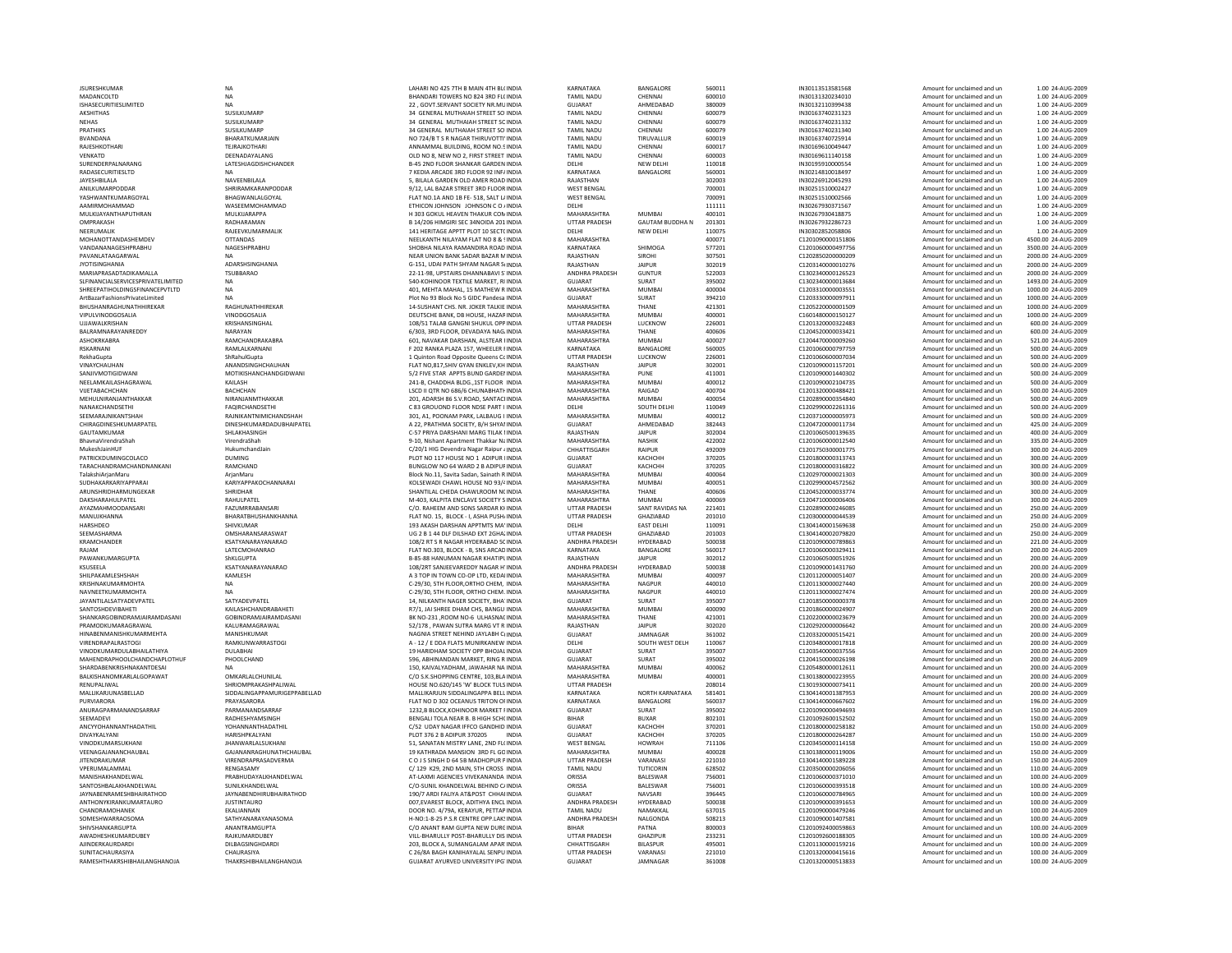| | | | | | | | | | | |
|---|---|---|---|---|---|---|---|---|---|---|
| JSURESHKUMAR | NA | LAHARI NO 425 7TH B MAIN 4TH BL( INDIA | KARNATAKA | BANGALORE | 560011 | IN30113513581568 | Amount for unclaimed and un | 1.00 | 24-AUG-2009 |
| MADANCOLTD | NA | BHANDARI TOWERS NO 824 3RD FL( INDIA | TAMIL NADU | CHENNAI | 600010 | IN30131320234010 | Amount for unclaimed and un | 1.00 | 24-AUG-2009 |
| ISHASECURITIESLIMITED | NA | 22 , GOVT.SERVANT SOCIETY NR.MU INDIA | GUJARAT | AHMEDABAD | 380009 | IN30132110399438 | Amount for unclaimed and un | 1.00 | 24-AUG-2009 |
| AKSHITHAS | SUSILKUMARP | 34 GENERAL MUTHAIAH STREET SO INDIA | TAMIL NADU | CHENNAI | 600079 | IN30163740231323 | Amount for unclaimed and un | 1.00 | 24-AUG-2009 |
| NEHAS | SUSILKUMARP | 34 GENERAL MUTHAIAH STREET SC INDIA | TAMIL NADU | CHENNAI | 600079 | IN30163740231332 | Amount for unclaimed and un | 1.00 | 24-AUG-2009 |
| PRATHIKS | SUSILKUMARP | 34 GENERAL MUTHAIAH STREET SO INDIA | TAMIL NADU | CHENNAI | 600079 | IN30163740231340 | Amount for unclaimed and un | 1.00 | 24-AUG-2009 |
| BVANDANA | BHARATKUMARJAIN | NO 724/B T S R NAGAR THIRUVOTTI INDIA | TAMIL NADU | TIRUVALLUR | 600019 | IN30163740725914 | Amount for unclaimed and un | 1.00 | 24-AUG-2009 |
| RAJESHKOTHARI | TEJRAJKOTHARI | ANNAMMAL BUILDING, ROOM NO.5 INDIA | TAMIL NADU | CHENNAI | 600017 | IN30169610049447 | Amount for unclaimed and un | 1.00 | 24-AUG-2009 |
| VENKATD | DEENADAYALANG | OLD NO 8, NEW NO 2, FIRST STREET INDIA | TAMIL NADU | CHENNAI | 600003 | IN30169611140158 | Amount for unclaimed and un | 1.00 | 24-AUG-2009 |
| SURENDERPALNARANG | LATESHJAGDISHCHANDER | B-45 2ND FLOOR SHANKAR GARDEN INDIA | DELHI | NEW DELHI | 110018 | IN30195910000554 | Amount for unclaimed and un | 1.00 | 24-AUG-2009 |
| RADASECURITIESLTD | NA | 7 KEDIA ARCADE 3RD FLOOR 92 INF/ INDIA | KARNATAKA | BANGALORE | 560001 | IN30214810018497 | Amount for unclaimed and un | 1.00 | 24-AUG-2009 |
| JAYESHBILALA | NAVEENBILALA | 5, BILALA GARDEN OLD AMER ROAD INDIA | RAJASTHAN | | 302003 | IN30226912045293 | Amount for unclaimed and un | 1.00 | 24-AUG-2009 |
| ANILKUMARPODDAR | SHRIRAMKARANPODDAR | 9/12, LAL BAZAR STREET 3RD FLOOR INDIA | WEST BENGAL | | 700001 | IN30251510002427 | Amount for unclaimed and un | 1.00 | 24-AUG-2009 |
| YASHWANTKUMARGOYAL | BHAGWANLALGOYAL | FLAT NO.1A AND 1B FE- 518, SALT L/ INDIA | WEST BENGAL | | 700091 | IN30251510002566 | Amount for unclaimed and un | 1.00 | 24-AUG-2009 |
| AAMIRMOHAMMAD | WASEEMMOHAMMAD | ETHICON JOHNSON JOHNSON C O INDIA | DELHI | | 111111 | IN30267930371567 | Amount for unclaimed and un | 1.00 | 24-AUG-2009 |
| MULKIJAYANTHAPUTHRAN | MULKIJARAPPA | H 303 GOKUL HEAVEN THAKUR COM INDIA | MAHARASHTRA | MUMBAI | 400101 | IN30267930418875 | Amount for unclaimed and un | 1.00 | 24-AUG-2009 |
| OMPRAKASH | RADHARAMAN | B 14/206 HIMGIRI SEC 34NOIDA 201 INDIA | UTTAR PRADESH | GAUTAM BUDDHA N | 201301 | IN30267932286723 | Amount for unclaimed and un | 1.00 | 24-AUG-2009 |
| NEERUMALIK | RAJEEVKUMARMALIK | 141 HERITAGE APPTT PLOT 10 SECT( INDIA | DELHI | NEW DELHI | 110075 | IN30302852058806 | Amount for unclaimed and un | 1.00 | 24-AUG-2009 |
| MOHANOTTANDASHEMDEV | OTTANDAS | NEELKANTH NILAYAM FLAT NO 8 & ! INDIA | MAHARASHTRA | | 400071 | C1201090000151806 | Amount for unclaimed and un | 4500.00 | 24-AUG-2009 |
| VANDANANAGESHPRABHU | NAGESHPRABHU | SHOBHA NILAYA RAMANDIRA ROAD INDIA | KARNATAKA | SHIMOGA | 577201 | C1201060000497756 | Amount for unclaimed and un | 3500.00 | 24-AUG-2009 |
| PAVANLATAAGARWAL | NA | NEAR UNION BANK SADAR BAZAR M INDIA | RAJASTHAN | SIROHI | 307501 | C1202850200000209 | Amount for unclaimed and un | 2000.00 | 24-AUG-2009 |
| JYOTISINGHANIA | ADARSHSINGHANIA | G-151, UDAI PATH SHYAM NAGAR S INDIA | RAJASTHAN | JAIPUR | 302019 | C1203140000010276 | Amount for unclaimed and un | 2000.00 | 24-AUG-2009 |
| MARIAPRASADTADIKAMALLA | TSUBBARAO | 22-11-98, UPSTAIRS DHANNABAVI S INDIA | ANDHRA PRADESH | GUNTUR | 522003 | C1302340000126523 | Amount for unclaimed and un | 2000.00 | 24-AUG-2009 |
| SLFINANCIALSERVICESPRIVATELIMITED | NA | 540-KOHINOOR TEXTILE MARKET, RI INDIA | GUJARAT | SURAT | 395002 | C1302340000013684 | Amount for unclaimed and un | 1493.00 | 24-AUG-2009 |
| SHREEPATIHOLDINGSFINANCEPVTLTD | NA | 401, MEHTA MAHAL, 15 MATHEW R INDIA | MAHARASHTRA | MUMBAI | 400004 | C1203310000035551 | Amount for unclaimed and un | 1000.00 | 24-AUG-2009 |
| ArtBazarFashionsPrivateLimited | NA | Plot No 93 Block No 5 GIDC Pandesa INDIA | GUJARAT | SURAT | 394210 | C1203330000097911 | Amount for unclaimed and un | 1000.00 | 24-AUG-2009 |
| BHUSHANRAGHUNATHHIREKAR | RAGHUNATHHIREKAR | 14-SUSHANT CHS. NR. JOKER TALKIE INDIA | MAHARASHTRA | THANE | 421301 | C1205220000001509 | Amount for unclaimed and un | 1000.00 | 24-AUG-2009 |
| VIPULVINODGOSALIA | VINODGOSALIA | DEUTSCHE BANK, DB HOUSE, HAZAF INDIA | MAHARASHTRA | MUMBAI | 400001 | C1601480000150127 | Amount for unclaimed and un | 1000.00 | 24-AUG-2009 |
| UJJAWALKRISHAN | KRISHANSINGHAL | 108/51 TALAB GANGNI SHUKUL OPP INDIA | UTTAR PRADESH | LUCKNOW | 226001 | C1201320000322483 | Amount for unclaimed and un | 600.00 | 24-AUG-2009 |
| BALRAMNARAYANREDDY | NARAYAN | 6/303, 3RD FLOOR, DEVADAYA NAG INDIA | MAHARASHTRA | THANE | 400606 | C1204520000033421 | Amount for unclaimed and un | 600.00 | 24-AUG-2009 |
| ASHOKRKABRA | RAMCHANDRAKABRA | 601, NAVAKAR DARSHAN, ALSTEAR I INDIA | MAHARASHTRA | MUMBAI | 400027 | C1204470000009260 | Amount for unclaimed and un | 521.00 | 24-AUG-2009 |
| RSKARNANI | RAMLALKARNANI | F 202 RANKA PLAZA 157, WHEELER I INDIA | KARNATAKA | BANGALORE | 560005 | C1201060000797759 | Amount for unclaimed and un | 500.00 | 24-AUG-2009 |
| RekhaGupta | ShRahulGupta | 1 Quinton Road Opposite Queens Co INDIA | UTTAR PRADESH | LUCKNOW | 226001 | C1201060600007034 | Amount for unclaimed and un | 500.00 | 24-AUG-2009 |
| VINAYCHAUHAN | ANANDSINGHCHAUHAN | FLAT NO,817,SHIV GYAN ENKLEV,KH INDIA | RAJASTHAN | JAIPUR | 302001 | C1201090001157201 | Amount for unclaimed and un | 500.00 | 24-AUG-2009 |
| SANJIVMOTIGIDWANI | MOTIKISHANCHANDGIDWANI | 5/2 FIVE STAR APPTS BUND GARDEI INDIA | MAHARASHTRA | PUNE | 411001 | C1201090001440302 | Amount for unclaimed and un | 500.00 | 24-AUG-2009 |
| NEELAMKAILASHAGRAWAL | KAILASH | 241-B, CHADDHA BLDG.,1ST FLOOR INDIA | MAHARASHTRA | MUMBAI | 400012 | C1201090002104735 | Amount for unclaimed and un | 500.00 | 24-AUG-2009 |
| VIJETABACHCHAN | BACHCHAN | LSCD II QTR NO 686/6 CHUNABHATT INDIA | MAHARASHTRA | RAIGAD | 400704 | C1201320000488421 | Amount for unclaimed and un | 500.00 | 24-AUG-2009 |
| MEHULNIRANJANTHAKKAR | NIRANJANMTHAKKAR | 201, ADARSH 86 S.V.ROAD, SANTACI INDIA | MAHARASHTRA | MUMBAI | 400054 | C1202890000354840 | Amount for unclaimed and un | 500.00 | 24-AUG-2009 |
| NANAKCHANDSETHI | FAQIRCHANDSETHI | C 83 GROUOND FLOOR NDSE PART I INDIA | DELHI | SOUTH DELHI | 110049 | C1202990002261316 | Amount for unclaimed and un | 500.00 | 24-AUG-2009 |
| SEEMARAJNIKANTSHAH | RAJNIKANTNIMICHANDSHAH | 301, A1, POONAM PARK, LALBAUG I INDIA | MAHARASHTRA | MUMBAI | 400012 | C1203710000005973 | Amount for unclaimed and un | 500.00 | 24-AUG-2009 |
| CHIRAGDINESHKUMARPATEL | DINESHKUMARDAHYABHAIPATEL | A 22, PRATHMA SOCIETY, B/H SHYAI INDIA | GUJARAT | AHMEDABAD | 382443 | C1204720000011734 | Amount for unclaimed and un | 425.00 | 24-AUG-2009 |
| GAUTAMKUMAR | SHLAKHASINGH | C-57 PRIYA DARSHANI MARG TILAK I INDIA | RAJASTHAN | JAIPUR | 302004 | C1201060500139635 | Amount for unclaimed and un | 400.00 | 24-AUG-2009 |
| BhavnaVirendraShah | VirendraShah | 9-10, Nishant Apartment Thakkar Na INDIA | MAHARASHTRA | NASHIK | 422002 | C1201060000012540 | Amount for unclaimed and un | 335.00 | 24-AUG-2009 |
| MukeshJainHUF | HukumchandJain | C/20/1 HIG Devendra Nagar Raipur INDIA | CHHATTISGARH | RAIPUR | 492009 | C1201750300001775 | Amount for unclaimed and un | 300.00 | 24-AUG-2009 |
| PATRICKDUMINGCOLACO | DUMING | PLOT NO 117 HOUSE NO 1 ADIPUR I INDIA | GUJARAT | KACHCHH | 370205 | C1201800000313743 | Amount for unclaimed and un | 300.00 | 24-AUG-2009 |
| TARACHANDRAMCHANDNANKANI | RAMCHAND | BUNGLOW NO 64 WARD 2 B ADIPUR INDIA | GUJARAT | KACHCHH | 370205 | C1201800000316822 | Amount for unclaimed and un | 300.00 | 24-AUG-2009 |
| TalakshiArjanMaru | ArjanMaru | Block No.11, Savita Sadan, Sainath R INDIA | MAHARASHTRA | MUMBAI | 400064 | C1202970000021303 | Amount for unclaimed and un | 300.00 | 24-AUG-2009 |
| SUDHAKARKARIYAPPARAI | KARIYAPPAKOCHANNARAI | KOLSEWADI CHAWL HOUSE NO 93/4 INDIA | MAHARASHTRA | MUMBAI | 400051 | C1202990004572562 | Amount for unclaimed and un | 300.00 | 24-AUG-2009 |
| ARUNSHRIDHARMUNGEKAR | SHRIDHAR | SHANTILAL CHEDA CHAWLROOM NO INDIA | MAHARASHTRA | THANE | 400606 | C1204520000033774 | Amount for unclaimed and un | 300.00 | 24-AUG-2009 |
| DAKSHARAHULPATEL | RAHULPATEL | M-403, KALPITA ENCLAVE SOCIETY S INDIA | MAHARASHTRA | MUMBAI | 400069 | C1204710000006406 | Amount for unclaimed and un | 300.00 | 24-AUG-2009 |
| AYAZMAHMOODANSARI | FAZUMRRABANSARI | C/O. RAHEEM AND SONS SARDAR KI INDIA | UTTAR PRADESH | SANT RAVIDAS NA | 221401 | C1202890000246085 | Amount for unclaimed and un | 250.00 | 24-AUG-2009 |
| MANUKHANNA | BHARATBHUSHANKHANNA | FLAT NO. 15, BLOCK - I, ASHA PUSH INDIA | UTTAR PRADESH | GHAZIABAD | 201010 | C1203000000044539 | Amount for unclaimed and un | 250.00 | 24-AUG-2009 |
| HARSHDEO | SHIVKUMAR | 193 AKASH DARSHAN APPTMTS MA' INDIA | DELHI | EAST DELHI | 110091 | C1304140001569638 | Amount for unclaimed and un | 250.00 | 24-AUG-2009 |
| SEEMASHARMA | OMSHARANSARASWAT | UG 2 B 1 44 DLF DILSHAD EXT 2GHA INDIA | UTTAR PRADESH | GHAZIABAD | 201003 | C1304140002079820 | Amount for unclaimed and un | 250.00 | 24-AUG-2009 |
| KRAMCHANDER | KSATYANARAYANARAO | 108/2 RT S R NAGAR HYDERABAD SC INDIA | ANDHRA PRADESH | HYDERABAD | 500038 | C1201090000789863 | Amount for unclaimed and un | 221.00 | 24-AUG-2009 |
| RAJAM | LATECMOHANRAO | FLAT NO.303, BLOCK - B, SNS ARCAD INDIA | KARNATAKA | BANGALORE | 560017 | C1201060000329411 | Amount for unclaimed and un | 200.00 | 24-AUG-2009 |
| PAWANKUMARGUPTA | ShKLGUPTA | B-85-88 HANUMAN NAGAR KHATIPL INDIA | RAJASTHAN | JAIPUR | 302012 | C1201060500051926 | Amount for unclaimed and un | 200.00 | 24-AUG-2009 |
| KSUSEELA | KSATYANARAYANARAO | 108/2RT SANJEEVAREDDY NAGAR H INDIA | ANDHRA PRADESH | HYDERABAD | 500038 | C1201090001431760 | Amount for unclaimed and un | 200.00 | 24-AUG-2009 |
| SHILPAKAMLESHSHAH | KAMLESH | A 3 TOP IN TOWN CO-OP LTD, KEDAI INDIA | MAHARASHTRA | MUMBAI | 400097 | C1201120000051407 | Amount for unclaimed and un | 200.00 | 24-AUG-2009 |
| KRISHNAKUMARMOHTA | NA | C-29/30, 5TH FLOOR,ORTHO CHEM, INDIA | MAHARASHTRA | NAGPUR | 440010 | C1201130000027440 | Amount for unclaimed and un | 200.00 | 24-AUG-2009 |
| NAVNEETKUMARMOHTA | NA | C-29/30, 5TH FLOOR, ORTHO CHEM. INDIA | MAHARASHTRA | NAGPUR | 440010 | C1201130000027474 | Amount for unclaimed and un | 200.00 | 24-AUG-2009 |
| JAYANTILALSATYADEVPATEL | SATYADEVPATEL | 14, NILKANTH NAGER SOCIETY, BHA INDIA | GUJARAT | SURAT | 395007 | C1201850000000378 | Amount for unclaimed and un | 200.00 | 24-AUG-2009 |
| SANTOSHDEVIBAHETI | KAILASHCHANDRABAHETI | R7/1, JAI SHREE DHAM CHS, BANGU INDIA | MAHARASHTRA | MUMBAI | 400090 | C1201860000024907 | Amount for unclaimed and un | 200.00 | 24-AUG-2009 |
| SHANKARGOBINDRAMJAIRAMDASANI | GOBINDRAMJAIRAMDASANI | BK NO-231 ,ROOM NO-6 ULHASNAC INDIA | MAHARASHTRA | THANE | 421001 | C1202200000023679 | Amount for unclaimed and un | 200.00 | 24-AUG-2009 |
| PRAMODKUMARAGRAWAL | KALURAMAGRAWAL | 52/178 , PAWAN SUTRA MARG VT R INDIA | RAJASTHAN | JAIPUR | 302020 | C1202920000006642 | Amount for unclaimed and un | 200.00 | 24-AUG-2009 |
| HINABENMANISHKUMARMEHTA | MANISHKUMAR | NAGNIA STREET NEHIND JAYLABH C INDIA | GUJARAT | JAMNAGAR | 361002 | C1203320000515421 | Amount for unclaimed and un | 200.00 | 24-AUG-2009 |
| VIRENDRAPALRASTOGI | RAMKUNWARRASTOGI | A - 12 / E DDA FLATS MUNIRKANEW INDIA | DELHI | SOUTH WEST DELH | 110067 | C1203480000017818 | Amount for unclaimed and un | 200.00 | 24-AUG-2009 |
| VINODKUMARDULABHAILATHIYA | DULABHAI | 19 HARIDHAM SOCIETY OPP BHOJAI INDIA | GUJARAT | SURAT | 395007 | C1203540000037556 | Amount for unclaimed and un | 200.00 | 24-AUG-2009 |
| MAHENDRAPHOOLCHANDCHAPLOTHUF | PHOOLCHAND | 596, ABHINANDAN MARKET, RING R INDIA | GUJARAT | SURAT | 395002 | C1204150000026198 | Amount for unclaimed and un | 200.00 | 24-AUG-2009 |
| SHARDABENKRISHNAKANTDESAI | NA | 150, KAIVALYADHAM, JAWAHAR NA INDIA | MAHARASHTRA | MUMBAI | 400062 | C1205480000012611 | Amount for unclaimed and un | 200.00 | 24-AUG-2009 |
| BALKISHANOMKARLALGOPAWAT | OMKARLALCHUNILAL | C/O S.K.SHOPPING CENTRE, 103,BLA INDIA | MAHARASHTRA | MUMBAI | 400001 | C1301380000223955 | Amount for unclaimed and un | 200.00 | 24-AUG-2009 |
| RENUPALIWAL | SHRIOMPRAKASHPALIWAL | HOUSE NO.620/145 'W' BLOCK TULS INDIA | UTTAR PRADESH | | 208014 | C1301930000073411 | Amount for unclaimed and un | 200.00 | 24-AUG-2009 |
| MALLIKARJUNASBELLAD | SIDDALINGAPPAMURIGEPPABELLAD | MALLIKARJUN SIDDALINGAPPA BELL INDIA | KARNATAKA | NORTH KARNATAKA | 581401 | C1304140001387953 | Amount for unclaimed and un | 200.00 | 24-AUG-2009 |
| PURVIARORA | PRAYASARORA | FLAT NO D 302 OCEANUS TRITON OI INDIA | KARNATAKA | BANGALORE | 560037 | C1304140000667602 | Amount for unclaimed and un | 196.00 | 24-AUG-2009 |
| ANURAGPARMANANDSARRAF | PARMANANDSARRAF | 1232,B BLOCK,KOHINOOR MARKET I INDIA | GUJARAT | SURAT | 395002 | C1201090000494693 | Amount for unclaimed and un | 150.00 | 24-AUG-2009 |
| SEEMADEVI | RADHESHYAMSINGH | BENGALI TOLA NEAR B. B HIGH SCH( INDIA | BIHAR | BUXAR | 802101 | C1201092600152502 | Amount for unclaimed and un | 150.00 | 24-AUG-2009 |
| ANCYYOHANNANTHADATHIL | YOHANNANTHADATHIL | C/52 UDAY NAGAR IFFCO GANDHID INDIA | GUJARAT | KACHCHH | 370201 | C1201800000258182 | Amount for unclaimed and un | 150.00 | 24-AUG-2009 |
| DIVAYKALYANI | HARISHPKALYANI | PLOT 376 2 B ADIPUR 370205 INDIA | GUJARAT | KACHCHH | 370205 | C1201800000264287 | Amount for unclaimed and un | 150.00 | 24-AUG-2009 |
| VINODKUMARSUKHANI | JHANWARLALSUKHANI | 51, SANATAN MISTRY LANE, 2ND FL( INDIA | WEST BENGAL | HOWRAH | 711106 | C1203450000114158 | Amount for unclaimed and un | 150.00 | 24-AUG-2009 |
| VEENAGAJANANCHAUBAL | GAJANANRAGHUNATHCHAUBAL | 19 KATHRADA MANSION 3RD FL GO INDIA | MAHARASHTRA | MUMBAI | 400028 | C1301380000119006 | Amount for unclaimed and un | 150.00 | 24-AUG-2009 |
| JITENDRAKUMAR | VIRENDRAPRASADVERMA | C O J S SINGH D 64 5B MADHOPUR I INDIA | UTTAR PRADESH | VARANASI | 221010 | C1304140001589228 | Amount for unclaimed and un | 150.00 | 24-AUG-2009 |
| VPERUMALAMMAL | RENGASAMY | C/ 129 K29, 2ND MAIN, 5TH CROSS INDIA | TAMIL NADU | TUTICORIN | 628502 | C1203500000206056 | Amount for unclaimed and un | 110.00 | 24-AUG-2009 |
| MANISHAKHANDELWAL | PRABHUDAYALKHANDELWAL | AT-LAXMI AGENCIES VIVEKANANDA INDIA | ORISSA | BALESWAR | 756001 | C1201060000371010 | Amount for unclaimed and un | 100.00 | 24-AUG-2009 |
| SANTOSHBALAKHANDELWAL | SUNILKHANDELWAL | C/O-SUNIL KHANDELWAL BEHIND C/ INDIA | ORISSA | BALESWAR | 756001 | C1201060000393518 | Amount for unclaimed and un | 100.00 | 24-AUG-2009 |
| JAYNABENRAMESHBHAIRATHOD | JAYNABENDHIRUBHAIRATHOD | 190/7 ARDI FALIYA AT&POST CHHAI INDIA | GUJARAT | NAVSARI | 396445 | C1201060000784965 | Amount for unclaimed and un | 100.00 | 24-AUG-2009 |
| ANTHONYKIRANKUMARTAURO | JUSTINTAURO | 007,EVAREST BLOCK, ADITHYA ENCL INDIA | ANDHRA PRADESH | HYDERABAD | 500038 | C1201090000391653 | Amount for unclaimed and un | 100.00 | 24-AUG-2009 |
| CHANDRAMOHANEK | EKALIANNAN | DOOR NO. 4/79A, KERAYUR, PETTAP INDIA | TAMIL NADU | NAMAKKAL | 637015 | C1201090000479246 | Amount for unclaimed and un | 100.00 | 24-AUG-2009 |
| SOMESHWARRAOSOMA | SATHYANARAYANASOMA | H-NO:1-8-25 P.S.R CENTRE OPP.LAKS INDIA | ANDHRA PRADESH | NALGONDA | 508213 | C1201090001407581 | Amount for unclaimed and un | 100.00 | 24-AUG-2009 |
| SHIVSHANKARGUPTA | ANANTRAMGUPTA | C/0 ANANT RAM GUPTA NEW DURG INDIA | BIHAR | PATNA | 800003 | C1201092400059863 | Amount for unclaimed and un | 100.00 | 24-AUG-2009 |
| AWADHESHKUMARDUBEY | RAJKUMARDUBEY | VILL-BHARULLY POST-BHARULLY DIS INDIA | UTTAR PRADESH | GHAZIPUR | 233231 | C1201092600188305 | Amount for unclaimed and un | 100.00 | 24-AUG-2009 |
| AJINDERKAURDARDI | DILBAGSINGHDARDI | 203, BLOCK A, SUMANGALAM APAR INDIA | CHHATTISGARH | BILASPUR | 495001 | C1201130000159216 | Amount for unclaimed and un | 100.00 | 24-AUG-2009 |
| SUNITACHAURASIYA | CHAURASIYA | C 26/8A BAGH KANIHAYALAL SENPU INDIA | UTTAR PRADESH | VARANASI | 221010 | C1201320000415616 | Amount for unclaimed and un | 100.00 | 24-AUG-2009 |
| RAMESHTHAKRSHIBHAILANGHANOJA | THAKRSHIBHAILANGHANOJA | GUJARAT AYURVED UNIVERSITY IPG INDIA | GUJARAT | JAMNAGAR | 361008 | C1201320000513833 | Amount for unclaimed and un | 100.00 | 24-AUG-2009 |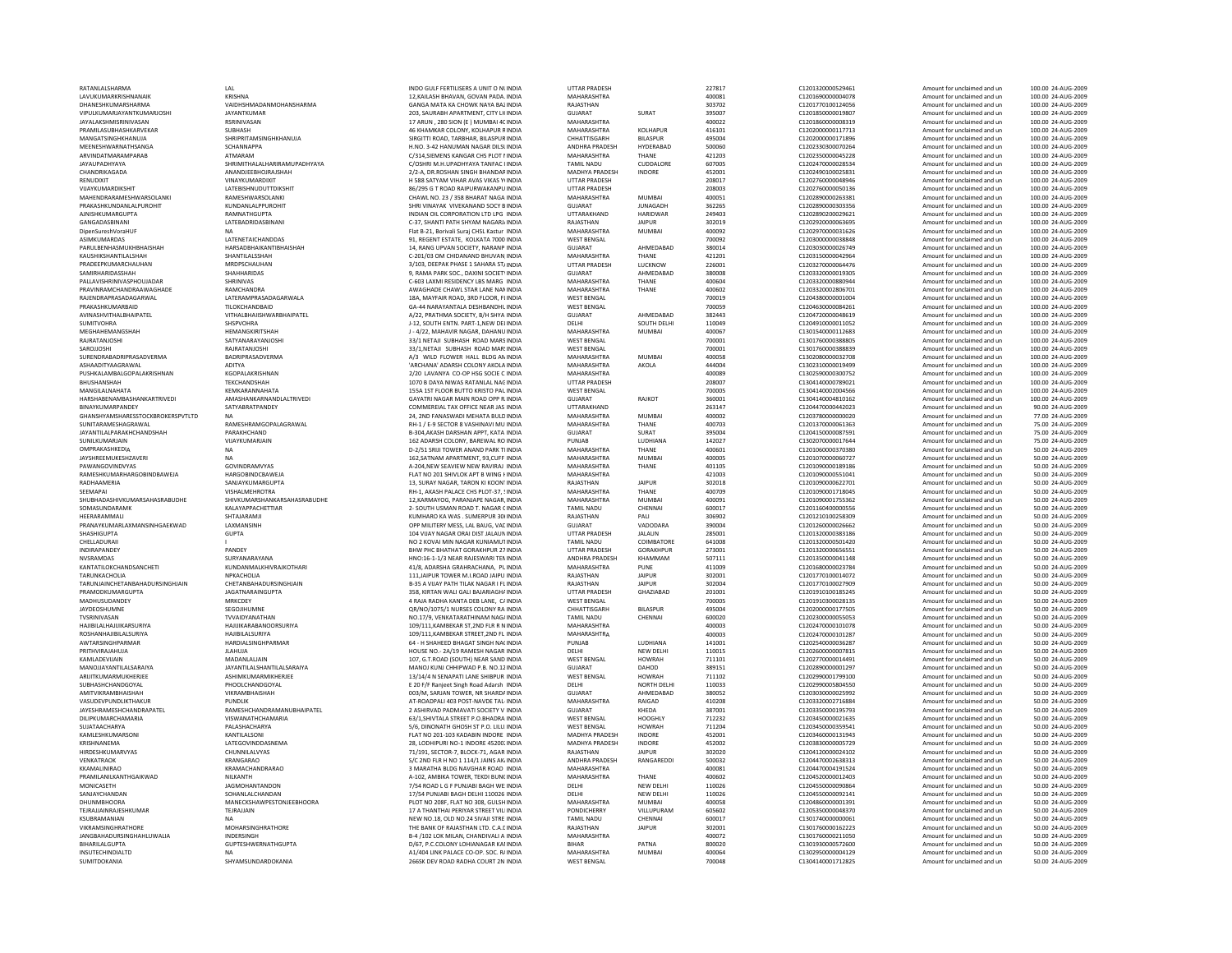| | | | | | | | | | | |
|---|---|---|---|---|---|---|---|---|---|---|
| RATANLALSHARMA | LAL | INDO GULF FERTILISERS A UNIT O NI INDIA | | UTTAR PRADESH | | 227817 | C1201320000529461 | Amount for unclaimed and un | 100.00 | 24-AUG-2009 |
| LAVUKUMARKRISHNANAIK | KRISHNA | 12,KAILASH BHAVAN, GOVAN PADA. INDIA | | MAHARASHTRA | | 400081 | C1201690000004078 | Amount for unclaimed and un | 100.00 | 24-AUG-2009 |
| DHANESHKUMARSHARMA | VAIDHSHMADANMOHANSHARMA | GANGA MATA KA CHOWK NAYA BAZ INDIA | | RAJASTHAN | | 303702 | C1201770100124056 | Amount for unclaimed and un | 100.00 | 24-AUG-2009 |
| VIPULKUMARJAYANTKUMARJOSHI | JAYANTKUMAR | 203, SAURABH APARTMENT, CITY LI INDIA | | GUJARAT | SURAT | 395007 | C1201850000019807 | Amount for unclaimed and un | 100.00 | 24-AUG-2009 |
| JAYALAKSHMISRINIVASAN | RSRINIVASAN | 17 ARUN , 280 SION (E ) MUMBAI 4C INDIA | | MAHARASHTRA | | 400022 | C1201860000008319 | Amount for unclaimed and un | 100.00 | 24-AUG-2009 |
| PRAMILASUBHASHKARVEKAR | SUBHASH | 46 KHAMKAR COLONY, KOLHAPUR R INDIA | | MAHARASHTRA | KOLHAPUR | 416101 | C1202000000117713 | Amount for unclaimed and un | 100.00 | 24-AUG-2009 |
| MANGATSINGHKHANUJA | SHRIPRITAMSINGHKHANUJA | SIRGITTI ROAD, TARBHAR, BILASPUR INDIA | | CHHATTISGARH | BILASPUR | 495004 | C1202000000171896 | Amount for unclaimed and un | 100.00 | 24-AUG-2009 |
| MEENESHWARNATHSANGA | SCHANNAPPA | H.NO. 3-42 HANUMAN NAGAR DILSU INDIA | | ANDHRA PRADESH | HYDERABAD | 500060 | C1202330300070264 | Amount for unclaimed and un | 100.00 | 24-AUG-2009 |
| ARVINDATMARAMPARAB | ATMARAM | C/314,SIEMENS KANGAR CHS PLOT I INDIA | | MAHARASHTRA | THANE | 421203 | C1202350000045228 | Amount for unclaimed and un | 100.00 | 24-AUG-2009 |
| JAYAUPADHYAYA | SHRIMITHALALHARIRAMUPADHYAYA | C/OSHRI M.H.UPADHYAYA TANFAC I INDIA | | TAMIL NADU | CUDDALORE | 607005 | C1202470000028534 | Amount for unclaimed and un | 100.00 | 24-AUG-2009 |
| CHANDRIKAGADA | ANANDJEEBHOJRAJSHAH | 2/2-A, DR.ROSHAN SINGH BHANDAR INDIA | | MADHYA PRADESH | INDORE | 452001 | C1202490100025831 | Amount for unclaimed and un | 100.00 | 24-AUG-2009 |
| RENUDIXIT | VINAYKUMARDIXIT | H 588 SATYAM VIHAR AVAS VIKAS YI INDIA | | UTTAR PRADESH | | 208017 | C1202760000048946 | Amount for unclaimed and un | 100.00 | 24-AUG-2009 |
| VIJAYKUMARDIKSHIT | LATEBISHNUDUTTDIKSHIT | 86/295 G T ROAD RAIPURWAKANPU INDIA | | UTTAR PRADESH | | 208003 | C1202760000050136 | Amount for unclaimed and un | 100.00 | 24-AUG-2009 |
| MAHENDRARAMESHWARSOLANKI | RAMESHWARSOLANKI | CHAWL NO. 23 / 358 BHARAT NAGA INDIA | | MAHARASHTRA | MUMBAI | 400051 | C1202890000263381 | Amount for unclaimed and un | 100.00 | 24-AUG-2009 |
| PRAKASHKUNDANLALPUROHIT | KUNDANLALPPUROHIT | SHRI VINAYAK VIVEKANAND SOCY B INDIA | | GUJARAT | JUNAGADH | 362265 | C1202890000303356 | Amount for unclaimed and un | 100.00 | 24-AUG-2009 |
| AJNISHKUMARGUPTA | RAMNATHGUPTA | INDIAN OIL CORPORATION LTD LPG INDIA | | UTTARAKHAND | HARIDWAR | 249403 | C1202890200029621 | Amount for unclaimed and un | 100.00 | 24-AUG-2009 |
| GANGADASBINANI | LATEBADRIDASBINANI | C-37, SHANTI PATH SHYAM NAGAR, INDIA | | RAJASTHAN | JAIPUR | 302019 | C1202920000063695 | Amount for unclaimed and un | 100.00 | 24-AUG-2009 |
| DipenSureshVoraHUF | NA | Flat B-21, Borivali Suraj CHSL Kastur INDIA | | MAHARASHTRA | MUMBAI | 400092 | C1202970000031626 | Amount for unclaimed and un | 100.00 | 24-AUG-2009 |
| ASIMKUMARDAS | LATENETAICHANDDAS | 91, REGENT ESTATE, KOLKATA 7000 INDIA | | WEST BENGAL | | 700092 | C1203000000038848 | Amount for unclaimed and un | 100.00 | 24-AUG-2009 |
| PARULBENHASMUKHBHAISHAH | HARSADBHAIKANTIBHAISHAH | 14, RANG UPVAN SOCIETY, NARANP INDIA | | GUJARAT | AHMEDABAD | 380014 | C1203030000026749 | Amount for unclaimed and un | 100.00 | 24-AUG-2009 |
| KAUSHIKSHANTILALSHAH | SHANTILALSSHAH | C-201/03 OM CHIDANAND BHUVAN INDIA | | MAHARASHTRA | THANE | 421201 | C1203150000042964 | Amount for unclaimed and un | 100.00 | 24-AUG-2009 |
| PRADEEPKUMARCHAUHAN | MRDPSCHAUHAN | 3/103, DEEPAK PHASE 1 SAHARA ST/ INDIA | | UTTAR PRADESH | LUCKNOW | 226001 | C1203270000064476 | Amount for unclaimed and un | 100.00 | 24-AUG-2009 |
| SAMIRHARIDASSHAH | SHAHHARIDAS | 9, RAMA PARK SOC., DAXINI SOCIET INDIA | | GUJARAT | AHMEDABAD | 380008 | C1203320000019305 | Amount for unclaimed and un | 100.00 | 24-AUG-2009 |
| PALLAVISHRINIVASPHOUJADAR | SHRINIVAS | C-603 LAXMI RESIDENCY LBS MARG INDIA | | MAHARASHTRA | THANE | 400604 | C1203320000880944 | Amount for unclaimed and un | 100.00 | 24-AUG-2009 |
| PRAVINRAMCHANDRAAWAGHADE | RAMCHANDRA | AWAGHADE CHAWL STAR LANE NAI INDIA | | MAHARASHTRA | THANE | 400602 | C1203320002806701 | Amount for unclaimed and un | 100.00 | 24-AUG-2009 |
| RAJENDRAPRASADAGARWALA | LATERAMPRASADAGARWALA | 18A, MAYFAIR ROAD, 3RD FLOOR, FI INDIA | | WEST BENGAL | | 700019 | C1203840000001004 | Amount for unclaimed and un | 100.00 | 24-AUG-2009 |
| PRAKASHKUMARBAID | TILOKCHANDBAID | GA-44 NARAYANTALA DESHBANDHL INDIA | | WEST BENGAL | | 700059 | C1204630000084261 | Amount for unclaimed and un | 100.00 | 24-AUG-2009 |
| AVINASHVITHALBHAIPATEL | VITHALBHAIISHWARBHAIPATEL | A/22, PRATHMA SOCIETY, B/H SHYA INDIA | | GUJARAT | AHMEDABAD | 382443 | C1204720000048619 | Amount for unclaimed and un | 100.00 | 24-AUG-2009 |
| SUMITVOHRA | SHSPVOHRA | J-12, SOUTH ENTN. PART-1,NEW DEI INDIA | | DELHI | SOUTH DELHI | 110049 | C1204910000011052 | Amount for unclaimed and un | 100.00 | 24-AUG-2009 |
| MEGHAHEMANGSHAH | HEMANGKIRITSHAH | J - 4/22, MAHAVIR NAGAR, DAHANU INDIA | | MAHARASHTRA | MUMBAI | 400067 | C1301540000112683 | Amount for unclaimed and un | 100.00 | 24-AUG-2009 |
| RAJRATANJOSHI | SATYANARAYANJOSHI | 33/1 NETAJI SUBHASH ROAD MARS INDIA | | WEST BENGAL | | 700001 | C1301760000388805 | Amount for unclaimed and un | 100.00 | 24-AUG-2009 |
| SAROJJOSHI | RAJRATANJOSHI | 33/1,NETAJI SUBHASH ROAD MARS INDIA | | WEST BENGAL | | 700001 | C1301760000388839 | Amount for unclaimed and un | 100.00 | 24-AUG-2009 |
| SURENDRABADRIPRASADVERMA | BADRIPRASADVERMA | A/3 WILD FLOWER HALL BLDG AN INDIA | | MAHARASHTRA | MUMBAI | 400058 | C1302080000032708 | Amount for unclaimed and un | 100.00 | 24-AUG-2009 |
| ASHAADITYAAGRAWAL | ADITYA | 'ARCHANA' ADARSH COLONY AKOLA INDIA | | MAHARASHTRA | AKOLA | 444004 | C1302310000019499 | Amount for unclaimed and un | 100.00 | 24-AUG-2009 |
| PUSHKALAMBALGOPALAKRISHNAN | KGOPALAKRISHNAN | 2/20 LAVANYA CO-OP HSG SOCIE C INDIA | | MAHARASHTRA | | 400089 | C1302590000300752 | Amount for unclaimed and un | 100.00 | 24-AUG-2009 |
| BHUSHANSHAH | TEKCHANDSHAH | 1070 B DAYA NIWAS RATANLAL NAC INDIA | | UTTAR PRADESH | | 208007 | C1304140000789021 | Amount for unclaimed and un | 100.00 | 24-AUG-2009 |
| MANGILALNAHATA | KEMKARANNAHATA | 155A 1ST FLOOR BUTTO KRISTO PAL INDIA | | WEST BENGAL | | 700005 | C1304140002004566 | Amount for unclaimed and un | 100.00 | 24-AUG-2009 |
| HARSHABENAMBASHANKARTRIVEDI | AMASHANKARNANDLALTRIVEDI | GAYATRI NAGAR MAIN ROAD OPP R INDIA | | GUJARAT | RAJKOT | 360001 | C1304140004810162 | Amount for unclaimed and un | 100.00 | 24-AUG-2009 |
| BINAYKUMARPANDEY | SATYABRATPANDEY | COMMEREIAL TAX OFFICE NEAR JAS INDIA | | UTTARAKHAND | | 263147 | C1204470000442023 | Amount for unclaimed and un | 90.00 | 24-AUG-2009 |
| GHANSHYAMSHARESSTOCKBROKERSPVTLTD | NA | 24, 2ND FANASWADI MEHATA BULD INDIA | | MAHARASHTRA | MUMBAI | 400002 | C1203780000000020 | Amount for unclaimed and un | 77.00 | 24-AUG-2009 |
| SUNITARAMESHAGRAWAL | RAMESHRAMGOPALAGRAWAL | RH-1 / E-9 SECTOR 8 VASHINAVI MU INDIA | | MAHARASHTRA | THANE | 400703 | C1201370000061363 | Amount for unclaimed and un | 75.00 | 24-AUG-2009 |
| JAYANTILALPARAKHCHANDSHAH | PARAKHCHAND | B-304,AKASH DARSHAN APPT, KATA INDIA | | GUJARAT | SURAT | 395004 | C1204150000087591 | Amount for unclaimed and un | 75.00 | 24-AUG-2009 |
| SUNILKUMARJAIN | VIJAYKUMARJAIN | 162 ADARSH COLONY, BAREWAL RO INDIA | | PUNJAB | LUDHIANA | 142027 | C1302070000017644 | Amount for unclaimed and un | 75.00 | 24-AUG-2009 |
| OMPRAKASHKEDIA | NA | D-2/51 SRIJI TOWER ANAND PARK TI INDIA | | MAHARASHTRA | THANE | 400601 | C1201060000370380 | Amount for unclaimed and un | 50.00 | 24-AUG-2009 |
| JAYSHREEMUKESHZAVERI | NA | 162,SATNAM APARTMENT, 93,CUFF INDIA | | MAHARASHTRA | MUMBAI | 400005 | C1201070000060727 | Amount for unclaimed and un | 50.00 | 24-AUG-2009 |
| PAWANGOVINDVYAS | GOVINDRAMVYAS | A-204,NEW SEAVIEW NEW RAVIRAJ INDIA | | MAHARASHTRA | THANE | 401105 | C1201090000189186 | Amount for unclaimed and un | 50.00 | 24-AUG-2009 |
| RAMESHKUMARHARGOBINDBAWEJA | HARGOBINDCBAWEJA | FLAT NO 201 SHIVLOK APT B WING I INDIA | | MAHARASHTRA | | 421003 | C1201090000551041 | Amount for unclaimed and un | 50.00 | 24-AUG-2009 |
| RADHAAMERIA | SANJAYKUMARGUPTA | 13, SURAY NAGAR, TARON KI KOONT INDIA | | RAJASTHAN | JAIPUR | 302018 | C1201090000622701 | Amount for unclaimed and un | 50.00 | 24-AUG-2009 |
| SEEMAPAI | VISHALMEHROTRA | RH-1, AKASH PALACE CHS PLOT-37, S INDIA | | MAHARASHTRA | THANE | 400709 | C1201090001718045 | Amount for unclaimed and un | 50.00 | 24-AUG-2009 |
| SHUBHADASHIVKUMARSAHASRABUDHE | SHIVKUMARSHANKARSAHASRABUDHE | 12,KARMAYOG, PARANJAPE NAGAR, INDIA | | MAHARASHTRA | MUMBAI | 400091 | C1201090001755362 | Amount for unclaimed and un | 50.00 | 24-AUG-2009 |
| SOMASUNDARAMK | KALAYAPPACHETTIAR | 2- SOUTH USMAN ROAD T. NAGAR C INDIA | | TAMIL NADU | CHENNAI | 600017 | C1201160400000556 | Amount for unclaimed and un | 50.00 | 24-AUG-2009 |
| HEERARAMMALI | SHTAJARAMJI | KUMHARO KA WAS . SUMERPUR 30( INDIA | | RAJASTHAN | PALI | 306902 | C1201210100258309 | Amount for unclaimed and un | 50.00 | 24-AUG-2009 |
| PRANAYKUMARLAXMANSINHGAEKWAD | LAXMANSINH | OPP MILITERY MESS, LAL BAUG, VAC INDIA | | GUJARAT | VADODARA | 390004 | C1201260000026662 | Amount for unclaimed and un | 50.00 | 24-AUG-2009 |
| SHASHIGUPTA | GUPTA | 104 VIJAY NAGAR ORAI DIST JALAUN INDIA | | UTTAR PRADESH | JALAUN | 285001 | C1201320000383186 | Amount for unclaimed and un | 50.00 | 24-AUG-2009 |
| CHELLADURAII | I | NO 2 KOVAI MIN NAGAR KUNIAMUT INDIA | | TAMIL NADU | COIMBATORE | 641008 | C1201320000501420 | Amount for unclaimed and un | 50.00 | 24-AUG-2009 |
| INDIRAPANDEY | PANDEY | BHW PHC BHATHAT GORAKHPUR 27 INDIA | | UTTAR PRADESH | GORAKHPUR | 273001 | C1201320000656551 | Amount for unclaimed and un | 50.00 | 24-AUG-2009 |
| NVSRAMDAS | SURYANARAYANA | HNO:16-1-1/3 NEAR RAJESWARI TEN INDIA | | ANDHRA PRADESH | KHAMMAM | 507111 | C1201350000041148 | Amount for unclaimed and un | 50.00 | 24-AUG-2009 |
| KANTATILOKCHANDSANCHETI | KUNDANMALKHIVRAJKOTHARI | 41/8, ADARSHA GRAHRACHANA, PL INDIA | | MAHARASHTRA | PUNE | 411009 | C1201680000023784 | Amount for unclaimed and un | 50.00 | 24-AUG-2009 |
| TARUNKACHOLIA | NPKACHOLIA | 111,JAIPUR TOWER M.I.ROAD JAIPU INDIA | | RAJASTHAN | JAIPUR | 302001 | C1201770100014072 | Amount for unclaimed and un | 50.00 | 24-AUG-2009 |
| TARUNJAINCHETANBAHADURSINGHJAIN | CHETANBAHADURSINGHJAIN | B-35 A VIJAY PATH TILAK NAGAR I FL INDIA | | RAJASTHAN | JAIPUR | 302004 | C1201770100027909 | Amount for unclaimed and un | 50.00 | 24-AUG-2009 |
| PRAMODKUMARGUPTA | JAGATNARAINGUPTA | 358, KIRTAN WALI GALI BAJARIAGHA INDIA | | UTTAR PRADESH | GHAZIABAD | 201001 | C1201910100185245 | Amount for unclaimed and un | 50.00 | 24-AUG-2009 |
| MADHUSUDANDEY | MRKCDEY | 4 RAJA RADHA KANTA DEB LANE, C/ INDIA | | WEST BENGAL | | 700005 | C1201910300028135 | Amount for unclaimed and un | 50.00 | 24-AUG-2009 |
| JAYDEOSHUMNE | SEGOJHUMNE | QR/NO/1075/1 NURSES COLONY RA INDIA | | CHHATTISGARH | BILASPUR | 495004 | C1202000000177505 | Amount for unclaimed and un | 50.00 | 24-AUG-2009 |
| TVSRINIVASAN | TVVAIDYANATHAN | NO.17/9, VENKATARATHINAM NAG/ INDIA | | TAMIL NADU | CHENNAI | 600020 | C1202300000055053 | Amount for unclaimed and un | 50.00 | 24-AUG-2009 |
| HAJIBILALHAJIJIKARSURIYA | HAJIJIKARABANOORSURIYA | 109/111,KAMBEKAR ST,2ND FLR R N INDIA | | MAHARASHTRA | | 400003 | C1202470000101078 | Amount for unclaimed and un | 50.00 | 24-AUG-2009 |
| ROSHANHAJIBILALSURIYA | HAJIBILALSURIYA | 109/111,KAMBEKAR STREET,2ND FL INDIA | | MAHARASHTRA | | 400003 | C1202470000101287 | Amount for unclaimed and un | 50.00 | 24-AUG-2009 |
| AWTARSINGHPARMAR | HARDIALSINGHPARMAR | 64 - H SHAHEED BHAGAT SINGH NAI INDIA | | PUNJAB | LUDHIANA | 141001 | C1202540000036287 | Amount for unclaimed and un | 50.00 | 24-AUG-2009 |
| PRITHVIRAJAHUJA | JLAHUJA | HOUSE NO.- 2A/19 RAMESH NAGAR INDIA | | DELHI | NEW DELHI | 110015 | C1202600000007815 | Amount for unclaimed and un | 50.00 | 24-AUG-2009 |
| KAMLADEVIJAIN | MADANLALJAIN | 107, G.T.ROAD (SOUTH) NEAR SAND INDIA | | WEST BENGAL | HOWRAH | 711101 | C1202770000014491 | Amount for unclaimed and un | 50.00 | 24-AUG-2009 |
| MANOJJAYANTILALSARAIYA | JAYANTILALSHANTILALSARAIYA | MANOJ KUNJ CHHIPWAD P.B. NO.12 INDIA | | GUJARAT | DAHOD | 389151 | C1202890000001297 | Amount for unclaimed and un | 50.00 | 24-AUG-2009 |
| ARIJITKUMARMUKHERJEE | ASHIMKUMARMUKHERJEE | 13/14/4 N SENAPATI LANE SHIBPUR INDIA | | WEST BENGAL | HOWRAH | 711102 | C1202890001799100 | Amount for unclaimed and un | 50.00 | 24-AUG-2009 |
| SUBHASHCHANDGOYAL | PHOOLCHANDGOYAL | E 20 F/F Ranjeet Singh Road Adarsh INDIA | | DELHI | NORTH DELHI | 110033 | C1202990005804550 | Amount for unclaimed and un | 50.00 | 24-AUG-2009 |
| AMITVIKRAMBHAISHAH | VIKRAMBHAISHAH | 003/M, SARJAN TOWER, NR SHARD/ INDIA | | GUJARAT | AHMEDABAD | 380052 | C1203030000025992 | Amount for unclaimed and un | 50.00 | 24-AUG-2009 |
| VASUDEVPUNDLIKTHAKUR | PUNDLIK | AT-ROADPALI 403 POST-NAVDE TAL INDIA | | MAHARASHTRA | RAIGAD | 410208 | C1203320002716884 | Amount for unclaimed and un | 50.00 | 24-AUG-2009 |
| JAYESHRAMESHCHANDRAPATEL | RAMESHCHANDRAMANUBHAIPATEL | 2 ASHIRVAD PADMAVATI SOCIETY V INDIA | | GUJARAT | KHEDA | 387001 | C1203350000195793 | Amount for unclaimed and un | 50.00 | 24-AUG-2009 |
| DILIPKUMARCHAMARIA | VISWANATHCHAMARIA | 63/1,SHIVTALA STREET P.O.BHADRA INDIA | | WEST BENGAL | HOOGHLY | 712232 | C1203450000021635 | Amount for unclaimed and un | 50.00 | 24-AUG-2009 |
| SUJATAACHARYA | PALASHACHARYA | 5/6, DINONATH GHOSH ST P.O. LILU INDIA | | WEST BENGAL | HOWRAH | 711204 | C1203450000359541 | Amount for unclaimed and un | 50.00 | 24-AUG-2009 |
| KAMLESHKUMARSONI | KANTILALSONI | FLAT NO 201-103 KADABIN INDORE INDIA | | MADHYA PRADESH | INDORE | 452001 | C1203460000131943 | Amount for unclaimed and un | 50.00 | 24-AUG-2009 |
| KRISHNANEMA | LATEGOVINDDASNEMA | 28, LODHIPURI NO-1 INDORE 45200 INDIA | | MADHYA PRADESH | INDORE | 452002 | C1203830000005729 | Amount for unclaimed and un | 50.00 | 24-AUG-2009 |
| HIRDESHKUMARVYAS | CHUNNILALVYAS | 71/191, SECTOR-7, BLOCK-71, AGAR INDIA | | RAJASTHAN | JAIPUR | 302020 | C1204120000024102 | Amount for unclaimed and un | 50.00 | 24-AUG-2009 |
| VENKATRAOK | KRANGARAO | S/C 2ND FLR H NO 1 114/1 JAINS AK INDIA | | ANDHRA PRADESH | RANGAREDDI | 500032 | C1204470000263833 | Amount for unclaimed and un | 50.00 | 24-AUG-2009 |
| KKAMALINIRAO | KRAMACHANDRARAO | 3 MARATHA BLDG NAVGHAR ROAD INDIA | | MAHARASHTRA | | 400081 | C1204470004191524 | Amount for unclaimed and un | 50.00 | 24-AUG-2009 |
| PRAMILANILKANTHGAIKWAD | NILKANTH | A-102, AMBIKA TOWER, TEKDI BUN( INDIA | | MAHARASHTRA | THANE | 400602 | C1204520000012403 | Amount for unclaimed and un | 50.00 | 24-AUG-2009 |
| MONICASETH | JAGMOHANTANDON | 7/54 ROAD L G F PUNJABI BAGH WE INDIA | | DELHI | NEW DELHI | 110026 | C1204550000090864 | Amount for unclaimed and un | 50.00 | 24-AUG-2009 |
| SANJAYCHANDAN | SOHANLALCHANDAN | 17/54 PUNJABI BAGH DELHI 110026 INDIA | | DELHI | NEW DELHI | 110026 | C1204550000092141 | Amount for unclaimed and un | 50.00 | 24-AUG-2009 |
| DHUNMBHOORA | MANECKSHAWPESTONJEEBHOORA | PLOT NO 208F, FLAT NO 308, GULSH INDIA | | MAHARASHTRA | MUMBAI | 400058 | C1204860000001391 | Amount for unclaimed and un | 50.00 | 24-AUG-2009 |
| TEJRAJJAINRAJESHKUMAR | TEJRAJJAIN | 17 A THANTHAI PERIYAR STREET VIL INDIA | | PONDICHERRY | VILLUPURAM | 605602 | C1205350000048370 | Amount for unclaimed and un | 50.00 | 24-AUG-2009 |
| KSUBRAMANIAN | NA | NEW NO.18, OLD NO.24 SIVAJI STRE INDIA | | TAMIL NADU | CHENNAI | 600017 | C1301740000000061 | Amount for unclaimed and un | 50.00 | 24-AUG-2009 |
| VIKRAMSINGHRATHORE | MOHARSINGHRATHORE | THE BANK OF RAJASTHAN LTD. C.A.C INDIA | | RAJASTHAN | JAIPUR | 302001 | C1301760000162223 | Amount for unclaimed and un | 50.00 | 24-AUG-2009 |
| JANGBAHADURSINGHAHLUWALIA | INDERSINGH | B-4 /102 LOK MILAN, CHANDIVALI A INDIA | | MAHARASHTRA | | 400072 | C1301760000211050 | Amount for unclaimed and un | 50.00 | 24-AUG-2009 |
| BIHARILALGUPTA | GUPTESHWERNATHGUPTA | D/67, P.C.COLONY LOHIANAGAR KAI INDIA | | BIHAR | PATNA | 800020 | C1301930000572600 | Amount for unclaimed and un | 50.00 | 24-AUG-2009 |
| INSUTECHINDIALTD | NA | A1/404 LINK PALACE CO-OP. SOC. R/ INDIA | | MAHARASHTRA | MUMBAI | 400064 | C1302950000004129 | Amount for unclaimed and un | 50.00 | 24-AUG-2009 |
| SUMITDOKANIA | SHYAMSUNDARDOKANIA | 266SK DEV ROAD RADHA COURT 2N INDIA | | WEST BENGAL | | 700048 | C1304140001712825 | Amount for unclaimed and un | 50.00 | 24-AUG-2009 |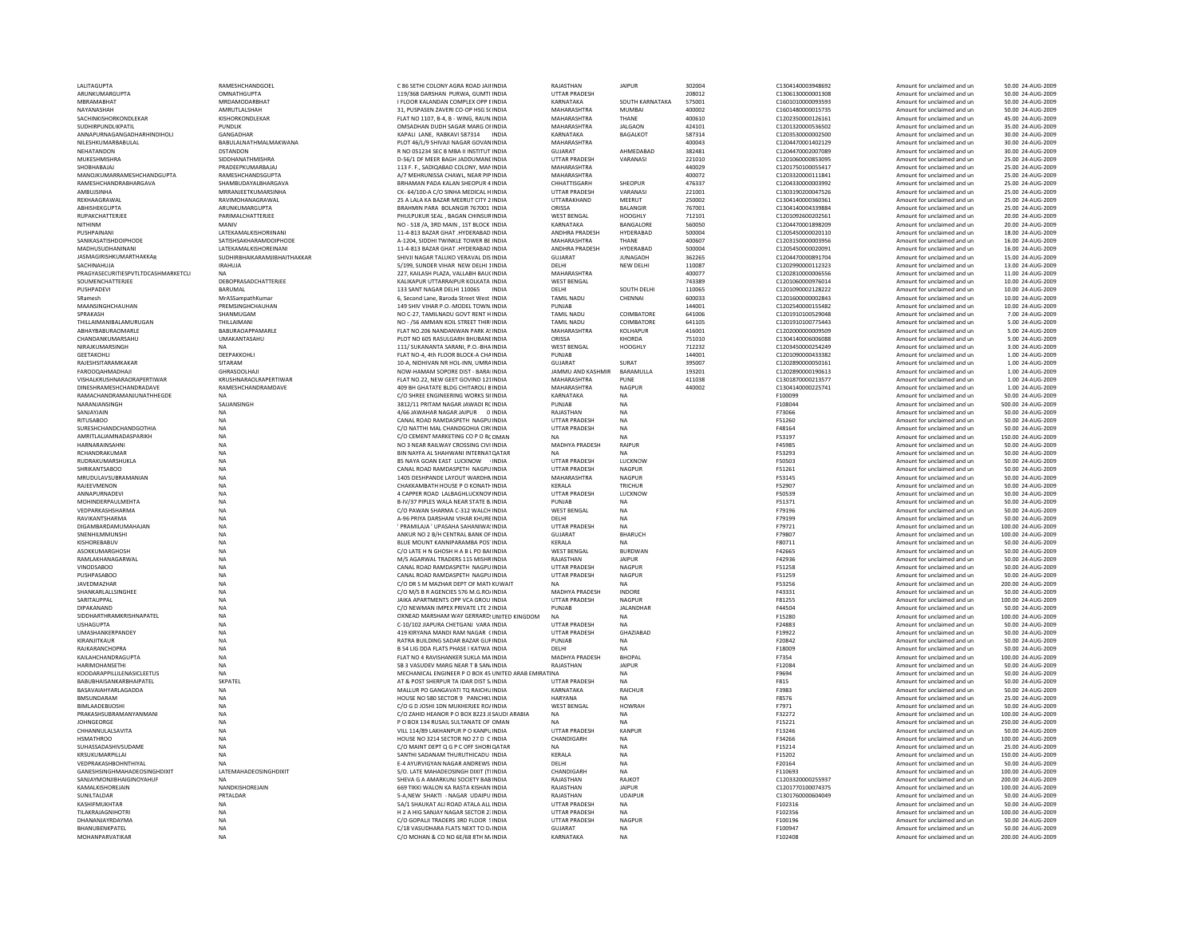| | | | | | | | | | | |
|---|---|---|---|---|---|---|---|---|---|---|
| LALITAGUPTA | RAMESHCHANDGOEL | C 86 SETHI COLONY AGRA ROAD JAII INDIA | | RAJASTHAN | JAIPUR | 302004 | C1304140003948692 | Amount for unclaimed and un | 50.00 | 24-AUG-2009 |
| ARUNKUMARGUPTA | OMNATHGUPTA | 119/368 DARSHAN PURWA, GUMTI INDIA | | UTTAR PRADESH | | 208012 | C1306130000001308 | Amount for unclaimed and un | 50.00 | 24-AUG-2009 |
| MBRAMABHAT | MRDAMODARBHAT | I FLOOR KALANDAN COMPLEX OPP I INDIA | | KARNATAKA | SOUTH KARNATAKA | 575001 | C1601010000093593 | Amount for unclaimed and un | 50.00 | 24-AUG-2009 |
| NAYANASHAH | AMRUTLALSHAH | 31, PUSPASEN ZAVERI CO-OP HSG S( INDIA | | MAHARASHTRA | MUMBAI | 400002 | C1601480000015735 | Amount for unclaimed and un | 50.00 | 24-AUG-2009 |
| SACHINKISHORKONDLEKAR | KISHORKONDLEKAR | FLAT NO 1107, B-4, B - WING, RAUN INDIA | | MAHARASHTRA | THANE | 400610 | C1202350000126161 | Amount for unclaimed and un | 45.00 | 24-AUG-2009 |
| SUDHIRPUNDLIKPATIL | PUNDLIK | OMSADHAN DUDH SAGAR MARG OI INDIA | | MAHARASHTRA | JALGAON | 424101 | C1201320000536502 | Amount for unclaimed and un | 35.00 | 24-AUG-2009 |
| ANNAPURNAGANGADHARHINDIHOLI | GANGADHAR | KAPALI LANE, RABKAVI 587314 | INDIA | KARNATAKA | BAGALKOT | 587314 | C1203530000002500 | Amount for unclaimed and un | 30.00 | 24-AUG-2009 |
| NILESHKUMARBABULAL | BABULALNATHMALMAKWANA | PLOT 46/1/9 SHIVAJI NAGAR GOVAN INDIA | | MAHARASHTRA | | 400043 | C1204470001402129 | Amount for unclaimed and un | 30.00 | 24-AUG-2009 |
| NEHATANDON | DSTANDON | R NO 051234 SEC B MBA II INSTITUT INDIA | | GUJARAT | AHMEDABAD | 382481 | C1204470002007089 | Amount for unclaimed and un | 30.00 | 24-AUG-2009 |
| MUKESHMISHRA | SIDDHANATHMISHRA | D-56/1 DF MEER BAGH JADDUMANI INDIA | | UTTAR PRADESH | VARANASI | 221010 | C1201060000853095 | Amount for unclaimed and un | 25.00 | 24-AUG-2009 |
| SHOBHABAJAJ | PRADEEPKUMARBAJAJ | 113 F. F., SADIQABAD COLONY, MAH INDIA | | MAHARASHTRA | | 440029 | C1201750100055417 | Amount for unclaimed and un | 25.00 | 24-AUG-2009 |
| MANOJKUMARRAMESHCHANDGUPTA | RAMESHCHANDSGUPTA | A/7 MEHRUNISSA CHAWL, NEAR PIP INDIA | | MAHARASHTRA | | 400072 | C1203320000111841 | Amount for unclaimed and un | 25.00 | 24-AUG-2009 |
| RAMESHCHANDRABHARGAVA | SHAMBUDAYALBHARGAVA | BRHAMAN PADA KALAN SHEOPUR 4 INDIA | | CHHATTISGARH | SHEOPUR | 476337 | C1204330000003992 | Amount for unclaimed and un | 25.00 | 24-AUG-2009 |
| AMBUJSINHA | MRRANJEETKUMARSINHA | CK- 64/100-A C/O SINHA MEDICAL H INDIA | | UTTAR PRADESH | VARANASI | 221001 | C1303190200047526 | Amount for unclaimed and un | 25.00 | 24-AUG-2009 |
| REKHAAGRAWAL | RAVIMOHANAGRAWAL | 25 A LALA KA BAZAR MEERUT CITY 2 INDIA | | UTTARAKHAND | MEERUT | 250002 | C1304140000360361 | Amount for unclaimed and un | 25.00 | 24-AUG-2009 |
| ABHISHEKGUPTA | ARUNKUMARGUPTA | BRAHMIN PARA BOLANGIR 767001 INDIA | | ORISSA | BALANGIR | 767001 | C1304140004339884 | Amount for unclaimed and un | 25.00 | 24-AUG-2009 |
| RUPAKCHATTERJEE | PARIMALCHATTERJEE | PHULPUKUR SEAL , BAGAN CHINSUR INDIA | | WEST BENGAL | HOOGHLY | 712101 | C1201092600202561 | Amount for unclaimed and un | 20.00 | 24-AUG-2009 |
| NITHINM | MANIV | NO - 518 /A, 3RD MAIN , 1ST BLOCK INDIA | | KARNATAKA | BANGALORE | 560050 | C1204470001898209 | Amount for unclaimed and un | 20.00 | 24-AUG-2009 |
| PUSHPAINANI | LATEKAMALKISHORIINANI | 11-4-813 BAZAR GHAT ,HYDERABAD INDIA | | ANDHRA PRADESH | HYDERABAD | 500004 | C1205450000020110 | Amount for unclaimed and un | 18.00 | 24-AUG-2009 |
| SANIKASATISHDOIPHODE | SATISHSAKHARAMDOIPHODE | A-1204, SIDDHI TWINKLE TOWER BE INDIA | | MAHARASHTRA | THANE | 400607 | C1203150000003956 | Amount for unclaimed and un | 16.00 | 24-AUG-2009 |
| MADHUSUDHANINANI | LATEKAMALKISHOREINANI | 11-4-813 BAZAR GHAT ,HYDERABAD INDIA | | ANDHRA PRADESH | HYDERABAD | 500004 | C1205450000020091 | Amount for unclaimed and un | 16.00 | 24-AUG-2009 |
| JASMAGIRISHKUMARTHAKKAR | SUDHIRBHAIKARAMJIBHAITHAKKAR | SHIVJI NAGAR TALUKO VERAVAL DIS INDIA | | GUJARAT | JUNAGADH | 362265 | C1204470000891704 | Amount for unclaimed and un | 15.00 | 24-AUG-2009 |
| SACHINAHUJA | IRAHUJA | 5/199, SUNDER VIHAR NEW DELHI 1 INDIA | | DELHI | NEW DELHI | 110087 | C1202990000112323 | Amount for unclaimed and un | 13.00 | 24-AUG-2009 |
| PRAGYASECURITIESPVTLTDCASHMARKETCLI | NA | 227, KAILASH PLAZA, VALLABH BAU( INDIA | | MAHARASHTRA | | 400077 | C1202810000006556 | Amount for unclaimed and un | 11.00 | 24-AUG-2009 |
| SOUMENCHATTERJEE | DEBOPRASADCHATTERJEE | KALIKAPUR UTTARRAIPUR KOLKATA INDIA | | WEST BENGAL | | 743389 | C1201060000976014 | Amount for unclaimed and un | 10.00 | 24-AUG-2009 |
| PUSHPADEVI | BARUMAL | 133 SANT NAGAR DELHI 110065 | INDIA | DELHI | SOUTH DELHI | 110065 | C1201090002128222 | Amount for unclaimed and un | 10.00 | 24-AUG-2009 |
| SRamesh | MrASSampathKumar | 6, Second Lane, Baroda Street West INDIA | | TAMIL NADU | CHENNAI | 600033 | C1201600000002843 | Amount for unclaimed and un | 10.00 | 24-AUG-2009 |
| MAANSINGHCHAUHAN | PREMSINGHCHAUHAN | 149 SHIV VIHAR P.O.-MODEL TOWN INDIA | | PUNJAB | | 144001 | C1202540000155482 | Amount for unclaimed and un | 10.00 | 24-AUG-2009 |
| SPRAKASH | SHANMUGAM | NO C-27, TAMILNADU GOVT RENT H INDIA | | TAMIL NADU | COIMBATORE | 641006 | C1201910100529048 | Amount for unclaimed and un | 7.00 | 24-AUG-2009 |
| THILLAIMANIBALAMURUGAN | THILLAIMANI | NO - /56 AMMAN KOIL STREET THIR INDIA | | TAMIL NADU | COIMBATORE | 641105 | C1201910100775443 | Amount for unclaimed and un | 5.00 | 24-AUG-2009 |
| ABHAYBABURAOMARLE | BABURAOAPPAMARLE | FLAT NO.206 NANDANWAN PARK A: INDIA | | MAHARASHTRA | KOLHAPUR | 416001 | C1202000000009509 | Amount for unclaimed and un | 5.00 | 24-AUG-2009 |
| CHANDANKUMARSAHU | UMAKANTASAHU | PLOT NO 605 RASULGARH BHUBANI INDIA | | ORISSA | KHORDA | 751010 | C1304140006006088 | Amount for unclaimed and un | 5.00 | 24-AUG-2009 |
| NIRAJKUMARSINGH | NA | 111/ SUKANANTA SARANI, P.O.-BHA INDIA | | WEST BENGAL | HOOGHLY | 712232 | C1203450000254249 | Amount for unclaimed and un | 3.00 | 24-AUG-2009 |
| GEETAKOHLI | DEEPAKKOHLI | FLAT NO-4, 4th FLOOR BLOCK-A CHA INDIA | | PUNJAB | | 144001 | C1201090000433382 | Amount for unclaimed and un | 1.00 | 24-AUG-2009 |
| RAJESHSITARAMKAKAR | SITARAM | 10-A, NIDHIVAN NR HOL-INN, UMRA INDIA | | GUJARAT | SURAT | 395007 | C1202890000050161 | Amount for unclaimed and un | 1.00 | 24-AUG-2009 |
| FAROOQAHMADHAJI | GHRASOOLHAJI | NOW-HAMAM SOPORE DIST - BARA| INDIA | | JAMMU AND KASHMIR | BARAMULLA | 193201 | C1202890000190613 | Amount for unclaimed and un | 1.00 | 24-AUG-2009 |
| VISHALKRUSHNARAOLRAPERTIWAR | KRUSHNARAOLRAPERTIWAR | FLAT NO.22, NEW GEET GOVIND 121 INDIA | | MAHARASHTRA | PUNE | 411038 | C1301870000213577 | Amount for unclaimed and un | 1.00 | 24-AUG-2009 |
| DINESHRAMESHCHANDRADAVE | RAMESHCHANDRAMDAVE | 409 BH GHATATE BLDG CHITAROLI B INDIA | | MAHARASHTRA | NAGPUR | 440002 | C1304140000225741 | Amount for unclaimed and un | 1.00 | 24-AUG-2009 |
| RAMACHANDRAMANJUNATHHEGDE | NA | C/O SHREE ENGINEERING WORKS SII INDIA | | KARNATAKA | NA | | F100099 | Amount for unclaimed and un | 50.00 | 24-AUG-2009 |
| NARANJANSINGH | SAJJANSINGH | 3812/11 PRITAM NAGAR JAWADI RC INDIA | | PUNJAB | NA | | F108044 | Amount for unclaimed and un | 500.00 | 24-AUG-2009 |
| SANJAYJAIN | NA | 4/66 JAWAHAR NAGAR JAIPUR 0 INDIA | | RAJASTHAN | NA | | F73066 | Amount for unclaimed and un | 50.00 | 24-AUG-2009 |
| RITUSABOO | NA | CANAL ROAD RAMDASPETH NAGPU INDIA | | UTTAR PRADESH | NA | | F51260 | Amount for unclaimed and un | 50.00 | 24-AUG-2009 |
| SURESHCHANDCHANDGOTHIA | NA | C/O NATTHI MAL CHANDGOHIA CIR( INDIA | | UTTAR PRADESH | NA | | F48164 | Amount for unclaimed and un | 50.00 | 24-AUG-2009 |
| AMRITLALJAMNADASPARIKH | NA | C/O CEMENT MARKETING CO P O B( OMAN | | NA | NA | | F53197 | Amount for unclaimed and un | 150.00 | 24-AUG-2009 |
| HARNARAINSAHNI | NA | NO 3 NEAR RAILWAY CROSSING CIVI INDIA | | MADHYA PRADESH | RAIPUR | | F45985 | Amount for unclaimed and un | 50.00 | 24-AUG-2009 |
| RCHANDRAKUMAR | NA | BIN NAYFA AL SHAHWANI INTERNAT QATAR | | NA | NA | | F53293 | Amount for unclaimed and un | 50.00 | 24-AUG-2009 |
| RUDRAKUMARSHUKLA | NA | 85 NAYA GOAN EAST LUCKNOW | INDIA | UTTAR PRADESH | LUCKNOW | | F50503 | Amount for unclaimed and un | 50.00 | 24-AUG-2009 |
| SHRIKANTSABOO | NA | CANAL ROAD RAMDASPETH NAGPU INDIA | | UTTAR PRADESH | NAGPUR | | F51261 | Amount for unclaimed and un | 50.00 | 24-AUG-2009 |
| MRUDULAVSUBRAMANIAN | NA | 1405 DESHPANDE LAYOUT WARDHA INDIA | | MAHARASHTRA | NAGPUR | | F53145 | Amount for unclaimed and un | 50.00 | 24-AUG-2009 |
| RAJEEVMENON | NA | CHAKKAMBATH HOUSE P O KONATH INDIA | | KERALA | TRICHUR | | F52907 | Amount for unclaimed and un | 50.00 | 24-AUG-2009 |
| ANNAPURNADEVI | NA | 4 CAPPER ROAD LALBAGHLUCKNOW INDIA | | UTTAR PRADESH | LUCKNOW | | F50539 | Amount for unclaimed and un | 50.00 | 24-AUG-2009 |
| MOHINDERPAULMEHTA | NA | B-IV/37 PIPLES WALA NEAR STATE B INDIA | | PUNJAB | NA | | F51371 | Amount for unclaimed and un | 50.00 | 24-AUG-2009 |
| VEDPARKASHSHARMA | NA | C/O PAWAN SHARMA C-312 WALCH INDIA | | WEST BENGAL | NA | | F79196 | Amount for unclaimed and un | 50.00 | 24-AUG-2009 |
| RAVIKANTSHARMA | NA | A-96 PRIYA DARSHANI VIHAR KHURE INDIA | | DELHI | NA | | F79199 | Amount for unclaimed and un | 50.00 | 24-AUG-2009 |
| DIGAMBARDAMUMAHAJAN | NA | ' PRAMILAJA ' UPASAHA SAHANIWA: INDIA | | UTTAR PRADESH | NA | | F79721 | Amount for unclaimed and un | 100.00 | 24-AUG-2009 |
| SNEHILMMUNSHI | NA | ANKUR NO 2 B/H CENTRAL BANK OF INDIA | | GUJARAT | BHARUCH | | F79807 | Amount for unclaimed and un | 100.00 | 24-AUG-2009 |
| KISHOREBABUV | NA | BLUE MOUNT KANNIPARAMBA POS' INDIA | | KERALA | NA | | F80711 | Amount for unclaimed and un | 50.00 | 24-AUG-2009 |
| ASOKKUMARGHOSH | NA | C/O LATE H N GHOSH H A B L PO BAI INDIA | | WEST BENGAL | BURDWAN | | F42665 | Amount for unclaimed and un | 50.00 | 24-AUG-2009 |
| RAMLAKHANAGARWAL | NA | M/S AGARWAL TRADERS 115 MISHR INDIA | | RAJASTHAN | JAIPUR | | F42936 | Amount for unclaimed and un | 50.00 | 24-AUG-2009 |
| VINODSABOO | NA | CANAL ROAD RAMDASPETH NAGPU INDIA | | UTTAR PRADESH | NAGPUR | | F51258 | Amount for unclaimed and un | 50.00 | 24-AUG-2009 |
| PUSHPASABOO | NA | CANAL ROAD RAMDASPETH NAGPU INDIA | | UTTAR PRADESH | NAGPUR | | F51259 | Amount for unclaimed and un | 50.00 | 24-AUG-2009 |
| JAVEDMAZHAR | NA | C/O DR S M MAZHAR DEPT OF MATH KUWAIT | | NA | NA | | F53256 | Amount for unclaimed and un | 200.00 | 24-AUG-2009 |
| SHANKARLALSINGHEE | NA | C/O M/S B R AGENCIES 576 M.G.RO INDIA | | MADHYA PRADESH | INDORE | | F43331 | Amount for unclaimed and un | 50.00 | 24-AUG-2009 |
| SARITAUPPAL | NA | JAIKA APARTMENTS OPP VCA GROU INDIA | | UTTAR PRADESH | NAGPUR | | F81255 | Amount for unclaimed and un | 100.00 | 24-AUG-2009 |
| DIPAKANAND | NA | C/O NEWMAN IMPEX PRIVATE LTE 2 INDIA | | PUNJAB | JALANDHAR | | F44504 | Amount for unclaimed and un | 50.00 | 24-AUG-2009 |
| SIDDHARTHRAMKRISHNAPATEL | NA | OXNEAD MARSHAM WAY GERRARD: UNITED KINGDOM | | NA | NA | | F15280 | Amount for unclaimed and un | 100.00 | 24-AUG-2009 |
| USHAGUPTA | NA | C-10/102 JIAPURA CHETGANJ VARA INDIA | | UTTAR PRADESH | NA | | F24883 | Amount for unclaimed and un | 50.00 | 24-AUG-2009 |
| UMASHANKERPANDEY | NA | 419 KIRYANA MANDI RAM NAGAR ( INDIA | | UTTAR PRADESH | GHAZIABAD | | F19922 | Amount for unclaimed and un | 50.00 | 24-AUG-2009 |
| KIRANJITKAUR | NA | RATRA BUILDING SADAR BAZAR GUI INDIA | | PUNJAB | NA | | F20842 | Amount for unclaimed and un | 50.00 | 24-AUG-2009 |
| RAJKARANCHOPRA | NA | B 54 LIG DDA FLATS PHASE I KATWA INDIA | | DELHI | NA | | F18009 | Amount for unclaimed and un | 50.00 | 24-AUG-2009 |
| KAILAHCHANDRAGUPTA | NA | FLAT NO 4 RAVISHANKER SUKLA MA INDIA | | MADHYA PRADESH | BHOPAL | | F7354 | Amount for unclaimed and un | 100.00 | 24-AUG-2009 |
| HARIMOHANSETHI | NA | SB 3 VASUDEV MARG NEAR T B SAN INDIA | | RAJASTHAN | JAIPUR | | F12084 | Amount for unclaimed and un | 50.00 | 24-AUG-2009 |
| KOODARAPPILLILENASICLEETUS | NA | MECHANICAL ENGINEER P O BOX 45 UNITED ARAB EMIRATINA | | | NA | | F9694 | Amount for unclaimed and un | 50.00 | 24-AUG-2009 |
| BABUBHAISANKARBHAIPATEL | SKPATEL | AT & POST SHERPUR TA IDAR DIST S. INDIA | | UTTAR PRADESH | NA | | F815 | Amount for unclaimed and un | 50.00 | 24-AUG-2009 |
| BASAVAIAHYARLAGADDA | NA | MALLUR PO GANGAVATI TQ RAICHU INDIA | | KARNATAKA | RAICHUR | | F3983 | Amount for unclaimed and un | 50.00 | 24-AUG-2009 |
| BMSUNDARAM | NA | HOUSE NO 580 SECTOR 9 PANCHKU INDIA | | HARYANA | NA | | F8576 | Amount for unclaimed and un | 25.00 | 24-AUG-2009 |
| BIMLAADEBIJOSHI | NA | C/O G D JOSHI 1DN MUKHERJEE RO/ INDIA | | WEST BENGAL | HOWRAH | | F7971 | Amount for unclaimed and un | 50.00 | 24-AUG-2009 |
| PRAKASHSUBRAMANYANMANI | NA | C/O ZAHID HEANOR P O BOX 8223 JI SAUDI ARABIA | | NA | NA | | F32272 | Amount for unclaimed and un | 100.00 | 24-AUG-2009 |
| JOHNGEORGE | NA | P O BOX 134 RUSAIL SULTANATE OF OMAN | | NA | NA | | F15221 | Amount for unclaimed and un | 250.00 | 24-AUG-2009 |
| CHHANNULALSAVITA | NA | VILL 114/89 LAKHANPUR P O KANPU INDIA | | UTTAR PRADESH | KANPUR | | F13246 | Amount for unclaimed and un | 50.00 | 24-AUG-2009 |
| HSMATHROO | NA | HOUSE NO 3214 SECTOR NO 27 D C INDIA | | CHANDIGARH | NA | | F34266 | Amount for unclaimed and un | 100.00 | 24-AUG-2009 |
| SUHASSADASHIVSUDAME | NA | C/O MAINT DEPT Q G P C OFF SHORI QATAR | | NA | NA | | F15214 | Amount for unclaimed and un | 25.00 | 24-AUG-2009 |
| KRSUKUMARPILLAI | NA | SANTHI SADANAM THURUTHICADU INDIA | | KERALA | NA | | F15202 | Amount for unclaimed and un | 150.00 | 24-AUG-2009 |
| VEDPRAKASHBOHNTHIYAL | NA | E-4 AYURVIGYAN NAGAR ANDREWS INDIA | | DELHI | NA | | F20164 | Amount for unclaimed and un | 50.00 | 24-AUG-2009 |
| GANESHSINGHMAHADEOSINGHDIXIT | LATEMAHADEOSINGHDIXIT | S/O. LATE MAHADEOSINGH DIXIT (TI INDIA | | CHANDIGARH | NA | | F110693 | Amount for unclaimed and un | 100.00 | 24-AUG-2009 |
| SANJAYMONJIBHAIGINOYAHUF | NA | SHEVA G A AMARKUNJ SOCIETY BAB INDIA | | RAJASTHAN | RAJKOT | | C1203320000255937 | Amount for unclaimed and un | 200.00 | 24-AUG-2009 |
| KAMALKISHOREJAIN | NANDKISHOREJAIN | 669 TIKKI WALON KA RASTA KISHAN INDIA | | RAJASTHAN | JAIPUR | | C1201770100074375 | Amount for unclaimed and un | 100.00 | 24-AUG-2009 |
| SUNILTALDAR | PRTALDAR | 5-A,NEW SHAKTI - NAGAR UDAIPU INDIA | | RAJASTHAN | UDAIPUR | | C1301760000604049 | Amount for unclaimed and un | 50.00 | 24-AUG-2009 |
| KASHIFMUKHTAR | NA | 5A/1 SHAUKAT ALI ROAD ATALA ALL INDIA | | UTTAR PRADESH | NA | | F102316 | Amount for unclaimed and un | 50.00 | 24-AUG-2009 |
| TILAKRAJAGNIHOTRI | NA | H 2 A HIG SANJAY NAGAR SECTOR 2: INDIA | | UTTAR PRADESH | NA | | F102356 | Amount for unclaimed and un | 100.00 | 24-AUG-2009 |
| DHANANJAYRDAYMA | NA | C/O GOPALJI TRADERS 3RD FLOOR S INDIA | | UTTAR PRADESH | NAGPUR | | F100196 | Amount for unclaimed and un | 50.00 | 24-AUG-2009 |
| BHANUBENKPATEL | NA | C/18 VASUDHARA FLATS NEXT TO D. INDIA | | GUJARAT | NA | | F100947 | Amount for unclaimed and un | 50.00 | 24-AUG-2009 |
| MOHANPARVATIKAR | NA | C/O MOHAN & CO NO 6E/68 8TH M. INDIA | | KARNATAKA | NA | | F102408 | Amount for unclaimed and un | 200.00 | 24-AUG-2009 |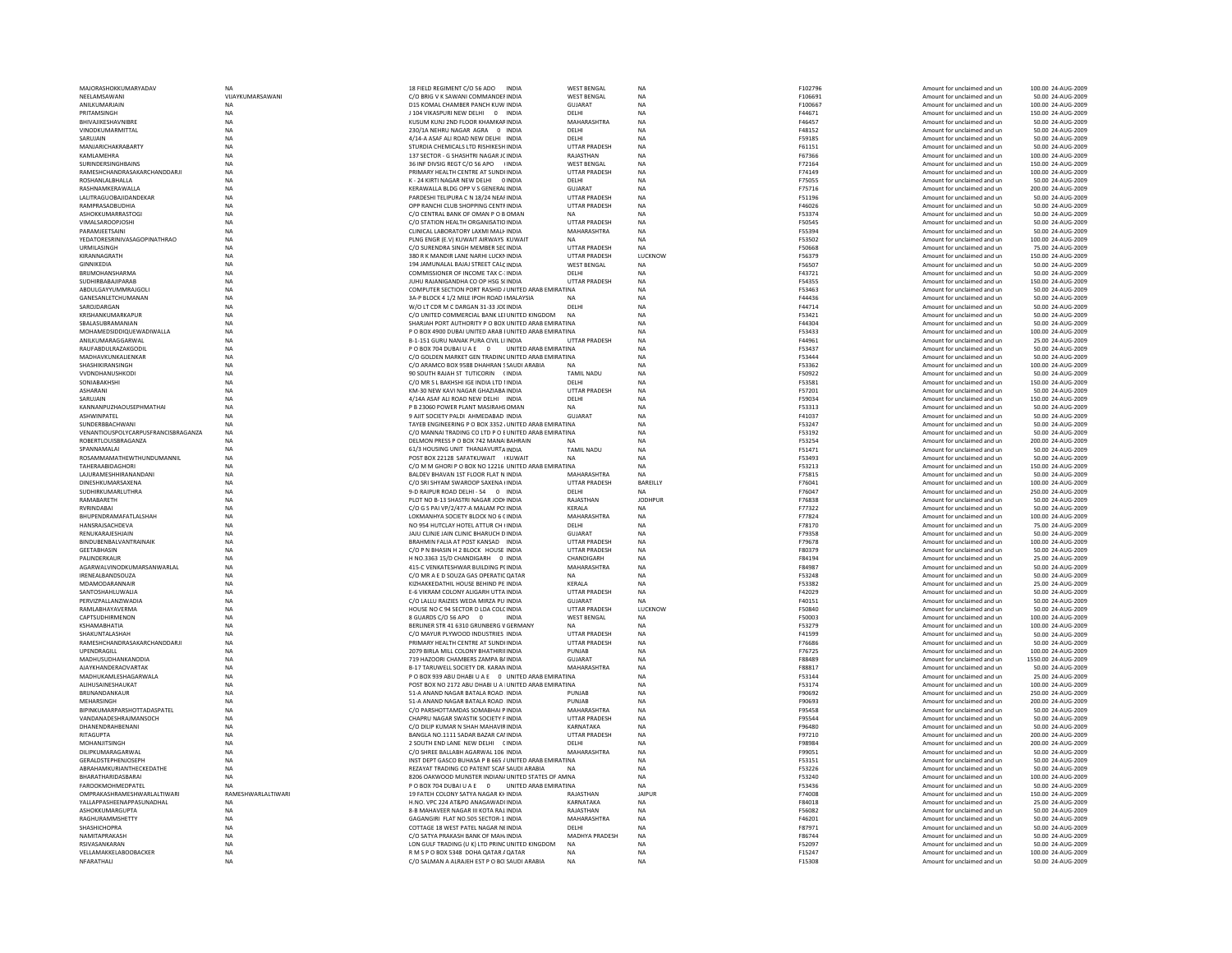| | | | | | | | | | |
|---|---|---|---|---|---|---|---|---|---|
| MAJORASHOKKUMARYADAV | NA | 18 FIELD REGIMENT C/O 56 ADO | INDIA | WEST BENGAL | NA | F102796 | Amount for unclaimed and un | 100.00 | 24-AUG-2009 |
| NEELAMSAWANI | VIJAYKUMARSAWANI | C/O BRIG V K SAWANI COMMANDEF | INDIA | WEST BENGAL | NA | F106691 | Amount for unclaimed and un | 50.00 | 24-AUG-2009 |
| ANILKUMARJAIN | NA | D15 KOMAL CHAMBER PANCH KUW | INDIA | GUJARAT | NA | F100667 | Amount for unclaimed and un | 100.00 | 24-AUG-2009 |
| PRITAMSINGH | NA | J 104 VIKASPURI NEW DELHI 0 | INDIA | DELHI | NA | F44671 | Amount for unclaimed and un | 150.00 | 24-AUG-2009 |
| BHIVAJIKESHAVNIBRE | NA | KUSUM KUNJ 2ND FLOOR KHAMKAF | INDIA | MAHARASHTRA | NA | F46457 | Amount for unclaimed and un | 50.00 | 24-AUG-2009 |
| VINODKUMARMITTAL | NA | 230/1A NEHRU NAGAR AGRA 0 | INDIA | DELHI | NA | F48152 | Amount for unclaimed and un | 50.00 | 24-AUG-2009 |
| SARUJAIN | NA | 4/14-A ASAF ALI ROAD NEW DELHI | INDIA | DELHI | NA | F59185 | Amount for unclaimed and un | 50.00 | 24-AUG-2009 |
| MANJARICHAKRABARTY | NA | STURDIA CHEMICALS LTD RISHIKESH | INDIA | UTTAR PRADESH | NA | F61151 | Amount for unclaimed and un | 50.00 | 24-AUG-2009 |
| KAMLAMEHRA | NA | 137 SECTOR - G SHASHTRI NAGAR JC | INDIA | RAJASTHAN | NA | F67366 | Amount for unclaimed and un | 100.00 | 24-AUG-2009 |
| SURINDERSINGHBAINS | NA | 36 INF DIVSIG REGT C/O 56 APO | INDIA | WEST BENGAL | NA | F72164 | Amount for unclaimed and un | 150.00 | 24-AUG-2009 |
| RAMESHCHANDRASAKARCHANDDARJI | NA | PRIMARY HEALTH CENTRE AT SUNDI | INDIA | UTTAR PRADESH | NA | F74149 | Amount for unclaimed and un | 100.00 | 24-AUG-2009 |
| ROSHANLALBHALLA | NA | K - 24 KIRTI NAGAR NEW DELHI 0 | INDIA | DELHI | NA | F75055 | Amount for unclaimed and un | 50.00 | 24-AUG-2009 |
| RASHNAMKERAWALLA | NA | KERAWALLA BLDG OPP V S GENERAL | INDIA | GUJARAT | NA | F75716 | Amount for unclaimed and un | 200.00 | 24-AUG-2009 |
| LALITRAGUOBAJIDANDEKAR | NA | PARDESHI TELIPURA C N 18/24 NEAF | INDIA | UTTAR PRADESH | NA | F51196 | Amount for unclaimed and un | 50.00 | 24-AUG-2009 |
| RAMPRASADBUDHIA | NA | OPP RANCHI CLUB SHOPPING CENTF | INDIA | UTTAR PRADESH | NA | F46026 | Amount for unclaimed and un | 50.00 | 24-AUG-2009 |
| ASHOKKUMARRASTOGI | NA | C/O CENTRAL BANK OF OMAN P O B | OMAN | NA | NA | F53374 | Amount for unclaimed and un | 50.00 | 24-AUG-2009 |
| VIMALSAROOPJOSHI | NA | C/O STATION HEALTH ORGANISATIO | INDIA | UTTAR PRADESH | NA | F50545 | Amount for unclaimed and un | 50.00 | 24-AUG-2009 |
| PARAMJEETSAINI | NA | CLINICAL LABORATORY LAXMI MALH | INDIA | MAHARASHTRA | NA | F55394 | Amount for unclaimed and un | 50.00 | 24-AUG-2009 |
| YEDATORESRINIVASAGOPINATHRAO | NA | PLNG ENGR (E.V) KUWAIT AIRWAYS | KUWAIT | NA | NA | F53502 | Amount for unclaimed and un | 100.00 | 24-AUG-2009 |
| URMILASINGH | NA | C/O SURENDRA SINGH MEMBER SEC | INDIA | UTTAR PRADESH | NA | F50668 | Amount for unclaimed and un | 75.00 | 24-AUG-2009 |
| KIRANNAGRATH | NA | 380 R K MANDIR LANE NARHI LUCKN | INDIA | UTTAR PRADESH | LUCKNOW | F56379 | Amount for unclaimed and un | 150.00 | 24-AUG-2009 |
| GINNIKEDIA | NA | 194 JAMUNALAL BAJAJ STREET CALC | INDIA | WEST BENGAL | NA | F56507 | Amount for unclaimed and un | 50.00 | 24-AUG-2009 |
| BRIJMOHANSHARMA | NA | COMMISSIONER OF INCOME TAX C- | INDIA | DELHI | NA | F43721 | Amount for unclaimed and un | 50.00 | 24-AUG-2009 |
| SUDHIRBABAJIPARAB | NA | JUHU RAJANIGANDHA CO OP HSG S( | INDIA | UTTAR PRADESH | NA | F54355 | Amount for unclaimed and un | 150.00 | 24-AUG-2009 |
| ABDULGAYYUMMRAJGOLI | NA | COMPUTER SECTION PORT RASHID / | UNITED ARAB EMIRATES | NA | NA | F53463 | Amount for unclaimed and un | 50.00 | 24-AUG-2009 |
| GANESANLETCHUMANAN | NA | 3A-P BLOCK 4 1/2 MILE IPOH ROAD K | MALAYSIA | NA | NA | F44436 | Amount for unclaimed and un | 50.00 | 24-AUG-2009 |
| SAROJDARGAN | NA | W/O LT CDR M C DARGAN 31-33 JOI | INDIA | DELHI | NA | F44714 | Amount for unclaimed and un | 50.00 | 24-AUG-2009 |
| KRISHANKUMARKAPUR | NA | C/O UNITED COMMERCIAL BANK LEI | UNITED KINGDOM | NA | NA | F53421 | Amount for unclaimed and un | 50.00 | 24-AUG-2009 |
| SBALASUBRAMANIAN | NA | SHARJAH PORT AUTHORITY P O BOX | UNITED ARAB EMIRATES | NA | NA | F44304 | Amount for unclaimed and un | 50.00 | 24-AUG-2009 |
| MOHAMEDSIDDIQUEWADIWALLA | NA | P O BOX 4900 DUBAI UNITED ARAB I | UNITED ARAB EMIRATES | NA | NA | F53433 | Amount for unclaimed and un | 100.00 | 24-AUG-2009 |
| ANILKUMARAGGARWAL | NA | B-1-151 GURU NANAK PURA CIVIL LI | INDIA | UTTAR PRADESH | NA | F44961 | Amount for unclaimed and un | 25.00 | 24-AUG-2009 |
| RAUFABDULRAZAKGODIL | NA | P O BOX 704 DUBAI U A E 0 | UNITED ARAB EMIRATES | NA | NA | F53437 | Amount for unclaimed and un | 50.00 | 24-AUG-2009 |
| MADHAVKUNKALIENKAR | NA | C/O GOLDEN MARKET GEN TRADING | UNITED ARAB EMIRATES | NA | NA | F53444 | Amount for unclaimed and un | 50.00 | 24-AUG-2009 |
| SHASHIKIRANSINGH | NA | C/O ARAMCO BOX 9588 DHAHRAN S | SAUDI ARABIA | NA | NA | F53362 | Amount for unclaimed and un | 100.00 | 24-AUG-2009 |
| VVDNDHANUSHKODI | NA | 90 SOUTH RAJAH ST TUTICORIN ( | INDIA | TAMIL NADU | NA | F50922 | Amount for unclaimed and un | 50.00 | 24-AUG-2009 |
| SONIABAKHSHI | NA | C/O MR S L BAKHSHI IGE INDIA LTD I | INDIA | DELHI | NA | F53581 | Amount for unclaimed and un | 150.00 | 24-AUG-2009 |
| ASHARANI | NA | KM-30 NEW KAVI NAGAR GHAZIABA | INDIA | UTTAR PRADESH | NA | F57201 | Amount for unclaimed and un | 50.00 | 24-AUG-2009 |
| SARUJAIN | NA | 4/14A ASAF ALI ROAD NEW DELHI | INDIA | DELHI | NA | F59034 | Amount for unclaimed and un | 150.00 | 24-AUG-2009 |
| KANNANPUZHAOUSEPHMATHAI | NA | P B 23060 POWER PLANT MASIRAHS | OMAN | NA | NA | F53313 | Amount for unclaimed and un | 50.00 | 24-AUG-2009 |
| ASHWINPATEL | NA | 9 AJIT SOCIETY PALDI AHMEDABAD | INDIA | GUJARAT | NA | F41037 | Amount for unclaimed and un | 50.00 | 24-AUG-2009 |
| SUNDERBBACHWANI | NA | TAYEB ENGINEERING P O BOX 3352 | UNITED ARAB EMIRATES | NA | NA | F53247 | Amount for unclaimed and un | 50.00 | 24-AUG-2009 |
| VENANTIOUSPOLYCARPUSFRANCISBRAGANZA | NA | C/O MANNAI TRADING CO LTD P O E | UNITED ARAB EMIRATES | NA | NA | F53192 | Amount for unclaimed and un | 50.00 | 24-AUG-2009 |
| ROBERTLOUISBRAGANZA | NA | DELMON PRESS P O BOX 742 MANAI | BAHRAIN | NA | NA | F53254 | Amount for unclaimed and un | 200.00 | 24-AUG-2009 |
| SPANNAMALAI | NA | 61/3 HOUSING UNIT THANJAVURTA | INDIA | TAMIL NADU | NA | F51471 | Amount for unclaimed and un | 50.00 | 24-AUG-2009 |
| ROSAMMAMATHEWTHUNDUMANNIL | NA | POST BOX 22128 SAFATKUWAIT | KUWAIT | NA | NA | F53493 | Amount for unclaimed and un | 50.00 | 24-AUG-2009 |
| TAHERAABIDAGHORI | NA | C/O M M GHORI P O BOX NO 12216 | UNITED ARAB EMIRATES | NA | NA | F53213 | Amount for unclaimed and un | 150.00 | 24-AUG-2009 |
| LAJURAMESHHIRANANDANI | NA | BALDEV BHAVAN 1ST FLOOR FLAT N | INDIA | MAHARASHTRA | NA | F75815 | Amount for unclaimed and un | 50.00 | 24-AUG-2009 |
| DINESHKUMARSAXENA | NA | C/O SRI SHYAM SWAROOP SAXENA I | INDIA | UTTAR PRADESH | BAREILLY | F76041 | Amount for unclaimed and un | 100.00 | 24-AUG-2009 |
| SUDHIRKUMARLUTHRA | NA | 9-D RAIPUR ROAD DELHI - 54 0 | INDIA | DELHI | NA | F76047 | Amount for unclaimed and un | 250.00 | 24-AUG-2009 |
| RAMABARETH | NA | PLOT NO B-13 SHASTRI NAGAR JODH | INDIA | RAJASTHAN | JODHPUR | F76838 | Amount for unclaimed and un | 50.00 | 24-AUG-2009 |
| RVRINDABAI | NA | C/O G S PAI VP/2/477-A MALAM PO | INDIA | KERALA | NA | F77322 | Amount for unclaimed and un | 50.00 | 24-AUG-2009 |
| BHUPENDRAMAFATLALSHAH | NA | LOKMANHYA SOCIETY BLOCK NO 6 ( | INDIA | MAHARASHTRA | NA | F77824 | Amount for unclaimed and un | 100.00 | 24-AUG-2009 |
| HANSRAJSACHDEVA | NA | NO 954 HUTCLAY HOTEL ATTUR CH I | INDIA | DELHI | NA | F78170 | Amount for unclaimed and un | 75.00 | 24-AUG-2009 |
| RENUKARAJESHJAIN | NA | JAJU CLINIE JAIN CLINIC BHARUCH D | INDIA | GUJARAT | NA | F79358 | Amount for unclaimed and un | 50.00 | 24-AUG-2009 |
| BINDUBENBALVANTRAINAIK | NA | BRAHMIN FALIA AT POST KANSAD | INDIA | UTTAR PRADESH | NA | F79678 | Amount for unclaimed and un | 100.00 | 24-AUG-2009 |
| GEETABHASIN | NA | C/O P N BHASIN H 2 BLOCK HOUSE | INDIA | UTTAR PRADESH | NA | F80379 | Amount for unclaimed and un | 50.00 | 24-AUG-2009 |
| PALINDERKAUR | NA | H NO.3363 15/D CHANDIGARH 0 | INDIA | CHANDIGARH | NA | F84194 | Amount for unclaimed and un | 25.00 | 24-AUG-2009 |
| AGARWALVINODKUMARSANWARLAL | NA | 415-C VENKATESHWAR BUILDING P( | INDIA | MAHARASHTRA | NA | F84987 | Amount for unclaimed and un | 50.00 | 24-AUG-2009 |
| IRENEALBANDSOUZA | NA | C/O MR A E D SOUZA GAS OPERATIC | QATAR | NA | NA | F53248 | Amount for unclaimed and un | 50.00 | 24-AUG-2009 |
| MDAMODARANNAIR | NA | KIZHAKKEDATHIL HOUSE BEHIND PE | INDIA | KERALA | NA | F53382 | Amount for unclaimed and un | 25.00 | 24-AUG-2009 |
| SANTOSHAHLUWALIA | NA | E-6 VIKRAM COLONY ALIGARH UTTA | INDIA | UTTAR PRADESH | NA | F42029 | Amount for unclaimed and un | 50.00 | 24-AUG-2009 |
| PERVIZPALLANZIWADIA | NA | C/O LALLU RAIZIES WEDA MIRZA PU | INDIA | GUJARAT | NA | F40151 | Amount for unclaimed and un | 50.00 | 24-AUG-2009 |
| RAMLABHAYAVERMA | NA | HOUSE NO C 94 SECTOR D LDA COLC | INDIA | UTTAR PRADESH | LUCKNOW | F50840 | Amount for unclaimed and un | 50.00 | 24-AUG-2009 |
| CAPTSUDHIRMENON | NA | 8 GUARDS C/O 56 APO 0 | INDIA | WEST BENGAL | NA | F50003 | Amount for unclaimed and un | 100.00 | 24-AUG-2009 |
| KSHAMABHATIA | NA | BERLINER STR 41 6310 GRUNBERG V | GERMANY | NA | NA | F53279 | Amount for unclaimed and un | 100.00 | 24-AUG-2009 |
| SHAKUNTALASHAH | NA | C/O MAYUR PLYWOOD INDUSTRIES | INDIA | UTTAR PRADESH | NA | F41599 | Amount for unclaimed and un | 50.00 | 24-AUG-2009 |
| RAMESHCHANDRASAKARCHANDDARJI | NA | PRIMARY HEALTH CENTRE AT SUNDI | INDIA | UTTAR PRADESH | NA | F76686 | Amount for unclaimed and un | 50.00 | 24-AUG-2009 |
| UPENDRAGILL | NA | 2079 BIRLA MILL COLONY BHATHIRI | INDIA | PUNJAB | NA | F76725 | Amount for unclaimed and un | 100.00 | 24-AUG-2009 |
| MADHUSUDHANKANODIA | NA | 719 HAZOORI CHAMBERS ZAMPA B/ | INDIA | GUJARAT | NA | F88489 | Amount for unclaimed and un | 1550.00 | 24-AUG-2009 |
| AJAYKHANDERAOVARTAK | NA | B-17 TARUWELL SOCIETY DR. KARAN | INDIA | MAHARASHTRA | NA | F88817 | Amount for unclaimed and un | 50.00 | 24-AUG-2009 |
| MADHUKAMLESHAGARWALA | NA | P O BOX 939 ABU DHABI U A E 0 | UNITED ARAB EMIRATES | NA | NA | F53144 | Amount for unclaimed and un | 25.00 | 24-AUG-2009 |
| ALIHUSAINESHAUKAT | NA | POST BOX NO 2172 ABU DHABI U A I | UNITED ARAB EMIRATES | NA | NA | F53174 | Amount for unclaimed and un | 100.00 | 24-AUG-2009 |
| BRIJNANDANKAUR | NA | 51-A ANAND NAGAR BATALA ROAD | INDIA | PUNJAB | NA | F90692 | Amount for unclaimed and un | 250.00 | 24-AUG-2009 |
| MEHARSINGH | NA | 51-A ANAND NAGAR BATALA ROAD | INDIA | PUNJAB | NA | F90693 | Amount for unclaimed and un | 200.00 | 24-AUG-2009 |
| BIPINKUMARPARSHOTTADASPATEL | NA | C/O PARSHOTTAMDAS SOMABHAI P | INDIA | MAHARASHTRA | NA | F95458 | Amount for unclaimed and un | 50.00 | 24-AUG-2009 |
| VANDANADESHRAJMANSOCH | NA | CHAPRU NAGAR SWASTIK SOCIETY F | INDIA | UTTAR PRADESH | NA | F95544 | Amount for unclaimed and un | 50.00 | 24-AUG-2009 |
| DHANENDRAHBENANI | NA | C/O DILIP KUMAR N SHAH MAHAVIR | INDIA | KARNATAKA | NA | F96480 | Amount for unclaimed and un | 50.00 | 24-AUG-2009 |
| RITAGUPTA | NA | BANGLA NO.1111 SADAR BAZAR CAI | INDIA | UTTAR PRADESH | NA | F97210 | Amount for unclaimed and un | 200.00 | 24-AUG-2009 |
| MOHANJITSINGH | NA | 2 SOUTH END LANE NEW DELHI ( | INDIA | DELHI | NA | F98984 | Amount for unclaimed and un | 200.00 | 24-AUG-2009 |
| DILIPKUMARAGARWAL | NA | C/O SHREE BALLABH AGARWAL 106 | INDIA | MAHARASHTRA | NA | F99051 | Amount for unclaimed and un | 50.00 | 24-AUG-2009 |
| GERALDSTEPHENJOSEPH | NA | INST DEPT GASCO BUHASA P B 665 / | UNITED ARAB EMIRATES | NA | NA | F53151 | Amount for unclaimed and un | 50.00 | 24-AUG-2009 |
| ABRAHAMKURIANTHECKEDATHE | NA | REZAYAT TRADING CO PATENT SCAF | SAUDI ARABIA | NA | NA | F53226 | Amount for unclaimed and un | 50.00 | 24-AUG-2009 |
| BHARATHARIDASBARAI | NA | 8206 OAKWOOD MUNSTER INDIAN/ | UNITED STATES OF AMERICA | NA | NA | F53240 | Amount for unclaimed and un | 100.00 | 24-AUG-2009 |
| FAROOKMOHMEDPATEL | NA | P O BOX 704 DUBAI U A E 0 | UNITED ARAB EMIRATES | NA | NA | F53436 | Amount for unclaimed and un | 50.00 | 24-AUG-2009 |
| OMPRAKASHRAMESHWARLALTIWARI | RAMESHWARLALTIWARI | 19 FATEH COLONY SATYA NAGAR KH | INDIA | RAJASTHAN | JAIPUR | F74008 | Amount for unclaimed and un | 150.00 | 24-AUG-2009 |
| YALLAPPASHEENAPPASUNADHAL | NA | H.NO. VPC 224 AT&PO ANAGAWADI | INDIA | KARNATAKA | NA | F84018 | Amount for unclaimed and un | 25.00 | 24-AUG-2009 |
| ASHOKKUMARGUPTA | NA | 8-B MAHAVEER NAGAR III KOTA RAJ | INDIA | RAJASTHAN | NA | F56082 | Amount for unclaimed and un | 50.00 | 24-AUG-2009 |
| RAGHURAMMSHETTY | NA | GAGANGIRI FLAT NO.505 SECTOR-1 | INDIA | MAHARASHTRA | NA | F46201 | Amount for unclaimed and un | 50.00 | 24-AUG-2009 |
| SHASHICHOPRA | NA | COTTAGE 18 WEST PATEL NAGAR NE | INDIA | DELHI | NA | F87971 | Amount for unclaimed and un | 50.00 | 24-AUG-2009 |
| NAMITAPRAKASH | NA | C/O SATYA PRAKASH BANK OF MAH | INDIA | MADHYA PRADESH | NA | F86744 | Amount for unclaimed and un | 50.00 | 24-AUG-2009 |
| RSIVASANKARAN | NA | LON GULF TRADING (U K) LTD PRINC | UNITED KINGDOM | NA | NA | F52097 | Amount for unclaimed and un | 50.00 | 24-AUG-2009 |
| VELLAMAKKELABOOBACKER | NA | R M S P O BOX 5348 DOHA QATAR / | QATAR | NA | NA | F15247 | Amount for unclaimed and un | 100.00 | 24-AUG-2009 |
| NFARATHALI | NA | C/O SALMAN A ALRAJEH EST P O BO | SAUDI ARABIA | NA | NA | F15308 | Amount for unclaimed and un | 50.00 | 24-AUG-2009 |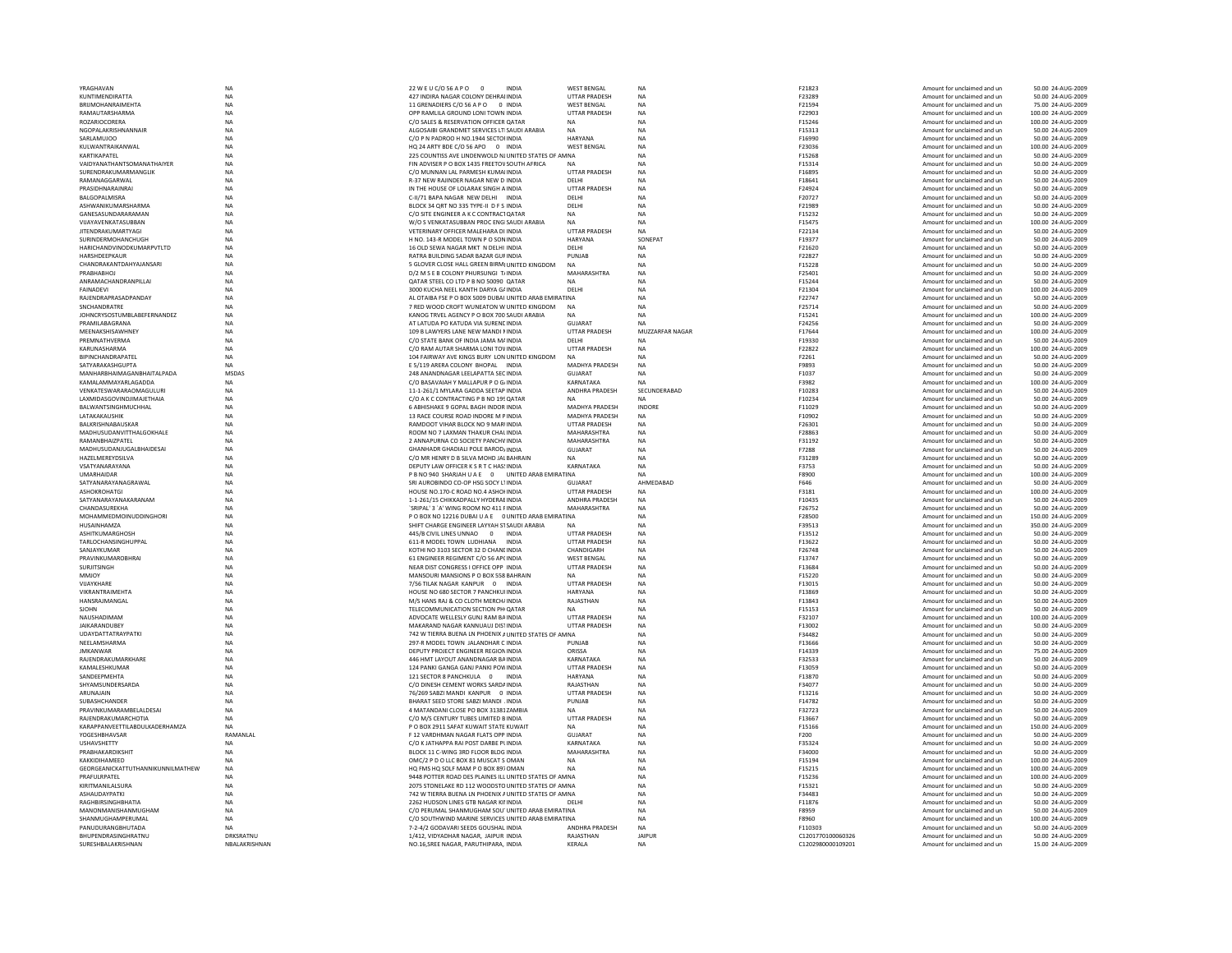| | | | | | | | | | |
|---|---|---|---|---|---|---|---|---|---|
| YRAGHAVAN | NA | 22 W E U C/O 56 A P O 0 | INDIA | WEST BENGAL | NA | F21823 | Amount for unclaimed and un | 50.00 | 24-AUG-2009 |
| KUNTIMENDIRATTA | NA | 427 INDIRA NAGAR COLONY DEHRAI | INDIA | UTTAR PRADESH | NA | F23289 | Amount for unclaimed and un | 50.00 | 24-AUG-2009 |
| BRIJMOHANRAIMEHTA | NA | 11 GRENADIERS C/O 56 A P O 0 | INDIA | WEST BENGAL | NA | F21594 | Amount for unclaimed and un | 75.00 | 24-AUG-2009 |
| RAMAUTARSHARMA | NA | OPP RAMLILA GROUND LONI TOWN | INDIA | UTTAR PRADESH | NA | F22903 | Amount for unclaimed and un | 100.00 | 24-AUG-2009 |
| ROZARIOCORERA | NA | C/O SALES & RESERVATION OFFICER | QATAR | NA | NA | F15246 | Amount for unclaimed and un | 100.00 | 24-AUG-2009 |
| NGOPALAKRISHNANNAIR | NA | ALGOSAIBI GRANDMET SERVICES LT | SAUDI ARABIA | NA | NA | F15313 | Amount for unclaimed and un | 50.00 | 24-AUG-2009 |
| SARLAMUJOO | NA | C/O P N PADROO H NO.1944 SECTOI | INDIA | HARYANA | NA | F16990 | Amount for unclaimed and un | 50.00 | 24-AUG-2009 |
| KULWANTRAIKANWAL | NA | HQ 24 ARTY BDE C/O 56 APO 0 | INDIA | WEST BENGAL | NA | F23036 | Amount for unclaimed and un | 100.00 | 24-AUG-2009 |
| KARTIKAPATEL | NA | 225 COUNTISS AVE LINDENWOLD NJ | UNITED STATES OF AMERICA | NA | NA | F15268 | Amount for unclaimed and un | 50.00 | 24-AUG-2009 |
| VAIDYANATHANTSOMANATHAIYER | NA | FIN ADVISER P O BOX 1435 FREETOV | SOUTH AFRICA | NA | NA | F15314 | Amount for unclaimed and un | 50.00 | 24-AUG-2009 |
| SURENDRAKUMARMANGLIK | NA | C/O MUNNAN LAL PARMESH KUMAI | INDIA | UTTAR PRADESH | NA | F16895 | Amount for unclaimed and un | 50.00 | 24-AUG-2009 |
| RAMANAGGARWAL | NA | R-37 NEW RAJINDER NAGAR NEW D | INDIA | DELHI | NA | F18641 | Amount for unclaimed and un | 50.00 | 24-AUG-2009 |
| PRASIDHNARAINRAI | NA | IN THE HOUSE OF LOLARAK SINGH A | INDIA | UTTAR PRADESH | NA | F24924 | Amount for unclaimed and un | 50.00 | 24-AUG-2009 |
| BALGOPALMISRA | NA | C-II/71 BAPA NAGAR NEW DELHI | INDIA | DELHI | NA | F20727 | Amount for unclaimed and un | 50.00 | 24-AUG-2009 |
| ASHWANIKUMARSHARMA | NA | BLOCK 34 QRT NO 335 TYPE-II D F S | INDIA | DELHI | NA | F21989 | Amount for unclaimed and un | 50.00 | 24-AUG-2009 |
| GANESASUNDARARAMAN | NA | C/O SITE ENGINEER A K C CONTRACT | QATAR | NA | NA | F15232 | Amount for unclaimed and un | 50.00 | 24-AUG-2009 |
| VIJAYAVENKATASUBBAN | NA | W/O S VENKATASUBBAN PROC ENGI | SAUDI ARABIA | NA | NA | F15475 | Amount for unclaimed and un | 100.00 | 24-AUG-2009 |
| JITENDRAKUMARTYAGI | NA | VETERINARY OFFICER MALEHARA DI | INDIA | UTTAR PRADESH | NA | F22134 | Amount for unclaimed and un | 50.00 | 24-AUG-2009 |
| SURINDERMOHANCHUGH | NA | H NO. 143-R MODEL TOWN P O SON | INDIA | HARYANA | SONEPAT | F19377 | Amount for unclaimed and un | 50.00 | 24-AUG-2009 |
| HARICHANDVINODKUMARPVTLTD | NA | 16 OLD SEWA NAGAR MKT N DELHI | INDIA | DELHI | NA | F21620 | Amount for unclaimed and un | 50.00 | 24-AUG-2009 |
| HARSHDEEPKAUR | NA | RATRA BUILDING SADAR BAZAR GUF | INDIA | PUNJAB | NA | F22827 | Amount for unclaimed and un | 50.00 | 24-AUG-2009 |
| CHANDRAKANTDAHYAJANSARI | NA | 5 GLOVER CLOSE HALL GREEN BIRM | UNITED KINGDOM | NA | NA | F15228 | Amount for unclaimed and un | 50.00 | 24-AUG-2009 |
| PRABHABHOJ | NA | D/2 M S E B COLONY PHURSUNGI T | INDIA | MAHARASHTRA | NA | F25401 | Amount for unclaimed and un | 50.00 | 24-AUG-2009 |
| ANRAMACHANDRANPILLAI | NA | QATAR STEEL CO LTD P B NO 50090 | QATAR | NA | NA | F15244 | Amount for unclaimed and un | 50.00 | 24-AUG-2009 |
| FAINADEVI | NA | 3000 KUCHA NEEL KANTH DARYA GA | INDIA | DELHI | NA | F21304 | Amount for unclaimed and un | 100.00 | 24-AUG-2009 |
| RAJENDRAPRASADPANDAY | NA | AL OTAIBA FSE P O BOX 5009 DUBAI | UNITED ARAB EMIRATES | NA | NA | F22747 | Amount for unclaimed and un | 50.00 | 24-AUG-2009 |
| SNCHANDRATRE | NA | 7 RED WOOD CROFT WUNEATON W | UNITED KINGDOM | NA | NA | F25714 | Amount for unclaimed and un | 50.00 | 24-AUG-2009 |
| JOHNCRYSOSTUMBLABEFERNANDEZ | NA | KANOG TRVEL AGENCY P O BOX 700 | SAUDI ARABIA | NA | NA | F15241 | Amount for unclaimed and un | 100.00 | 24-AUG-2009 |
| PRAMILABAGRANA | NA | AT LATUDA PO KATUDA VIA SURENC | INDIA | GUJARAT | NA | F24256 | Amount for unclaimed and un | 50.00 | 24-AUG-2009 |
| MEENAKSHISAWHNEY | NA | 109 B LAWYERS LANE NEW MANDI N | INDIA | UTTAR PRADESH | MUZZARFAR NAGAR | F17644 | Amount for unclaimed and un | 100.00 | 24-AUG-2009 |
| PREMNATHVERMA | NA | C/O STATE BANK OF INDIA JAMA MA | INDIA | DELHI | NA | F19330 | Amount for unclaimed and un | 50.00 | 24-AUG-2009 |
| KARUNASHARMA | NA | C/O RAM AUTAR SHARMA LONI TOV | INDIA | UTTAR PRADESH | NA | F22822 | Amount for unclaimed and un | 100.00 | 24-AUG-2009 |
| BIPINCHANDRAPATEL | NA | 104 FAIRWAY AVE KINGS BURY LON | UNITED KINGDOM | NA | NA | F2261 | Amount for unclaimed and un | 50.00 | 24-AUG-2009 |
| SATYARAKASHGUPTA | NA | E 5/119 ARERA COLONY BHOPAL | INDIA | MADHYA PRADESH | NA | F9893 | Amount for unclaimed and un | 50.00 | 24-AUG-2009 |
| MANHARBHAIMAGANBHAITALPADA | MSDAS | 248 ANANDNAGAR LEELAPATTA SEC | INDIA | GUJARAT | NA | F1037 | Amount for unclaimed and un | 50.00 | 24-AUG-2009 |
| KAMALAMMAYARLAGADDA | NA | C/O BASAVAIAH Y MALLAPUR P O G | INDIA | KARNATAKA | NA | F3982 | Amount for unclaimed and un | 100.00 | 24-AUG-2009 |
| VENKATESWARARAOMAGULURI | NA | 11-1-261/1 MYLARA GADDA SEETAP | INDIA | ANDHRA PRADESH | SECUNDERABAD | F10283 | Amount for unclaimed and un | 50.00 | 24-AUG-2009 |
| LAXMIDASGOVINDJIMAJETHAIA | NA | C/O A K C CONTRACTING P B NO 19 | QATAR | NA | NA | F10234 | Amount for unclaimed and un | 50.00 | 24-AUG-2009 |
| BALWANTSINGHMUCHHAL | NA | 6 ABHISHAKE 9 GOPAL BAGH INDOR | INDIA | MADHYA PRADESH | INDORE | F11029 | Amount for unclaimed and un | 50.00 | 24-AUG-2009 |
| LATAKAKAUSHIK | NA | 13 RACE COURSE ROAD INDORE M P | INDIA | MADHYA PRADESH | NA | F10902 | Amount for unclaimed and un | 50.00 | 24-AUG-2009 |
| BALKRISHNABAUSKAR | NA | RAMDOOT VIHAR BLOCK NO 9 MARI | INDIA | UTTAR PRADESH | NA | F26301 | Amount for unclaimed and un | 50.00 | 24-AUG-2009 |
| MADHUSUDANVITTHALGOKHALE | NA | ROOM NO 7 LAXMAN THAKUR CHAL | INDIA | MAHARASHTRA | NA | F28863 | Amount for unclaimed and un | 50.00 | 24-AUG-2009 |
| RAMANBHAIZPATEL | NA | 2 ANNAPURNA CO SOCIETY PANCHV | INDIA | MAHARASHTRA | NA | F31192 | Amount for unclaimed and un | 50.00 | 24-AUG-2009 |
| MADHUSUDANJUGALBHAIDESAI | NA | GHANHADR GHADIALI POLE BAROD | INDIA | GUJARAT | NA | F7288 | Amount for unclaimed and un | 50.00 | 24-AUG-2009 |
| HAZELMEREYDSILVA | NA | C/O MR HENRY D B SILVA MOHD JAL | BAHRAIN | NA | NA | F31289 | Amount for unclaimed and un | 50.00 | 24-AUG-2009 |
| VSATYANARAYANA | NA | DEPUTY LAW OFFICER K S R T C HAS | INDIA | KARNATAKA | NA | F3753 | Amount for unclaimed and un | 50.00 | 24-AUG-2009 |
| UMARHAIDAR | NA | P B NO 940 SHARJAH U A E 0 | UNITED ARAB EMIRATES | NA | NA | F8900 | Amount for unclaimed and un | 100.00 | 24-AUG-2009 |
| SATYANARAYANAGRAWAL | NA | SRI AUROBINDO CO-OP HSG SOCY L | INDIA | GUJARAT | AHMEDABAD | F646 | Amount for unclaimed and un | 50.00 | 24-AUG-2009 |
| ASHOKROHATGI | NA | HOUSE NO.170-C ROAD NO.4 ASHO | INDIA | UTTAR PRADESH | NA | F3181 | Amount for unclaimed and un | 100.00 | 24-AUG-2009 |
| SATYANARAYANAKARANAM | NA | 1-1-261/15 CHIKKADPALLY HYDERAE | INDIA | ANDHRA PRADESH | NA | F10435 | Amount for unclaimed and un | 50.00 | 24-AUG-2009 |
| CHANDASUREKHA | NA | `SRIPAL' 3 `A' WING ROOM NO 411 F | INDIA | MAHARASHTRA | NA | F26752 | Amount for unclaimed and un | 50.00 | 24-AUG-2009 |
| MOHAMMEDMOINUDDINGHORI | NA | P O BOX NO 12216 DUBAI U A E 0 | UNITED ARAB EMIRATES | NA | NA | F28500 | Amount for unclaimed and un | 150.00 | 24-AUG-2009 |
| HUSAINHAMZA | NA | SHIFT CHARGE ENGINEER LAYYAH ST | SAUDI ARABIA | NA | NA | F39513 | Amount for unclaimed and un | 350.00 | 24-AUG-2009 |
| ASHITKUMARGHOSH | NA | 445/B CIVIL LINES UNNAO 0 | INDIA | UTTAR PRADESH | NA | F13512 | Amount for unclaimed and un | 50.00 | 24-AUG-2009 |
| TARLOCHANSINGHUPPAL | NA | 611-R MODEL TOWN LUDHIANA | INDIA | UTTAR PRADESH | NA | F13622 | Amount for unclaimed and un | 50.00 | 24-AUG-2009 |
| SANJAYKUMAR | NA | KOTHI NO 3103 SECTOR 32 D CHAN | INDIA | CHANDIGARH | NA | F26748 | Amount for unclaimed and un | 50.00 | 24-AUG-2009 |
| PRAVINKUMAROBHRAI | NA | 61 ENGINEER REGIMENT C/O 56 AP | INDIA | WEST BENGAL | NA | F13747 | Amount for unclaimed and un | 50.00 | 24-AUG-2009 |
| SURJITSINGH | NA | NEAR DIST CONGRESS I OFFICE OPP | INDIA | UTTAR PRADESH | NA | F13684 | Amount for unclaimed and un | 50.00 | 24-AUG-2009 |
| MMJOY | NA | MANSOURI MANSIONS P O BOX 558 | BAHRAIN | NA | NA | F15220 | Amount for unclaimed and un | 50.00 | 24-AUG-2009 |
| VIJAYKHARE | NA | 7/56 TILAK NAGAR KANPUR 0 | INDIA | UTTAR PRADESH | NA | F13015 | Amount for unclaimed and un | 50.00 | 24-AUG-2009 |
| VIKRANTRAIMEHTA | NA | HOUSE NO 680 SECTOR 7 PANCHKU | INDIA | HARYANA | NA | F13869 | Amount for unclaimed and un | 50.00 | 24-AUG-2009 |
| HANSRAJMANGAL | NA | M/S HANS RAJ & CO CLOTH MERCH | INDIA | RAJASTHAN | NA | F13843 | Amount for unclaimed and un | 50.00 | 24-AUG-2009 |
| SJOHN | NA | TELECOMMUNICATION SECTION PH | QATAR | NA | NA | F15153 | Amount for unclaimed and un | 50.00 | 24-AUG-2009 |
| NAUSHADIMAM | NA | ADVOCATE WELLESLY GUNJ RAM BA | INDIA | UTTAR PRADESH | NA | F32107 | Amount for unclaimed and un | 100.00 | 24-AUG-2009 |
| JAIKARANDUBEY | NA | MAKARAND NAGAR KANNUAUJ DIST | INDIA | UTTAR PRADESH | NA | F13002 | Amount for unclaimed and un | 50.00 | 24-AUG-2009 |
| UDAYDATTATRAYPATKI | NA | 742 W TIERRA BUENA LN PHOENIX A | UNITED STATES OF AMERICA | NA | NA | F34482 | Amount for unclaimed and un | 50.00 | 24-AUG-2009 |
| NEELAMSHARMA | NA | 297-R MODEL TOWN JALANDHAR C | INDIA | PUNJAB | NA | F13666 | Amount for unclaimed and un | 50.00 | 24-AUG-2009 |
| JMKANWAR | NA | DEPUTY PROJECT ENGINEER REGION | INDIA | ORISSA | NA | F14339 | Amount for unclaimed and un | 75.00 | 24-AUG-2009 |
| RAJENDRAKUMARKHARE | NA | 446 HMT LAYOUT ANANDNAGAR BA | INDIA | KARNATAKA | NA | F32533 | Amount for unclaimed and un | 50.00 | 24-AUG-2009 |
| KAMALESHKUMAR | NA | 124 PANKI GANGA GANJ PANKI PO | INDIA | UTTAR PRADESH | NA | F13059 | Amount for unclaimed and un | 50.00 | 24-AUG-2009 |
| SANDEEPMEHTA | NA | 121 SECTOR 8 PANCHKULA 0 | INDIA | HARYANA | NA | F13870 | Amount for unclaimed and un | 50.00 | 24-AUG-2009 |
| SHYAMSUNDERSARDA | NA | C/O DINESH CEMENT WORKS SARDA | INDIA | RAJASTHAN | NA | F34077 | Amount for unclaimed and un | 50.00 | 24-AUG-2009 |
| ARUNAJAIN | NA | 76/269 SABZI MANDI KANPUR 0 | INDIA | UTTAR PRADESH | NA | F13216 | Amount for unclaimed and un | 50.00 | 24-AUG-2009 |
| SUBASHCHANDER | NA | BHARAT SEED STORE SABZI MANDI . | INDIA | PUNJAB | NA | F14782 | Amount for unclaimed and un | 50.00 | 24-AUG-2009 |
| PRAVINKUMARAMBELALDESAI | NA | 4 MATANDANI CLOSE PO BOX 31381 | ZAMBIA | NA | NA | F32723 | Amount for unclaimed and un | 50.00 | 24-AUG-2009 |
| RAJENDRAKUMARCHOTIA | NA | C/O M/S CENTURY TUBES LIMITED B | INDIA | UTTAR PRADESH | NA | F13667 | Amount for unclaimed and un | 50.00 | 24-AUG-2009 |
| KARAPPANVEETTILABDULKADERHAMZA | NA | P O BOX 2911 SAFAT KUWAIT STATE | KUWAIT | NA | NA | F15166 | Amount for unclaimed and un | 150.00 | 24-AUG-2009 |
| YOGESHBHAVSAR | RAMANLAL | F 12 VARDHMAN NAGAR FLATS OPP | INDIA | GUJARAT | NA | F200 | Amount for unclaimed and un | 50.00 | 24-AUG-2009 |
| USHAVSHETTY | NA | C/O K JATHAPPA RAI POST DARBE P | INDIA | KARNATAKA | NA | F35324 | Amount for unclaimed and un | 50.00 | 24-AUG-2009 |
| PRABHAKARDIKSHIT | NA | BLOCK 11 C-WING 3RD FLOOR BLDG | INDIA | MAHARASHTRA | NA | F34000 | Amount for unclaimed and un | 50.00 | 24-AUG-2009 |
| KAKKIDIHAMEED | NA | OMC/2 P D O LLC BOX 81 MUSCAT S | OMAN | NA | NA | F15194 | Amount for unclaimed and un | 100.00 | 24-AUG-2009 |
| GEORGEANICKATTUTHANNIKUNNILMATHEW | NA | HQ FMS HQ SOLF MAM P O BOX 89 | OMAN | NA | NA | F15215 | Amount for unclaimed and un | 100.00 | 24-AUG-2009 |
| PRAFULRPATEL | NA | 9448 POTTER ROAD DES PLAINES ILL | UNITED STATES OF AMERICA | NA | NA | F15236 | Amount for unclaimed and un | 100.00 | 24-AUG-2009 |
| KIRITMANILALSURA | NA | 2075 STONELAKE RD 112 WOODSTO | UNITED STATES OF AMERICA | NA | NA | F15321 | Amount for unclaimed and un | 50.00 | 24-AUG-2009 |
| ASHAUDAYPATKI | NA | 742 W TIERRA BUENA LN PHOENIX A | UNITED STATES OF AMERICA | NA | NA | F34483 | Amount for unclaimed and un | 50.00 | 24-AUG-2009 |
| RAGHBIRSINGHBHATIA | NA | 2262 HUDSON LINES GTB NAGAR KI | INDIA | DELHI | NA | F11876 | Amount for unclaimed and un | 50.00 | 24-AUG-2009 |
| MANONMANISHANMUGHAM | NA | C/O PERUMAL SHANMUGHAM SOU | UNITED ARAB EMIRATES | NA | NA | F8959 | Amount for unclaimed and un | 50.00 | 24-AUG-2009 |
| SHANMUGHAMPERUMAL | NA | C/O SOUTHWIND MARINE SERVICES | UNITED ARAB EMIRATES | NA | NA | F8960 | Amount for unclaimed and un | 100.00 | 24-AUG-2009 |
| PANUDURANGBHUTADA | NA | 7-2-4/2 GODAVARI SEEDS GOUSHAL | INDIA | ANDHRA PRADESH | NA | F110303 | Amount for unclaimed and un | 50.00 | 24-AUG-2009 |
| BHUPENDRASINGHRATNU | DRKSRATNU | 1/412, VIDYADHAR NAGAR, JAIPUR | INDIA | RAJASTHAN | JAIPUR | C1201770100060326 | Amount for unclaimed and un | 50.00 | 24-AUG-2009 |
| SURESHBALAKRISHNAN | NBALAKRISHNAN | NO.16,SREE NAGAR, PARUTHIPARA, | INDIA | KERALA | NA | C1202980000109201 | Amount for unclaimed and un | 15.00 | 24-AUG-2009 |